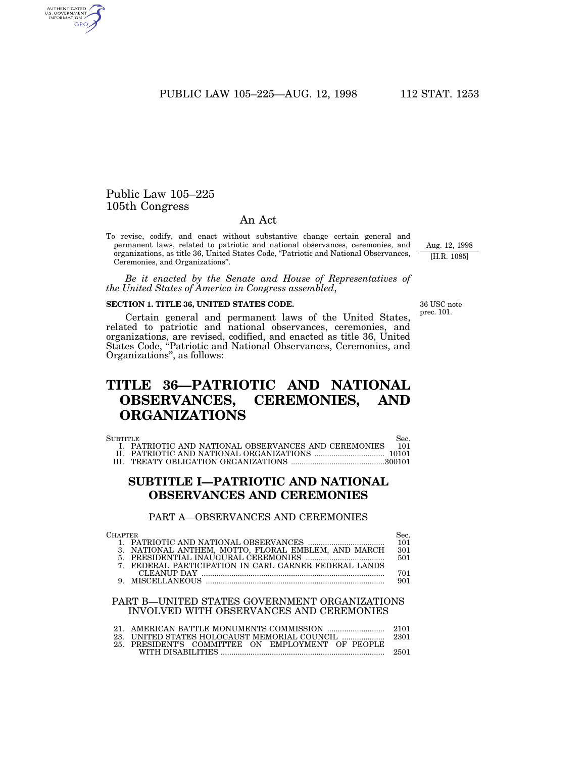Public Law 105–225
105th Congress

# An Act

To revise, codify, and enact without substantive change certain general and permanent laws, related to patriotic and national observances, ceremonies, and organizations, as title 36, United States Code, "Patriotic and National Observances, Ceremonies, and Organizations".

Aug. 12, 1998
[H.R. 1085]

*Be it enacted by the Senate and House of Representatives of the United States of America in Congress assembled*,

**SECTION 1. TITLE 36, UNITED STATES CODE.**

36 USC note prec. 101.

Certain general and permanent laws of the United States, related to patriotic and national observances, ceremonies, and organizations, are revised, codified, and enacted as title 36, United States Code, "Patriotic and National Observances, Ceremonies, and Organizations", as follows:

# TITLE 36—PATRIOTIC AND NATIONAL OBSERVANCES, CEREMONIES, AND ORGANIZATIONS

| Subtitle | Sec. |
|---|---|
| I. PATRIOTIC AND NATIONAL OBSERVANCES AND CEREMONIES | 101 |
| II. PATRIOTIC AND NATIONAL ORGANIZATIONS | 10101 |
| III. TREATY OBLIGATION ORGANIZATIONS | 300101 |

## SUBTITLE I—PATRIOTIC AND NATIONAL OBSERVANCES AND CEREMONIES

### PART A—OBSERVANCES AND CEREMONIES

| Chapter | Sec. |
|---|---|
| 1. PATRIOTIC AND NATIONAL OBSERVANCES | 101 |
| 3. NATIONAL ANTHEM, MOTTO, FLORAL EMBLEM, AND MARCH | 301 |
| 5. PRESIDENTIAL INAUGURAL CEREMONIES | 501 |
| 7. FEDERAL PARTICIPATION IN CARL GARNER FEDERAL LANDS CLEANUP DAY | 701 |
| 9. MISCELLANEOUS | 901 |

### PART B—UNITED STATES GOVERNMENT ORGANIZATIONS INVOLVED WITH OBSERVANCES AND CEREMONIES

| Chapter | Sec. |
|---|---|
| 21. AMERICAN BATTLE MONUMENTS COMMISSION | 2101 |
| 23. UNITED STATES HOLOCAUST MEMORIAL COUNCIL | 2301 |
| 25. PRESIDENT'S COMMITTEE ON EMPLOYMENT OF PEOPLE WITH DISABILITIES | 2501 |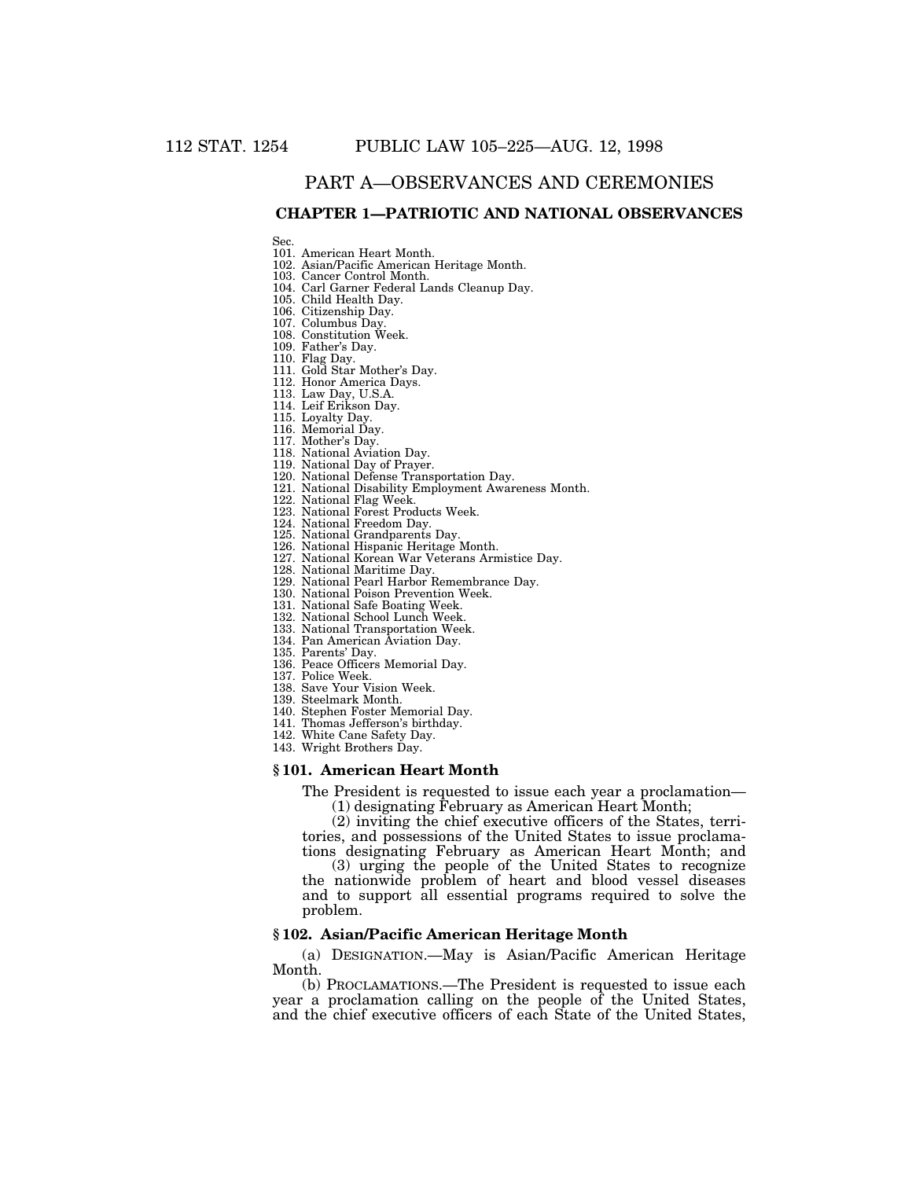# PART A—OBSERVANCES AND CEREMONIES

## CHAPTER 1—PATRIOTIC AND NATIONAL OBSERVANCES

Sec.
101. American Heart Month.
102. Asian/Pacific American Heritage Month.
103. Cancer Control Month.
104. Carl Garner Federal Lands Cleanup Day.
105. Child Health Day.
106. Citizenship Day.
107. Columbus Day.
108. Constitution Week.
109. Father's Day.
110. Flag Day.
111. Gold Star Mother's Day.
112. Honor America Days.
113. Law Day, U.S.A.
114. Leif Erikson Day.
115. Loyalty Day.
116. Memorial Day.
117. Mother's Day.
118. National Aviation Day.
119. National Day of Prayer.
120. National Defense Transportation Day.
121. National Disability Employment Awareness Month.
122. National Flag Week.
123. National Forest Products Week.
124. National Freedom Day.
125. National Grandparents Day.
126. National Hispanic Heritage Month.
127. National Korean War Veterans Armistice Day.
128. National Maritime Day.
129. National Pearl Harbor Remembrance Day.
130. National Poison Prevention Week.
131. National Safe Boating Week.
132. National School Lunch Week.
133. National Transportation Week.
134. Pan American Aviation Day.
135. Parents' Day.
136. Peace Officers Memorial Day.
137. Police Week.
138. Save Your Vision Week.
139. Steelmark Month.
140. Stephen Foster Memorial Day.
141. Thomas Jefferson's birthday.
142. White Cane Safety Day.
143. Wright Brothers Day.

### § 101. American Heart Month

The President is requested to issue each year a proclamation—

(1) designating February as American Heart Month;

(2) inviting the chief executive officers of the States, territories, and possessions of the United States to issue proclamations designating February as American Heart Month; and

(3) urging the people of the United States to recognize the nationwide problem of heart and blood vessel diseases and to support all essential programs required to solve the problem.

### § 102. Asian/Pacific American Heritage Month

(a) DESIGNATION.—May is Asian/Pacific American Heritage Month.

(b) PROCLAMATIONS.—The President is requested to issue each year a proclamation calling on the people of the United States, and the chief executive officers of each State of the United States,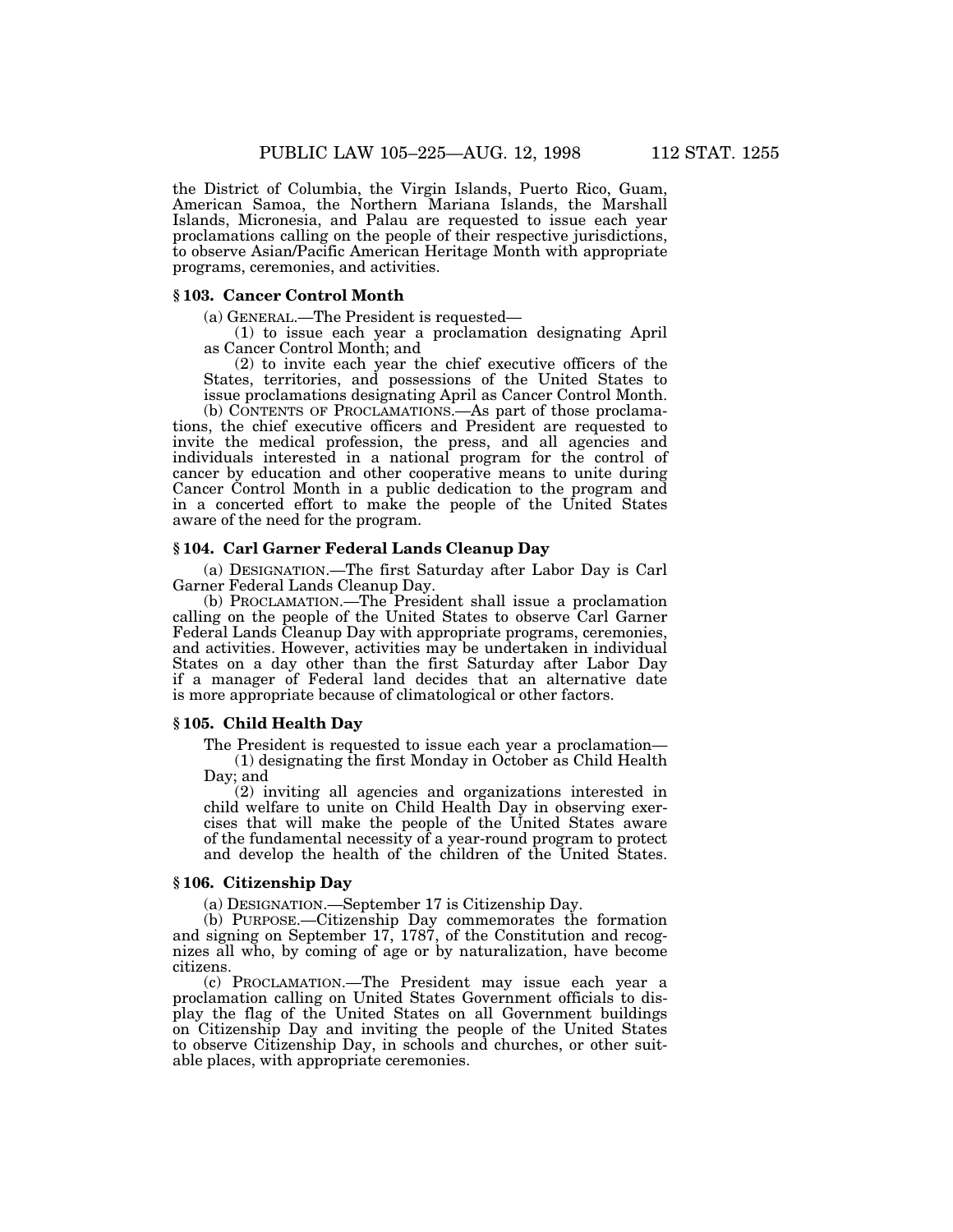the District of Columbia, the Virgin Islands, Puerto Rico, Guam, American Samoa, the Northern Mariana Islands, the Marshall Islands, Micronesia, and Palau are requested to issue each year proclamations calling on the people of their respective jurisdictions, to observe Asian/Pacific American Heritage Month with appropriate programs, ceremonies, and activities.

### § 103. Cancer Control Month

(a) GENERAL.—The President is requested—

(1) to issue each year a proclamation designating April as Cancer Control Month; and

(2) to invite each year the chief executive officers of the States, territories, and possessions of the United States to issue proclamations designating April as Cancer Control Month.

(b) CONTENTS OF PROCLAMATIONS.—As part of those proclamations, the chief executive officers and President are requested to invite the medical profession, the press, and all agencies and individuals interested in a national program for the control of cancer by education and other cooperative means to unite during Cancer Control Month in a public dedication to the program and in a concerted effort to make the people of the United States aware of the need for the program.

### § 104. Carl Garner Federal Lands Cleanup Day

(a) DESIGNATION.—The first Saturday after Labor Day is Carl Garner Federal Lands Cleanup Day.

(b) PROCLAMATION.—The President shall issue a proclamation calling on the people of the United States to observe Carl Garner Federal Lands Cleanup Day with appropriate programs, ceremonies, and activities. However, activities may be undertaken in individual States on a day other than the first Saturday after Labor Day if a manager of Federal land decides that an alternative date is more appropriate because of climatological or other factors.

### § 105. Child Health Day

The President is requested to issue each year a proclamation—

(1) designating the first Monday in October as Child Health Day; and

(2) inviting all agencies and organizations interested in child welfare to unite on Child Health Day in observing exercises that will make the people of the United States aware of the fundamental necessity of a year-round program to protect and develop the health of the children of the United States.

### § 106. Citizenship Day

(a) DESIGNATION.—September 17 is Citizenship Day.

(b) PURPOSE.—Citizenship Day commemorates the formation and signing on September 17, 1787, of the Constitution and recognizes all who, by coming of age or by naturalization, have become citizens.

(c) PROCLAMATION.—The President may issue each year a proclamation calling on United States Government officials to display the flag of the United States on all Government buildings on Citizenship Day and inviting the people of the United States to observe Citizenship Day, in schools and churches, or other suitable places, with appropriate ceremonies.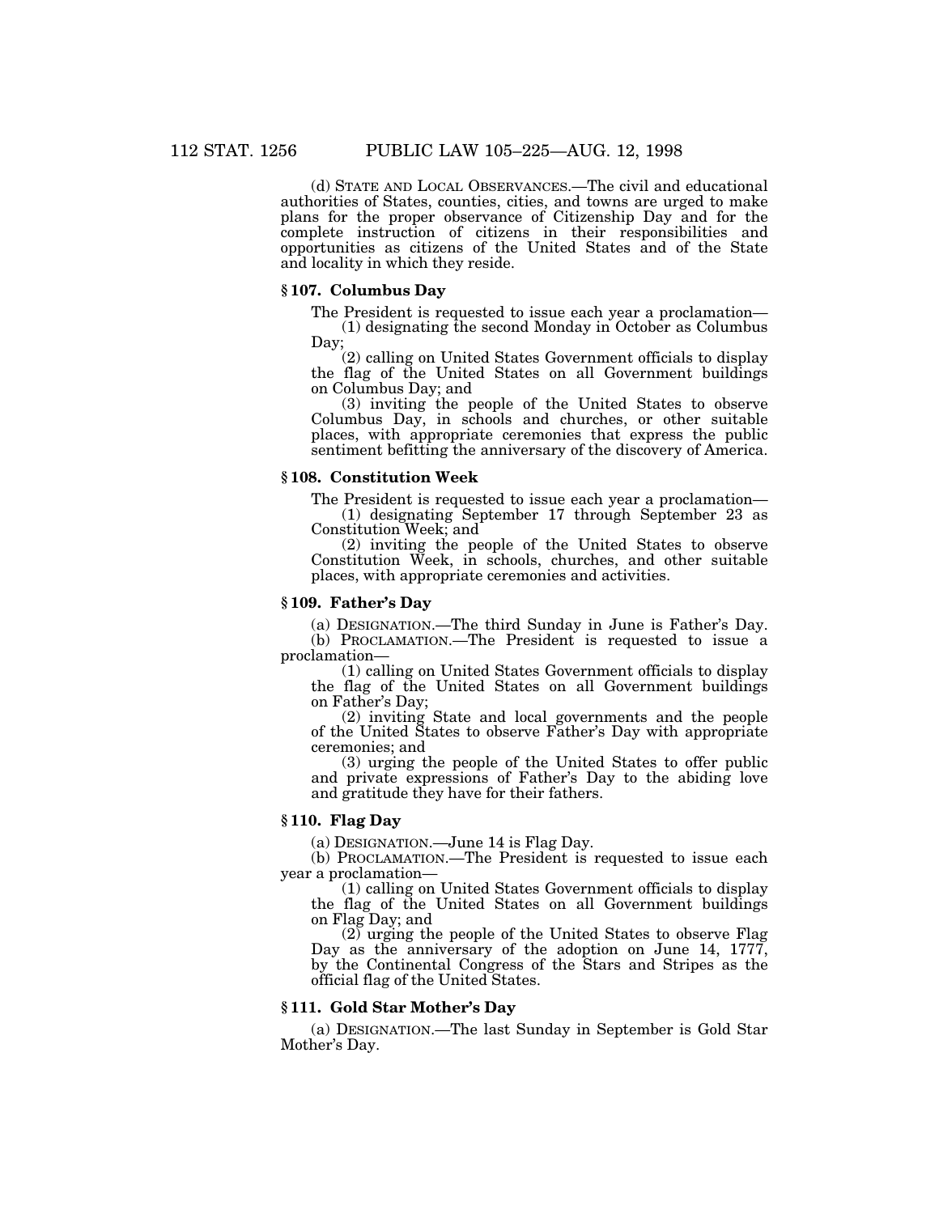(d) State and Local Observances.—The civil and educational authorities of States, counties, cities, and towns are urged to make plans for the proper observance of Citizenship Day and for the complete instruction of citizens in their responsibilities and opportunities as citizens of the United States and of the State and locality in which they reside.

### § 107. Columbus Day

The President is requested to issue each year a proclamation—

(1) designating the second Monday in October as Columbus Day;

(2) calling on United States Government officials to display the flag of the United States on all Government buildings on Columbus Day; and

(3) inviting the people of the United States to observe Columbus Day, in schools and churches, or other suitable places, with appropriate ceremonies that express the public sentiment befitting the anniversary of the discovery of America.

### § 108. Constitution Week

The President is requested to issue each year a proclamation—

(1) designating September 17 through September 23 as Constitution Week; and

(2) inviting the people of the United States to observe Constitution Week, in schools, churches, and other suitable places, with appropriate ceremonies and activities.

### § 109. Father's Day

(a) Designation.—The third Sunday in June is Father's Day.

(b) Proclamation.—The President is requested to issue a proclamation—

(1) calling on United States Government officials to display the flag of the United States on all Government buildings on Father's Day;

(2) inviting State and local governments and the people of the United States to observe Father's Day with appropriate ceremonies; and

(3) urging the people of the United States to offer public and private expressions of Father's Day to the abiding love and gratitude they have for their fathers.

### § 110. Flag Day

(a) Designation.—June 14 is Flag Day.

(b) Proclamation.—The President is requested to issue each year a proclamation—

(1) calling on United States Government officials to display the flag of the United States on all Government buildings on Flag Day; and

(2) urging the people of the United States to observe Flag Day as the anniversary of the adoption on June 14, 1777, by the Continental Congress of the Stars and Stripes as the official flag of the United States.

### § 111. Gold Star Mother's Day

(a) Designation.—The last Sunday in September is Gold Star Mother's Day.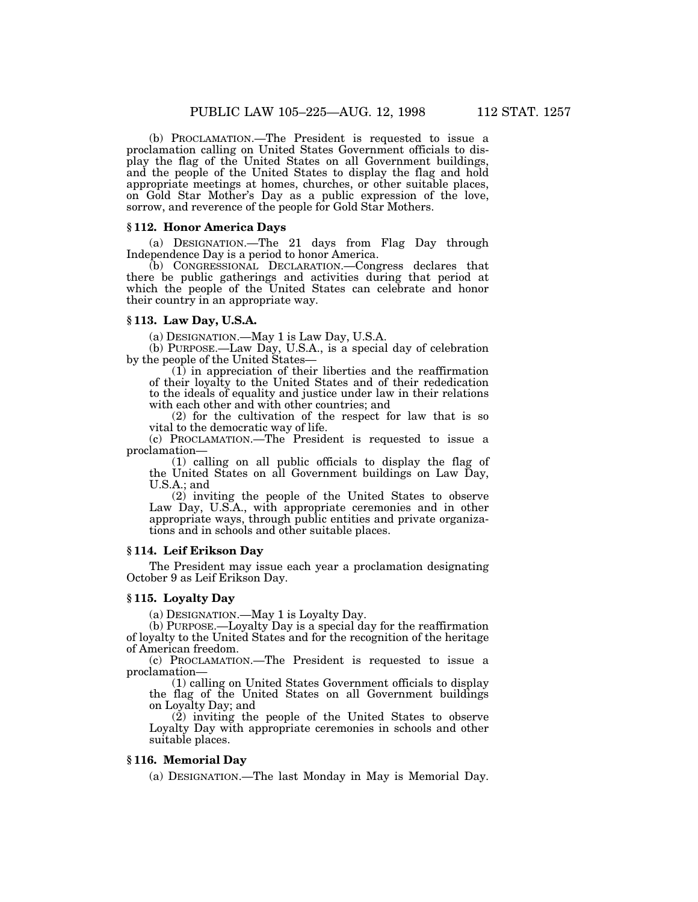(b) PROCLAMATION.—The President is requested to issue a proclamation calling on United States Government officials to display the flag of the United States on all Government buildings, and the people of the United States to display the flag and hold appropriate meetings at homes, churches, or other suitable places, on Gold Star Mother's Day as a public expression of the love, sorrow, and reverence of the people for Gold Star Mothers.

### § 112. Honor America Days

(a) DESIGNATION.—The 21 days from Flag Day through Independence Day is a period to honor America.

(b) CONGRESSIONAL DECLARATION.—Congress declares that there be public gatherings and activities during that period at which the people of the United States can celebrate and honor their country in an appropriate way.

### § 113. Law Day, U.S.A.

(a) DESIGNATION.—May 1 is Law Day, U.S.A.

(b) PURPOSE.—Law Day, U.S.A., is a special day of celebration by the people of the United States—

(1) in appreciation of their liberties and the reaffirmation of their loyalty to the United States and of their rededication to the ideals of equality and justice under law in their relations with each other and with other countries; and

(2) for the cultivation of the respect for law that is so vital to the democratic way of life.

(c) PROCLAMATION.—The President is requested to issue a proclamation—

(1) calling on all public officials to display the flag of the United States on all Government buildings on Law Day, U.S.A.; and

(2) inviting the people of the United States to observe Law Day, U.S.A., with appropriate ceremonies and in other appropriate ways, through public entities and private organizations and in schools and other suitable places.

### § 114. Leif Erikson Day

The President may issue each year a proclamation designating October 9 as Leif Erikson Day.

### § 115. Loyalty Day

(a) DESIGNATION.—May 1 is Loyalty Day.

(b) PURPOSE.—Loyalty Day is a special day for the reaffirmation of loyalty to the United States and for the recognition of the heritage of American freedom.

(c) PROCLAMATION.—The President is requested to issue a proclamation—

(1) calling on United States Government officials to display the flag of the United States on all Government buildings on Loyalty Day; and

(2) inviting the people of the United States to observe Loyalty Day with appropriate ceremonies in schools and other suitable places.

### § 116. Memorial Day

(a) DESIGNATION.—The last Monday in May is Memorial Day.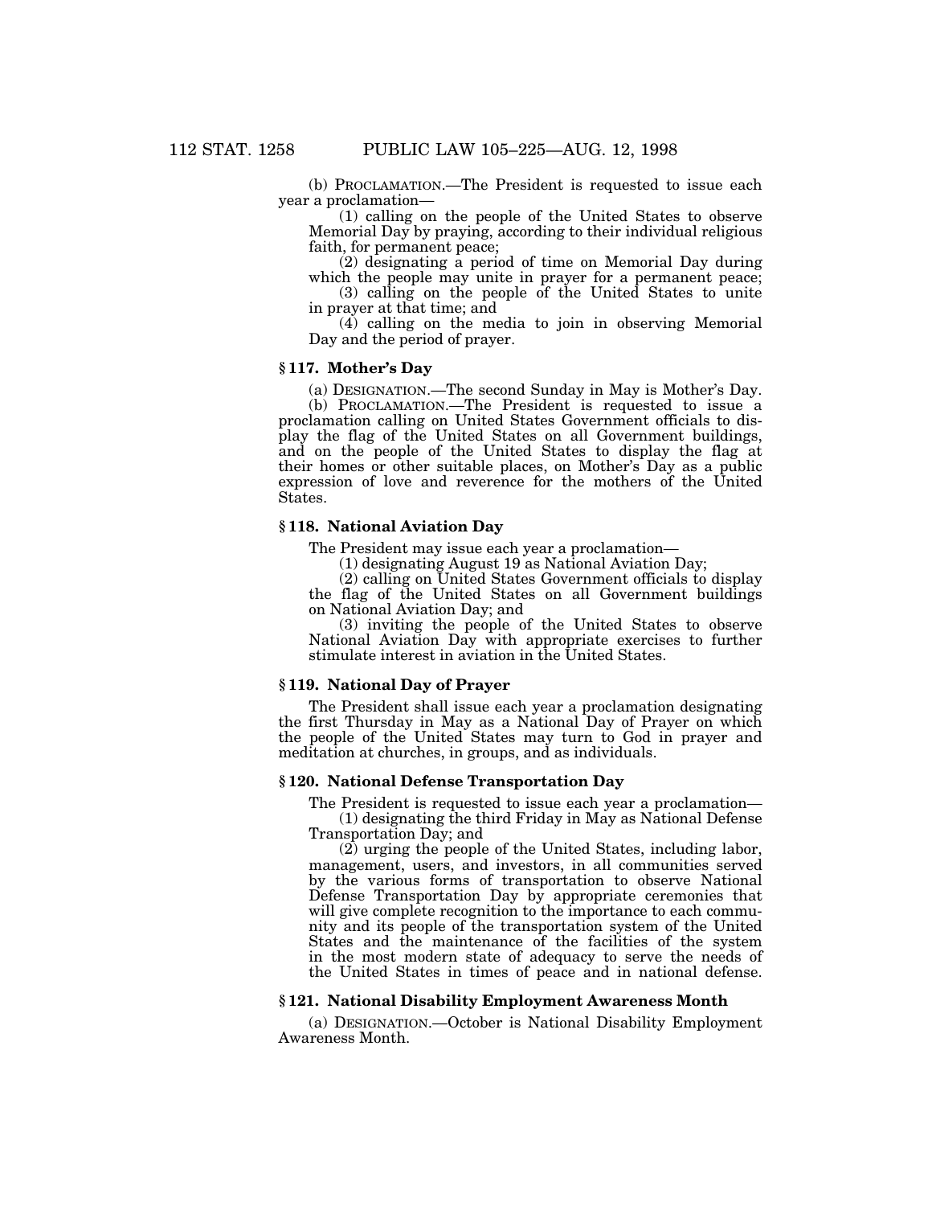(b) PROCLAMATION.—The President is requested to issue each year a proclamation—

(1) calling on the people of the United States to observe Memorial Day by praying, according to their individual religious faith, for permanent peace;

(2) designating a period of time on Memorial Day during which the people may unite in prayer for a permanent peace;

(3) calling on the people of the United States to unite in prayer at that time; and

(4) calling on the media to join in observing Memorial Day and the period of prayer.

### § 117. Mother's Day

(a) DESIGNATION.—The second Sunday in May is Mother's Day.

(b) PROCLAMATION.—The President is requested to issue a proclamation calling on United States Government officials to display the flag of the United States on all Government buildings, and on the people of the United States to display the flag at their homes or other suitable places, on Mother's Day as a public expression of love and reverence for the mothers of the United States.

### § 118. National Aviation Day

The President may issue each year a proclamation—

(1) designating August 19 as National Aviation Day;

(2) calling on United States Government officials to display the flag of the United States on all Government buildings on National Aviation Day; and

(3) inviting the people of the United States to observe National Aviation Day with appropriate exercises to further stimulate interest in aviation in the United States.

### § 119. National Day of Prayer

The President shall issue each year a proclamation designating the first Thursday in May as a National Day of Prayer on which the people of the United States may turn to God in prayer and meditation at churches, in groups, and as individuals.

### § 120. National Defense Transportation Day

The President is requested to issue each year a proclamation—

(1) designating the third Friday in May as National Defense Transportation Day; and

(2) urging the people of the United States, including labor, management, users, and investors, in all communities served by the various forms of transportation to observe National Defense Transportation Day by appropriate ceremonies that will give complete recognition to the importance to each community and its people of the transportation system of the United States and the maintenance of the facilities of the system in the most modern state of adequacy to serve the needs of the United States in times of peace and in national defense.

### § 121. National Disability Employment Awareness Month

(a) DESIGNATION.—October is National Disability Employment Awareness Month.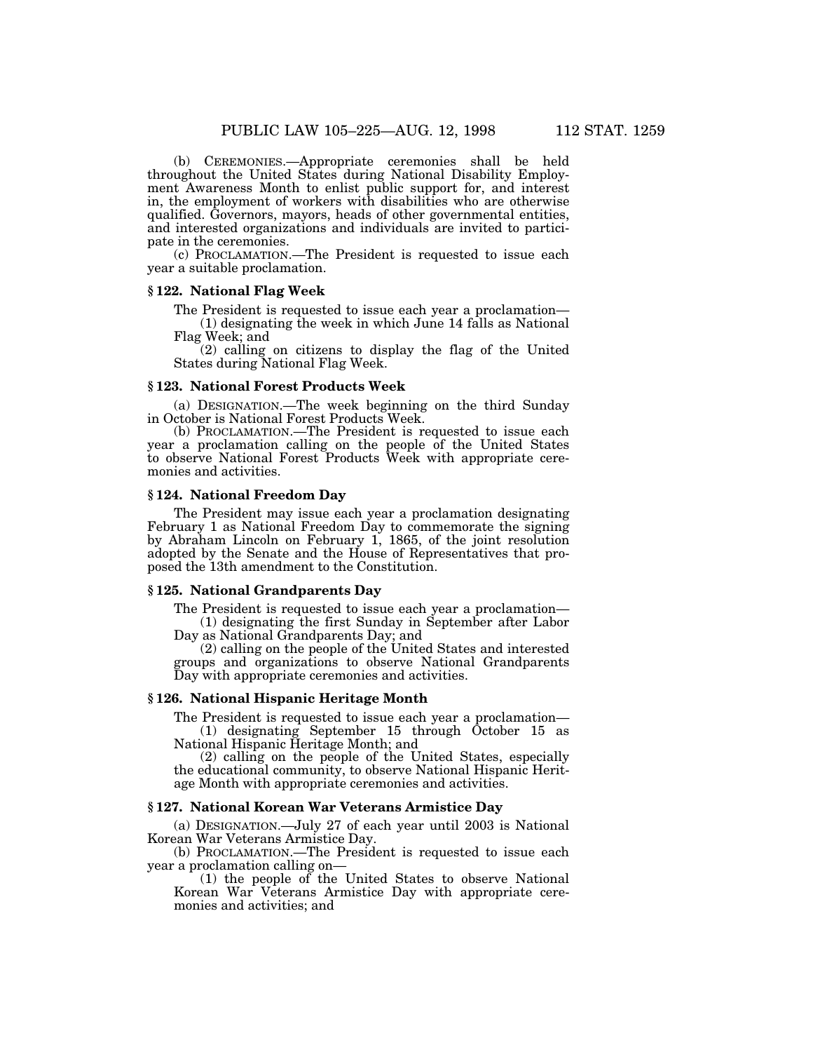(b) CEREMONIES.—Appropriate ceremonies shall be held throughout the United States during National Disability Employment Awareness Month to enlist public support for, and interest in, the employment of workers with disabilities who are otherwise qualified. Governors, mayors, heads of other governmental entities, and interested organizations and individuals are invited to participate in the ceremonies.

(c) PROCLAMATION.—The President is requested to issue each year a suitable proclamation.

### § 122. National Flag Week

The President is requested to issue each year a proclamation—

(1) designating the week in which June 14 falls as National Flag Week; and

(2) calling on citizens to display the flag of the United States during National Flag Week.

### § 123. National Forest Products Week

(a) DESIGNATION.—The week beginning on the third Sunday in October is National Forest Products Week.

(b) PROCLAMATION.—The President is requested to issue each year a proclamation calling on the people of the United States to observe National Forest Products Week with appropriate ceremonies and activities.

### § 124. National Freedom Day

The President may issue each year a proclamation designating February 1 as National Freedom Day to commemorate the signing by Abraham Lincoln on February 1, 1865, of the joint resolution adopted by the Senate and the House of Representatives that proposed the 13th amendment to the Constitution.

### § 125. National Grandparents Day

The President is requested to issue each year a proclamation—

(1) designating the first Sunday in September after Labor Day as National Grandparents Day; and

(2) calling on the people of the United States and interested groups and organizations to observe National Grandparents Day with appropriate ceremonies and activities.

### § 126. National Hispanic Heritage Month

The President is requested to issue each year a proclamation—

(1) designating September 15 through October 15 as National Hispanic Heritage Month; and

(2) calling on the people of the United States, especially the educational community, to observe National Hispanic Heritage Month with appropriate ceremonies and activities.

### § 127. National Korean War Veterans Armistice Day

(a) DESIGNATION.—July 27 of each year until 2003 is National Korean War Veterans Armistice Day.

(b) PROCLAMATION.—The President is requested to issue each year a proclamation calling on—

(1) the people of the United States to observe National Korean War Veterans Armistice Day with appropriate ceremonies and activities; and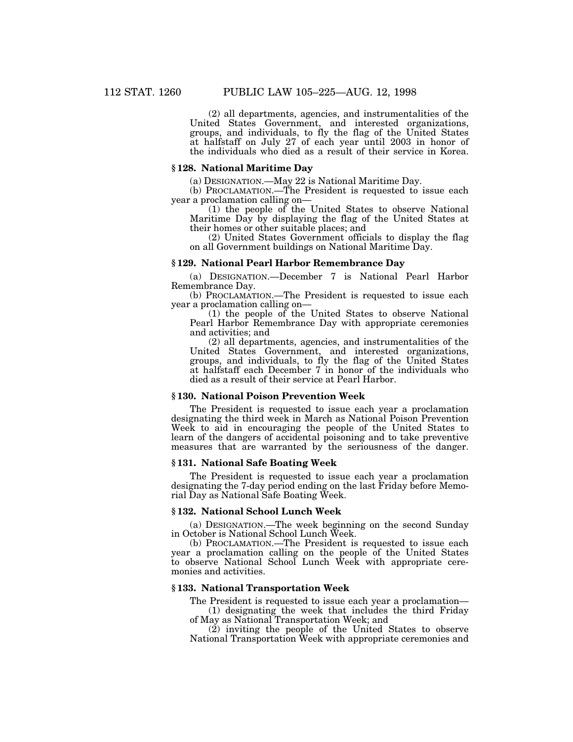(2) all departments, agencies, and instrumentalities of the United States Government, and interested organizations, groups, and individuals, to fly the flag of the United States at halfstaff on July 27 of each year until 2003 in honor of the individuals who died as a result of their service in Korea.

### § 128. National Maritime Day

(a) DESIGNATION.—May 22 is National Maritime Day.

(b) PROCLAMATION.—The President is requested to issue each year a proclamation calling on—

(1) the people of the United States to observe National Maritime Day by displaying the flag of the United States at their homes or other suitable places; and

(2) United States Government officials to display the flag on all Government buildings on National Maritime Day.

### § 129. National Pearl Harbor Remembrance Day

(a) DESIGNATION.—December 7 is National Pearl Harbor Remembrance Day.

(b) PROCLAMATION.—The President is requested to issue each year a proclamation calling on—

(1) the people of the United States to observe National Pearl Harbor Remembrance Day with appropriate ceremonies and activities; and

(2) all departments, agencies, and instrumentalities of the United States Government, and interested organizations, groups, and individuals, to fly the flag of the United States at halfstaff each December 7 in honor of the individuals who died as a result of their service at Pearl Harbor.

### § 130. National Poison Prevention Week

The President is requested to issue each year a proclamation designating the third week in March as National Poison Prevention Week to aid in encouraging the people of the United States to learn of the dangers of accidental poisoning and to take preventive measures that are warranted by the seriousness of the danger.

### § 131. National Safe Boating Week

The President is requested to issue each year a proclamation designating the 7-day period ending on the last Friday before Memorial Day as National Safe Boating Week.

### § 132. National School Lunch Week

(a) DESIGNATION.—The week beginning on the second Sunday in October is National School Lunch Week.

(b) PROCLAMATION.—The President is requested to issue each year a proclamation calling on the people of the United States to observe National School Lunch Week with appropriate ceremonies and activities.

### § 133. National Transportation Week

The President is requested to issue each year a proclamation—

(1) designating the week that includes the third Friday of May as National Transportation Week; and

(2) inviting the people of the United States to observe National Transportation Week with appropriate ceremonies and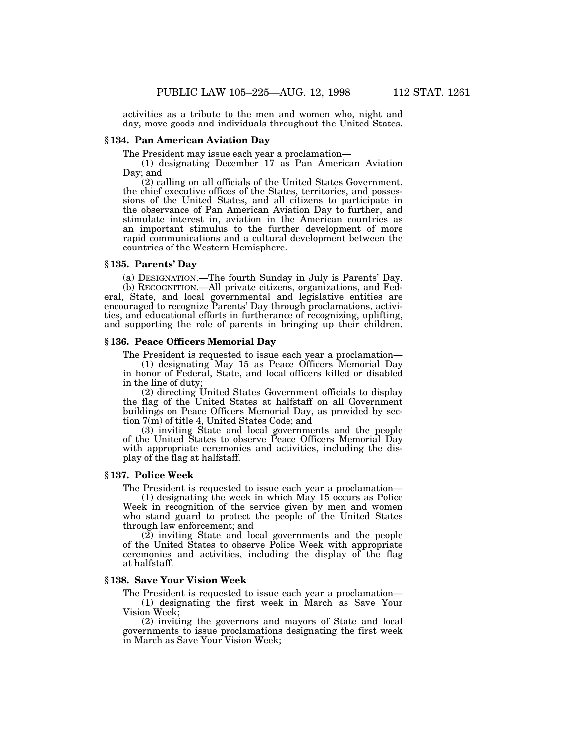activities as a tribute to the men and women who, night and day, move goods and individuals throughout the United States.

### § 134. Pan American Aviation Day

The President may issue each year a proclamation—

(1) designating December 17 as Pan American Aviation Day; and

(2) calling on all officials of the United States Government, the chief executive offices of the States, territories, and possessions of the United States, and all citizens to participate in the observance of Pan American Aviation Day to further, and stimulate interest in, aviation in the American countries as an important stimulus to the further development of more rapid communications and a cultural development between the countries of the Western Hemisphere.

### § 135. Parents' Day

(a) DESIGNATION.—The fourth Sunday in July is Parents' Day.

(b) RECOGNITION.—All private citizens, organizations, and Federal, State, and local governmental and legislative entities are encouraged to recognize Parents' Day through proclamations, activities, and educational efforts in furtherance of recognizing, uplifting, and supporting the role of parents in bringing up their children.

### § 136. Peace Officers Memorial Day

The President is requested to issue each year a proclamation—

(1) designating May 15 as Peace Officers Memorial Day in honor of Federal, State, and local officers killed or disabled in the line of duty;

(2) directing United States Government officials to display the flag of the United States at halfstaff on all Government buildings on Peace Officers Memorial Day, as provided by section 7(m) of title 4, United States Code; and

(3) inviting State and local governments and the people of the United States to observe Peace Officers Memorial Day with appropriate ceremonies and activities, including the display of the flag at halfstaff.

### § 137. Police Week

The President is requested to issue each year a proclamation—

(1) designating the week in which May 15 occurs as Police Week in recognition of the service given by men and women who stand guard to protect the people of the United States through law enforcement; and

(2) inviting State and local governments and the people of the United States to observe Police Week with appropriate ceremonies and activities, including the display of the flag at halfstaff.

### § 138. Save Your Vision Week

The President is requested to issue each year a proclamation—

(1) designating the first week in March as Save Your Vision Week;

(2) inviting the governors and mayors of State and local governments to issue proclamations designating the first week in March as Save Your Vision Week;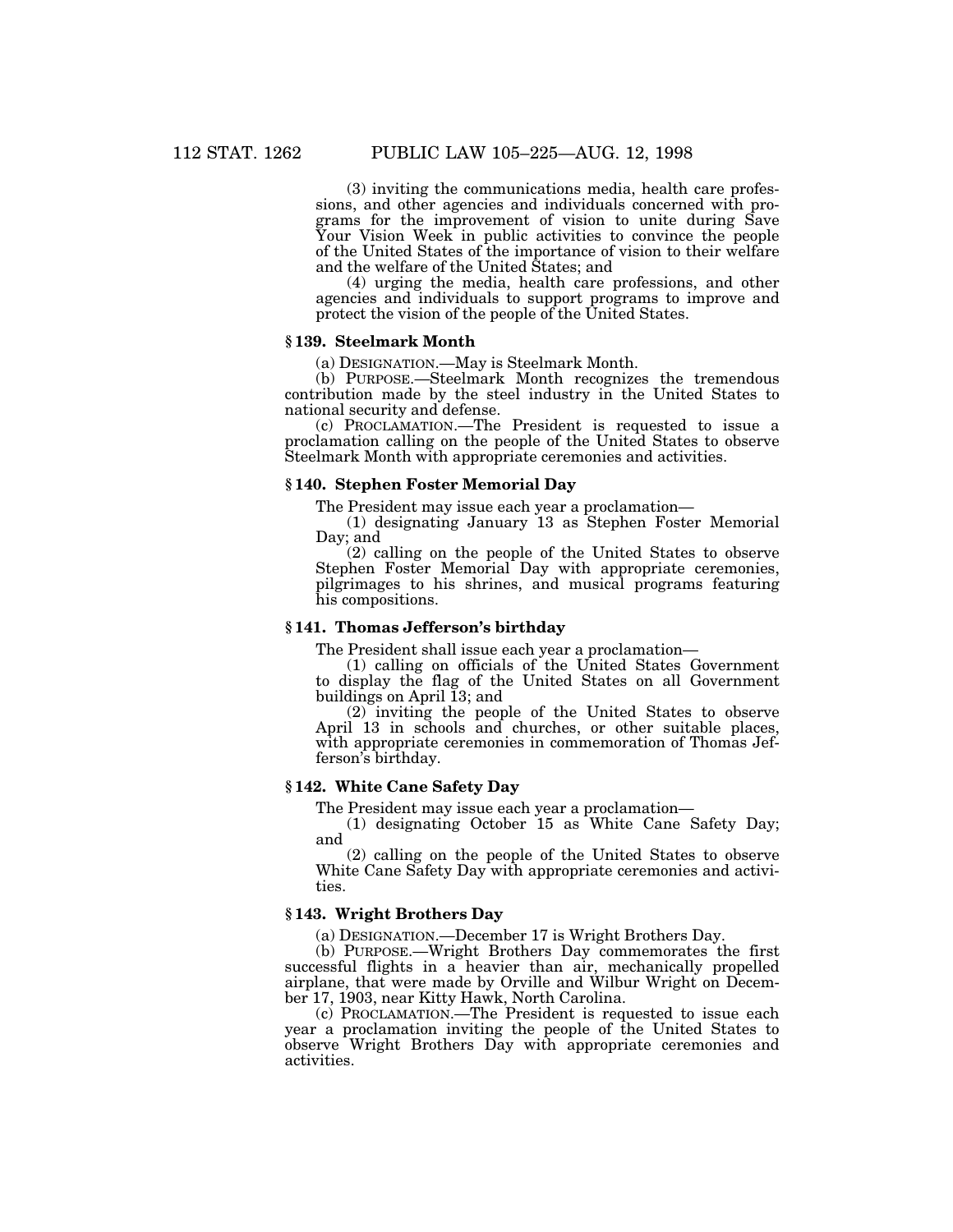(3) inviting the communications media, health care professions, and other agencies and individuals concerned with programs for the improvement of vision to unite during Save Your Vision Week in public activities to convince the people of the United States of the importance of vision to their welfare and the welfare of the United States; and

(4) urging the media, health care professions, and other agencies and individuals to support programs to improve and protect the vision of the people of the United States.

### § 139. Steelmark Month

(a) DESIGNATION.—May is Steelmark Month.

(b) PURPOSE.—Steelmark Month recognizes the tremendous contribution made by the steel industry in the United States to national security and defense.

(c) PROCLAMATION.—The President is requested to issue a proclamation calling on the people of the United States to observe Steelmark Month with appropriate ceremonies and activities.

### § 140. Stephen Foster Memorial Day

The President may issue each year a proclamation—

(1) designating January 13 as Stephen Foster Memorial Day; and

(2) calling on the people of the United States to observe Stephen Foster Memorial Day with appropriate ceremonies, pilgrimages to his shrines, and musical programs featuring his compositions.

### § 141. Thomas Jefferson's birthday

The President shall issue each year a proclamation—

(1) calling on officials of the United States Government to display the flag of the United States on all Government buildings on April 13; and

(2) inviting the people of the United States to observe April 13 in schools and churches, or other suitable places, with appropriate ceremonies in commemoration of Thomas Jefferson's birthday.

### § 142. White Cane Safety Day

The President may issue each year a proclamation—

(1) designating October 15 as White Cane Safety Day; and

(2) calling on the people of the United States to observe White Cane Safety Day with appropriate ceremonies and activities.

### § 143. Wright Brothers Day

(a) DESIGNATION.—December 17 is Wright Brothers Day.

(b) PURPOSE.—Wright Brothers Day commemorates the first successful flights in a heavier than air, mechanically propelled airplane, that were made by Orville and Wilbur Wright on December 17, 1903, near Kitty Hawk, North Carolina.

(c) PROCLAMATION.—The President is requested to issue each year a proclamation inviting the people of the United States to observe Wright Brothers Day with appropriate ceremonies and activities.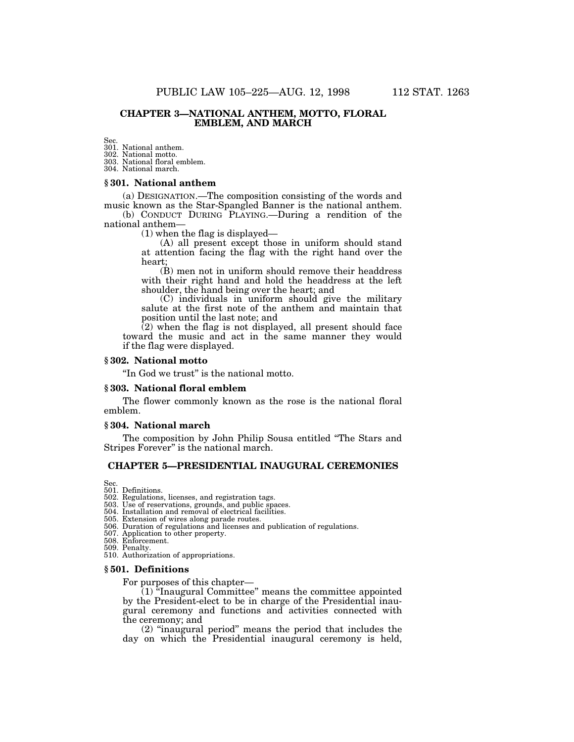## CHAPTER 3—NATIONAL ANTHEM, MOTTO, FLORAL EMBLEM, AND MARCH

Sec.
301. National anthem.
302. National motto.
303. National floral emblem.
304. National march.

### § 301. National anthem

(a) DESIGNATION.—The composition consisting of the words and music known as the Star-Spangled Banner is the national anthem.

(b) CONDUCT DURING PLAYING.—During a rendition of the national anthem—

(1) when the flag is displayed—

(A) all present except those in uniform should stand at attention facing the flag with the right hand over the heart;

(B) men not in uniform should remove their headdress with their right hand and hold the headdress at the left shoulder, the hand being over the heart; and

(C) individuals in uniform should give the military salute at the first note of the anthem and maintain that position until the last note; and

(2) when the flag is not displayed, all present should face toward the music and act in the same manner they would if the flag were displayed.

### § 302. National motto

"In God we trust" is the national motto.

### § 303. National floral emblem

The flower commonly known as the rose is the national floral emblem.

### § 304. National march

The composition by John Philip Sousa entitled "The Stars and Stripes Forever" is the national march.

## CHAPTER 5—PRESIDENTIAL INAUGURAL CEREMONIES

Sec.
501. Definitions.
502. Regulations, licenses, and registration tags.
503. Use of reservations, grounds, and public spaces.
504. Installation and removal of electrical facilities.
505. Extension of wires along parade routes.
506. Duration of regulations and licenses and publication of regulations.
507. Application to other property.
508. Enforcement.
509. Penalty.
510. Authorization of appropriations.

### § 501. Definitions

For purposes of this chapter—

(1) "Inaugural Committee" means the committee appointed by the President-elect to be in charge of the Presidential inaugural ceremony and functions and activities connected with the ceremony; and

(2) "inaugural period" means the period that includes the day on which the Presidential inaugural ceremony is held,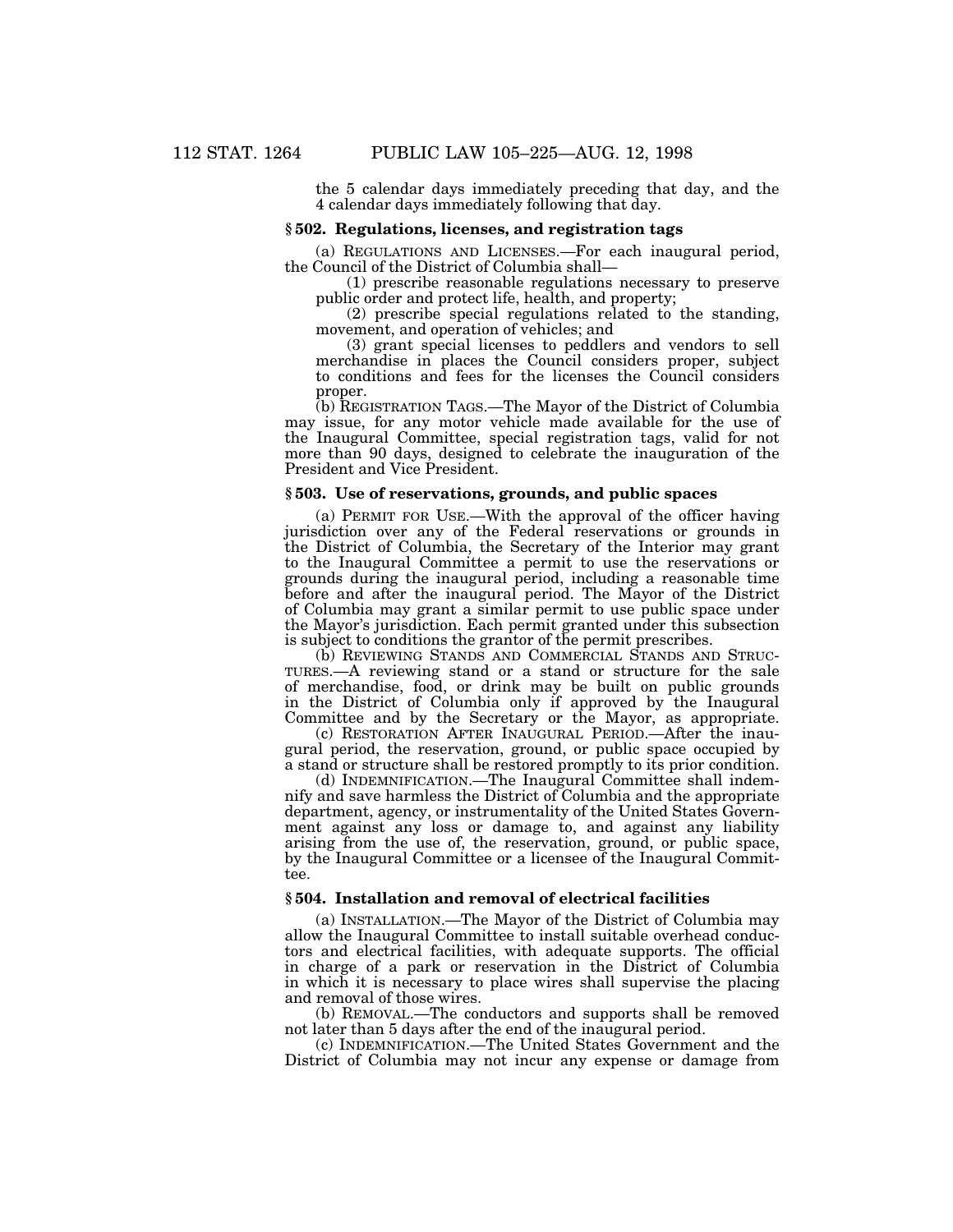the 5 calendar days immediately preceding that day, and the 4 calendar days immediately following that day.

### § 502. Regulations, licenses, and registration tags

(a) REGULATIONS AND LICENSES.—For each inaugural period, the Council of the District of Columbia shall—

(1) prescribe reasonable regulations necessary to preserve public order and protect life, health, and property;

(2) prescribe special regulations related to the standing, movement, and operation of vehicles; and

(3) grant special licenses to peddlers and vendors to sell merchandise in places the Council considers proper, subject to conditions and fees for the licenses the Council considers proper.

(b) REGISTRATION TAGS.—The Mayor of the District of Columbia may issue, for any motor vehicle made available for the use of the Inaugural Committee, special registration tags, valid for not more than 90 days, designed to celebrate the inauguration of the President and Vice President.

### § 503. Use of reservations, grounds, and public spaces

(a) PERMIT FOR USE.—With the approval of the officer having jurisdiction over any of the Federal reservations or grounds in the District of Columbia, the Secretary of the Interior may grant to the Inaugural Committee a permit to use the reservations or grounds during the inaugural period, including a reasonable time before and after the inaugural period. The Mayor of the District of Columbia may grant a similar permit to use public space under the Mayor's jurisdiction. Each permit granted under this subsection is subject to conditions the grantor of the permit prescribes.

(b) REVIEWING STANDS AND COMMERCIAL STANDS AND STRUCTURES.—A reviewing stand or a stand or structure for the sale of merchandise, food, or drink may be built on public grounds in the District of Columbia only if approved by the Inaugural Committee and by the Secretary or the Mayor, as appropriate.

(c) RESTORATION AFTER INAUGURAL PERIOD.—After the inaugural period, the reservation, ground, or public space occupied by a stand or structure shall be restored promptly to its prior condition.

(d) INDEMNIFICATION.—The Inaugural Committee shall indemnify and save harmless the District of Columbia and the appropriate department, agency, or instrumentality of the United States Government against any loss or damage to, and against any liability arising from the use of, the reservation, ground, or public space, by the Inaugural Committee or a licensee of the Inaugural Committee.

### § 504. Installation and removal of electrical facilities

(a) INSTALLATION.—The Mayor of the District of Columbia may allow the Inaugural Committee to install suitable overhead conductors and electrical facilities, with adequate supports. The official in charge of a park or reservation in the District of Columbia in which it is necessary to place wires shall supervise the placing and removal of those wires.

(b) REMOVAL.—The conductors and supports shall be removed not later than 5 days after the end of the inaugural period.

(c) INDEMNIFICATION.—The United States Government and the District of Columbia may not incur any expense or damage from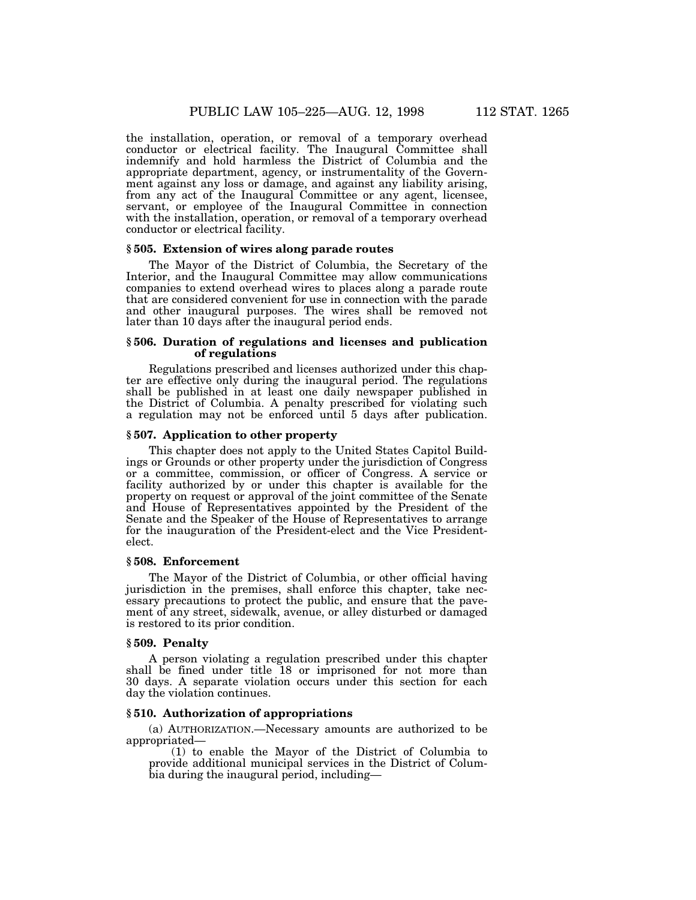the installation, operation, or removal of a temporary overhead conductor or electrical facility. The Inaugural Committee shall indemnify and hold harmless the District of Columbia and the appropriate department, agency, or instrumentality of the Government against any loss or damage, and against any liability arising, from any act of the Inaugural Committee or any agent, licensee, servant, or employee of the Inaugural Committee in connection with the installation, operation, or removal of a temporary overhead conductor or electrical facility.

### § 505. Extension of wires along parade routes

The Mayor of the District of Columbia, the Secretary of the Interior, and the Inaugural Committee may allow communications companies to extend overhead wires to places along a parade route that are considered convenient for use in connection with the parade and other inaugural purposes. The wires shall be removed not later than 10 days after the inaugural period ends.

### § 506. Duration of regulations and licenses and publication of regulations

Regulations prescribed and licenses authorized under this chapter are effective only during the inaugural period. The regulations shall be published in at least one daily newspaper published in the District of Columbia. A penalty prescribed for violating such a regulation may not be enforced until 5 days after publication.

### § 507. Application to other property

This chapter does not apply to the United States Capitol Buildings or Grounds or other property under the jurisdiction of Congress or a committee, commission, or officer of Congress. A service or facility authorized by or under this chapter is available for the property on request or approval of the joint committee of the Senate and House of Representatives appointed by the President of the Senate and the Speaker of the House of Representatives to arrange for the inauguration of the President-elect and the Vice President-elect.

### § 508. Enforcement

The Mayor of the District of Columbia, or other official having jurisdiction in the premises, shall enforce this chapter, take necessary precautions to protect the public, and ensure that the pavement of any street, sidewalk, avenue, or alley disturbed or damaged is restored to its prior condition.

### § 509. Penalty

A person violating a regulation prescribed under this chapter shall be fined under title 18 or imprisoned for not more than 30 days. A separate violation occurs under this section for each day the violation continues.

### § 510. Authorization of appropriations

(a) AUTHORIZATION.—Necessary amounts are authorized to be appropriated—

(1) to enable the Mayor of the District of Columbia to provide additional municipal services in the District of Columbia during the inaugural period, including—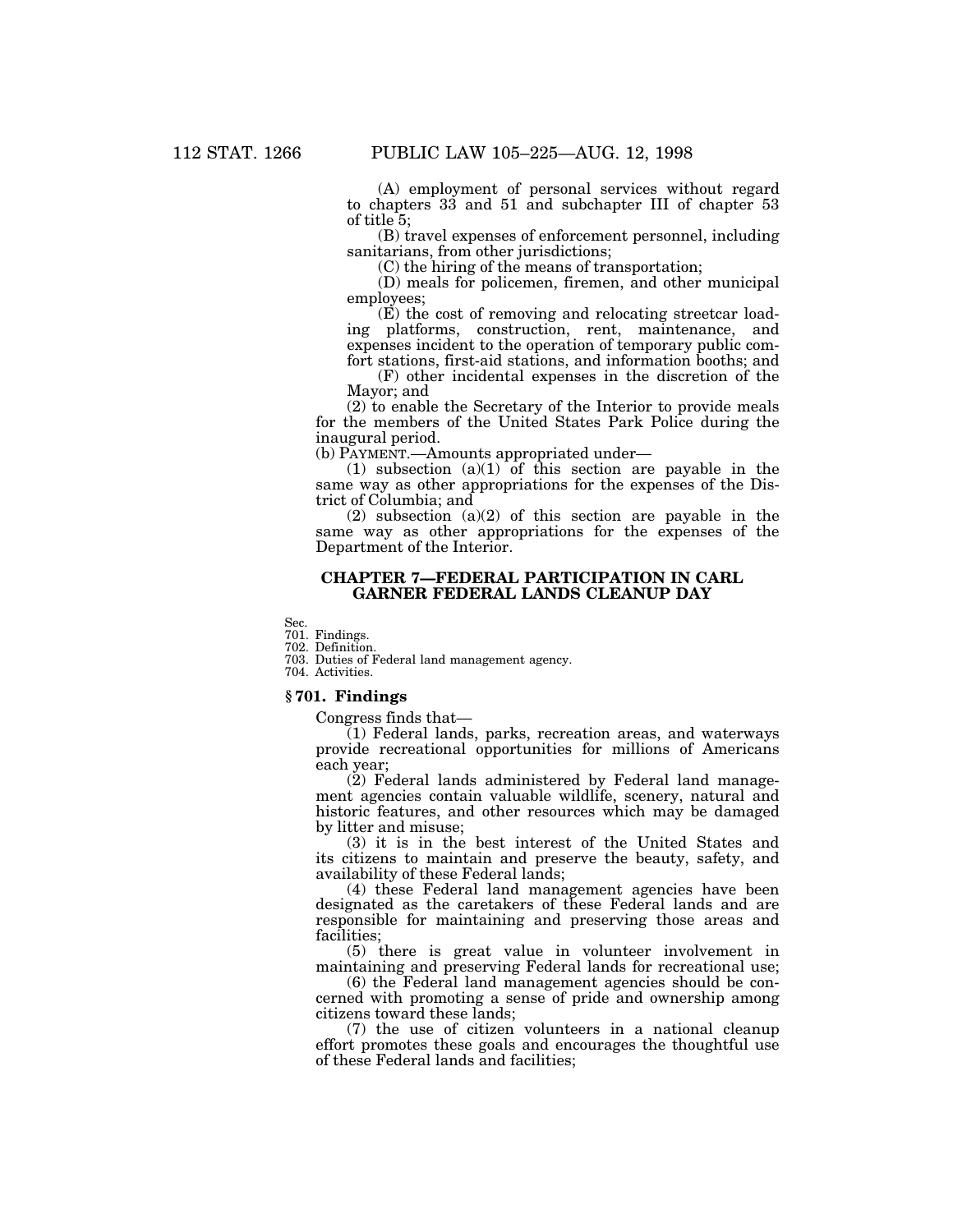(A) employment of personal services without regard to chapters 33 and 51 and subchapter III of chapter 53 of title 5;

(B) travel expenses of enforcement personnel, including sanitarians, from other jurisdictions;

(C) the hiring of the means of transportation;

(D) meals for policemen, firemen, and other municipal employees;

(E) the cost of removing and relocating streetcar loading platforms, construction, rent, maintenance, and expenses incident to the operation of temporary public comfort stations, first-aid stations, and information booths; and

(F) other incidental expenses in the discretion of the Mayor; and

(2) to enable the Secretary of the Interior to provide meals for the members of the United States Park Police during the inaugural period.

(b) PAYMENT.—Amounts appropriated under—

(1) subsection (a)(1) of this section are payable in the same way as other appropriations for the expenses of the District of Columbia; and

(2) subsection (a)(2) of this section are payable in the same way as other appropriations for the expenses of the Department of the Interior.

## CHAPTER 7—FEDERAL PARTICIPATION IN CARL GARNER FEDERAL LANDS CLEANUP DAY

Sec.
701. Findings.
702. Definition.
703. Duties of Federal land management agency.
704. Activities.

### § 701. Findings

Congress finds that—

(1) Federal lands, parks, recreation areas, and waterways provide recreational opportunities for millions of Americans each year;

(2) Federal lands administered by Federal land management agencies contain valuable wildlife, scenery, natural and historic features, and other resources which may be damaged by litter and misuse;

(3) it is in the best interest of the United States and its citizens to maintain and preserve the beauty, safety, and availability of these Federal lands;

(4) these Federal land management agencies have been designated as the caretakers of these Federal lands and are responsible for maintaining and preserving those areas and facilities;

(5) there is great value in volunteer involvement in maintaining and preserving Federal lands for recreational use;

(6) the Federal land management agencies should be concerned with promoting a sense of pride and ownership among citizens toward these lands;

(7) the use of citizen volunteers in a national cleanup effort promotes these goals and encourages the thoughtful use of these Federal lands and facilities;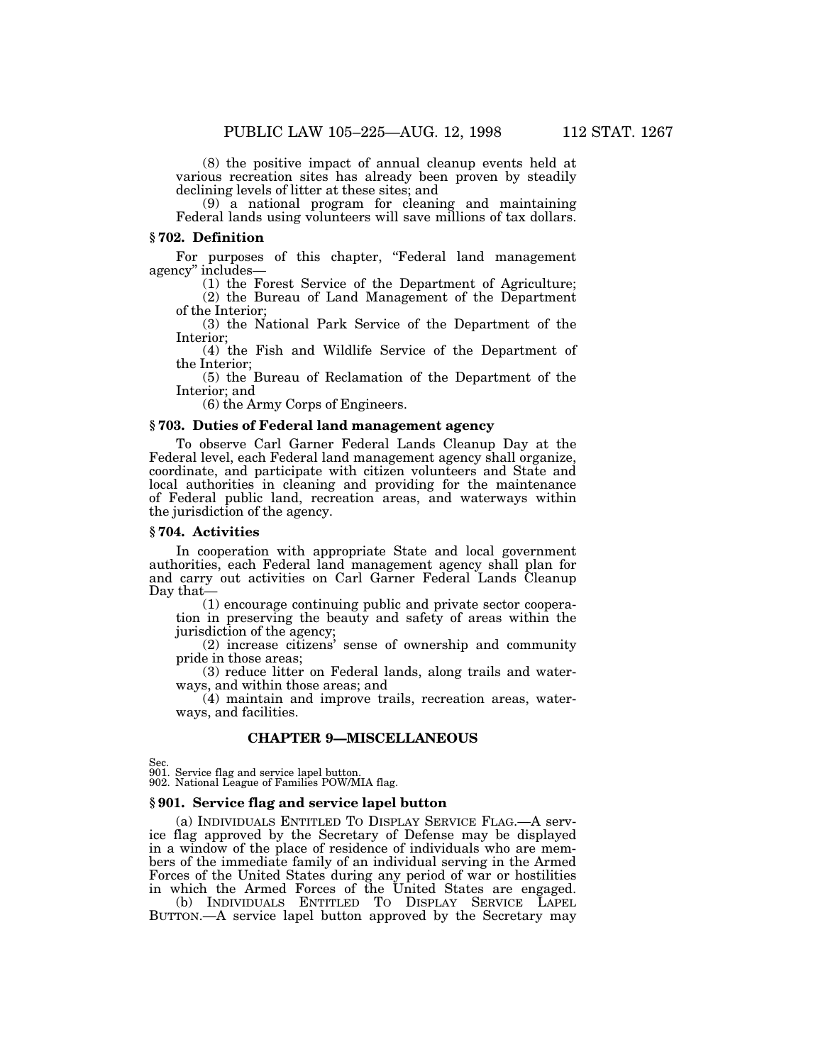(8) the positive impact of annual cleanup events held at various recreation sites has already been proven by steadily declining levels of litter at these sites; and

(9) a national program for cleaning and maintaining Federal lands using volunteers will save millions of tax dollars.

### § 702. Definition

For purposes of this chapter, "Federal land management agency" includes—

(1) the Forest Service of the Department of Agriculture;

(2) the Bureau of Land Management of the Department of the Interior;

(3) the National Park Service of the Department of the Interior;

(4) the Fish and Wildlife Service of the Department of the Interior;

(5) the Bureau of Reclamation of the Department of the Interior; and

(6) the Army Corps of Engineers.

### § 703. Duties of Federal land management agency

To observe Carl Garner Federal Lands Cleanup Day at the Federal level, each Federal land management agency shall organize, coordinate, and participate with citizen volunteers and State and local authorities in cleaning and providing for the maintenance of Federal public land, recreation areas, and waterways within the jurisdiction of the agency.

### § 704. Activities

In cooperation with appropriate State and local government authorities, each Federal land management agency shall plan for and carry out activities on Carl Garner Federal Lands Cleanup Day that—

(1) encourage continuing public and private sector cooperation in preserving the beauty and safety of areas within the jurisdiction of the agency;

(2) increase citizens' sense of ownership and community pride in those areas;

(3) reduce litter on Federal lands, along trails and waterways, and within those areas; and

(4) maintain and improve trails, recreation areas, waterways, and facilities.

## CHAPTER 9—MISCELLANEOUS

Sec.
901. Service flag and service lapel button.
902. National League of Families POW/MIA flag.

### § 901. Service flag and service lapel button

(a) INDIVIDUALS ENTITLED TO DISPLAY SERVICE FLAG.—A service flag approved by the Secretary of Defense may be displayed in a window of the place of residence of individuals who are members of the immediate family of an individual serving in the Armed Forces of the United States during any period of war or hostilities in which the Armed Forces of the United States are engaged.

(b) INDIVIDUALS ENTITLED TO DISPLAY SERVICE LAPEL BUTTON.—A service lapel button approved by the Secretary may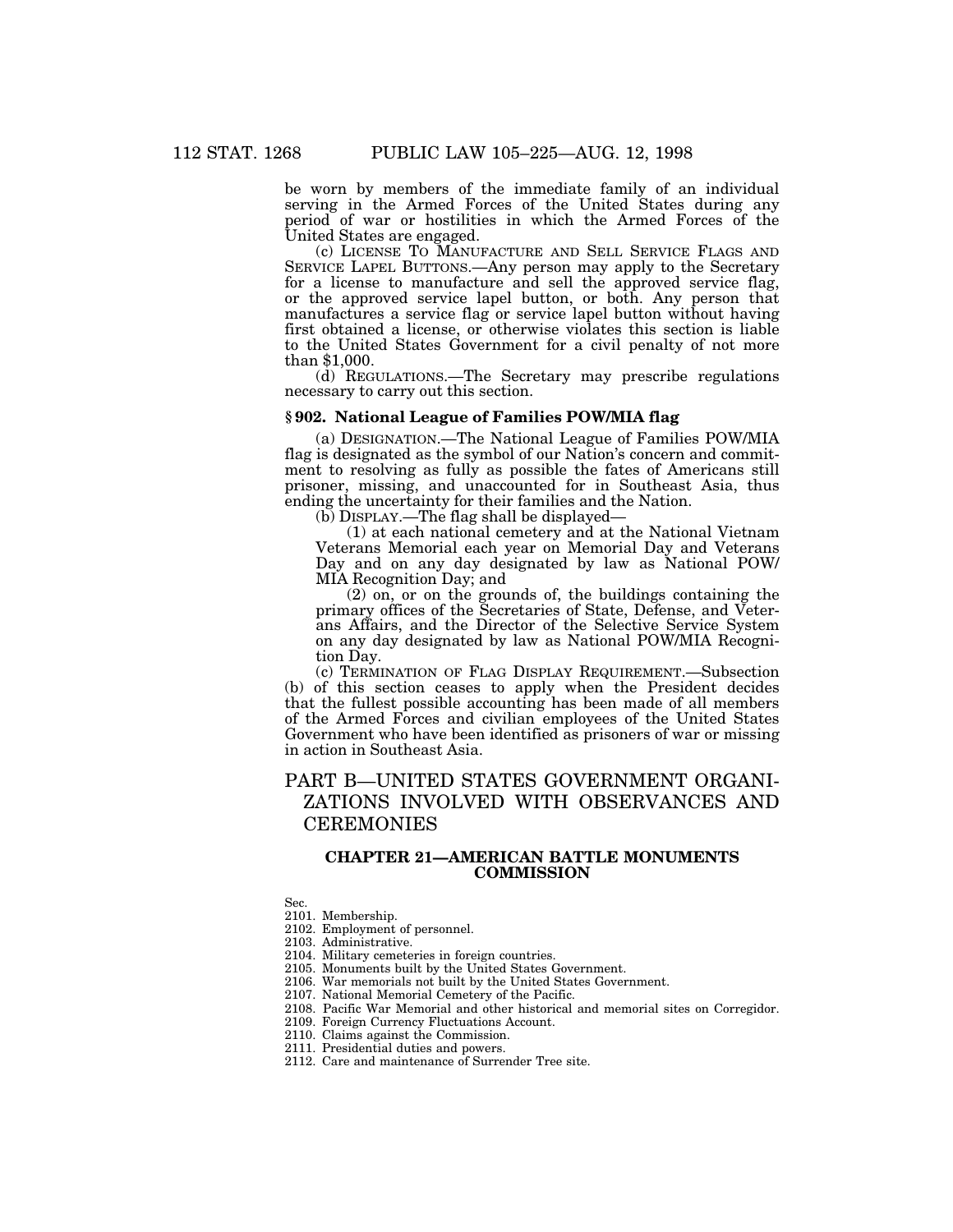be worn by members of the immediate family of an individual serving in the Armed Forces of the United States during any period of war or hostilities in which the Armed Forces of the United States are engaged.

(c) LICENSE TO MANUFACTURE AND SELL SERVICE FLAGS AND SERVICE LAPEL BUTTONS.—Any person may apply to the Secretary for a license to manufacture and sell the approved service flag, or the approved service lapel button, or both. Any person that manufactures a service flag or service lapel button without having first obtained a license, or otherwise violates this section is liable to the United States Government for a civil penalty of not more than $1,000.

(d) REGULATIONS.—The Secretary may prescribe regulations necessary to carry out this section.

### § 902. National League of Families POW/MIA flag

(a) DESIGNATION.—The National League of Families POW/MIA flag is designated as the symbol of our Nation's concern and commitment to resolving as fully as possible the fates of Americans still prisoner, missing, and unaccounted for in Southeast Asia, thus ending the uncertainty for their families and the Nation.

(b) DISPLAY.—The flag shall be displayed—

(1) at each national cemetery and at the National Vietnam Veterans Memorial each year on Memorial Day and Veterans Day and on any day designated by law as National POW/MIA Recognition Day; and

(2) on, or on the grounds of, the buildings containing the primary offices of the Secretaries of State, Defense, and Veterans Affairs, and the Director of the Selective Service System on any day designated by law as National POW/MIA Recognition Day.

(c) TERMINATION OF FLAG DISPLAY REQUIREMENT.—Subsection (b) of this section ceases to apply when the President decides that the fullest possible accounting has been made of all members of the Armed Forces and civilian employees of the United States Government who have been identified as prisoners of war or missing in action in Southeast Asia.

# PART B—UNITED STATES GOVERNMENT ORGANIZATIONS INVOLVED WITH OBSERVANCES AND CEREMONIES

## CHAPTER 21—AMERICAN BATTLE MONUMENTS COMMISSION

Sec.
2101. Membership.
2102. Employment of personnel.
2103. Administrative.
2104. Military cemeteries in foreign countries.
2105. Monuments built by the United States Government.
2106. War memorials not built by the United States Government.
2107. National Memorial Cemetery of the Pacific.
2108. Pacific War Memorial and other historical and memorial sites on Corregidor.
2109. Foreign Currency Fluctuations Account.
2110. Claims against the Commission.
2111. Presidential duties and powers.
2112. Care and maintenance of Surrender Tree site.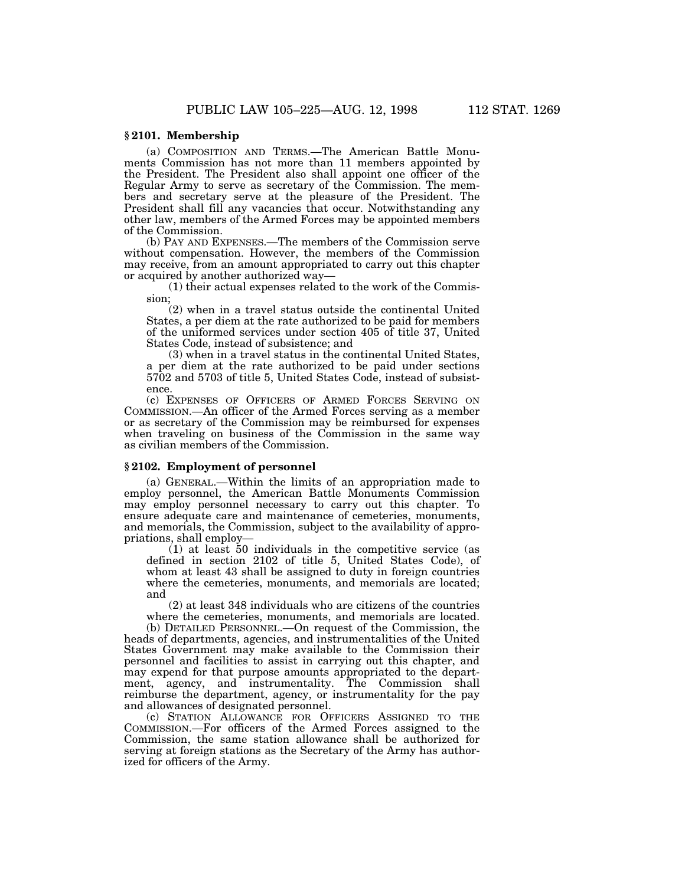### § 2101. Membership

(a) COMPOSITION AND TERMS.—The American Battle Monuments Commission has not more than 11 members appointed by the President. The President also shall appoint one officer of the Regular Army to serve as secretary of the Commission. The members and secretary serve at the pleasure of the President. The President shall fill any vacancies that occur. Notwithstanding any other law, members of the Armed Forces may be appointed members of the Commission.

(b) PAY AND EXPENSES.—The members of the Commission serve without compensation. However, the members of the Commission may receive, from an amount appropriated to carry out this chapter or acquired by another authorized way—

(1) their actual expenses related to the work of the Commission;

(2) when in a travel status outside the continental United States, a per diem at the rate authorized to be paid for members of the uniformed services under section 405 of title 37, United States Code, instead of subsistence; and

(3) when in a travel status in the continental United States, a per diem at the rate authorized to be paid under sections 5702 and 5703 of title 5, United States Code, instead of subsistence.

(c) EXPENSES OF OFFICERS OF ARMED FORCES SERVING ON COMMISSION.—An officer of the Armed Forces serving as a member or as secretary of the Commission may be reimbursed for expenses when traveling on business of the Commission in the same way as civilian members of the Commission.

### § 2102. Employment of personnel

(a) GENERAL.—Within the limits of an appropriation made to employ personnel, the American Battle Monuments Commission may employ personnel necessary to carry out this chapter. To ensure adequate care and maintenance of cemeteries, monuments, and memorials, the Commission, subject to the availability of appropriations, shall employ—

(1) at least 50 individuals in the competitive service (as defined in section 2102 of title 5, United States Code), of whom at least 43 shall be assigned to duty in foreign countries where the cemeteries, monuments, and memorials are located; and

(2) at least 348 individuals who are citizens of the countries where the cemeteries, monuments, and memorials are located.

(b) DETAILED PERSONNEL.—On request of the Commission, the heads of departments, agencies, and instrumentalities of the United States Government may make available to the Commission their personnel and facilities to assist in carrying out this chapter, and may expend for that purpose amounts appropriated to the department, agency, and instrumentality. The Commission shall reimburse the department, agency, or instrumentality for the pay and allowances of designated personnel.

(c) STATION ALLOWANCE FOR OFFICERS ASSIGNED TO THE COMMISSION.—For officers of the Armed Forces assigned to the Commission, the same station allowance shall be authorized for serving at foreign stations as the Secretary of the Army has authorized for officers of the Army.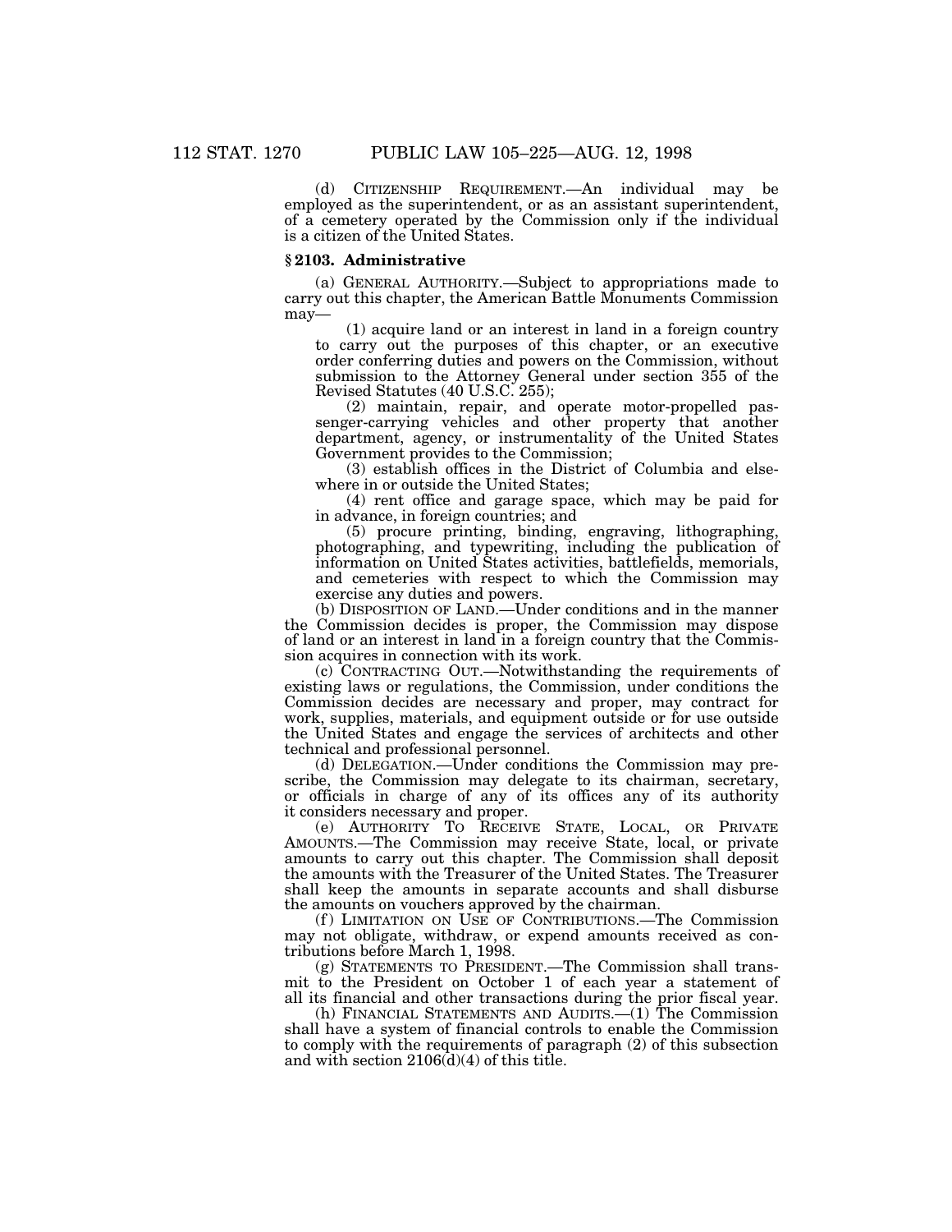(d) CITIZENSHIP REQUIREMENT.—An individual may be employed as the superintendent, or as an assistant superintendent, of a cemetery operated by the Commission only if the individual is a citizen of the United States.

### § 2103. Administrative

(a) GENERAL AUTHORITY.—Subject to appropriations made to carry out this chapter, the American Battle Monuments Commission may—

(1) acquire land or an interest in land in a foreign country to carry out the purposes of this chapter, or an executive order conferring duties and powers on the Commission, without submission to the Attorney General under section 355 of the Revised Statutes (40 U.S.C. 255);

(2) maintain, repair, and operate motor-propelled passenger-carrying vehicles and other property that another department, agency, or instrumentality of the United States Government provides to the Commission;

(3) establish offices in the District of Columbia and elsewhere in or outside the United States;

(4) rent office and garage space, which may be paid for in advance, in foreign countries; and

(5) procure printing, binding, engraving, lithographing, photographing, and typewriting, including the publication of information on United States activities, battlefields, memorials, and cemeteries with respect to which the Commission may exercise any duties and powers.

(b) DISPOSITION OF LAND.—Under conditions and in the manner the Commission decides is proper, the Commission may dispose of land or an interest in land in a foreign country that the Commission acquires in connection with its work.

(c) CONTRACTING OUT.—Notwithstanding the requirements of existing laws or regulations, the Commission, under conditions the Commission decides are necessary and proper, may contract for work, supplies, materials, and equipment outside or for use outside the United States and engage the services of architects and other technical and professional personnel.

(d) DELEGATION.—Under conditions the Commission may prescribe, the Commission may delegate to its chairman, secretary, or officials in charge of any of its offices any of its authority it considers necessary and proper.

(e) AUTHORITY TO RECEIVE STATE, LOCAL, OR PRIVATE AMOUNTS.—The Commission may receive State, local, or private amounts to carry out this chapter. The Commission shall deposit the amounts with the Treasurer of the United States. The Treasurer shall keep the amounts in separate accounts and shall disburse the amounts on vouchers approved by the chairman.

(f) LIMITATION ON USE OF CONTRIBUTIONS.—The Commission may not obligate, withdraw, or expend amounts received as contributions before March 1, 1998.

(g) STATEMENTS TO PRESIDENT.—The Commission shall transmit to the President on October 1 of each year a statement of all its financial and other transactions during the prior fiscal year.

(h) FINANCIAL STATEMENTS AND AUDITS.—(1) The Commission shall have a system of financial controls to enable the Commission to comply with the requirements of paragraph (2) of this subsection and with section 2106(d)(4) of this title.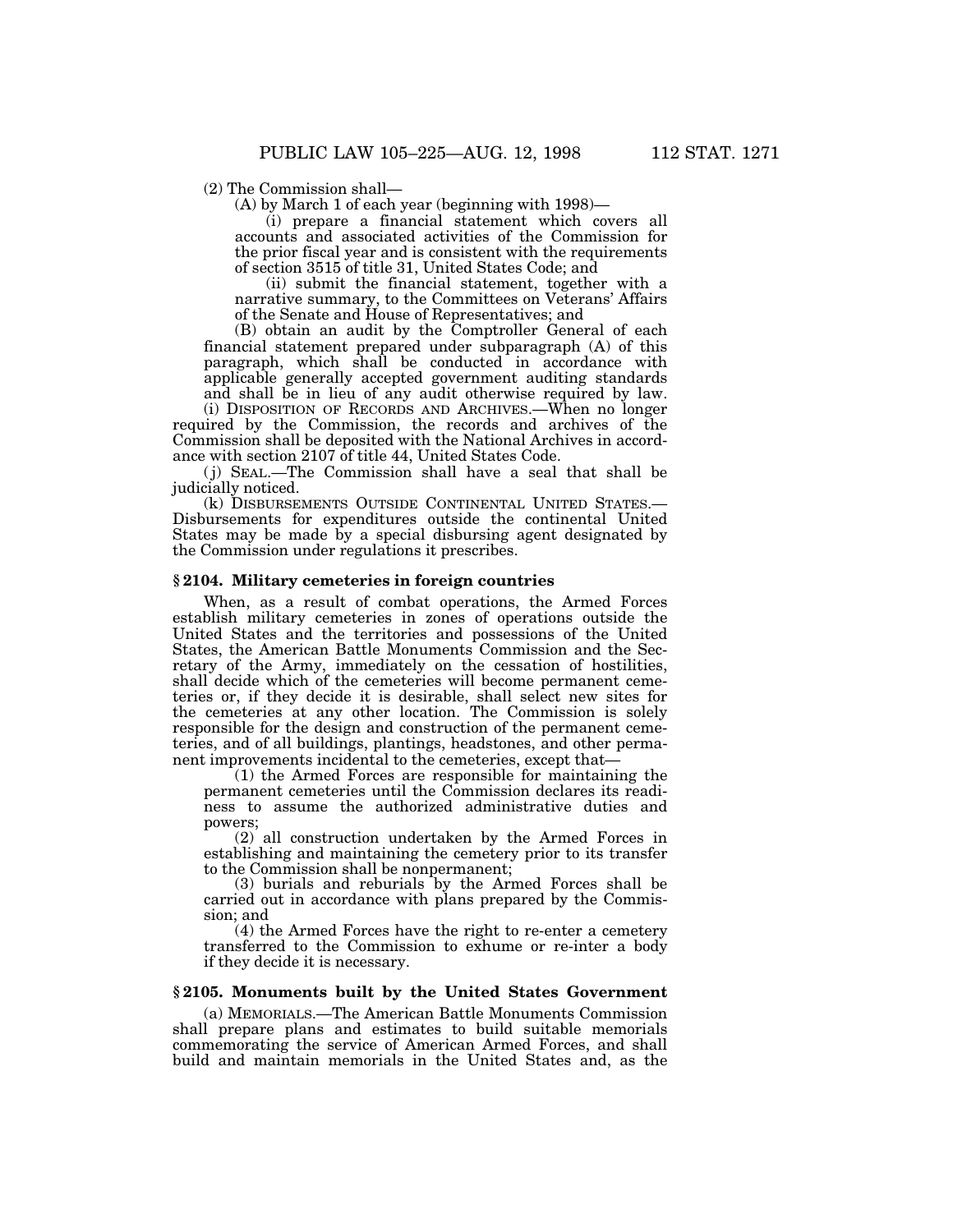(2) The Commission shall—

(A) by March 1 of each year (beginning with 1998)—

(i) prepare a financial statement which covers all accounts and associated activities of the Commission for the prior fiscal year and is consistent with the requirements of section 3515 of title 31, United States Code; and

(ii) submit the financial statement, together with a narrative summary, to the Committees on Veterans' Affairs of the Senate and House of Representatives; and

(B) obtain an audit by the Comptroller General of each financial statement prepared under subparagraph (A) of this paragraph, which shall be conducted in accordance with applicable generally accepted government auditing standards and shall be in lieu of any audit otherwise required by law.

(i) DISPOSITION OF RECORDS AND ARCHIVES.—When no longer required by the Commission, the records and archives of the Commission shall be deposited with the National Archives in accordance with section 2107 of title 44, United States Code.

(j) SEAL.—The Commission shall have a seal that shall be judicially noticed.

(k) DISBURSEMENTS OUTSIDE CONTINENTAL UNITED STATES.—Disbursements for expenditures outside the continental United States may be made by a special disbursing agent designated by the Commission under regulations it prescribes.

### § 2104. Military cemeteries in foreign countries

When, as a result of combat operations, the Armed Forces establish military cemeteries in zones of operations outside the United States and the territories and possessions of the United States, the American Battle Monuments Commission and the Secretary of the Army, immediately on the cessation of hostilities, shall decide which of the cemeteries will become permanent cemeteries or, if they decide it is desirable, shall select new sites for the cemeteries at any other location. The Commission is solely responsible for the design and construction of the permanent cemeteries, and of all buildings, plantings, headstones, and other permanent improvements incidental to the cemeteries, except that—

(1) the Armed Forces are responsible for maintaining the permanent cemeteries until the Commission declares its readiness to assume the authorized administrative duties and powers;

(2) all construction undertaken by the Armed Forces in establishing and maintaining the cemetery prior to its transfer to the Commission shall be nonpermanent;

(3) burials and reburials by the Armed Forces shall be carried out in accordance with plans prepared by the Commission; and

(4) the Armed Forces have the right to re-enter a cemetery transferred to the Commission to exhume or re-inter a body if they decide it is necessary.

### § 2105. Monuments built by the United States Government

(a) MEMORIALS.—The American Battle Monuments Commission shall prepare plans and estimates to build suitable memorials commemorating the service of American Armed Forces, and shall build and maintain memorials in the United States and, as the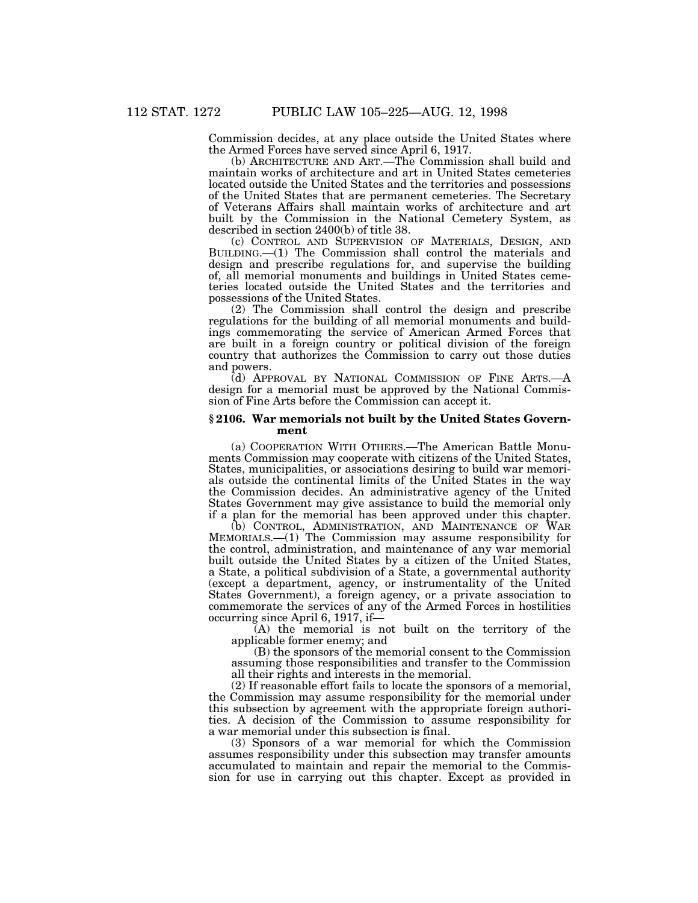Commission decides, at any place outside the United States where the Armed Forces have served since April 6, 1917.

(b) ARCHITECTURE AND ART.—The Commission shall build and maintain works of architecture and art in United States cemeteries located outside the United States and the territories and possessions of the United States that are permanent cemeteries. The Secretary of Veterans Affairs shall maintain works of architecture and art built by the Commission in the National Cemetery System, as described in section 2400(b) of title 38.

(c) CONTROL AND SUPERVISION OF MATERIALS, DESIGN, AND BUILDING.—(1) The Commission shall control the materials and design and prescribe regulations for, and supervise the building of, all memorial monuments and buildings in United States cemeteries located outside the United States and the territories and possessions of the United States.

(2) The Commission shall control the design and prescribe regulations for the building of all memorial monuments and buildings commemorating the service of American Armed Forces that are built in a foreign country or political division of the foreign country that authorizes the Commission to carry out those duties and powers.

(d) APPROVAL BY NATIONAL COMMISSION OF FINE ARTS.—A design for a memorial must be approved by the National Commission of Fine Arts before the Commission can accept it.

### § 2106. War memorials not built by the United States Government

(a) COOPERATION WITH OTHERS.—The American Battle Monuments Commission may cooperate with citizens of the United States, States, municipalities, or associations desiring to build war memorials outside the continental limits of the United States in the way the Commission decides. An administrative agency of the United States Government may give assistance to build the memorial only if a plan for the memorial has been approved under this chapter.

(b) CONTROL, ADMINISTRATION, AND MAINTENANCE OF WAR MEMORIALS.—(1) The Commission may assume responsibility for the control, administration, and maintenance of any war memorial built outside the United States by a citizen of the United States, a State, a political subdivision of a State, a governmental authority (except a department, agency, or instrumentality of the United States Government), a foreign agency, or a private association to commemorate the services of any of the Armed Forces in hostilities occurring since April 6, 1917, if—

(A) the memorial is not built on the territory of the applicable former enemy; and

(B) the sponsors of the memorial consent to the Commission assuming those responsibilities and transfer to the Commission all their rights and interests in the memorial.

(2) If reasonable effort fails to locate the sponsors of a memorial, the Commission may assume responsibility for the memorial under this subsection by agreement with the appropriate foreign authorities. A decision of the Commission to assume responsibility for a war memorial under this subsection is final.

(3) Sponsors of a war memorial for which the Commission assumes responsibility under this subsection may transfer amounts accumulated to maintain and repair the memorial to the Commission for use in carrying out this chapter. Except as provided in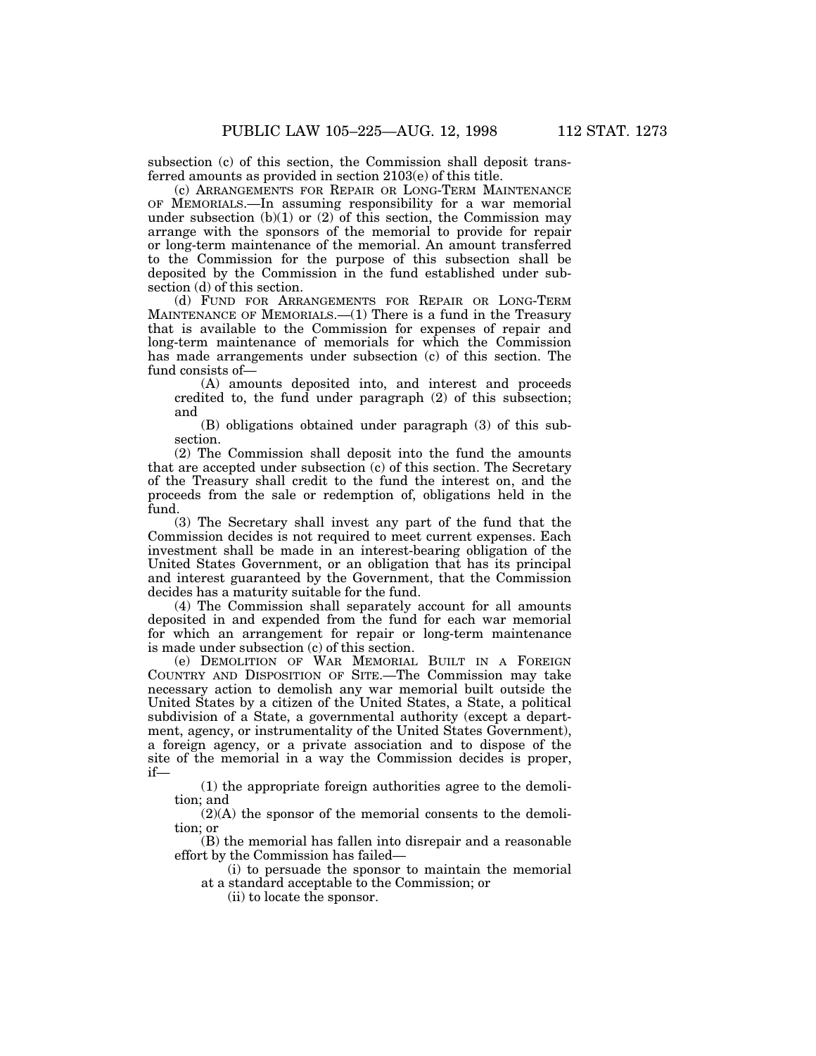subsection (c) of this section, the Commission shall deposit transferred amounts as provided in section 2103(e) of this title.

(c) ARRANGEMENTS FOR REPAIR OR LONG-TERM MAINTENANCE OF MEMORIALS.—In assuming responsibility for a war memorial under subsection (b)(1) or (2) of this section, the Commission may arrange with the sponsors of the memorial to provide for repair or long-term maintenance of the memorial. An amount transferred to the Commission for the purpose of this subsection shall be deposited by the Commission in the fund established under subsection (d) of this section.

(d) FUND FOR ARRANGEMENTS FOR REPAIR OR LONG-TERM MAINTENANCE OF MEMORIALS.—(1) There is a fund in the Treasury that is available to the Commission for expenses of repair and long-term maintenance of memorials for which the Commission has made arrangements under subsection (c) of this section. The fund consists of—

(A) amounts deposited into, and interest and proceeds credited to, the fund under paragraph (2) of this subsection; and

(B) obligations obtained under paragraph (3) of this subsection.

(2) The Commission shall deposit into the fund the amounts that are accepted under subsection (c) of this section. The Secretary of the Treasury shall credit to the fund the interest on, and the proceeds from the sale or redemption of, obligations held in the fund.

(3) The Secretary shall invest any part of the fund that the Commission decides is not required to meet current expenses. Each investment shall be made in an interest-bearing obligation of the United States Government, or an obligation that has its principal and interest guaranteed by the Government, that the Commission decides has a maturity suitable for the fund.

(4) The Commission shall separately account for all amounts deposited in and expended from the fund for each war memorial for which an arrangement for repair or long-term maintenance is made under subsection (c) of this section.

(e) DEMOLITION OF WAR MEMORIAL BUILT IN A FOREIGN COUNTRY AND DISPOSITION OF SITE.—The Commission may take necessary action to demolish any war memorial built outside the United States by a citizen of the United States, a State, a political subdivision of a State, a governmental authority (except a department, agency, or instrumentality of the United States Government), a foreign agency, or a private association and to dispose of the site of the memorial in a way the Commission decides is proper, if—

(1) the appropriate foreign authorities agree to the demolition; and

(2)(A) the sponsor of the memorial consents to the demolition; or

(B) the memorial has fallen into disrepair and a reasonable effort by the Commission has failed—

(i) to persuade the sponsor to maintain the memorial at a standard acceptable to the Commission; or

(ii) to locate the sponsor.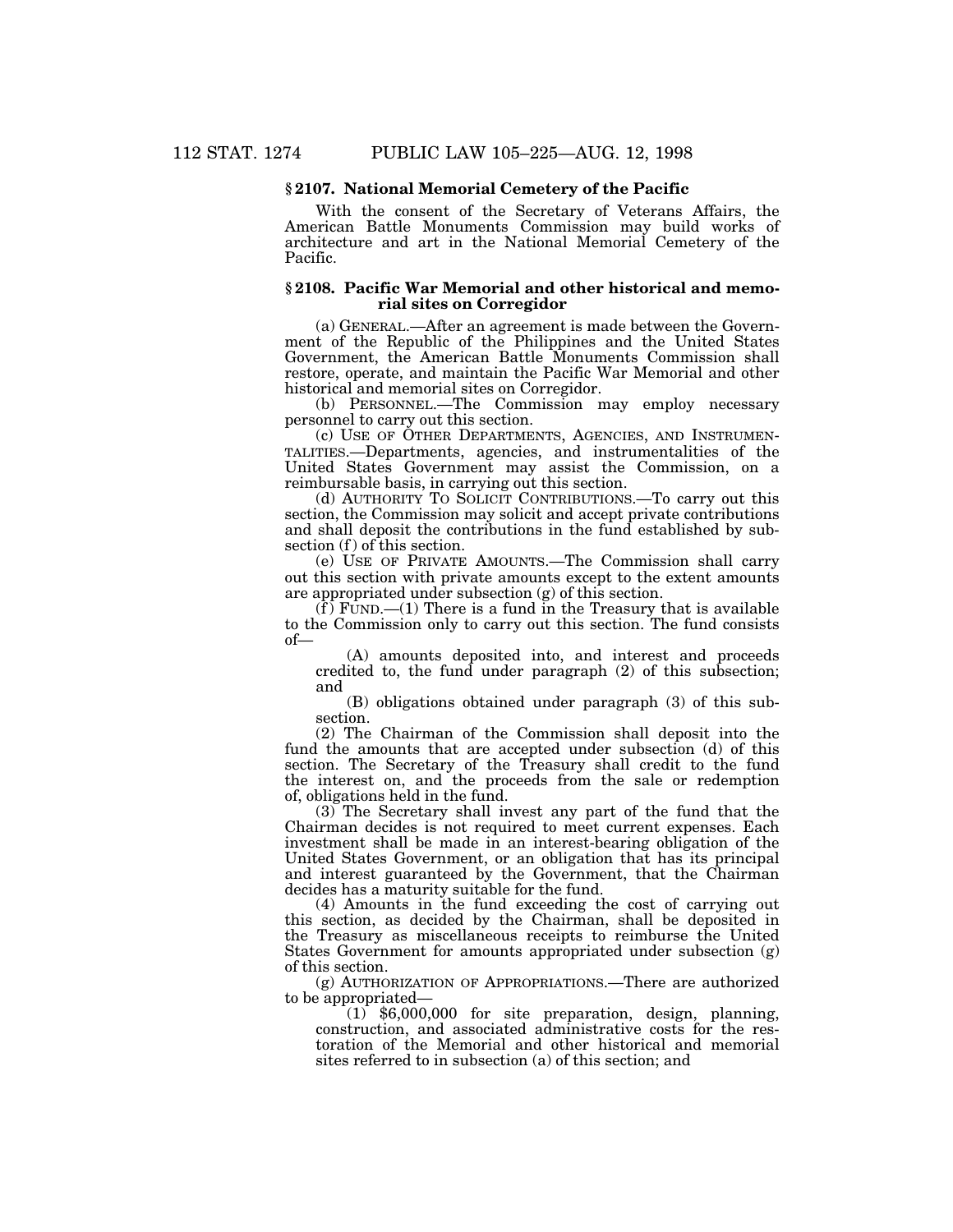### § 2107. National Memorial Cemetery of the Pacific

With the consent of the Secretary of Veterans Affairs, the American Battle Monuments Commission may build works of architecture and art in the National Memorial Cemetery of the Pacific.

### § 2108. Pacific War Memorial and other historical and memorial sites on Corregidor

(a) GENERAL.—After an agreement is made between the Government of the Republic of the Philippines and the United States Government, the American Battle Monuments Commission shall restore, operate, and maintain the Pacific War Memorial and other historical and memorial sites on Corregidor.

(b) PERSONNEL.—The Commission may employ necessary personnel to carry out this section.

(c) USE OF OTHER DEPARTMENTS, AGENCIES, AND INSTRUMENTALITIES.—Departments, agencies, and instrumentalities of the United States Government may assist the Commission, on a reimbursable basis, in carrying out this section.

(d) AUTHORITY TO SOLICIT CONTRIBUTIONS.—To carry out this section, the Commission may solicit and accept private contributions and shall deposit the contributions in the fund established by subsection (f) of this section.

(e) USE OF PRIVATE AMOUNTS.—The Commission shall carry out this section with private amounts except to the extent amounts are appropriated under subsection (g) of this section.

(f) FUND.—(1) There is a fund in the Treasury that is available to the Commission only to carry out this section. The fund consists of—

(A) amounts deposited into, and interest and proceeds credited to, the fund under paragraph (2) of this subsection; and

(B) obligations obtained under paragraph (3) of this subsection.

(2) The Chairman of the Commission shall deposit into the fund the amounts that are accepted under subsection (d) of this section. The Secretary of the Treasury shall credit to the fund the interest on, and the proceeds from the sale or redemption of, obligations held in the fund.

(3) The Secretary shall invest any part of the fund that the Chairman decides is not required to meet current expenses. Each investment shall be made in an interest-bearing obligation of the United States Government, or an obligation that has its principal and interest guaranteed by the Government, that the Chairman decides has a maturity suitable for the fund.

(4) Amounts in the fund exceeding the cost of carrying out this section, as decided by the Chairman, shall be deposited in the Treasury as miscellaneous receipts to reimburse the United States Government for amounts appropriated under subsection (g) of this section.

(g) AUTHORIZATION OF APPROPRIATIONS.—There are authorized to be appropriated—

(1) $6,000,000 for site preparation, design, planning, construction, and associated administrative costs for the restoration of the Memorial and other historical and memorial sites referred to in subsection (a) of this section; and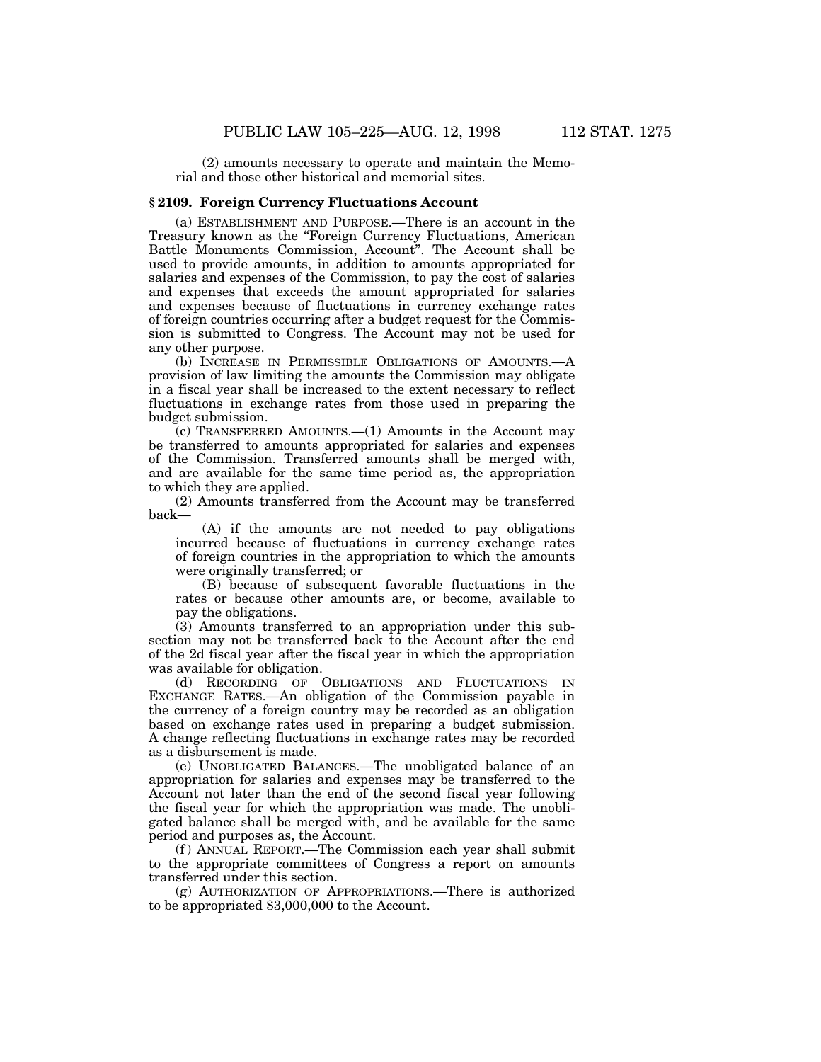(2) amounts necessary to operate and maintain the Memorial and those other historical and memorial sites.

### § 2109. Foreign Currency Fluctuations Account

(a) ESTABLISHMENT AND PURPOSE.—There is an account in the Treasury known as the "Foreign Currency Fluctuations, American Battle Monuments Commission, Account". The Account shall be used to provide amounts, in addition to amounts appropriated for salaries and expenses of the Commission, to pay the cost of salaries and expenses that exceeds the amount appropriated for salaries and expenses because of fluctuations in currency exchange rates of foreign countries occurring after a budget request for the Commission is submitted to Congress. The Account may not be used for any other purpose.

(b) INCREASE IN PERMISSIBLE OBLIGATIONS OF AMOUNTS.—A provision of law limiting the amounts the Commission may obligate in a fiscal year shall be increased to the extent necessary to reflect fluctuations in exchange rates from those used in preparing the budget submission.

(c) TRANSFERRED AMOUNTS.—(1) Amounts in the Account may be transferred to amounts appropriated for salaries and expenses of the Commission. Transferred amounts shall be merged with, and are available for the same time period as, the appropriation to which they are applied.

(2) Amounts transferred from the Account may be transferred back—

(A) if the amounts are not needed to pay obligations incurred because of fluctuations in currency exchange rates of foreign countries in the appropriation to which the amounts were originally transferred; or

(B) because of subsequent favorable fluctuations in the rates or because other amounts are, or become, available to pay the obligations.

(3) Amounts transferred to an appropriation under this subsection may not be transferred back to the Account after the end of the 2d fiscal year after the fiscal year in which the appropriation was available for obligation.

(d) RECORDING OF OBLIGATIONS AND FLUCTUATIONS IN EXCHANGE RATES.—An obligation of the Commission payable in the currency of a foreign country may be recorded as an obligation based on exchange rates used in preparing a budget submission. A change reflecting fluctuations in exchange rates may be recorded as a disbursement is made.

(e) UNOBLIGATED BALANCES.—The unobligated balance of an appropriation for salaries and expenses may be transferred to the Account not later than the end of the second fiscal year following the fiscal year for which the appropriation was made. The unobligated balance shall be merged with, and be available for the same period and purposes as, the Account.

(f) ANNUAL REPORT.—The Commission each year shall submit to the appropriate committees of Congress a report on amounts transferred under this section.

(g) AUTHORIZATION OF APPROPRIATIONS.—There is authorized to be appropriated $3,000,000 to the Account.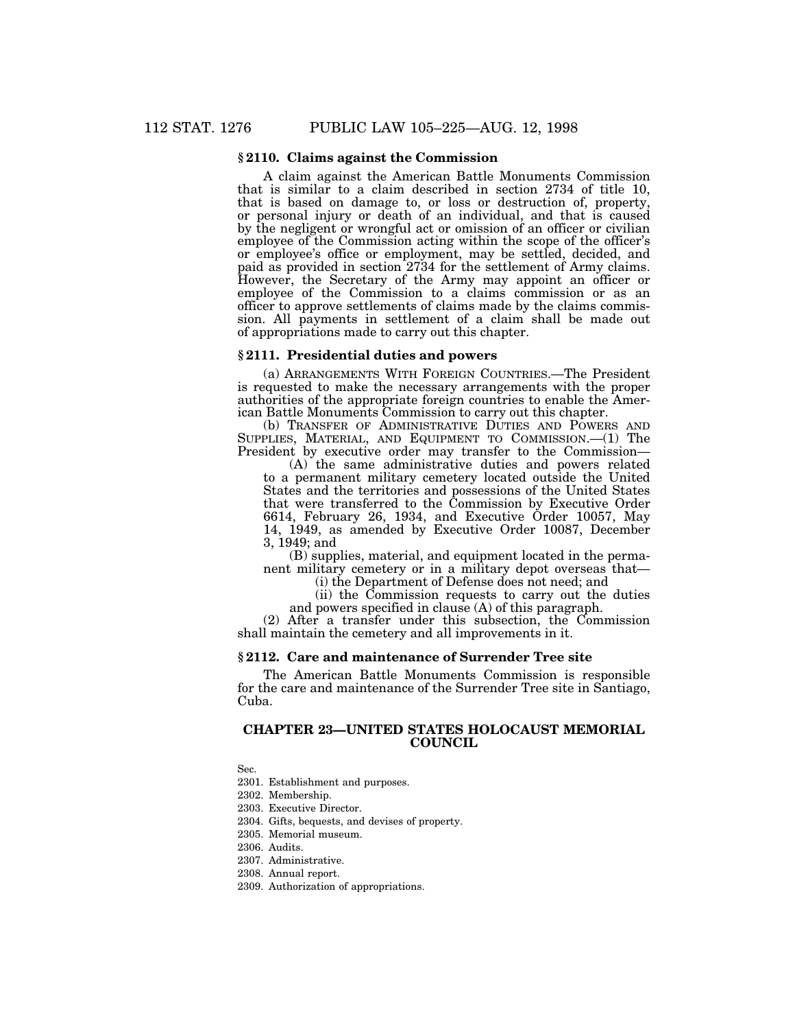### § 2110. Claims against the Commission

A claim against the American Battle Monuments Commission that is similar to a claim described in section 2734 of title 10, that is based on damage to, or loss or destruction of, property, or personal injury or death of an individual, and that is caused by the negligent or wrongful act or omission of an officer or civilian employee of the Commission acting within the scope of the officer's or employee's office or employment, may be settled, decided, and paid as provided in section 2734 for the settlement of Army claims. However, the Secretary of the Army may appoint an officer or employee of the Commission to a claims commission or as an officer to approve settlements of claims made by the claims commission. All payments in settlement of a claim shall be made out of appropriations made to carry out this chapter.

### § 2111. Presidential duties and powers

(a) ARRANGEMENTS WITH FOREIGN COUNTRIES.—The President is requested to make the necessary arrangements with the proper authorities of the appropriate foreign countries to enable the American Battle Monuments Commission to carry out this chapter.

(b) TRANSFER OF ADMINISTRATIVE DUTIES AND POWERS AND SUPPLIES, MATERIAL, AND EQUIPMENT TO COMMISSION.—(1) The President by executive order may transfer to the Commission—

(A) the same administrative duties and powers related to a permanent military cemetery located outside the United States and the territories and possessions of the United States that were transferred to the Commission by Executive Order 6614, February 26, 1934, and Executive Order 10057, May 14, 1949, as amended by Executive Order 10087, December 3, 1949; and

(B) supplies, material, and equipment located in the permanent military cemetery or in a military depot overseas that—

(i) the Department of Defense does not need; and

(ii) the Commission requests to carry out the duties and powers specified in clause (A) of this paragraph.

(2) After a transfer under this subsection, the Commission shall maintain the cemetery and all improvements in it.

### § 2112. Care and maintenance of Surrender Tree site

The American Battle Monuments Commission is responsible for the care and maintenance of the Surrender Tree site in Santiago, Cuba.

## CHAPTER 23—UNITED STATES HOLOCAUST MEMORIAL COUNCIL

Sec.

2301. Establishment and purposes.
2302. Membership.
2303. Executive Director.
2304. Gifts, bequests, and devises of property.
2305. Memorial museum.
2306. Audits.
2307. Administrative.
2308. Annual report.
2309. Authorization of appropriations.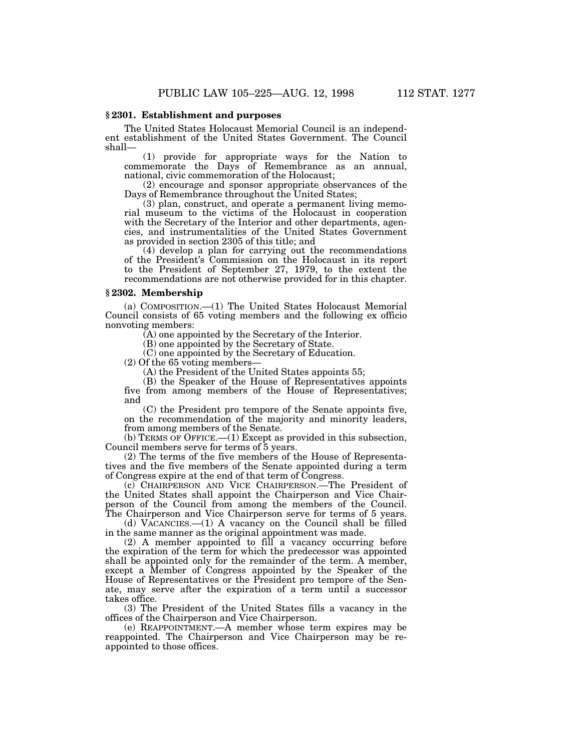### § 2301. Establishment and purposes

The United States Holocaust Memorial Council is an independent establishment of the United States Government. The Council shall—

(1) provide for appropriate ways for the Nation to commemorate the Days of Remembrance as an annual, national, civic commemoration of the Holocaust;

(2) encourage and sponsor appropriate observances of the Days of Remembrance throughout the United States;

(3) plan, construct, and operate a permanent living memorial museum to the victims of the Holocaust in cooperation with the Secretary of the Interior and other departments, agencies, and instrumentalities of the United States Government as provided in section 2305 of this title; and

(4) develop a plan for carrying out the recommendations of the President's Commission on the Holocaust in its report to the President of September 27, 1979, to the extent the recommendations are not otherwise provided for in this chapter.

### § 2302. Membership

(a) COMPOSITION.—(1) The United States Holocaust Memorial Council consists of 65 voting members and the following ex officio nonvoting members:

(A) one appointed by the Secretary of the Interior.

(B) one appointed by the Secretary of State.

(C) one appointed by the Secretary of Education.

(2) Of the 65 voting members—

(A) the President of the United States appoints 55;

(B) the Speaker of the House of Representatives appoints five from among members of the House of Representatives; and

(C) the President pro tempore of the Senate appoints five, on the recommendation of the majority and minority leaders, from among members of the Senate.

(b) TERMS OF OFFICE.—(1) Except as provided in this subsection, Council members serve for terms of 5 years.

(2) The terms of the five members of the House of Representatives and the five members of the Senate appointed during a term of Congress expire at the end of that term of Congress.

(c) CHAIRPERSON AND VICE CHAIRPERSON.—The President of the United States shall appoint the Chairperson and Vice Chairperson of the Council from among the members of the Council. The Chairperson and Vice Chairperson serve for terms of 5 years.

(d) VACANCIES.—(1) A vacancy on the Council shall be filled in the same manner as the original appointment was made.

(2) A member appointed to fill a vacancy occurring before the expiration of the term for which the predecessor was appointed shall be appointed only for the remainder of the term. A member, except a Member of Congress appointed by the Speaker of the House of Representatives or the President pro tempore of the Senate, may serve after the expiration of a term until a successor takes office.

(3) The President of the United States fills a vacancy in the offices of the Chairperson and Vice Chairperson.

(e) REAPPOINTMENT.—A member whose term expires may be reappointed. The Chairperson and Vice Chairperson may be reappointed to those offices.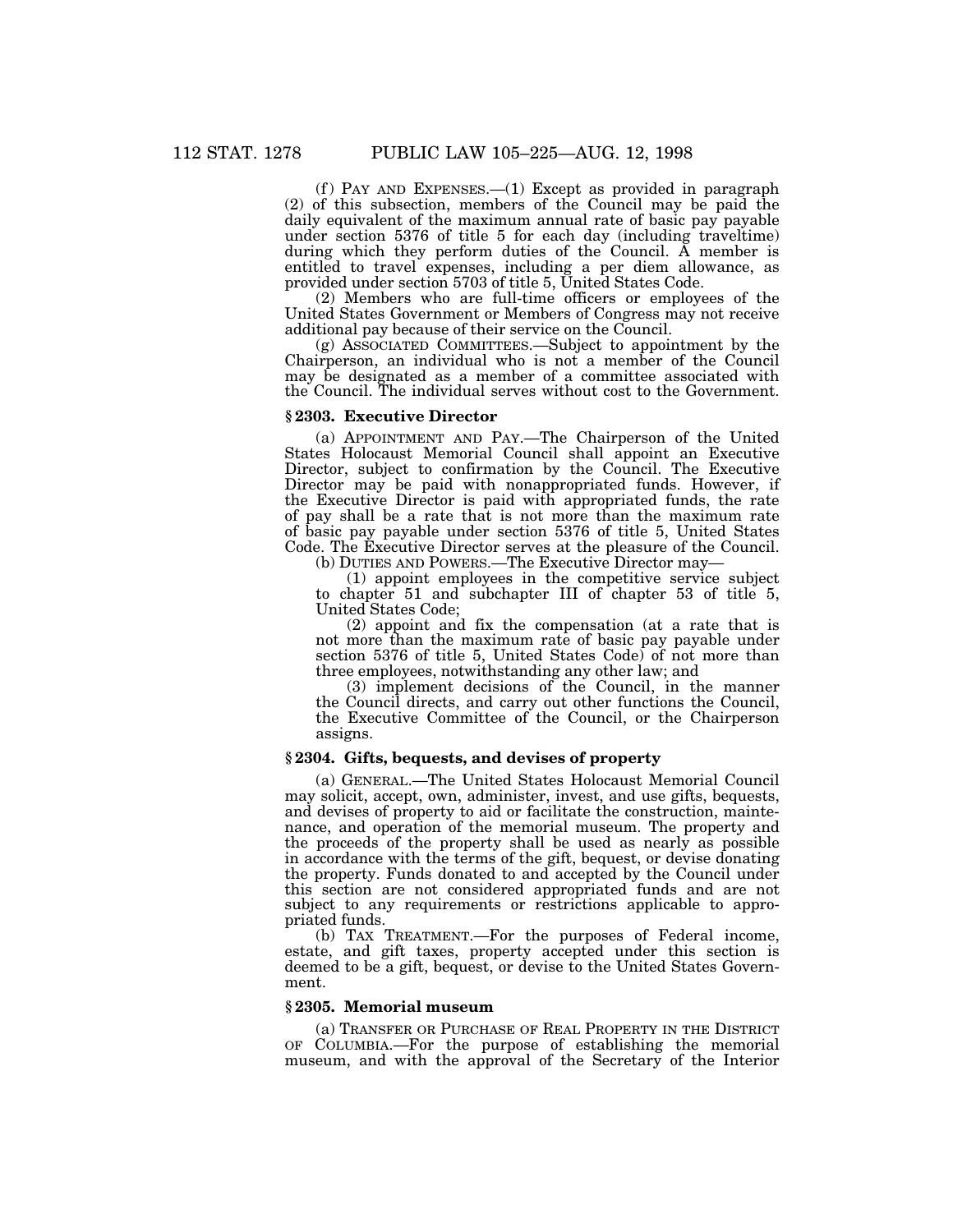(f) PAY AND EXPENSES.—(1) Except as provided in paragraph (2) of this subsection, members of the Council may be paid the daily equivalent of the maximum annual rate of basic pay payable under section 5376 of title 5 for each day (including traveltime) during which they perform duties of the Council. A member is entitled to travel expenses, including a per diem allowance, as provided under section 5703 of title 5, United States Code.

(2) Members who are full-time officers or employees of the United States Government or Members of Congress may not receive additional pay because of their service on the Council.

(g) ASSOCIATED COMMITTEES.—Subject to appointment by the Chairperson, an individual who is not a member of the Council may be designated as a member of a committee associated with the Council. The individual serves without cost to the Government.

### § 2303. Executive Director

(a) APPOINTMENT AND PAY.—The Chairperson of the United States Holocaust Memorial Council shall appoint an Executive Director, subject to confirmation by the Council. The Executive Director may be paid with nonappropriated funds. However, if the Executive Director is paid with appropriated funds, the rate of pay shall be a rate that is not more than the maximum rate of basic pay payable under section 5376 of title 5, United States Code. The Executive Director serves at the pleasure of the Council.

(b) DUTIES AND POWERS.—The Executive Director may—

(1) appoint employees in the competitive service subject to chapter 51 and subchapter III of chapter 53 of title 5, United States Code;

(2) appoint and fix the compensation (at a rate that is not more than the maximum rate of basic pay payable under section 5376 of title 5, United States Code) of not more than three employees, notwithstanding any other law; and

(3) implement decisions of the Council, in the manner the Council directs, and carry out other functions the Council, the Executive Committee of the Council, or the Chairperson assigns.

### § 2304. Gifts, bequests, and devises of property

(a) GENERAL.—The United States Holocaust Memorial Council may solicit, accept, own, administer, invest, and use gifts, bequests, and devises of property to aid or facilitate the construction, maintenance, and operation of the memorial museum. The property and the proceeds of the property shall be used as nearly as possible in accordance with the terms of the gift, bequest, or devise donating the property. Funds donated to and accepted by the Council under this section are not considered appropriated funds and are not subject to any requirements or restrictions applicable to appropriated funds.

(b) TAX TREATMENT.—For the purposes of Federal income, estate, and gift taxes, property accepted under this section is deemed to be a gift, bequest, or devise to the United States Government.

### § 2305. Memorial museum

(a) TRANSFER OR PURCHASE OF REAL PROPERTY IN THE DISTRICT OF COLUMBIA.—For the purpose of establishing the memorial museum, and with the approval of the Secretary of the Interior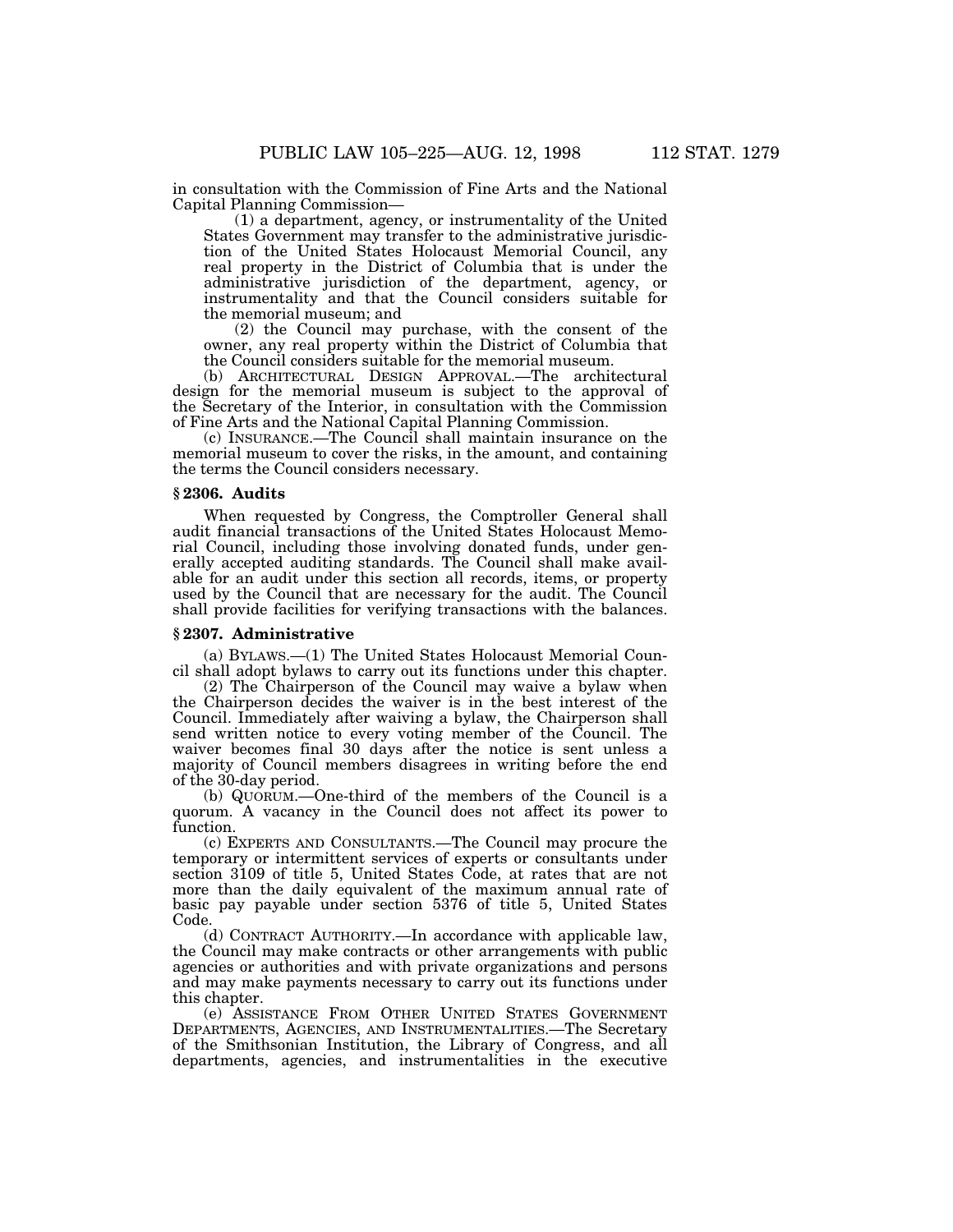in consultation with the Commission of Fine Arts and the National Capital Planning Commission—

(1) a department, agency, or instrumentality of the United States Government may transfer to the administrative jurisdiction of the United States Holocaust Memorial Council, any real property in the District of Columbia that is under the administrative jurisdiction of the department, agency, or instrumentality and that the Council considers suitable for the memorial museum; and

(2) the Council may purchase, with the consent of the owner, any real property within the District of Columbia that the Council considers suitable for the memorial museum.

(b) ARCHITECTURAL DESIGN APPROVAL.—The architectural design for the memorial museum is subject to the approval of the Secretary of the Interior, in consultation with the Commission of Fine Arts and the National Capital Planning Commission.

(c) INSURANCE.—The Council shall maintain insurance on the memorial museum to cover the risks, in the amount, and containing the terms the Council considers necessary.

### § 2306. Audits

When requested by Congress, the Comptroller General shall audit financial transactions of the United States Holocaust Memorial Council, including those involving donated funds, under generally accepted auditing standards. The Council shall make available for an audit under this section all records, items, or property used by the Council that are necessary for the audit. The Council shall provide facilities for verifying transactions with the balances.

### § 2307. Administrative

(a) BYLAWS.—(1) The United States Holocaust Memorial Council shall adopt bylaws to carry out its functions under this chapter.

(2) The Chairperson of the Council may waive a bylaw when the Chairperson decides the waiver is in the best interest of the Council. Immediately after waiving a bylaw, the Chairperson shall send written notice to every voting member of the Council. The waiver becomes final 30 days after the notice is sent unless a majority of Council members disagrees in writing before the end of the 30-day period.

(b) QUORUM.—One-third of the members of the Council is a quorum. A vacancy in the Council does not affect its power to function.

(c) EXPERTS AND CONSULTANTS.—The Council may procure the temporary or intermittent services of experts or consultants under section 3109 of title 5, United States Code, at rates that are not more than the daily equivalent of the maximum annual rate of basic pay payable under section 5376 of title 5, United States Code.

(d) CONTRACT AUTHORITY.—In accordance with applicable law, the Council may make contracts or other arrangements with public agencies or authorities and with private organizations and persons and may make payments necessary to carry out its functions under this chapter.

(e) ASSISTANCE FROM OTHER UNITED STATES GOVERNMENT DEPARTMENTS, AGENCIES, AND INSTRUMENTALITIES.—The Secretary of the Smithsonian Institution, the Library of Congress, and all departments, agencies, and instrumentalities in the executive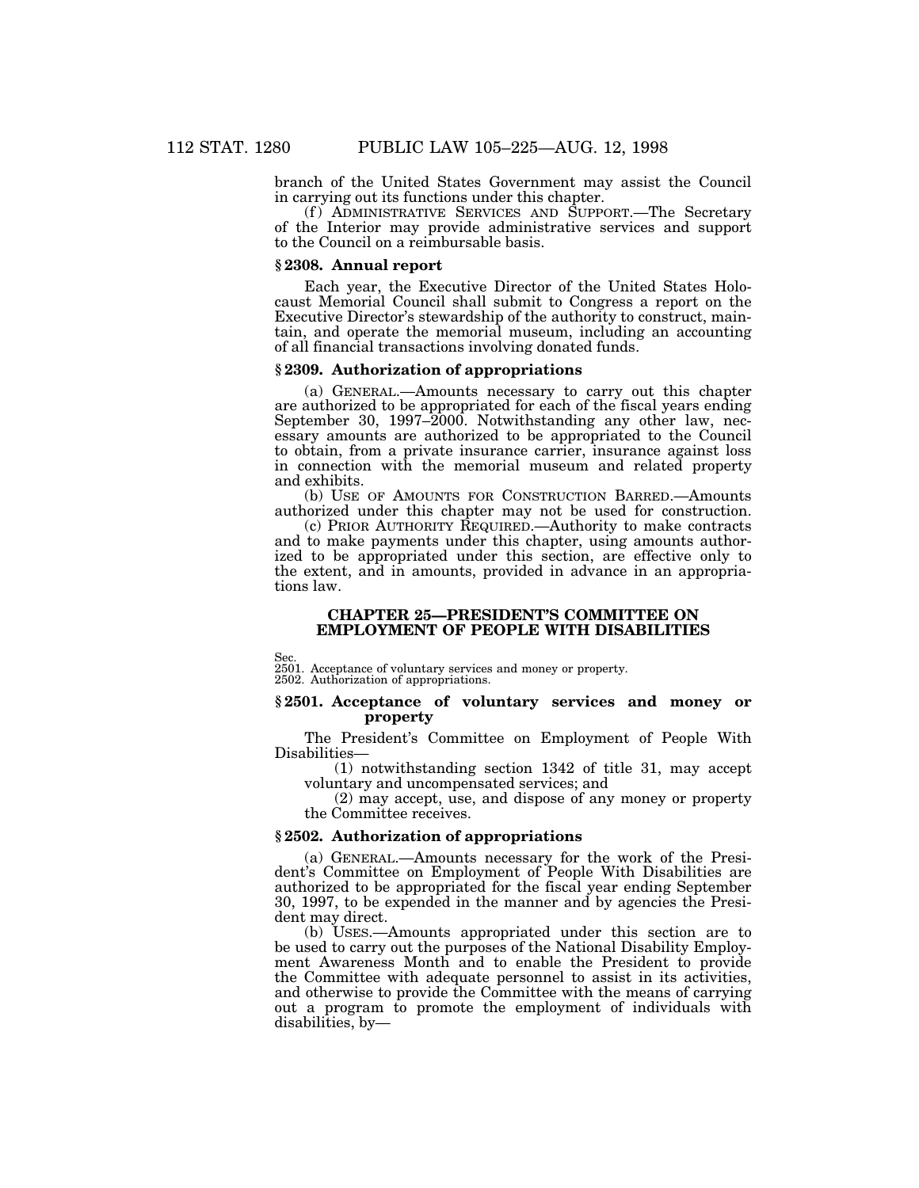branch of the United States Government may assist the Council in carrying out its functions under this chapter.

(f) ADMINISTRATIVE SERVICES AND SUPPORT.—The Secretary of the Interior may provide administrative services and support to the Council on a reimbursable basis.

### § 2308. Annual report

Each year, the Executive Director of the United States Holocaust Memorial Council shall submit to Congress a report on the Executive Director's stewardship of the authority to construct, maintain, and operate the memorial museum, including an accounting of all financial transactions involving donated funds.

### § 2309. Authorization of appropriations

(a) GENERAL.—Amounts necessary to carry out this chapter are authorized to be appropriated for each of the fiscal years ending September 30, 1997–2000. Notwithstanding any other law, necessary amounts are authorized to be appropriated to the Council to obtain, from a private insurance carrier, insurance against loss in connection with the memorial museum and related property and exhibits.

(b) USE OF AMOUNTS FOR CONSTRUCTION BARRED.—Amounts authorized under this chapter may not be used for construction.

(c) PRIOR AUTHORITY REQUIRED.—Authority to make contracts and to make payments under this chapter, using amounts authorized to be appropriated under this section, are effective only to the extent, and in amounts, provided in advance in an appropriations law.

## CHAPTER 25—PRESIDENT'S COMMITTEE ON EMPLOYMENT OF PEOPLE WITH DISABILITIES

Sec.
2501. Acceptance of voluntary services and money or property.
2502. Authorization of appropriations.

### § 2501. Acceptance of voluntary services and money or property

The President's Committee on Employment of People With Disabilities—

(1) notwithstanding section 1342 of title 31, may accept voluntary and uncompensated services; and

(2) may accept, use, and dispose of any money or property the Committee receives.

### § 2502. Authorization of appropriations

(a) GENERAL.—Amounts necessary for the work of the President's Committee on Employment of People With Disabilities are authorized to be appropriated for the fiscal year ending September 30, 1997, to be expended in the manner and by agencies the President may direct.

(b) USES.—Amounts appropriated under this section are to be used to carry out the purposes of the National Disability Employment Awareness Month and to enable the President to provide the Committee with adequate personnel to assist in its activities, and otherwise to provide the Committee with the means of carrying out a program to promote the employment of individuals with disabilities, by—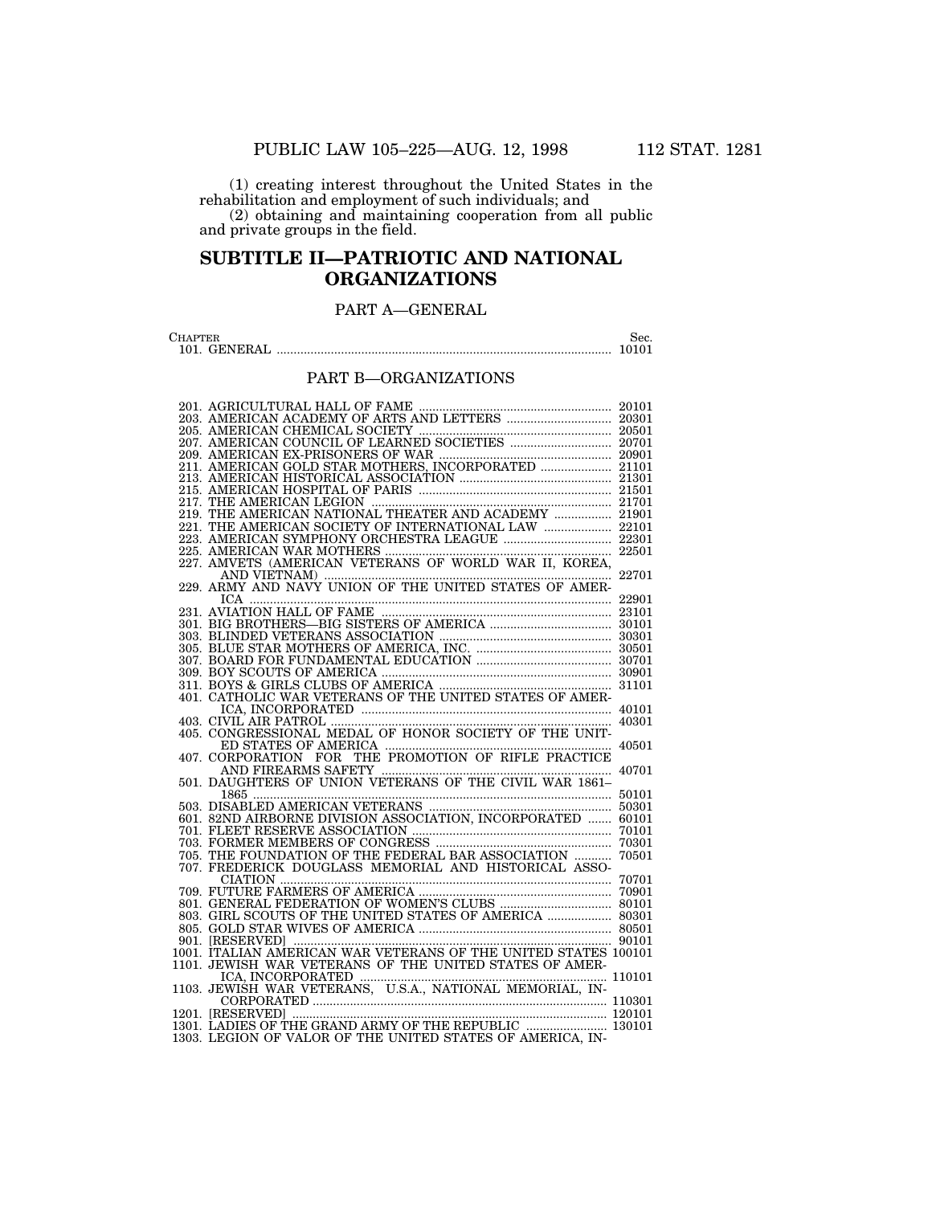(1) creating interest throughout the United States in the rehabilitation and employment of such individuals; and

(2) obtaining and maintaining cooperation from all public and private groups in the field.

# SUBTITLE II—PATRIOTIC AND NATIONAL ORGANIZATIONS

## PART A—GENERAL

| Chapter | Sec. |
|---|---|
| 101. GENERAL | 10101 |

## PART B—ORGANIZATIONS

| Chapter | Sec. |
|---|---|
| 201. AGRICULTURAL HALL OF FAME | 20101 |
| 203. AMERICAN ACADEMY OF ARTS AND LETTERS | 20301 |
| 205. AMERICAN CHEMICAL SOCIETY | 20501 |
| 207. AMERICAN COUNCIL OF LEARNED SOCIETIES | 20701 |
| 209. AMERICAN EX-PRISONERS OF WAR | 20901 |
| 211. AMERICAN GOLD STAR MOTHERS, INCORPORATED | 21101 |
| 213. AMERICAN HISTORICAL ASSOCIATION | 21301 |
| 215. AMERICAN HOSPITAL OF PARIS | 21501 |
| 217. THE AMERICAN LEGION | 21701 |
| 219. THE AMERICAN NATIONAL THEATER AND ACADEMY | 21901 |
| 221. THE AMERICAN SOCIETY OF INTERNATIONAL LAW | 22101 |
| 223. AMERICAN SYMPHONY ORCHESTRA LEAGUE | 22301 |
| 225. AMERICAN WAR MOTHERS | 22501 |
| 227. AMVETS (AMERICAN VETERANS OF WORLD WAR II, KOREA, AND VIETNAM) | 22701 |
| 229. ARMY AND NAVY UNION OF THE UNITED STATES OF AMERICA | 22901 |
| 231. AVIATION HALL OF FAME | 23101 |
| 301. BIG BROTHERS—BIG SISTERS OF AMERICA | 30101 |
| 303. BLINDED VETERANS ASSOCIATION | 30301 |
| 305. BLUE STAR MOTHERS OF AMERICA, INC. | 30501 |
| 307. BOARD FOR FUNDAMENTAL EDUCATION | 30701 |
| 309. BOY SCOUTS OF AMERICA | 30901 |
| 311. BOYS & GIRLS CLUBS OF AMERICA | 31101 |
| 401. CATHOLIC WAR VETERANS OF THE UNITED STATES OF AMERICA, INCORPORATED | 40101 |
| 403. CIVIL AIR PATROL | 40301 |
| 405. CONGRESSIONAL MEDAL OF HONOR SOCIETY OF THE UNITED STATES OF AMERICA | 40501 |
| 407. CORPORATION FOR THE PROMOTION OF RIFLE PRACTICE AND FIREARMS SAFETY | 40701 |
| 501. DAUGHTERS OF UNION VETERANS OF THE CIVIL WAR 1861–1865 | 50101 |
| 503. DISABLED AMERICAN VETERANS | 50301 |
| 601. 82ND AIRBORNE DIVISION ASSOCIATION, INCORPORATED | 60101 |
| 701. FLEET RESERVE ASSOCIATION | 70101 |
| 703. FORMER MEMBERS OF CONGRESS | 70301 |
| 705. THE FOUNDATION OF THE FEDERAL BAR ASSOCIATION | 70501 |
| 707. FREDERICK DOUGLASS MEMORIAL AND HISTORICAL ASSOCIATION | 70701 |
| 709. FUTURE FARMERS OF AMERICA | 70901 |
| 801. GENERAL FEDERATION OF WOMEN'S CLUBS | 80101 |
| 803. GIRL SCOUTS OF THE UNITED STATES OF AMERICA | 80301 |
| 805. GOLD STAR WIVES OF AMERICA | 80501 |
| 901. [RESERVED] | 90101 |
| 1001. ITALIAN AMERICAN WAR VETERANS OF THE UNITED STATES | 100101 |
| 1101. JEWISH WAR VETERANS OF THE UNITED STATES OF AMERICA, INCORPORATED | 110101 |
| 1103. JEWISH WAR VETERANS, U.S.A., NATIONAL MEMORIAL, INCORPORATED | 110301 |
| 1201. [RESERVED] | 120101 |
| 1301. LADIES OF THE GRAND ARMY OF THE REPUBLIC | 130101 |
| 1303. LEGION OF VALOR OF THE UNITED STATES OF AMERICA, IN- | |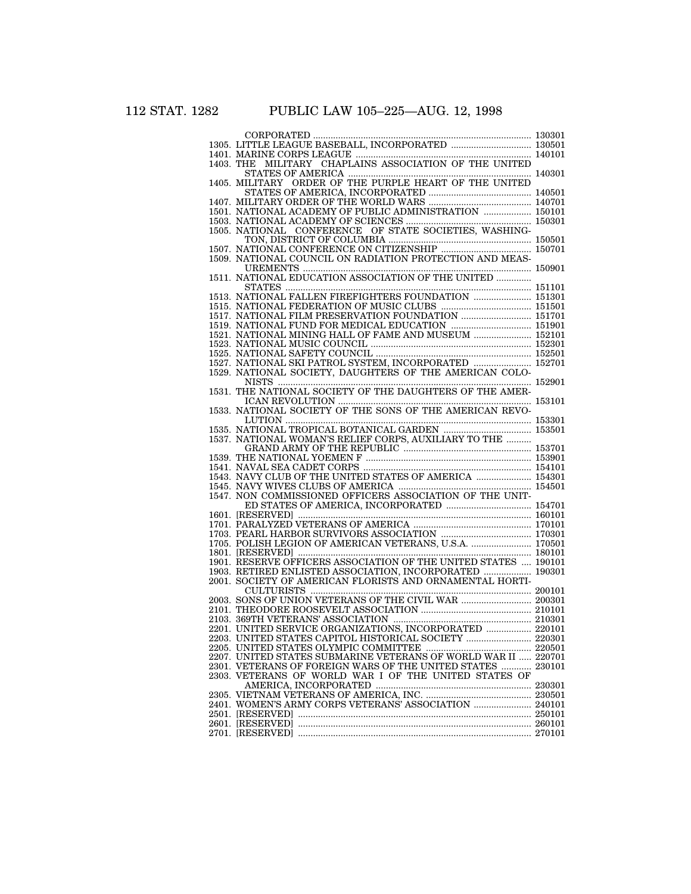| | | |
|---|---|---|
| | CORPORATED | 130301 |
| 1305. | LITTLE LEAGUE BASEBALL, INCORPORATED | 130501 |
| 1401. | MARINE CORPS LEAGUE | 140101 |
| 1403. | THE MILITARY CHAPLAINS ASSOCIATION OF THE UNITED STATES OF AMERICA | 140301 |
| 1405. | MILITARY ORDER OF THE PURPLE HEART OF THE UNITED STATES OF AMERICA, INCORPORATED | 140501 |
| 1407. | MILITARY ORDER OF THE WORLD WARS | 140701 |
| 1501. | NATIONAL ACADEMY OF PUBLIC ADMINISTRATION | 150101 |
| 1503. | NATIONAL ACADEMY OF SCIENCES | 150301 |
| 1505. | NATIONAL CONFERENCE OF STATE SOCIETIES, WASHINGTON, DISTRICT OF COLUMBIA | 150501 |
| 1507. | NATIONAL CONFERENCE ON CITIZENSHIP | 150701 |
| 1509. | NATIONAL COUNCIL ON RADIATION PROTECTION AND MEASUREMENTS | 150901 |
| 1511. | NATIONAL EDUCATION ASSOCIATION OF THE UNITED STATES | 151101 |
| 1513. | NATIONAL FALLEN FIREFIGHTERS FOUNDATION | 151301 |
| 1515. | NATIONAL FEDERATION OF MUSIC CLUBS | 151501 |
| 1517. | NATIONAL FILM PRESERVATION FOUNDATION | 151701 |
| 1519. | NATIONAL FUND FOR MEDICAL EDUCATION | 151901 |
| 1521. | NATIONAL MINING HALL OF FAME AND MUSEUM | 152101 |
| 1523. | NATIONAL MUSIC COUNCIL | 152301 |
| 1525. | NATIONAL SAFETY COUNCIL | 152501 |
| 1527. | NATIONAL SKI PATROL SYSTEM, INCORPORATED | 152701 |
| 1529. | NATIONAL SOCIETY, DAUGHTERS OF THE AMERICAN COLONISTS | 152901 |
| 1531. | THE NATIONAL SOCIETY OF THE DAUGHTERS OF THE AMERICAN REVOLUTION | 153101 |
| 1533. | NATIONAL SOCIETY OF THE SONS OF THE AMERICAN REVOLUTION | 153301 |
| 1535. | NATIONAL TROPICAL BOTANICAL GARDEN | 153501 |
| 1537. | NATIONAL WOMAN'S RELIEF CORPS, AUXILIARY TO THE GRAND ARMY OF THE REPUBLIC | 153701 |
| 1539. | THE NATIONAL YOEMEN F | 153901 |
| 1541. | NAVAL SEA CADET CORPS | 154101 |
| 1543. | NAVY CLUB OF THE UNITED STATES OF AMERICA | 154301 |
| 1545. | NAVY WIVES CLUBS OF AMERICA | 154501 |
| 1547. | NON COMMISSIONED OFFICERS ASSOCIATION OF THE UNITED STATES OF AMERICA, INCORPORATED | 154701 |
| 1601. | [RESERVED] | 160101 |
| 1701. | PARALYZED VETERANS OF AMERICA | 170101 |
| 1703. | PEARL HARBOR SURVIVORS ASSOCIATION | 170301 |
| 1705. | POLISH LEGION OF AMERICAN VETERANS, U.S.A. | 170501 |
| 1801. | [RESERVED] | 180101 |
| 1901. | RESERVE OFFICERS ASSOCIATION OF THE UNITED STATES | 190101 |
| 1903. | RETIRED ENLISTED ASSOCIATION, INCORPORATED | 190301 |
| 2001. | SOCIETY OF AMERICAN FLORISTS AND ORNAMENTAL HORTICULTURISTS | 200101 |
| 2003. | SONS OF UNION VETERANS OF THE CIVIL WAR | 200301 |
| 2101. | THEODORE ROOSEVELT ASSOCIATION | 210101 |
| 2103. | 369TH VETERANS' ASSOCIATION | 210301 |
| 2201. | UNITED SERVICE ORGANIZATIONS, INCORPORATED | 220101 |
| 2203. | UNITED STATES CAPITOL HISTORICAL SOCIETY | 220301 |
| 2205. | UNITED STATES OLYMPIC COMMITTEE | 220501 |
| 2207. | UNITED STATES SUBMARINE VETERANS OF WORLD WAR II | 220701 |
| 2301. | VETERANS OF FOREIGN WARS OF THE UNITED STATES | 230101 |
| 2303. | VETERANS OF WORLD WAR I OF THE UNITED STATES OF AMERICA, INCORPORATED | 230301 |
| 2305. | VIETNAM VETERANS OF AMERICA, INC. | 230501 |
| 2401. | WOMEN'S ARMY CORPS VETERANS' ASSOCIATION | 240101 |
| 2501. | [RESERVED] | 250101 |
| 2601. | [RESERVED] | 260101 |
| 2701. | [RESERVED] | 270101 |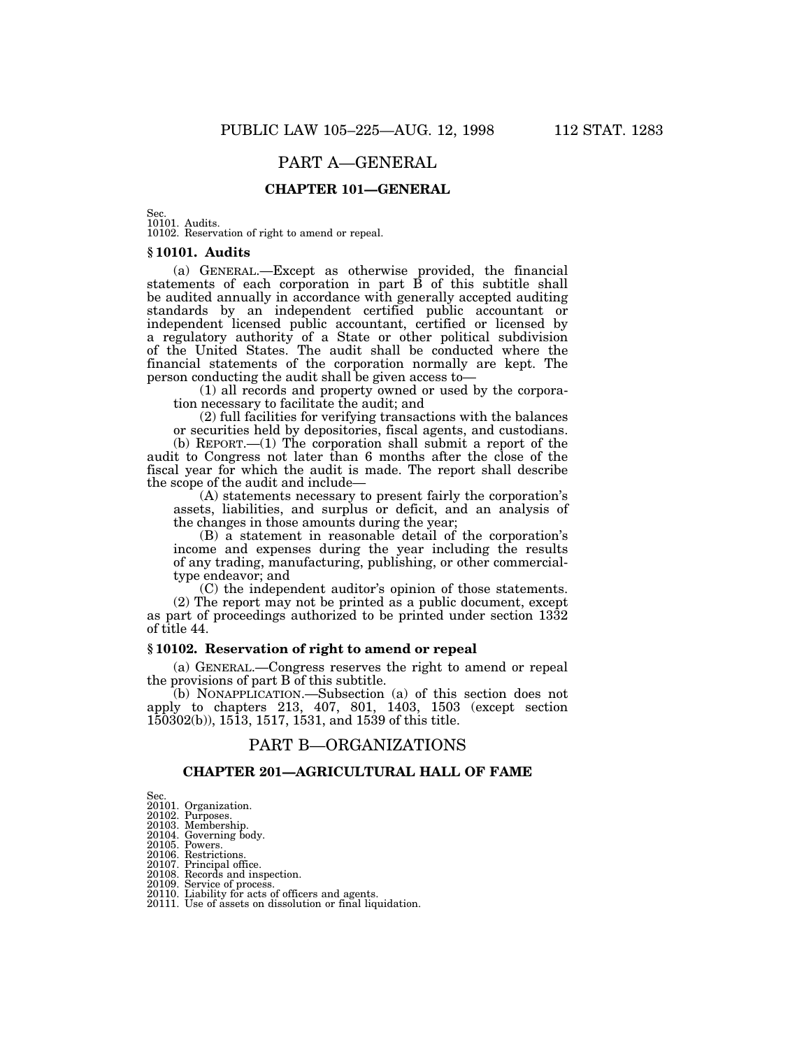## PART A—GENERAL

### CHAPTER 101—GENERAL

Sec.
10101. Audits.
10102. Reservation of right to amend or repeal.

#### § 10101. Audits

(a) GENERAL.—Except as otherwise provided, the financial statements of each corporation in part B of this subtitle shall be audited annually in accordance with generally accepted auditing standards by an independent certified public accountant or independent licensed public accountant, certified or licensed by a regulatory authority of a State or other political subdivision of the United States. The audit shall be conducted where the financial statements of the corporation normally are kept. The person conducting the audit shall be given access to—

(1) all records and property owned or used by the corporation necessary to facilitate the audit; and

(2) full facilities for verifying transactions with the balances or securities held by depositories, fiscal agents, and custodians.

(b) REPORT.—(1) The corporation shall submit a report of the audit to Congress not later than 6 months after the close of the fiscal year for which the audit is made. The report shall describe the scope of the audit and include—

(A) statements necessary to present fairly the corporation's assets, liabilities, and surplus or deficit, and an analysis of the changes in those amounts during the year;

(B) a statement in reasonable detail of the corporation's income and expenses during the year including the results of any trading, manufacturing, publishing, or other commercial-type endeavor; and

(C) the independent auditor's opinion of those statements.

(2) The report may not be printed as a public document, except as part of proceedings authorized to be printed under section 1332 of title 44.

#### § 10102. Reservation of right to amend or repeal

(a) GENERAL.—Congress reserves the right to amend or repeal the provisions of part B of this subtitle.

(b) NONAPPLICATION.—Subsection (a) of this section does not apply to chapters 213, 407, 801, 1403, 1503 (except section 150302(b)), 1513, 1517, 1531, and 1539 of this title.

## PART B—ORGANIZATIONS

### CHAPTER 201—AGRICULTURAL HALL OF FAME

Sec.
20101. Organization.
20102. Purposes.
20103. Membership.
20104. Governing body.
20105. Powers.
20106. Restrictions.
20107. Principal office.
20108. Records and inspection.
20109. Service of process.
20110. Liability for acts of officers and agents.
20111. Use of assets on dissolution or final liquidation.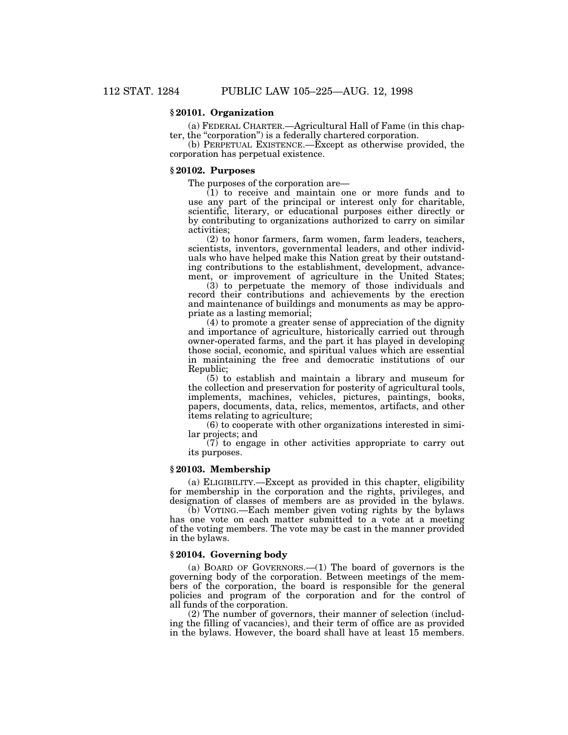### § 20101. Organization

(a) FEDERAL CHARTER.—Agricultural Hall of Fame (in this chapter, the "corporation") is a federally chartered corporation.

(b) PERPETUAL EXISTENCE.—Except as otherwise provided, the corporation has perpetual existence.

### § 20102. Purposes

The purposes of the corporation are—

(1) to receive and maintain one or more funds and to use any part of the principal or interest only for charitable, scientific, literary, or educational purposes either directly or by contributing to organizations authorized to carry on similar activities;

(2) to honor farmers, farm women, farm leaders, teachers, scientists, inventors, governmental leaders, and other individuals who have helped make this Nation great by their outstanding contributions to the establishment, development, advancement, or improvement of agriculture in the United States;

(3) to perpetuate the memory of those individuals and record their contributions and achievements by the erection and maintenance of buildings and monuments as may be appropriate as a lasting memorial;

(4) to promote a greater sense of appreciation of the dignity and importance of agriculture, historically carried out through owner-operated farms, and the part it has played in developing those social, economic, and spiritual values which are essential in maintaining the free and democratic institutions of our Republic;

(5) to establish and maintain a library and museum for the collection and preservation for posterity of agricultural tools, implements, machines, vehicles, pictures, paintings, books, papers, documents, data, relics, mementos, artifacts, and other items relating to agriculture;

(6) to cooperate with other organizations interested in similar projects; and

(7) to engage in other activities appropriate to carry out its purposes.

### § 20103. Membership

(a) ELIGIBILITY.—Except as provided in this chapter, eligibility for membership in the corporation and the rights, privileges, and designation of classes of members are as provided in the bylaws.

(b) VOTING.—Each member given voting rights by the bylaws has one vote on each matter submitted to a vote at a meeting of the voting members. The vote may be cast in the manner provided in the bylaws.

### § 20104. Governing body

(a) BOARD OF GOVERNORS.—(1) The board of governors is the governing body of the corporation. Between meetings of the members of the corporation, the board is responsible for the general policies and program of the corporation and for the control of all funds of the corporation.

(2) The number of governors, their manner of selection (including the filling of vacancies), and their term of office are as provided in the bylaws. However, the board shall have at least 15 members.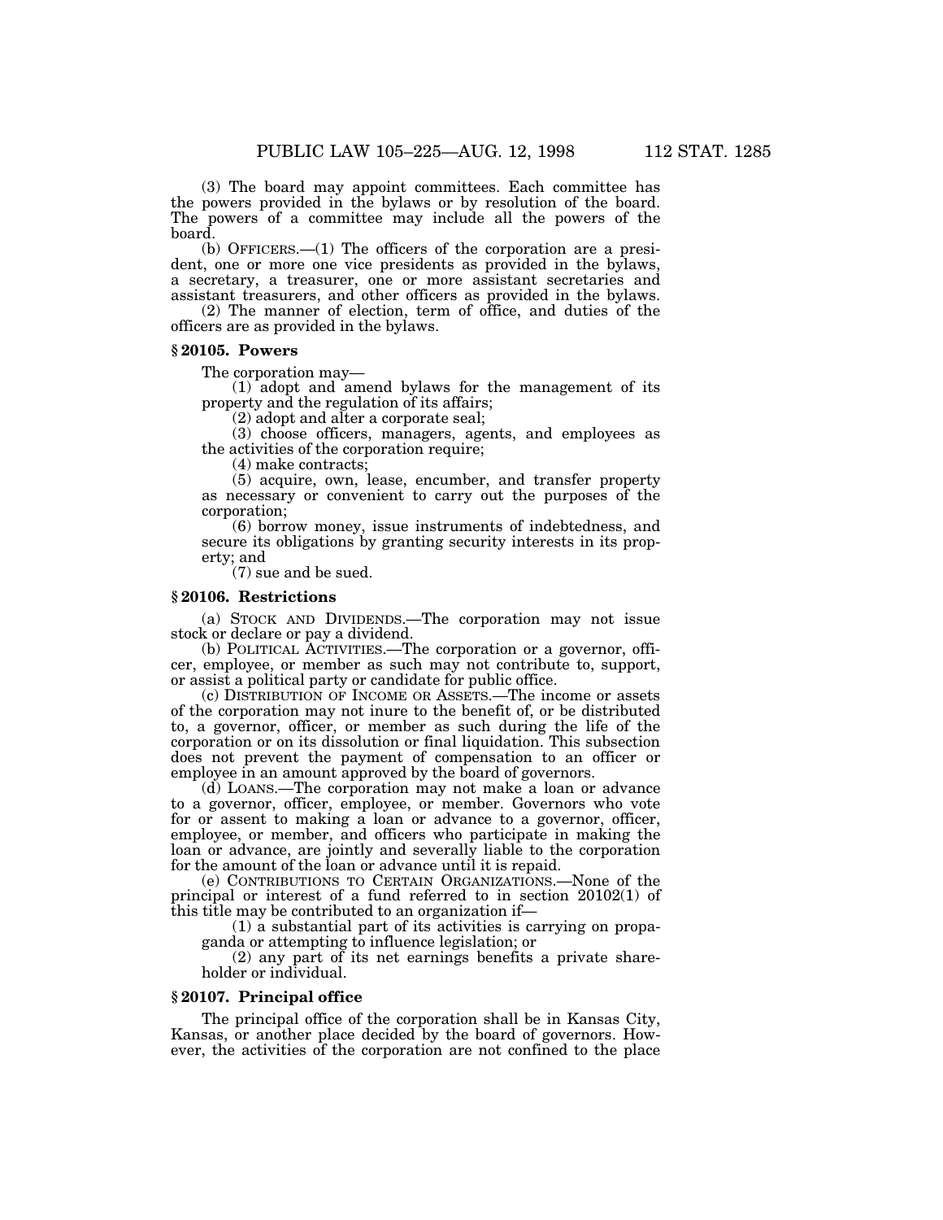(3) The board may appoint committees. Each committee has the powers provided in the bylaws or by resolution of the board. The powers of a committee may include all the powers of the board.

(b) OFFICERS.—(1) The officers of the corporation are a president, one or more one vice presidents as provided in the bylaws, a secretary, a treasurer, one or more assistant secretaries and assistant treasurers, and other officers as provided in the bylaws.

(2) The manner of election, term of office, and duties of the officers are as provided in the bylaws.

### § 20105. Powers

The corporation may—

(1) adopt and amend bylaws for the management of its property and the regulation of its affairs;

(2) adopt and alter a corporate seal;

(3) choose officers, managers, agents, and employees as the activities of the corporation require;

(4) make contracts;

(5) acquire, own, lease, encumber, and transfer property as necessary or convenient to carry out the purposes of the corporation;

(6) borrow money, issue instruments of indebtedness, and secure its obligations by granting security interests in its property; and

(7) sue and be sued.

### § 20106. Restrictions

(a) STOCK AND DIVIDENDS.—The corporation may not issue stock or declare or pay a dividend.

(b) POLITICAL ACTIVITIES.—The corporation or a governor, officer, employee, or member as such may not contribute to, support, or assist a political party or candidate for public office.

(c) DISTRIBUTION OF INCOME OR ASSETS.—The income or assets of the corporation may not inure to the benefit of, or be distributed to, a governor, officer, or member as such during the life of the corporation or on its dissolution or final liquidation. This subsection does not prevent the payment of compensation to an officer or employee in an amount approved by the board of governors.

(d) LOANS.—The corporation may not make a loan or advance to a governor, officer, employee, or member. Governors who vote for or assent to making a loan or advance to a governor, officer, employee, or member, and officers who participate in making the loan or advance, are jointly and severally liable to the corporation for the amount of the loan or advance until it is repaid.

(e) CONTRIBUTIONS TO CERTAIN ORGANIZATIONS.—None of the principal or interest of a fund referred to in section 20102(1) of this title may be contributed to an organization if—

(1) a substantial part of its activities is carrying on propaganda or attempting to influence legislation; or

(2) any part of its net earnings benefits a private shareholder or individual.

### § 20107. Principal office

The principal office of the corporation shall be in Kansas City, Kansas, or another place decided by the board of governors. However, the activities of the corporation are not confined to the place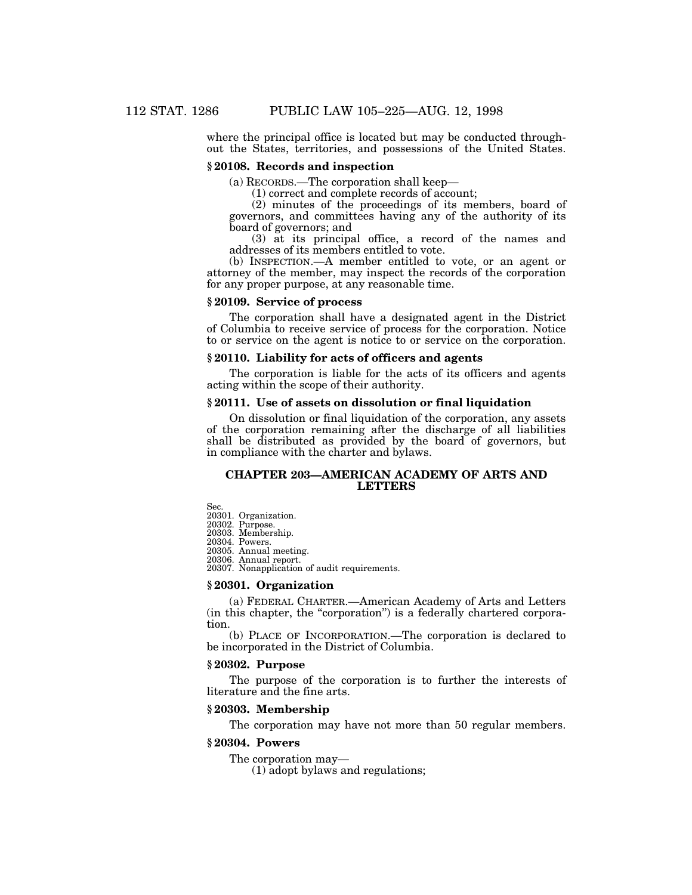where the principal office is located but may be conducted throughout the States, territories, and possessions of the United States.

### § 20108. Records and inspection

(a) RECORDS.—The corporation shall keep—

(1) correct and complete records of account;

(2) minutes of the proceedings of its members, board of governors, and committees having any of the authority of its board of governors; and

(3) at its principal office, a record of the names and addresses of its members entitled to vote.

(b) INSPECTION.—A member entitled to vote, or an agent or attorney of the member, may inspect the records of the corporation for any proper purpose, at any reasonable time.

### § 20109. Service of process

The corporation shall have a designated agent in the District of Columbia to receive service of process for the corporation. Notice to or service on the agent is notice to or service on the corporation.

### § 20110. Liability for acts of officers and agents

The corporation is liable for the acts of its officers and agents acting within the scope of their authority.

### § 20111. Use of assets on dissolution or final liquidation

On dissolution or final liquidation of the corporation, any assets of the corporation remaining after the discharge of all liabilities shall be distributed as provided by the board of governors, but in compliance with the charter and bylaws.

## CHAPTER 203—AMERICAN ACADEMY OF ARTS AND LETTERS

Sec.
20301. Organization.
20302. Purpose.
20303. Membership.
20304. Powers.
20305. Annual meeting.
20306. Annual report.
20307. Nonapplication of audit requirements.

### § 20301. Organization

(a) FEDERAL CHARTER.—American Academy of Arts and Letters (in this chapter, the "corporation") is a federally chartered corporation.

(b) PLACE OF INCORPORATION.—The corporation is declared to be incorporated in the District of Columbia.

### § 20302. Purpose

The purpose of the corporation is to further the interests of literature and the fine arts.

### § 20303. Membership

The corporation may have not more than 50 regular members.

### § 20304. Powers

The corporation may—

(1) adopt bylaws and regulations;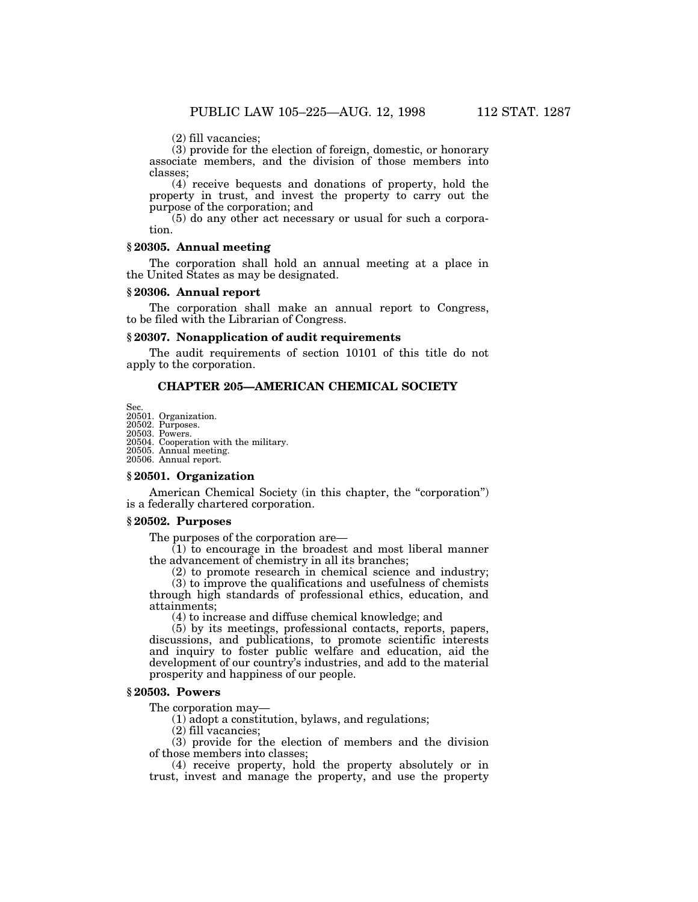(2) fill vacancies;

(3) provide for the election of foreign, domestic, or honorary associate members, and the division of those members into classes;

(4) receive bequests and donations of property, hold the property in trust, and invest the property to carry out the purpose of the corporation; and

(5) do any other act necessary or usual for such a corporation.

### § 20305. Annual meeting

The corporation shall hold an annual meeting at a place in the United States as may be designated.

### § 20306. Annual report

The corporation shall make an annual report to Congress, to be filed with the Librarian of Congress.

### § 20307. Nonapplication of audit requirements

The audit requirements of section 10101 of this title do not apply to the corporation.

## CHAPTER 205—AMERICAN CHEMICAL SOCIETY

Sec.
20501. Organization.
20502. Purposes.
20503. Powers.
20504. Cooperation with the military.
20505. Annual meeting.
20506. Annual report.

### § 20501. Organization

American Chemical Society (in this chapter, the "corporation") is a federally chartered corporation.

### § 20502. Purposes

The purposes of the corporation are—

(1) to encourage in the broadest and most liberal manner the advancement of chemistry in all its branches;

(2) to promote research in chemical science and industry;

(3) to improve the qualifications and usefulness of chemists through high standards of professional ethics, education, and attainments;

(4) to increase and diffuse chemical knowledge; and

(5) by its meetings, professional contacts, reports, papers, discussions, and publications, to promote scientific interests and inquiry to foster public welfare and education, aid the development of our country's industries, and add to the material prosperity and happiness of our people.

### § 20503. Powers

The corporation may—

(1) adopt a constitution, bylaws, and regulations;

(2) fill vacancies;

(3) provide for the election of members and the division of those members into classes;

(4) receive property, hold the property absolutely or in trust, invest and manage the property, and use the property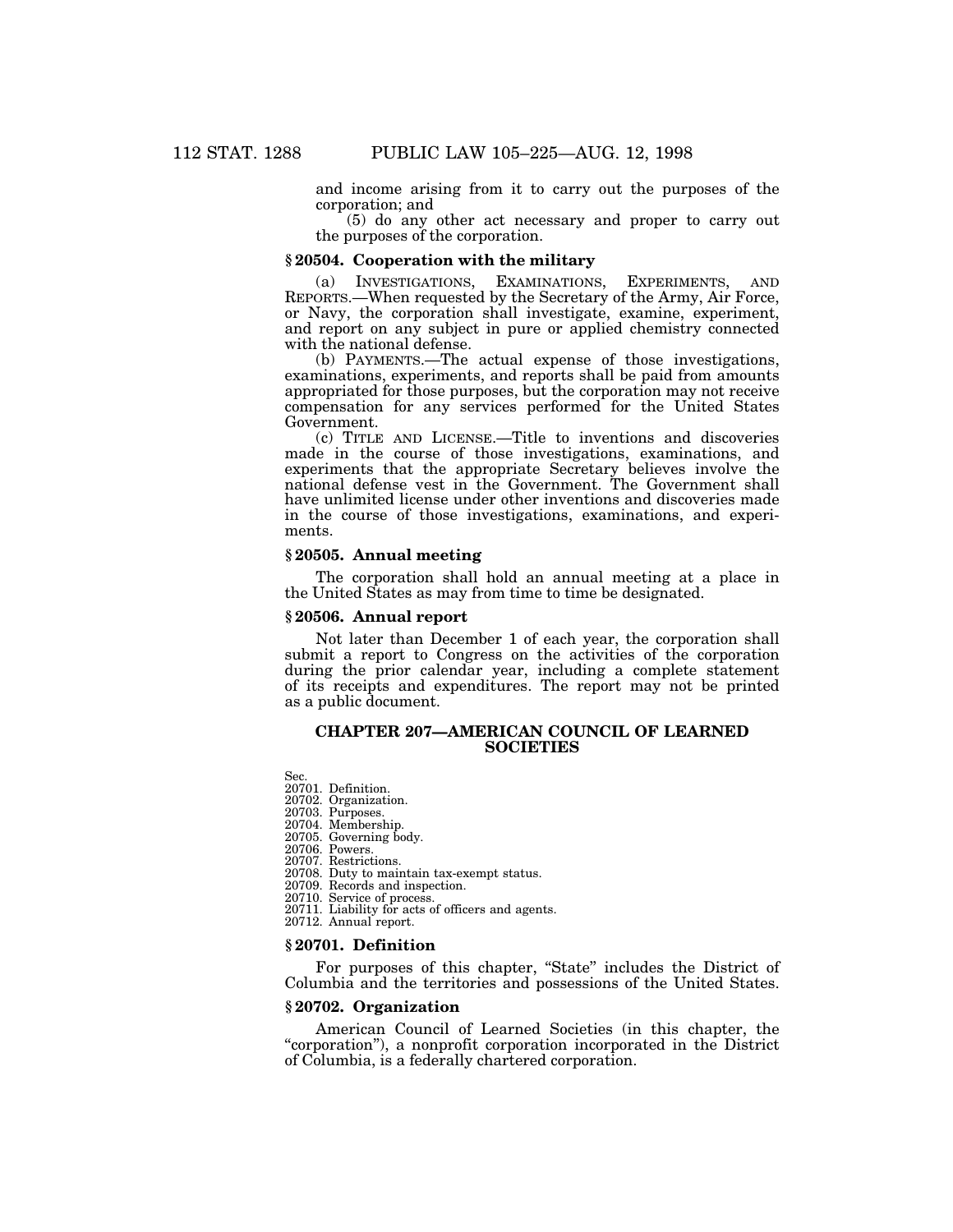and income arising from it to carry out the purposes of the corporation; and

(5) do any other act necessary and proper to carry out the purposes of the corporation.

### § 20504. Cooperation with the military

(a) INVESTIGATIONS, EXAMINATIONS, EXPERIMENTS, AND REPORTS.—When requested by the Secretary of the Army, Air Force, or Navy, the corporation shall investigate, examine, experiment, and report on any subject in pure or applied chemistry connected with the national defense.

(b) PAYMENTS.—The actual expense of those investigations, examinations, experiments, and reports shall be paid from amounts appropriated for those purposes, but the corporation may not receive compensation for any services performed for the United States Government.

(c) TITLE AND LICENSE.—Title to inventions and discoveries made in the course of those investigations, examinations, and experiments that the appropriate Secretary believes involve the national defense vest in the Government. The Government shall have unlimited license under other inventions and discoveries made in the course of those investigations, examinations, and experiments.

### § 20505. Annual meeting

The corporation shall hold an annual meeting at a place in the United States as may from time to time be designated.

### § 20506. Annual report

Not later than December 1 of each year, the corporation shall submit a report to Congress on the activities of the corporation during the prior calendar year, including a complete statement of its receipts and expenditures. The report may not be printed as a public document.

## CHAPTER 207—AMERICAN COUNCIL OF LEARNED SOCIETIES

Sec.
20701. Definition.
20702. Organization.
20703. Purposes.
20704. Membership.
20705. Governing body.
20706. Powers.
20707. Restrictions.
20708. Duty to maintain tax-exempt status.
20709. Records and inspection.
20710. Service of process.
20711. Liability for acts of officers and agents.
20712. Annual report.

### § 20701. Definition

For purposes of this chapter, "State" includes the District of Columbia and the territories and possessions of the United States.

### § 20702. Organization

American Council of Learned Societies (in this chapter, the "corporation"), a nonprofit corporation incorporated in the District of Columbia, is a federally chartered corporation.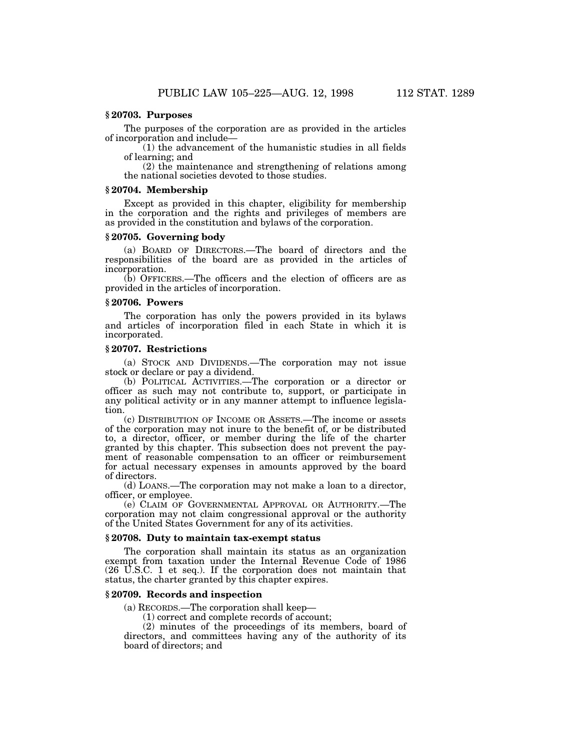### § 20703. Purposes

The purposes of the corporation are as provided in the articles of incorporation and include—

(1) the advancement of the humanistic studies in all fields of learning; and

(2) the maintenance and strengthening of relations among the national societies devoted to those studies.

### § 20704. Membership

Except as provided in this chapter, eligibility for membership in the corporation and the rights and privileges of members are as provided in the constitution and bylaws of the corporation.

### § 20705. Governing body

(a) BOARD OF DIRECTORS.—The board of directors and the responsibilities of the board are as provided in the articles of incorporation.

(b) OFFICERS.—The officers and the election of officers are as provided in the articles of incorporation.

### § 20706. Powers

The corporation has only the powers provided in its bylaws and articles of incorporation filed in each State in which it is incorporated.

### § 20707. Restrictions

(a) STOCK AND DIVIDENDS.—The corporation may not issue stock or declare or pay a dividend.

(b) POLITICAL ACTIVITIES.—The corporation or a director or officer as such may not contribute to, support, or participate in any political activity or in any manner attempt to influence legislation.

(c) DISTRIBUTION OF INCOME OR ASSETS.—The income or assets of the corporation may not inure to the benefit of, or be distributed to, a director, officer, or member during the life of the charter granted by this chapter. This subsection does not prevent the payment of reasonable compensation to an officer or reimbursement for actual necessary expenses in amounts approved by the board of directors.

(d) LOANS.—The corporation may not make a loan to a director, officer, or employee.

(e) CLAIM OF GOVERNMENTAL APPROVAL OR AUTHORITY.—The corporation may not claim congressional approval or the authority of the United States Government for any of its activities.

### § 20708. Duty to maintain tax-exempt status

The corporation shall maintain its status as an organization exempt from taxation under the Internal Revenue Code of 1986 (26 U.S.C. 1 et seq.). If the corporation does not maintain that status, the charter granted by this chapter expires.

### § 20709. Records and inspection

(a) RECORDS.—The corporation shall keep—

(1) correct and complete records of account;

(2) minutes of the proceedings of its members, board of directors, and committees having any of the authority of its board of directors; and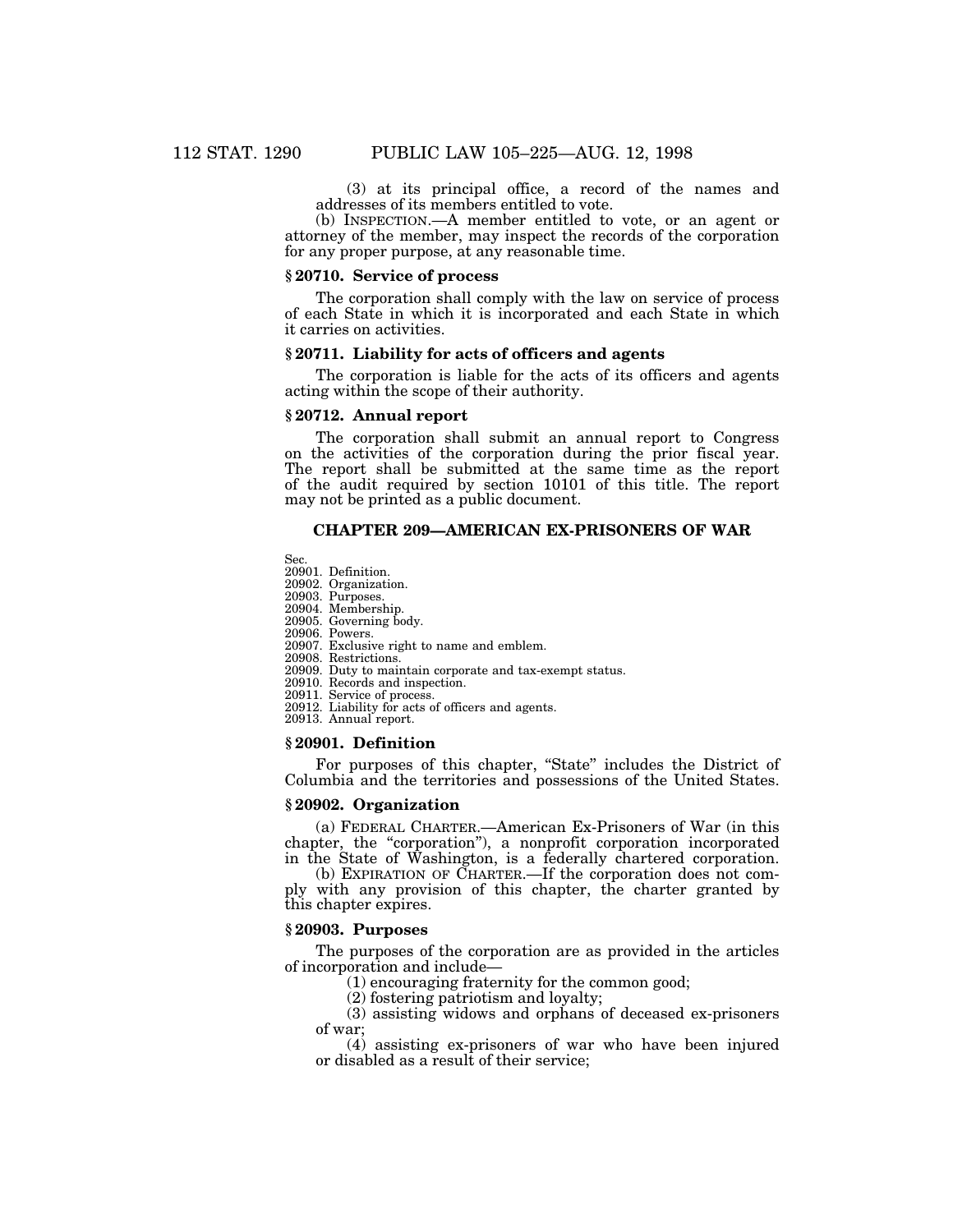(3) at its principal office, a record of the names and addresses of its members entitled to vote.

(b) INSPECTION.—A member entitled to vote, or an agent or attorney of the member, may inspect the records of the corporation for any proper purpose, at any reasonable time.

### § 20710. Service of process

The corporation shall comply with the law on service of process of each State in which it is incorporated and each State in which it carries on activities.

### § 20711. Liability for acts of officers and agents

The corporation is liable for the acts of its officers and agents acting within the scope of their authority.

### § 20712. Annual report

The corporation shall submit an annual report to Congress on the activities of the corporation during the prior fiscal year. The report shall be submitted at the same time as the report of the audit required by section 10101 of this title. The report may not be printed as a public document.

## CHAPTER 209—AMERICAN EX-PRISONERS OF WAR

Sec.
20901. Definition.
20902. Organization.
20903. Purposes.
20904. Membership.
20905. Governing body.
20906. Powers.
20907. Exclusive right to name and emblem.
20908. Restrictions.
20909. Duty to maintain corporate and tax-exempt status.
20910. Records and inspection.
20911. Service of process.
20912. Liability for acts of officers and agents.
20913. Annual report.

### § 20901. Definition

For purposes of this chapter, "State" includes the District of Columbia and the territories and possessions of the United States.

### § 20902. Organization

(a) FEDERAL CHARTER.—American Ex-Prisoners of War (in this chapter, the "corporation"), a nonprofit corporation incorporated in the State of Washington, is a federally chartered corporation.

(b) EXPIRATION OF CHARTER.—If the corporation does not comply with any provision of this chapter, the charter granted by this chapter expires.

### § 20903. Purposes

The purposes of the corporation are as provided in the articles of incorporation and include—

(1) encouraging fraternity for the common good;

(2) fostering patriotism and loyalty;

(3) assisting widows and orphans of deceased ex-prisoners of war;

(4) assisting ex-prisoners of war who have been injured or disabled as a result of their service;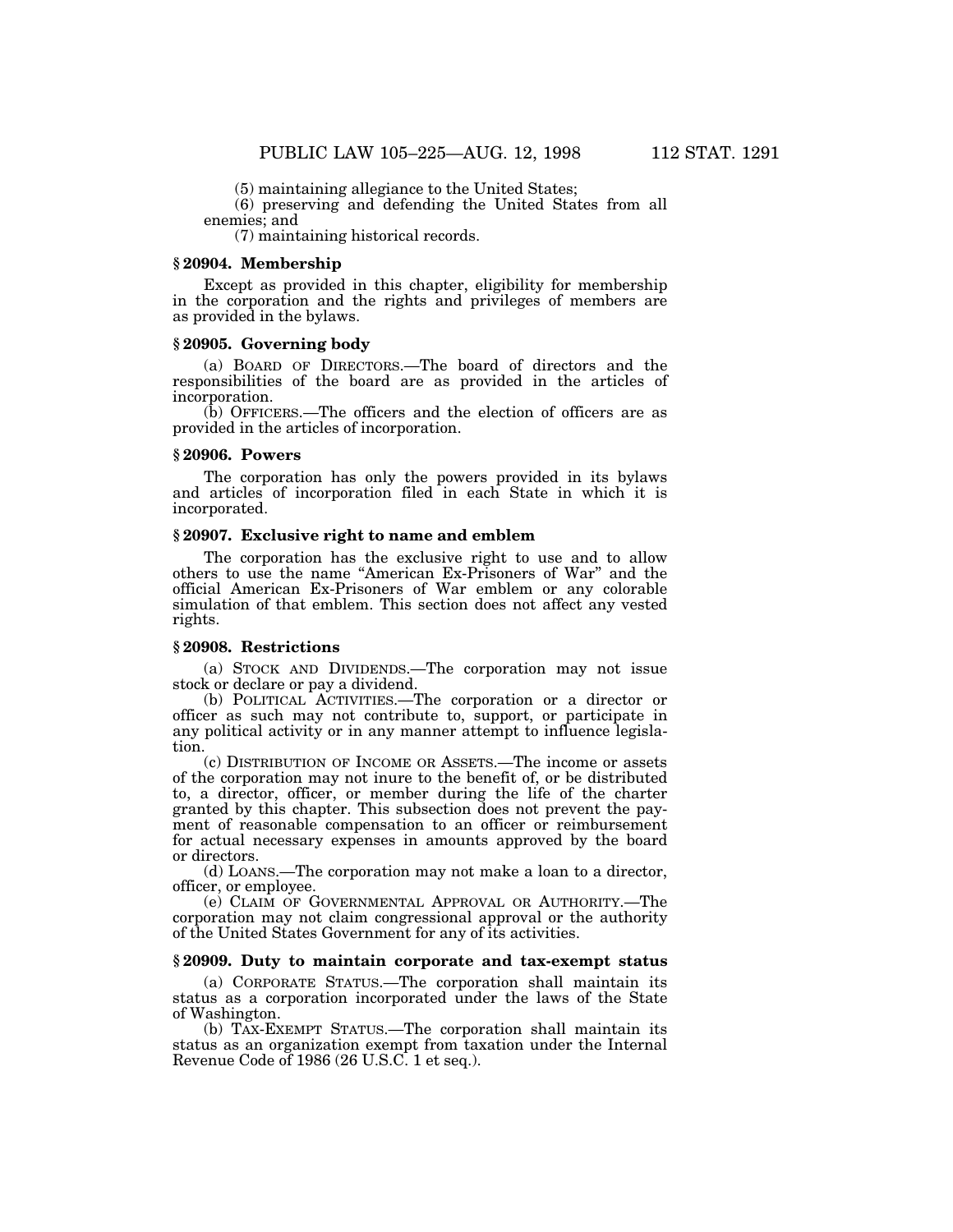(5) maintaining allegiance to the United States;

(6) preserving and defending the United States from all enemies; and

(7) maintaining historical records.

### § 20904. Membership

Except as provided in this chapter, eligibility for membership in the corporation and the rights and privileges of members are as provided in the bylaws.

### § 20905. Governing body

(a) BOARD OF DIRECTORS.—The board of directors and the responsibilities of the board are as provided in the articles of incorporation.

(b) OFFICERS.—The officers and the election of officers are as provided in the articles of incorporation.

### § 20906. Powers

The corporation has only the powers provided in its bylaws and articles of incorporation filed in each State in which it is incorporated.

### § 20907. Exclusive right to name and emblem

The corporation has the exclusive right to use and to allow others to use the name "American Ex-Prisoners of War" and the official American Ex-Prisoners of War emblem or any colorable simulation of that emblem. This section does not affect any vested rights.

### § 20908. Restrictions

(a) STOCK AND DIVIDENDS.—The corporation may not issue stock or declare or pay a dividend.

(b) POLITICAL ACTIVITIES.—The corporation or a director or officer as such may not contribute to, support, or participate in any political activity or in any manner attempt to influence legislation.

(c) DISTRIBUTION OF INCOME OR ASSETS.—The income or assets of the corporation may not inure to the benefit of, or be distributed to, a director, officer, or member during the life of the charter granted by this chapter. This subsection does not prevent the payment of reasonable compensation to an officer or reimbursement for actual necessary expenses in amounts approved by the board or directors.

(d) LOANS.—The corporation may not make a loan to a director, officer, or employee.

(e) CLAIM OF GOVERNMENTAL APPROVAL OR AUTHORITY.—The corporation may not claim congressional approval or the authority of the United States Government for any of its activities.

### § 20909. Duty to maintain corporate and tax-exempt status

(a) CORPORATE STATUS.—The corporation shall maintain its status as a corporation incorporated under the laws of the State of Washington.

(b) TAX-EXEMPT STATUS.—The corporation shall maintain its status as an organization exempt from taxation under the Internal Revenue Code of 1986 (26 U.S.C. 1 et seq.).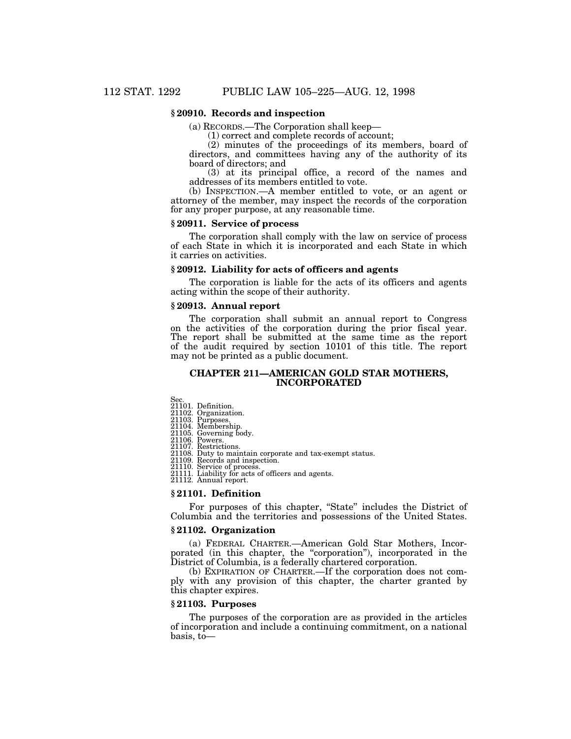### § 20910. Records and inspection

(a) RECORDS.—The Corporation shall keep—

(1) correct and complete records of account;

(2) minutes of the proceedings of its members, board of directors, and committees having any of the authority of its board of directors; and

(3) at its principal office, a record of the names and addresses of its members entitled to vote.

(b) INSPECTION.—A member entitled to vote, or an agent or attorney of the member, may inspect the records of the corporation for any proper purpose, at any reasonable time.

### § 20911. Service of process

The corporation shall comply with the law on service of process of each State in which it is incorporated and each State in which it carries on activities.

### § 20912. Liability for acts of officers and agents

The corporation is liable for the acts of its officers and agents acting within the scope of their authority.

### § 20913. Annual report

The corporation shall submit an annual report to Congress on the activities of the corporation during the prior fiscal year. The report shall be submitted at the same time as the report of the audit required by section 10101 of this title. The report may not be printed as a public document.

## CHAPTER 211—AMERICAN GOLD STAR MOTHERS, INCORPORATED

Sec.
21101. Definition.
21102. Organization.
21103. Purposes.
21104. Membership.
21105. Governing body.
21106. Powers.
21107. Restrictions.
21108. Duty to maintain corporate and tax-exempt status.
21109. Records and inspection.
21110. Service of process.
21111. Liability for acts of officers and agents.
21112. Annual report.

### § 21101. Definition

For purposes of this chapter, "State" includes the District of Columbia and the territories and possessions of the United States.

### § 21102. Organization

(a) FEDERAL CHARTER.—American Gold Star Mothers, Incorporated (in this chapter, the "corporation"), incorporated in the District of Columbia, is a federally chartered corporation.

(b) EXPIRATION OF CHARTER.—If the corporation does not comply with any provision of this chapter, the charter granted by this chapter expires.

### § 21103. Purposes

The purposes of the corporation are as provided in the articles of incorporation and include a continuing commitment, on a national basis, to—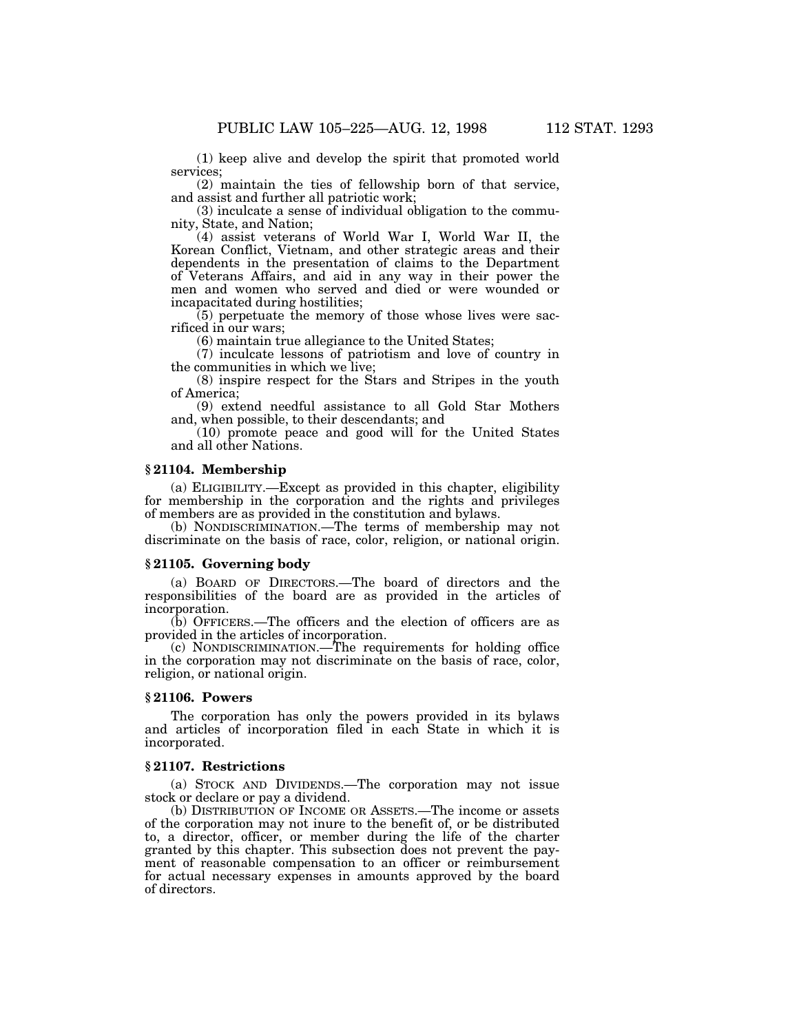(1) keep alive and develop the spirit that promoted world services;

(2) maintain the ties of fellowship born of that service, and assist and further all patriotic work;

(3) inculcate a sense of individual obligation to the community, State, and Nation;

(4) assist veterans of World War I, World War II, the Korean Conflict, Vietnam, and other strategic areas and their dependents in the presentation of claims to the Department of Veterans Affairs, and aid in any way in their power the men and women who served and died or were wounded or incapacitated during hostilities;

(5) perpetuate the memory of those whose lives were sacrificed in our wars;

(6) maintain true allegiance to the United States;

(7) inculcate lessons of patriotism and love of country in the communities in which we live;

(8) inspire respect for the Stars and Stripes in the youth of America;

(9) extend needful assistance to all Gold Star Mothers and, when possible, to their descendants; and

(10) promote peace and good will for the United States and all other Nations.

### § 21104. Membership

(a) ELIGIBILITY.—Except as provided in this chapter, eligibility for membership in the corporation and the rights and privileges of members are as provided in the constitution and bylaws.

(b) NONDISCRIMINATION.—The terms of membership may not discriminate on the basis of race, color, religion, or national origin.

### § 21105. Governing body

(a) BOARD OF DIRECTORS.—The board of directors and the responsibilities of the board are as provided in the articles of incorporation.

(b) OFFICERS.—The officers and the election of officers are as provided in the articles of incorporation.

(c) NONDISCRIMINATION.—The requirements for holding office in the corporation may not discriminate on the basis of race, color, religion, or national origin.

### § 21106. Powers

The corporation has only the powers provided in its bylaws and articles of incorporation filed in each State in which it is incorporated.

### § 21107. Restrictions

(a) STOCK AND DIVIDENDS.—The corporation may not issue stock or declare or pay a dividend.

(b) DISTRIBUTION OF INCOME OR ASSETS.—The income or assets of the corporation may not inure to the benefit of, or be distributed to, a director, officer, or member during the life of the charter granted by this chapter. This subsection does not prevent the payment of reasonable compensation to an officer or reimbursement for actual necessary expenses in amounts approved by the board of directors.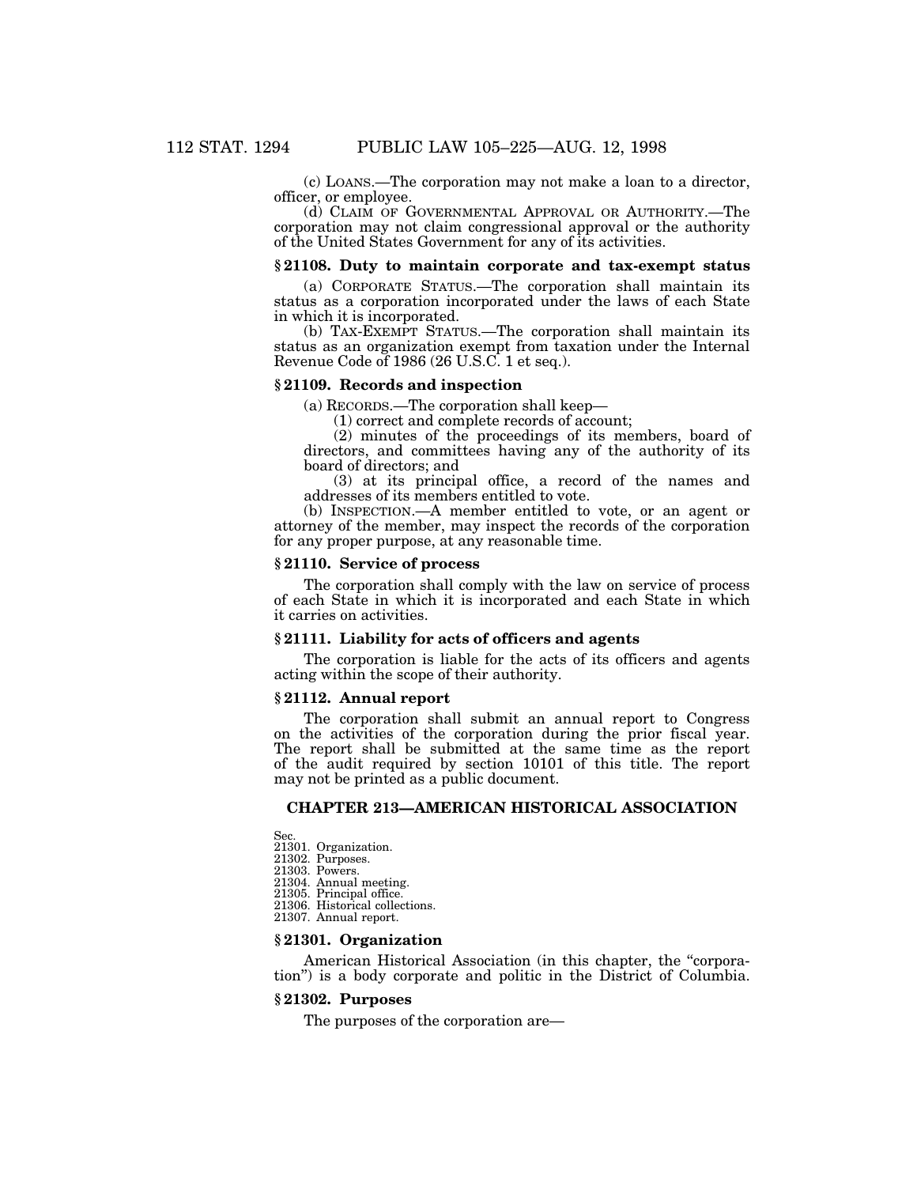(c) LOANS.—The corporation may not make a loan to a director, officer, or employee.

(d) CLAIM OF GOVERNMENTAL APPROVAL OR AUTHORITY.—The corporation may not claim congressional approval or the authority of the United States Government for any of its activities.

### § 21108. Duty to maintain corporate and tax-exempt status

(a) CORPORATE STATUS.—The corporation shall maintain its status as a corporation incorporated under the laws of each State in which it is incorporated.

(b) TAX-EXEMPT STATUS.—The corporation shall maintain its status as an organization exempt from taxation under the Internal Revenue Code of 1986 (26 U.S.C. 1 et seq.).

### § 21109. Records and inspection

(a) RECORDS.—The corporation shall keep—

(1) correct and complete records of account;

(2) minutes of the proceedings of its members, board of directors, and committees having any of the authority of its board of directors; and

(3) at its principal office, a record of the names and addresses of its members entitled to vote.

(b) INSPECTION.—A member entitled to vote, or an agent or attorney of the member, may inspect the records of the corporation for any proper purpose, at any reasonable time.

### § 21110. Service of process

The corporation shall comply with the law on service of process of each State in which it is incorporated and each State in which it carries on activities.

### § 21111. Liability for acts of officers and agents

The corporation is liable for the acts of its officers and agents acting within the scope of their authority.

### § 21112. Annual report

The corporation shall submit an annual report to Congress on the activities of the corporation during the prior fiscal year. The report shall be submitted at the same time as the report of the audit required by section 10101 of this title. The report may not be printed as a public document.

## CHAPTER 213—AMERICAN HISTORICAL ASSOCIATION

Sec.
21301. Organization.
21302. Purposes.
21303. Powers.
21304. Annual meeting.
21305. Principal office.
21306. Historical collections.
21307. Annual report.

### § 21301. Organization

American Historical Association (in this chapter, the "corporation") is a body corporate and politic in the District of Columbia.

### § 21302. Purposes

The purposes of the corporation are—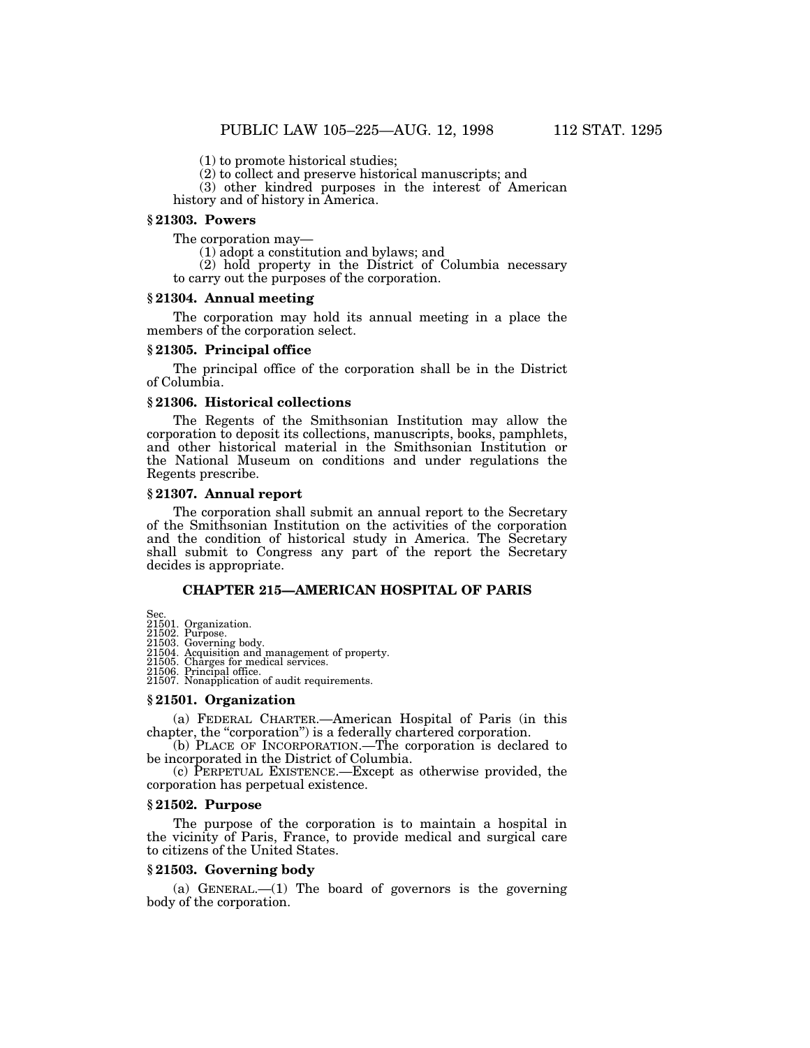(1) to promote historical studies;

(2) to collect and preserve historical manuscripts; and

(3) other kindred purposes in the interest of American history and of history in America.

### § 21303. Powers

The corporation may—

(1) adopt a constitution and bylaws; and

(2) hold property in the District of Columbia necessary to carry out the purposes of the corporation.

### § 21304. Annual meeting

The corporation may hold its annual meeting in a place the members of the corporation select.

### § 21305. Principal office

The principal office of the corporation shall be in the District of Columbia.

### § 21306. Historical collections

The Regents of the Smithsonian Institution may allow the corporation to deposit its collections, manuscripts, books, pamphlets, and other historical material in the Smithsonian Institution or the National Museum on conditions and under regulations the Regents prescribe.

### § 21307. Annual report

The corporation shall submit an annual report to the Secretary of the Smithsonian Institution on the activities of the corporation and the condition of historical study in America. The Secretary shall submit to Congress any part of the report the Secretary decides is appropriate.

## CHAPTER 215—AMERICAN HOSPITAL OF PARIS

Sec.
21501. Organization.
21502. Purpose.
21503. Governing body.
21504. Acquisition and management of property.
21505. Charges for medical services.
21506. Principal office.
21507. Nonapplication of audit requirements.

### § 21501. Organization

(a) FEDERAL CHARTER.—American Hospital of Paris (in this chapter, the "corporation") is a federally chartered corporation.

(b) PLACE OF INCORPORATION.—The corporation is declared to be incorporated in the District of Columbia.

(c) PERPETUAL EXISTENCE.—Except as otherwise provided, the corporation has perpetual existence.

### § 21502. Purpose

The purpose of the corporation is to maintain a hospital in the vicinity of Paris, France, to provide medical and surgical care to citizens of the United States.

### § 21503. Governing body

(a) GENERAL.—(1) The board of governors is the governing body of the corporation.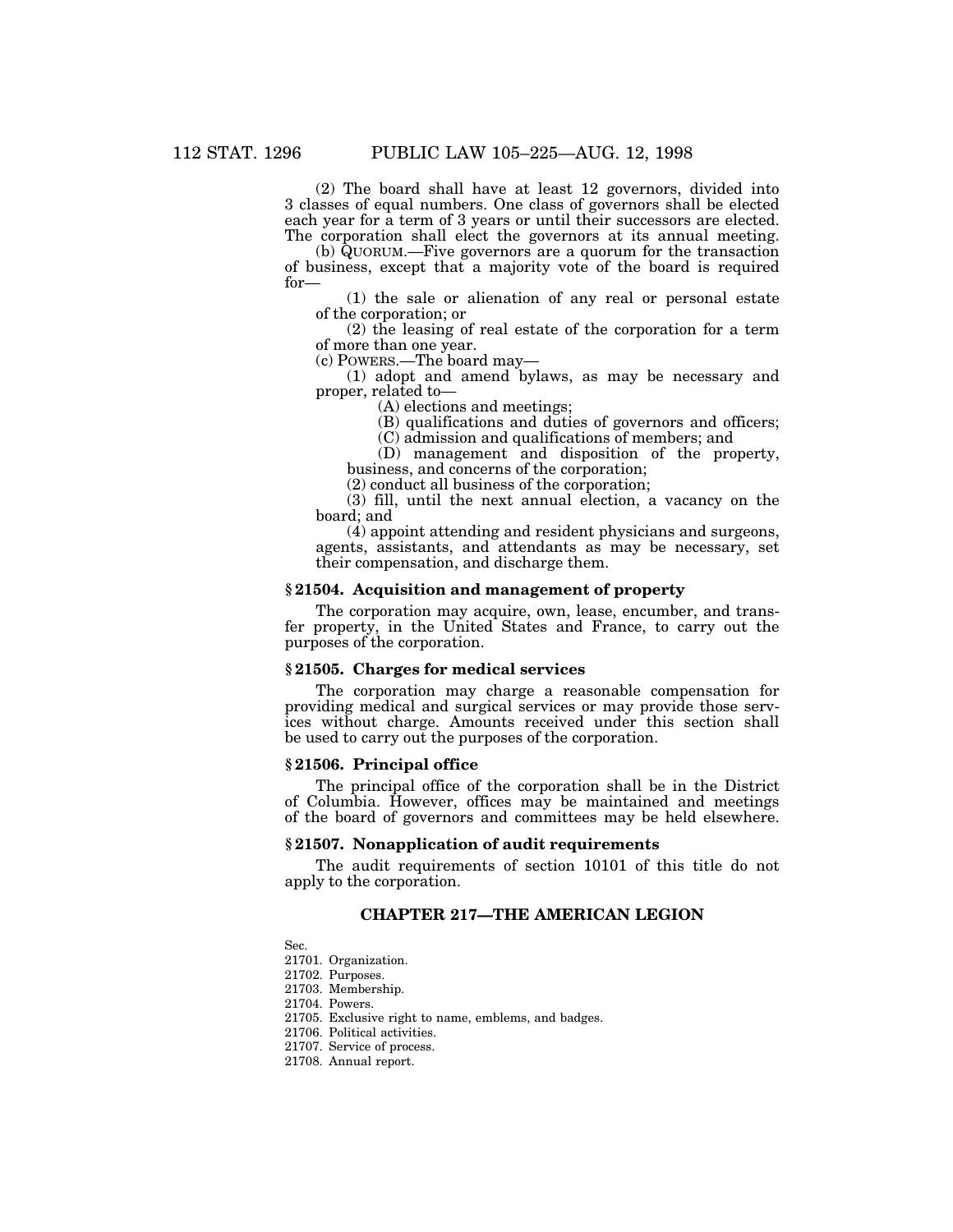(2) The board shall have at least 12 governors, divided into 3 classes of equal numbers. One class of governors shall be elected each year for a term of 3 years or until their successors are elected. The corporation shall elect the governors at its annual meeting.

(b) QUORUM.—Five governors are a quorum for the transaction of business, except that a majority vote of the board is required for—

(1) the sale or alienation of any real or personal estate of the corporation; or

(2) the leasing of real estate of the corporation for a term of more than one year.

(c) POWERS.—The board may—

(1) adopt and amend bylaws, as may be necessary and proper, related to—

(A) elections and meetings;

(B) qualifications and duties of governors and officers;

(C) admission and qualifications of members; and

(D) management and disposition of the property, business, and concerns of the corporation;

(2) conduct all business of the corporation;

(3) fill, until the next annual election, a vacancy on the board; and

(4) appoint attending and resident physicians and surgeons, agents, assistants, and attendants as may be necessary, set their compensation, and discharge them.

### § 21504. Acquisition and management of property

The corporation may acquire, own, lease, encumber, and transfer property, in the United States and France, to carry out the purposes of the corporation.

### § 21505. Charges for medical services

The corporation may charge a reasonable compensation for providing medical and surgical services or may provide those services without charge. Amounts received under this section shall be used to carry out the purposes of the corporation.

### § 21506. Principal office

The principal office of the corporation shall be in the District of Columbia. However, offices may be maintained and meetings of the board of governors and committees may be held elsewhere.

### § 21507. Nonapplication of audit requirements

The audit requirements of section 10101 of this title do not apply to the corporation.

## CHAPTER 217—THE AMERICAN LEGION

Sec.
21701. Organization.
21702. Purposes.
21703. Membership.
21704. Powers.
21705. Exclusive right to name, emblems, and badges.
21706. Political activities.
21707. Service of process.
21708. Annual report.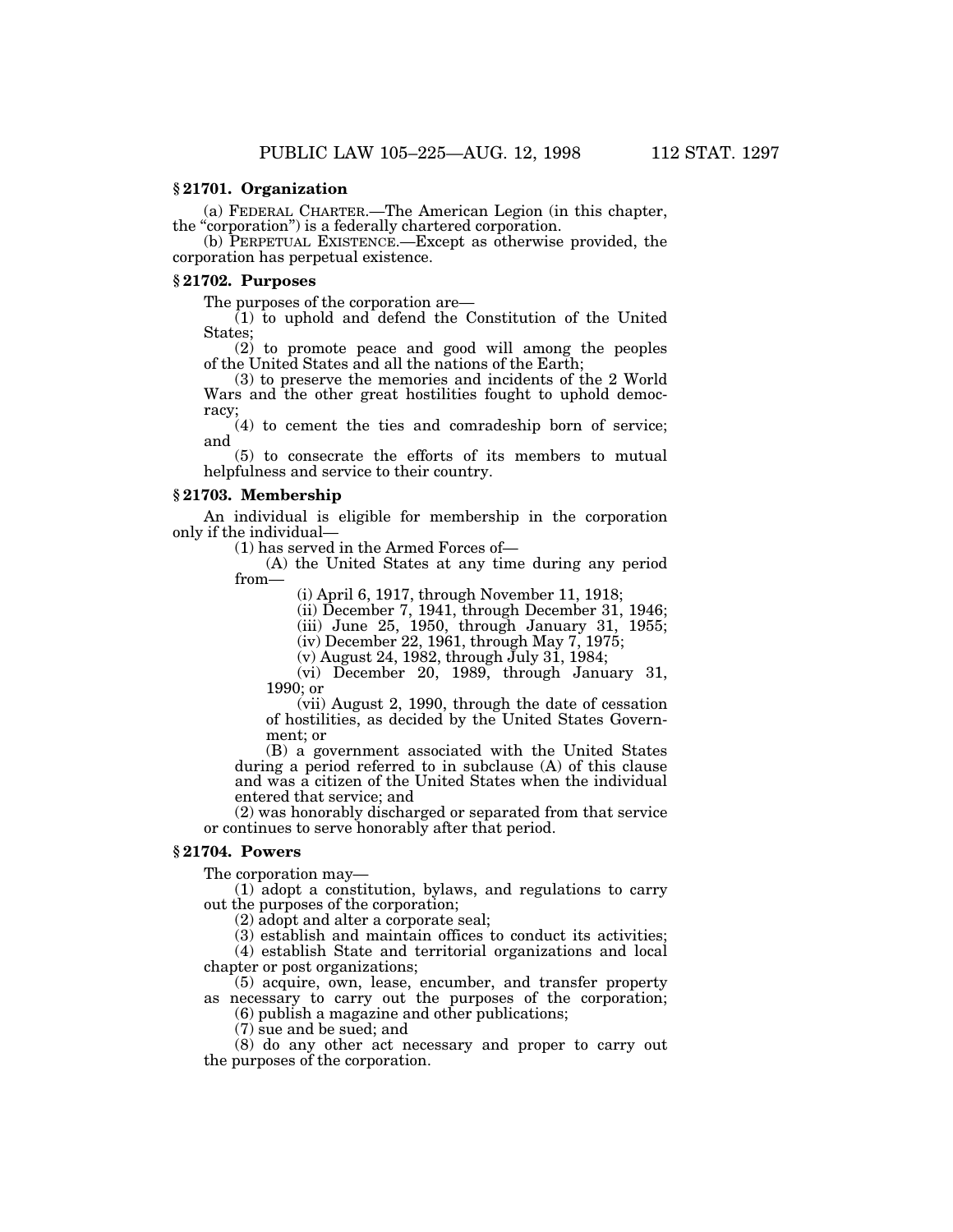### § 21701. Organization

(a) FEDERAL CHARTER.—The American Legion (in this chapter, the "corporation") is a federally chartered corporation.

(b) PERPETUAL EXISTENCE.—Except as otherwise provided, the corporation has perpetual existence.

### § 21702. Purposes

The purposes of the corporation are—

(1) to uphold and defend the Constitution of the United States;

(2) to promote peace and good will among the peoples of the United States and all the nations of the Earth;

(3) to preserve the memories and incidents of the 2 World Wars and the other great hostilities fought to uphold democracy;

(4) to cement the ties and comradeship born of service; and

(5) to consecrate the efforts of its members to mutual helpfulness and service to their country.

### § 21703. Membership

An individual is eligible for membership in the corporation only if the individual—

(1) has served in the Armed Forces of—

(A) the United States at any time during any period from—

(i) April 6, 1917, through November 11, 1918;

(ii) December 7, 1941, through December 31, 1946;

(iii) June 25, 1950, through January 31, 1955;

(iv) December 22, 1961, through May 7, 1975;

(v) August 24, 1982, through July 31, 1984;

(vi) December 20, 1989, through January 31, 1990; or

(vii) August 2, 1990, through the date of cessation of hostilities, as decided by the United States Government; or

(B) a government associated with the United States during a period referred to in subclause (A) of this clause and was a citizen of the United States when the individual entered that service; and

(2) was honorably discharged or separated from that service or continues to serve honorably after that period.

### § 21704. Powers

The corporation may—

(1) adopt a constitution, bylaws, and regulations to carry out the purposes of the corporation;

(2) adopt and alter a corporate seal;

(3) establish and maintain offices to conduct its activities;

(4) establish State and territorial organizations and local chapter or post organizations;

(5) acquire, own, lease, encumber, and transfer property as necessary to carry out the purposes of the corporation;

(6) publish a magazine and other publications;

(7) sue and be sued; and

(8) do any other act necessary and proper to carry out the purposes of the corporation.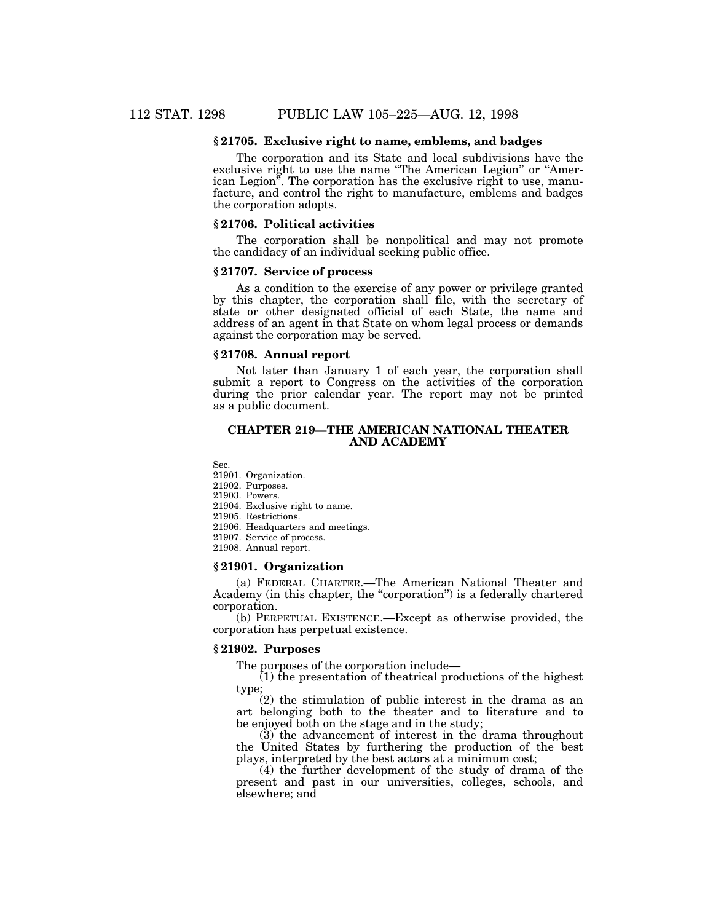### § 21705. Exclusive right to name, emblems, and badges

The corporation and its State and local subdivisions have the exclusive right to use the name "The American Legion" or "American Legion". The corporation has the exclusive right to use, manufacture, and control the right to manufacture, emblems and badges the corporation adopts.

### § 21706. Political activities

The corporation shall be nonpolitical and may not promote the candidacy of an individual seeking public office.

### § 21707. Service of process

As a condition to the exercise of any power or privilege granted by this chapter, the corporation shall file, with the secretary of state or other designated official of each State, the name and address of an agent in that State on whom legal process or demands against the corporation may be served.

### § 21708. Annual report

Not later than January 1 of each year, the corporation shall submit a report to Congress on the activities of the corporation during the prior calendar year. The report may not be printed as a public document.

## CHAPTER 219—THE AMERICAN NATIONAL THEATER AND ACADEMY

Sec.
21901. Organization.
21902. Purposes.
21903. Powers.
21904. Exclusive right to name.
21905. Restrictions.
21906. Headquarters and meetings.
21907. Service of process.
21908. Annual report.

### § 21901. Organization

(a) FEDERAL CHARTER.—The American National Theater and Academy (in this chapter, the "corporation") is a federally chartered corporation.

(b) PERPETUAL EXISTENCE.—Except as otherwise provided, the corporation has perpetual existence.

### § 21902. Purposes

The purposes of the corporation include—

(1) the presentation of theatrical productions of the highest type;

(2) the stimulation of public interest in the drama as an art belonging both to the theater and to literature and to be enjoyed both on the stage and in the study;

(3) the advancement of interest in the drama throughout the United States by furthering the production of the best plays, interpreted by the best actors at a minimum cost;

(4) the further development of the study of drama of the present and past in our universities, colleges, schools, and elsewhere; and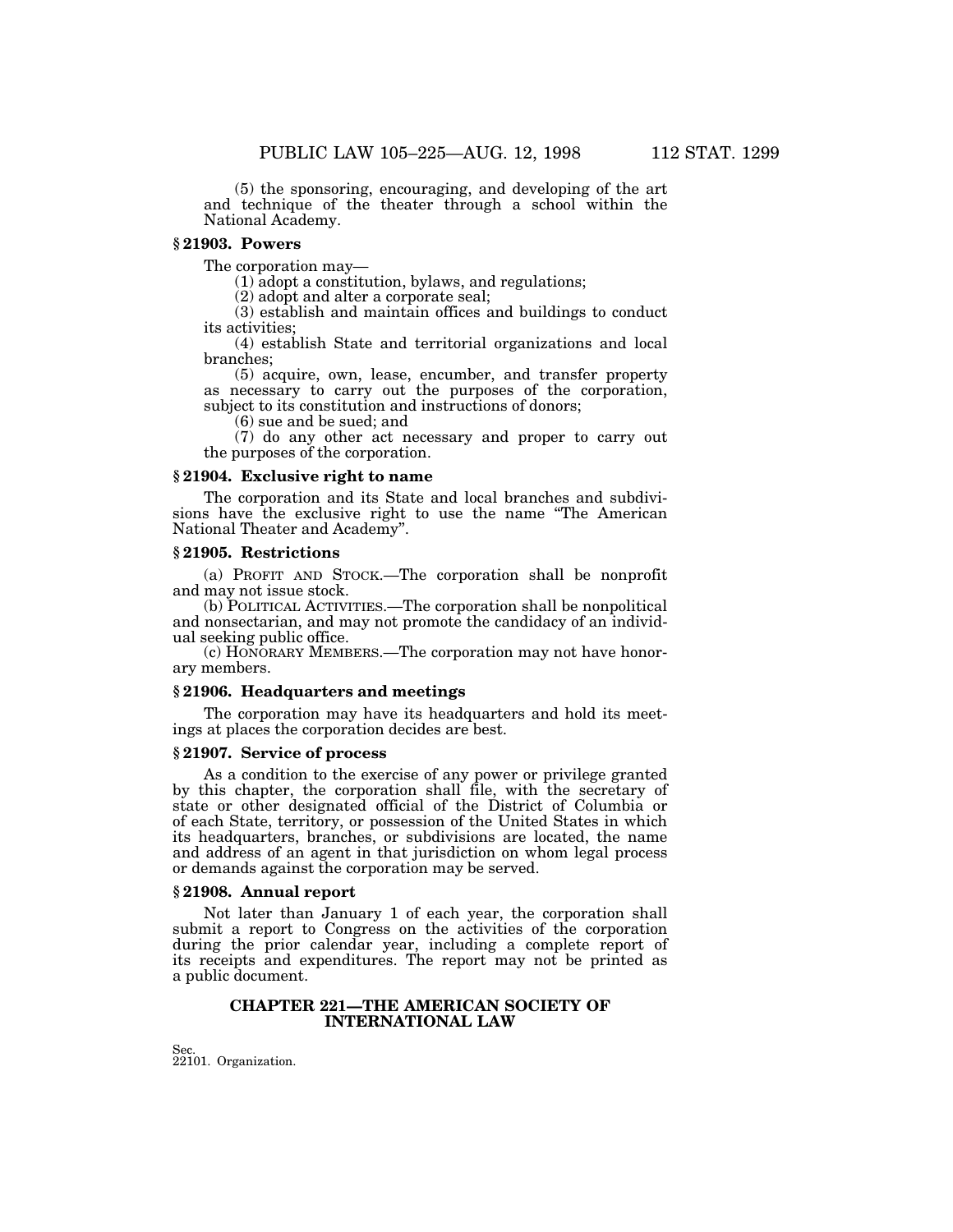(5) the sponsoring, encouraging, and developing of the art and technique of the theater through a school within the National Academy.

### § 21903. Powers

The corporation may—

(1) adopt a constitution, bylaws, and regulations;

(2) adopt and alter a corporate seal;

(3) establish and maintain offices and buildings to conduct its activities;

(4) establish State and territorial organizations and local branches;

(5) acquire, own, lease, encumber, and transfer property as necessary to carry out the purposes of the corporation, subject to its constitution and instructions of donors;

(6) sue and be sued; and

(7) do any other act necessary and proper to carry out the purposes of the corporation.

### § 21904. Exclusive right to name

The corporation and its State and local branches and subdivisions have the exclusive right to use the name "The American National Theater and Academy".

### § 21905. Restrictions

(a) PROFIT AND STOCK.—The corporation shall be nonprofit and may not issue stock.

(b) POLITICAL ACTIVITIES.—The corporation shall be nonpolitical and nonsectarian, and may not promote the candidacy of an individual seeking public office.

(c) HONORARY MEMBERS.—The corporation may not have honorary members.

### § 21906. Headquarters and meetings

The corporation may have its headquarters and hold its meetings at places the corporation decides are best.

### § 21907. Service of process

As a condition to the exercise of any power or privilege granted by this chapter, the corporation shall file, with the secretary of state or other designated official of the District of Columbia or of each State, territory, or possession of the United States in which its headquarters, branches, or subdivisions are located, the name and address of an agent in that jurisdiction on whom legal process or demands against the corporation may be served.

### § 21908. Annual report

Not later than January 1 of each year, the corporation shall submit a report to Congress on the activities of the corporation during the prior calendar year, including a complete report of its receipts and expenditures. The report may not be printed as a public document.

## CHAPTER 221—THE AMERICAN SOCIETY OF INTERNATIONAL LAW

Sec.
22101. Organization.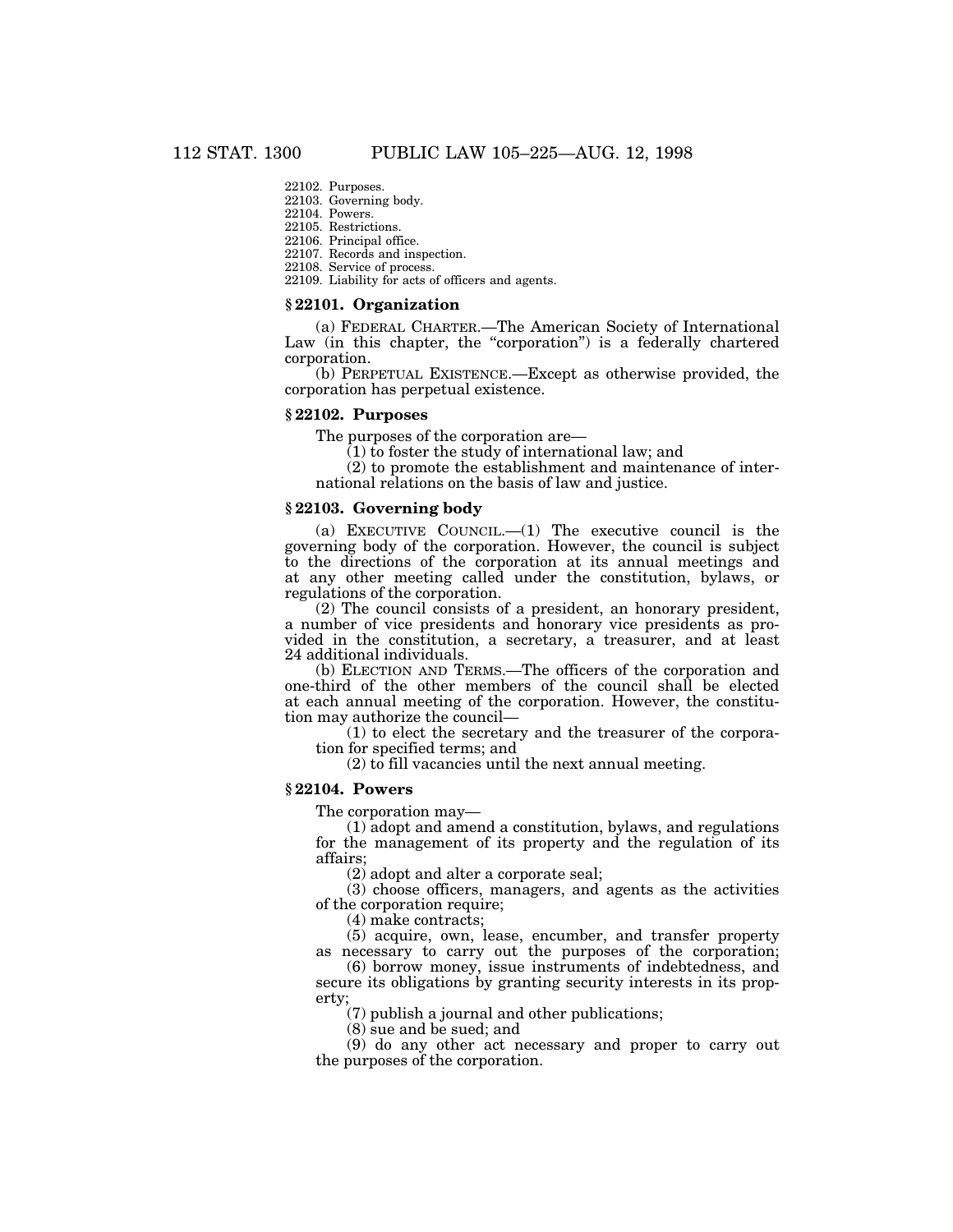22102. Purposes.
22103. Governing body.
22104. Powers.
22105. Restrictions.
22106. Principal office.
22107. Records and inspection.
22108. Service of process.
22109. Liability for acts of officers and agents.

### § 22101. Organization

(a) FEDERAL CHARTER.—The American Society of International Law (in this chapter, the "corporation") is a federally chartered corporation.

(b) PERPETUAL EXISTENCE.—Except as otherwise provided, the corporation has perpetual existence.

### § 22102. Purposes

The purposes of the corporation are—

(1) to foster the study of international law; and

(2) to promote the establishment and maintenance of international relations on the basis of law and justice.

### § 22103. Governing body

(a) EXECUTIVE COUNCIL.—(1) The executive council is the governing body of the corporation. However, the council is subject to the directions of the corporation at its annual meetings and at any other meeting called under the constitution, bylaws, or regulations of the corporation.

(2) The council consists of a president, an honorary president, a number of vice presidents and honorary vice presidents as provided in the constitution, a secretary, a treasurer, and at least 24 additional individuals.

(b) ELECTION AND TERMS.—The officers of the corporation and one-third of the other members of the council shall be elected at each annual meeting of the corporation. However, the constitution may authorize the council—

(1) to elect the secretary and the treasurer of the corporation for specified terms; and

(2) to fill vacancies until the next annual meeting.

### § 22104. Powers

The corporation may—

(1) adopt and amend a constitution, bylaws, and regulations for the management of its property and the regulation of its affairs;

(2) adopt and alter a corporate seal;

(3) choose officers, managers, and agents as the activities of the corporation require;

(4) make contracts;

(5) acquire, own, lease, encumber, and transfer property as necessary to carry out the purposes of the corporation;

(6) borrow money, issue instruments of indebtedness, and secure its obligations by granting security interests in its property;

(7) publish a journal and other publications;

(8) sue and be sued; and

(9) do any other act necessary and proper to carry out the purposes of the corporation.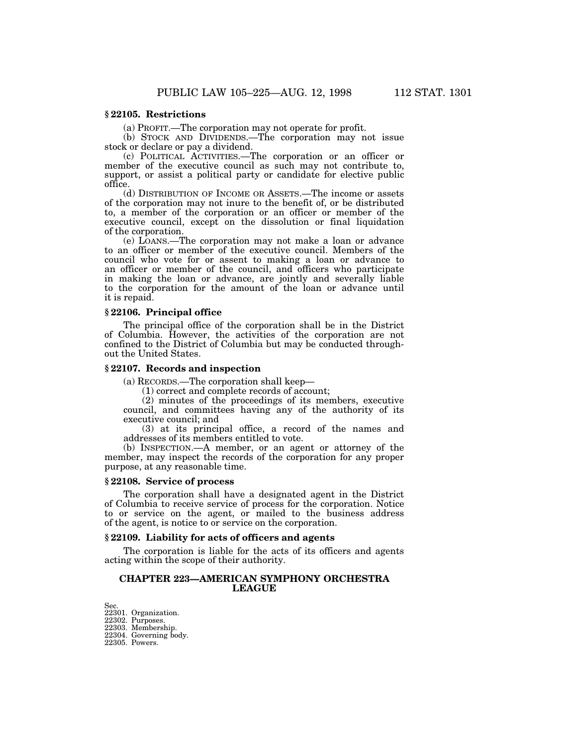### § 22105. Restrictions

(a) PROFIT.—The corporation may not operate for profit.

(b) STOCK AND DIVIDENDS.—The corporation may not issue stock or declare or pay a dividend.

(c) POLITICAL ACTIVITIES.—The corporation or an officer or member of the executive council as such may not contribute to, support, or assist a political party or candidate for elective public office.

(d) DISTRIBUTION OF INCOME OR ASSETS.—The income or assets of the corporation may not inure to the benefit of, or be distributed to, a member of the corporation or an officer or member of the executive council, except on the dissolution or final liquidation of the corporation.

(e) LOANS.—The corporation may not make a loan or advance to an officer or member of the executive council. Members of the council who vote for or assent to making a loan or advance to an officer or member of the council, and officers who participate in making the loan or advance, are jointly and severally liable to the corporation for the amount of the loan or advance until it is repaid.

### § 22106. Principal office

The principal office of the corporation shall be in the District of Columbia. However, the activities of the corporation are not confined to the District of Columbia but may be conducted throughout the United States.

### § 22107. Records and inspection

(a) RECORDS.—The corporation shall keep—

(1) correct and complete records of account;

(2) minutes of the proceedings of its members, executive council, and committees having any of the authority of its executive council; and

(3) at its principal office, a record of the names and addresses of its members entitled to vote.

(b) INSPECTION.—A member, or an agent or attorney of the member, may inspect the records of the corporation for any proper purpose, at any reasonable time.

### § 22108. Service of process

The corporation shall have a designated agent in the District of Columbia to receive service of process for the corporation. Notice to or service on the agent, or mailed to the business address of the agent, is notice to or service on the corporation.

### § 22109. Liability for acts of officers and agents

The corporation is liable for the acts of its officers and agents acting within the scope of their authority.

## CHAPTER 223—AMERICAN SYMPHONY ORCHESTRA LEAGUE

Sec.
22301. Organization.
22302. Purposes.
22303. Membership.
22304. Governing body.
22305. Powers.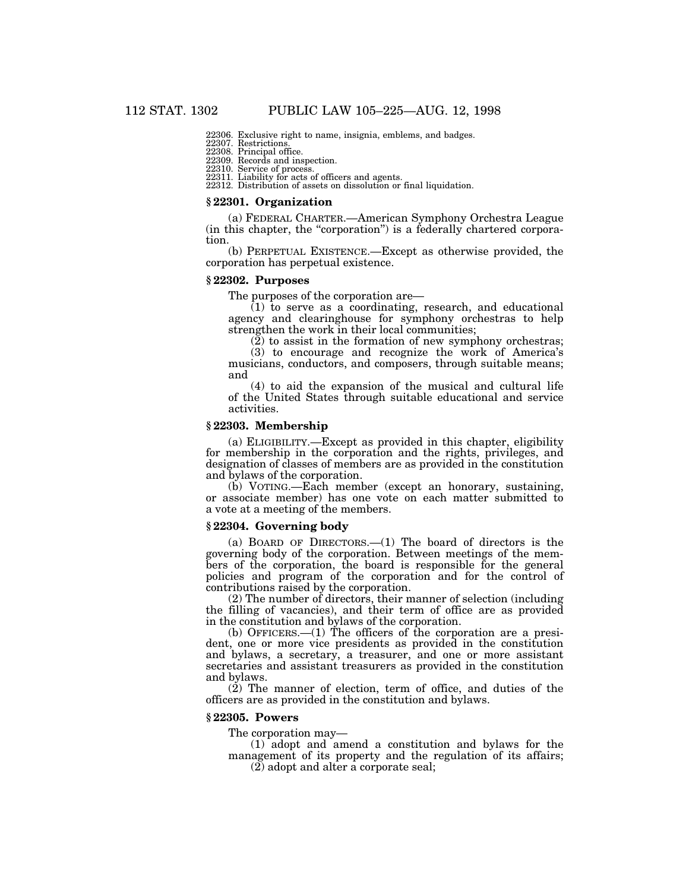22306. Exclusive right to name, insignia, emblems, and badges.
22307. Restrictions.
22308. Principal office.
22309. Records and inspection.
22310. Service of process.
22311. Liability for acts of officers and agents.
22312. Distribution of assets on dissolution or final liquidation.

### § 22301. Organization

(a) FEDERAL CHARTER.—American Symphony Orchestra League (in this chapter, the "corporation") is a federally chartered corporation.

(b) PERPETUAL EXISTENCE.—Except as otherwise provided, the corporation has perpetual existence.

### § 22302. Purposes

The purposes of the corporation are—

(1) to serve as a coordinating, research, and educational agency and clearinghouse for symphony orchestras to help strengthen the work in their local communities;

(2) to assist in the formation of new symphony orchestras;

(3) to encourage and recognize the work of America's musicians, conductors, and composers, through suitable means; and

(4) to aid the expansion of the musical and cultural life of the United States through suitable educational and service activities.

### § 22303. Membership

(a) ELIGIBILITY.—Except as provided in this chapter, eligibility for membership in the corporation and the rights, privileges, and designation of classes of members are as provided in the constitution and bylaws of the corporation.

(b) VOTING.—Each member (except an honorary, sustaining, or associate member) has one vote on each matter submitted to a vote at a meeting of the members.

### § 22304. Governing body

(a) BOARD OF DIRECTORS.—(1) The board of directors is the governing body of the corporation. Between meetings of the members of the corporation, the board is responsible for the general policies and program of the corporation and for the control of contributions raised by the corporation.

(2) The number of directors, their manner of selection (including the filling of vacancies), and their term of office are as provided in the constitution and bylaws of the corporation.

(b) OFFICERS.—(1) The officers of the corporation are a president, one or more vice presidents as provided in the constitution and bylaws, a secretary, a treasurer, and one or more assistant secretaries and assistant treasurers as provided in the constitution and bylaws.

(2) The manner of election, term of office, and duties of the officers are as provided in the constitution and bylaws.

### § 22305. Powers

The corporation may—

(1) adopt and amend a constitution and bylaws for the management of its property and the regulation of its affairs;

(2) adopt and alter a corporate seal;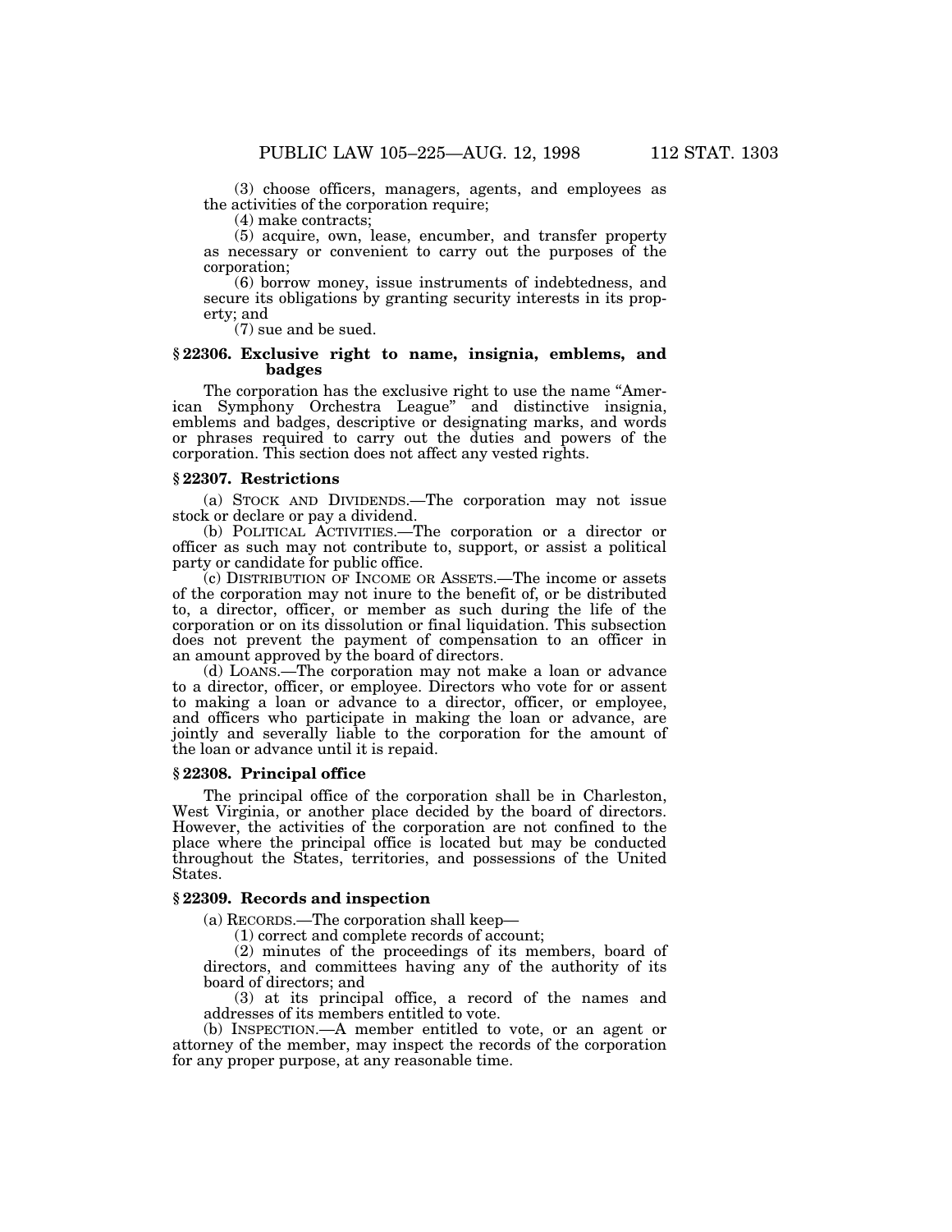(3) choose officers, managers, agents, and employees as the activities of the corporation require;

(4) make contracts;

(5) acquire, own, lease, encumber, and transfer property as necessary or convenient to carry out the purposes of the corporation;

(6) borrow money, issue instruments of indebtedness, and secure its obligations by granting security interests in its property; and

(7) sue and be sued.

### § 22306. Exclusive right to name, insignia, emblems, and badges

The corporation has the exclusive right to use the name "American Symphony Orchestra League" and distinctive insignia, emblems and badges, descriptive or designating marks, and words or phrases required to carry out the duties and powers of the corporation. This section does not affect any vested rights.

### § 22307. Restrictions

(a) STOCK AND DIVIDENDS.—The corporation may not issue stock or declare or pay a dividend.

(b) POLITICAL ACTIVITIES.—The corporation or a director or officer as such may not contribute to, support, or assist a political party or candidate for public office.

(c) DISTRIBUTION OF INCOME OR ASSETS.—The income or assets of the corporation may not inure to the benefit of, or be distributed to, a director, officer, or member as such during the life of the corporation or on its dissolution or final liquidation. This subsection does not prevent the payment of compensation to an officer in an amount approved by the board of directors.

(d) LOANS.—The corporation may not make a loan or advance to a director, officer, or employee. Directors who vote for or assent to making a loan or advance to a director, officer, or employee, and officers who participate in making the loan or advance, are jointly and severally liable to the corporation for the amount of the loan or advance until it is repaid.

### § 22308. Principal office

The principal office of the corporation shall be in Charleston, West Virginia, or another place decided by the board of directors. However, the activities of the corporation are not confined to the place where the principal office is located but may be conducted throughout the States, territories, and possessions of the United States.

### § 22309. Records and inspection

(a) RECORDS.—The corporation shall keep—

(1) correct and complete records of account;

(2) minutes of the proceedings of its members, board of directors, and committees having any of the authority of its board of directors; and

(3) at its principal office, a record of the names and addresses of its members entitled to vote.

(b) INSPECTION.—A member entitled to vote, or an agent or attorney of the member, may inspect the records of the corporation for any proper purpose, at any reasonable time.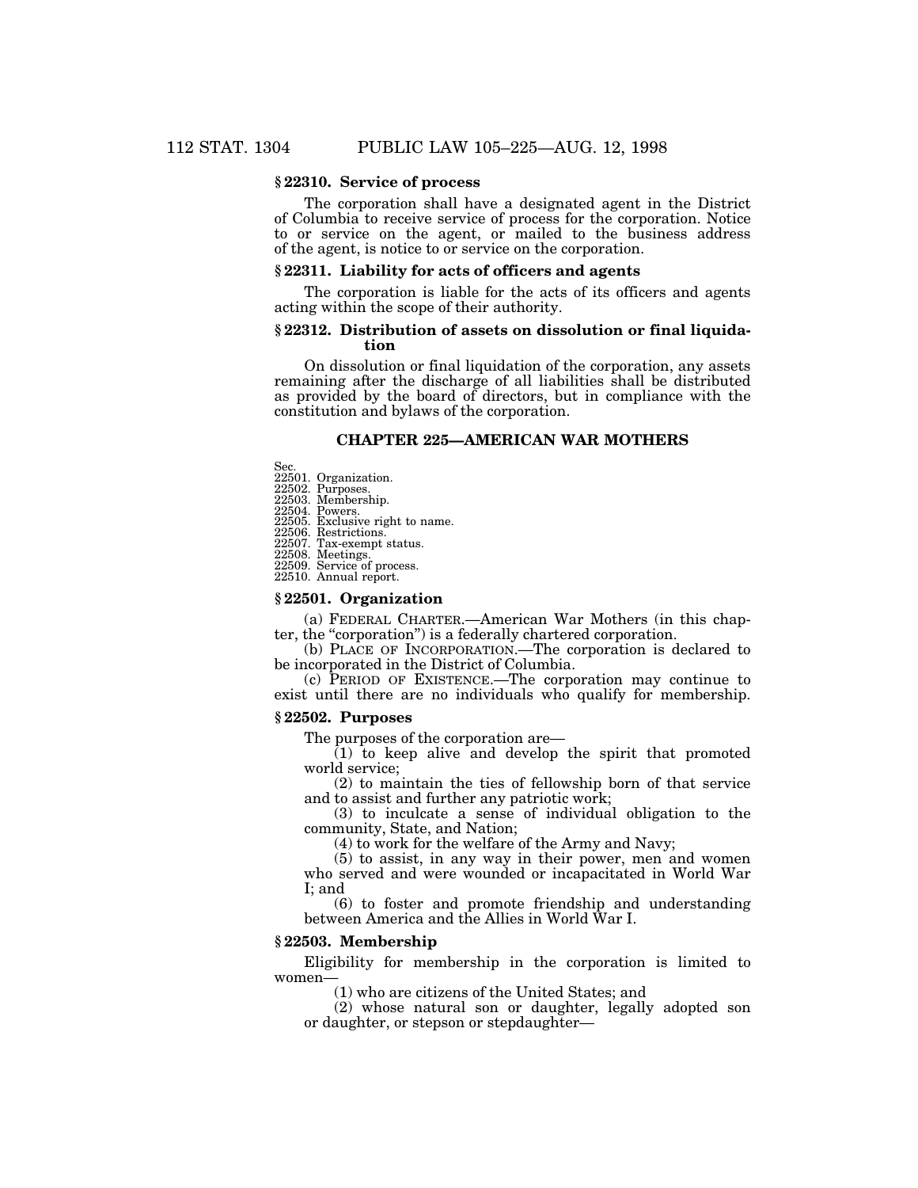### § 22310. Service of process

The corporation shall have a designated agent in the District of Columbia to receive service of process for the corporation. Notice to or service on the agent, or mailed to the business address of the agent, is notice to or service on the corporation.

### § 22311. Liability for acts of officers and agents

The corporation is liable for the acts of its officers and agents acting within the scope of their authority.

### § 22312. Distribution of assets on dissolution or final liquidation

On dissolution or final liquidation of the corporation, any assets remaining after the discharge of all liabilities shall be distributed as provided by the board of directors, but in compliance with the constitution and bylaws of the corporation.

## CHAPTER 225—AMERICAN WAR MOTHERS

Sec.
22501. Organization.
22502. Purposes.
22503. Membership.
22504. Powers.
22505. Exclusive right to name.
22506. Restrictions.
22507. Tax-exempt status.
22508. Meetings.
22509. Service of process.
22510. Annual report.

### § 22501. Organization

(a) FEDERAL CHARTER.—American War Mothers (in this chapter, the "corporation") is a federally chartered corporation.

(b) PLACE OF INCORPORATION.—The corporation is declared to be incorporated in the District of Columbia.

(c) PERIOD OF EXISTENCE.—The corporation may continue to exist until there are no individuals who qualify for membership.

### § 22502. Purposes

The purposes of the corporation are—

(1) to keep alive and develop the spirit that promoted world service;

(2) to maintain the ties of fellowship born of that service and to assist and further any patriotic work;

(3) to inculcate a sense of individual obligation to the community, State, and Nation;

(4) to work for the welfare of the Army and Navy;

(5) to assist, in any way in their power, men and women who served and were wounded or incapacitated in World War I; and

(6) to foster and promote friendship and understanding between America and the Allies in World War I.

### § 22503. Membership

Eligibility for membership in the corporation is limited to women—

(1) who are citizens of the United States; and

(2) whose natural son or daughter, legally adopted son or daughter, or stepson or stepdaughter—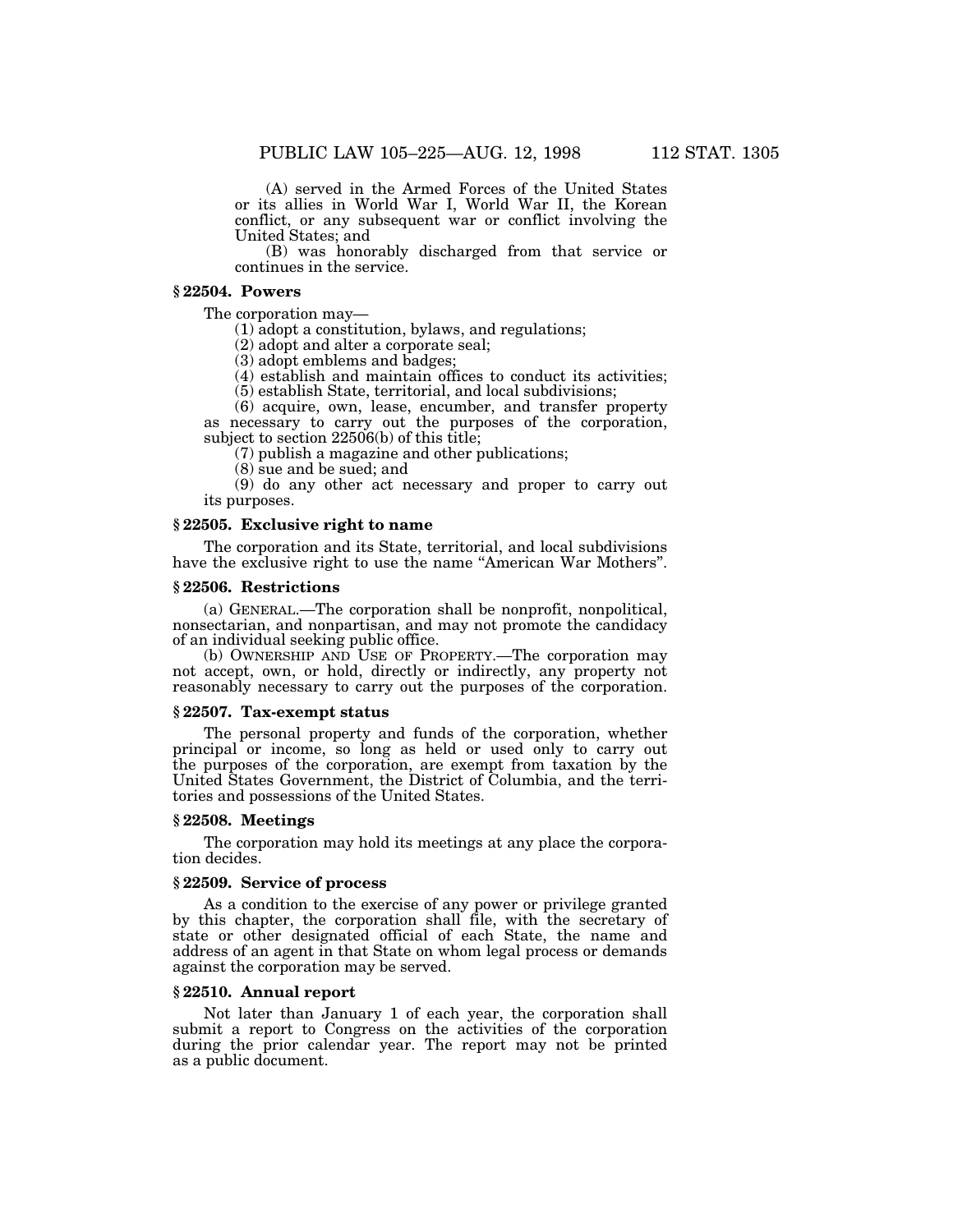(A) served in the Armed Forces of the United States or its allies in World War I, World War II, the Korean conflict, or any subsequent war or conflict involving the United States; and

(B) was honorably discharged from that service or continues in the service.

### § 22504. Powers

The corporation may—

(1) adopt a constitution, bylaws, and regulations;

(2) adopt and alter a corporate seal;

(3) adopt emblems and badges;

(4) establish and maintain offices to conduct its activities;

(5) establish State, territorial, and local subdivisions;

(6) acquire, own, lease, encumber, and transfer property as necessary to carry out the purposes of the corporation, subject to section 22506(b) of this title;

(7) publish a magazine and other publications;

(8) sue and be sued; and

(9) do any other act necessary and proper to carry out its purposes.

### § 22505. Exclusive right to name

The corporation and its State, territorial, and local subdivisions have the exclusive right to use the name "American War Mothers".

### § 22506. Restrictions

(a) GENERAL.—The corporation shall be nonprofit, nonpolitical, nonsectarian, and nonpartisan, and may not promote the candidacy of an individual seeking public office.

(b) OWNERSHIP AND USE OF PROPERTY.—The corporation may not accept, own, or hold, directly or indirectly, any property not reasonably necessary to carry out the purposes of the corporation.

### § 22507. Tax-exempt status

The personal property and funds of the corporation, whether principal or income, so long as held or used only to carry out the purposes of the corporation, are exempt from taxation by the United States Government, the District of Columbia, and the territories and possessions of the United States.

### § 22508. Meetings

The corporation may hold its meetings at any place the corporation decides.

### § 22509. Service of process

As a condition to the exercise of any power or privilege granted by this chapter, the corporation shall file, with the secretary of state or other designated official of each State, the name and address of an agent in that State on whom legal process or demands against the corporation may be served.

### § 22510. Annual report

Not later than January 1 of each year, the corporation shall submit a report to Congress on the activities of the corporation during the prior calendar year. The report may not be printed as a public document.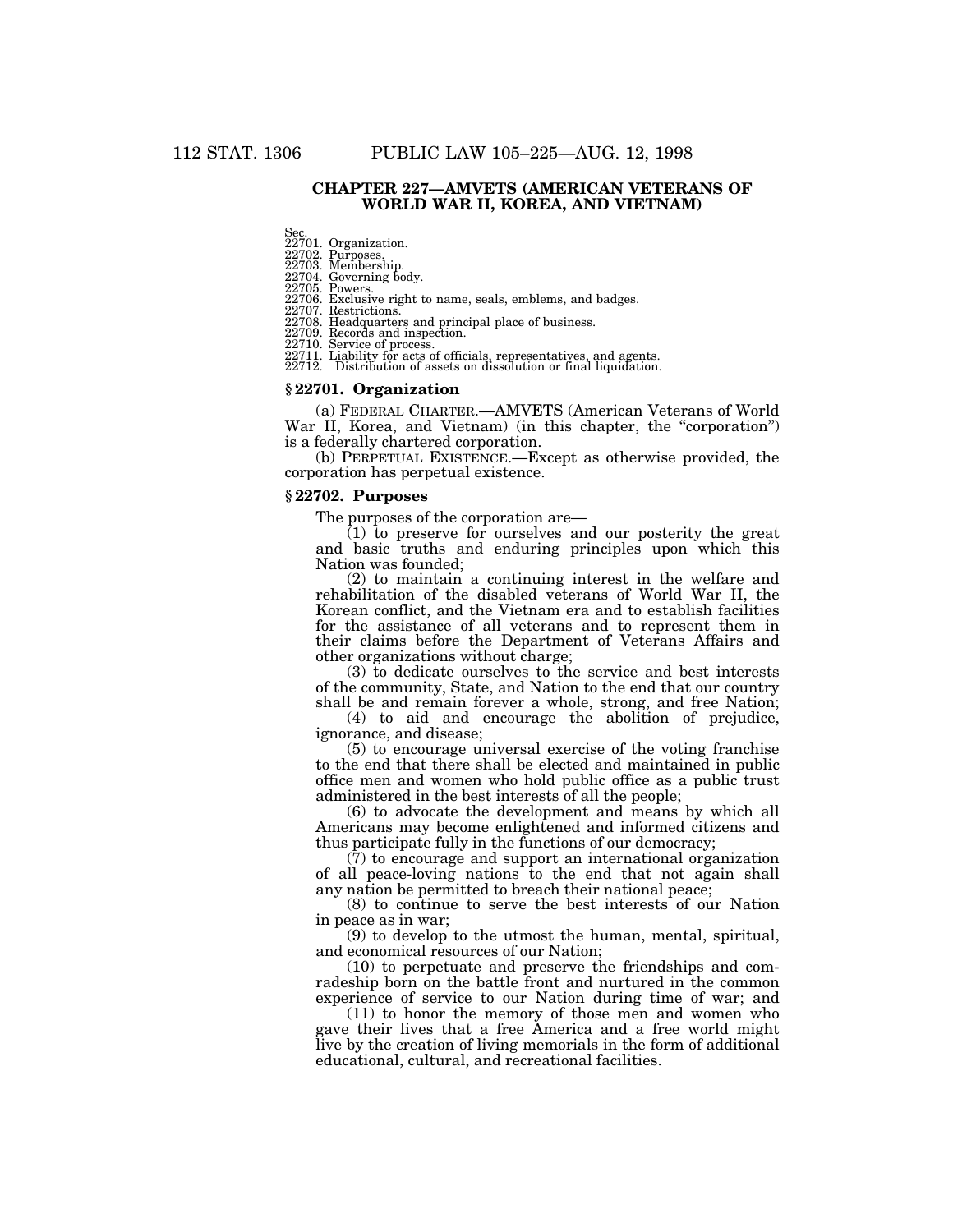## CHAPTER 227—AMVETS (AMERICAN VETERANS OF WORLD WAR II, KOREA, AND VIETNAM)

Sec.
22701. Organization.
22702. Purposes.
22703. Membership.
22704. Governing body.
22705. Powers.
22706. Exclusive right to name, seals, emblems, and badges.
22707. Restrictions.
22708. Headquarters and principal place of business.
22709. Records and inspection.
22710. Service of process.
22711. Liability for acts of officials, representatives, and agents.
22712. Distribution of assets on dissolution or final liquidation.

### § 22701. Organization

(a) FEDERAL CHARTER.—AMVETS (American Veterans of World War II, Korea, and Vietnam) (in this chapter, the "corporation") is a federally chartered corporation.

(b) PERPETUAL EXISTENCE.—Except as otherwise provided, the corporation has perpetual existence.

### § 22702. Purposes

The purposes of the corporation are—

(1) to preserve for ourselves and our posterity the great and basic truths and enduring principles upon which this Nation was founded;

(2) to maintain a continuing interest in the welfare and rehabilitation of the disabled veterans of World War II, the Korean conflict, and the Vietnam era and to establish facilities for the assistance of all veterans and to represent them in their claims before the Department of Veterans Affairs and other organizations without charge;

(3) to dedicate ourselves to the service and best interests of the community, State, and Nation to the end that our country shall be and remain forever a whole, strong, and free Nation;

(4) to aid and encourage the abolition of prejudice, ignorance, and disease;

(5) to encourage universal exercise of the voting franchise to the end that there shall be elected and maintained in public office men and women who hold public office as a public trust administered in the best interests of all the people;

(6) to advocate the development and means by which all Americans may become enlightened and informed citizens and thus participate fully in the functions of our democracy;

(7) to encourage and support an international organization of all peace-loving nations to the end that not again shall any nation be permitted to breach their national peace;

(8) to continue to serve the best interests of our Nation in peace as in war;

(9) to develop to the utmost the human, mental, spiritual, and economical resources of our Nation;

(10) to perpetuate and preserve the friendships and comradeship born on the battle front and nurtured in the common experience of service to our Nation during time of war; and

(11) to honor the memory of those men and women who gave their lives that a free America and a free world might live by the creation of living memorials in the form of additional educational, cultural, and recreational facilities.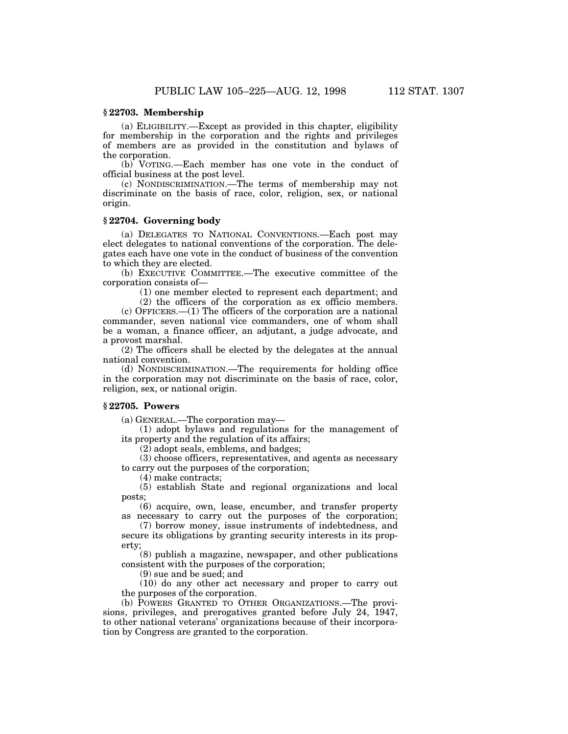### § 22703. Membership

(a) ELIGIBILITY.—Except as provided in this chapter, eligibility for membership in the corporation and the rights and privileges of members are as provided in the constitution and bylaws of the corporation.

(b) VOTING.—Each member has one vote in the conduct of official business at the post level.

(c) NONDISCRIMINATION.—The terms of membership may not discriminate on the basis of race, color, religion, sex, or national origin.

### § 22704. Governing body

(a) DELEGATES TO NATIONAL CONVENTIONS.—Each post may elect delegates to national conventions of the corporation. The delegates each have one vote in the conduct of business of the convention to which they are elected.

(b) EXECUTIVE COMMITTEE.—The executive committee of the corporation consists of—

(1) one member elected to represent each department; and

(2) the officers of the corporation as ex officio members.

(c) OFFICERS.—(1) The officers of the corporation are a national commander, seven national vice commanders, one of whom shall be a woman, a finance officer, an adjutant, a judge advocate, and a provost marshal.

(2) The officers shall be elected by the delegates at the annual national convention.

(d) NONDISCRIMINATION.—The requirements for holding office in the corporation may not discriminate on the basis of race, color, religion, sex, or national origin.

### § 22705. Powers

(a) GENERAL.—The corporation may—

(1) adopt bylaws and regulations for the management of its property and the regulation of its affairs;

(2) adopt seals, emblems, and badges;

(3) choose officers, representatives, and agents as necessary to carry out the purposes of the corporation;

(4) make contracts;

(5) establish State and regional organizations and local posts;

(6) acquire, own, lease, encumber, and transfer property as necessary to carry out the purposes of the corporation;

(7) borrow money, issue instruments of indebtedness, and secure its obligations by granting security interests in its property;

(8) publish a magazine, newspaper, and other publications consistent with the purposes of the corporation;

(9) sue and be sued; and

(10) do any other act necessary and proper to carry out the purposes of the corporation.

(b) POWERS GRANTED TO OTHER ORGANIZATIONS.—The provisions, privileges, and prerogatives granted before July 24, 1947, to other national veterans' organizations because of their incorporation by Congress are granted to the corporation.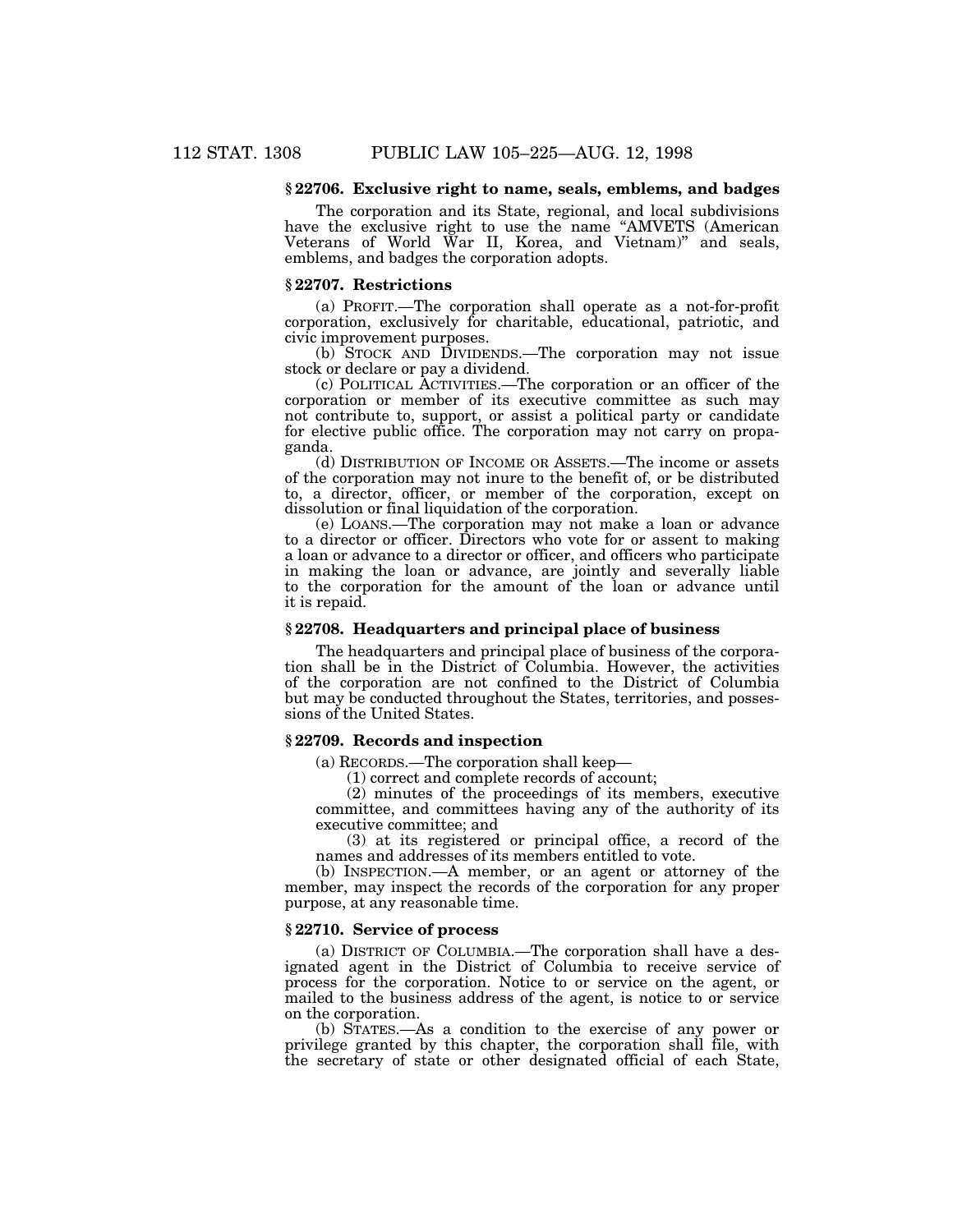### § 22706. Exclusive right to name, seals, emblems, and badges

The corporation and its State, regional, and local subdivisions have the exclusive right to use the name "AMVETS (American Veterans of World War II, Korea, and Vietnam)" and seals, emblems, and badges the corporation adopts.

### § 22707. Restrictions

(a) PROFIT.—The corporation shall operate as a not-for-profit corporation, exclusively for charitable, educational, patriotic, and civic improvement purposes.

(b) STOCK AND DIVIDENDS.—The corporation may not issue stock or declare or pay a dividend.

(c) POLITICAL ACTIVITIES.—The corporation or an officer of the corporation or member of its executive committee as such may not contribute to, support, or assist a political party or candidate for elective public office. The corporation may not carry on propaganda.

(d) DISTRIBUTION OF INCOME OR ASSETS.—The income or assets of the corporation may not inure to the benefit of, or be distributed to, a director, officer, or member of the corporation, except on dissolution or final liquidation of the corporation.

(e) LOANS.—The corporation may not make a loan or advance to a director or officer. Directors who vote for or assent to making a loan or advance to a director or officer, and officers who participate in making the loan or advance, are jointly and severally liable to the corporation for the amount of the loan or advance until it is repaid.

### § 22708. Headquarters and principal place of business

The headquarters and principal place of business of the corporation shall be in the District of Columbia. However, the activities of the corporation are not confined to the District of Columbia but may be conducted throughout the States, territories, and possessions of the United States.

### § 22709. Records and inspection

(a) RECORDS.—The corporation shall keep—

(1) correct and complete records of account;

(2) minutes of the proceedings of its members, executive committee, and committees having any of the authority of its executive committee; and

(3) at its registered or principal office, a record of the names and addresses of its members entitled to vote.

(b) INSPECTION.—A member, or an agent or attorney of the member, may inspect the records of the corporation for any proper purpose, at any reasonable time.

### § 22710. Service of process

(a) DISTRICT OF COLUMBIA.—The corporation shall have a designated agent in the District of Columbia to receive service of process for the corporation. Notice to or service on the agent, or mailed to the business address of the agent, is notice to or service on the corporation.

(b) STATES.—As a condition to the exercise of any power or privilege granted by this chapter, the corporation shall file, with the secretary of state or other designated official of each State,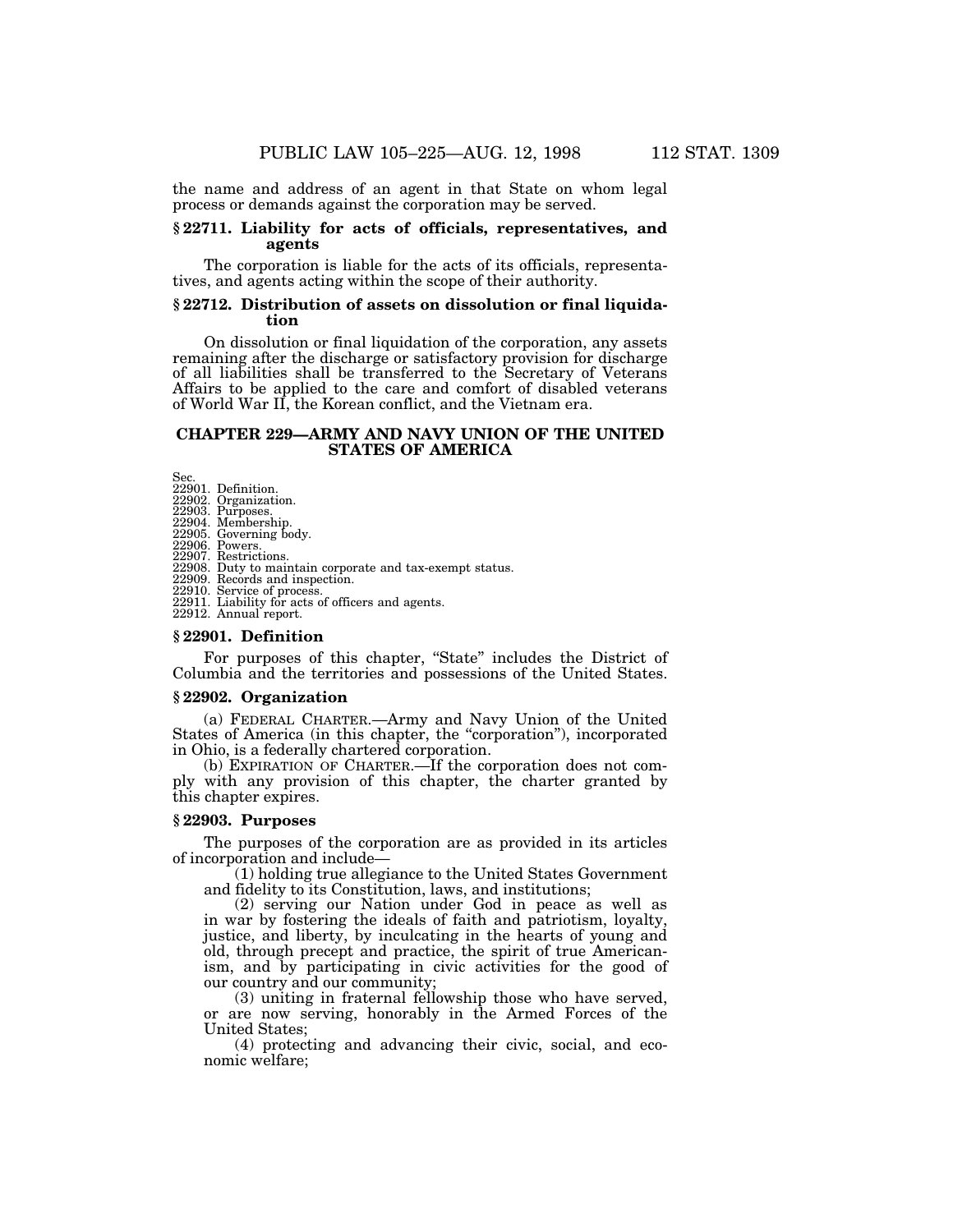the name and address of an agent in that State on whom legal process or demands against the corporation may be served.

### § 22711. Liability for acts of officials, representatives, and agents

The corporation is liable for the acts of its officials, representatives, and agents acting within the scope of their authority.

### § 22712. Distribution of assets on dissolution or final liquidation

On dissolution or final liquidation of the corporation, any assets remaining after the discharge or satisfactory provision for discharge of all liabilities shall be transferred to the Secretary of Veterans Affairs to be applied to the care and comfort of disabled veterans of World War II, the Korean conflict, and the Vietnam era.

## CHAPTER 229—ARMY AND NAVY UNION OF THE UNITED STATES OF AMERICA

Sec.
22901. Definition.
22902. Organization.
22903. Purposes.
22904. Membership.
22905. Governing body.
22906. Powers.
22907. Restrictions.
22908. Duty to maintain corporate and tax-exempt status.
22909. Records and inspection.
22910. Service of process.
22911. Liability for acts of officers and agents.
22912. Annual report.

### § 22901. Definition

For purposes of this chapter, "State" includes the District of Columbia and the territories and possessions of the United States.

### § 22902. Organization

(a) FEDERAL CHARTER.—Army and Navy Union of the United States of America (in this chapter, the "corporation"), incorporated in Ohio, is a federally chartered corporation.

(b) EXPIRATION OF CHARTER.—If the corporation does not comply with any provision of this chapter, the charter granted by this chapter expires.

### § 22903. Purposes

The purposes of the corporation are as provided in its articles of incorporation and include—

(1) holding true allegiance to the United States Government and fidelity to its Constitution, laws, and institutions;

(2) serving our Nation under God in peace as well as in war by fostering the ideals of faith and patriotism, loyalty, justice, and liberty, by inculcating in the hearts of young and old, through precept and practice, the spirit of true Americanism, and by participating in civic activities for the good of our country and our community;

(3) uniting in fraternal fellowship those who have served, or are now serving, honorably in the Armed Forces of the United States;

(4) protecting and advancing their civic, social, and economic welfare;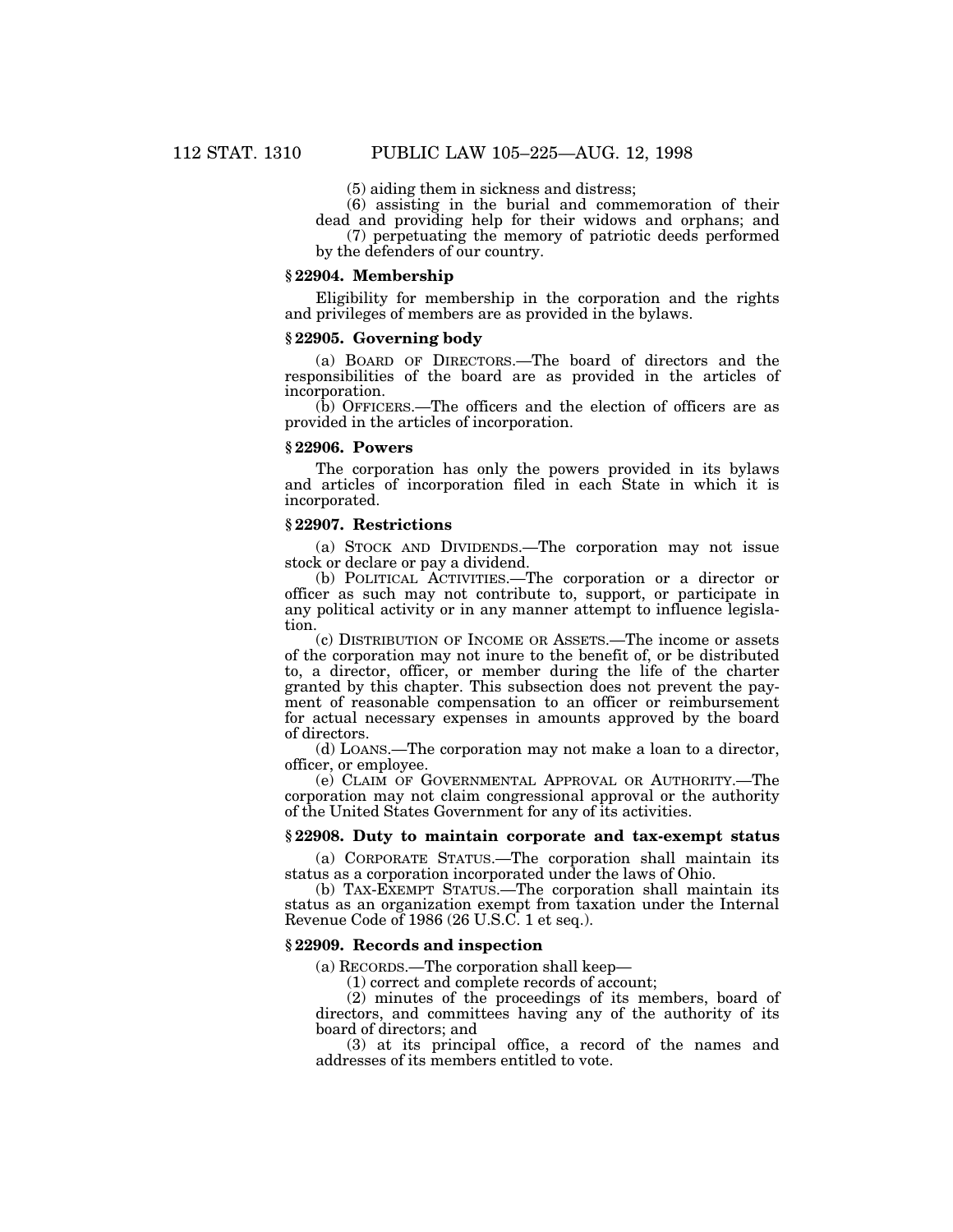(5) aiding them in sickness and distress;

(6) assisting in the burial and commemoration of their dead and providing help for their widows and orphans; and

(7) perpetuating the memory of patriotic deeds performed by the defenders of our country.

### § 22904. Membership

Eligibility for membership in the corporation and the rights and privileges of members are as provided in the bylaws.

### § 22905. Governing body

(a) BOARD OF DIRECTORS.—The board of directors and the responsibilities of the board are as provided in the articles of incorporation.

(b) OFFICERS.—The officers and the election of officers are as provided in the articles of incorporation.

### § 22906. Powers

The corporation has only the powers provided in its bylaws and articles of incorporation filed in each State in which it is incorporated.

### § 22907. Restrictions

(a) STOCK AND DIVIDENDS.—The corporation may not issue stock or declare or pay a dividend.

(b) POLITICAL ACTIVITIES.—The corporation or a director or officer as such may not contribute to, support, or participate in any political activity or in any manner attempt to influence legislation.

(c) DISTRIBUTION OF INCOME OR ASSETS.—The income or assets of the corporation may not inure to the benefit of, or be distributed to, a director, officer, or member during the life of the charter granted by this chapter. This subsection does not prevent the payment of reasonable compensation to an officer or reimbursement for actual necessary expenses in amounts approved by the board of directors.

(d) LOANS.—The corporation may not make a loan to a director, officer, or employee.

(e) CLAIM OF GOVERNMENTAL APPROVAL OR AUTHORITY.—The corporation may not claim congressional approval or the authority of the United States Government for any of its activities.

### § 22908. Duty to maintain corporate and tax-exempt status

(a) CORPORATE STATUS.—The corporation shall maintain its status as a corporation incorporated under the laws of Ohio.

(b) TAX-EXEMPT STATUS.—The corporation shall maintain its status as an organization exempt from taxation under the Internal Revenue Code of 1986 (26 U.S.C. 1 et seq.).

### § 22909. Records and inspection

(a) RECORDS.—The corporation shall keep—

(1) correct and complete records of account;

(2) minutes of the proceedings of its members, board of directors, and committees having any of the authority of its board of directors; and

(3) at its principal office, a record of the names and addresses of its members entitled to vote.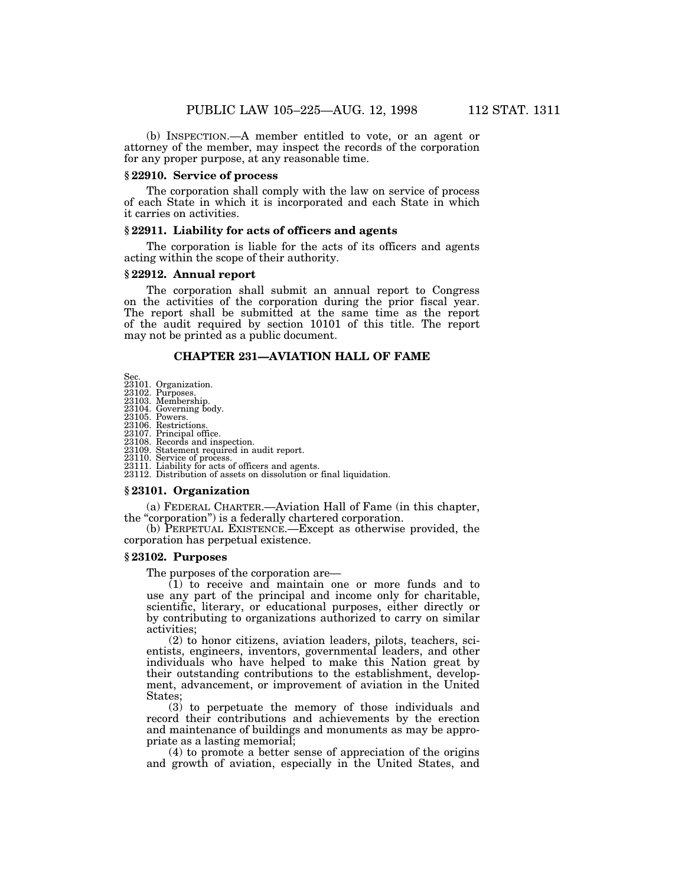(b) INSPECTION.—A member entitled to vote, or an agent or attorney of the member, may inspect the records of the corporation for any proper purpose, at any reasonable time.

### § 22910. Service of process

The corporation shall comply with the law on service of process of each State in which it is incorporated and each State in which it carries on activities.

### § 22911. Liability for acts of officers and agents

The corporation is liable for the acts of its officers and agents acting within the scope of their authority.

### § 22912. Annual report

The corporation shall submit an annual report to Congress on the activities of the corporation during the prior fiscal year. The report shall be submitted at the same time as the report of the audit required by section 10101 of this title. The report may not be printed as a public document.

## CHAPTER 231—AVIATION HALL OF FAME

Sec.
23101. Organization.
23102. Purposes.
23103. Membership.
23104. Governing body.
23105. Powers.
23106. Restrictions.
23107. Principal office.
23108. Records and inspection.
23109. Statement required in audit report.
23110. Service of process.
23111. Liability for acts of officers and agents.
23112. Distribution of assets on dissolution or final liquidation.

### § 23101. Organization

(a) FEDERAL CHARTER.—Aviation Hall of Fame (in this chapter, the "corporation") is a federally chartered corporation.

(b) PERPETUAL EXISTENCE.—Except as otherwise provided, the corporation has perpetual existence.

### § 23102. Purposes

The purposes of the corporation are—

(1) to receive and maintain one or more funds and to use any part of the principal and income only for charitable, scientific, literary, or educational purposes, either directly or by contributing to organizations authorized to carry on similar activities;

(2) to honor citizens, aviation leaders, pilots, teachers, scientists, engineers, inventors, governmental leaders, and other individuals who have helped to make this Nation great by their outstanding contributions to the establishment, development, advancement, or improvement of aviation in the United States;

(3) to perpetuate the memory of those individuals and record their contributions and achievements by the erection and maintenance of buildings and monuments as may be appropriate as a lasting memorial;

(4) to promote a better sense of appreciation of the origins and growth of aviation, especially in the United States, and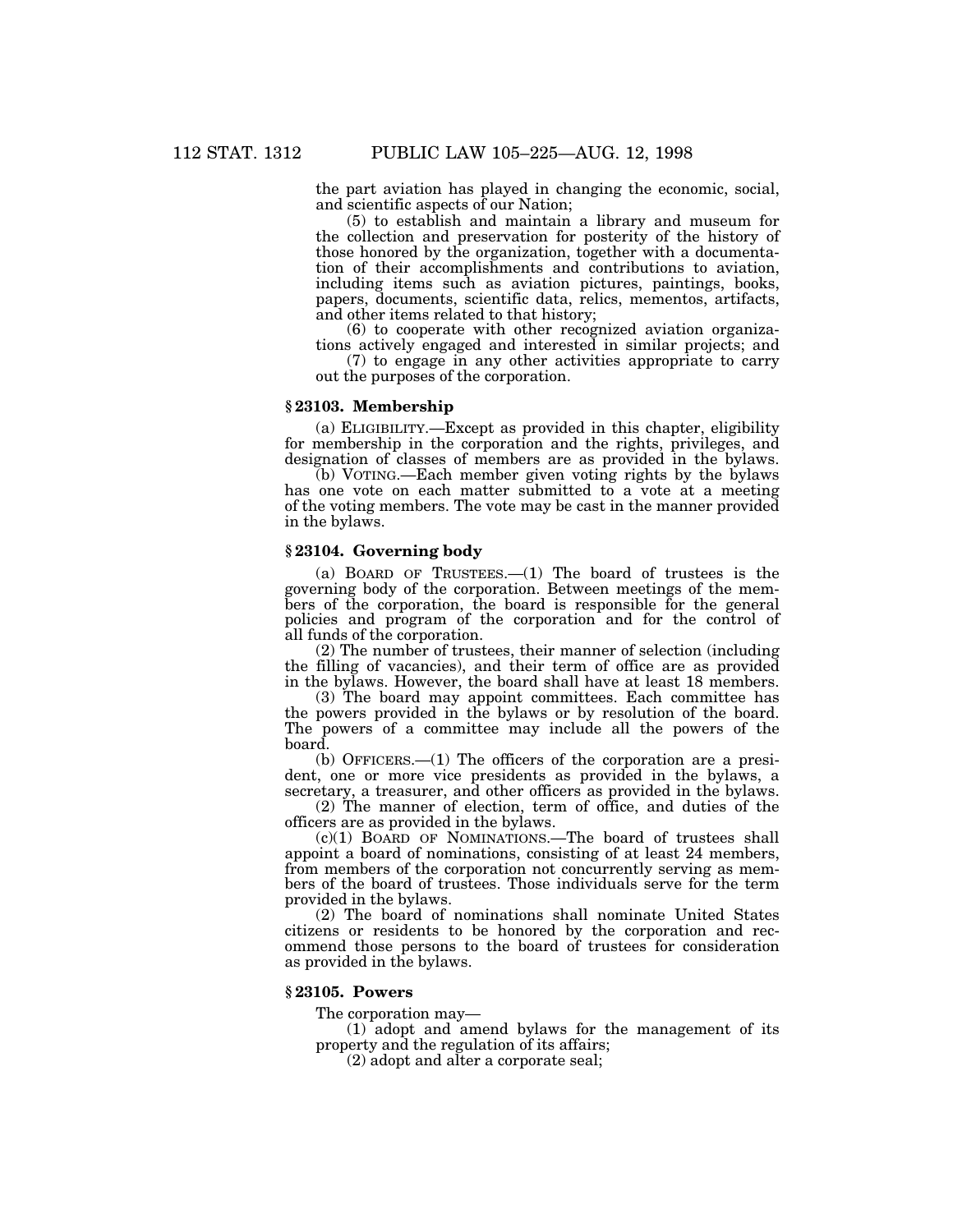the part aviation has played in changing the economic, social, and scientific aspects of our Nation;

(5) to establish and maintain a library and museum for the collection and preservation for posterity of the history of those honored by the organization, together with a documentation of their accomplishments and contributions to aviation, including items such as aviation pictures, paintings, books, papers, documents, scientific data, relics, mementos, artifacts, and other items related to that history;

(6) to cooperate with other recognized aviation organizations actively engaged and interested in similar projects; and

(7) to engage in any other activities appropriate to carry out the purposes of the corporation.

### § 23103. Membership

(a) ELIGIBILITY.—Except as provided in this chapter, eligibility for membership in the corporation and the rights, privileges, and designation of classes of members are as provided in the bylaws.

(b) VOTING.—Each member given voting rights by the bylaws has one vote on each matter submitted to a vote at a meeting of the voting members. The vote may be cast in the manner provided in the bylaws.

### § 23104. Governing body

(a) BOARD OF TRUSTEES.—(1) The board of trustees is the governing body of the corporation. Between meetings of the members of the corporation, the board is responsible for the general policies and program of the corporation and for the control of all funds of the corporation.

(2) The number of trustees, their manner of selection (including the filling of vacancies), and their term of office are as provided in the bylaws. However, the board shall have at least 18 members.

(3) The board may appoint committees. Each committee has the powers provided in the bylaws or by resolution of the board. The powers of a committee may include all the powers of the board.

(b) OFFICERS.—(1) The officers of the corporation are a president, one or more vice presidents as provided in the bylaws, a secretary, a treasurer, and other officers as provided in the bylaws.

(2) The manner of election, term of office, and duties of the officers are as provided in the bylaws.

(c)(1) BOARD OF NOMINATIONS.—The board of trustees shall appoint a board of nominations, consisting of at least 24 members, from members of the corporation not concurrently serving as members of the board of trustees. Those individuals serve for the term provided in the bylaws.

(2) The board of nominations shall nominate United States citizens or residents to be honored by the corporation and recommend those persons to the board of trustees for consideration as provided in the bylaws.

### § 23105. Powers

The corporation may—

(1) adopt and amend bylaws for the management of its property and the regulation of its affairs;

(2) adopt and alter a corporate seal;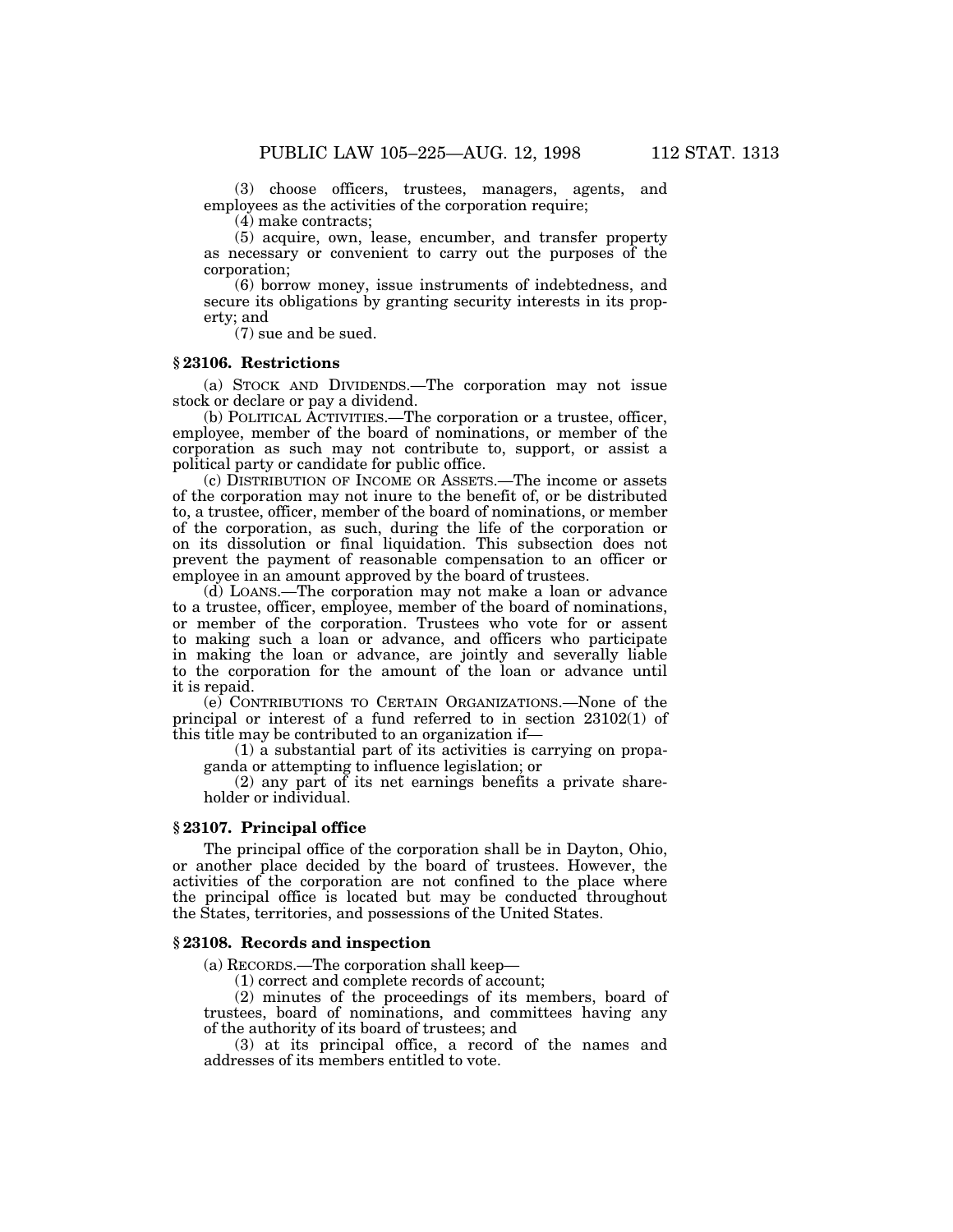(3) choose officers, trustees, managers, agents, and employees as the activities of the corporation require;

(4) make contracts;

(5) acquire, own, lease, encumber, and transfer property as necessary or convenient to carry out the purposes of the corporation;

(6) borrow money, issue instruments of indebtedness, and secure its obligations by granting security interests in its property; and

(7) sue and be sued.

### § 23106. Restrictions

(a) STOCK AND DIVIDENDS.—The corporation may not issue stock or declare or pay a dividend.

(b) POLITICAL ACTIVITIES.—The corporation or a trustee, officer, employee, member of the board of nominations, or member of the corporation as such may not contribute to, support, or assist a political party or candidate for public office.

(c) DISTRIBUTION OF INCOME OR ASSETS.—The income or assets of the corporation may not inure to the benefit of, or be distributed to, a trustee, officer, member of the board of nominations, or member of the corporation, as such, during the life of the corporation or on its dissolution or final liquidation. This subsection does not prevent the payment of reasonable compensation to an officer or employee in an amount approved by the board of trustees.

(d) LOANS.—The corporation may not make a loan or advance to a trustee, officer, employee, member of the board of nominations, or member of the corporation. Trustees who vote for or assent to making such a loan or advance, and officers who participate in making the loan or advance, are jointly and severally liable to the corporation for the amount of the loan or advance until it is repaid.

(e) CONTRIBUTIONS TO CERTAIN ORGANIZATIONS.—None of the principal or interest of a fund referred to in section 23102(1) of this title may be contributed to an organization if—

(1) a substantial part of its activities is carrying on propaganda or attempting to influence legislation; or

(2) any part of its net earnings benefits a private shareholder or individual.

### § 23107. Principal office

The principal office of the corporation shall be in Dayton, Ohio, or another place decided by the board of trustees. However, the activities of the corporation are not confined to the place where the principal office is located but may be conducted throughout the States, territories, and possessions of the United States.

### § 23108. Records and inspection

(a) RECORDS.—The corporation shall keep—

(1) correct and complete records of account;

(2) minutes of the proceedings of its members, board of trustees, board of nominations, and committees having any of the authority of its board of trustees; and

(3) at its principal office, a record of the names and addresses of its members entitled to vote.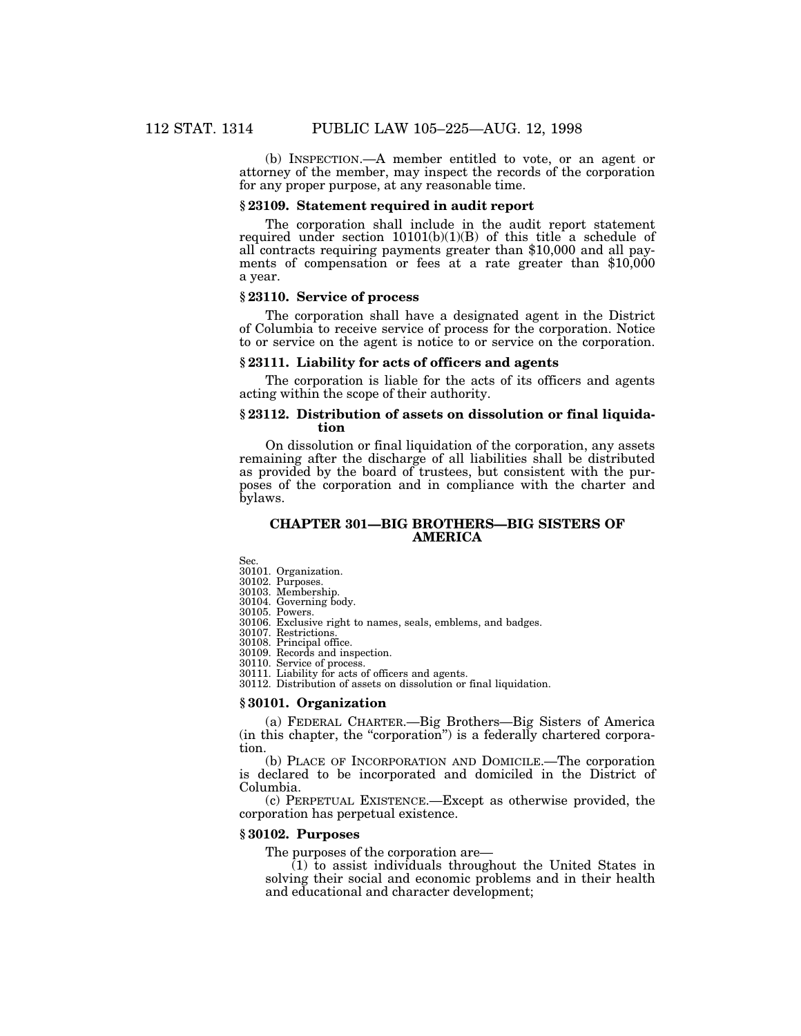(b) INSPECTION.—A member entitled to vote, or an agent or attorney of the member, may inspect the records of the corporation for any proper purpose, at any reasonable time.

### § 23109. Statement required in audit report

The corporation shall include in the audit report statement required under section 10101(b)(1)(B) of this title a schedule of all contracts requiring payments greater than $10,000 and all payments of compensation or fees at a rate greater than $10,000 a year.

### § 23110. Service of process

The corporation shall have a designated agent in the District of Columbia to receive service of process for the corporation. Notice to or service on the agent is notice to or service on the corporation.

### § 23111. Liability for acts of officers and agents

The corporation is liable for the acts of its officers and agents acting within the scope of their authority.

### § 23112. Distribution of assets on dissolution or final liquidation

On dissolution or final liquidation of the corporation, any assets remaining after the discharge of all liabilities shall be distributed as provided by the board of trustees, but consistent with the purposes of the corporation and in compliance with the charter and bylaws.

## CHAPTER 301—BIG BROTHERS—BIG SISTERS OF AMERICA

Sec.
30101. Organization.
30102. Purposes.
30103. Membership.
30104. Governing body.
30105. Powers.
30106. Exclusive right to names, seals, emblems, and badges.
30107. Restrictions.
30108. Principal office.
30109. Records and inspection.
30110. Service of process.
30111. Liability for acts of officers and agents.
30112. Distribution of assets on dissolution or final liquidation.

### § 30101. Organization

(a) FEDERAL CHARTER.—Big Brothers—Big Sisters of America (in this chapter, the "corporation") is a federally chartered corporation.

(b) PLACE OF INCORPORATION AND DOMICILE.—The corporation is declared to be incorporated and domiciled in the District of Columbia.

(c) PERPETUAL EXISTENCE.—Except as otherwise provided, the corporation has perpetual existence.

### § 30102. Purposes

The purposes of the corporation are—

(1) to assist individuals throughout the United States in solving their social and economic problems and in their health and educational and character development;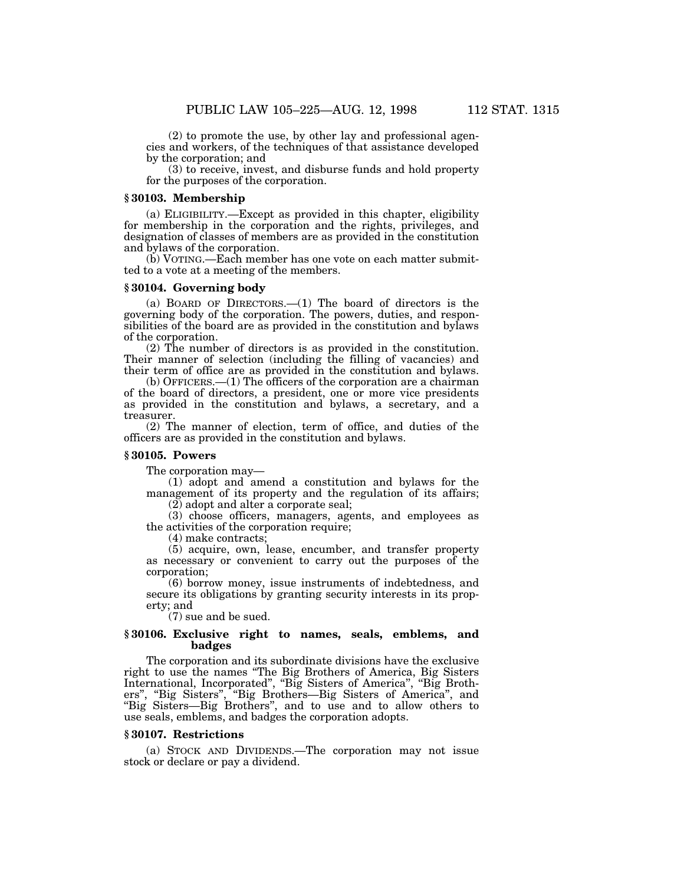(2) to promote the use, by other lay and professional agencies and workers, of the techniques of that assistance developed by the corporation; and

(3) to receive, invest, and disburse funds and hold property for the purposes of the corporation.

### § 30103. Membership

(a) ELIGIBILITY.—Except as provided in this chapter, eligibility for membership in the corporation and the rights, privileges, and designation of classes of members are as provided in the constitution and bylaws of the corporation.

(b) VOTING.—Each member has one vote on each matter submitted to a vote at a meeting of the members.

### § 30104. Governing body

(a) BOARD OF DIRECTORS.—(1) The board of directors is the governing body of the corporation. The powers, duties, and responsibilities of the board are as provided in the constitution and bylaws of the corporation.

(2) The number of directors is as provided in the constitution. Their manner of selection (including the filling of vacancies) and their term of office are as provided in the constitution and bylaws.

(b) OFFICERS.—(1) The officers of the corporation are a chairman of the board of directors, a president, one or more vice presidents as provided in the constitution and bylaws, a secretary, and a treasurer.

(2) The manner of election, term of office, and duties of the officers are as provided in the constitution and bylaws.

### § 30105. Powers

The corporation may—

(1) adopt and amend a constitution and bylaws for the management of its property and the regulation of its affairs;

(2) adopt and alter a corporate seal;

(3) choose officers, managers, agents, and employees as the activities of the corporation require;

(4) make contracts;

(5) acquire, own, lease, encumber, and transfer property as necessary or convenient to carry out the purposes of the corporation;

(6) borrow money, issue instruments of indebtedness, and secure its obligations by granting security interests in its property; and

(7) sue and be sued.

### § 30106. Exclusive right to names, seals, emblems, and badges

The corporation and its subordinate divisions have the exclusive right to use the names "The Big Brothers of America, Big Sisters International, Incorporated", "Big Sisters of America", "Big Brothers", "Big Sisters", "Big Brothers—Big Sisters of America", and "Big Sisters—Big Brothers", and to use and to allow others to use seals, emblems, and badges the corporation adopts.

### § 30107. Restrictions

(a) STOCK AND DIVIDENDS.—The corporation may not issue stock or declare or pay a dividend.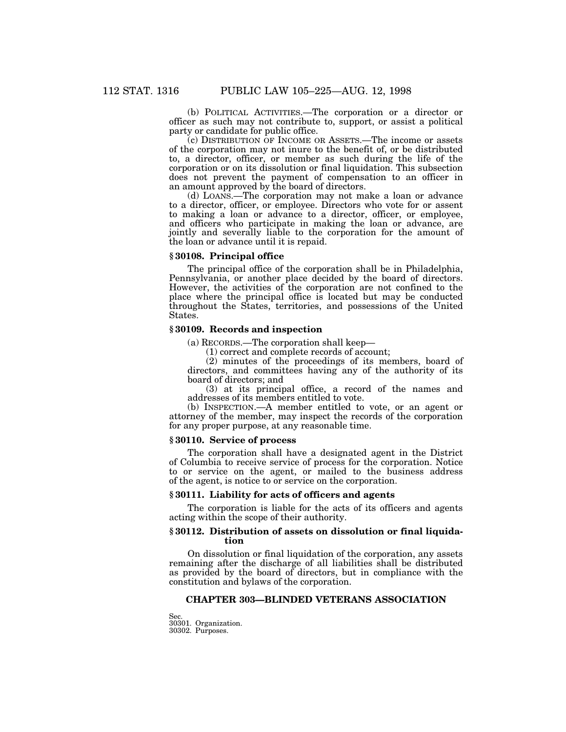(b) POLITICAL ACTIVITIES.—The corporation or a director or officer as such may not contribute to, support, or assist a political party or candidate for public office.

(c) DISTRIBUTION OF INCOME OR ASSETS.—The income or assets of the corporation may not inure to the benefit of, or be distributed to, a director, officer, or member as such during the life of the corporation or on its dissolution or final liquidation. This subsection does not prevent the payment of compensation to an officer in an amount approved by the board of directors.

(d) LOANS.—The corporation may not make a loan or advance to a director, officer, or employee. Directors who vote for or assent to making a loan or advance to a director, officer, or employee, and officers who participate in making the loan or advance, are jointly and severally liable to the corporation for the amount of the loan or advance until it is repaid.

### § 30108. Principal office

The principal office of the corporation shall be in Philadelphia, Pennsylvania, or another place decided by the board of directors. However, the activities of the corporation are not confined to the place where the principal office is located but may be conducted throughout the States, territories, and possessions of the United States.

### § 30109. Records and inspection

(a) RECORDS.—The corporation shall keep—

(1) correct and complete records of account;

(2) minutes of the proceedings of its members, board of directors, and committees having any of the authority of its board of directors; and

(3) at its principal office, a record of the names and addresses of its members entitled to vote.

(b) INSPECTION.—A member entitled to vote, or an agent or attorney of the member, may inspect the records of the corporation for any proper purpose, at any reasonable time.

### § 30110. Service of process

The corporation shall have a designated agent in the District of Columbia to receive service of process for the corporation. Notice to or service on the agent, or mailed to the business address of the agent, is notice to or service on the corporation.

### § 30111. Liability for acts of officers and agents

The corporation is liable for the acts of its officers and agents acting within the scope of their authority.

### § 30112. Distribution of assets on dissolution or final liquidation

On dissolution or final liquidation of the corporation, any assets remaining after the discharge of all liabilities shall be distributed as provided by the board of directors, but in compliance with the constitution and bylaws of the corporation.

## CHAPTER 303—BLINDED VETERANS ASSOCIATION

Sec.
30301. Organization.
30302. Purposes.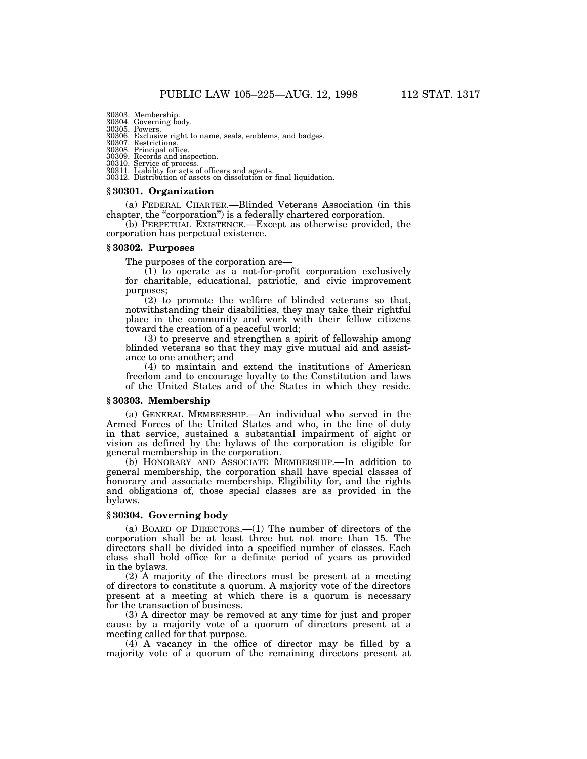30303. Membership.
30304. Governing body.
30305. Powers.
30306. Exclusive right to name, seals, emblems, and badges.
30307. Restrictions.
30308. Principal office.
30309. Records and inspection.
30310. Service of process.
30311. Liability for acts of officers and agents.
30312. Distribution of assets on dissolution or final liquidation.

### § 30301. Organization

(a) FEDERAL CHARTER.—Blinded Veterans Association (in this chapter, the "corporation") is a federally chartered corporation.

(b) PERPETUAL EXISTENCE.—Except as otherwise provided, the corporation has perpetual existence.

### § 30302. Purposes

The purposes of the corporation are—

(1) to operate as a not-for-profit corporation exclusively for charitable, educational, patriotic, and civic improvement purposes;

(2) to promote the welfare of blinded veterans so that, notwithstanding their disabilities, they may take their rightful place in the community and work with their fellow citizens toward the creation of a peaceful world;

(3) to preserve and strengthen a spirit of fellowship among blinded veterans so that they may give mutual aid and assistance to one another; and

(4) to maintain and extend the institutions of American freedom and to encourage loyalty to the Constitution and laws of the United States and of the States in which they reside.

### § 30303. Membership

(a) GENERAL MEMBERSHIP.—An individual who served in the Armed Forces of the United States and who, in the line of duty in that service, sustained a substantial impairment of sight or vision as defined by the bylaws of the corporation is eligible for general membership in the corporation.

(b) HONORARY AND ASSOCIATE MEMBERSHIP.—In addition to general membership, the corporation shall have special classes of honorary and associate membership. Eligibility for, and the rights and obligations of, those special classes are as provided in the bylaws.

### § 30304. Governing body

(a) BOARD OF DIRECTORS.—(1) The number of directors of the corporation shall be at least three but not more than 15. The directors shall be divided into a specified number of classes. Each class shall hold office for a definite period of years as provided in the bylaws.

(2) A majority of the directors must be present at a meeting of directors to constitute a quorum. A majority vote of the directors present at a meeting at which there is a quorum is necessary for the transaction of business.

(3) A director may be removed at any time for just and proper cause by a majority vote of a quorum of directors present at a meeting called for that purpose.

(4) A vacancy in the office of director may be filled by a majority vote of a quorum of the remaining directors present at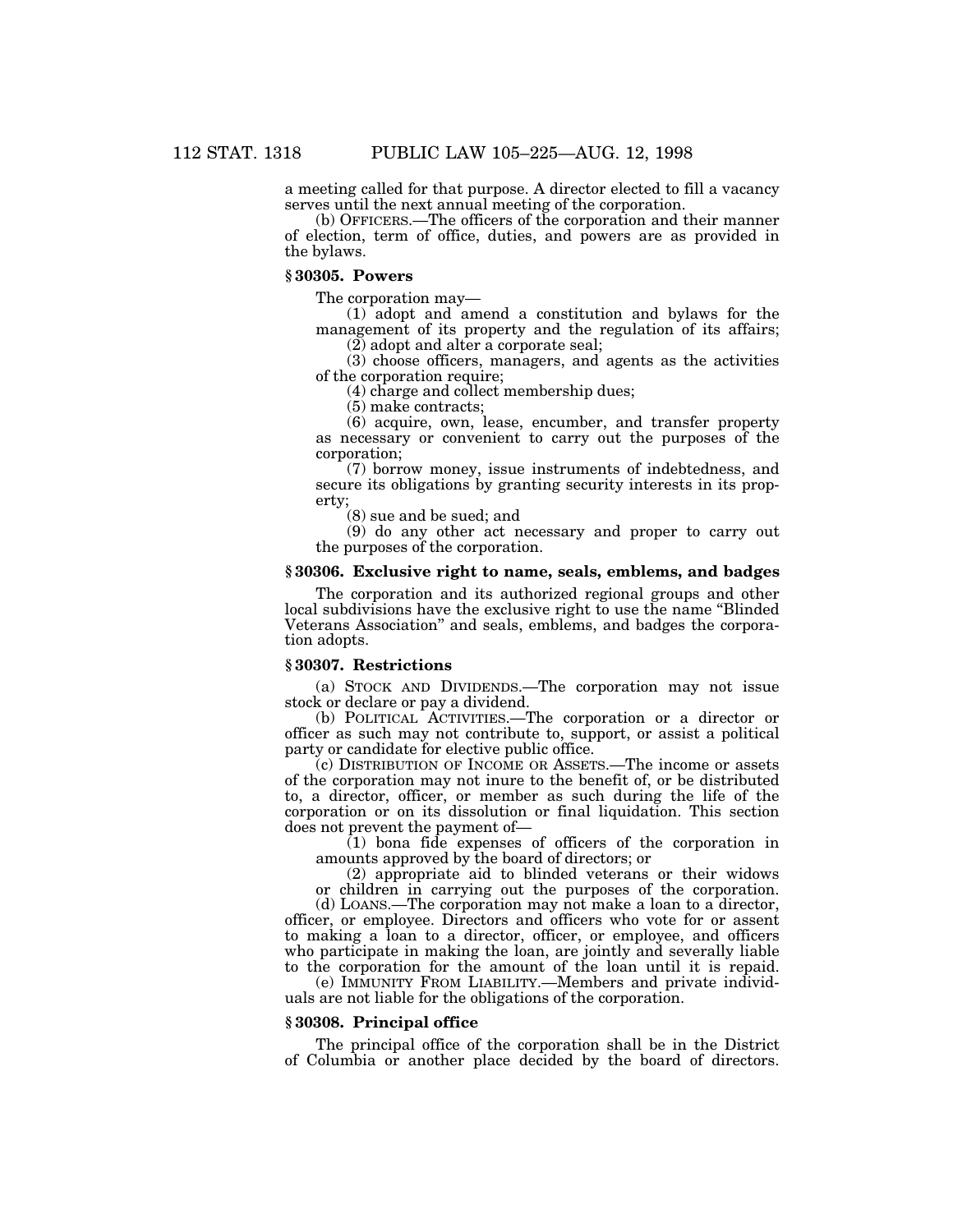a meeting called for that purpose. A director elected to fill a vacancy serves until the next annual meeting of the corporation.

(b) OFFICERS.—The officers of the corporation and their manner of election, term of office, duties, and powers are as provided in the bylaws.

### § 30305. Powers

The corporation may—

(1) adopt and amend a constitution and bylaws for the management of its property and the regulation of its affairs;

(2) adopt and alter a corporate seal;

(3) choose officers, managers, and agents as the activities of the corporation require;

(4) charge and collect membership dues;

(5) make contracts;

(6) acquire, own, lease, encumber, and transfer property as necessary or convenient to carry out the purposes of the corporation;

(7) borrow money, issue instruments of indebtedness, and secure its obligations by granting security interests in its property;

(8) sue and be sued; and

(9) do any other act necessary and proper to carry out the purposes of the corporation.

### § 30306. Exclusive right to name, seals, emblems, and badges

The corporation and its authorized regional groups and other local subdivisions have the exclusive right to use the name "Blinded Veterans Association" and seals, emblems, and badges the corporation adopts.

### § 30307. Restrictions

(a) STOCK AND DIVIDENDS.—The corporation may not issue stock or declare or pay a dividend.

(b) POLITICAL ACTIVITIES.—The corporation or a director or officer as such may not contribute to, support, or assist a political party or candidate for elective public office.

(c) DISTRIBUTION OF INCOME OR ASSETS.—The income or assets of the corporation may not inure to the benefit of, or be distributed to, a director, officer, or member as such during the life of the corporation or on its dissolution or final liquidation. This section does not prevent the payment of—

(1) bona fide expenses of officers of the corporation in amounts approved by the board of directors; or

(2) appropriate aid to blinded veterans or their widows or children in carrying out the purposes of the corporation.

(d) LOANS.—The corporation may not make a loan to a director, officer, or employee. Directors and officers who vote for or assent to making a loan to a director, officer, or employee, and officers who participate in making the loan, are jointly and severally liable to the corporation for the amount of the loan until it is repaid.

(e) IMMUNITY FROM LIABILITY.—Members and private individuals are not liable for the obligations of the corporation.

### § 30308. Principal office

The principal office of the corporation shall be in the District of Columbia or another place decided by the board of directors.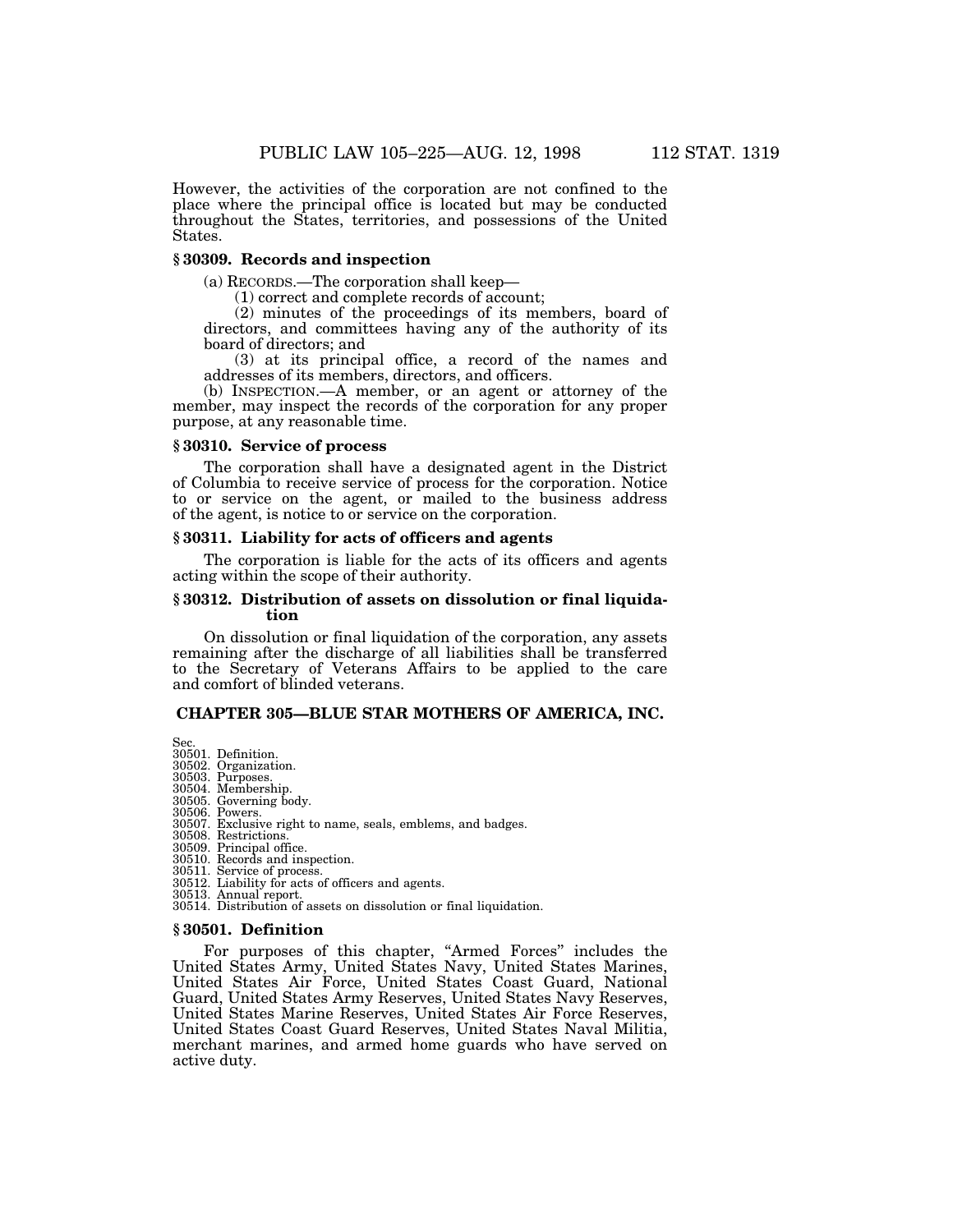However, the activities of the corporation are not confined to the place where the principal office is located but may be conducted throughout the States, territories, and possessions of the United States.

### § 30309. Records and inspection

(a) RECORDS.—The corporation shall keep—

(1) correct and complete records of account;

(2) minutes of the proceedings of its members, board of directors, and committees having any of the authority of its board of directors; and

(3) at its principal office, a record of the names and addresses of its members, directors, and officers.

(b) INSPECTION.—A member, or an agent or attorney of the member, may inspect the records of the corporation for any proper purpose, at any reasonable time.

### § 30310. Service of process

The corporation shall have a designated agent in the District of Columbia to receive service of process for the corporation. Notice to or service on the agent, or mailed to the business address of the agent, is notice to or service on the corporation.

### § 30311. Liability for acts of officers and agents

The corporation is liable for the acts of its officers and agents acting within the scope of their authority.

### § 30312. Distribution of assets on dissolution or final liquidation

On dissolution or final liquidation of the corporation, any assets remaining after the discharge of all liabilities shall be transferred to the Secretary of Veterans Affairs to be applied to the care and comfort of blinded veterans.

## CHAPTER 305—BLUE STAR MOTHERS OF AMERICA, INC.

Sec.
30501. Definition.
30502. Organization.
30503. Purposes.
30504. Membership.
30505. Governing body.
30506. Powers.
30507. Exclusive right to name, seals, emblems, and badges.
30508. Restrictions.
30509. Principal office.
30510. Records and inspection.
30511. Service of process.
30512. Liability for acts of officers and agents.
30513. Annual report.
30514. Distribution of assets on dissolution or final liquidation.

### § 30501. Definition

For purposes of this chapter, “Armed Forces” includes the United States Army, United States Navy, United States Marines, United States Air Force, United States Coast Guard, National Guard, United States Army Reserves, United States Navy Reserves, United States Marine Reserves, United States Air Force Reserves, United States Coast Guard Reserves, United States Naval Militia, merchant marines, and armed home guards who have served on active duty.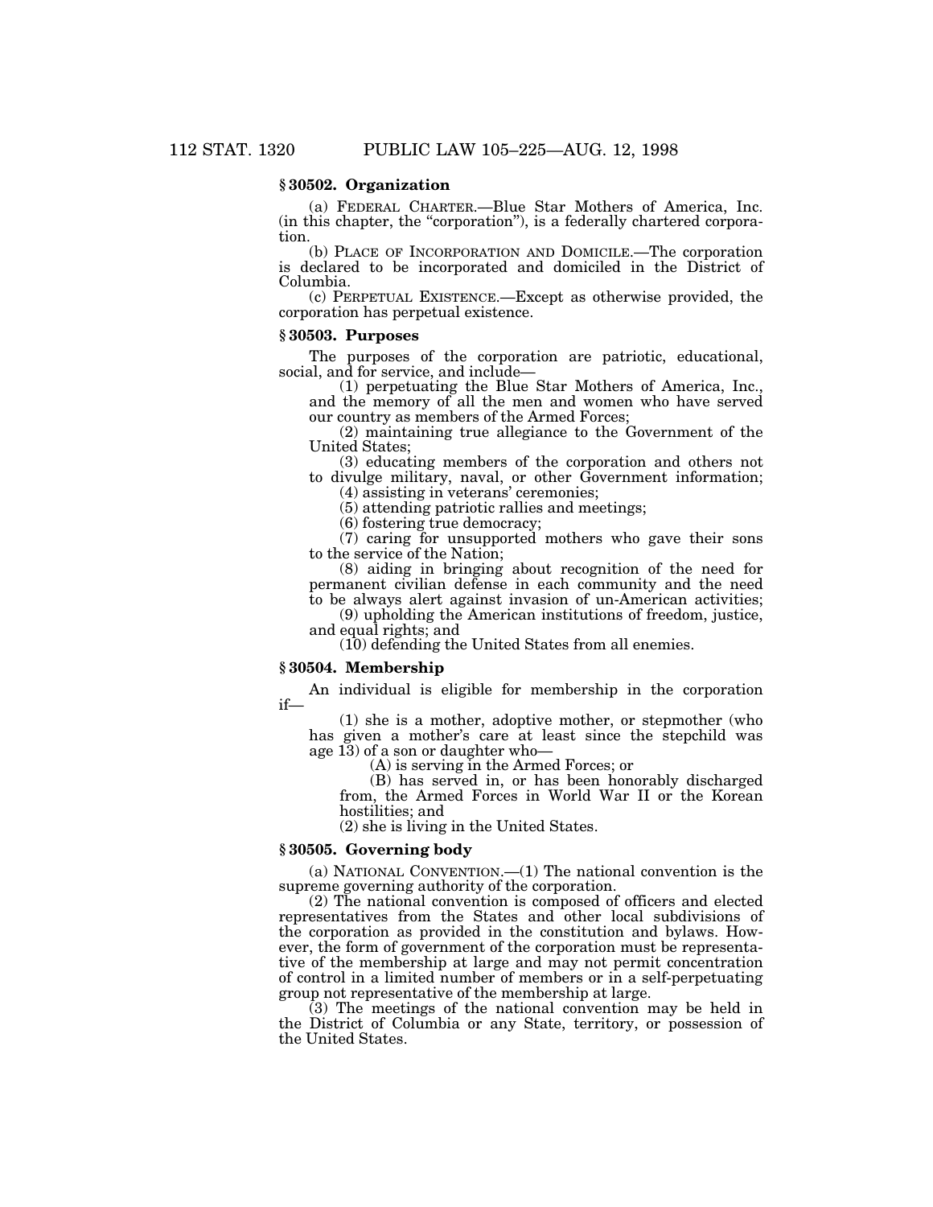### § 30502. Organization

(a) FEDERAL CHARTER.—Blue Star Mothers of America, Inc. (in this chapter, the "corporation"), is a federally chartered corporation.

(b) PLACE OF INCORPORATION AND DOMICILE.—The corporation is declared to be incorporated and domiciled in the District of Columbia.

(c) PERPETUAL EXISTENCE.—Except as otherwise provided, the corporation has perpetual existence.

### § 30503. Purposes

The purposes of the corporation are patriotic, educational, social, and for service, and include—

(1) perpetuating the Blue Star Mothers of America, Inc., and the memory of all the men and women who have served our country as members of the Armed Forces;

(2) maintaining true allegiance to the Government of the United States;

(3) educating members of the corporation and others not to divulge military, naval, or other Government information;

(4) assisting in veterans' ceremonies;

(5) attending patriotic rallies and meetings;

(6) fostering true democracy;

(7) caring for unsupported mothers who gave their sons to the service of the Nation;

(8) aiding in bringing about recognition of the need for permanent civilian defense in each community and the need to be always alert against invasion of un-American activities;

(9) upholding the American institutions of freedom, justice, and equal rights; and

(10) defending the United States from all enemies.

### § 30504. Membership

An individual is eligible for membership in the corporation if—

(1) she is a mother, adoptive mother, or stepmother (who has given a mother's care at least since the stepchild was age 13) of a son or daughter who—

(A) is serving in the Armed Forces; or

(B) has served in, or has been honorably discharged from, the Armed Forces in World War II or the Korean hostilities; and

(2) she is living in the United States.

### § 30505. Governing body

(a) NATIONAL CONVENTION.—(1) The national convention is the supreme governing authority of the corporation.

(2) The national convention is composed of officers and elected representatives from the States and other local subdivisions of the corporation as provided in the constitution and bylaws. However, the form of government of the corporation must be representative of the membership at large and may not permit concentration of control in a limited number of members or in a self-perpetuating group not representative of the membership at large.

(3) The meetings of the national convention may be held in the District of Columbia or any State, territory, or possession of the United States.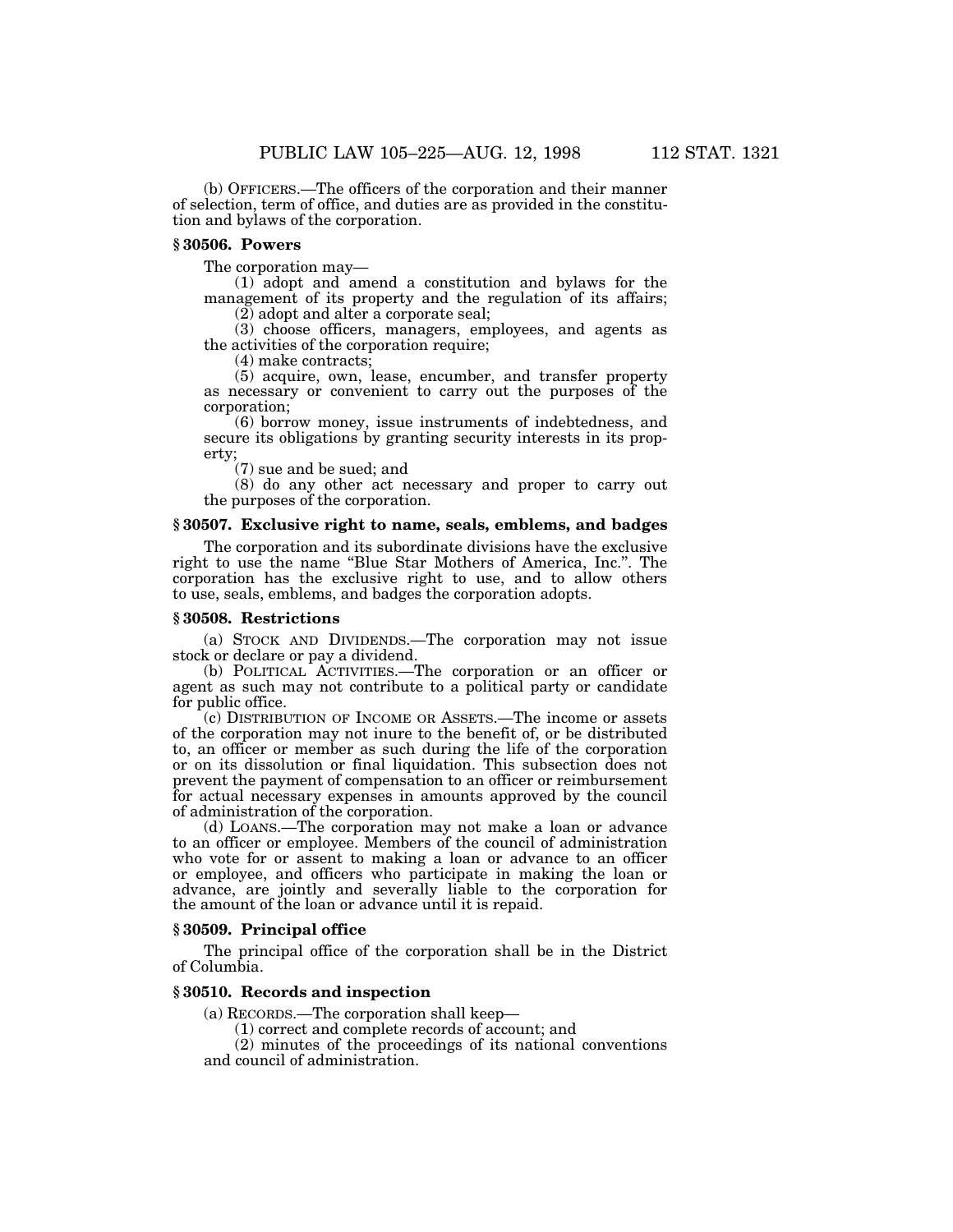(b) OFFICERS.—The officers of the corporation and their manner of selection, term of office, and duties are as provided in the constitution and bylaws of the corporation.

### § 30506. Powers

The corporation may—

(1) adopt and amend a constitution and bylaws for the management of its property and the regulation of its affairs;

(2) adopt and alter a corporate seal;

(3) choose officers, managers, employees, and agents as the activities of the corporation require;

(4) make contracts;

(5) acquire, own, lease, encumber, and transfer property as necessary or convenient to carry out the purposes of the corporation;

(6) borrow money, issue instruments of indebtedness, and secure its obligations by granting security interests in its property;

(7) sue and be sued; and

(8) do any other act necessary and proper to carry out the purposes of the corporation.

### § 30507. Exclusive right to name, seals, emblems, and badges

The corporation and its subordinate divisions have the exclusive right to use the name "Blue Star Mothers of America, Inc.". The corporation has the exclusive right to use, and to allow others to use, seals, emblems, and badges the corporation adopts.

### § 30508. Restrictions

(a) STOCK AND DIVIDENDS.—The corporation may not issue stock or declare or pay a dividend.

(b) POLITICAL ACTIVITIES.—The corporation or an officer or agent as such may not contribute to a political party or candidate for public office.

(c) DISTRIBUTION OF INCOME OR ASSETS.—The income or assets of the corporation may not inure to the benefit of, or be distributed to, an officer or member as such during the life of the corporation or on its dissolution or final liquidation. This subsection does not prevent the payment of compensation to an officer or reimbursement for actual necessary expenses in amounts approved by the council of administration of the corporation.

(d) LOANS.—The corporation may not make a loan or advance to an officer or employee. Members of the council of administration who vote for or assent to making a loan or advance to an officer or employee, and officers who participate in making the loan or advance, are jointly and severally liable to the corporation for the amount of the loan or advance until it is repaid.

### § 30509. Principal office

The principal office of the corporation shall be in the District of Columbia.

### § 30510. Records and inspection

(a) RECORDS.—The corporation shall keep—

(1) correct and complete records of account; and

(2) minutes of the proceedings of its national conventions and council of administration.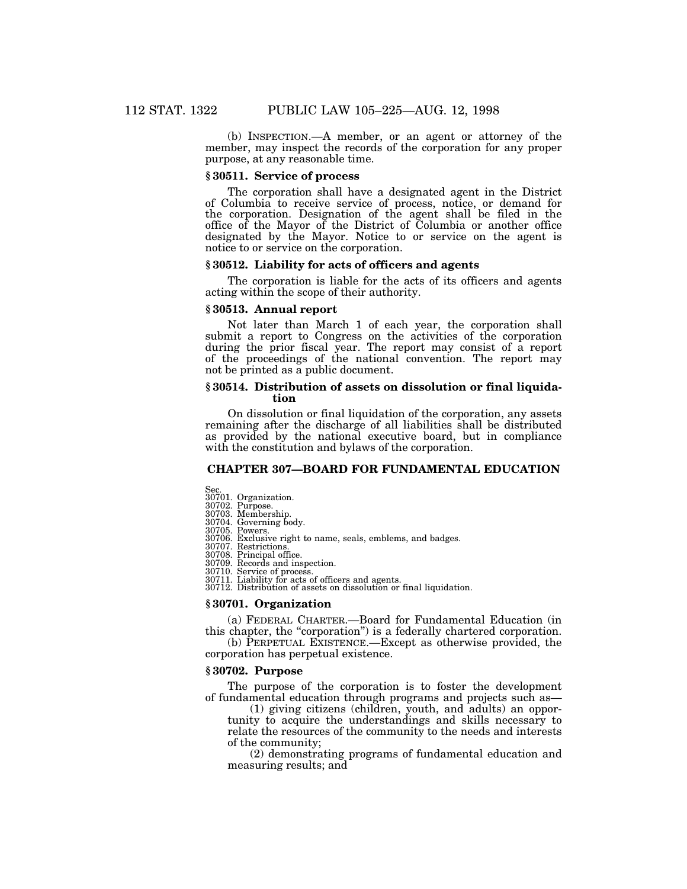(b) INSPECTION.—A member, or an agent or attorney of the member, may inspect the records of the corporation for any proper purpose, at any reasonable time.

### § 30511. Service of process

The corporation shall have a designated agent in the District of Columbia to receive service of process, notice, or demand for the corporation. Designation of the agent shall be filed in the office of the Mayor of the District of Columbia or another office designated by the Mayor. Notice to or service on the agent is notice to or service on the corporation.

### § 30512. Liability for acts of officers and agents

The corporation is liable for the acts of its officers and agents acting within the scope of their authority.

### § 30513. Annual report

Not later than March 1 of each year, the corporation shall submit a report to Congress on the activities of the corporation during the prior fiscal year. The report may consist of a report of the proceedings of the national convention. The report may not be printed as a public document.

### § 30514. Distribution of assets on dissolution or final liquidation

On dissolution or final liquidation of the corporation, any assets remaining after the discharge of all liabilities shall be distributed as provided by the national executive board, but in compliance with the constitution and bylaws of the corporation.

## CHAPTER 307—BOARD FOR FUNDAMENTAL EDUCATION

Sec.
30701. Organization.
30702. Purpose.
30703. Membership.
30704. Governing body.
30705. Powers.
30706. Exclusive right to name, seals, emblems, and badges.
30707. Restrictions.
30708. Principal office.
30709. Records and inspection.
30710. Service of process.
30711. Liability for acts of officers and agents.
30712. Distribution of assets on dissolution or final liquidation.

### § 30701. Organization

(a) FEDERAL CHARTER.—Board for Fundamental Education (in this chapter, the "corporation") is a federally chartered corporation.

(b) PERPETUAL EXISTENCE.—Except as otherwise provided, the corporation has perpetual existence.

### § 30702. Purpose

The purpose of the corporation is to foster the development of fundamental education through programs and projects such as—

(1) giving citizens (children, youth, and adults) an opportunity to acquire the understandings and skills necessary to relate the resources of the community to the needs and interests of the community;

(2) demonstrating programs of fundamental education and measuring results; and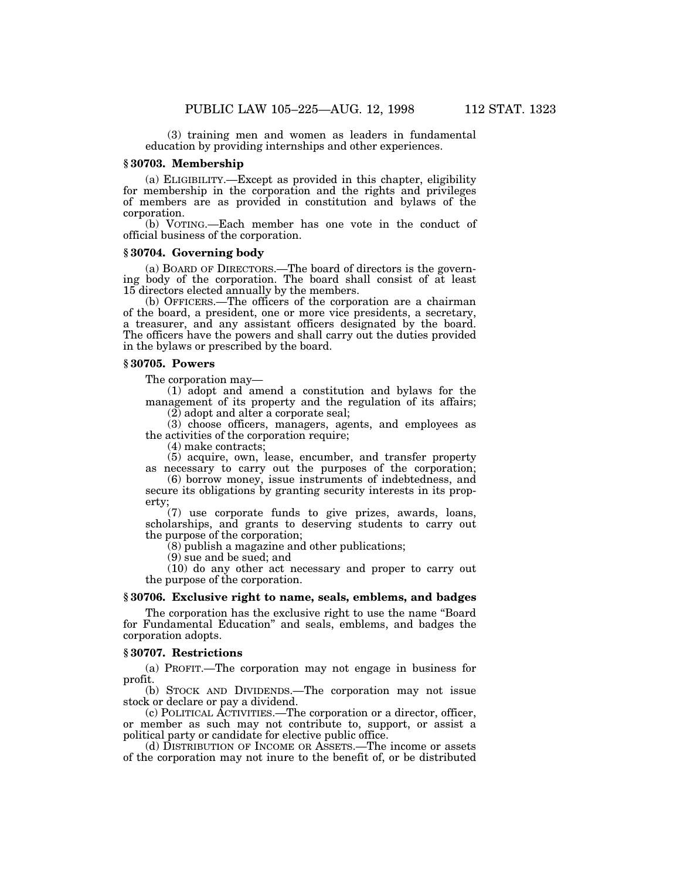(3) training men and women as leaders in fundamental education by providing internships and other experiences.

### § 30703. Membership

(a) ELIGIBILITY.—Except as provided in this chapter, eligibility for membership in the corporation and the rights and privileges of members are as provided in constitution and bylaws of the corporation.

(b) VOTING.—Each member has one vote in the conduct of official business of the corporation.

### § 30704. Governing body

(a) BOARD OF DIRECTORS.—The board of directors is the governing body of the corporation. The board shall consist of at least 15 directors elected annually by the members.

(b) OFFICERS.—The officers of the corporation are a chairman of the board, a president, one or more vice presidents, a secretary, a treasurer, and any assistant officers designated by the board. The officers have the powers and shall carry out the duties provided in the bylaws or prescribed by the board.

### § 30705. Powers

The corporation may—

(1) adopt and amend a constitution and bylaws for the management of its property and the regulation of its affairs;

(2) adopt and alter a corporate seal;

(3) choose officers, managers, agents, and employees as the activities of the corporation require;

(4) make contracts;

(5) acquire, own, lease, encumber, and transfer property as necessary to carry out the purposes of the corporation;

(6) borrow money, issue instruments of indebtedness, and secure its obligations by granting security interests in its property;

(7) use corporate funds to give prizes, awards, loans, scholarships, and grants to deserving students to carry out the purpose of the corporation;

(8) publish a magazine and other publications;

(9) sue and be sued; and

(10) do any other act necessary and proper to carry out the purpose of the corporation.

### § 30706. Exclusive right to name, seals, emblems, and badges

The corporation has the exclusive right to use the name "Board for Fundamental Education" and seals, emblems, and badges the corporation adopts.

### § 30707. Restrictions

(a) PROFIT.—The corporation may not engage in business for profit.

(b) STOCK AND DIVIDENDS.—The corporation may not issue stock or declare or pay a dividend.

(c) POLITICAL ACTIVITIES.—The corporation or a director, officer, or member as such may not contribute to, support, or assist a political party or candidate for elective public office.

(d) DISTRIBUTION OF INCOME OR ASSETS.—The income or assets of the corporation may not inure to the benefit of, or be distributed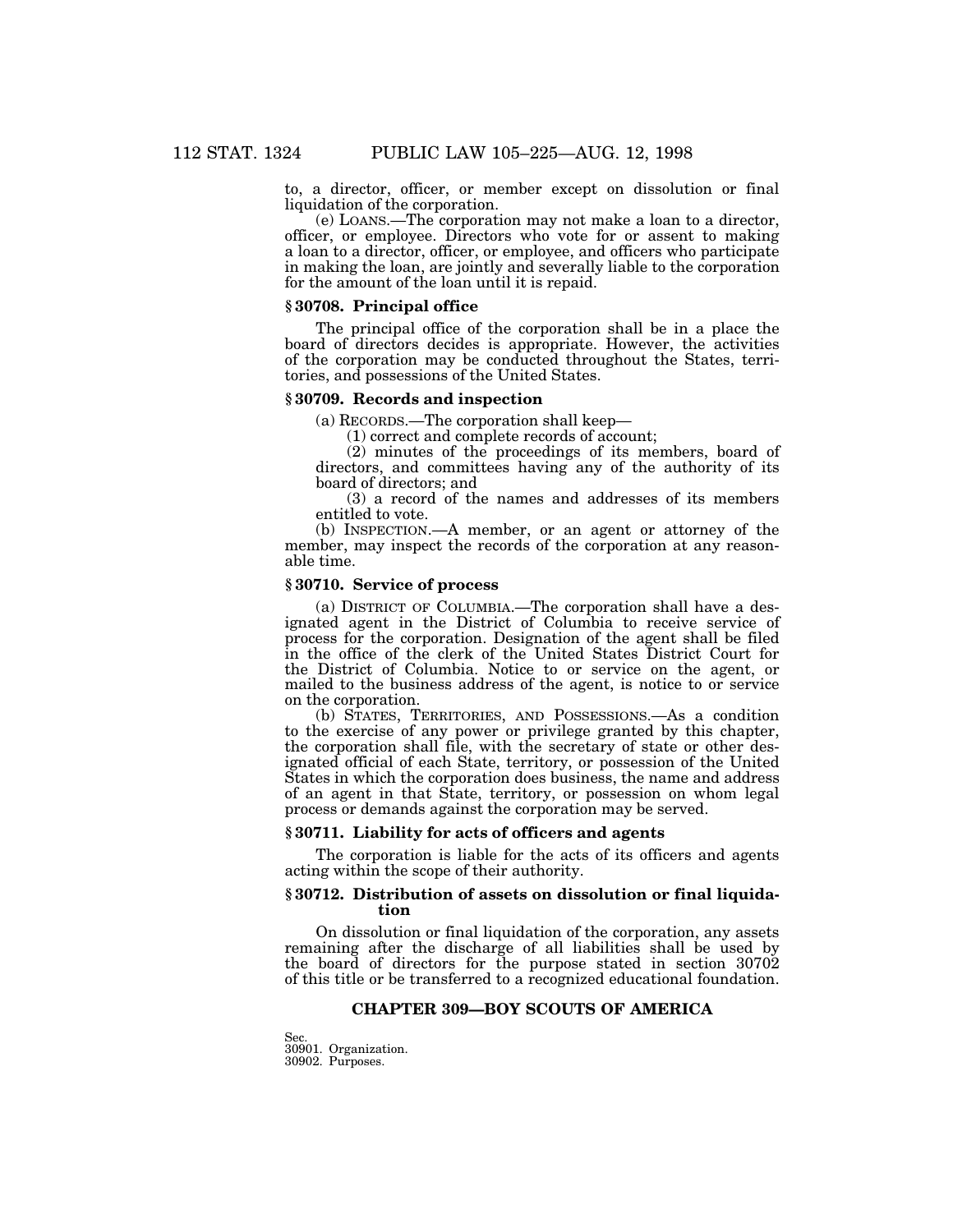to, a director, officer, or member except on dissolution or final liquidation of the corporation.

(e) LOANS.—The corporation may not make a loan to a director, officer, or employee. Directors who vote for or assent to making a loan to a director, officer, or employee, and officers who participate in making the loan, are jointly and severally liable to the corporation for the amount of the loan until it is repaid.

### § 30708. Principal office

The principal office of the corporation shall be in a place the board of directors decides is appropriate. However, the activities of the corporation may be conducted throughout the States, territories, and possessions of the United States.

### § 30709. Records and inspection

(a) RECORDS.—The corporation shall keep—

(1) correct and complete records of account;

(2) minutes of the proceedings of its members, board of directors, and committees having any of the authority of its board of directors; and

(3) a record of the names and addresses of its members entitled to vote.

(b) INSPECTION.—A member, or an agent or attorney of the member, may inspect the records of the corporation at any reasonable time.

### § 30710. Service of process

(a) DISTRICT OF COLUMBIA.—The corporation shall have a designated agent in the District of Columbia to receive service of process for the corporation. Designation of the agent shall be filed in the office of the clerk of the United States District Court for the District of Columbia. Notice to or service on the agent, or mailed to the business address of the agent, is notice to or service on the corporation.

(b) STATES, TERRITORIES, AND POSSESSIONS.—As a condition to the exercise of any power or privilege granted by this chapter, the corporation shall file, with the secretary of state or other designated official of each State, territory, or possession of the United States in which the corporation does business, the name and address of an agent in that State, territory, or possession on whom legal process or demands against the corporation may be served.

### § 30711. Liability for acts of officers and agents

The corporation is liable for the acts of its officers and agents acting within the scope of their authority.

### § 30712. Distribution of assets on dissolution or final liquidation

On dissolution or final liquidation of the corporation, any assets remaining after the discharge of all liabilities shall be used by the board of directors for the purpose stated in section 30702 of this title or be transferred to a recognized educational foundation.

## CHAPTER 309—BOY SCOUTS OF AMERICA

Sec.
30901. Organization.
30902. Purposes.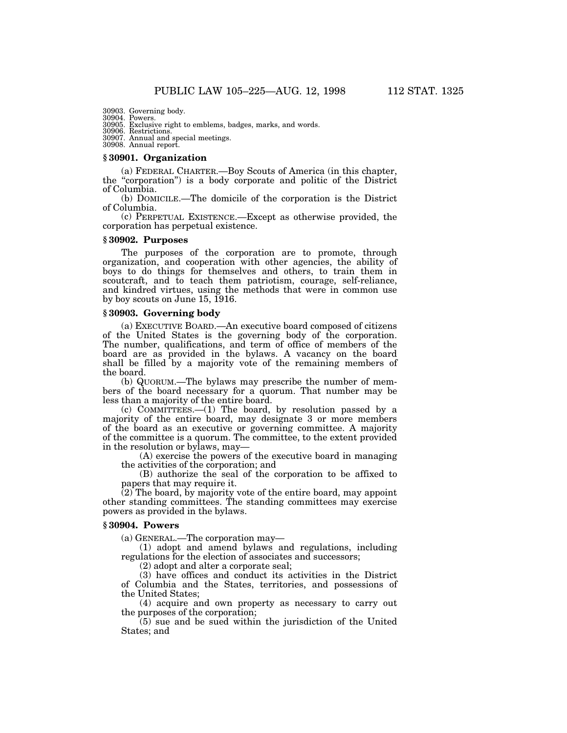30903. Governing body.
30904. Powers.
30905. Exclusive right to emblems, badges, marks, and words.
30906. Restrictions.
30907. Annual and special meetings.
30908. Annual report.

### § 30901. Organization

(a) FEDERAL CHARTER.—Boy Scouts of America (in this chapter, the "corporation") is a body corporate and politic of the District of Columbia.

(b) DOMICILE.—The domicile of the corporation is the District of Columbia.

(c) PERPETUAL EXISTENCE.—Except as otherwise provided, the corporation has perpetual existence.

### § 30902. Purposes

The purposes of the corporation are to promote, through organization, and cooperation with other agencies, the ability of boys to do things for themselves and others, to train them in scoutcraft, and to teach them patriotism, courage, self-reliance, and kindred virtues, using the methods that were in common use by boy scouts on June 15, 1916.

### § 30903. Governing body

(a) EXECUTIVE BOARD.—An executive board composed of citizens of the United States is the governing body of the corporation. The number, qualifications, and term of office of members of the board are as provided in the bylaws. A vacancy on the board shall be filled by a majority vote of the remaining members of the board.

(b) QUORUM.—The bylaws may prescribe the number of members of the board necessary for a quorum. That number may be less than a majority of the entire board.

(c) COMMITTEES.—(1) The board, by resolution passed by a majority of the entire board, may designate 3 or more members of the board as an executive or governing committee. A majority of the committee is a quorum. The committee, to the extent provided in the resolution or bylaws, may—

(A) exercise the powers of the executive board in managing the activities of the corporation; and

(B) authorize the seal of the corporation to be affixed to papers that may require it.

(2) The board, by majority vote of the entire board, may appoint other standing committees. The standing committees may exercise powers as provided in the bylaws.

### § 30904. Powers

(a) GENERAL.—The corporation may—

(1) adopt and amend bylaws and regulations, including regulations for the election of associates and successors;

(2) adopt and alter a corporate seal;

(3) have offices and conduct its activities in the District of Columbia and the States, territories, and possessions of the United States;

(4) acquire and own property as necessary to carry out the purposes of the corporation;

(5) sue and be sued within the jurisdiction of the United States; and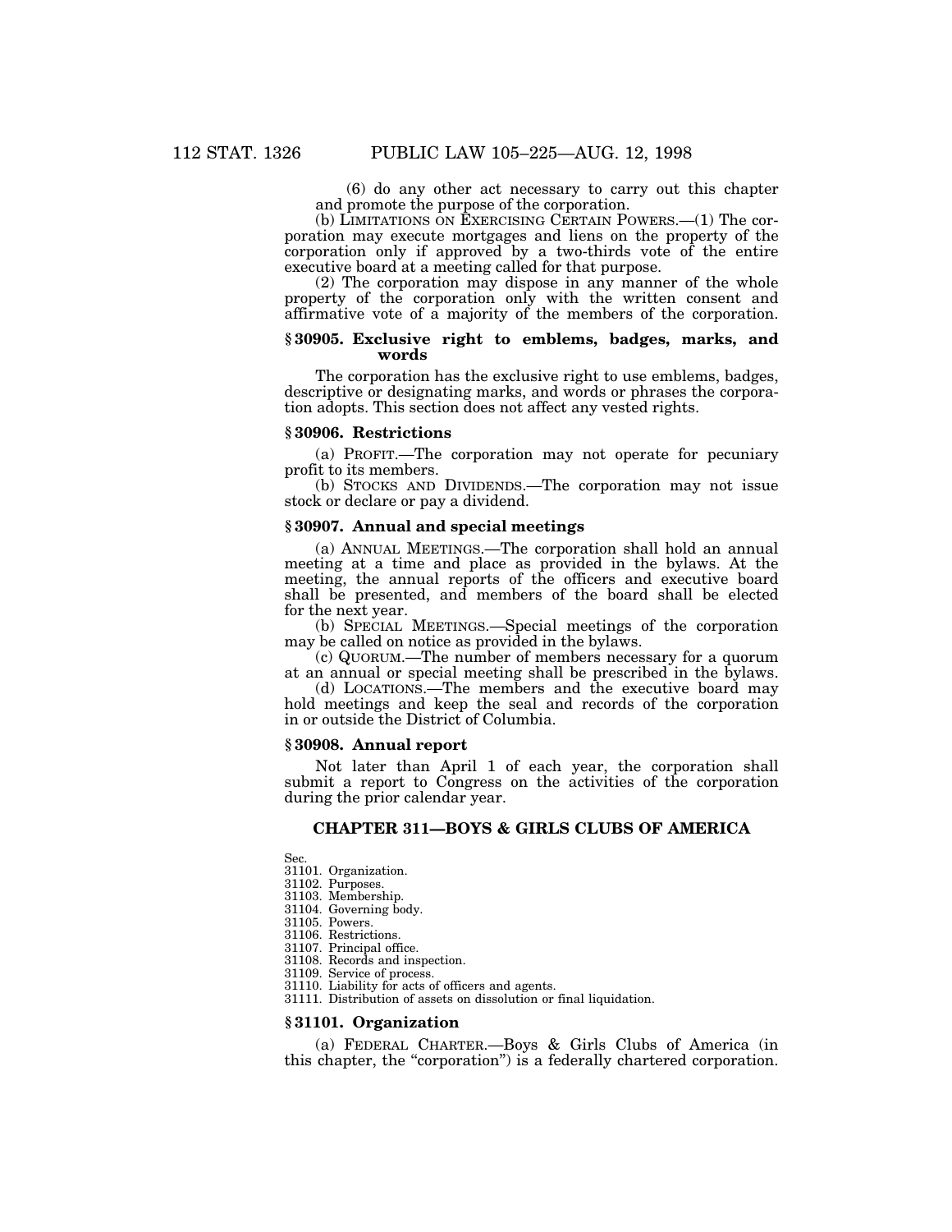(6) do any other act necessary to carry out this chapter and promote the purpose of the corporation.

(b) LIMITATIONS ON EXERCISING CERTAIN POWERS.—(1) The corporation may execute mortgages and liens on the property of the corporation only if approved by a two-thirds vote of the entire executive board at a meeting called for that purpose.

(2) The corporation may dispose in any manner of the whole property of the corporation only with the written consent and affirmative vote of a majority of the members of the corporation.

### § 30905. Exclusive right to emblems, badges, marks, and words

The corporation has the exclusive right to use emblems, badges, descriptive or designating marks, and words or phrases the corporation adopts. This section does not affect any vested rights.

### § 30906. Restrictions

(a) PROFIT.—The corporation may not operate for pecuniary profit to its members.

(b) STOCKS AND DIVIDENDS.—The corporation may not issue stock or declare or pay a dividend.

### § 30907. Annual and special meetings

(a) ANNUAL MEETINGS.—The corporation shall hold an annual meeting at a time and place as provided in the bylaws. At the meeting, the annual reports of the officers and executive board shall be presented, and members of the board shall be elected for the next year.

(b) SPECIAL MEETINGS.—Special meetings of the corporation may be called on notice as provided in the bylaws.

(c) QUORUM.—The number of members necessary for a quorum at an annual or special meeting shall be prescribed in the bylaws.

(d) LOCATIONS.—The members and the executive board may hold meetings and keep the seal and records of the corporation in or outside the District of Columbia.

### § 30908. Annual report

Not later than April 1 of each year, the corporation shall submit a report to Congress on the activities of the corporation during the prior calendar year.

## CHAPTER 311—BOYS & GIRLS CLUBS OF AMERICA

Sec.
31101. Organization.
31102. Purposes.
31103. Membership.
31104. Governing body.
31105. Powers.
31106. Restrictions.
31107. Principal office.
31108. Records and inspection.
31109. Service of process.
31110. Liability for acts of officers and agents.
31111. Distribution of assets on dissolution or final liquidation.

### § 31101. Organization

(a) FEDERAL CHARTER.—Boys & Girls Clubs of America (in this chapter, the "corporation") is a federally chartered corporation.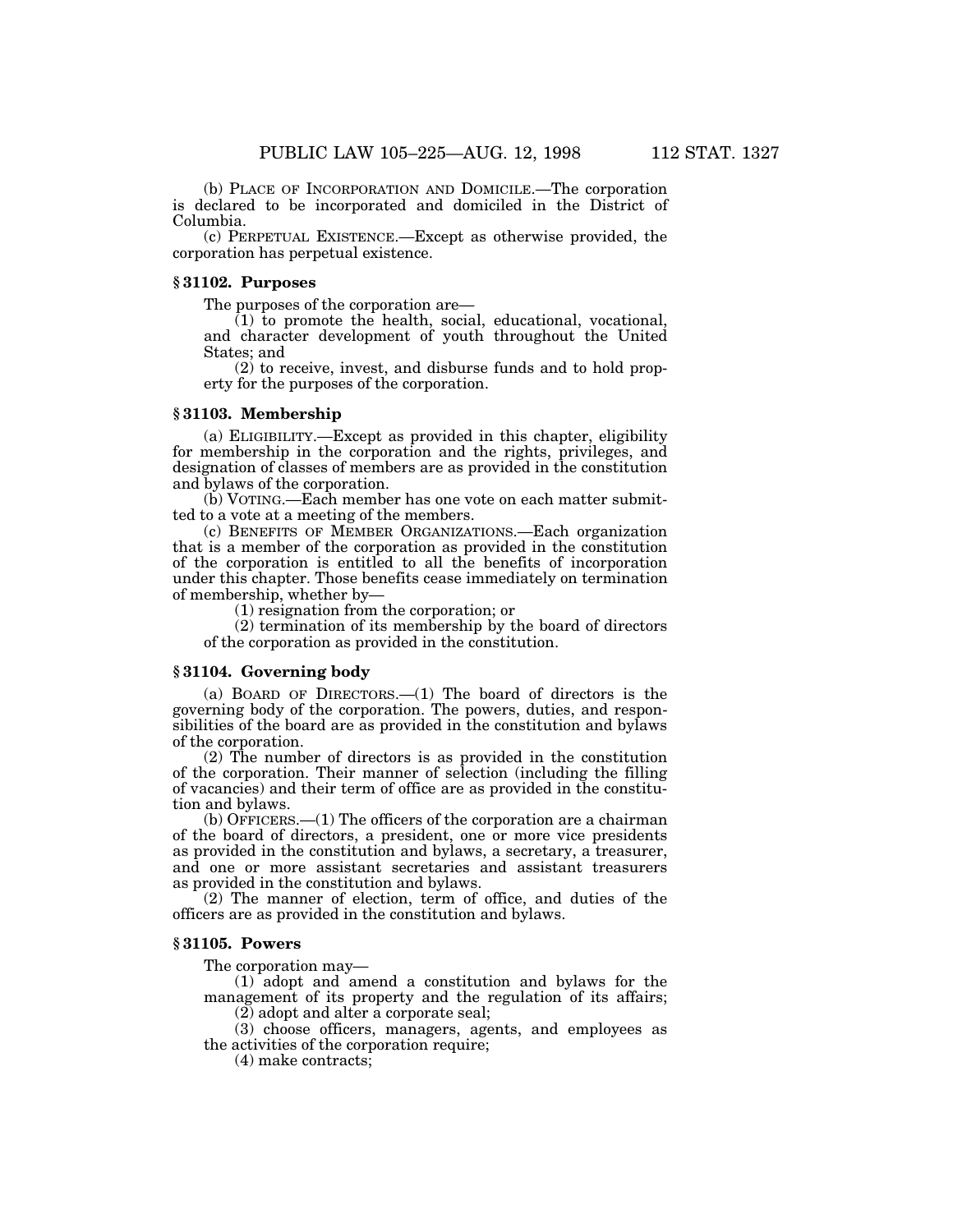(b) PLACE OF INCORPORATION AND DOMICILE.—The corporation is declared to be incorporated and domiciled in the District of Columbia.

(c) PERPETUAL EXISTENCE.—Except as otherwise provided, the corporation has perpetual existence.

### § 31102. Purposes

The purposes of the corporation are—

(1) to promote the health, social, educational, vocational, and character development of youth throughout the United States; and

(2) to receive, invest, and disburse funds and to hold property for the purposes of the corporation.

### § 31103. Membership

(a) ELIGIBILITY.—Except as provided in this chapter, eligibility for membership in the corporation and the rights, privileges, and designation of classes of members are as provided in the constitution and bylaws of the corporation.

(b) VOTING.—Each member has one vote on each matter submitted to a vote at a meeting of the members.

(c) BENEFITS OF MEMBER ORGANIZATIONS.—Each organization that is a member of the corporation as provided in the constitution of the corporation is entitled to all the benefits of incorporation under this chapter. Those benefits cease immediately on termination of membership, whether by—

(1) resignation from the corporation; or

(2) termination of its membership by the board of directors of the corporation as provided in the constitution.

### § 31104. Governing body

(a) BOARD OF DIRECTORS.—(1) The board of directors is the governing body of the corporation. The powers, duties, and responsibilities of the board are as provided in the constitution and bylaws of the corporation.

(2) The number of directors is as provided in the constitution of the corporation. Their manner of selection (including the filling of vacancies) and their term of office are as provided in the constitution and bylaws.

(b) OFFICERS.—(1) The officers of the corporation are a chairman of the board of directors, a president, one or more vice presidents as provided in the constitution and bylaws, a secretary, a treasurer, and one or more assistant secretaries and assistant treasurers as provided in the constitution and bylaws.

(2) The manner of election, term of office, and duties of the officers are as provided in the constitution and bylaws.

### § 31105. Powers

The corporation may—

(1) adopt and amend a constitution and bylaws for the management of its property and the regulation of its affairs;

(2) adopt and alter a corporate seal;

(3) choose officers, managers, agents, and employees as the activities of the corporation require;

(4) make contracts;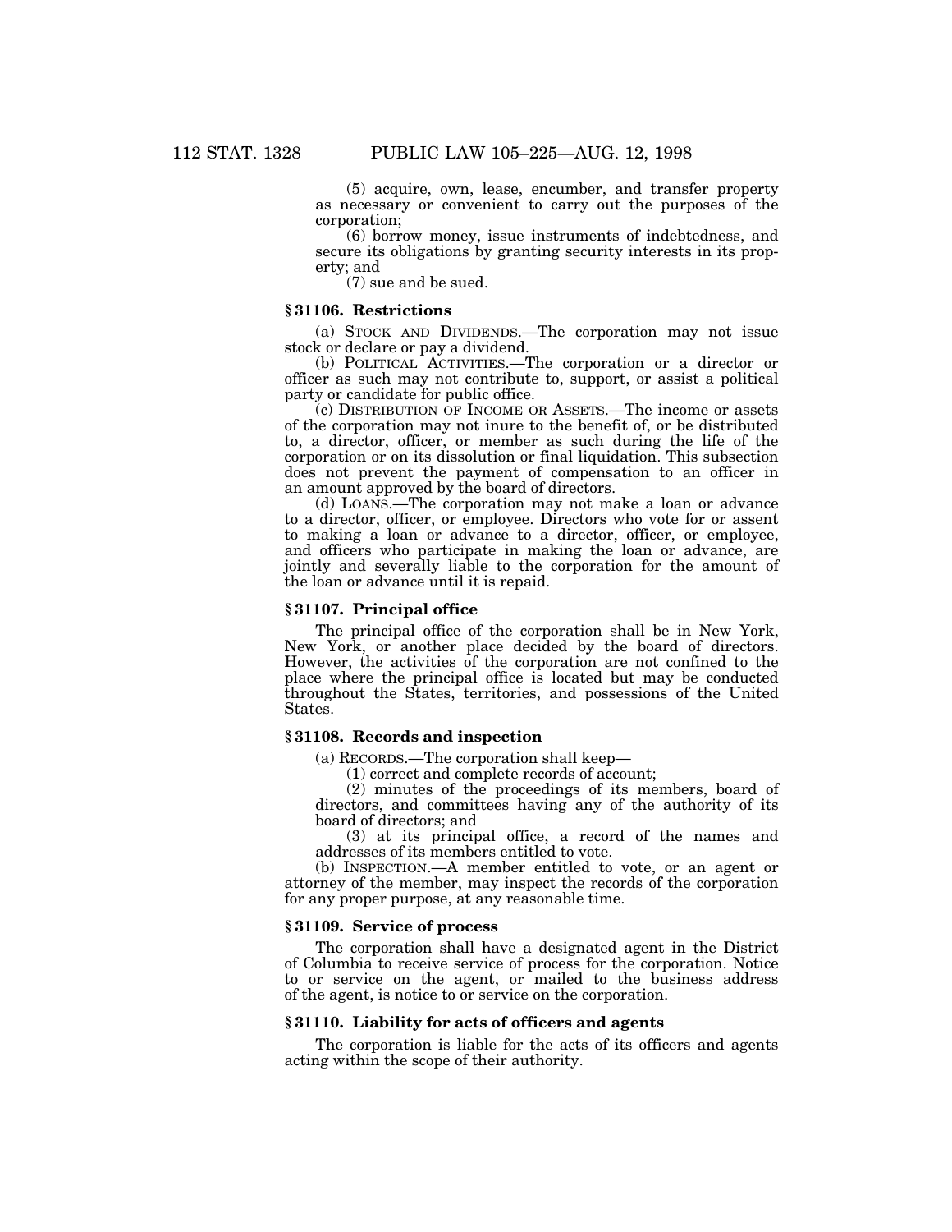(5) acquire, own, lease, encumber, and transfer property as necessary or convenient to carry out the purposes of the corporation;

(6) borrow money, issue instruments of indebtedness, and secure its obligations by granting security interests in its property; and

(7) sue and be sued.

### § 31106. Restrictions

(a) STOCK AND DIVIDENDS.—The corporation may not issue stock or declare or pay a dividend.

(b) POLITICAL ACTIVITIES.—The corporation or a director or officer as such may not contribute to, support, or assist a political party or candidate for public office.

(c) DISTRIBUTION OF INCOME OR ASSETS.—The income or assets of the corporation may not inure to the benefit of, or be distributed to, a director, officer, or member as such during the life of the corporation or on its dissolution or final liquidation. This subsection does not prevent the payment of compensation to an officer in an amount approved by the board of directors.

(d) LOANS.—The corporation may not make a loan or advance to a director, officer, or employee. Directors who vote for or assent to making a loan or advance to a director, officer, or employee, and officers who participate in making the loan or advance, are jointly and severally liable to the corporation for the amount of the loan or advance until it is repaid.

### § 31107. Principal office

The principal office of the corporation shall be in New York, New York, or another place decided by the board of directors. However, the activities of the corporation are not confined to the place where the principal office is located but may be conducted throughout the States, territories, and possessions of the United States.

### § 31108. Records and inspection

(a) RECORDS.—The corporation shall keep—

(1) correct and complete records of account;

(2) minutes of the proceedings of its members, board of directors, and committees having any of the authority of its board of directors; and

(3) at its principal office, a record of the names and addresses of its members entitled to vote.

(b) INSPECTION.—A member entitled to vote, or an agent or attorney of the member, may inspect the records of the corporation for any proper purpose, at any reasonable time.

### § 31109. Service of process

The corporation shall have a designated agent in the District of Columbia to receive service of process for the corporation. Notice to or service on the agent, or mailed to the business address of the agent, is notice to or service on the corporation.

### § 31110. Liability for acts of officers and agents

The corporation is liable for the acts of its officers and agents acting within the scope of their authority.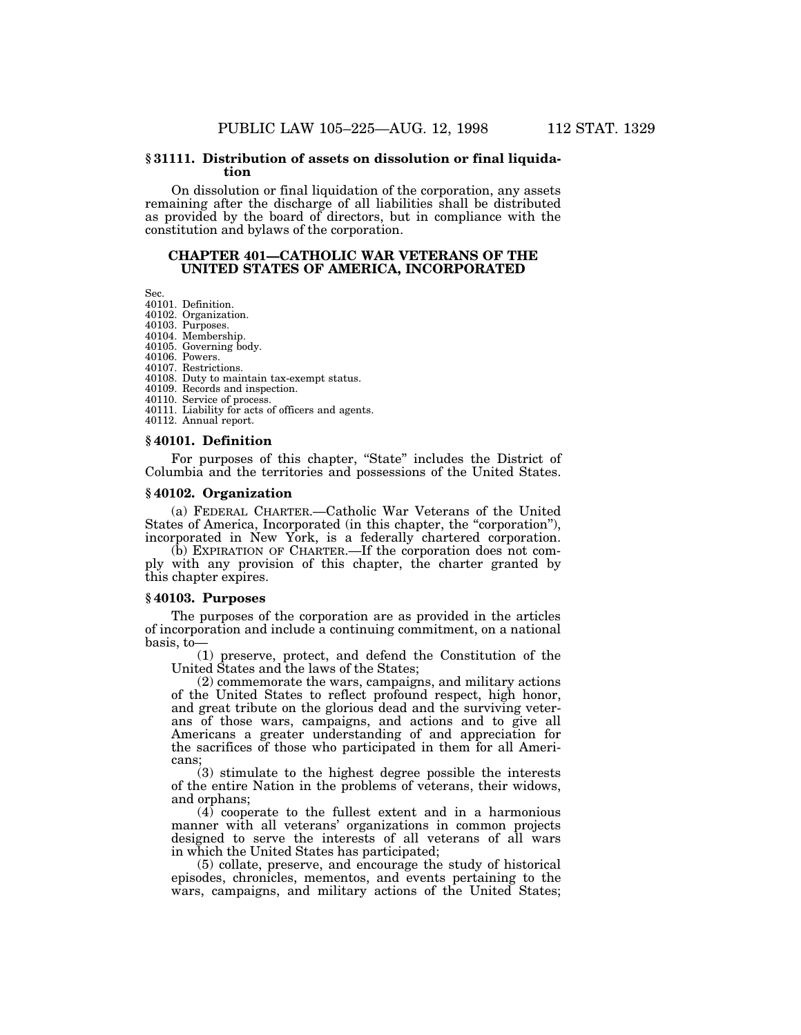### § 31111. Distribution of assets on dissolution or final liquidation

On dissolution or final liquidation of the corporation, any assets remaining after the discharge of all liabilities shall be distributed as provided by the board of directors, but in compliance with the constitution and bylaws of the corporation.

## CHAPTER 401—CATHOLIC WAR VETERANS OF THE UNITED STATES OF AMERICA, INCORPORATED

Sec.
40101. Definition.
40102. Organization.
40103. Purposes.
40104. Membership.
40105. Governing body.
40106. Powers.
40107. Restrictions.
40108. Duty to maintain tax-exempt status.
40109. Records and inspection.
40110. Service of process.
40111. Liability for acts of officers and agents.
40112. Annual report.

### § 40101. Definition

For purposes of this chapter, "State" includes the District of Columbia and the territories and possessions of the United States.

### § 40102. Organization

(a) FEDERAL CHARTER.—Catholic War Veterans of the United States of America, Incorporated (in this chapter, the "corporation"), incorporated in New York, is a federally chartered corporation.

(b) EXPIRATION OF CHARTER.—If the corporation does not comply with any provision of this chapter, the charter granted by this chapter expires.

### § 40103. Purposes

The purposes of the corporation are as provided in the articles of incorporation and include a continuing commitment, on a national basis, to—

(1) preserve, protect, and defend the Constitution of the United States and the laws of the States;

(2) commemorate the wars, campaigns, and military actions of the United States to reflect profound respect, high honor, and great tribute on the glorious dead and the surviving veterans of those wars, campaigns, and actions and to give all Americans a greater understanding of and appreciation for the sacrifices of those who participated in them for all Americans;

(3) stimulate to the highest degree possible the interests of the entire Nation in the problems of veterans, their widows, and orphans;

(4) cooperate to the fullest extent and in a harmonious manner with all veterans' organizations in common projects designed to serve the interests of all veterans of all wars in which the United States has participated;

(5) collate, preserve, and encourage the study of historical episodes, chronicles, mementos, and events pertaining to the wars, campaigns, and military actions of the United States;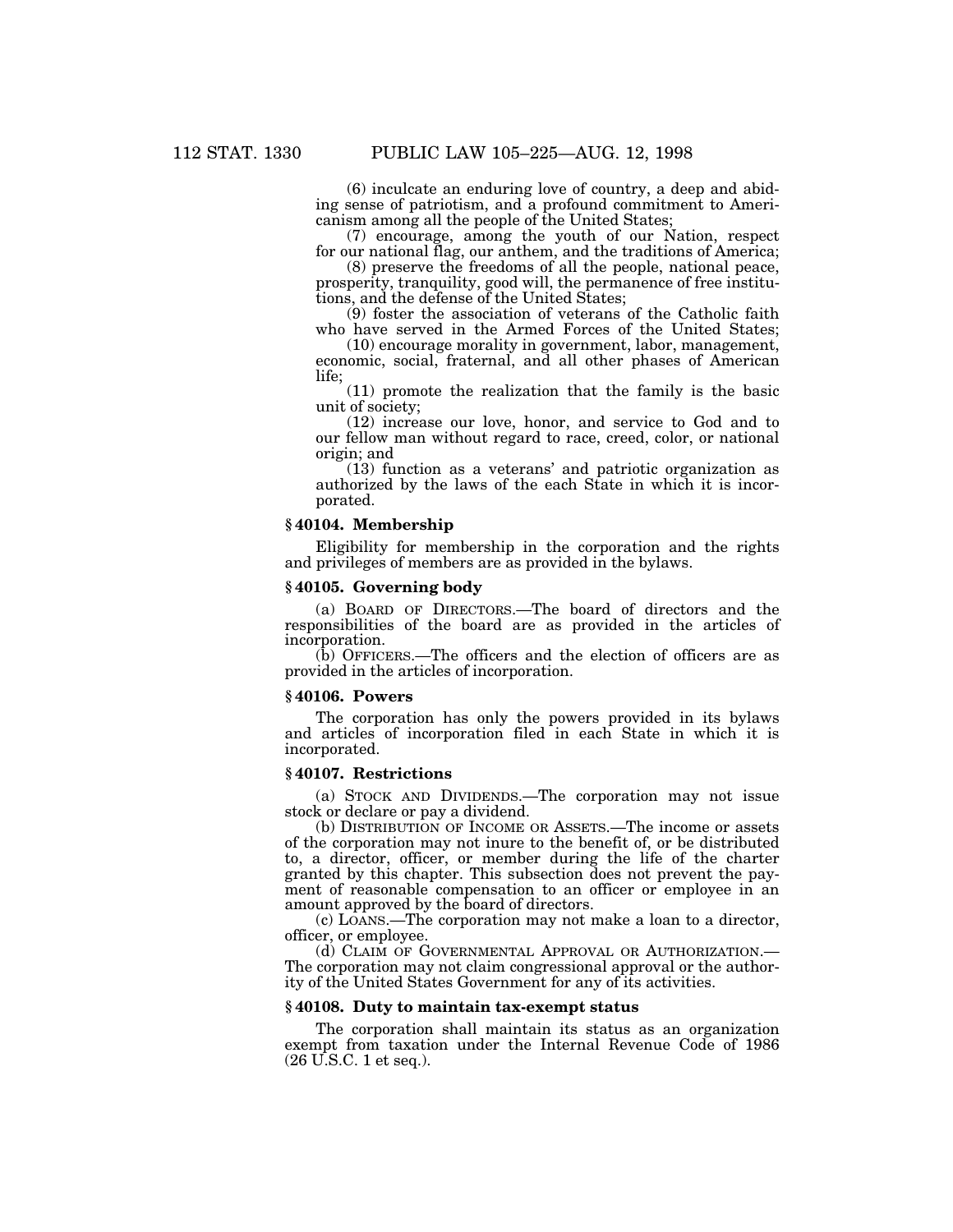(6) inculcate an enduring love of country, a deep and abiding sense of patriotism, and a profound commitment to Americanism among all the people of the United States;

(7) encourage, among the youth of our Nation, respect for our national flag, our anthem, and the traditions of America;

(8) preserve the freedoms of all the people, national peace, prosperity, tranquility, good will, the permanence of free institutions, and the defense of the United States;

(9) foster the association of veterans of the Catholic faith who have served in the Armed Forces of the United States;

(10) encourage morality in government, labor, management, economic, social, fraternal, and all other phases of American life;

(11) promote the realization that the family is the basic unit of society;

(12) increase our love, honor, and service to God and to our fellow man without regard to race, creed, color, or national origin; and

(13) function as a veterans' and patriotic organization as authorized by the laws of the each State in which it is incorporated.

### § 40104. Membership

Eligibility for membership in the corporation and the rights and privileges of members are as provided in the bylaws.

### § 40105. Governing body

(a) BOARD OF DIRECTORS.—The board of directors and the responsibilities of the board are as provided in the articles of incorporation.

(b) OFFICERS.—The officers and the election of officers are as provided in the articles of incorporation.

### § 40106. Powers

The corporation has only the powers provided in its bylaws and articles of incorporation filed in each State in which it is incorporated.

### § 40107. Restrictions

(a) STOCK AND DIVIDENDS.—The corporation may not issue stock or declare or pay a dividend.

(b) DISTRIBUTION OF INCOME OR ASSETS.—The income or assets of the corporation may not inure to the benefit of, or be distributed to, a director, officer, or member during the life of the charter granted by this chapter. This subsection does not prevent the payment of reasonable compensation to an officer or employee in an amount approved by the board of directors.

(c) LOANS.—The corporation may not make a loan to a director, officer, or employee.

(d) CLAIM OF GOVERNMENTAL APPROVAL OR AUTHORIZATION.—The corporation may not claim congressional approval or the authority of the United States Government for any of its activities.

### § 40108. Duty to maintain tax-exempt status

The corporation shall maintain its status as an organization exempt from taxation under the Internal Revenue Code of 1986 (26 U.S.C. 1 et seq.).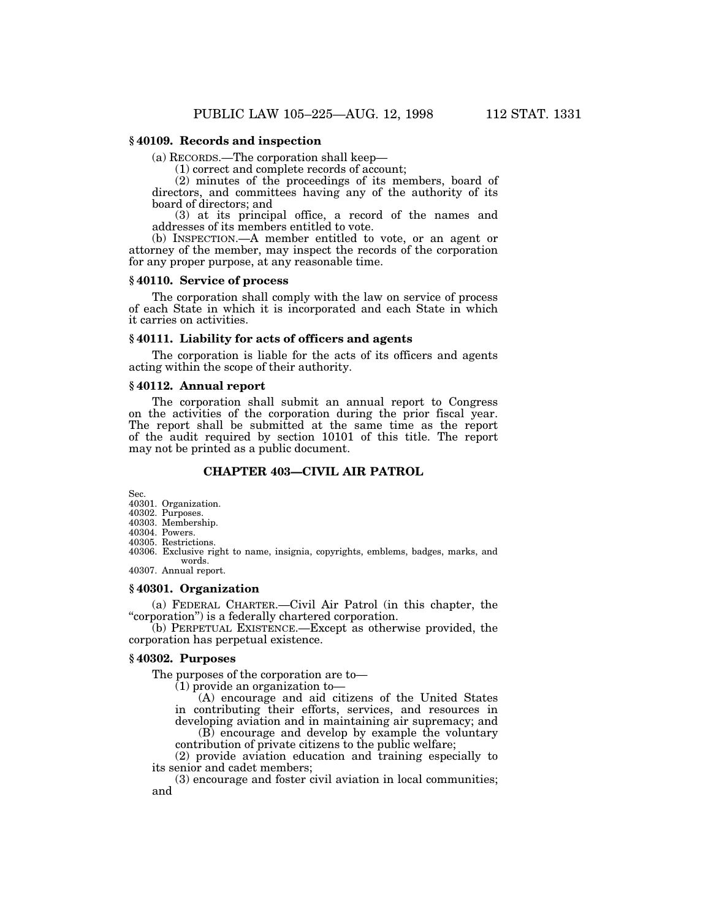### § 40109. Records and inspection

(a) RECORDS.—The corporation shall keep—

(1) correct and complete records of account;

(2) minutes of the proceedings of its members, board of directors, and committees having any of the authority of its board of directors; and

(3) at its principal office, a record of the names and addresses of its members entitled to vote.

(b) INSPECTION.—A member entitled to vote, or an agent or attorney of the member, may inspect the records of the corporation for any proper purpose, at any reasonable time.

### § 40110. Service of process

The corporation shall comply with the law on service of process of each State in which it is incorporated and each State in which it carries on activities.

### § 40111. Liability for acts of officers and agents

The corporation is liable for the acts of its officers and agents acting within the scope of their authority.

### § 40112. Annual report

The corporation shall submit an annual report to Congress on the activities of the corporation during the prior fiscal year. The report shall be submitted at the same time as the report of the audit required by section 10101 of this title. The report may not be printed as a public document.

## CHAPTER 403—CIVIL AIR PATROL

Sec.
40301. Organization.
40302. Purposes.
40303. Membership.
40304. Powers.
40305. Restrictions.
40306. Exclusive right to name, insignia, copyrights, emblems, badges, marks, and words.
40307. Annual report.

### § 40301. Organization

(a) FEDERAL CHARTER.—Civil Air Patrol (in this chapter, the "corporation") is a federally chartered corporation.

(b) PERPETUAL EXISTENCE.—Except as otherwise provided, the corporation has perpetual existence.

### § 40302. Purposes

The purposes of the corporation are to—

(1) provide an organization to—

(A) encourage and aid citizens of the United States in contributing their efforts, services, and resources in developing aviation and in maintaining air supremacy; and

(B) encourage and develop by example the voluntary contribution of private citizens to the public welfare;

(2) provide aviation education and training especially to its senior and cadet members;

(3) encourage and foster civil aviation in local communities; and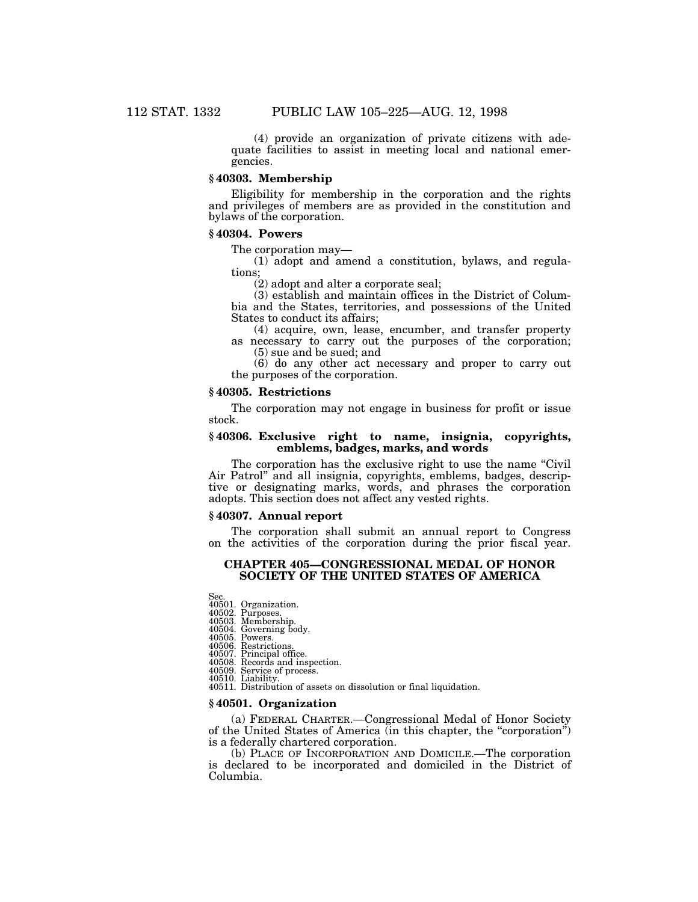(4) provide an organization of private citizens with adequate facilities to assist in meeting local and national emergencies.

### § 40303. Membership

Eligibility for membership in the corporation and the rights and privileges of members are as provided in the constitution and bylaws of the corporation.

### § 40304. Powers

The corporation may—

(1) adopt and amend a constitution, bylaws, and regulations;

(2) adopt and alter a corporate seal;

(3) establish and maintain offices in the District of Columbia and the States, territories, and possessions of the United States to conduct its affairs;

(4) acquire, own, lease, encumber, and transfer property as necessary to carry out the purposes of the corporation;

(5) sue and be sued; and

(6) do any other act necessary and proper to carry out the purposes of the corporation.

### § 40305. Restrictions

The corporation may not engage in business for profit or issue stock.

### § 40306. Exclusive right to name, insignia, copyrights, emblems, badges, marks, and words

The corporation has the exclusive right to use the name "Civil Air Patrol" and all insignia, copyrights, emblems, badges, descriptive or designating marks, words, and phrases the corporation adopts. This section does not affect any vested rights.

### § 40307. Annual report

The corporation shall submit an annual report to Congress on the activities of the corporation during the prior fiscal year.

## CHAPTER 405—CONGRESSIONAL MEDAL OF HONOR SOCIETY OF THE UNITED STATES OF AMERICA

Sec.
40501. Organization.
40502. Purposes.
40503. Membership.
40504. Governing body.
40505. Powers.
40506. Restrictions.
40507. Principal office.
40508. Records and inspection.
40509. Service of process.
40510. Liability.
40511. Distribution of assets on dissolution or final liquidation.

### § 40501. Organization

(a) FEDERAL CHARTER.—Congressional Medal of Honor Society of the United States of America (in this chapter, the "corporation") is a federally chartered corporation.

(b) PLACE OF INCORPORATION AND DOMICILE.—The corporation is declared to be incorporated and domiciled in the District of Columbia.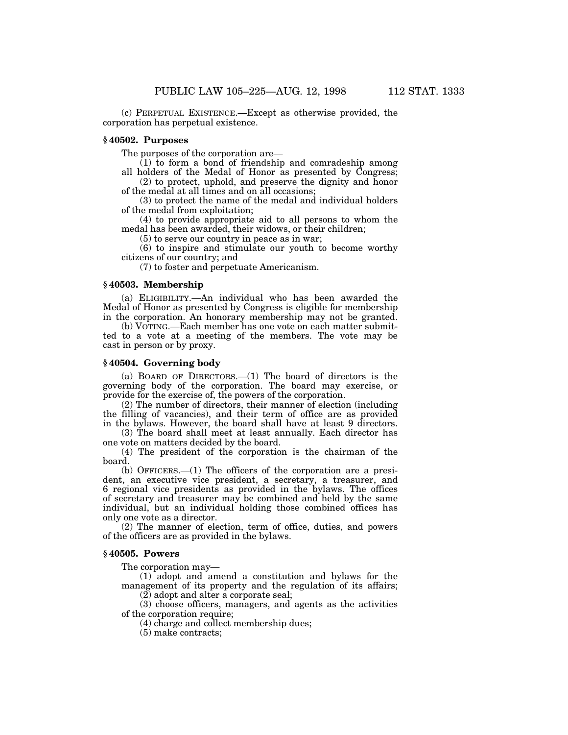(c) PERPETUAL EXISTENCE.—Except as otherwise provided, the corporation has perpetual existence.

### § 40502. Purposes

The purposes of the corporation are—

(1) to form a bond of friendship and comradeship among all holders of the Medal of Honor as presented by Congress;

(2) to protect, uphold, and preserve the dignity and honor of the medal at all times and on all occasions;

(3) to protect the name of the medal and individual holders of the medal from exploitation;

(4) to provide appropriate aid to all persons to whom the medal has been awarded, their widows, or their children;

(5) to serve our country in peace as in war;

(6) to inspire and stimulate our youth to become worthy citizens of our country; and

(7) to foster and perpetuate Americanism.

### § 40503. Membership

(a) ELIGIBILITY.—An individual who has been awarded the Medal of Honor as presented by Congress is eligible for membership in the corporation. An honorary membership may not be granted.

(b) VOTING.—Each member has one vote on each matter submitted to a vote at a meeting of the members. The vote may be cast in person or by proxy.

### § 40504. Governing body

(a) BOARD OF DIRECTORS.—(1) The board of directors is the governing body of the corporation. The board may exercise, or provide for the exercise of, the powers of the corporation.

(2) The number of directors, their manner of election (including the filling of vacancies), and their term of office are as provided in the bylaws. However, the board shall have at least 9 directors.

(3) The board shall meet at least annually. Each director has one vote on matters decided by the board.

(4) The president of the corporation is the chairman of the board.

(b) OFFICERS.—(1) The officers of the corporation are a president, an executive vice president, a secretary, a treasurer, and 6 regional vice presidents as provided in the bylaws. The offices of secretary and treasurer may be combined and held by the same individual, but an individual holding those combined offices has only one vote as a director.

(2) The manner of election, term of office, duties, and powers of the officers are as provided in the bylaws.

### § 40505. Powers

The corporation may—

(1) adopt and amend a constitution and bylaws for the management of its property and the regulation of its affairs;

(2) adopt and alter a corporate seal;

(3) choose officers, managers, and agents as the activities of the corporation require;

(4) charge and collect membership dues;

(5) make contracts;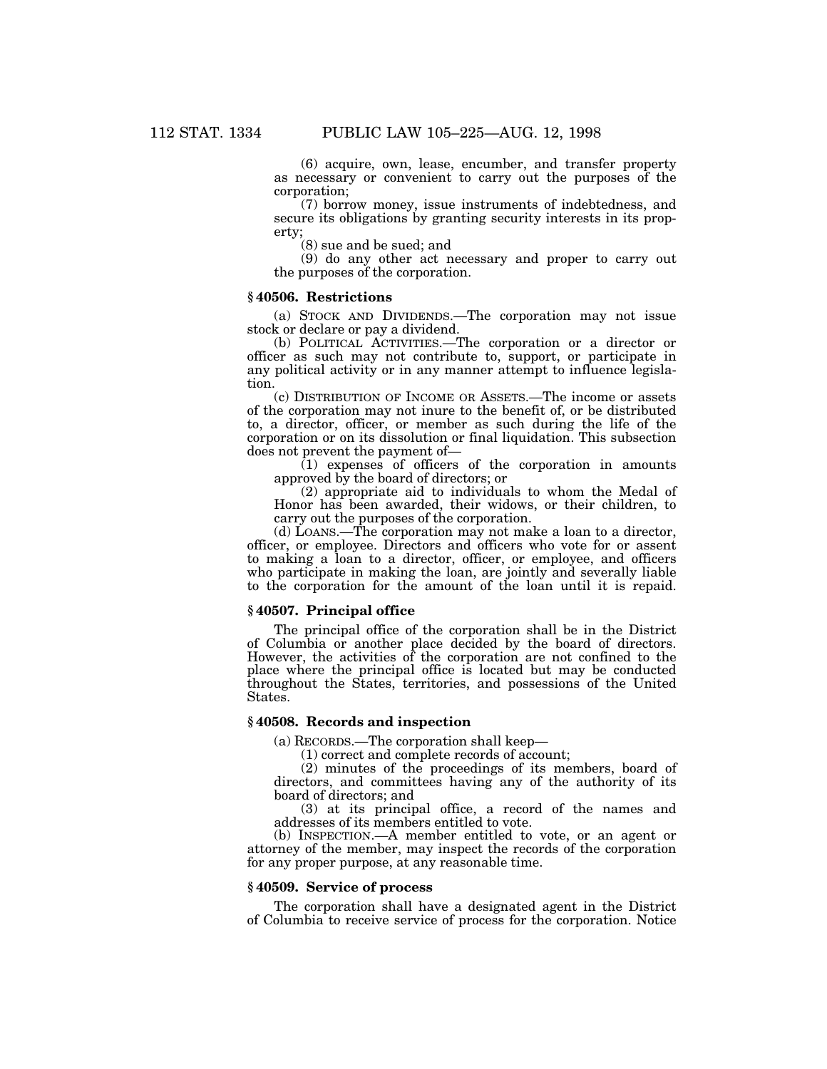(6) acquire, own, lease, encumber, and transfer property as necessary or convenient to carry out the purposes of the corporation;

(7) borrow money, issue instruments of indebtedness, and secure its obligations by granting security interests in its property;

(8) sue and be sued; and

(9) do any other act necessary and proper to carry out the purposes of the corporation.

### § 40506. Restrictions

(a) STOCK AND DIVIDENDS.—The corporation may not issue stock or declare or pay a dividend.

(b) POLITICAL ACTIVITIES.—The corporation or a director or officer as such may not contribute to, support, or participate in any political activity or in any manner attempt to influence legislation.

(c) DISTRIBUTION OF INCOME OR ASSETS.—The income or assets of the corporation may not inure to the benefit of, or be distributed to, a director, officer, or member as such during the life of the corporation or on its dissolution or final liquidation. This subsection does not prevent the payment of—

(1) expenses of officers of the corporation in amounts approved by the board of directors; or

(2) appropriate aid to individuals to whom the Medal of Honor has been awarded, their widows, or their children, to carry out the purposes of the corporation.

(d) LOANS.—The corporation may not make a loan to a director, officer, or employee. Directors and officers who vote for or assent to making a loan to a director, officer, or employee, and officers who participate in making the loan, are jointly and severally liable to the corporation for the amount of the loan until it is repaid.

### § 40507. Principal office

The principal office of the corporation shall be in the District of Columbia or another place decided by the board of directors. However, the activities of the corporation are not confined to the place where the principal office is located but may be conducted throughout the States, territories, and possessions of the United States.

### § 40508. Records and inspection

(a) RECORDS.—The corporation shall keep—

(1) correct and complete records of account;

(2) minutes of the proceedings of its members, board of directors, and committees having any of the authority of its board of directors; and

(3) at its principal office, a record of the names and addresses of its members entitled to vote.

(b) INSPECTION.—A member entitled to vote, or an agent or attorney of the member, may inspect the records of the corporation for any proper purpose, at any reasonable time.

### § 40509. Service of process

The corporation shall have a designated agent in the District of Columbia to receive service of process for the corporation. Notice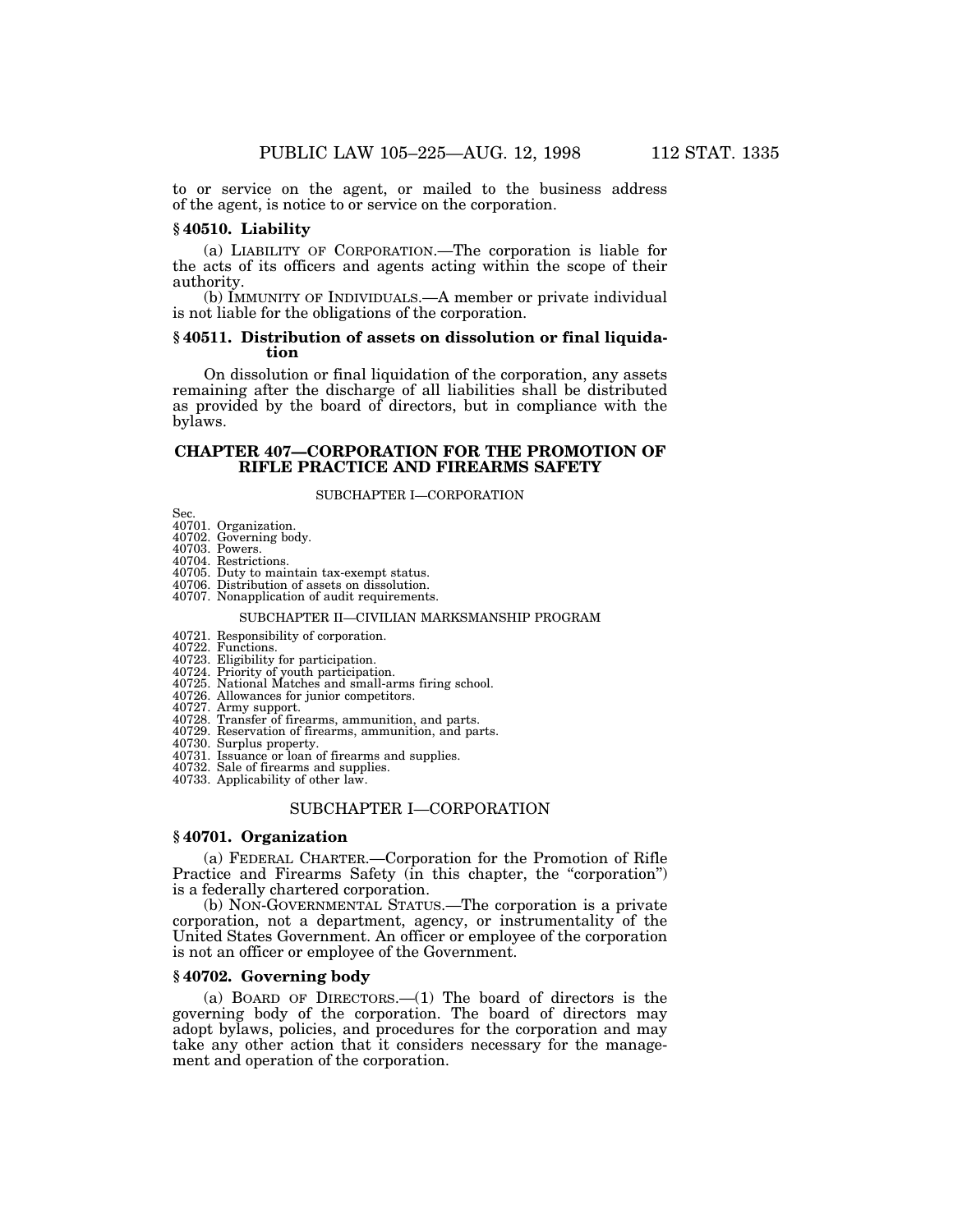to or service on the agent, or mailed to the business address of the agent, is notice to or service on the corporation.

### § 40510. Liability

(a) LIABILITY OF CORPORATION.—The corporation is liable for the acts of its officers and agents acting within the scope of their authority.

(b) IMMUNITY OF INDIVIDUALS.—A member or private individual is not liable for the obligations of the corporation.

### § 40511. Distribution of assets on dissolution or final liquidation

On dissolution or final liquidation of the corporation, any assets remaining after the discharge of all liabilities shall be distributed as provided by the board of directors, but in compliance with the bylaws.

## CHAPTER 407—CORPORATION FOR THE PROMOTION OF RIFLE PRACTICE AND FIREARMS SAFETY

SUBCHAPTER I—CORPORATION

Sec.
40701. Organization.
40702. Governing body.
40703. Powers.
40704. Restrictions.
40705. Duty to maintain tax-exempt status.
40706. Distribution of assets on dissolution.
40707. Nonapplication of audit requirements.

SUBCHAPTER II—CIVILIAN MARKSMANSHIP PROGRAM

40721. Responsibility of corporation.
40722. Functions.
40723. Eligibility for participation.
40724. Priority of youth participation.
40725. National Matches and small-arms firing school.
40726. Allowances for junior competitors.
40727. Army support.
40728. Transfer of firearms, ammunition, and parts.
40729. Reservation of firearms, ammunition, and parts.
40730. Surplus property.
40731. Issuance or loan of firearms and supplies.
40732. Sale of firearms and supplies.
40733. Applicability of other law.

## SUBCHAPTER I—CORPORATION

### § 40701. Organization

(a) FEDERAL CHARTER.—Corporation for the Promotion of Rifle Practice and Firearms Safety (in this chapter, the "corporation") is a federally chartered corporation.

(b) NON-GOVERNMENTAL STATUS.—The corporation is a private corporation, not a department, agency, or instrumentality of the United States Government. An officer or employee of the corporation is not an officer or employee of the Government.

### § 40702. Governing body

(a) BOARD OF DIRECTORS.—(1) The board of directors is the governing body of the corporation. The board of directors may adopt bylaws, policies, and procedures for the corporation and may take any other action that it considers necessary for the management and operation of the corporation.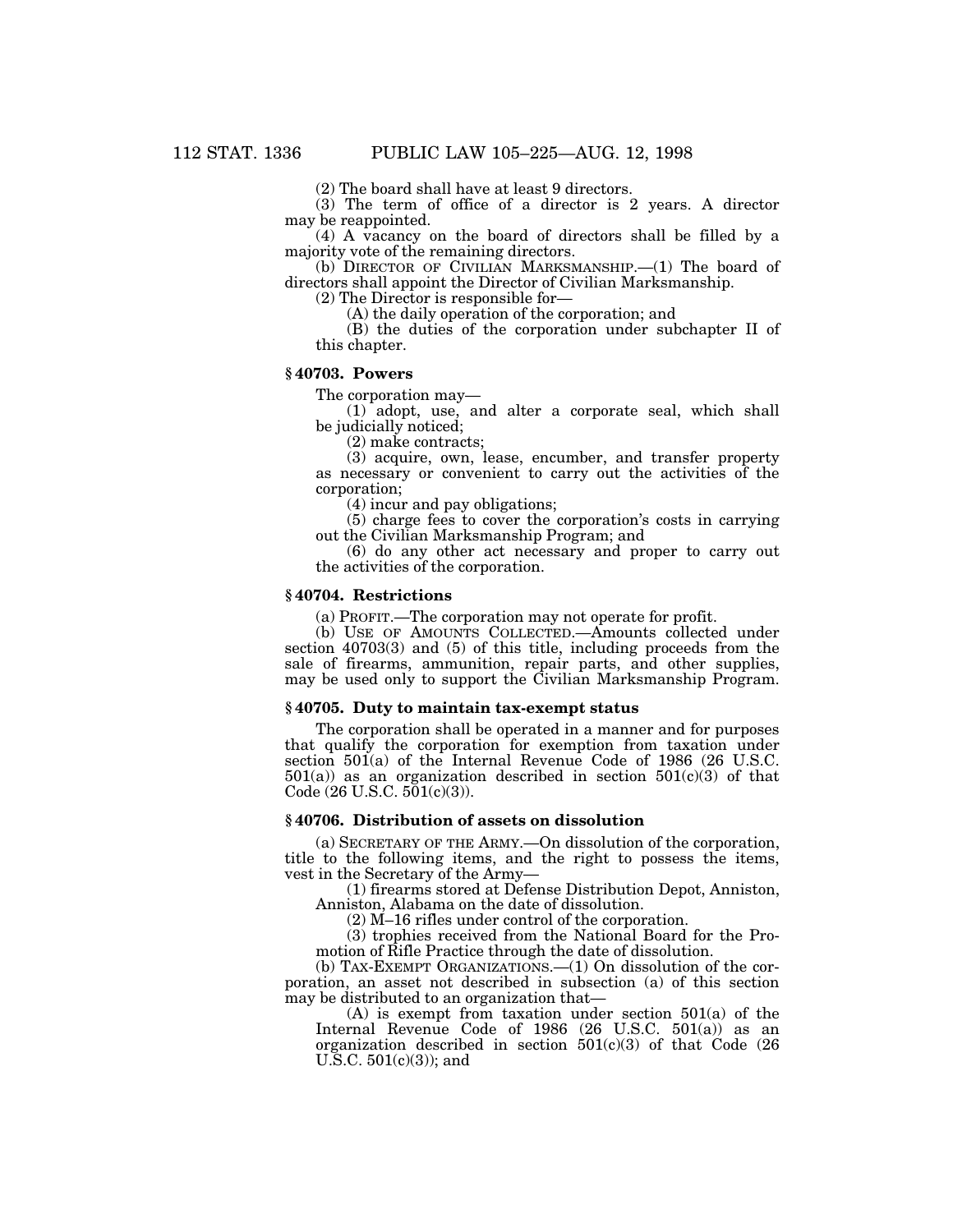(2) The board shall have at least 9 directors.

(3) The term of office of a director is 2 years. A director may be reappointed.

(4) A vacancy on the board of directors shall be filled by a majority vote of the remaining directors.

(b) DIRECTOR OF CIVILIAN MARKSMANSHIP.—(1) The board of directors shall appoint the Director of Civilian Marksmanship.

(2) The Director is responsible for—

(A) the daily operation of the corporation; and

(B) the duties of the corporation under subchapter II of this chapter.

### § 40703. Powers

The corporation may—

(1) adopt, use, and alter a corporate seal, which shall be judicially noticed;

(2) make contracts;

(3) acquire, own, lease, encumber, and transfer property as necessary or convenient to carry out the activities of the corporation;

(4) incur and pay obligations;

(5) charge fees to cover the corporation's costs in carrying out the Civilian Marksmanship Program; and

(6) do any other act necessary and proper to carry out the activities of the corporation.

### § 40704. Restrictions

(a) PROFIT.—The corporation may not operate for profit.

(b) USE OF AMOUNTS COLLECTED.—Amounts collected under section 40703(3) and (5) of this title, including proceeds from the sale of firearms, ammunition, repair parts, and other supplies, may be used only to support the Civilian Marksmanship Program.

### § 40705. Duty to maintain tax-exempt status

The corporation shall be operated in a manner and for purposes that qualify the corporation for exemption from taxation under section 501(a) of the Internal Revenue Code of 1986 (26 U.S.C. 501(a)) as an organization described in section 501(c)(3) of that Code (26 U.S.C. 501(c)(3)).

### § 40706. Distribution of assets on dissolution

(a) SECRETARY OF THE ARMY.—On dissolution of the corporation, title to the following items, and the right to possess the items, vest in the Secretary of the Army—

(1) firearms stored at Defense Distribution Depot, Anniston, Anniston, Alabama on the date of dissolution.

(2) M–16 rifles under control of the corporation.

(3) trophies received from the National Board for the Promotion of Rifle Practice through the date of dissolution.

(b) TAX-EXEMPT ORGANIZATIONS.—(1) On dissolution of the corporation, an asset not described in subsection (a) of this section may be distributed to an organization that—

(A) is exempt from taxation under section 501(a) of the Internal Revenue Code of 1986 (26 U.S.C. 501(a)) as an organization described in section 501(c)(3) of that Code (26 U.S.C. 501(c)(3)); and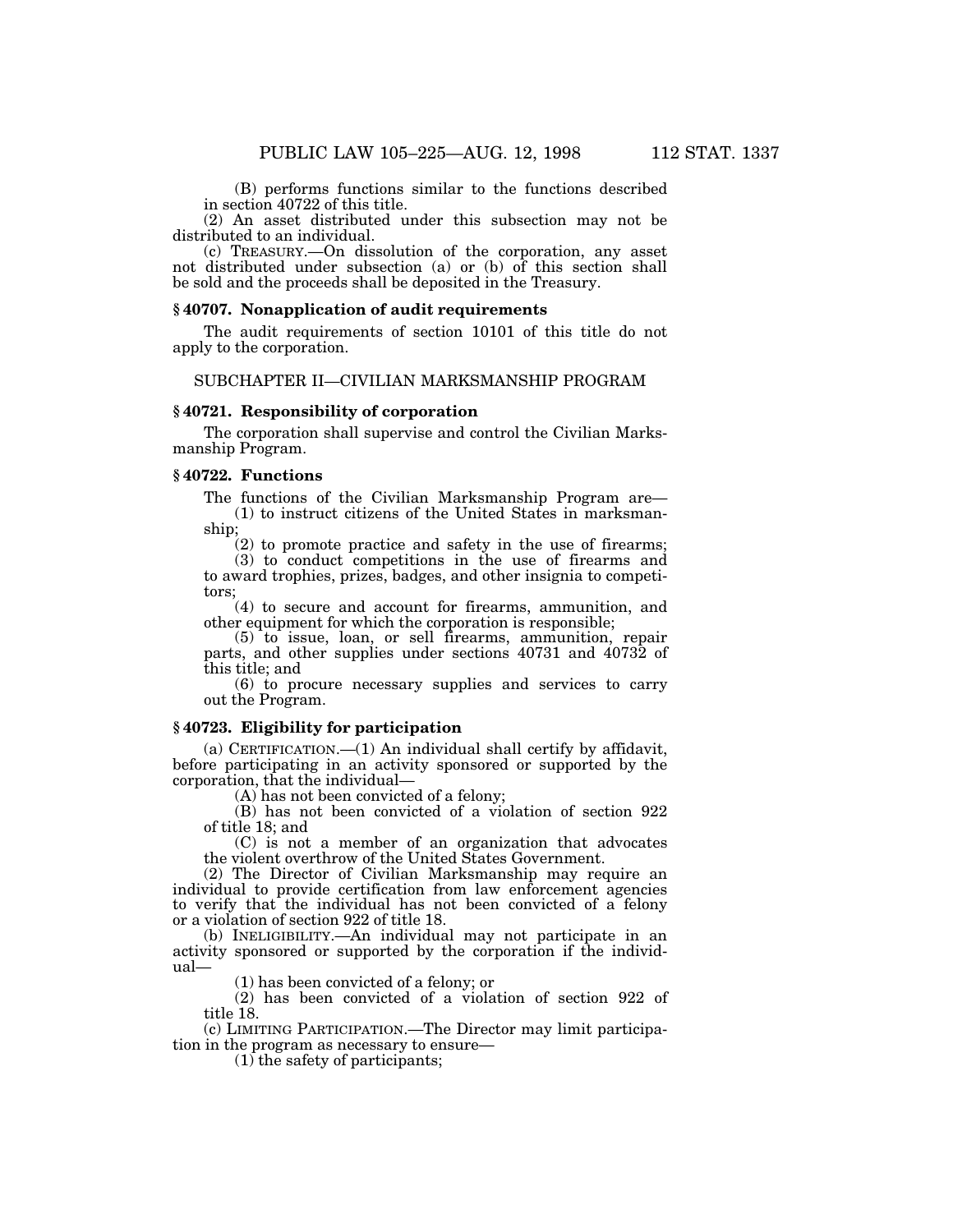(B) performs functions similar to the functions described in section 40722 of this title.

(2) An asset distributed under this subsection may not be distributed to an individual.

(c) TREASURY.—On dissolution of the corporation, any asset not distributed under subsection (a) or (b) of this section shall be sold and the proceeds shall be deposited in the Treasury.

### § 40707. Nonapplication of audit requirements

The audit requirements of section 10101 of this title do not apply to the corporation.

## SUBCHAPTER II—CIVILIAN MARKSMANSHIP PROGRAM

### § 40721. Responsibility of corporation

The corporation shall supervise and control the Civilian Marksmanship Program.

### § 40722. Functions

The functions of the Civilian Marksmanship Program are—

(1) to instruct citizens of the United States in marksmanship;

(2) to promote practice and safety in the use of firearms;

(3) to conduct competitions in the use of firearms and to award trophies, prizes, badges, and other insignia to competitors;

(4) to secure and account for firearms, ammunition, and other equipment for which the corporation is responsible;

(5) to issue, loan, or sell firearms, ammunition, repair parts, and other supplies under sections 40731 and 40732 of this title; and

(6) to procure necessary supplies and services to carry out the Program.

### § 40723. Eligibility for participation

(a) CERTIFICATION.—(1) An individual shall certify by affidavit, before participating in an activity sponsored or supported by the corporation, that the individual—

(A) has not been convicted of a felony;

(B) has not been convicted of a violation of section 922 of title 18; and

(C) is not a member of an organization that advocates the violent overthrow of the United States Government.

(2) The Director of Civilian Marksmanship may require an individual to provide certification from law enforcement agencies to verify that the individual has not been convicted of a felony or a violation of section 922 of title 18.

(b) INELIGIBILITY.—An individual may not participate in an activity sponsored or supported by the corporation if the individual—

(1) has been convicted of a felony; or

(2) has been convicted of a violation of section 922 of title 18.

(c) LIMITING PARTICIPATION.—The Director may limit participation in the program as necessary to ensure—

(1) the safety of participants;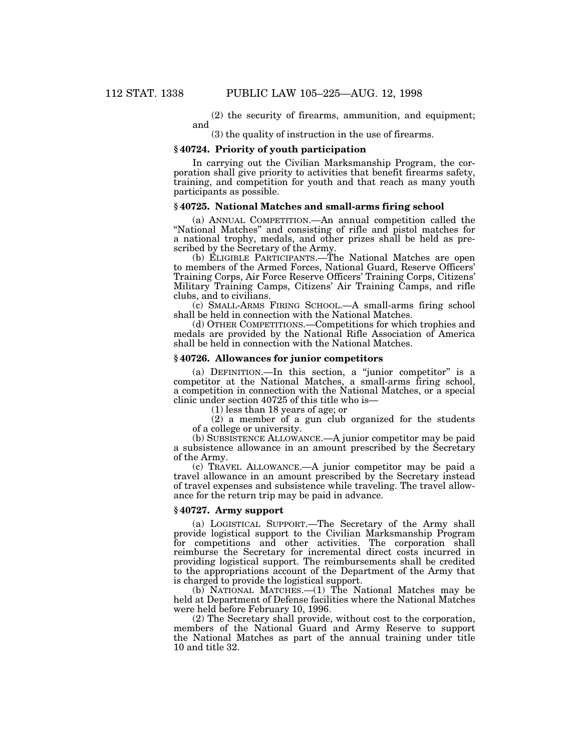(2) the security of firearms, ammunition, and equipment; and

(3) the quality of instruction in the use of firearms.

### § 40724. Priority of youth participation

In carrying out the Civilian Marksmanship Program, the corporation shall give priority to activities that benefit firearms safety, training, and competition for youth and that reach as many youth participants as possible.

### § 40725. National Matches and small-arms firing school

(a) ANNUAL COMPETITION.—An annual competition called the "National Matches" and consisting of rifle and pistol matches for a national trophy, medals, and other prizes shall be held as prescribed by the Secretary of the Army.

(b) ELIGIBLE PARTICIPANTS.—The National Matches are open to members of the Armed Forces, National Guard, Reserve Officers' Training Corps, Air Force Reserve Officers' Training Corps, Citizens' Military Training Camps, Citizens' Air Training Camps, and rifle clubs, and to civilians.

(c) SMALL-ARMS FIRING SCHOOL.—A small-arms firing school shall be held in connection with the National Matches.

(d) OTHER COMPETITIONS.—Competitions for which trophies and medals are provided by the National Rifle Association of America shall be held in connection with the National Matches.

### § 40726. Allowances for junior competitors

(a) DEFINITION.—In this section, a "junior competitor" is a competitor at the National Matches, a small-arms firing school, a competition in connection with the National Matches, or a special clinic under section 40725 of this title who is—

(1) less than 18 years of age; or

(2) a member of a gun club organized for the students of a college or university.

(b) SUBSISTENCE ALLOWANCE.—A junior competitor may be paid a subsistence allowance in an amount prescribed by the Secretary of the Army.

(c) TRAVEL ALLOWANCE.—A junior competitor may be paid a travel allowance in an amount prescribed by the Secretary instead of travel expenses and subsistence while traveling. The travel allowance for the return trip may be paid in advance.

### § 40727. Army support

(a) LOGISTICAL SUPPORT.—The Secretary of the Army shall provide logistical support to the Civilian Marksmanship Program for competitions and other activities. The corporation shall reimburse the Secretary for incremental direct costs incurred in providing logistical support. The reimbursements shall be credited to the appropriations account of the Department of the Army that is charged to provide the logistical support.

(b) NATIONAL MATCHES.—(1) The National Matches may be held at Department of Defense facilities where the National Matches were held before February 10, 1996.

(2) The Secretary shall provide, without cost to the corporation, members of the National Guard and Army Reserve to support the National Matches as part of the annual training under title 10 and title 32.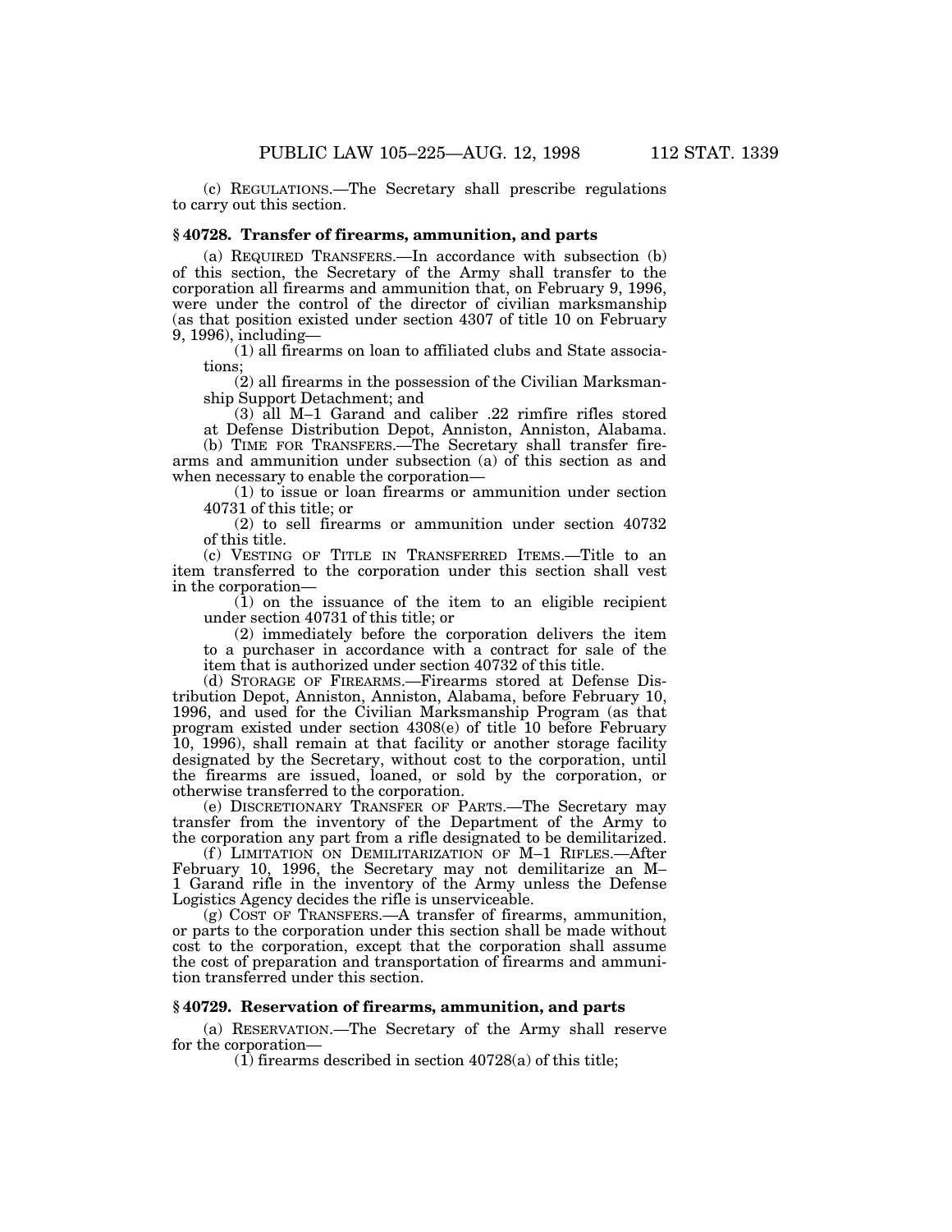(c) REGULATIONS.—The Secretary shall prescribe regulations to carry out this section.

### § 40728. Transfer of firearms, ammunition, and parts

(a) REQUIRED TRANSFERS.—In accordance with subsection (b) of this section, the Secretary of the Army shall transfer to the corporation all firearms and ammunition that, on February 9, 1996, were under the control of the director of civilian marksmanship (as that position existed under section 4307 of title 10 on February 9, 1996), including—

(1) all firearms on loan to affiliated clubs and State associations;

(2) all firearms in the possession of the Civilian Marksmanship Support Detachment; and

(3) all M–1 Garand and caliber .22 rimfire rifles stored at Defense Distribution Depot, Anniston, Anniston, Alabama.

(b) TIME FOR TRANSFERS.—The Secretary shall transfer firearms and ammunition under subsection (a) of this section as and when necessary to enable the corporation—

(1) to issue or loan firearms or ammunition under section 40731 of this title; or

(2) to sell firearms or ammunition under section 40732 of this title.

(c) VESTING OF TITLE IN TRANSFERRED ITEMS.—Title to an item transferred to the corporation under this section shall vest in the corporation—

(1) on the issuance of the item to an eligible recipient under section 40731 of this title; or

(2) immediately before the corporation delivers the item to a purchaser in accordance with a contract for sale of the item that is authorized under section 40732 of this title.

(d) STORAGE OF FIREARMS.—Firearms stored at Defense Distribution Depot, Anniston, Anniston, Alabama, before February 10, 1996, and used for the Civilian Marksmanship Program (as that program existed under section 4308(e) of title 10 before February 10, 1996), shall remain at that facility or another storage facility designated by the Secretary, without cost to the corporation, until the firearms are issued, loaned, or sold by the corporation, or otherwise transferred to the corporation.

(e) DISCRETIONARY TRANSFER OF PARTS.—The Secretary may transfer from the inventory of the Department of the Army to the corporation any part from a rifle designated to be demilitarized.

(f) LIMITATION ON DEMILITARIZATION OF M–1 RIFLES.—After February 10, 1996, the Secretary may not demilitarize an M–1 Garand rifle in the inventory of the Army unless the Defense Logistics Agency decides the rifle is unserviceable.

(g) COST OF TRANSFERS.—A transfer of firearms, ammunition, or parts to the corporation under this section shall be made without cost to the corporation, except that the corporation shall assume the cost of preparation and transportation of firearms and ammunition transferred under this section.

### § 40729. Reservation of firearms, ammunition, and parts

(a) RESERVATION.—The Secretary of the Army shall reserve for the corporation—

(1) firearms described in section 40728(a) of this title;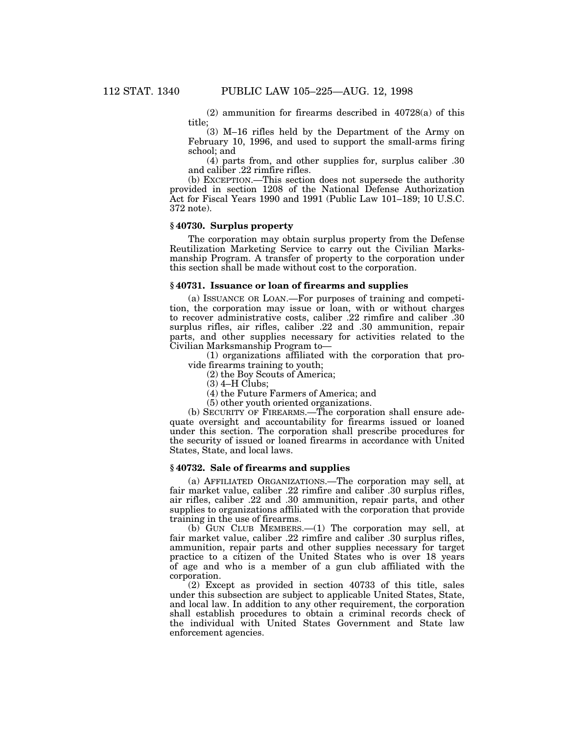(2) ammunition for firearms described in 40728(a) of this title;

(3) M–16 rifles held by the Department of the Army on February 10, 1996, and used to support the small-arms firing school; and

(4) parts from, and other supplies for, surplus caliber .30 and caliber .22 rimfire rifles.

(b) EXCEPTION.—This section does not supersede the authority provided in section 1208 of the National Defense Authorization Act for Fiscal Years 1990 and 1991 (Public Law 101–189; 10 U.S.C. 372 note).

### § 40730. Surplus property

The corporation may obtain surplus property from the Defense Reutilization Marketing Service to carry out the Civilian Marksmanship Program. A transfer of property to the corporation under this section shall be made without cost to the corporation.

### § 40731. Issuance or loan of firearms and supplies

(a) ISSUANCE OR LOAN.—For purposes of training and competition, the corporation may issue or loan, with or without charges to recover administrative costs, caliber .22 rimfire and caliber .30 surplus rifles, air rifles, caliber .22 and .30 ammunition, repair parts, and other supplies necessary for activities related to the Civilian Marksmanship Program to—

(1) organizations affiliated with the corporation that provide firearms training to youth;

(2) the Boy Scouts of America;

(3) 4–H Clubs;

(4) the Future Farmers of America; and

(5) other youth oriented organizations.

(b) SECURITY OF FIREARMS.—The corporation shall ensure adequate oversight and accountability for firearms issued or loaned under this section. The corporation shall prescribe procedures for the security of issued or loaned firearms in accordance with United States, State, and local laws.

### § 40732. Sale of firearms and supplies

(a) AFFILIATED ORGANIZATIONS.—The corporation may sell, at fair market value, caliber .22 rimfire and caliber .30 surplus rifles, air rifles, caliber .22 and .30 ammunition, repair parts, and other supplies to organizations affiliated with the corporation that provide training in the use of firearms.

(b) GUN CLUB MEMBERS.—(1) The corporation may sell, at fair market value, caliber .22 rimfire and caliber .30 surplus rifles, ammunition, repair parts and other supplies necessary for target practice to a citizen of the United States who is over 18 years of age and who is a member of a gun club affiliated with the corporation.

(2) Except as provided in section 40733 of this title, sales under this subsection are subject to applicable United States, State, and local law. In addition to any other requirement, the corporation shall establish procedures to obtain a criminal records check of the individual with United States Government and State law enforcement agencies.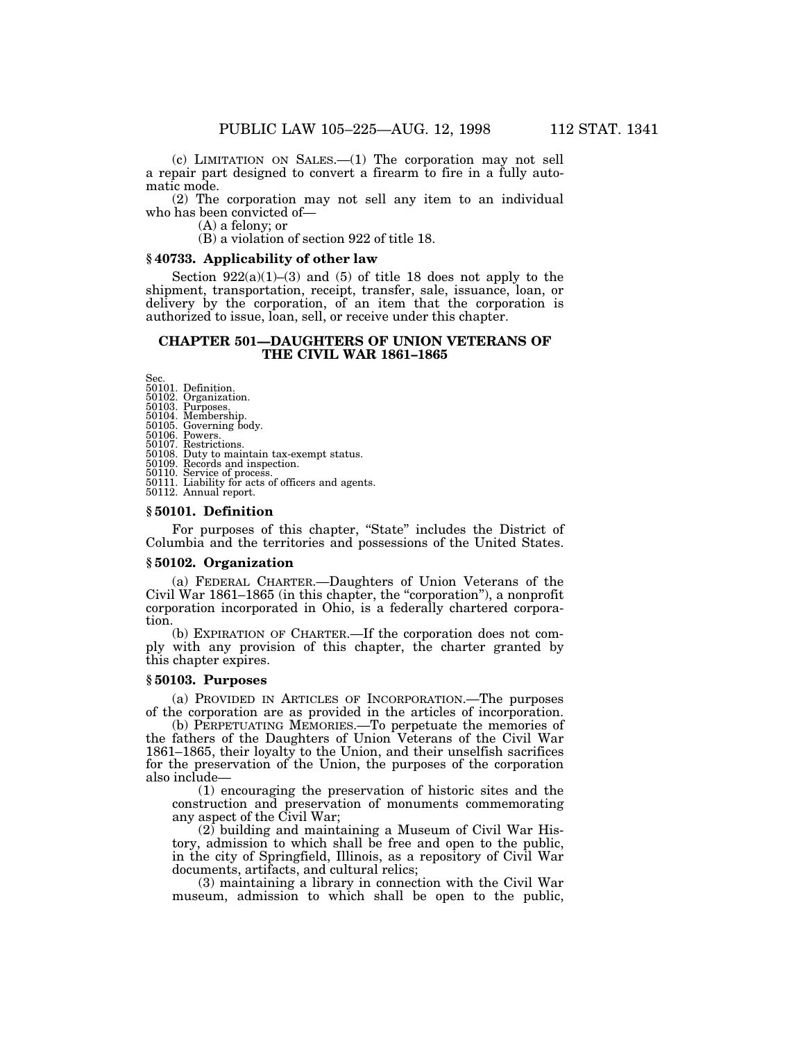(c) LIMITATION ON SALES.—(1) The corporation may not sell a repair part designed to convert a firearm to fire in a fully automatic mode.

(2) The corporation may not sell any item to an individual who has been convicted of—

(A) a felony; or

(B) a violation of section 922 of title 18.

### § 40733. Applicability of other law

Section 922(a)(1)–(3) and (5) of title 18 does not apply to the shipment, transportation, receipt, transfer, sale, issuance, loan, or delivery by the corporation, of an item that the corporation is authorized to issue, loan, sell, or receive under this chapter.

## CHAPTER 501—DAUGHTERS OF UNION VETERANS OF THE CIVIL WAR 1861–1865

Sec.
50101. Definition.
50102. Organization.
50103. Purposes.
50104. Membership.
50105. Governing body.
50106. Powers.
50107. Restrictions.
50108. Duty to maintain tax-exempt status.
50109. Records and inspection.
50110. Service of process.
50111. Liability for acts of officers and agents.
50112. Annual report.

### § 50101. Definition

For purposes of this chapter, "State" includes the District of Columbia and the territories and possessions of the United States.

### § 50102. Organization

(a) FEDERAL CHARTER.—Daughters of Union Veterans of the Civil War 1861–1865 (in this chapter, the "corporation"), a nonprofit corporation incorporated in Ohio, is a federally chartered corporation.

(b) EXPIRATION OF CHARTER.—If the corporation does not comply with any provision of this chapter, the charter granted by this chapter expires.

### § 50103. Purposes

(a) PROVIDED IN ARTICLES OF INCORPORATION.—The purposes of the corporation are as provided in the articles of incorporation.

(b) PERPETUATING MEMORIES.—To perpetuate the memories of the fathers of the Daughters of Union Veterans of the Civil War 1861–1865, their loyalty to the Union, and their unselfish sacrifices for the preservation of the Union, the purposes of the corporation also include—

(1) encouraging the preservation of historic sites and the construction and preservation of monuments commemorating any aspect of the Civil War;

(2) building and maintaining a Museum of Civil War History, admission to which shall be free and open to the public, in the city of Springfield, Illinois, as a repository of Civil War documents, artifacts, and cultural relics;

(3) maintaining a library in connection with the Civil War museum, admission to which shall be open to the public,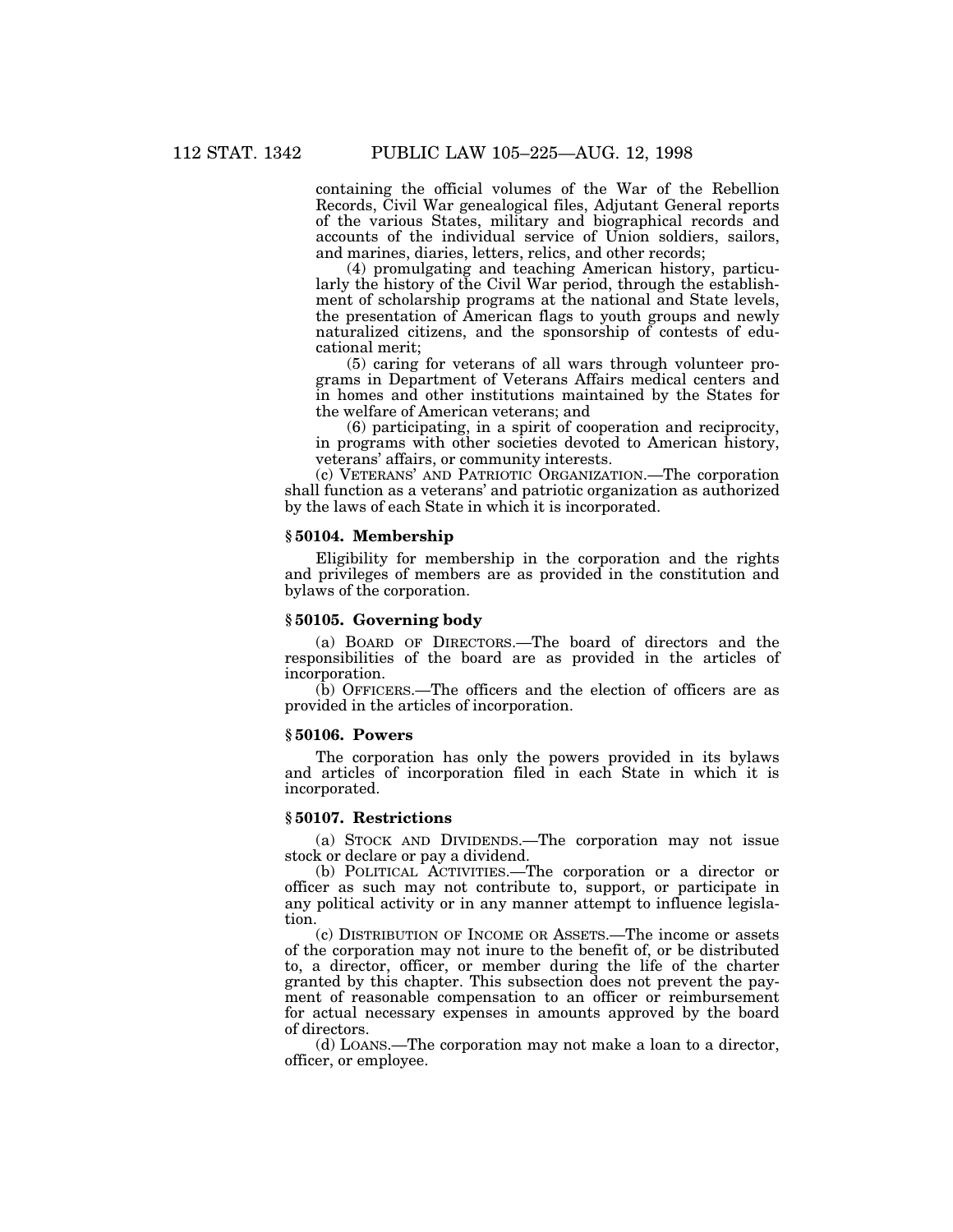containing the official volumes of the War of the Rebellion Records, Civil War genealogical files, Adjutant General reports of the various States, military and biographical records and accounts of the individual service of Union soldiers, sailors, and marines, diaries, letters, relics, and other records;

(4) promulgating and teaching American history, particularly the history of the Civil War period, through the establishment of scholarship programs at the national and State levels, the presentation of American flags to youth groups and newly naturalized citizens, and the sponsorship of contests of educational merit;

(5) caring for veterans of all wars through volunteer programs in Department of Veterans Affairs medical centers and in homes and other institutions maintained by the States for the welfare of American veterans; and

(6) participating, in a spirit of cooperation and reciprocity, in programs with other societies devoted to American history, veterans' affairs, or community interests.

(c) VETERANS' AND PATRIOTIC ORGANIZATION.—The corporation shall function as a veterans' and patriotic organization as authorized by the laws of each State in which it is incorporated.

### § 50104. Membership

Eligibility for membership in the corporation and the rights and privileges of members are as provided in the constitution and bylaws of the corporation.

### § 50105. Governing body

(a) BOARD OF DIRECTORS.—The board of directors and the responsibilities of the board are as provided in the articles of incorporation.

(b) OFFICERS.—The officers and the election of officers are as provided in the articles of incorporation.

### § 50106. Powers

The corporation has only the powers provided in its bylaws and articles of incorporation filed in each State in which it is incorporated.

### § 50107. Restrictions

(a) STOCK AND DIVIDENDS.—The corporation may not issue stock or declare or pay a dividend.

(b) POLITICAL ACTIVITIES.—The corporation or a director or officer as such may not contribute to, support, or participate in any political activity or in any manner attempt to influence legislation.

(c) DISTRIBUTION OF INCOME OR ASSETS.—The income or assets of the corporation may not inure to the benefit of, or be distributed to, a director, officer, or member during the life of the charter granted by this chapter. This subsection does not prevent the payment of reasonable compensation to an officer or reimbursement for actual necessary expenses in amounts approved by the board of directors.

(d) LOANS.—The corporation may not make a loan to a director, officer, or employee.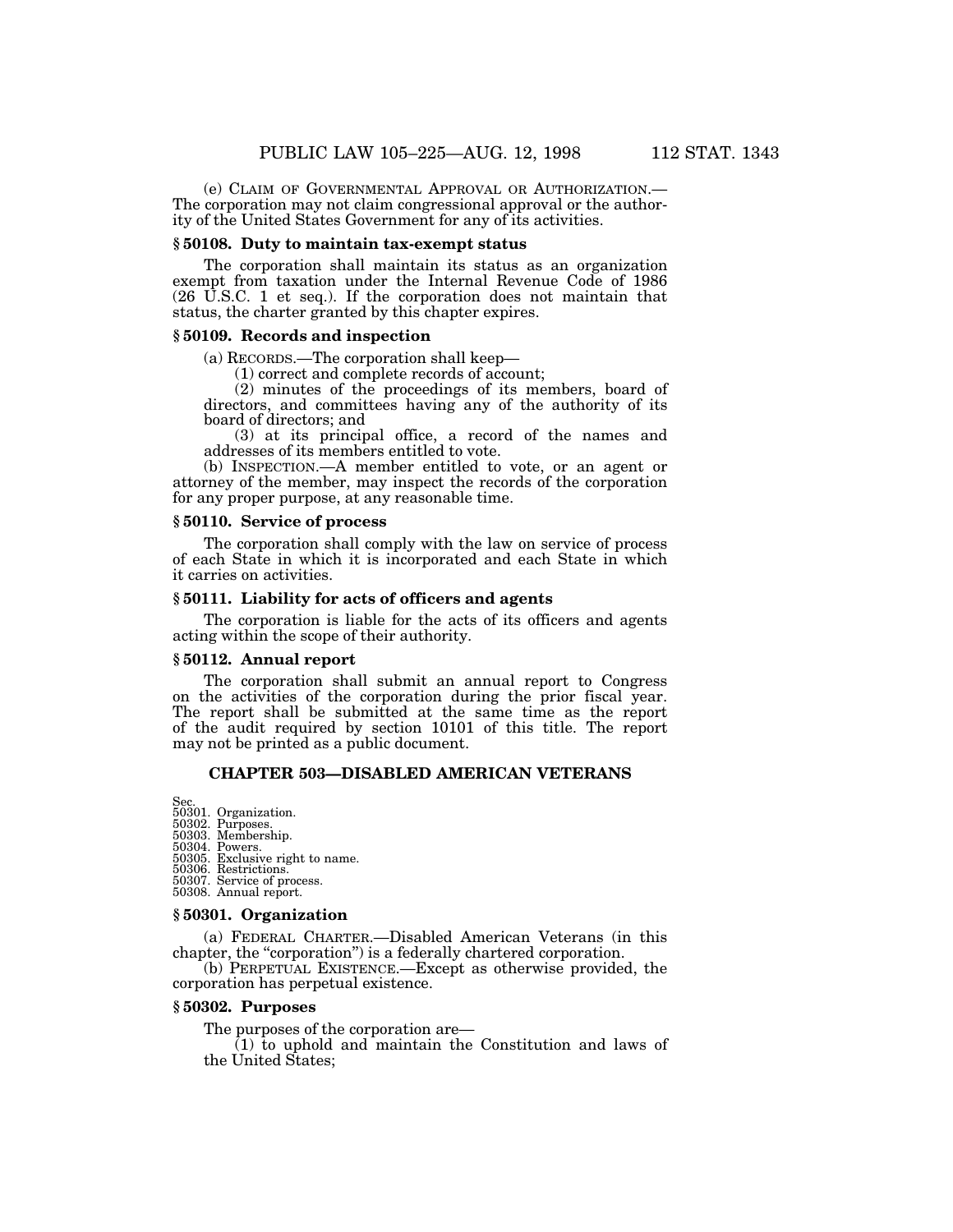(e) CLAIM OF GOVERNMENTAL APPROVAL OR AUTHORIZATION.—The corporation may not claim congressional approval or the authority of the United States Government for any of its activities.

### § 50108. Duty to maintain tax-exempt status

The corporation shall maintain its status as an organization exempt from taxation under the Internal Revenue Code of 1986 (26 U.S.C. 1 et seq.). If the corporation does not maintain that status, the charter granted by this chapter expires.

### § 50109. Records and inspection

(a) RECORDS.—The corporation shall keep—

(1) correct and complete records of account;

(2) minutes of the proceedings of its members, board of directors, and committees having any of the authority of its board of directors; and

(3) at its principal office, a record of the names and addresses of its members entitled to vote.

(b) INSPECTION.—A member entitled to vote, or an agent or attorney of the member, may inspect the records of the corporation for any proper purpose, at any reasonable time.

### § 50110. Service of process

The corporation shall comply with the law on service of process of each State in which it is incorporated and each State in which it carries on activities.

### § 50111. Liability for acts of officers and agents

The corporation is liable for the acts of its officers and agents acting within the scope of their authority.

### § 50112. Annual report

The corporation shall submit an annual report to Congress on the activities of the corporation during the prior fiscal year. The report shall be submitted at the same time as the report of the audit required by section 10101 of this title. The report may not be printed as a public document.

## CHAPTER 503—DISABLED AMERICAN VETERANS

Sec.
50301. Organization.
50302. Purposes.
50303. Membership.
50304. Powers.
50305. Exclusive right to name.
50306. Restrictions.
50307. Service of process.
50308. Annual report.

### § 50301. Organization

(a) FEDERAL CHARTER.—Disabled American Veterans (in this chapter, the "corporation") is a federally chartered corporation.

(b) PERPETUAL EXISTENCE.—Except as otherwise provided, the corporation has perpetual existence.

### § 50302. Purposes

The purposes of the corporation are—

(1) to uphold and maintain the Constitution and laws of the United States;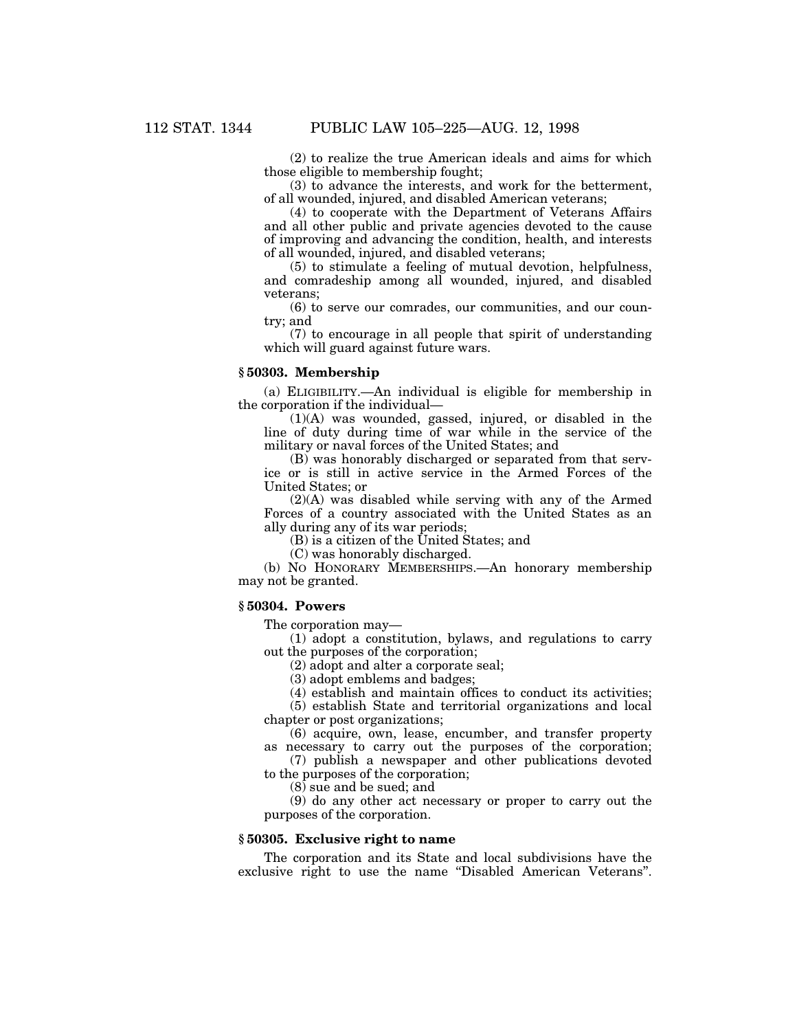(2) to realize the true American ideals and aims for which those eligible to membership fought;

(3) to advance the interests, and work for the betterment, of all wounded, injured, and disabled American veterans;

(4) to cooperate with the Department of Veterans Affairs and all other public and private agencies devoted to the cause of improving and advancing the condition, health, and interests of all wounded, injured, and disabled veterans;

(5) to stimulate a feeling of mutual devotion, helpfulness, and comradeship among all wounded, injured, and disabled veterans;

(6) to serve our comrades, our communities, and our country; and

(7) to encourage in all people that spirit of understanding which will guard against future wars.

### § 50303. Membership

(a) ELIGIBILITY.—An individual is eligible for membership in the corporation if the individual—

(1)(A) was wounded, gassed, injured, or disabled in the line of duty during time of war while in the service of the military or naval forces of the United States; and

(B) was honorably discharged or separated from that service or is still in active service in the Armed Forces of the United States; or

(2)(A) was disabled while serving with any of the Armed Forces of a country associated with the United States as an ally during any of its war periods;

(B) is a citizen of the United States; and

(C) was honorably discharged.

(b) NO HONORARY MEMBERSHIPS.—An honorary membership may not be granted.

### § 50304. Powers

The corporation may—

(1) adopt a constitution, bylaws, and regulations to carry out the purposes of the corporation;

(2) adopt and alter a corporate seal;

(3) adopt emblems and badges;

(4) establish and maintain offices to conduct its activities;

(5) establish State and territorial organizations and local chapter or post organizations;

(6) acquire, own, lease, encumber, and transfer property as necessary to carry out the purposes of the corporation;

(7) publish a newspaper and other publications devoted to the purposes of the corporation;

(8) sue and be sued; and

(9) do any other act necessary or proper to carry out the purposes of the corporation.

### § 50305. Exclusive right to name

The corporation and its State and local subdivisions have the exclusive right to use the name "Disabled American Veterans".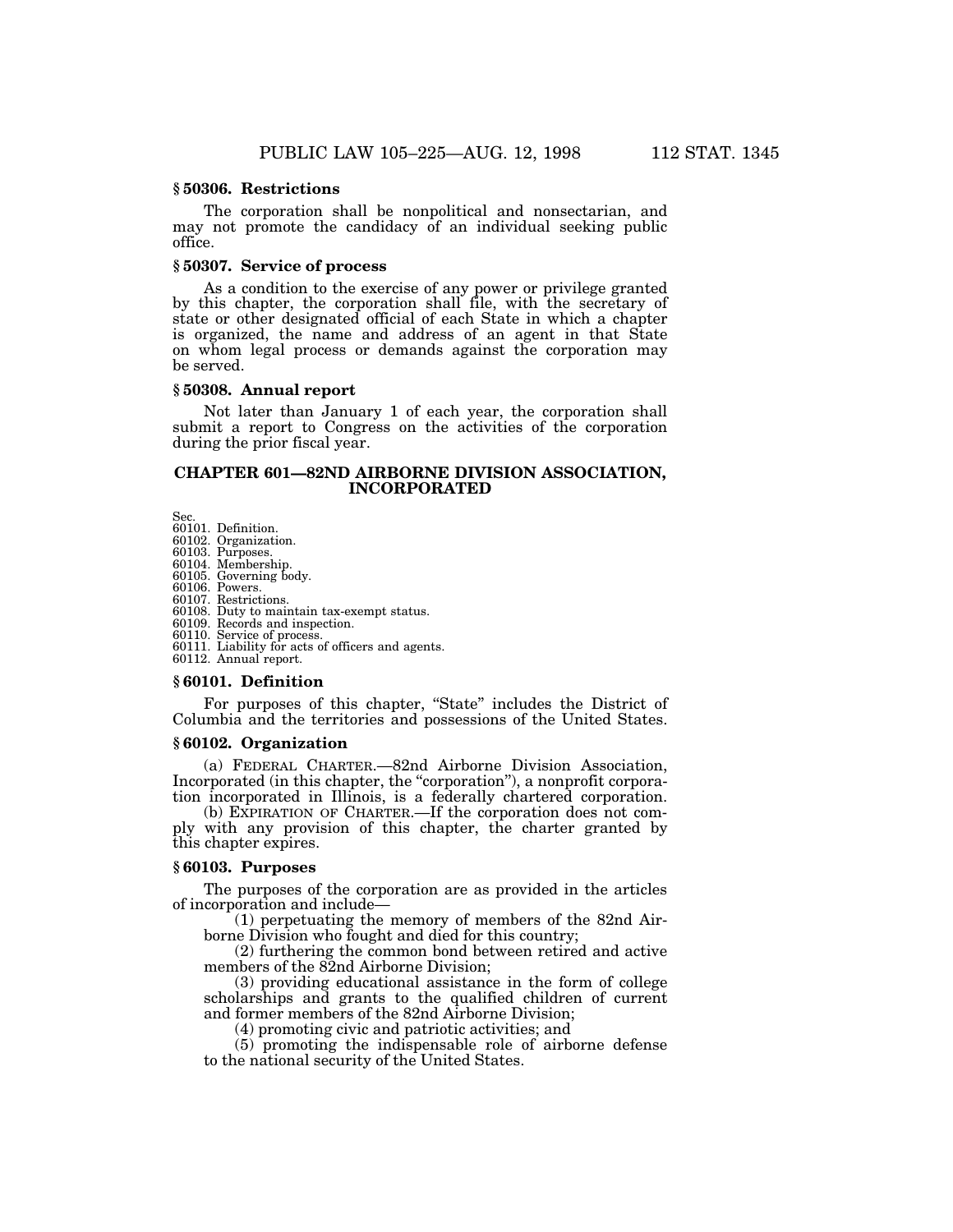### § 50306. Restrictions

The corporation shall be nonpolitical and nonsectarian, and may not promote the candidacy of an individual seeking public office.

### § 50307. Service of process

As a condition to the exercise of any power or privilege granted by this chapter, the corporation shall file, with the secretary of state or other designated official of each State in which a chapter is organized, the name and address of an agent in that State on whom legal process or demands against the corporation may be served.

### § 50308. Annual report

Not later than January 1 of each year, the corporation shall submit a report to Congress on the activities of the corporation during the prior fiscal year.

## CHAPTER 601—82ND AIRBORNE DIVISION ASSOCIATION, INCORPORATED

Sec.
60101. Definition.
60102. Organization.
60103. Purposes.
60104. Membership.
60105. Governing body.
60106. Powers.
60107. Restrictions.
60108. Duty to maintain tax-exempt status.
60109. Records and inspection.
60110. Service of process.
60111. Liability for acts of officers and agents.
60112. Annual report.

### § 60101. Definition

For purposes of this chapter, "State" includes the District of Columbia and the territories and possessions of the United States.

### § 60102. Organization

(a) FEDERAL CHARTER.—82nd Airborne Division Association, Incorporated (in this chapter, the "corporation"), a nonprofit corporation incorporated in Illinois, is a federally chartered corporation.

(b) EXPIRATION OF CHARTER.—If the corporation does not comply with any provision of this chapter, the charter granted by this chapter expires.

### § 60103. Purposes

The purposes of the corporation are as provided in the articles of incorporation and include—

(1) perpetuating the memory of members of the 82nd Airborne Division who fought and died for this country;

(2) furthering the common bond between retired and active members of the 82nd Airborne Division;

(3) providing educational assistance in the form of college scholarships and grants to the qualified children of current and former members of the 82nd Airborne Division;

(4) promoting civic and patriotic activities; and

(5) promoting the indispensable role of airborne defense to the national security of the United States.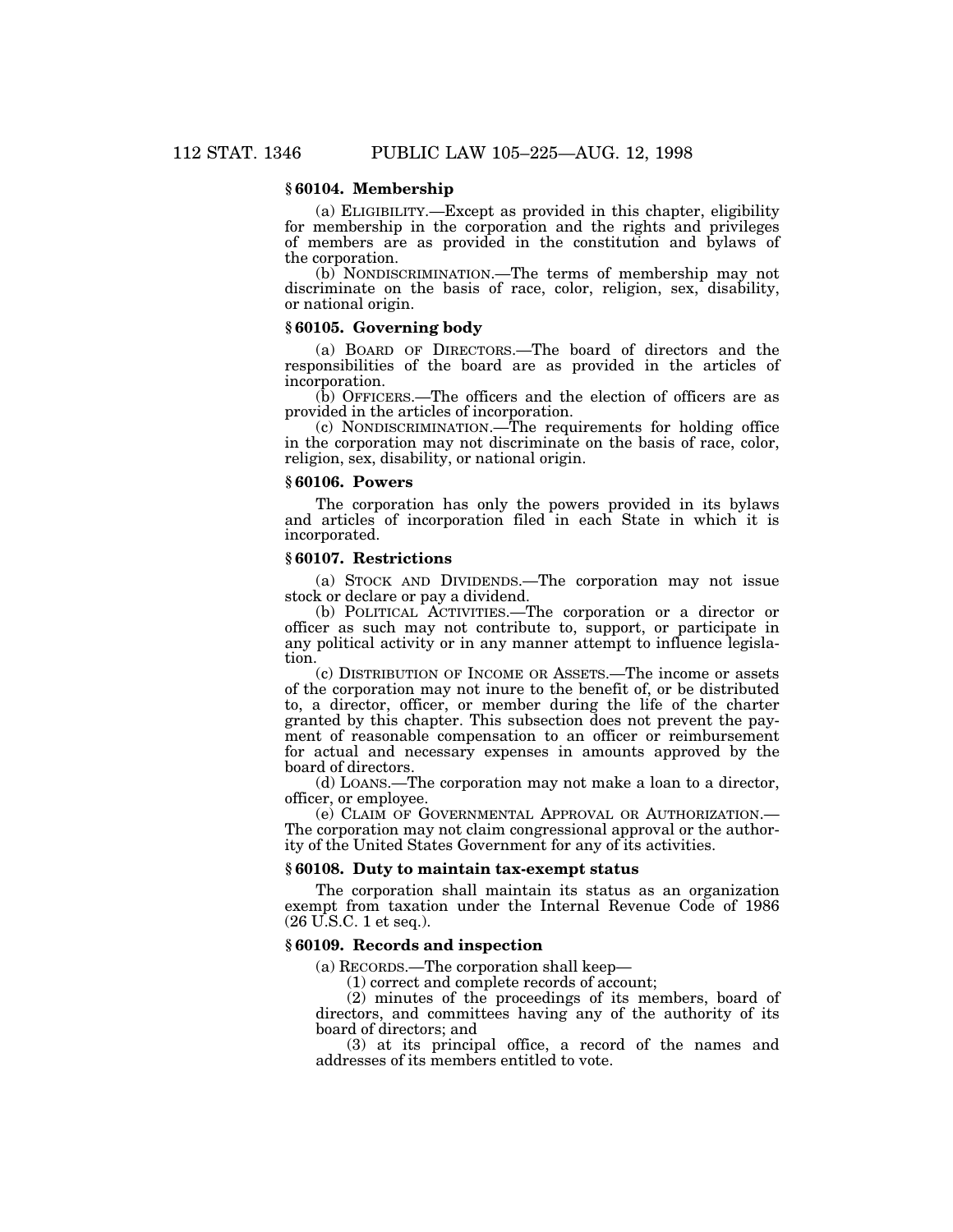### § 60104. Membership

(a) ELIGIBILITY.—Except as provided in this chapter, eligibility for membership in the corporation and the rights and privileges of members are as provided in the constitution and bylaws of the corporation.

(b) NONDISCRIMINATION.—The terms of membership may not discriminate on the basis of race, color, religion, sex, disability, or national origin.

### § 60105. Governing body

(a) BOARD OF DIRECTORS.—The board of directors and the responsibilities of the board are as provided in the articles of incorporation.

(b) OFFICERS.—The officers and the election of officers are as provided in the articles of incorporation.

(c) NONDISCRIMINATION.—The requirements for holding office in the corporation may not discriminate on the basis of race, color, religion, sex, disability, or national origin.

### § 60106. Powers

The corporation has only the powers provided in its bylaws and articles of incorporation filed in each State in which it is incorporated.

### § 60107. Restrictions

(a) STOCK AND DIVIDENDS.—The corporation may not issue stock or declare or pay a dividend.

(b) POLITICAL ACTIVITIES.—The corporation or a director or officer as such may not contribute to, support, or participate in any political activity or in any manner attempt to influence legislation.

(c) DISTRIBUTION OF INCOME OR ASSETS.—The income or assets of the corporation may not inure to the benefit of, or be distributed to, a director, officer, or member during the life of the charter granted by this chapter. This subsection does not prevent the payment of reasonable compensation to an officer or reimbursement for actual and necessary expenses in amounts approved by the board of directors.

(d) LOANS.—The corporation may not make a loan to a director, officer, or employee.

(e) CLAIM OF GOVERNMENTAL APPROVAL OR AUTHORIZATION.—The corporation may not claim congressional approval or the authority of the United States Government for any of its activities.

### § 60108. Duty to maintain tax-exempt status

The corporation shall maintain its status as an organization exempt from taxation under the Internal Revenue Code of 1986 (26 U.S.C. 1 et seq.).

### § 60109. Records and inspection

(a) RECORDS.—The corporation shall keep—

(1) correct and complete records of account;

(2) minutes of the proceedings of its members, board of directors, and committees having any of the authority of its board of directors; and

(3) at its principal office, a record of the names and addresses of its members entitled to vote.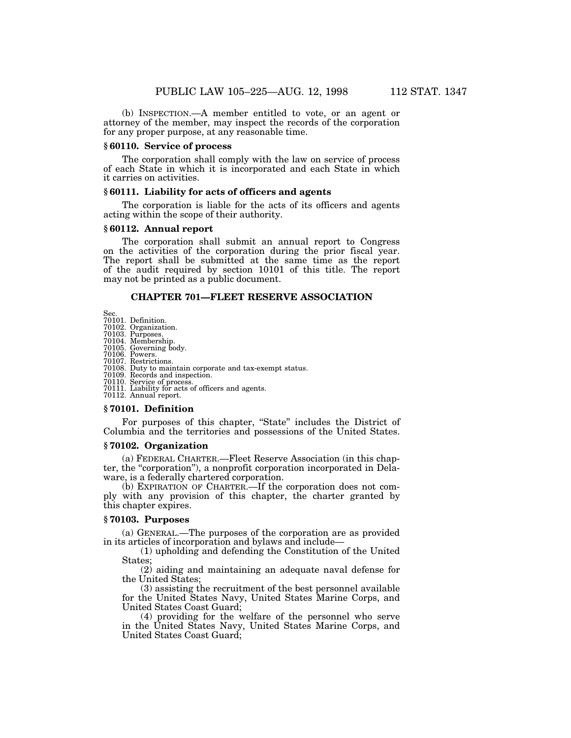(b) INSPECTION.—A member entitled to vote, or an agent or attorney of the member, may inspect the records of the corporation for any proper purpose, at any reasonable time.

### § 60110. Service of process

The corporation shall comply with the law on service of process of each State in which it is incorporated and each State in which it carries on activities.

### § 60111. Liability for acts of officers and agents

The corporation is liable for the acts of its officers and agents acting within the scope of their authority.

### § 60112. Annual report

The corporation shall submit an annual report to Congress on the activities of the corporation during the prior fiscal year. The report shall be submitted at the same time as the report of the audit required by section 10101 of this title. The report may not be printed as a public document.

## CHAPTER 701—FLEET RESERVE ASSOCIATION

Sec.
70101. Definition.
70102. Organization.
70103. Purposes.
70104. Membership.
70105. Governing body.
70106. Powers.
70107. Restrictions.
70108. Duty to maintain corporate and tax-exempt status.
70109. Records and inspection.
70110. Service of process.
70111. Liability for acts of officers and agents.
70112. Annual report.

### § 70101. Definition

For purposes of this chapter, "State" includes the District of Columbia and the territories and possessions of the United States.

### § 70102. Organization

(a) FEDERAL CHARTER.—Fleet Reserve Association (in this chapter, the "corporation"), a nonprofit corporation incorporated in Delaware, is a federally chartered corporation.

(b) EXPIRATION OF CHARTER.—If the corporation does not comply with any provision of this chapter, the charter granted by this chapter expires.

### § 70103. Purposes

(a) GENERAL.—The purposes of the corporation are as provided in its articles of incorporation and bylaws and include—

(1) upholding and defending the Constitution of the United States;

(2) aiding and maintaining an adequate naval defense for the United States;

(3) assisting the recruitment of the best personnel available for the United States Navy, United States Marine Corps, and United States Coast Guard;

(4) providing for the welfare of the personnel who serve in the United States Navy, United States Marine Corps, and United States Coast Guard;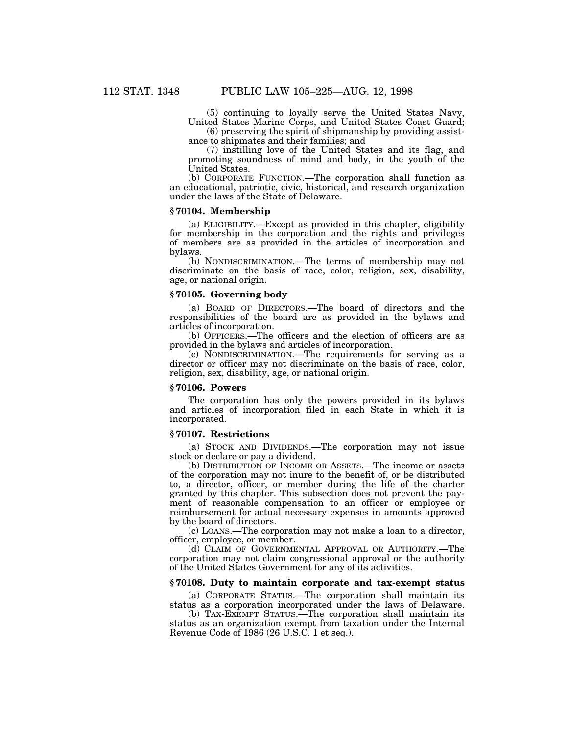(5) continuing to loyally serve the United States Navy, United States Marine Corps, and United States Coast Guard;

(6) preserving the spirit of shipmanship by providing assistance to shipmates and their families; and

(7) instilling love of the United States and its flag, and promoting soundness of mind and body, in the youth of the United States.

(b) CORPORATE FUNCTION.—The corporation shall function as an educational, patriotic, civic, historical, and research organization under the laws of the State of Delaware.

### § 70104. Membership

(a) ELIGIBILITY.—Except as provided in this chapter, eligibility for membership in the corporation and the rights and privileges of members are as provided in the articles of incorporation and bylaws.

(b) NONDISCRIMINATION.—The terms of membership may not discriminate on the basis of race, color, religion, sex, disability, age, or national origin.

### § 70105. Governing body

(a) BOARD OF DIRECTORS.—The board of directors and the responsibilities of the board are as provided in the bylaws and articles of incorporation.

(b) OFFICERS.—The officers and the election of officers are as provided in the bylaws and articles of incorporation.

(c) NONDISCRIMINATION.—The requirements for serving as a director or officer may not discriminate on the basis of race, color, religion, sex, disability, age, or national origin.

### § 70106. Powers

The corporation has only the powers provided in its bylaws and articles of incorporation filed in each State in which it is incorporated.

### § 70107. Restrictions

(a) STOCK AND DIVIDENDS.—The corporation may not issue stock or declare or pay a dividend.

(b) DISTRIBUTION OF INCOME OR ASSETS.—The income or assets of the corporation may not inure to the benefit of, or be distributed to, a director, officer, or member during the life of the charter granted by this chapter. This subsection does not prevent the payment of reasonable compensation to an officer or employee or reimbursement for actual necessary expenses in amounts approved by the board of directors.

(c) LOANS.—The corporation may not make a loan to a director, officer, employee, or member.

(d) CLAIM OF GOVERNMENTAL APPROVAL OR AUTHORITY.—The corporation may not claim congressional approval or the authority of the United States Government for any of its activities.

### § 70108. Duty to maintain corporate and tax-exempt status

(a) CORPORATE STATUS.—The corporation shall maintain its status as a corporation incorporated under the laws of Delaware.

(b) TAX-EXEMPT STATUS.—The corporation shall maintain its status as an organization exempt from taxation under the Internal Revenue Code of 1986 (26 U.S.C. 1 et seq.).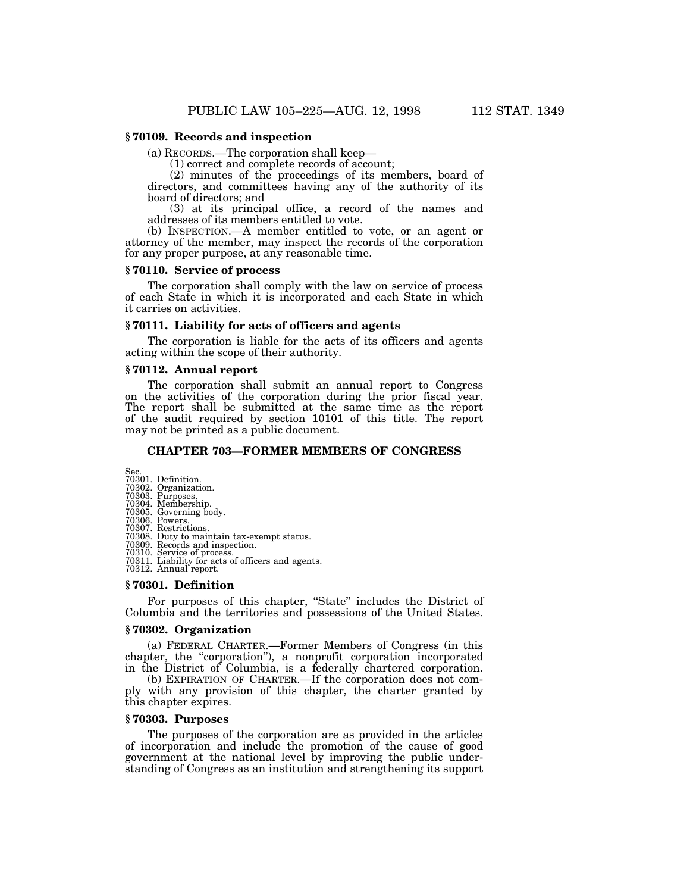### § 70109. Records and inspection

(a) RECORDS.—The corporation shall keep—

(1) correct and complete records of account;

(2) minutes of the proceedings of its members, board of directors, and committees having any of the authority of its board of directors; and

(3) at its principal office, a record of the names and addresses of its members entitled to vote.

(b) INSPECTION.—A member entitled to vote, or an agent or attorney of the member, may inspect the records of the corporation for any proper purpose, at any reasonable time.

### § 70110. Service of process

The corporation shall comply with the law on service of process of each State in which it is incorporated and each State in which it carries on activities.

### § 70111. Liability for acts of officers and agents

The corporation is liable for the acts of its officers and agents acting within the scope of their authority.

### § 70112. Annual report

The corporation shall submit an annual report to Congress on the activities of the corporation during the prior fiscal year. The report shall be submitted at the same time as the report of the audit required by section 10101 of this title. The report may not be printed as a public document.

## CHAPTER 703—FORMER MEMBERS OF CONGRESS

Sec.
70301. Definition.
70302. Organization.
70303. Purposes.
70304. Membership.
70305. Governing body.
70306. Powers.
70307. Restrictions.
70308. Duty to maintain tax-exempt status.
70309. Records and inspection.
70310. Service of process.
70311. Liability for acts of officers and agents.
70312. Annual report.

### § 70301. Definition

For purposes of this chapter, "State" includes the District of Columbia and the territories and possessions of the United States.

### § 70302. Organization

(a) FEDERAL CHARTER.—Former Members of Congress (in this chapter, the "corporation"), a nonprofit corporation incorporated in the District of Columbia, is a federally chartered corporation.

(b) EXPIRATION OF CHARTER.—If the corporation does not comply with any provision of this chapter, the charter granted by this chapter expires.

### § 70303. Purposes

The purposes of the corporation are as provided in the articles of incorporation and include the promotion of the cause of good government at the national level by improving the public understanding of Congress as an institution and strengthening its support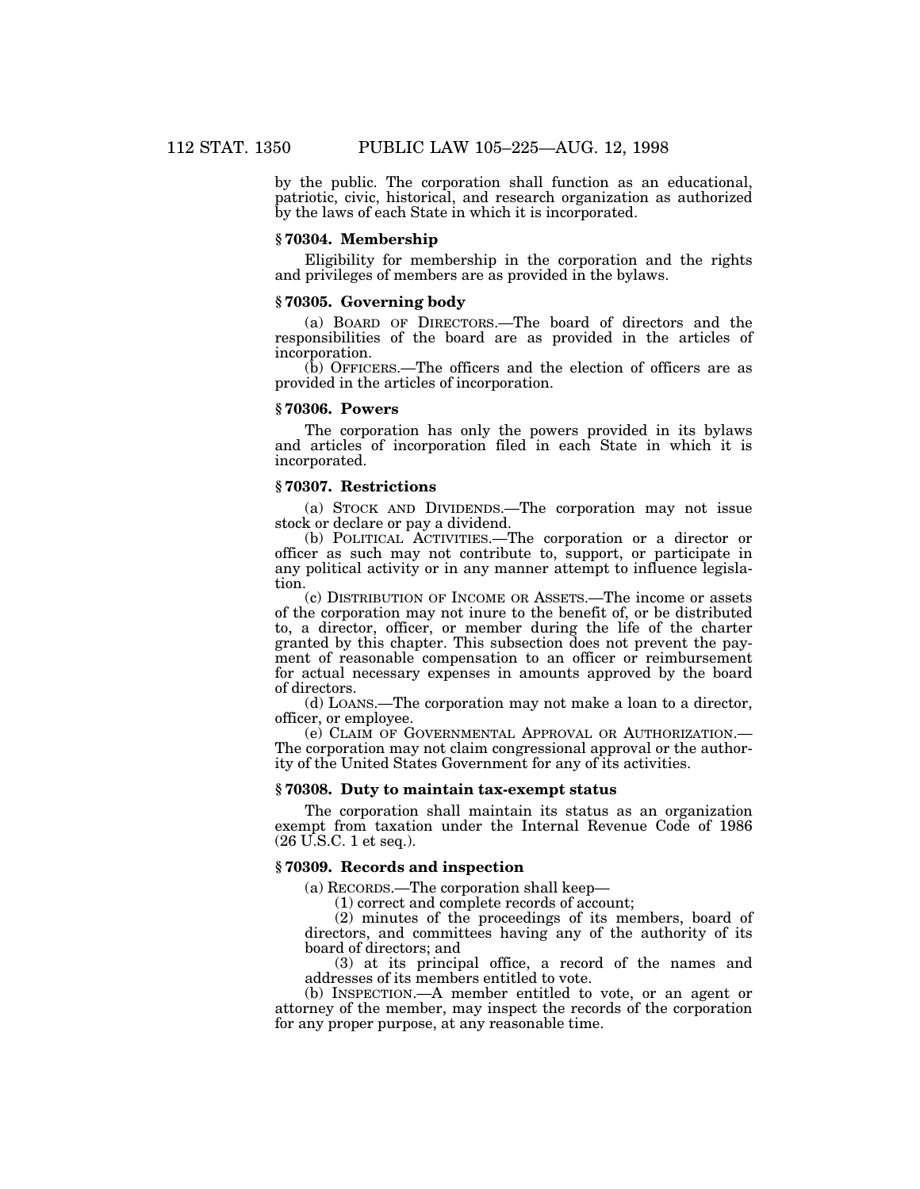by the public. The corporation shall function as an educational, patriotic, civic, historical, and research organization as authorized by the laws of each State in which it is incorporated.

### § 70304. Membership

Eligibility for membership in the corporation and the rights and privileges of members are as provided in the bylaws.

### § 70305. Governing body

(a) BOARD OF DIRECTORS.—The board of directors and the responsibilities of the board are as provided in the articles of incorporation.

(b) OFFICERS.—The officers and the election of officers are as provided in the articles of incorporation.

### § 70306. Powers

The corporation has only the powers provided in its bylaws and articles of incorporation filed in each State in which it is incorporated.

### § 70307. Restrictions

(a) STOCK AND DIVIDENDS.—The corporation may not issue stock or declare or pay a dividend.

(b) POLITICAL ACTIVITIES.—The corporation or a director or officer as such may not contribute to, support, or participate in any political activity or in any manner attempt to influence legislation.

(c) DISTRIBUTION OF INCOME OR ASSETS.—The income or assets of the corporation may not inure to the benefit of, or be distributed to, a director, officer, or member during the life of the charter granted by this chapter. This subsection does not prevent the payment of reasonable compensation to an officer or reimbursement for actual necessary expenses in amounts approved by the board of directors.

(d) LOANS.—The corporation may not make a loan to a director, officer, or employee.

(e) CLAIM OF GOVERNMENTAL APPROVAL OR AUTHORIZATION.—The corporation may not claim congressional approval or the authority of the United States Government for any of its activities.

### § 70308. Duty to maintain tax-exempt status

The corporation shall maintain its status as an organization exempt from taxation under the Internal Revenue Code of 1986 (26 U.S.C. 1 et seq.).

### § 70309. Records and inspection

(a) RECORDS.—The corporation shall keep—

(1) correct and complete records of account;

(2) minutes of the proceedings of its members, board of directors, and committees having any of the authority of its board of directors; and

(3) at its principal office, a record of the names and addresses of its members entitled to vote.

(b) INSPECTION.—A member entitled to vote, or an agent or attorney of the member, may inspect the records of the corporation for any proper purpose, at any reasonable time.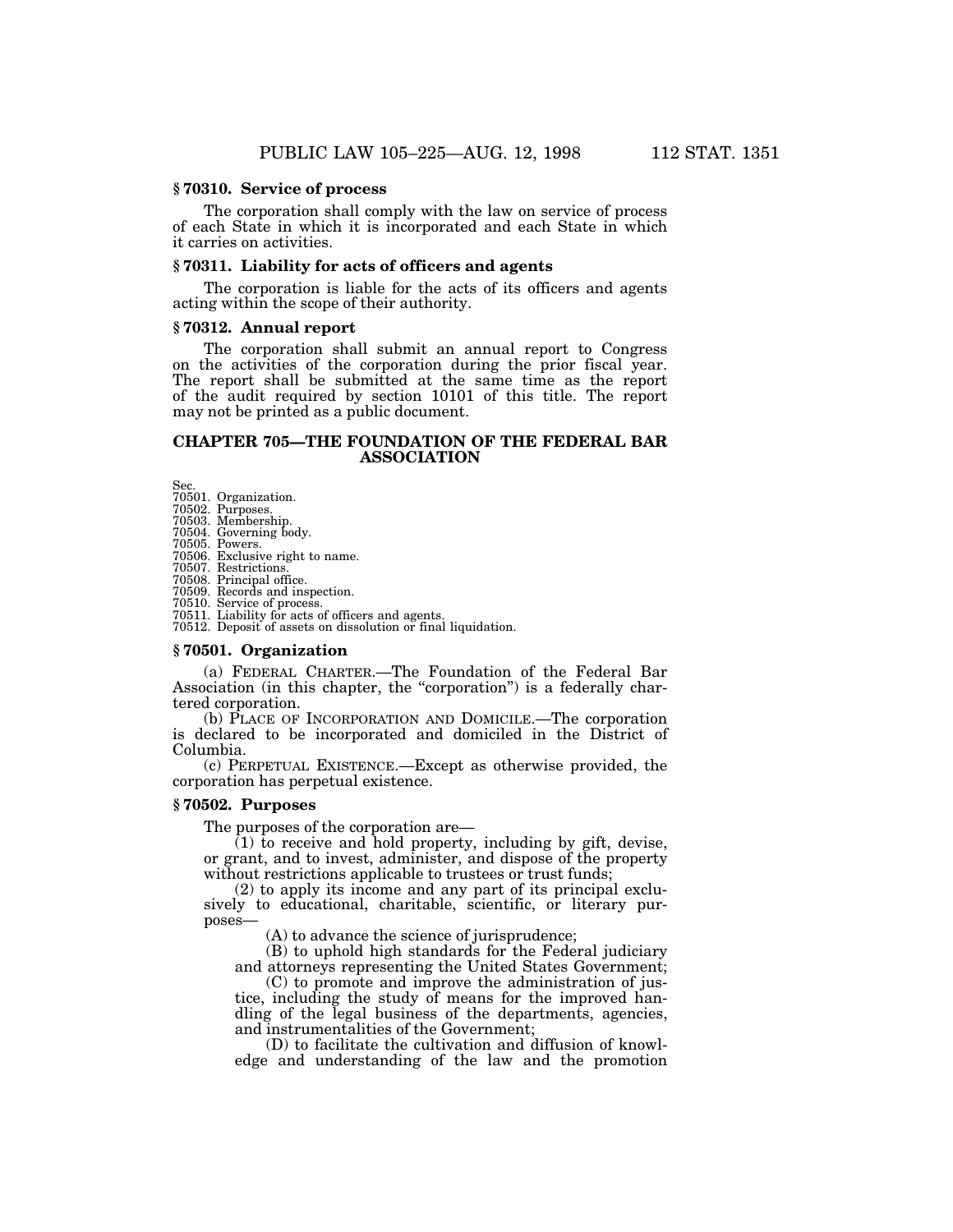### § 70310. Service of process

The corporation shall comply with the law on service of process of each State in which it is incorporated and each State in which it carries on activities.

### § 70311. Liability for acts of officers and agents

The corporation is liable for the acts of its officers and agents acting within the scope of their authority.

### § 70312. Annual report

The corporation shall submit an annual report to Congress on the activities of the corporation during the prior fiscal year. The report shall be submitted at the same time as the report of the audit required by section 10101 of this title. The report may not be printed as a public document.

## CHAPTER 705—THE FOUNDATION OF THE FEDERAL BAR ASSOCIATION

Sec.
70501. Organization.
70502. Purposes.
70503. Membership.
70504. Governing body.
70505. Powers.
70506. Exclusive right to name.
70507. Restrictions.
70508. Principal office.
70509. Records and inspection.
70510. Service of process.
70511. Liability for acts of officers and agents.
70512. Deposit of assets on dissolution or final liquidation.

### § 70501. Organization

(a) FEDERAL CHARTER.—The Foundation of the Federal Bar Association (in this chapter, the "corporation") is a federally chartered corporation.

(b) PLACE OF INCORPORATION AND DOMICILE.—The corporation is declared to be incorporated and domiciled in the District of Columbia.

(c) PERPETUAL EXISTENCE.—Except as otherwise provided, the corporation has perpetual existence.

### § 70502. Purposes

The purposes of the corporation are—

(1) to receive and hold property, including by gift, devise, or grant, and to invest, administer, and dispose of the property without restrictions applicable to trustees or trust funds;

(2) to apply its income and any part of its principal exclusively to educational, charitable, scientific, or literary purposes—

(A) to advance the science of jurisprudence;

(B) to uphold high standards for the Federal judiciary and attorneys representing the United States Government;

(C) to promote and improve the administration of justice, including the study of means for the improved handling of the legal business of the departments, agencies, and instrumentalities of the Government;

(D) to facilitate the cultivation and diffusion of knowledge and understanding of the law and the promotion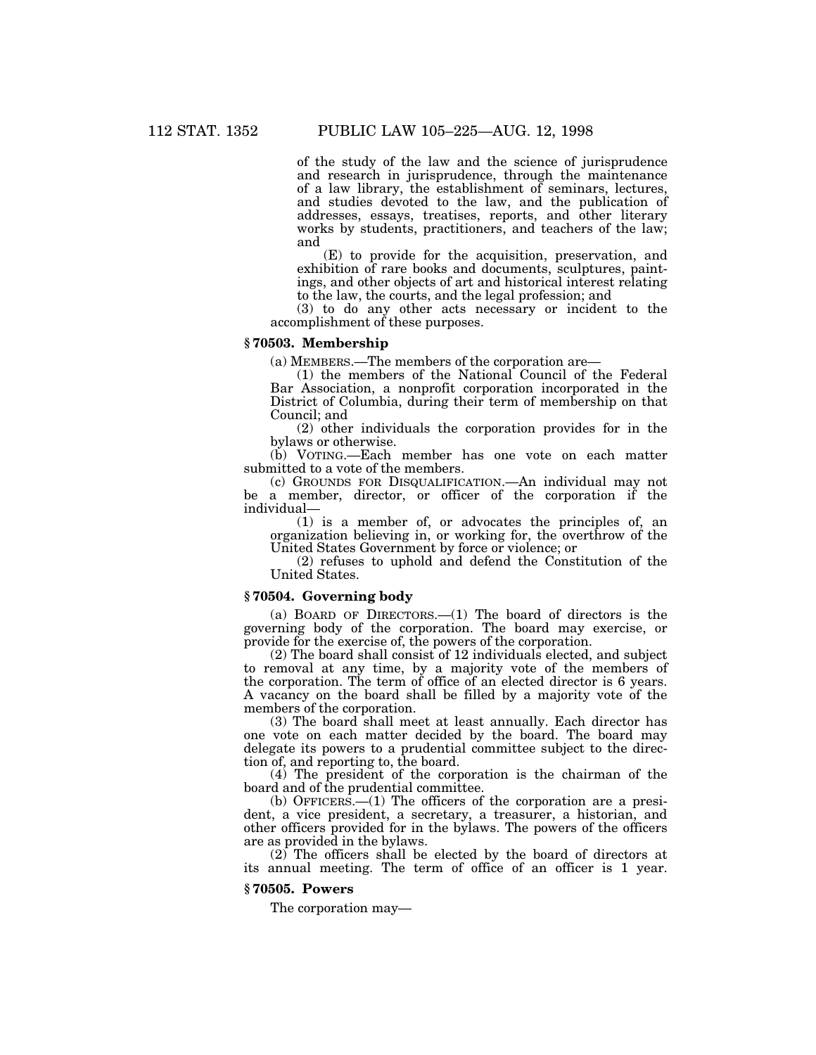of the study of the law and the science of jurisprudence and research in jurisprudence, through the maintenance of a law library, the establishment of seminars, lectures, and studies devoted to the law, and the publication of addresses, essays, treatises, reports, and other literary works by students, practitioners, and teachers of the law; and

(E) to provide for the acquisition, preservation, and exhibition of rare books and documents, sculptures, paintings, and other objects of art and historical interest relating to the law, the courts, and the legal profession; and

(3) to do any other acts necessary or incident to the accomplishment of these purposes.

### § 70503. Membership

(a) MEMBERS.—The members of the corporation are—

(1) the members of the National Council of the Federal Bar Association, a nonprofit corporation incorporated in the District of Columbia, during their term of membership on that Council; and

(2) other individuals the corporation provides for in the bylaws or otherwise.

(b) VOTING.—Each member has one vote on each matter submitted to a vote of the members.

(c) GROUNDS FOR DISQUALIFICATION.—An individual may not be a member, director, or officer of the corporation if the individual—

(1) is a member of, or advocates the principles of, an organization believing in, or working for, the overthrow of the United States Government by force or violence; or

(2) refuses to uphold and defend the Constitution of the United States.

### § 70504. Governing body

(a) BOARD OF DIRECTORS.—(1) The board of directors is the governing body of the corporation. The board may exercise, or provide for the exercise of, the powers of the corporation.

(2) The board shall consist of 12 individuals elected, and subject to removal at any time, by a majority vote of the members of the corporation. The term of office of an elected director is 6 years. A vacancy on the board shall be filled by a majority vote of the members of the corporation.

(3) The board shall meet at least annually. Each director has one vote on each matter decided by the board. The board may delegate its powers to a prudential committee subject to the direction of, and reporting to, the board.

(4) The president of the corporation is the chairman of the board and of the prudential committee.

(b) OFFICERS.—(1) The officers of the corporation are a president, a vice president, a secretary, a treasurer, a historian, and other officers provided for in the bylaws. The powers of the officers are as provided in the bylaws.

(2) The officers shall be elected by the board of directors at its annual meeting. The term of office of an officer is 1 year.

### § 70505. Powers

The corporation may—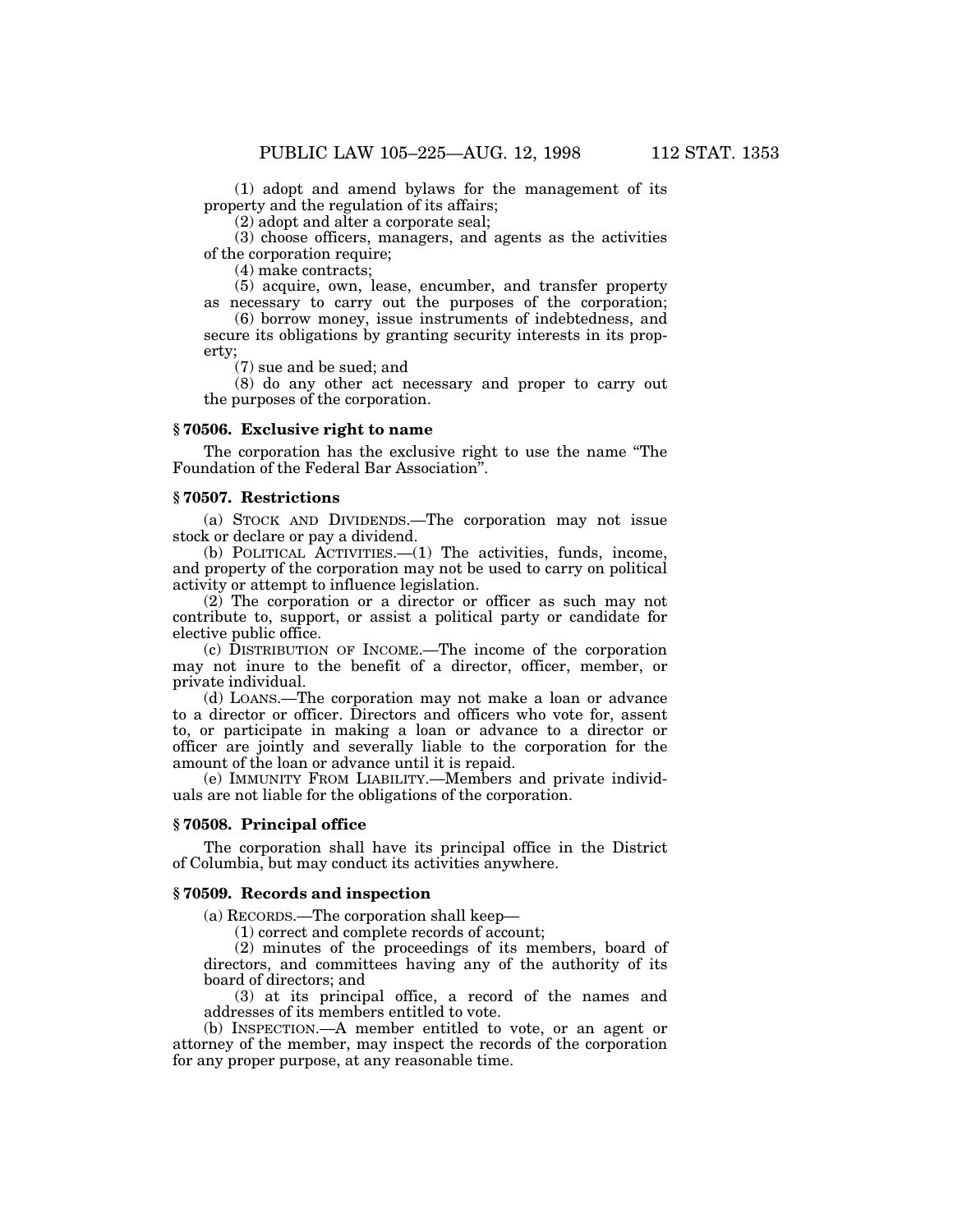(1) adopt and amend bylaws for the management of its property and the regulation of its affairs;

(2) adopt and alter a corporate seal;

(3) choose officers, managers, and agents as the activities of the corporation require;

(4) make contracts;

(5) acquire, own, lease, encumber, and transfer property as necessary to carry out the purposes of the corporation;

(6) borrow money, issue instruments of indebtedness, and secure its obligations by granting security interests in its property;

(7) sue and be sued; and

(8) do any other act necessary and proper to carry out the purposes of the corporation.

### § 70506. Exclusive right to name

The corporation has the exclusive right to use the name "The Foundation of the Federal Bar Association".

### § 70507. Restrictions

(a) STOCK AND DIVIDENDS.—The corporation may not issue stock or declare or pay a dividend.

(b) POLITICAL ACTIVITIES.—(1) The activities, funds, income, and property of the corporation may not be used to carry on political activity or attempt to influence legislation.

(2) The corporation or a director or officer as such may not contribute to, support, or assist a political party or candidate for elective public office.

(c) DISTRIBUTION OF INCOME.—The income of the corporation may not inure to the benefit of a director, officer, member, or private individual.

(d) LOANS.—The corporation may not make a loan or advance to a director or officer. Directors and officers who vote for, assent to, or participate in making a loan or advance to a director or officer are jointly and severally liable to the corporation for the amount of the loan or advance until it is repaid.

(e) IMMUNITY FROM LIABILITY.—Members and private individuals are not liable for the obligations of the corporation.

### § 70508. Principal office

The corporation shall have its principal office in the District of Columbia, but may conduct its activities anywhere.

### § 70509. Records and inspection

(a) RECORDS.—The corporation shall keep—

(1) correct and complete records of account;

(2) minutes of the proceedings of its members, board of directors, and committees having any of the authority of its board of directors; and

(3) at its principal office, a record of the names and addresses of its members entitled to vote.

(b) INSPECTION.—A member entitled to vote, or an agent or attorney of the member, may inspect the records of the corporation for any proper purpose, at any reasonable time.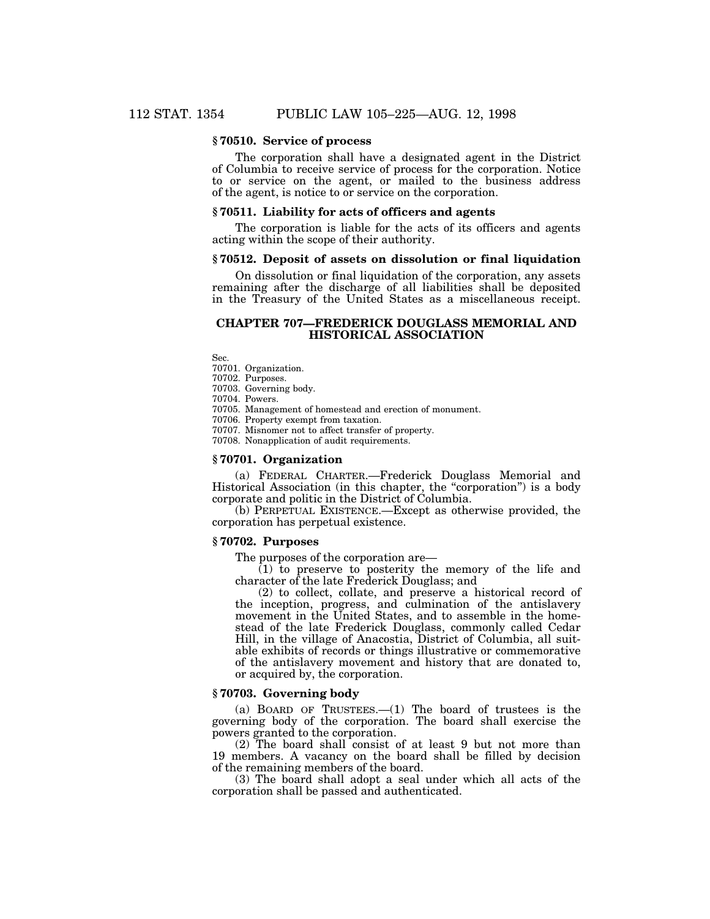### § 70510. Service of process

The corporation shall have a designated agent in the District of Columbia to receive service of process for the corporation. Notice to or service on the agent, or mailed to the business address of the agent, is notice to or service on the corporation.

### § 70511. Liability for acts of officers and agents

The corporation is liable for the acts of its officers and agents acting within the scope of their authority.

### § 70512. Deposit of assets on dissolution or final liquidation

On dissolution or final liquidation of the corporation, any assets remaining after the discharge of all liabilities shall be deposited in the Treasury of the United States as a miscellaneous receipt.

## CHAPTER 707—FREDERICK DOUGLASS MEMORIAL AND HISTORICAL ASSOCIATION

Sec.
70701. Organization.
70702. Purposes.
70703. Governing body.
70704. Powers.
70705. Management of homestead and erection of monument.
70706. Property exempt from taxation.
70707. Misnomer not to affect transfer of property.
70708. Nonapplication of audit requirements.

### § 70701. Organization

(a) FEDERAL CHARTER.—Frederick Douglass Memorial and Historical Association (in this chapter, the "corporation") is a body corporate and politic in the District of Columbia.

(b) PERPETUAL EXISTENCE.—Except as otherwise provided, the corporation has perpetual existence.

### § 70702. Purposes

The purposes of the corporation are—

(1) to preserve to posterity the memory of the life and character of the late Frederick Douglass; and

(2) to collect, collate, and preserve a historical record of the inception, progress, and culmination of the antislavery movement in the United States, and to assemble in the homestead of the late Frederick Douglass, commonly called Cedar Hill, in the village of Anacostia, District of Columbia, all suitable exhibits of records or things illustrative or commemorative of the antislavery movement and history that are donated to, or acquired by, the corporation.

### § 70703. Governing body

(a) BOARD OF TRUSTEES.—(1) The board of trustees is the governing body of the corporation. The board shall exercise the powers granted to the corporation.

(2) The board shall consist of at least 9 but not more than 19 members. A vacancy on the board shall be filled by decision of the remaining members of the board.

(3) The board shall adopt a seal under which all acts of the corporation shall be passed and authenticated.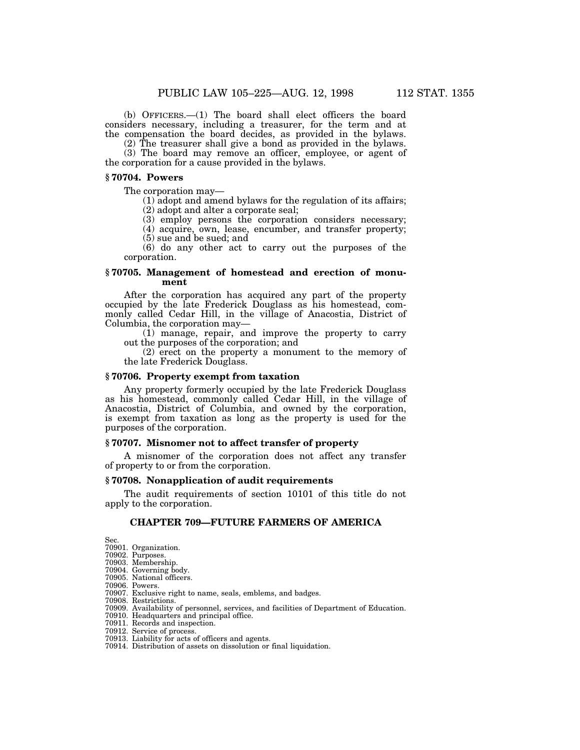(b) OFFICERS.—(1) The board shall elect officers the board considers necessary, including a treasurer, for the term and at the compensation the board decides, as provided in the bylaws.

(2) The treasurer shall give a bond as provided in the bylaws.

(3) The board may remove an officer, employee, or agent of the corporation for a cause provided in the bylaws.

### § 70704. Powers

The corporation may—

(1) adopt and amend bylaws for the regulation of its affairs;

(2) adopt and alter a corporate seal;

(3) employ persons the corporation considers necessary;

(4) acquire, own, lease, encumber, and transfer property;

(5) sue and be sued; and

(6) do any other act to carry out the purposes of the corporation.

### § 70705. Management of homestead and erection of monument

After the corporation has acquired any part of the property occupied by the late Frederick Douglass as his homestead, commonly called Cedar Hill, in the village of Anacostia, District of Columbia, the corporation may—

(1) manage, repair, and improve the property to carry out the purposes of the corporation; and

(2) erect on the property a monument to the memory of the late Frederick Douglass.

### § 70706. Property exempt from taxation

Any property formerly occupied by the late Frederick Douglass as his homestead, commonly called Cedar Hill, in the village of Anacostia, District of Columbia, and owned by the corporation, is exempt from taxation as long as the property is used for the purposes of the corporation.

### § 70707. Misnomer not to affect transfer of property

A misnomer of the corporation does not affect any transfer of property to or from the corporation.

### § 70708. Nonapplication of audit requirements

The audit requirements of section 10101 of this title do not apply to the corporation.

## CHAPTER 709—FUTURE FARMERS OF AMERICA

Sec.
70901. Organization.
70902. Purposes.
70903. Membership.
70904. Governing body.
70905. National officers.
70906. Powers.
70907. Exclusive right to name, seals, emblems, and badges.
70908. Restrictions.
70909. Availability of personnel, services, and facilities of Department of Education.
70910. Headquarters and principal office.
70911. Records and inspection.
70912. Service of process.
70913. Liability for acts of officers and agents.
70914. Distribution of assets on dissolution or final liquidation.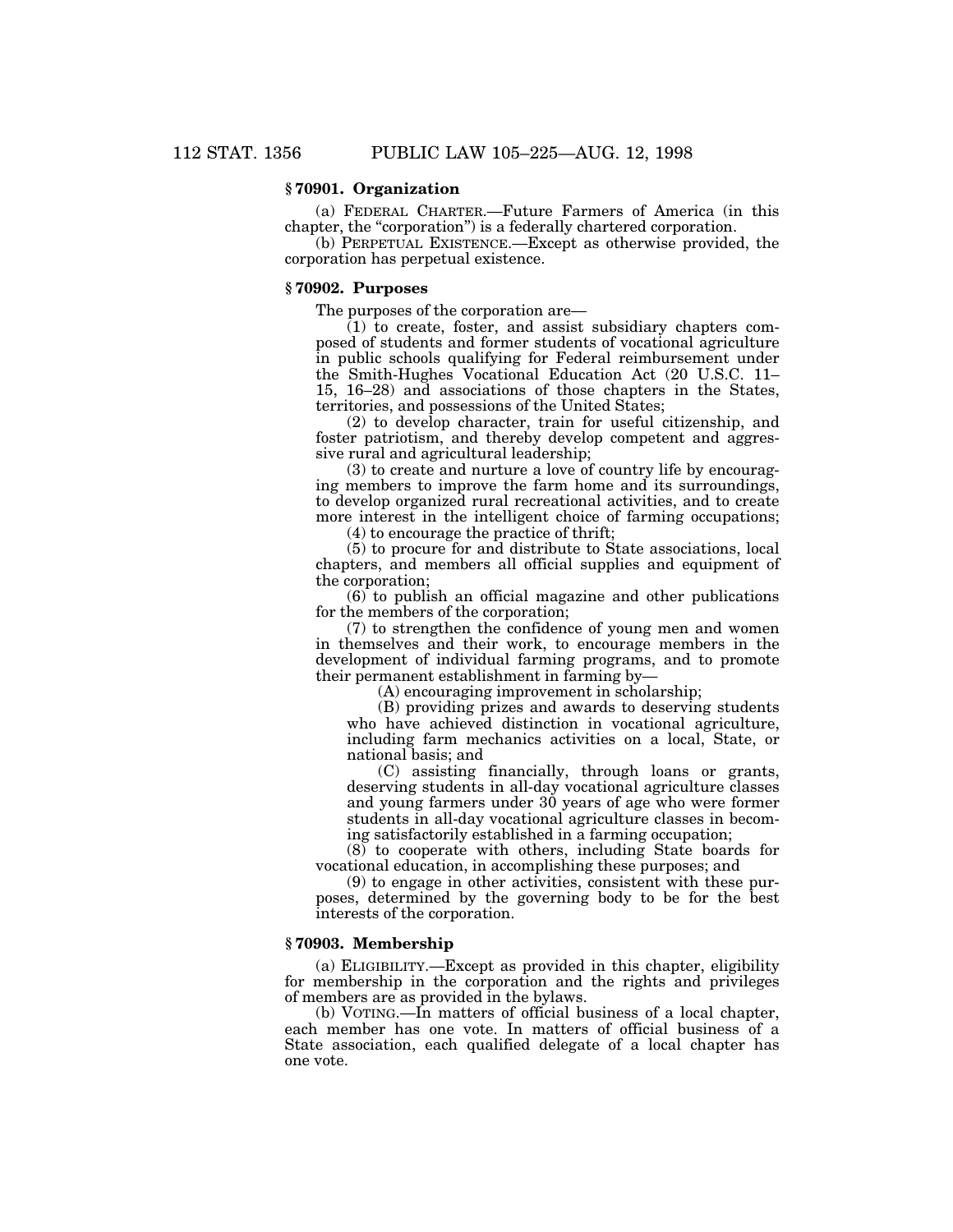### § 70901. Organization

(a) FEDERAL CHARTER.—Future Farmers of America (in this chapter, the "corporation") is a federally chartered corporation.

(b) PERPETUAL EXISTENCE.—Except as otherwise provided, the corporation has perpetual existence.

### § 70902. Purposes

The purposes of the corporation are—

(1) to create, foster, and assist subsidiary chapters composed of students and former students of vocational agriculture in public schools qualifying for Federal reimbursement under the Smith-Hughes Vocational Education Act (20 U.S.C. 11–15, 16–28) and associations of those chapters in the States, territories, and possessions of the United States;

(2) to develop character, train for useful citizenship, and foster patriotism, and thereby develop competent and aggressive rural and agricultural leadership;

(3) to create and nurture a love of country life by encouraging members to improve the farm home and its surroundings, to develop organized rural recreational activities, and to create more interest in the intelligent choice of farming occupations;

(4) to encourage the practice of thrift;

(5) to procure for and distribute to State associations, local chapters, and members all official supplies and equipment of the corporation;

(6) to publish an official magazine and other publications for the members of the corporation;

(7) to strengthen the confidence of young men and women in themselves and their work, to encourage members in the development of individual farming programs, and to promote their permanent establishment in farming by—

(A) encouraging improvement in scholarship;

(B) providing prizes and awards to deserving students who have achieved distinction in vocational agriculture, including farm mechanics activities on a local, State, or national basis; and

(C) assisting financially, through loans or grants, deserving students in all-day vocational agriculture classes and young farmers under 30 years of age who were former students in all-day vocational agriculture classes in becoming satisfactorily established in a farming occupation;

(8) to cooperate with others, including State boards for vocational education, in accomplishing these purposes; and

(9) to engage in other activities, consistent with these purposes, determined by the governing body to be for the best interests of the corporation.

### § 70903. Membership

(a) ELIGIBILITY.—Except as provided in this chapter, eligibility for membership in the corporation and the rights and privileges of members are as provided in the bylaws.

(b) VOTING.—In matters of official business of a local chapter, each member has one vote. In matters of official business of a State association, each qualified delegate of a local chapter has one vote.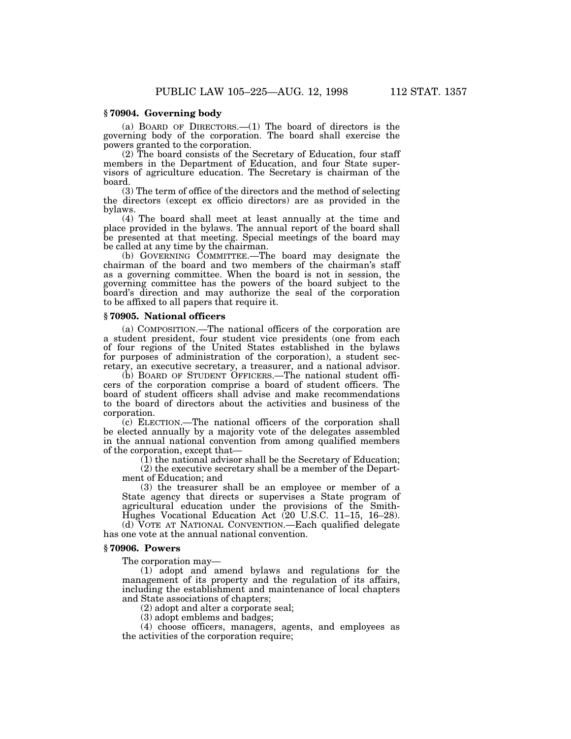### § 70904. Governing body

(a) BOARD OF DIRECTORS.—(1) The board of directors is the governing body of the corporation. The board shall exercise the powers granted to the corporation.

(2) The board consists of the Secretary of Education, four staff members in the Department of Education, and four State supervisors of agriculture education. The Secretary is chairman of the board.

(3) The term of office of the directors and the method of selecting the directors (except ex officio directors) are as provided in the bylaws.

(4) The board shall meet at least annually at the time and place provided in the bylaws. The annual report of the board shall be presented at that meeting. Special meetings of the board may be called at any time by the chairman.

(b) GOVERNING COMMITTEE.—The board may designate the chairman of the board and two members of the chairman's staff as a governing committee. When the board is not in session, the governing committee has the powers of the board subject to the board's direction and may authorize the seal of the corporation to be affixed to all papers that require it.

### § 70905. National officers

(a) COMPOSITION.—The national officers of the corporation are a student president, four student vice presidents (one from each of four regions of the United States established in the bylaws for purposes of administration of the corporation), a student secretary, an executive secretary, a treasurer, and a national advisor.

(b) BOARD OF STUDENT OFFICERS.—The national student officers of the corporation comprise a board of student officers. The board of student officers shall advise and make recommendations to the board of directors about the activities and business of the corporation.

(c) ELECTION.—The national officers of the corporation shall be elected annually by a majority vote of the delegates assembled in the annual national convention from among qualified members of the corporation, except that—

(1) the national advisor shall be the Secretary of Education;

(2) the executive secretary shall be a member of the Department of Education; and

(3) the treasurer shall be an employee or member of a State agency that directs or supervises a State program of agricultural education under the provisions of the Smith-Hughes Vocational Education Act (20 U.S.C. 11–15, 16–28).

(d) VOTE AT NATIONAL CONVENTION.—Each qualified delegate has one vote at the annual national convention.

### § 70906. Powers

The corporation may—

(1) adopt and amend bylaws and regulations for the management of its property and the regulation of its affairs, including the establishment and maintenance of local chapters and State associations of chapters;

(2) adopt and alter a corporate seal;

(3) adopt emblems and badges;

(4) choose officers, managers, agents, and employees as the activities of the corporation require;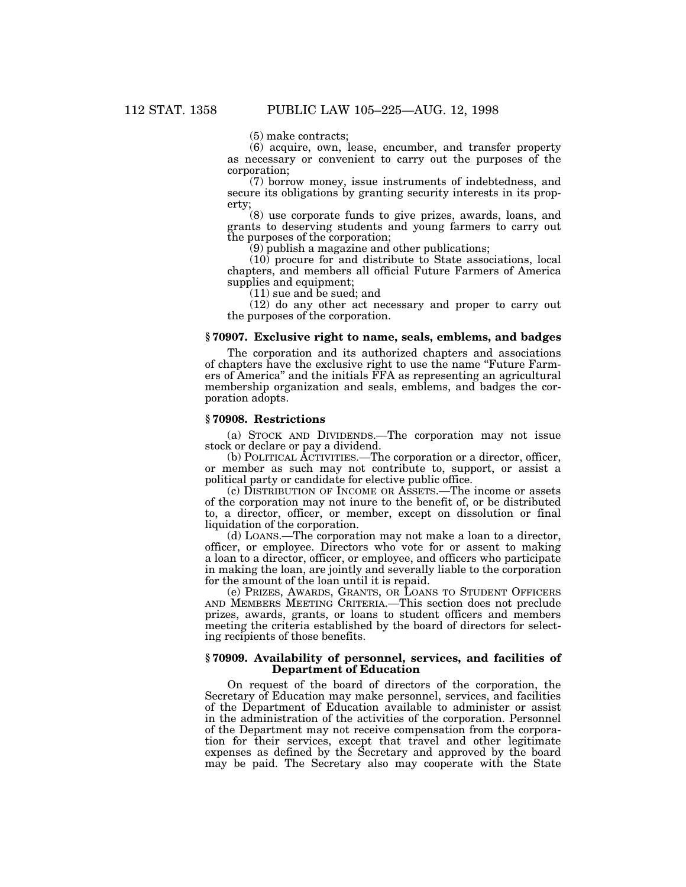(5) make contracts;

(6) acquire, own, lease, encumber, and transfer property as necessary or convenient to carry out the purposes of the corporation;

(7) borrow money, issue instruments of indebtedness, and secure its obligations by granting security interests in its property;

(8) use corporate funds to give prizes, awards, loans, and grants to deserving students and young farmers to carry out the purposes of the corporation;

(9) publish a magazine and other publications;

(10) procure for and distribute to State associations, local chapters, and members all official Future Farmers of America supplies and equipment;

(11) sue and be sued; and

(12) do any other act necessary and proper to carry out the purposes of the corporation.

### § 70907. Exclusive right to name, seals, emblems, and badges

The corporation and its authorized chapters and associations of chapters have the exclusive right to use the name "Future Farmers of America" and the initials FFA as representing an agricultural membership organization and seals, emblems, and badges the corporation adopts.

### § 70908. Restrictions

(a) STOCK AND DIVIDENDS.—The corporation may not issue stock or declare or pay a dividend.

(b) POLITICAL ACTIVITIES.—The corporation or a director, officer, or member as such may not contribute to, support, or assist a political party or candidate for elective public office.

(c) DISTRIBUTION OF INCOME OR ASSETS.—The income or assets of the corporation may not inure to the benefit of, or be distributed to, a director, officer, or member, except on dissolution or final liquidation of the corporation.

(d) LOANS.—The corporation may not make a loan to a director, officer, or employee. Directors who vote for or assent to making a loan to a director, officer, or employee, and officers who participate in making the loan, are jointly and severally liable to the corporation for the amount of the loan until it is repaid.

(e) PRIZES, AWARDS, GRANTS, OR LOANS TO STUDENT OFFICERS AND MEMBERS MEETING CRITERIA.—This section does not preclude prizes, awards, grants, or loans to student officers and members meeting the criteria established by the board of directors for selecting recipients of those benefits.

### § 70909. Availability of personnel, services, and facilities of Department of Education

On request of the board of directors of the corporation, the Secretary of Education may make personnel, services, and facilities of the Department of Education available to administer or assist in the administration of the activities of the corporation. Personnel of the Department may not receive compensation from the corporation for their services, except that travel and other legitimate expenses as defined by the Secretary and approved by the board may be paid. The Secretary also may cooperate with the State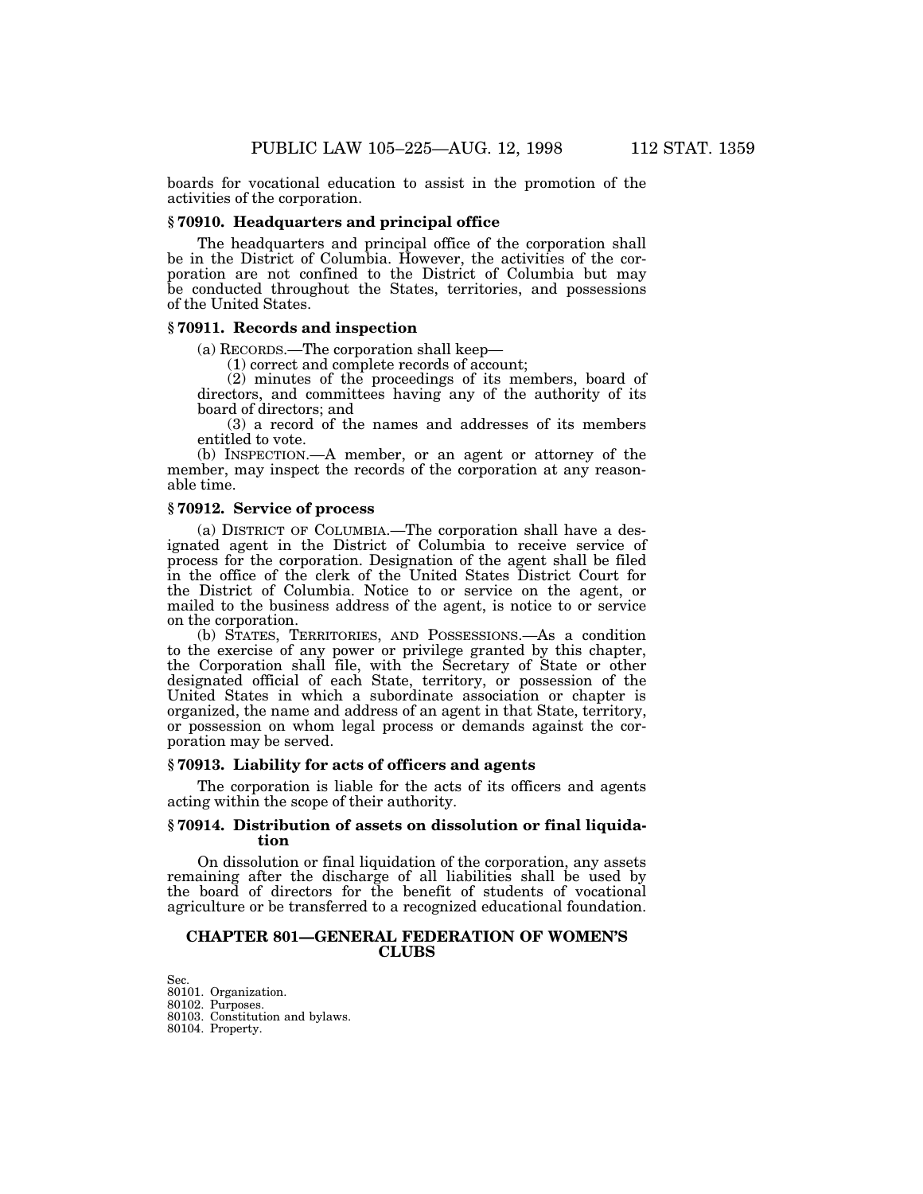boards for vocational education to assist in the promotion of the activities of the corporation.

### § 70910. Headquarters and principal office

The headquarters and principal office of the corporation shall be in the District of Columbia. However, the activities of the corporation are not confined to the District of Columbia but may be conducted throughout the States, territories, and possessions of the United States.

### § 70911. Records and inspection

(a) RECORDS.—The corporation shall keep—

(1) correct and complete records of account;

(2) minutes of the proceedings of its members, board of directors, and committees having any of the authority of its board of directors; and

(3) a record of the names and addresses of its members entitled to vote.

(b) INSPECTION.—A member, or an agent or attorney of the member, may inspect the records of the corporation at any reasonable time.

### § 70912. Service of process

(a) DISTRICT OF COLUMBIA.—The corporation shall have a designated agent in the District of Columbia to receive service of process for the corporation. Designation of the agent shall be filed in the office of the clerk of the United States District Court for the District of Columbia. Notice to or service on the agent, or mailed to the business address of the agent, is notice to or service on the corporation.

(b) STATES, TERRITORIES, AND POSSESSIONS.—As a condition to the exercise of any power or privilege granted by this chapter, the Corporation shall file, with the Secretary of State or other designated official of each State, territory, or possession of the United States in which a subordinate association or chapter is organized, the name and address of an agent in that State, territory, or possession on whom legal process or demands against the corporation may be served.

### § 70913. Liability for acts of officers and agents

The corporation is liable for the acts of its officers and agents acting within the scope of their authority.

### § 70914. Distribution of assets on dissolution or final liquidation

On dissolution or final liquidation of the corporation, any assets remaining after the discharge of all liabilities shall be used by the board of directors for the benefit of students of vocational agriculture or be transferred to a recognized educational foundation.

## CHAPTER 801—GENERAL FEDERATION OF WOMEN'S CLUBS

Sec.
80101. Organization.
80102. Purposes.
80103. Constitution and bylaws.
80104. Property.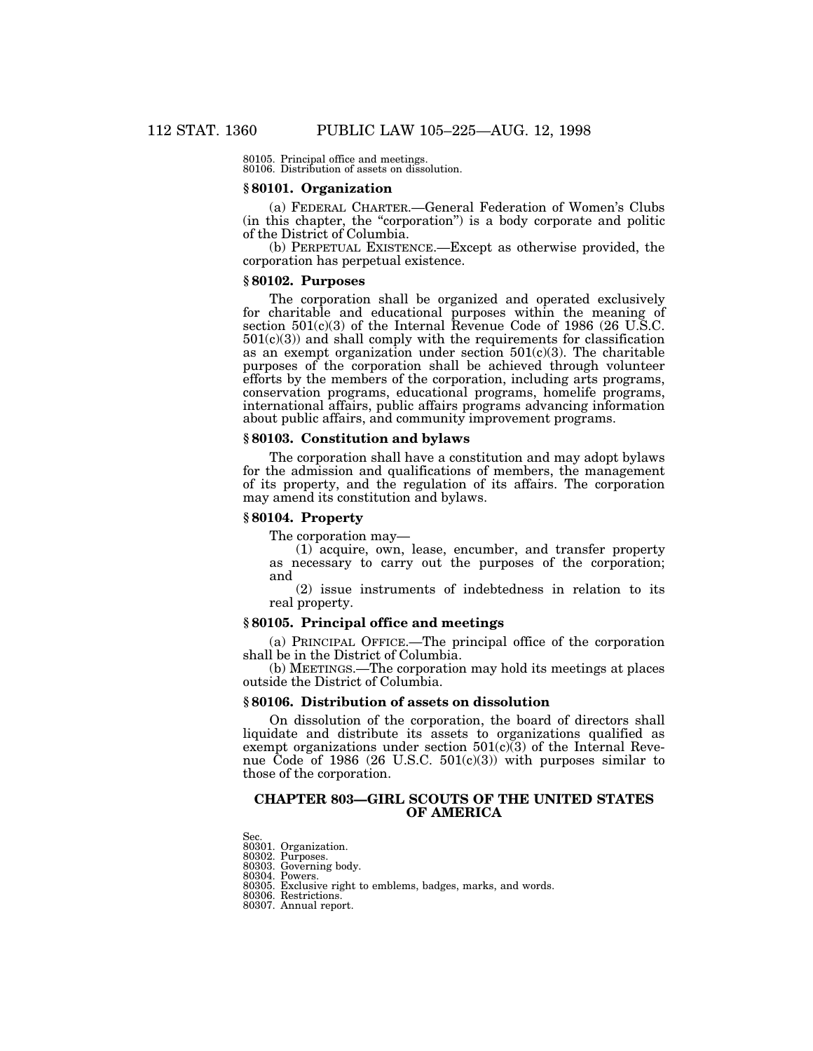80105. Principal office and meetings.
80106. Distribution of assets on dissolution.

### § 80101. Organization

(a) FEDERAL CHARTER.—General Federation of Women's Clubs (in this chapter, the "corporation") is a body corporate and politic of the District of Columbia.

(b) PERPETUAL EXISTENCE.—Except as otherwise provided, the corporation has perpetual existence.

### § 80102. Purposes

The corporation shall be organized and operated exclusively for charitable and educational purposes within the meaning of section 501(c)(3) of the Internal Revenue Code of 1986 (26 U.S.C. 501(c)(3)) and shall comply with the requirements for classification as an exempt organization under section 501(c)(3). The charitable purposes of the corporation shall be achieved through volunteer efforts by the members of the corporation, including arts programs, conservation programs, educational programs, homelife programs, international affairs, public affairs programs advancing information about public affairs, and community improvement programs.

### § 80103. Constitution and bylaws

The corporation shall have a constitution and may adopt bylaws for the admission and qualifications of members, the management of its property, and the regulation of its affairs. The corporation may amend its constitution and bylaws.

### § 80104. Property

The corporation may—

(1) acquire, own, lease, encumber, and transfer property as necessary to carry out the purposes of the corporation; and

(2) issue instruments of indebtedness in relation to its real property.

### § 80105. Principal office and meetings

(a) PRINCIPAL OFFICE.—The principal office of the corporation shall be in the District of Columbia.

(b) MEETINGS.—The corporation may hold its meetings at places outside the District of Columbia.

### § 80106. Distribution of assets on dissolution

On dissolution of the corporation, the board of directors shall liquidate and distribute its assets to organizations qualified as exempt organizations under section 501(c)(3) of the Internal Revenue Code of 1986 (26 U.S.C. 501(c)(3)) with purposes similar to those of the corporation.

## CHAPTER 803—GIRL SCOUTS OF THE UNITED STATES OF AMERICA

Sec.
80301. Organization.
80302. Purposes.
80303. Governing body.
80304. Powers.
80305. Exclusive right to emblems, badges, marks, and words.
80306. Restrictions.
80307. Annual report.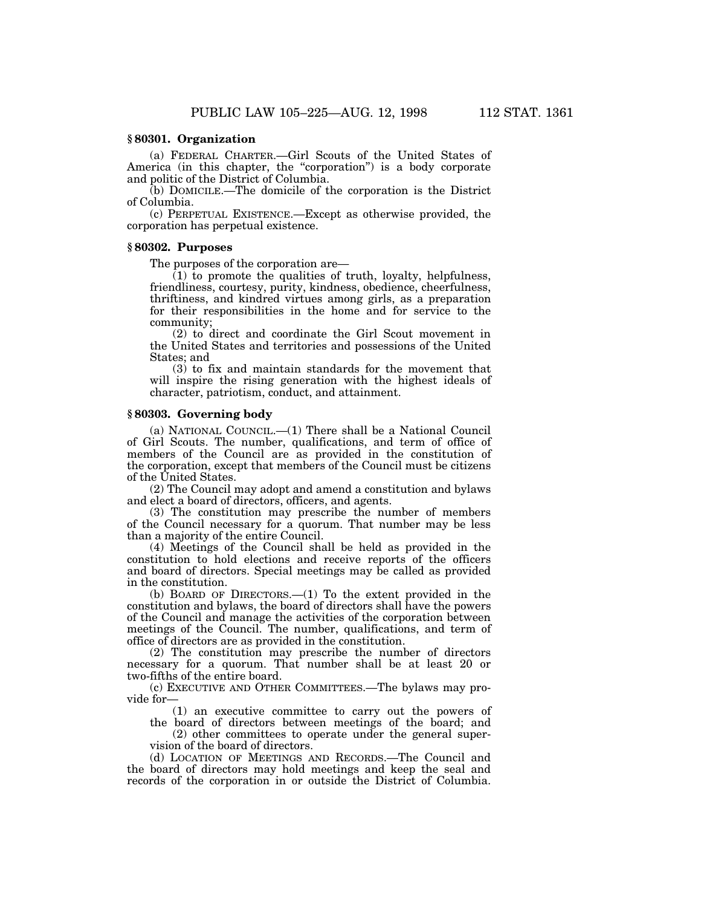### § 80301. Organization

(a) FEDERAL CHARTER.—Girl Scouts of the United States of America (in this chapter, the "corporation") is a body corporate and politic of the District of Columbia.

(b) DOMICILE.—The domicile of the corporation is the District of Columbia.

(c) PERPETUAL EXISTENCE.—Except as otherwise provided, the corporation has perpetual existence.

### § 80302. Purposes

The purposes of the corporation are—

(1) to promote the qualities of truth, loyalty, helpfulness, friendliness, courtesy, purity, kindness, obedience, cheerfulness, thriftiness, and kindred virtues among girls, as a preparation for their responsibilities in the home and for service to the community;

(2) to direct and coordinate the Girl Scout movement in the United States and territories and possessions of the United States; and

(3) to fix and maintain standards for the movement that will inspire the rising generation with the highest ideals of character, patriotism, conduct, and attainment.

### § 80303. Governing body

(a) NATIONAL COUNCIL.—(1) There shall be a National Council of Girl Scouts. The number, qualifications, and term of office of members of the Council are as provided in the constitution of the corporation, except that members of the Council must be citizens of the United States.

(2) The Council may adopt and amend a constitution and bylaws and elect a board of directors, officers, and agents.

(3) The constitution may prescribe the number of members of the Council necessary for a quorum. That number may be less than a majority of the entire Council.

(4) Meetings of the Council shall be held as provided in the constitution to hold elections and receive reports of the officers and board of directors. Special meetings may be called as provided in the constitution.

(b) BOARD OF DIRECTORS.—(1) To the extent provided in the constitution and bylaws, the board of directors shall have the powers of the Council and manage the activities of the corporation between meetings of the Council. The number, qualifications, and term of office of directors are as provided in the constitution.

(2) The constitution may prescribe the number of directors necessary for a quorum. That number shall be at least 20 or two-fifths of the entire board.

(c) EXECUTIVE AND OTHER COMMITTEES.—The bylaws may provide for—

(1) an executive committee to carry out the powers of the board of directors between meetings of the board; and

(2) other committees to operate under the general supervision of the board of directors.

(d) LOCATION OF MEETINGS AND RECORDS.—The Council and the board of directors may hold meetings and keep the seal and records of the corporation in or outside the District of Columbia.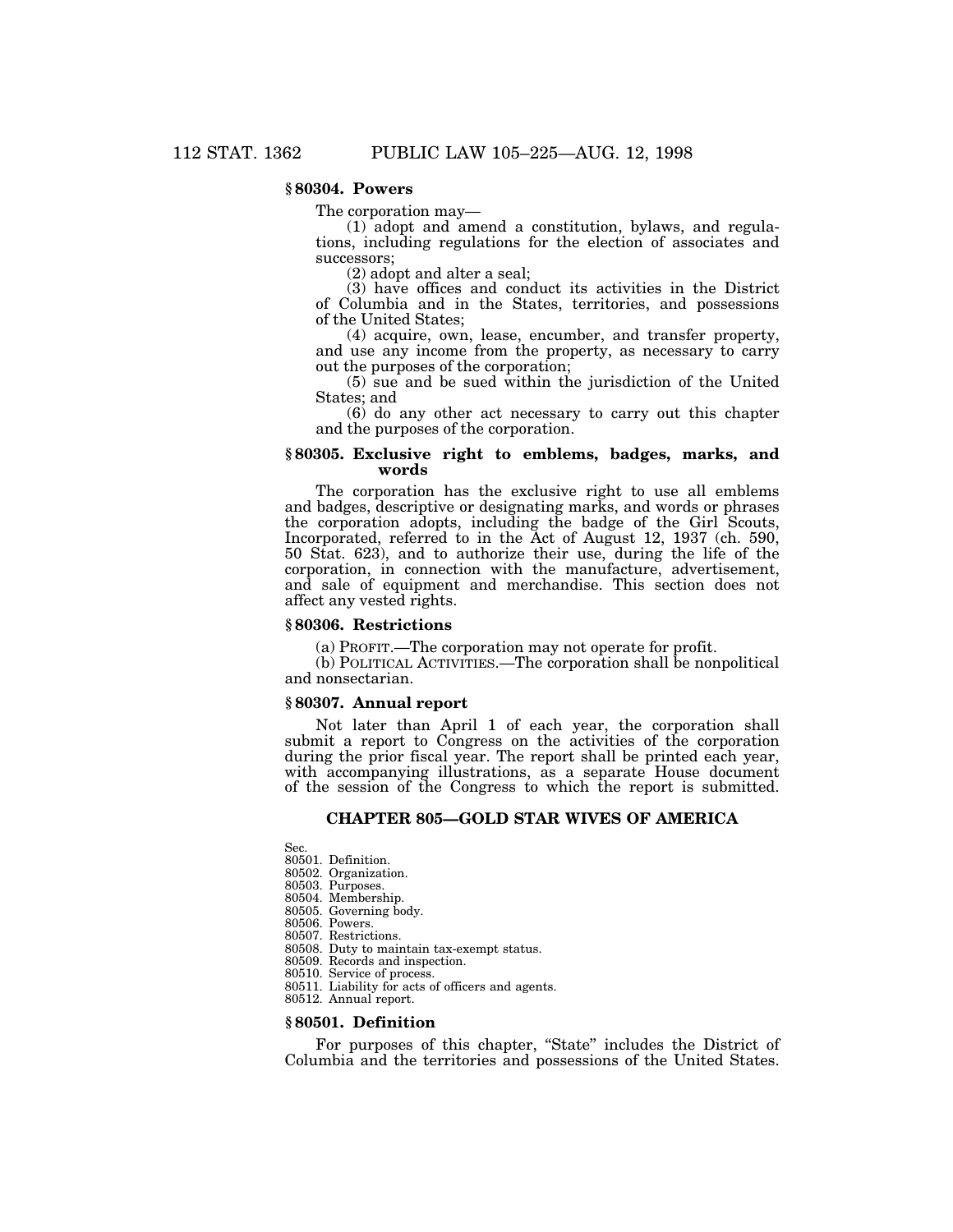### § 80304. Powers

The corporation may—

(1) adopt and amend a constitution, bylaws, and regulations, including regulations for the election of associates and successors;

(2) adopt and alter a seal;

(3) have offices and conduct its activities in the District of Columbia and in the States, territories, and possessions of the United States;

(4) acquire, own, lease, encumber, and transfer property, and use any income from the property, as necessary to carry out the purposes of the corporation;

(5) sue and be sued within the jurisdiction of the United States; and

(6) do any other act necessary to carry out this chapter and the purposes of the corporation.

### § 80305. Exclusive right to emblems, badges, marks, and words

The corporation has the exclusive right to use all emblems and badges, descriptive or designating marks, and words or phrases the corporation adopts, including the badge of the Girl Scouts, Incorporated, referred to in the Act of August 12, 1937 (ch. 590, 50 Stat. 623), and to authorize their use, during the life of the corporation, in connection with the manufacture, advertisement, and sale of equipment and merchandise. This section does not affect any vested rights.

### § 80306. Restrictions

(a) PROFIT.—The corporation may not operate for profit.

(b) POLITICAL ACTIVITIES.—The corporation shall be nonpolitical and nonsectarian.

### § 80307. Annual report

Not later than April 1 of each year, the corporation shall submit a report to Congress on the activities of the corporation during the prior fiscal year. The report shall be printed each year, with accompanying illustrations, as a separate House document of the session of the Congress to which the report is submitted.

## CHAPTER 805—GOLD STAR WIVES OF AMERICA

Sec.
80501. Definition.
80502. Organization.
80503. Purposes.
80504. Membership.
80505. Governing body.
80506. Powers.
80507. Restrictions.
80508. Duty to maintain tax-exempt status.
80509. Records and inspection.
80510. Service of process.
80511. Liability for acts of officers and agents.
80512. Annual report.

### § 80501. Definition

For purposes of this chapter, "State" includes the District of Columbia and the territories and possessions of the United States.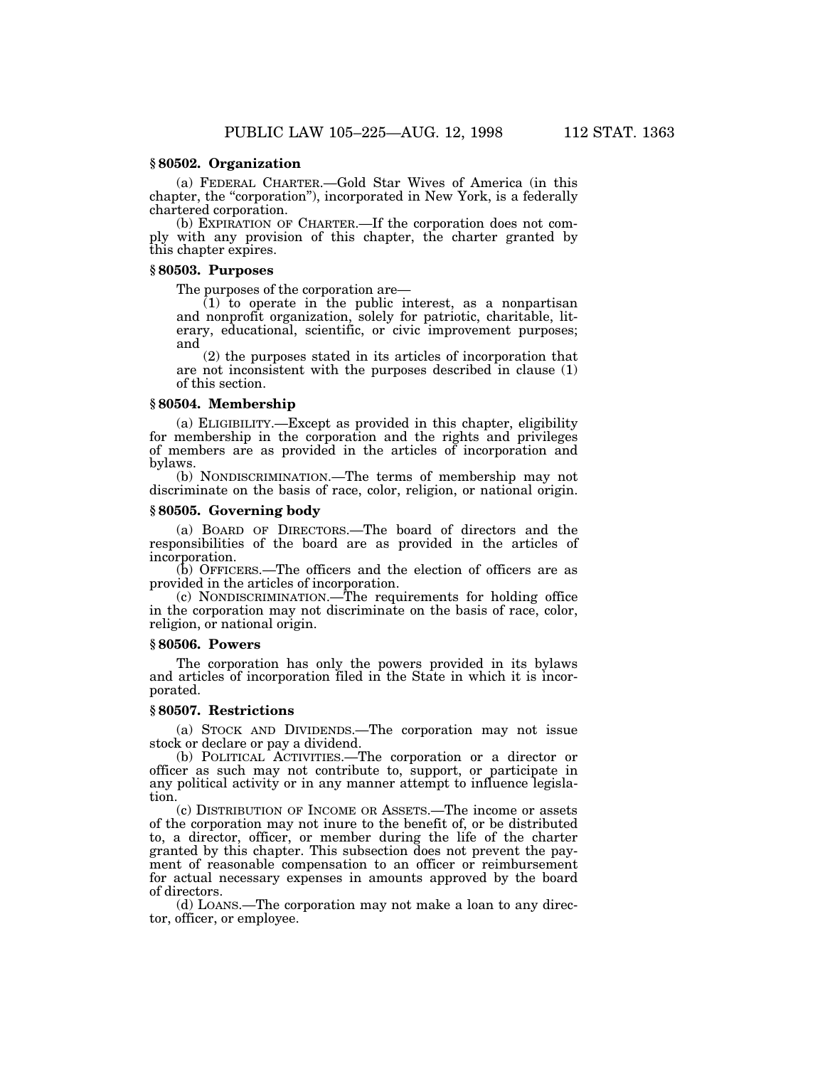### § 80502. Organization

(a) FEDERAL CHARTER.—Gold Star Wives of America (in this chapter, the "corporation"), incorporated in New York, is a federally chartered corporation.

(b) EXPIRATION OF CHARTER.—If the corporation does not comply with any provision of this chapter, the charter granted by this chapter expires.

### § 80503. Purposes

The purposes of the corporation are—

(1) to operate in the public interest, as a nonpartisan and nonprofit organization, solely for patriotic, charitable, literary, educational, scientific, or civic improvement purposes; and

(2) the purposes stated in its articles of incorporation that are not inconsistent with the purposes described in clause (1) of this section.

### § 80504. Membership

(a) ELIGIBILITY.—Except as provided in this chapter, eligibility for membership in the corporation and the rights and privileges of members are as provided in the articles of incorporation and bylaws.

(b) NONDISCRIMINATION.—The terms of membership may not discriminate on the basis of race, color, religion, or national origin.

### § 80505. Governing body

(a) BOARD OF DIRECTORS.—The board of directors and the responsibilities of the board are as provided in the articles of incorporation.

(b) OFFICERS.—The officers and the election of officers are as provided in the articles of incorporation.

(c) NONDISCRIMINATION.—The requirements for holding office in the corporation may not discriminate on the basis of race, color, religion, or national origin.

### § 80506. Powers

The corporation has only the powers provided in its bylaws and articles of incorporation filed in the State in which it is incorporated.

### § 80507. Restrictions

(a) STOCK AND DIVIDENDS.—The corporation may not issue stock or declare or pay a dividend.

(b) POLITICAL ACTIVITIES.—The corporation or a director or officer as such may not contribute to, support, or participate in any political activity or in any manner attempt to influence legislation.

(c) DISTRIBUTION OF INCOME OR ASSETS.—The income or assets of the corporation may not inure to the benefit of, or be distributed to, a director, officer, or member during the life of the charter granted by this chapter. This subsection does not prevent the payment of reasonable compensation to an officer or reimbursement for actual necessary expenses in amounts approved by the board of directors.

(d) LOANS.—The corporation may not make a loan to any director, officer, or employee.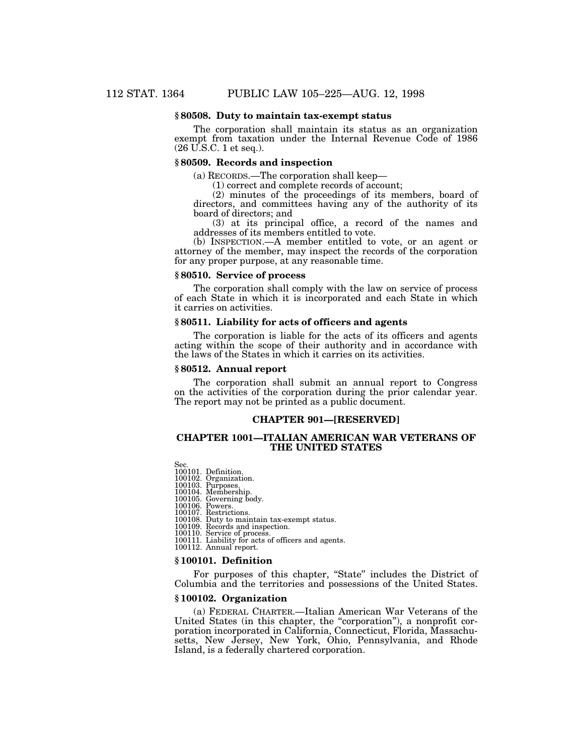### § 80508. Duty to maintain tax-exempt status

The corporation shall maintain its status as an organization exempt from taxation under the Internal Revenue Code of 1986 (26 U.S.C. 1 et seq.).

### § 80509. Records and inspection

(a) RECORDS.—The corporation shall keep—

(1) correct and complete records of account;

(2) minutes of the proceedings of its members, board of directors, and committees having any of the authority of its board of directors; and

(3) at its principal office, a record of the names and addresses of its members entitled to vote.

(b) INSPECTION.—A member entitled to vote, or an agent or attorney of the member, may inspect the records of the corporation for any proper purpose, at any reasonable time.

### § 80510. Service of process

The corporation shall comply with the law on service of process of each State in which it is incorporated and each State in which it carries on activities.

### § 80511. Liability for acts of officers and agents

The corporation is liable for the acts of its officers and agents acting within the scope of their authority and in accordance with the laws of the States in which it carries on its activities.

### § 80512. Annual report

The corporation shall submit an annual report to Congress on the activities of the corporation during the prior calendar year. The report may not be printed as a public document.

## CHAPTER 901—[RESERVED]

## CHAPTER 1001—ITALIAN AMERICAN WAR VETERANS OF THE UNITED STATES

Sec.
100101. Definition.
100102. Organization.
100103. Purposes.
100104. Membership.
100105. Governing body.
100106. Powers.
100107. Restrictions.
100108. Duty to maintain tax-exempt status.
100109. Records and inspection.
100110. Service of process.
100111. Liability for acts of officers and agents.
100112. Annual report.

### § 100101. Definition

For purposes of this chapter, "State" includes the District of Columbia and the territories and possessions of the United States.

### § 100102. Organization

(a) FEDERAL CHARTER.—Italian American War Veterans of the United States (in this chapter, the "corporation"), a nonprofit corporation incorporated in California, Connecticut, Florida, Massachusetts, New Jersey, New York, Ohio, Pennsylvania, and Rhode Island, is a federally chartered corporation.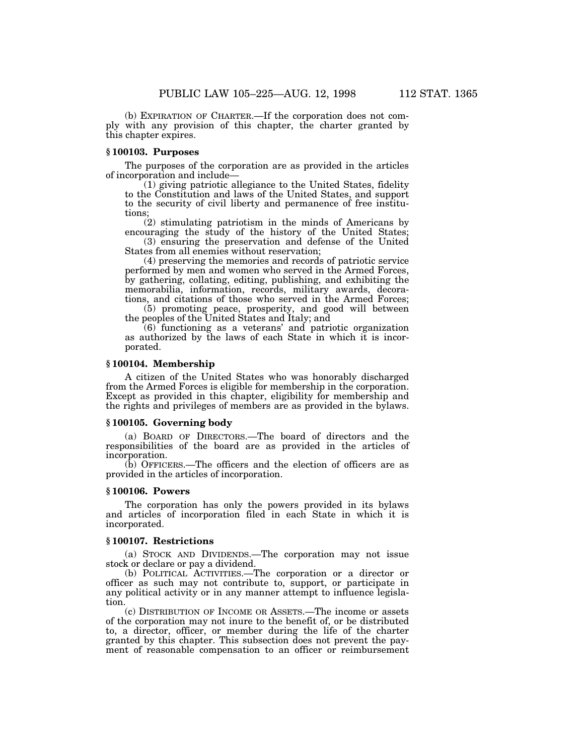(b) EXPIRATION OF CHARTER.—If the corporation does not comply with any provision of this chapter, the charter granted by this chapter expires.

### § 100103. Purposes

The purposes of the corporation are as provided in the articles of incorporation and include—

(1) giving patriotic allegiance to the United States, fidelity to the Constitution and laws of the United States, and support to the security of civil liberty and permanence of free institutions;

(2) stimulating patriotism in the minds of Americans by encouraging the study of the history of the United States;

(3) ensuring the preservation and defense of the United States from all enemies without reservation;

(4) preserving the memories and records of patriotic service performed by men and women who served in the Armed Forces, by gathering, collating, editing, publishing, and exhibiting the memorabilia, information, records, military awards, decorations, and citations of those who served in the Armed Forces;

(5) promoting peace, prosperity, and good will between the peoples of the United States and Italy; and

(6) functioning as a veterans' and patriotic organization as authorized by the laws of each State in which it is incorporated.

### § 100104. Membership

A citizen of the United States who was honorably discharged from the Armed Forces is eligible for membership in the corporation. Except as provided in this chapter, eligibility for membership and the rights and privileges of members are as provided in the bylaws.

### § 100105. Governing body

(a) BOARD OF DIRECTORS.—The board of directors and the responsibilities of the board are as provided in the articles of incorporation.

(b) OFFICERS.—The officers and the election of officers are as provided in the articles of incorporation.

### § 100106. Powers

The corporation has only the powers provided in its bylaws and articles of incorporation filed in each State in which it is incorporated.

### § 100107. Restrictions

(a) STOCK AND DIVIDENDS.—The corporation may not issue stock or declare or pay a dividend.

(b) POLITICAL ACTIVITIES.—The corporation or a director or officer as such may not contribute to, support, or participate in any political activity or in any manner attempt to influence legislation.

(c) DISTRIBUTION OF INCOME OR ASSETS.—The income or assets of the corporation may not inure to the benefit of, or be distributed to, a director, officer, or member during the life of the charter granted by this chapter. This subsection does not prevent the payment of reasonable compensation to an officer or reimbursement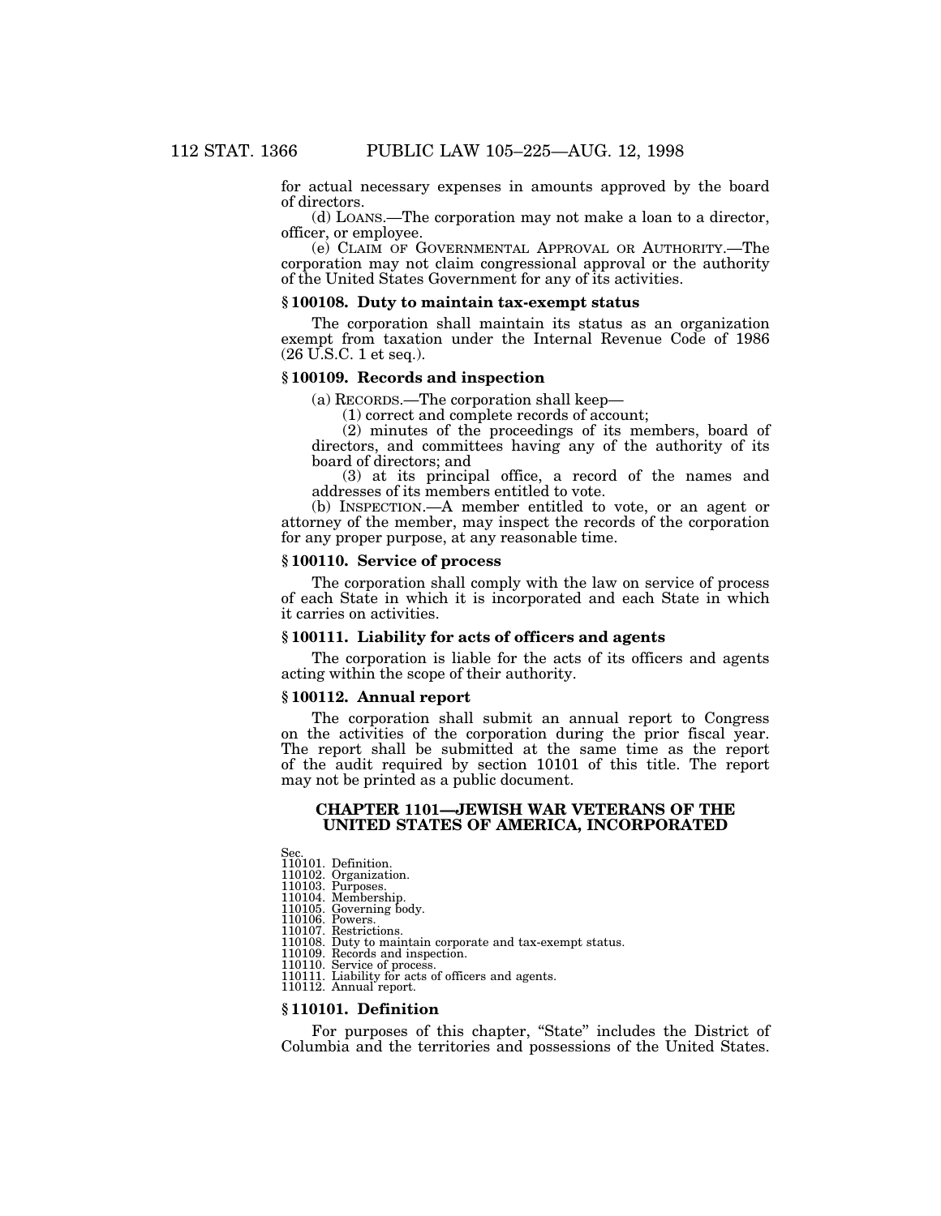for actual necessary expenses in amounts approved by the board of directors.

(d) LOANS.—The corporation may not make a loan to a director, officer, or employee.

(e) CLAIM OF GOVERNMENTAL APPROVAL OR AUTHORITY.—The corporation may not claim congressional approval or the authority of the United States Government for any of its activities.

### § 100108. Duty to maintain tax-exempt status

The corporation shall maintain its status as an organization exempt from taxation under the Internal Revenue Code of 1986 (26 U.S.C. 1 et seq.).

### § 100109. Records and inspection

(a) RECORDS.—The corporation shall keep—

(1) correct and complete records of account;

(2) minutes of the proceedings of its members, board of directors, and committees having any of the authority of its board of directors; and

(3) at its principal office, a record of the names and addresses of its members entitled to vote.

(b) INSPECTION.—A member entitled to vote, or an agent or attorney of the member, may inspect the records of the corporation for any proper purpose, at any reasonable time.

### § 100110. Service of process

The corporation shall comply with the law on service of process of each State in which it is incorporated and each State in which it carries on activities.

### § 100111. Liability for acts of officers and agents

The corporation is liable for the acts of its officers and agents acting within the scope of their authority.

### § 100112. Annual report

The corporation shall submit an annual report to Congress on the activities of the corporation during the prior fiscal year. The report shall be submitted at the same time as the report of the audit required by section 10101 of this title. The report may not be printed as a public document.

## CHAPTER 1101—JEWISH WAR VETERANS OF THE UNITED STATES OF AMERICA, INCORPORATED

Sec.
110101. Definition.
110102. Organization.
110103. Purposes.
110104. Membership.
110105. Governing body.
110106. Powers.
110107. Restrictions.
110108. Duty to maintain corporate and tax-exempt status.
110109. Records and inspection.
110110. Service of process.
110111. Liability for acts of officers and agents.
110112. Annual report.

### § 110101. Definition

For purposes of this chapter, "State" includes the District of Columbia and the territories and possessions of the United States.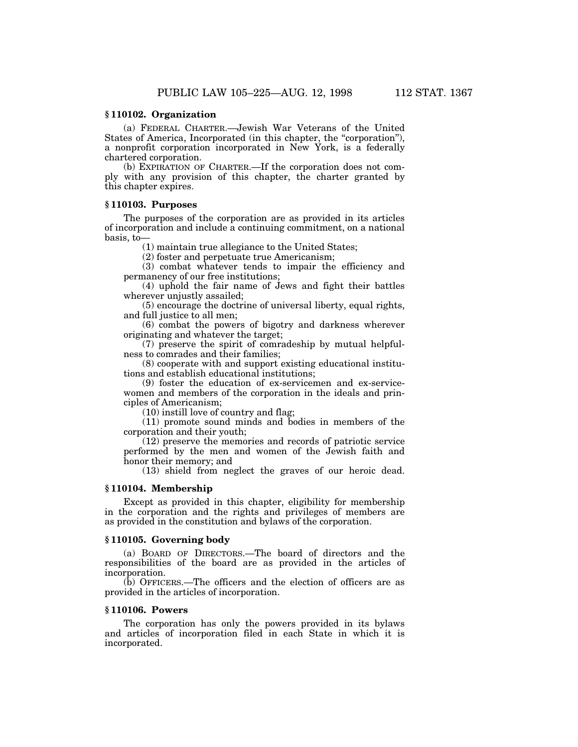### § 110102. Organization

(a) FEDERAL CHARTER.—Jewish War Veterans of the United States of America, Incorporated (in this chapter, the "corporation"), a nonprofit corporation incorporated in New York, is a federally chartered corporation.

(b) EXPIRATION OF CHARTER.—If the corporation does not comply with any provision of this chapter, the charter granted by this chapter expires.

### § 110103. Purposes

The purposes of the corporation are as provided in its articles of incorporation and include a continuing commitment, on a national basis, to—

(1) maintain true allegiance to the United States;

(2) foster and perpetuate true Americanism;

(3) combat whatever tends to impair the efficiency and permanency of our free institutions;

(4) uphold the fair name of Jews and fight their battles wherever unjustly assailed;

(5) encourage the doctrine of universal liberty, equal rights, and full justice to all men;

(6) combat the powers of bigotry and darkness wherever originating and whatever the target;

(7) preserve the spirit of comradeship by mutual helpfulness to comrades and their families;

(8) cooperate with and support existing educational institutions and establish educational institutions;

(9) foster the education of ex-servicemen and ex-servicewomen and members of the corporation in the ideals and principles of Americanism;

(10) instill love of country and flag;

(11) promote sound minds and bodies in members of the corporation and their youth;

(12) preserve the memories and records of patriotic service performed by the men and women of the Jewish faith and honor their memory; and

(13) shield from neglect the graves of our heroic dead.

### § 110104. Membership

Except as provided in this chapter, eligibility for membership in the corporation and the rights and privileges of members are as provided in the constitution and bylaws of the corporation.

### § 110105. Governing body

(a) BOARD OF DIRECTORS.—The board of directors and the responsibilities of the board are as provided in the articles of incorporation.

(b) OFFICERS.—The officers and the election of officers are as provided in the articles of incorporation.

### § 110106. Powers

The corporation has only the powers provided in its bylaws and articles of incorporation filed in each State in which it is incorporated.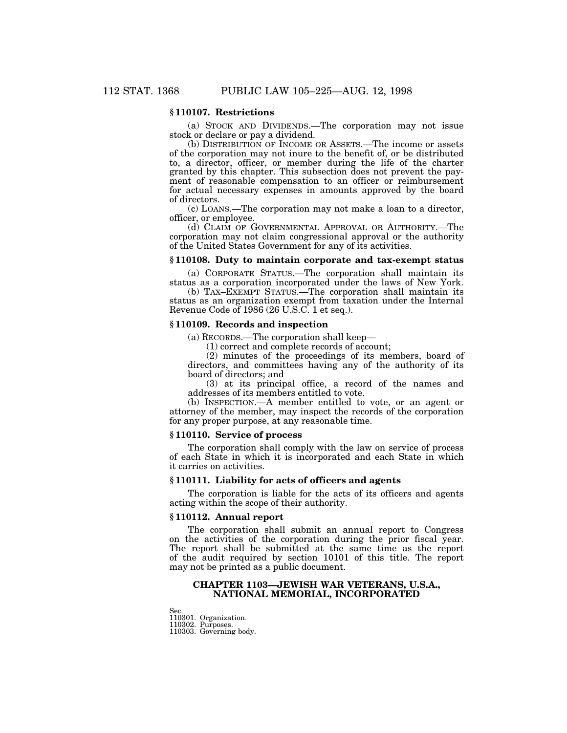### § 110107. Restrictions

(a) STOCK AND DIVIDENDS.—The corporation may not issue stock or declare or pay a dividend.

(b) DISTRIBUTION OF INCOME OR ASSETS.—The income or assets of the corporation may not inure to the benefit of, or be distributed to, a director, officer, or member during the life of the charter granted by this chapter. This subsection does not prevent the payment of reasonable compensation to an officer or reimbursement for actual necessary expenses in amounts approved by the board of directors.

(c) LOANS.—The corporation may not make a loan to a director, officer, or employee.

(d) CLAIM OF GOVERNMENTAL APPROVAL OR AUTHORITY.—The corporation may not claim congressional approval or the authority of the United States Government for any of its activities.

### § 110108. Duty to maintain corporate and tax-exempt status

(a) CORPORATE STATUS.—The corporation shall maintain its status as a corporation incorporated under the laws of New York.

(b) TAX–EXEMPT STATUS.—The corporation shall maintain its status as an organization exempt from taxation under the Internal Revenue Code of 1986 (26 U.S.C. 1 et seq.).

### § 110109. Records and inspection

(a) RECORDS.—The corporation shall keep—

(1) correct and complete records of account;

(2) minutes of the proceedings of its members, board of directors, and committees having any of the authority of its board of directors; and

(3) at its principal office, a record of the names and addresses of its members entitled to vote.

(b) INSPECTION.—A member entitled to vote, or an agent or attorney of the member, may inspect the records of the corporation for any proper purpose, at any reasonable time.

### § 110110. Service of process

The corporation shall comply with the law on service of process of each State in which it is incorporated and each State in which it carries on activities.

### § 110111. Liability for acts of officers and agents

The corporation is liable for the acts of its officers and agents acting within the scope of their authority.

### § 110112. Annual report

The corporation shall submit an annual report to Congress on the activities of the corporation during the prior fiscal year. The report shall be submitted at the same time as the report of the audit required by section 10101 of this title. The report may not be printed as a public document.

## CHAPTER 1103—JEWISH WAR VETERANS, U.S.A., NATIONAL MEMORIAL, INCORPORATED

Sec.
110301. Organization.
110302. Purposes.
110303. Governing body.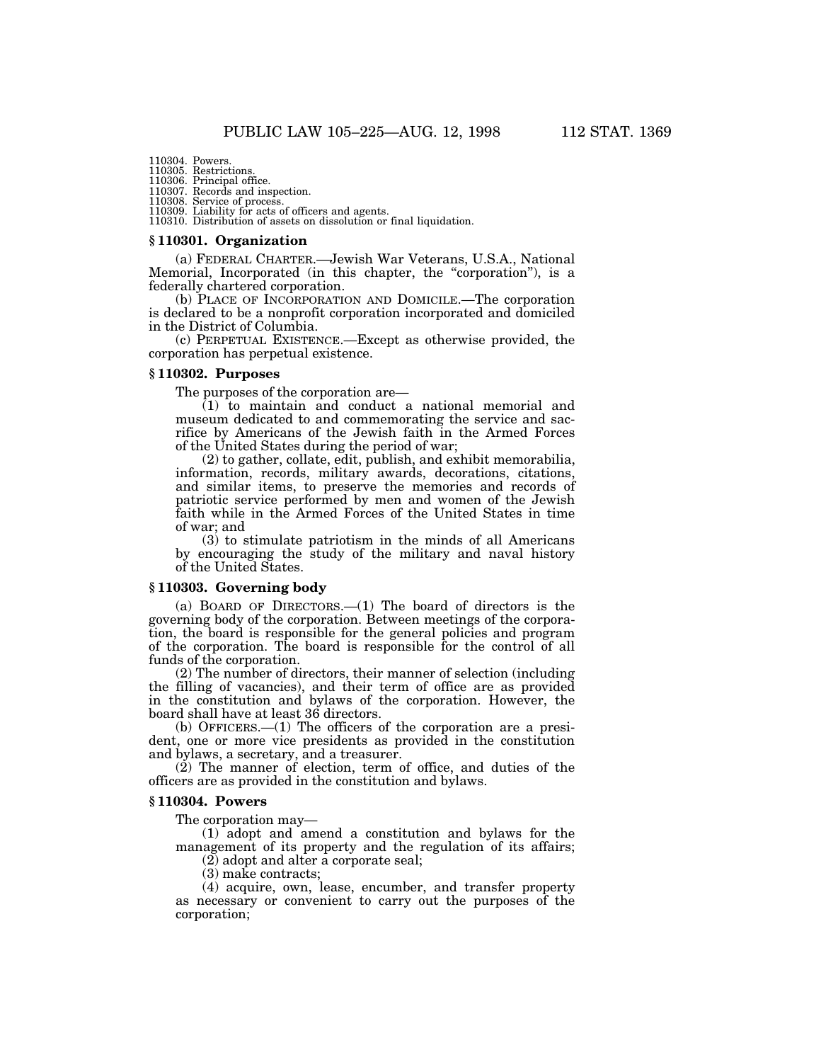110304. Powers.
110305. Restrictions.
110306. Principal office.
110307. Records and inspection.
110308. Service of process.
110309. Liability for acts of officers and agents.
110310. Distribution of assets on dissolution or final liquidation.

### § 110301. Organization

(a) FEDERAL CHARTER.—Jewish War Veterans, U.S.A., National Memorial, Incorporated (in this chapter, the "corporation"), is a federally chartered corporation.

(b) PLACE OF INCORPORATION AND DOMICILE.—The corporation is declared to be a nonprofit corporation incorporated and domiciled in the District of Columbia.

(c) PERPETUAL EXISTENCE.—Except as otherwise provided, the corporation has perpetual existence.

### § 110302. Purposes

The purposes of the corporation are—

(1) to maintain and conduct a national memorial and museum dedicated to and commemorating the service and sacrifice by Americans of the Jewish faith in the Armed Forces of the United States during the period of war;

(2) to gather, collate, edit, publish, and exhibit memorabilia, information, records, military awards, decorations, citations, and similar items, to preserve the memories and records of patriotic service performed by men and women of the Jewish faith while in the Armed Forces of the United States in time of war; and

(3) to stimulate patriotism in the minds of all Americans by encouraging the study of the military and naval history of the United States.

### § 110303. Governing body

(a) BOARD OF DIRECTORS.—(1) The board of directors is the governing body of the corporation. Between meetings of the corporation, the board is responsible for the general policies and program of the corporation. The board is responsible for the control of all funds of the corporation.

(2) The number of directors, their manner of selection (including the filling of vacancies), and their term of office are as provided in the constitution and bylaws of the corporation. However, the board shall have at least 36 directors.

(b) OFFICERS.—(1) The officers of the corporation are a president, one or more vice presidents as provided in the constitution and bylaws, a secretary, and a treasurer.

(2) The manner of election, term of office, and duties of the officers are as provided in the constitution and bylaws.

### § 110304. Powers

The corporation may—

(1) adopt and amend a constitution and bylaws for the management of its property and the regulation of its affairs;

(2) adopt and alter a corporate seal;

(3) make contracts;

(4) acquire, own, lease, encumber, and transfer property as necessary or convenient to carry out the purposes of the corporation;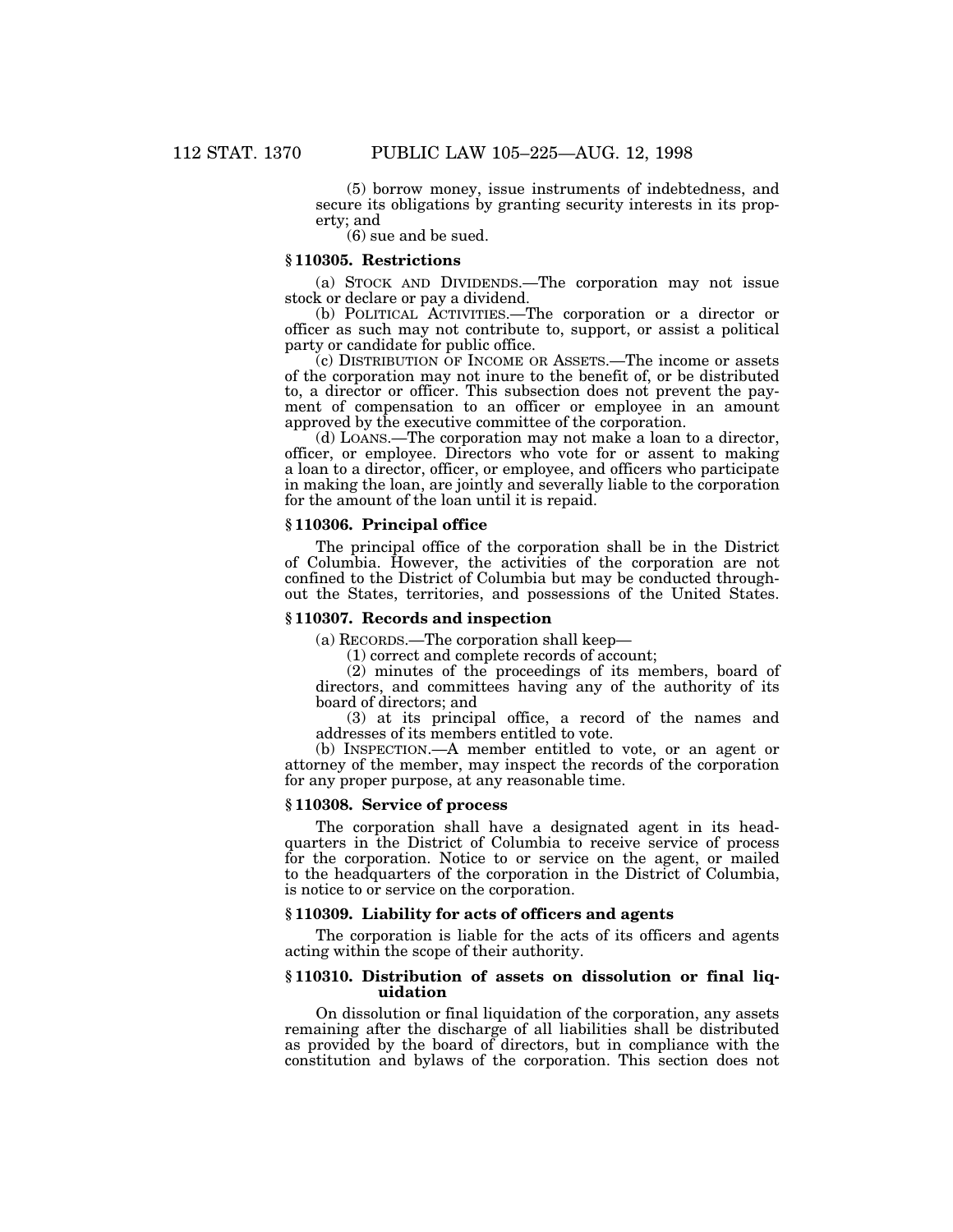(5) borrow money, issue instruments of indebtedness, and secure its obligations by granting security interests in its property; and

(6) sue and be sued.

### § 110305. Restrictions

(a) STOCK AND DIVIDENDS.—The corporation may not issue stock or declare or pay a dividend.

(b) POLITICAL ACTIVITIES.—The corporation or a director or officer as such may not contribute to, support, or assist a political party or candidate for public office.

(c) DISTRIBUTION OF INCOME OR ASSETS.—The income or assets of the corporation may not inure to the benefit of, or be distributed to, a director or officer. This subsection does not prevent the payment of compensation to an officer or employee in an amount approved by the executive committee of the corporation.

(d) LOANS.—The corporation may not make a loan to a director, officer, or employee. Directors who vote for or assent to making a loan to a director, officer, or employee, and officers who participate in making the loan, are jointly and severally liable to the corporation for the amount of the loan until it is repaid.

### § 110306. Principal office

The principal office of the corporation shall be in the District of Columbia. However, the activities of the corporation are not confined to the District of Columbia but may be conducted throughout the States, territories, and possessions of the United States.

### § 110307. Records and inspection

(a) RECORDS.—The corporation shall keep—

(1) correct and complete records of account;

(2) minutes of the proceedings of its members, board of directors, and committees having any of the authority of its board of directors; and

(3) at its principal office, a record of the names and addresses of its members entitled to vote.

(b) INSPECTION.—A member entitled to vote, or an agent or attorney of the member, may inspect the records of the corporation for any proper purpose, at any reasonable time.

### § 110308. Service of process

The corporation shall have a designated agent in its headquarters in the District of Columbia to receive service of process for the corporation. Notice to or service on the agent, or mailed to the headquarters of the corporation in the District of Columbia, is notice to or service on the corporation.

### § 110309. Liability for acts of officers and agents

The corporation is liable for the acts of its officers and agents acting within the scope of their authority.

### § 110310. Distribution of assets on dissolution or final liquidation

On dissolution or final liquidation of the corporation, any assets remaining after the discharge of all liabilities shall be distributed as provided by the board of directors, but in compliance with the constitution and bylaws of the corporation. This section does not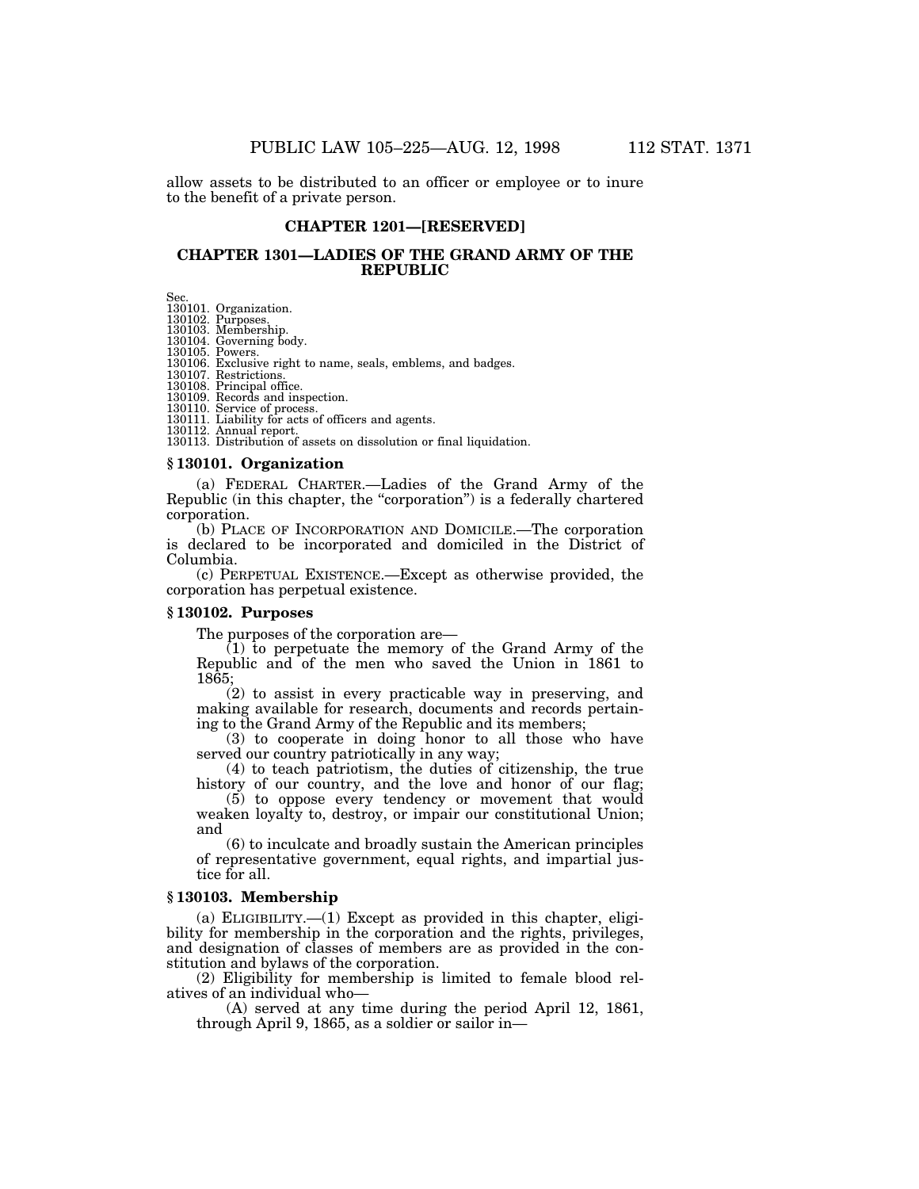allow assets to be distributed to an officer or employee or to inure to the benefit of a private person.

## CHAPTER 1201—[RESERVED]

## CHAPTER 1301—LADIES OF THE GRAND ARMY OF THE REPUBLIC

Sec.
130101. Organization.
130102. Purposes.
130103. Membership.
130104. Governing body.
130105. Powers.
130106. Exclusive right to name, seals, emblems, and badges.
130107. Restrictions.
130108. Principal office.
130109. Records and inspection.
130110. Service of process.
130111. Liability for acts of officers and agents.
130112. Annual report.
130113. Distribution of assets on dissolution or final liquidation.

### § 130101. Organization

(a) FEDERAL CHARTER.—Ladies of the Grand Army of the Republic (in this chapter, the "corporation") is a federally chartered corporation.

(b) PLACE OF INCORPORATION AND DOMICILE.—The corporation is declared to be incorporated and domiciled in the District of Columbia.

(c) PERPETUAL EXISTENCE.—Except as otherwise provided, the corporation has perpetual existence.

### § 130102. Purposes

The purposes of the corporation are—

(1) to perpetuate the memory of the Grand Army of the Republic and of the men who saved the Union in 1861 to 1865;

(2) to assist in every practicable way in preserving, and making available for research, documents and records pertaining to the Grand Army of the Republic and its members;

(3) to cooperate in doing honor to all those who have served our country patriotically in any way;

(4) to teach patriotism, the duties of citizenship, the true history of our country, and the love and honor of our flag;

(5) to oppose every tendency or movement that would weaken loyalty to, destroy, or impair our constitutional Union; and

(6) to inculcate and broadly sustain the American principles of representative government, equal rights, and impartial justice for all.

### § 130103. Membership

(a) ELIGIBILITY.—(1) Except as provided in this chapter, eligibility for membership in the corporation and the rights, privileges, and designation of classes of members are as provided in the constitution and bylaws of the corporation.

(2) Eligibility for membership is limited to female blood relatives of an individual who—

(A) served at any time during the period April 12, 1861, through April 9, 1865, as a soldier or sailor in—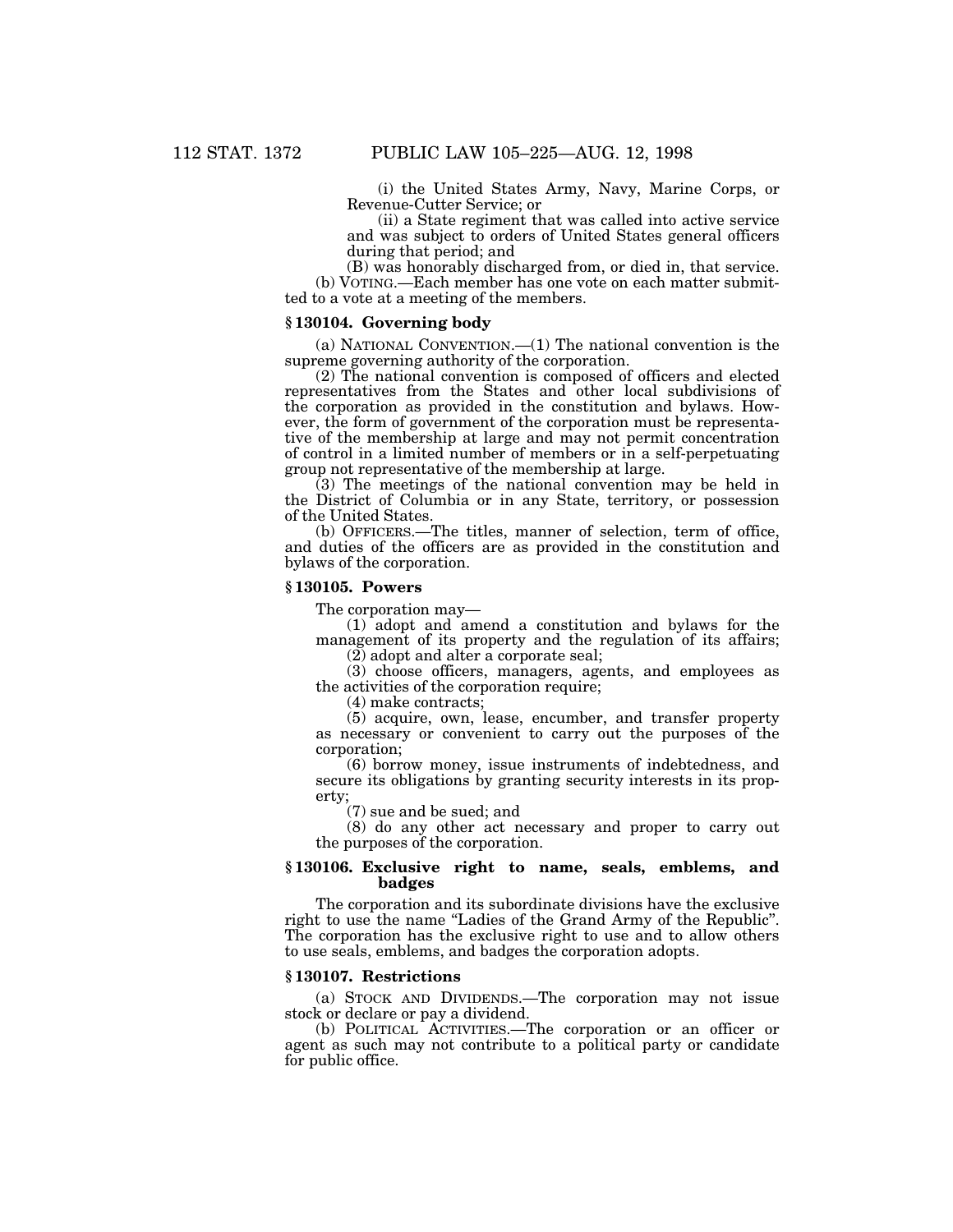(i) the United States Army, Navy, Marine Corps, or Revenue-Cutter Service; or

(ii) a State regiment that was called into active service and was subject to orders of United States general officers during that period; and

(B) was honorably discharged from, or died in, that service.

(b) VOTING.—Each member has one vote on each matter submitted to a vote at a meeting of the members.

### § 130104. Governing body

(a) NATIONAL CONVENTION.—(1) The national convention is the supreme governing authority of the corporation.

(2) The national convention is composed of officers and elected representatives from the States and other local subdivisions of the corporation as provided in the constitution and bylaws. However, the form of government of the corporation must be representative of the membership at large and may not permit concentration of control in a limited number of members or in a self-perpetuating group not representative of the membership at large.

(3) The meetings of the national convention may be held in the District of Columbia or in any State, territory, or possession of the United States.

(b) OFFICERS.—The titles, manner of selection, term of office, and duties of the officers are as provided in the constitution and bylaws of the corporation.

### § 130105. Powers

The corporation may—

(1) adopt and amend a constitution and bylaws for the management of its property and the regulation of its affairs;

(2) adopt and alter a corporate seal;

(3) choose officers, managers, agents, and employees as the activities of the corporation require;

(4) make contracts;

(5) acquire, own, lease, encumber, and transfer property as necessary or convenient to carry out the purposes of the corporation;

(6) borrow money, issue instruments of indebtedness, and secure its obligations by granting security interests in its property;

(7) sue and be sued; and

(8) do any other act necessary and proper to carry out the purposes of the corporation.

### § 130106. Exclusive right to name, seals, emblems, and badges

The corporation and its subordinate divisions have the exclusive right to use the name "Ladies of the Grand Army of the Republic". The corporation has the exclusive right to use and to allow others to use seals, emblems, and badges the corporation adopts.

### § 130107. Restrictions

(a) STOCK AND DIVIDENDS.—The corporation may not issue stock or declare or pay a dividend.

(b) POLITICAL ACTIVITIES.—The corporation or an officer or agent as such may not contribute to a political party or candidate for public office.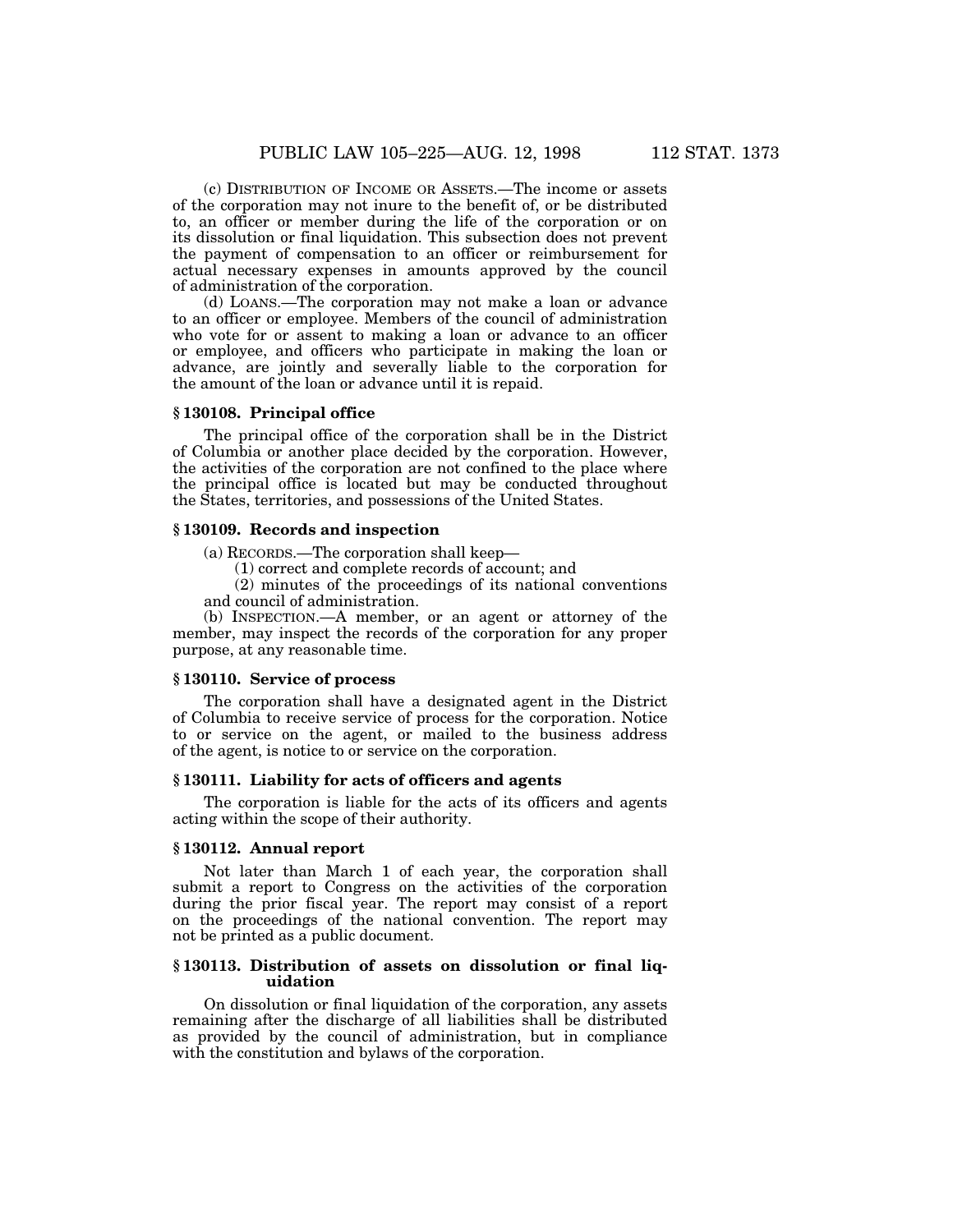(c) DISTRIBUTION OF INCOME OR ASSETS.—The income or assets of the corporation may not inure to the benefit of, or be distributed to, an officer or member during the life of the corporation or on its dissolution or final liquidation. This subsection does not prevent the payment of compensation to an officer or reimbursement for actual necessary expenses in amounts approved by the council of administration of the corporation.

(d) LOANS.—The corporation may not make a loan or advance to an officer or employee. Members of the council of administration who vote for or assent to making a loan or advance to an officer or employee, and officers who participate in making the loan or advance, are jointly and severally liable to the corporation for the amount of the loan or advance until it is repaid.

### § 130108. Principal office

The principal office of the corporation shall be in the District of Columbia or another place decided by the corporation. However, the activities of the corporation are not confined to the place where the principal office is located but may be conducted throughout the States, territories, and possessions of the United States.

### § 130109. Records and inspection

(a) RECORDS.—The corporation shall keep—

(1) correct and complete records of account; and

(2) minutes of the proceedings of its national conventions and council of administration.

(b) INSPECTION.—A member, or an agent or attorney of the member, may inspect the records of the corporation for any proper purpose, at any reasonable time.

### § 130110. Service of process

The corporation shall have a designated agent in the District of Columbia to receive service of process for the corporation. Notice to or service on the agent, or mailed to the business address of the agent, is notice to or service on the corporation.

### § 130111. Liability for acts of officers and agents

The corporation is liable for the acts of its officers and agents acting within the scope of their authority.

### § 130112. Annual report

Not later than March 1 of each year, the corporation shall submit a report to Congress on the activities of the corporation during the prior fiscal year. The report may consist of a report on the proceedings of the national convention. The report may not be printed as a public document.

### § 130113. Distribution of assets on dissolution or final liquidation

On dissolution or final liquidation of the corporation, any assets remaining after the discharge of all liabilities shall be distributed as provided by the council of administration, but in compliance with the constitution and bylaws of the corporation.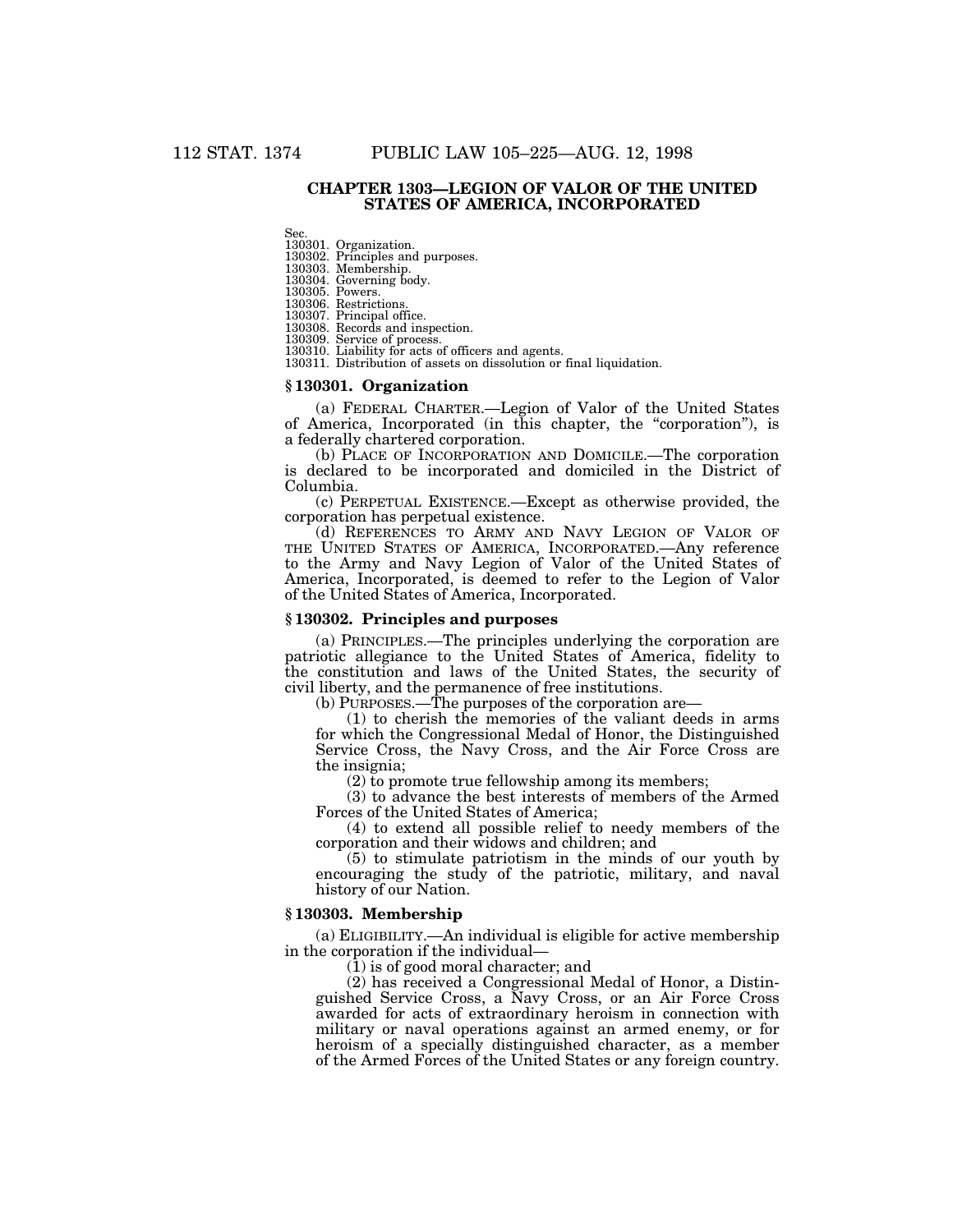## CHAPTER 1303—LEGION OF VALOR OF THE UNITED STATES OF AMERICA, INCORPORATED

Sec.
130301. Organization.
130302. Principles and purposes.
130303. Membership.
130304. Governing body.
130305. Powers.
130306. Restrictions.
130307. Principal office.
130308. Records and inspection.
130309. Service of process.
130310. Liability for acts of officers and agents.
130311. Distribution of assets on dissolution or final liquidation.

### § 130301. Organization

(a) FEDERAL CHARTER.—Legion of Valor of the United States of America, Incorporated (in this chapter, the "corporation"), is a federally chartered corporation.

(b) PLACE OF INCORPORATION AND DOMICILE.—The corporation is declared to be incorporated and domiciled in the District of Columbia.

(c) PERPETUAL EXISTENCE.—Except as otherwise provided, the corporation has perpetual existence.

(d) REFERENCES TO ARMY AND NAVY LEGION OF VALOR OF THE UNITED STATES OF AMERICA, INCORPORATED.—Any reference to the Army and Navy Legion of Valor of the United States of America, Incorporated, is deemed to refer to the Legion of Valor of the United States of America, Incorporated.

### § 130302. Principles and purposes

(a) PRINCIPLES.—The principles underlying the corporation are patriotic allegiance to the United States of America, fidelity to the constitution and laws of the United States, the security of civil liberty, and the permanence of free institutions.

(b) PURPOSES.—The purposes of the corporation are—

(1) to cherish the memories of the valiant deeds in arms for which the Congressional Medal of Honor, the Distinguished Service Cross, the Navy Cross, and the Air Force Cross are the insignia;

(2) to promote true fellowship among its members;

(3) to advance the best interests of members of the Armed Forces of the United States of America;

(4) to extend all possible relief to needy members of the corporation and their widows and children; and

(5) to stimulate patriotism in the minds of our youth by encouraging the study of the patriotic, military, and naval history of our Nation.

### § 130303. Membership

(a) ELIGIBILITY.—An individual is eligible for active membership in the corporation if the individual—

(1) is of good moral character; and

(2) has received a Congressional Medal of Honor, a Distinguished Service Cross, a Navy Cross, or an Air Force Cross awarded for acts of extraordinary heroism in connection with military or naval operations against an armed enemy, or for heroism of a specially distinguished character, as a member of the Armed Forces of the United States or any foreign country.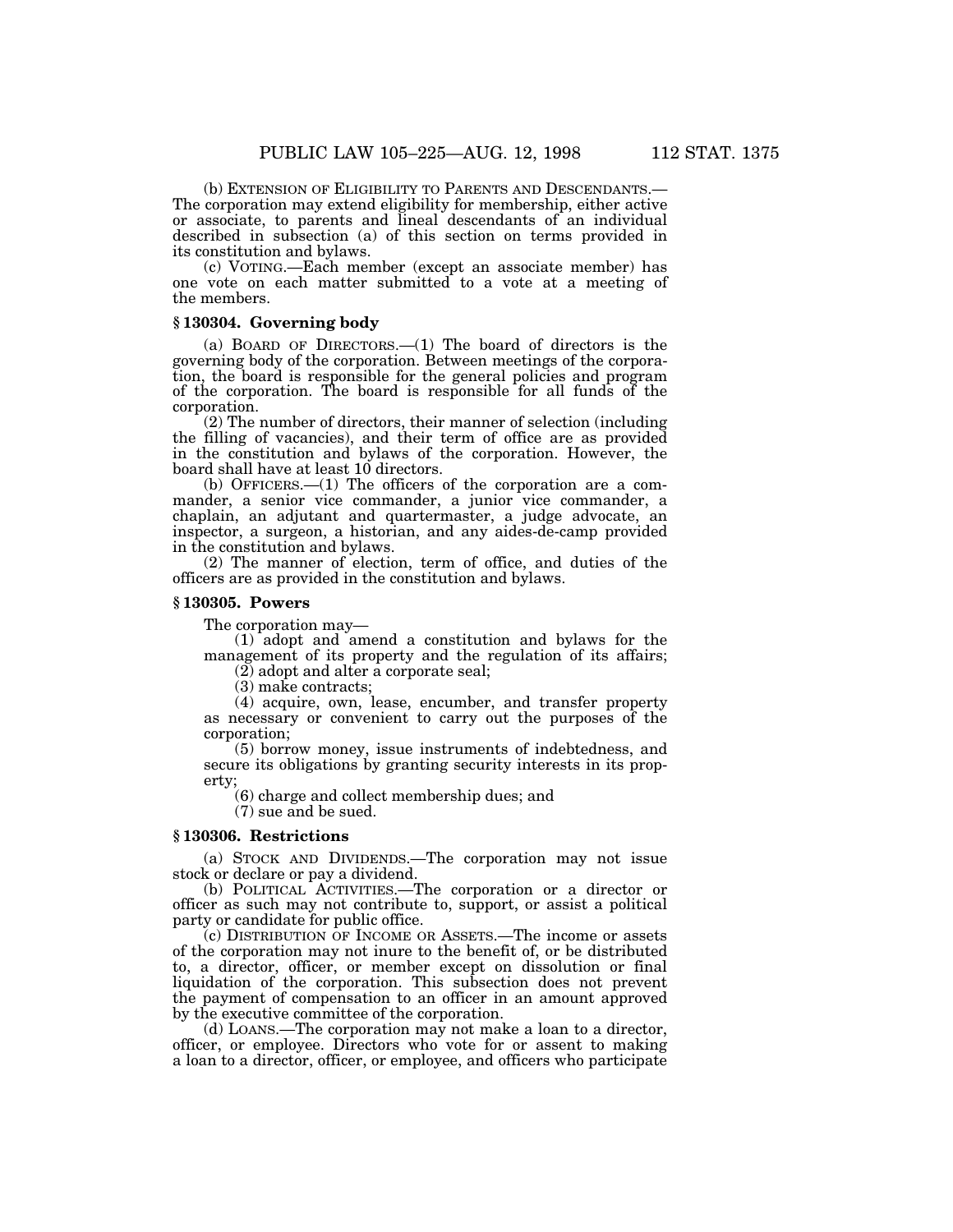(b) EXTENSION OF ELIGIBILITY TO PARENTS AND DESCENDANTS.—The corporation may extend eligibility for membership, either active or associate, to parents and lineal descendants of an individual described in subsection (a) of this section on terms provided in its constitution and bylaws.

(c) VOTING.—Each member (except an associate member) has one vote on each matter submitted to a vote at a meeting of the members.

### § 130304. Governing body

(a) BOARD OF DIRECTORS.—(1) The board of directors is the governing body of the corporation. Between meetings of the corporation, the board is responsible for the general policies and program of the corporation. The board is responsible for all funds of the corporation.

(2) The number of directors, their manner of selection (including the filling of vacancies), and their term of office are as provided in the constitution and bylaws of the corporation. However, the board shall have at least 10 directors.

(b) OFFICERS.—(1) The officers of the corporation are a commander, a senior vice commander, a junior vice commander, a chaplain, an adjutant and quartermaster, a judge advocate, an inspector, a surgeon, a historian, and any aides-de-camp provided in the constitution and bylaws.

(2) The manner of election, term of office, and duties of the officers are as provided in the constitution and bylaws.

### § 130305. Powers

The corporation may—

(1) adopt and amend a constitution and bylaws for the management of its property and the regulation of its affairs;

(2) adopt and alter a corporate seal;

(3) make contracts;

(4) acquire, own, lease, encumber, and transfer property as necessary or convenient to carry out the purposes of the corporation;

(5) borrow money, issue instruments of indebtedness, and secure its obligations by granting security interests in its property;

(6) charge and collect membership dues; and

(7) sue and be sued.

### § 130306. Restrictions

(a) STOCK AND DIVIDENDS.—The corporation may not issue stock or declare or pay a dividend.

(b) POLITICAL ACTIVITIES.—The corporation or a director or officer as such may not contribute to, support, or assist a political party or candidate for public office.

(c) DISTRIBUTION OF INCOME OR ASSETS.—The income or assets of the corporation may not inure to the benefit of, or be distributed to, a director, officer, or member except on dissolution or final liquidation of the corporation. This subsection does not prevent the payment of compensation to an officer in an amount approved by the executive committee of the corporation.

(d) LOANS.—The corporation may not make a loan to a director, officer, or employee. Directors who vote for or assent to making a loan to a director, officer, or employee, and officers who participate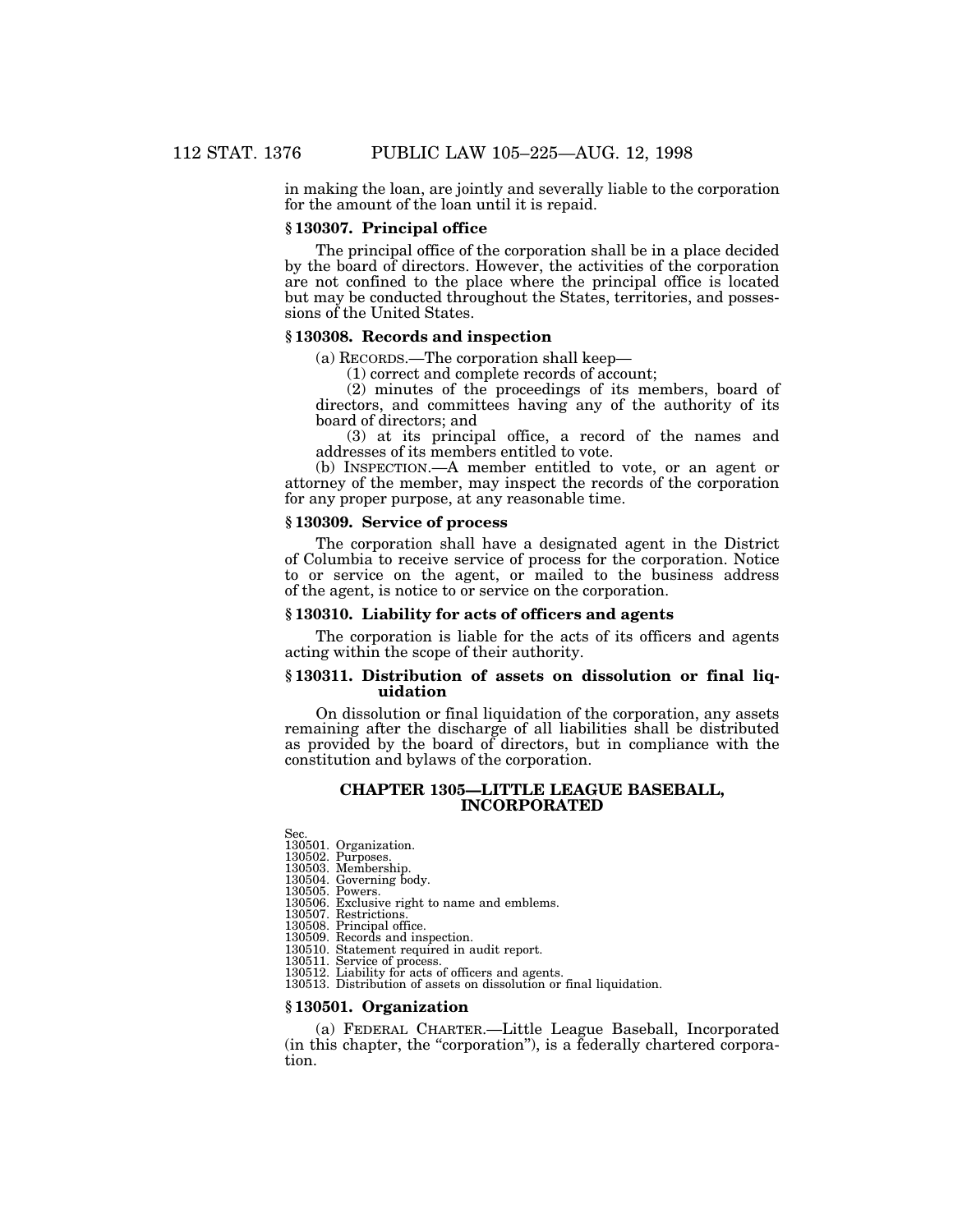in making the loan, are jointly and severally liable to the corporation for the amount of the loan until it is repaid.

### § 130307. Principal office

The principal office of the corporation shall be in a place decided by the board of directors. However, the activities of the corporation are not confined to the place where the principal office is located but may be conducted throughout the States, territories, and possessions of the United States.

### § 130308. Records and inspection

(a) RECORDS.—The corporation shall keep—

(1) correct and complete records of account;

(2) minutes of the proceedings of its members, board of directors, and committees having any of the authority of its board of directors; and

(3) at its principal office, a record of the names and addresses of its members entitled to vote.

(b) INSPECTION.—A member entitled to vote, or an agent or attorney of the member, may inspect the records of the corporation for any proper purpose, at any reasonable time.

### § 130309. Service of process

The corporation shall have a designated agent in the District of Columbia to receive service of process for the corporation. Notice to or service on the agent, or mailed to the business address of the agent, is notice to or service on the corporation.

### § 130310. Liability for acts of officers and agents

The corporation is liable for the acts of its officers and agents acting within the scope of their authority.

### § 130311. Distribution of assets on dissolution or final liquidation

On dissolution or final liquidation of the corporation, any assets remaining after the discharge of all liabilities shall be distributed as provided by the board of directors, but in compliance with the constitution and bylaws of the corporation.

## CHAPTER 1305—LITTLE LEAGUE BASEBALL, INCORPORATED

Sec.
130501. Organization.
130502. Purposes.
130503. Membership.
130504. Governing body.
130505. Powers.
130506. Exclusive right to name and emblems.
130507. Restrictions.
130508. Principal office.
130509. Records and inspection.
130510. Statement required in audit report.
130511. Service of process.
130512. Liability for acts of officers and agents.
130513. Distribution of assets on dissolution or final liquidation.

### § 130501. Organization

(a) FEDERAL CHARTER.—Little League Baseball, Incorporated (in this chapter, the "corporation"), is a federally chartered corporation.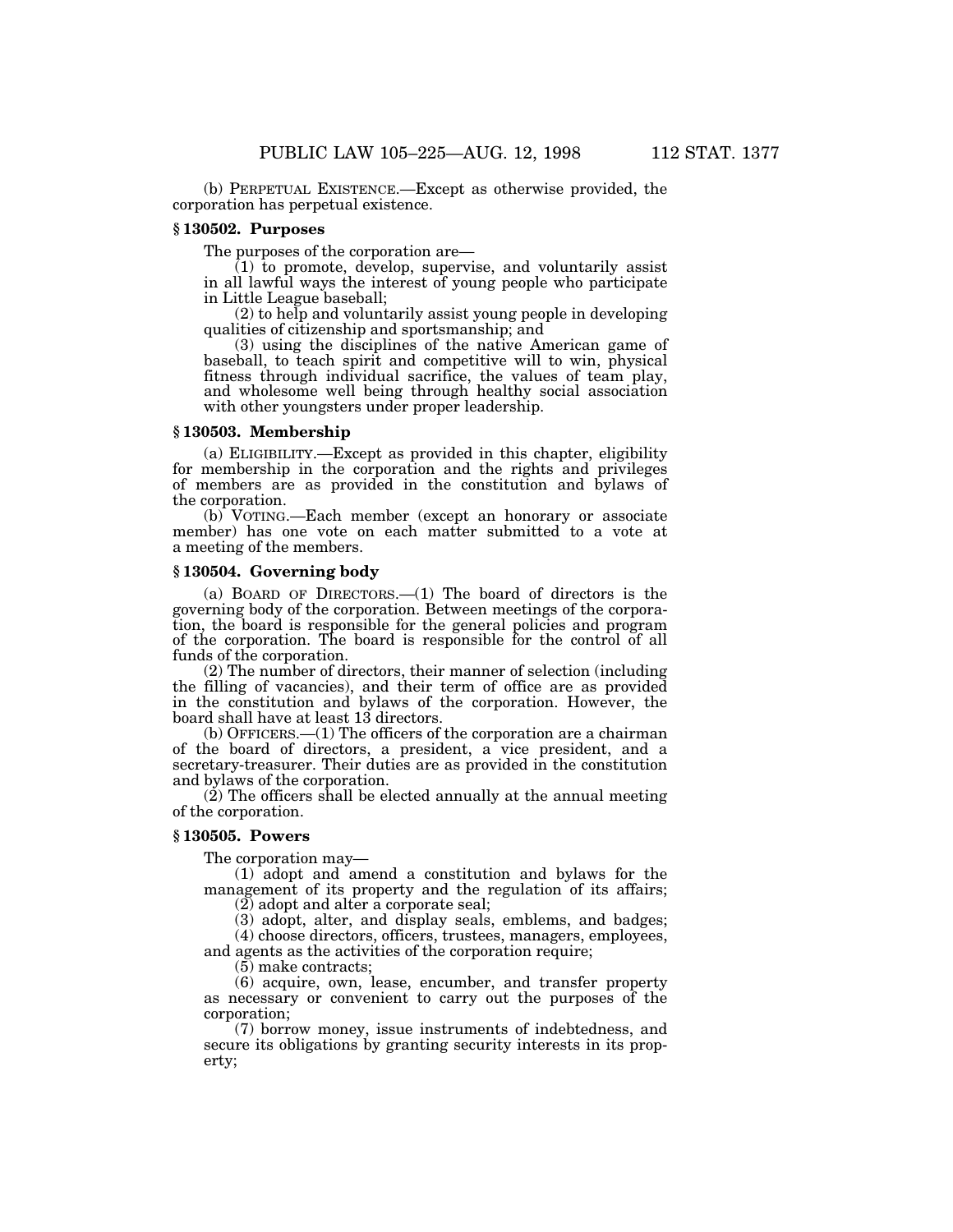(b) PERPETUAL EXISTENCE.—Except as otherwise provided, the corporation has perpetual existence.

### § 130502. Purposes

The purposes of the corporation are—

(1) to promote, develop, supervise, and voluntarily assist in all lawful ways the interest of young people who participate in Little League baseball;

(2) to help and voluntarily assist young people in developing qualities of citizenship and sportsmanship; and

(3) using the disciplines of the native American game of baseball, to teach spirit and competitive will to win, physical fitness through individual sacrifice, the values of team play, and wholesome well being through healthy social association with other youngsters under proper leadership.

### § 130503. Membership

(a) ELIGIBILITY.—Except as provided in this chapter, eligibility for membership in the corporation and the rights and privileges of members are as provided in the constitution and bylaws of the corporation.

(b) VOTING.—Each member (except an honorary or associate member) has one vote on each matter submitted to a vote at a meeting of the members.

### § 130504. Governing body

(a) BOARD OF DIRECTORS.—(1) The board of directors is the governing body of the corporation. Between meetings of the corporation, the board is responsible for the general policies and program of the corporation. The board is responsible for the control of all funds of the corporation.

(2) The number of directors, their manner of selection (including the filling of vacancies), and their term of office are as provided in the constitution and bylaws of the corporation. However, the board shall have at least 13 directors.

(b) OFFICERS.—(1) The officers of the corporation are a chairman of the board of directors, a president, a vice president, and a secretary-treasurer. Their duties are as provided in the constitution and bylaws of the corporation.

(2) The officers shall be elected annually at the annual meeting of the corporation.

### § 130505. Powers

The corporation may—

(1) adopt and amend a constitution and bylaws for the management of its property and the regulation of its affairs;

(2) adopt and alter a corporate seal;

(3) adopt, alter, and display seals, emblems, and badges;

(4) choose directors, officers, trustees, managers, employees, and agents as the activities of the corporation require;

(5) make contracts;

(6) acquire, own, lease, encumber, and transfer property as necessary or convenient to carry out the purposes of the corporation;

(7) borrow money, issue instruments of indebtedness, and secure its obligations by granting security interests in its property;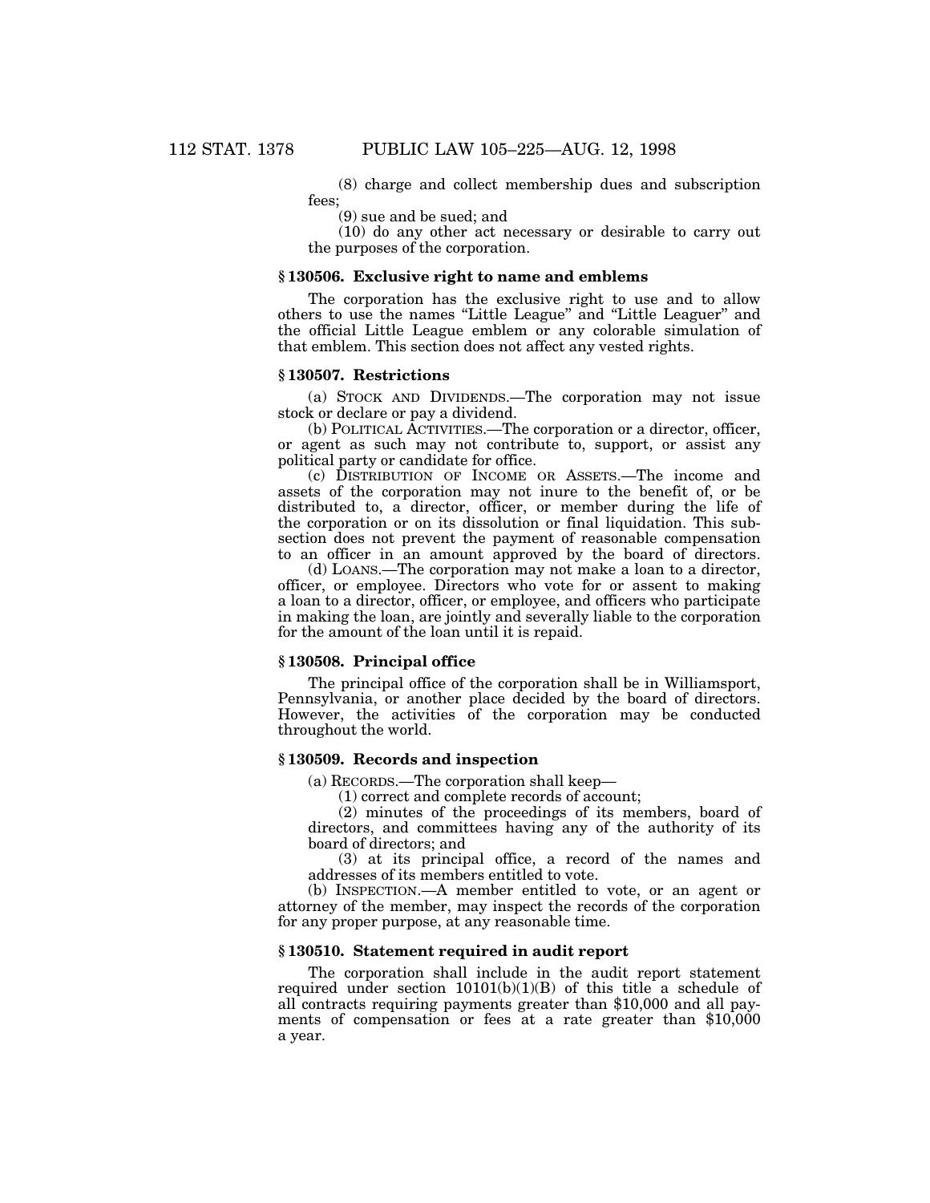(8) charge and collect membership dues and subscription fees;

(9) sue and be sued; and

(10) do any other act necessary or desirable to carry out the purposes of the corporation.

### § 130506. Exclusive right to name and emblems

The corporation has the exclusive right to use and to allow others to use the names "Little League" and "Little Leaguer" and the official Little League emblem or any colorable simulation of that emblem. This section does not affect any vested rights.

### § 130507. Restrictions

(a) STOCK AND DIVIDENDS.—The corporation may not issue stock or declare or pay a dividend.

(b) POLITICAL ACTIVITIES.—The corporation or a director, officer, or agent as such may not contribute to, support, or assist any political party or candidate for office.

(c) DISTRIBUTION OF INCOME OR ASSETS.—The income and assets of the corporation may not inure to the benefit of, or be distributed to, a director, officer, or member during the life of the corporation or on its dissolution or final liquidation. This subsection does not prevent the payment of reasonable compensation to an officer in an amount approved by the board of directors.

(d) LOANS.—The corporation may not make a loan to a director, officer, or employee. Directors who vote for or assent to making a loan to a director, officer, or employee, and officers who participate in making the loan, are jointly and severally liable to the corporation for the amount of the loan until it is repaid.

### § 130508. Principal office

The principal office of the corporation shall be in Williamsport, Pennsylvania, or another place decided by the board of directors. However, the activities of the corporation may be conducted throughout the world.

### § 130509. Records and inspection

(a) RECORDS.—The corporation shall keep—

(1) correct and complete records of account;

(2) minutes of the proceedings of its members, board of directors, and committees having any of the authority of its board of directors; and

(3) at its principal office, a record of the names and addresses of its members entitled to vote.

(b) INSPECTION.—A member entitled to vote, or an agent or attorney of the member, may inspect the records of the corporation for any proper purpose, at any reasonable time.

### § 130510. Statement required in audit report

The corporation shall include in the audit report statement required under section 10101(b)(1)(B) of this title a schedule of all contracts requiring payments greater than $10,000 and all payments of compensation or fees at a rate greater than $10,000 a year.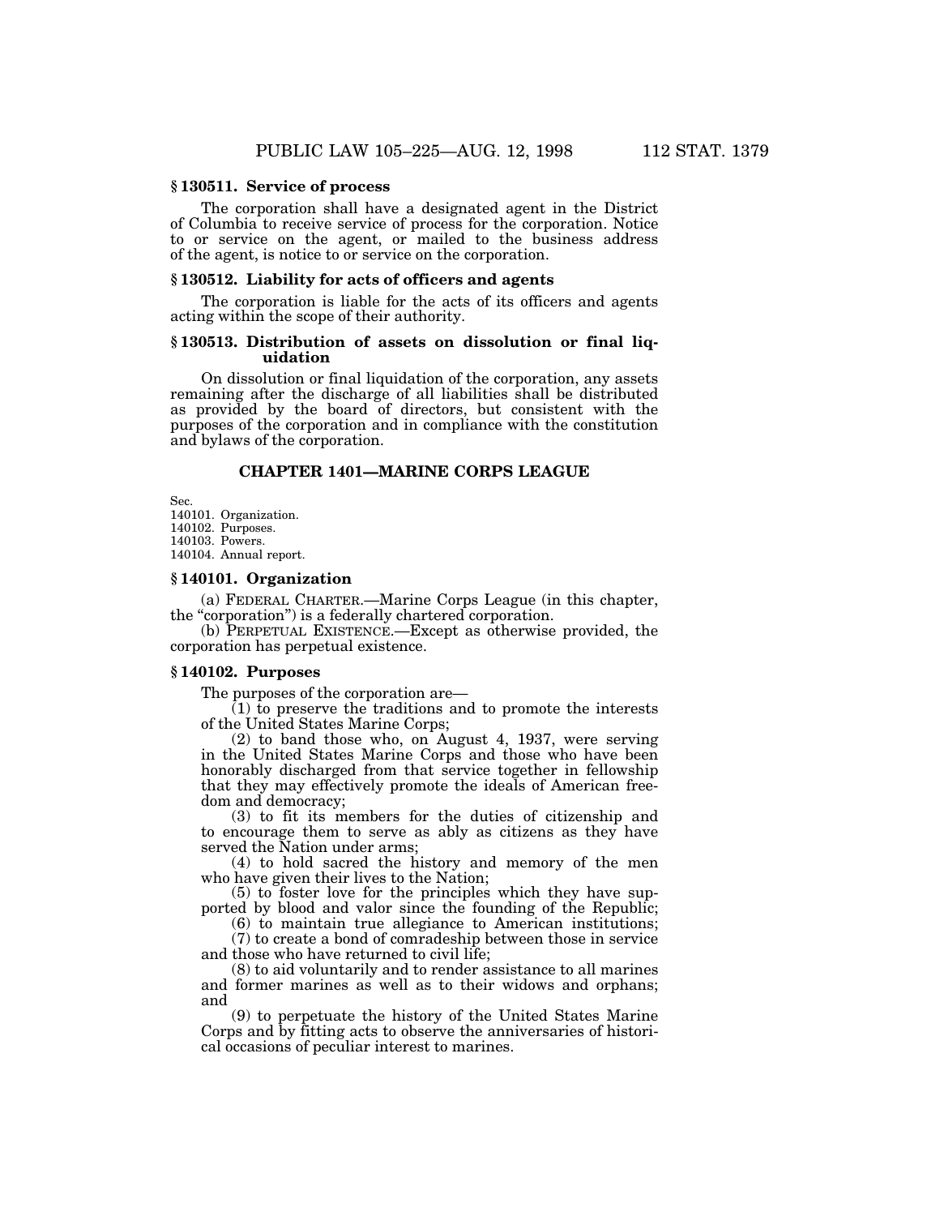### § 130511. Service of process

The corporation shall have a designated agent in the District of Columbia to receive service of process for the corporation. Notice to or service on the agent, or mailed to the business address of the agent, is notice to or service on the corporation.

### § 130512. Liability for acts of officers and agents

The corporation is liable for the acts of its officers and agents acting within the scope of their authority.

### § 130513. Distribution of assets on dissolution or final liquidation

On dissolution or final liquidation of the corporation, any assets remaining after the discharge of all liabilities shall be distributed as provided by the board of directors, but consistent with the purposes of the corporation and in compliance with the constitution and bylaws of the corporation.

## CHAPTER 1401—MARINE CORPS LEAGUE

Sec.
140101. Organization.
140102. Purposes.
140103. Powers.
140104. Annual report.

### § 140101. Organization

(a) FEDERAL CHARTER.—Marine Corps League (in this chapter, the "corporation") is a federally chartered corporation.

(b) PERPETUAL EXISTENCE.—Except as otherwise provided, the corporation has perpetual existence.

### § 140102. Purposes

The purposes of the corporation are—

(1) to preserve the traditions and to promote the interests of the United States Marine Corps;

(2) to band those who, on August 4, 1937, were serving in the United States Marine Corps and those who have been honorably discharged from that service together in fellowship that they may effectively promote the ideals of American freedom and democracy;

(3) to fit its members for the duties of citizenship and to encourage them to serve as ably as citizens as they have served the Nation under arms;

(4) to hold sacred the history and memory of the men who have given their lives to the Nation;

(5) to foster love for the principles which they have supported by blood and valor since the founding of the Republic;

(6) to maintain true allegiance to American institutions;

(7) to create a bond of comradeship between those in service and those who have returned to civil life;

(8) to aid voluntarily and to render assistance to all marines and former marines as well as to their widows and orphans; and

(9) to perpetuate the history of the United States Marine Corps and by fitting acts to observe the anniversaries of historical occasions of peculiar interest to marines.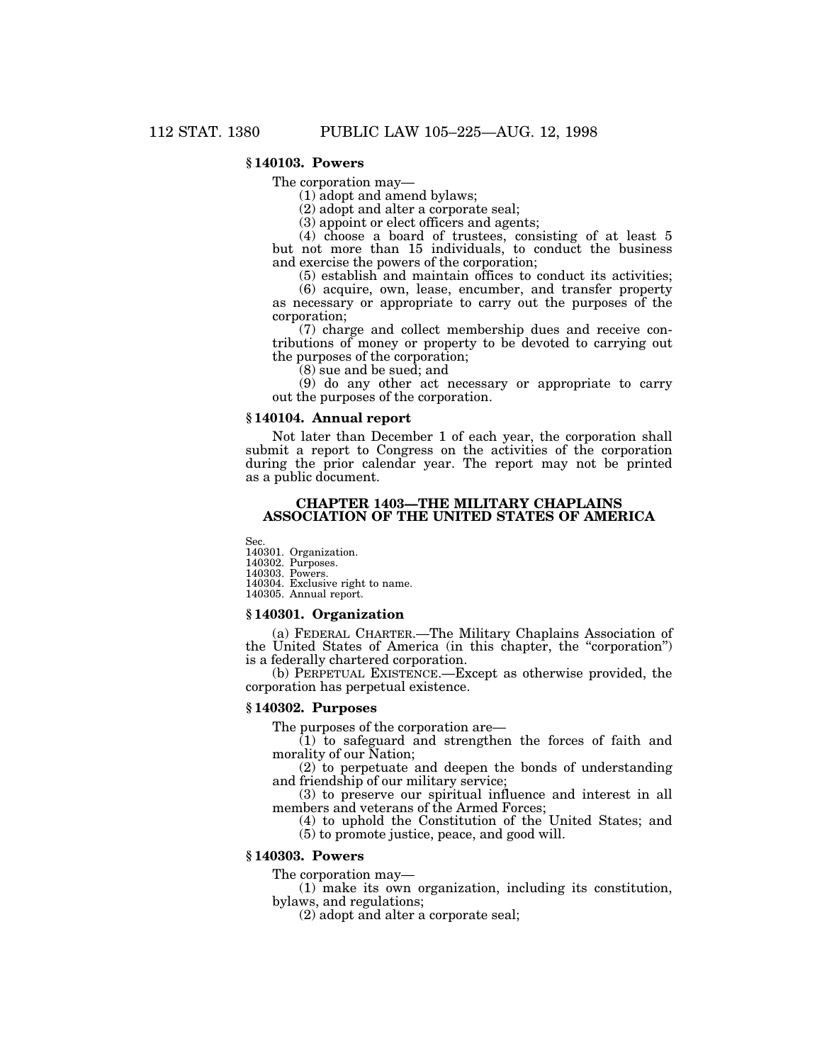### § 140103. Powers

The corporation may—

(1) adopt and amend bylaws;

(2) adopt and alter a corporate seal;

(3) appoint or elect officers and agents;

(4) choose a board of trustees, consisting of at least 5 but not more than 15 individuals, to conduct the business and exercise the powers of the corporation;

(5) establish and maintain offices to conduct its activities;

(6) acquire, own, lease, encumber, and transfer property as necessary or appropriate to carry out the purposes of the corporation;

(7) charge and collect membership dues and receive contributions of money or property to be devoted to carrying out the purposes of the corporation;

(8) sue and be sued; and

(9) do any other act necessary or appropriate to carry out the purposes of the corporation.

### § 140104. Annual report

Not later than December 1 of each year, the corporation shall submit a report to Congress on the activities of the corporation during the prior calendar year. The report may not be printed as a public document.

## CHAPTER 1403—THE MILITARY CHAPLAINS ASSOCIATION OF THE UNITED STATES OF AMERICA

Sec.
140301. Organization.
140302. Purposes.
140303. Powers.
140304. Exclusive right to name.
140305. Annual report.

### § 140301. Organization

(a) FEDERAL CHARTER.—The Military Chaplains Association of the United States of America (in this chapter, the "corporation") is a federally chartered corporation.

(b) PERPETUAL EXISTENCE.—Except as otherwise provided, the corporation has perpetual existence.

### § 140302. Purposes

The purposes of the corporation are—

(1) to safeguard and strengthen the forces of faith and morality of our Nation;

(2) to perpetuate and deepen the bonds of understanding and friendship of our military service;

(3) to preserve our spiritual influence and interest in all members and veterans of the Armed Forces;

(4) to uphold the Constitution of the United States; and

(5) to promote justice, peace, and good will.

### § 140303. Powers

The corporation may—

(1) make its own organization, including its constitution, bylaws, and regulations;

(2) adopt and alter a corporate seal;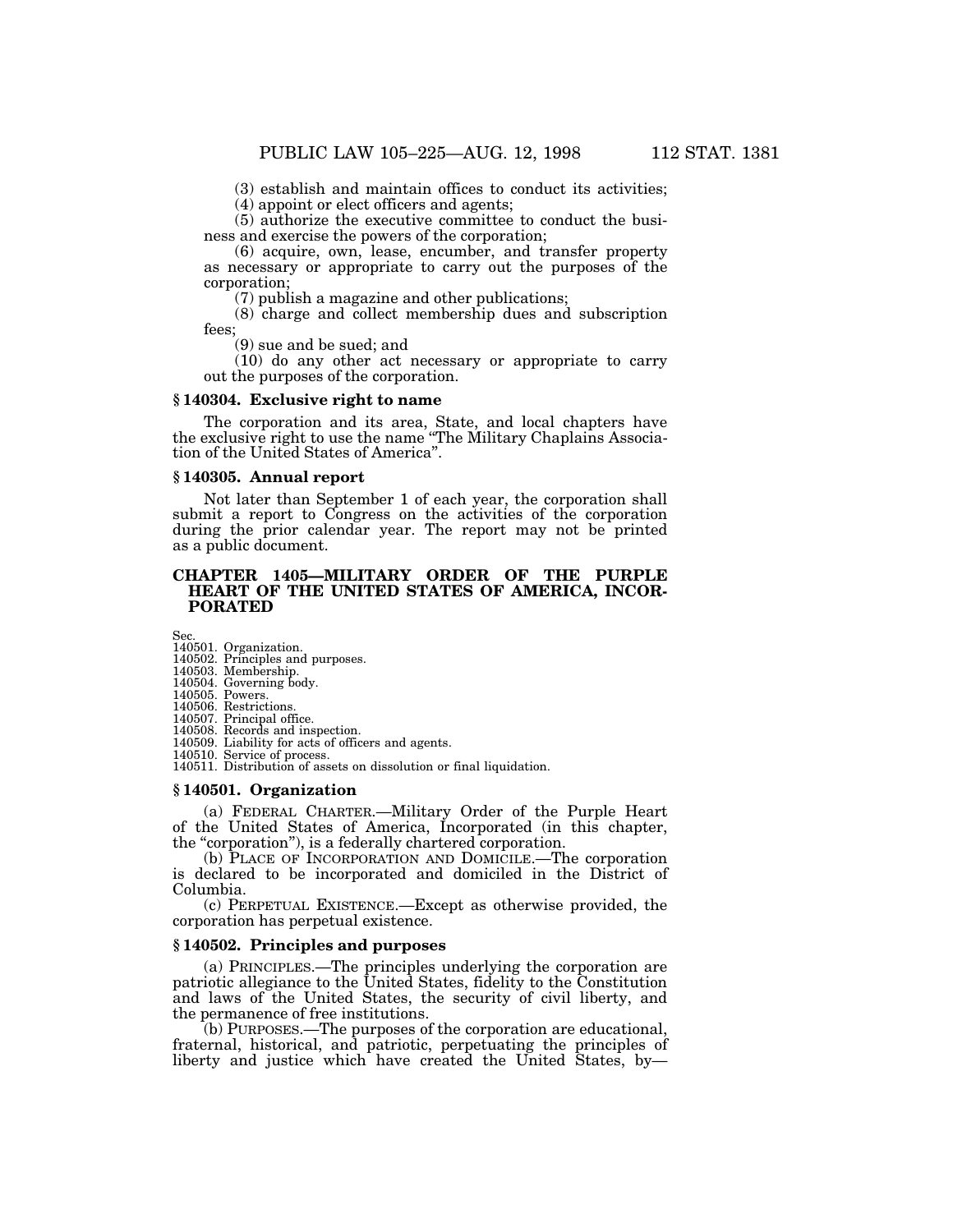(3) establish and maintain offices to conduct its activities;

(4) appoint or elect officers and agents;

(5) authorize the executive committee to conduct the business and exercise the powers of the corporation;

(6) acquire, own, lease, encumber, and transfer property as necessary or appropriate to carry out the purposes of the corporation;

(7) publish a magazine and other publications;

(8) charge and collect membership dues and subscription fees;

(9) sue and be sued; and

(10) do any other act necessary or appropriate to carry out the purposes of the corporation.

### § 140304. Exclusive right to name

The corporation and its area, State, and local chapters have the exclusive right to use the name "The Military Chaplains Association of the United States of America".

### § 140305. Annual report

Not later than September 1 of each year, the corporation shall submit a report to Congress on the activities of the corporation during the prior calendar year. The report may not be printed as a public document.

## CHAPTER 1405—MILITARY ORDER OF THE PURPLE HEART OF THE UNITED STATES OF AMERICA, INCORPORATED

Sec.
140501. Organization.
140502. Principles and purposes.
140503. Membership.
140504. Governing body.
140505. Powers.
140506. Restrictions.
140507. Principal office.
140508. Records and inspection.
140509. Liability for acts of officers and agents.
140510. Service of process.
140511. Distribution of assets on dissolution or final liquidation.

### § 140501. Organization

(a) FEDERAL CHARTER.—Military Order of the Purple Heart of the United States of America, Incorporated (in this chapter, the "corporation"), is a federally chartered corporation.

(b) PLACE OF INCORPORATION AND DOMICILE.—The corporation is declared to be incorporated and domiciled in the District of Columbia.

(c) PERPETUAL EXISTENCE.—Except as otherwise provided, the corporation has perpetual existence.

### § 140502. Principles and purposes

(a) PRINCIPLES.—The principles underlying the corporation are patriotic allegiance to the United States, fidelity to the Constitution and laws of the United States, the security of civil liberty, and the permanence of free institutions.

(b) PURPOSES.—The purposes of the corporation are educational, fraternal, historical, and patriotic, perpetuating the principles of liberty and justice which have created the United States, by—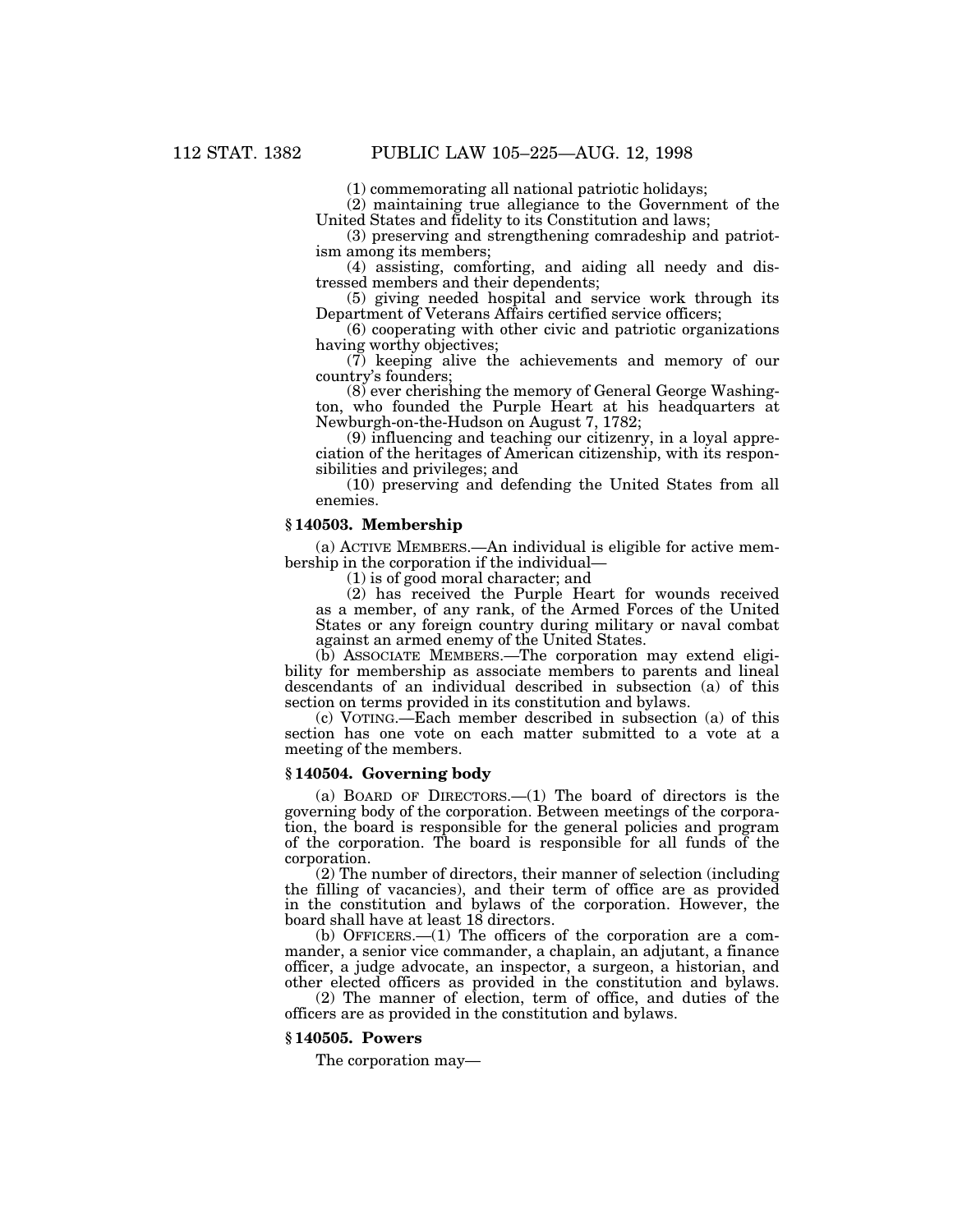(1) commemorating all national patriotic holidays;

(2) maintaining true allegiance to the Government of the United States and fidelity to its Constitution and laws;

(3) preserving and strengthening comradeship and patriotism among its members;

(4) assisting, comforting, and aiding all needy and distressed members and their dependents;

(5) giving needed hospital and service work through its Department of Veterans Affairs certified service officers;

(6) cooperating with other civic and patriotic organizations having worthy objectives;

(7) keeping alive the achievements and memory of our country's founders;

(8) ever cherishing the memory of General George Washington, who founded the Purple Heart at his headquarters at Newburgh-on-the-Hudson on August 7, 1782;

(9) influencing and teaching our citizenry, in a loyal appreciation of the heritages of American citizenship, with its responsibilities and privileges; and

(10) preserving and defending the United States from all enemies.

### § 140503. Membership

(a) ACTIVE MEMBERS.—An individual is eligible for active membership in the corporation if the individual—

(1) is of good moral character; and

(2) has received the Purple Heart for wounds received as a member, of any rank, of the Armed Forces of the United States or any foreign country during military or naval combat against an armed enemy of the United States.

(b) ASSOCIATE MEMBERS.—The corporation may extend eligibility for membership as associate members to parents and lineal descendants of an individual described in subsection (a) of this section on terms provided in its constitution and bylaws.

(c) VOTING.—Each member described in subsection (a) of this section has one vote on each matter submitted to a vote at a meeting of the members.

### § 140504. Governing body

(a) BOARD OF DIRECTORS.—(1) The board of directors is the governing body of the corporation. Between meetings of the corporation, the board is responsible for the general policies and program of the corporation. The board is responsible for all funds of the corporation.

(2) The number of directors, their manner of selection (including the filling of vacancies), and their term of office are as provided in the constitution and bylaws of the corporation. However, the board shall have at least 18 directors.

(b) OFFICERS.—(1) The officers of the corporation are a commander, a senior vice commander, a chaplain, an adjutant, a finance officer, a judge advocate, an inspector, a surgeon, a historian, and other elected officers as provided in the constitution and bylaws.

(2) The manner of election, term of office, and duties of the officers are as provided in the constitution and bylaws.

### § 140505. Powers

The corporation may—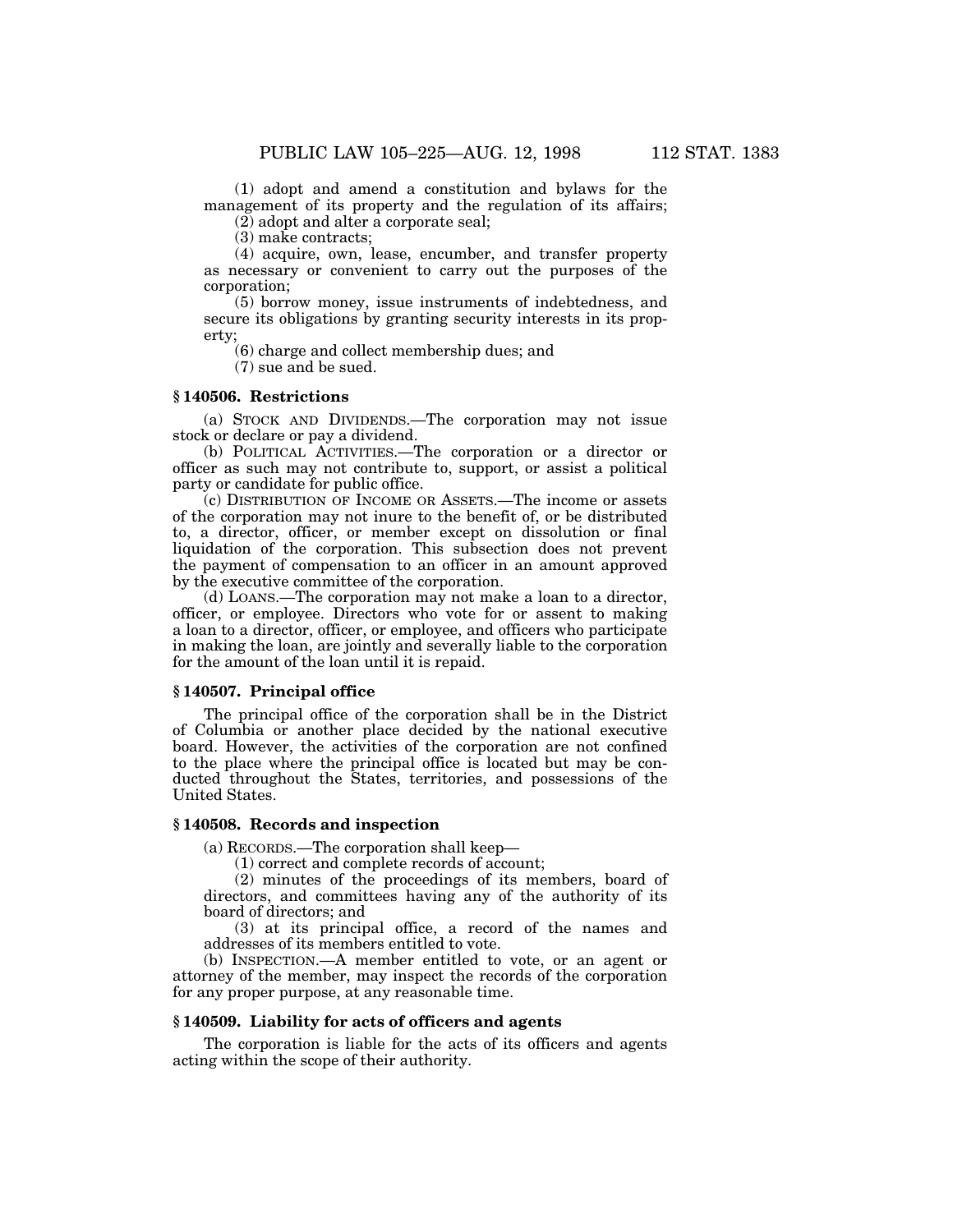(1) adopt and amend a constitution and bylaws for the management of its property and the regulation of its affairs;

(2) adopt and alter a corporate seal;

(3) make contracts;

(4) acquire, own, lease, encumber, and transfer property as necessary or convenient to carry out the purposes of the corporation;

(5) borrow money, issue instruments of indebtedness, and secure its obligations by granting security interests in its property;

(6) charge and collect membership dues; and

(7) sue and be sued.

### § 140506. Restrictions

(a) STOCK AND DIVIDENDS.—The corporation may not issue stock or declare or pay a dividend.

(b) POLITICAL ACTIVITIES.—The corporation or a director or officer as such may not contribute to, support, or assist a political party or candidate for public office.

(c) DISTRIBUTION OF INCOME OR ASSETS.—The income or assets of the corporation may not inure to the benefit of, or be distributed to, a director, officer, or member except on dissolution or final liquidation of the corporation. This subsection does not prevent the payment of compensation to an officer in an amount approved by the executive committee of the corporation.

(d) LOANS.—The corporation may not make a loan to a director, officer, or employee. Directors who vote for or assent to making a loan to a director, officer, or employee, and officers who participate in making the loan, are jointly and severally liable to the corporation for the amount of the loan until it is repaid.

### § 140507. Principal office

The principal office of the corporation shall be in the District of Columbia or another place decided by the national executive board. However, the activities of the corporation are not confined to the place where the principal office is located but may be conducted throughout the States, territories, and possessions of the United States.

### § 140508. Records and inspection

(a) RECORDS.—The corporation shall keep—

(1) correct and complete records of account;

(2) minutes of the proceedings of its members, board of directors, and committees having any of the authority of its board of directors; and

(3) at its principal office, a record of the names and addresses of its members entitled to vote.

(b) INSPECTION.—A member entitled to vote, or an agent or attorney of the member, may inspect the records of the corporation for any proper purpose, at any reasonable time.

### § 140509. Liability for acts of officers and agents

The corporation is liable for the acts of its officers and agents acting within the scope of their authority.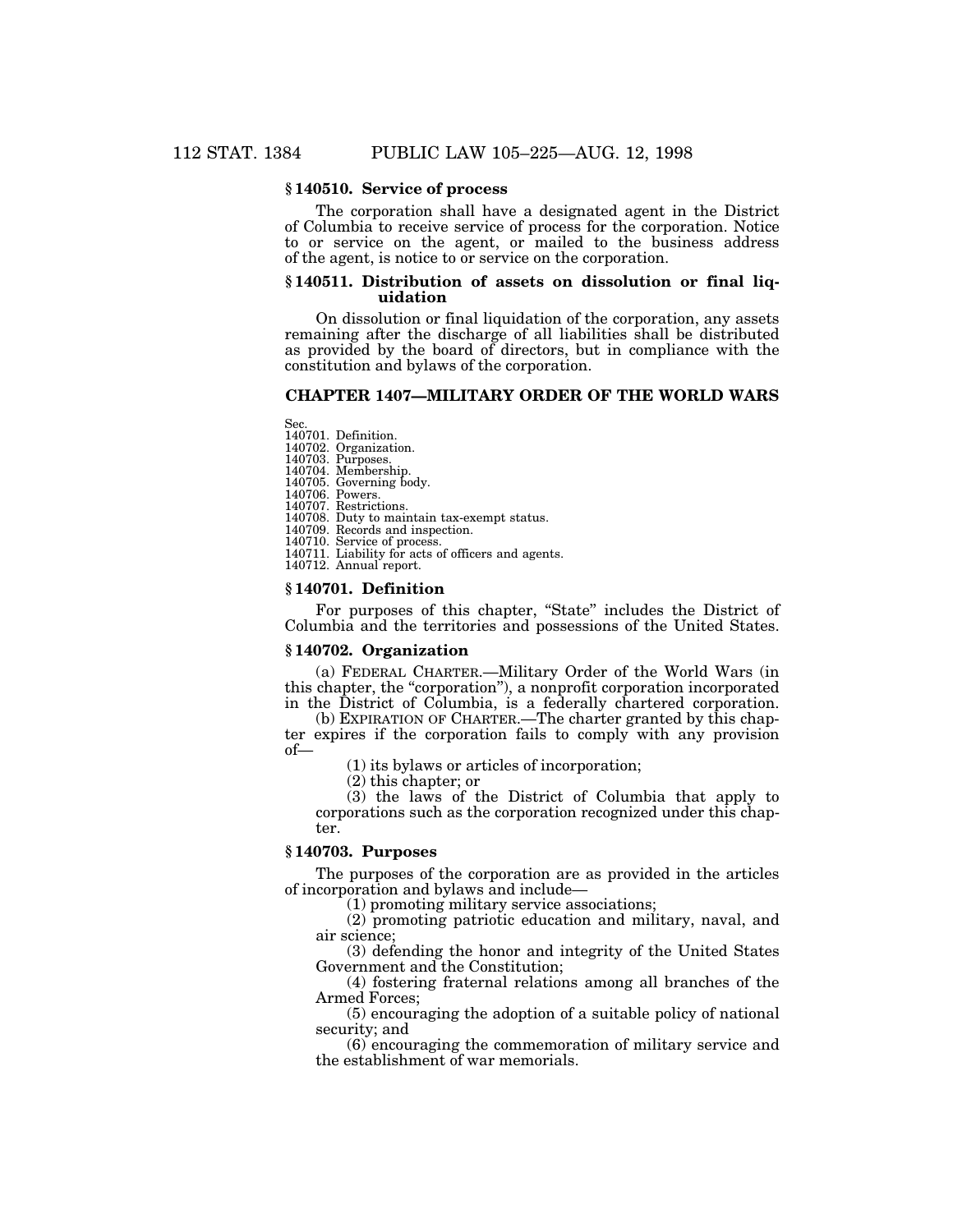### § 140510. Service of process

The corporation shall have a designated agent in the District of Columbia to receive service of process for the corporation. Notice to or service on the agent, or mailed to the business address of the agent, is notice to or service on the corporation.

### § 140511. Distribution of assets on dissolution or final liquidation

On dissolution or final liquidation of the corporation, any assets remaining after the discharge of all liabilities shall be distributed as provided by the board of directors, but in compliance with the constitution and bylaws of the corporation.

## CHAPTER 1407—MILITARY ORDER OF THE WORLD WARS

Sec.
140701. Definition.
140702. Organization.
140703. Purposes.
140704. Membership.
140705. Governing body.
140706. Powers.
140707. Restrictions.
140708. Duty to maintain tax-exempt status.
140709. Records and inspection.
140710. Service of process.
140711. Liability for acts of officers and agents.
140712. Annual report.

### § 140701. Definition

For purposes of this chapter, "State" includes the District of Columbia and the territories and possessions of the United States.

### § 140702. Organization

(a) FEDERAL CHARTER.—Military Order of the World Wars (in this chapter, the "corporation"), a nonprofit corporation incorporated in the District of Columbia, is a federally chartered corporation.

(b) EXPIRATION OF CHARTER.—The charter granted by this chapter expires if the corporation fails to comply with any provision of—

(1) its bylaws or articles of incorporation;

(2) this chapter; or

(3) the laws of the District of Columbia that apply to corporations such as the corporation recognized under this chapter.

### § 140703. Purposes

The purposes of the corporation are as provided in the articles of incorporation and bylaws and include—

(1) promoting military service associations;

(2) promoting patriotic education and military, naval, and air science;

(3) defending the honor and integrity of the United States Government and the Constitution;

(4) fostering fraternal relations among all branches of the Armed Forces;

(5) encouraging the adoption of a suitable policy of national security; and

(6) encouraging the commemoration of military service and the establishment of war memorials.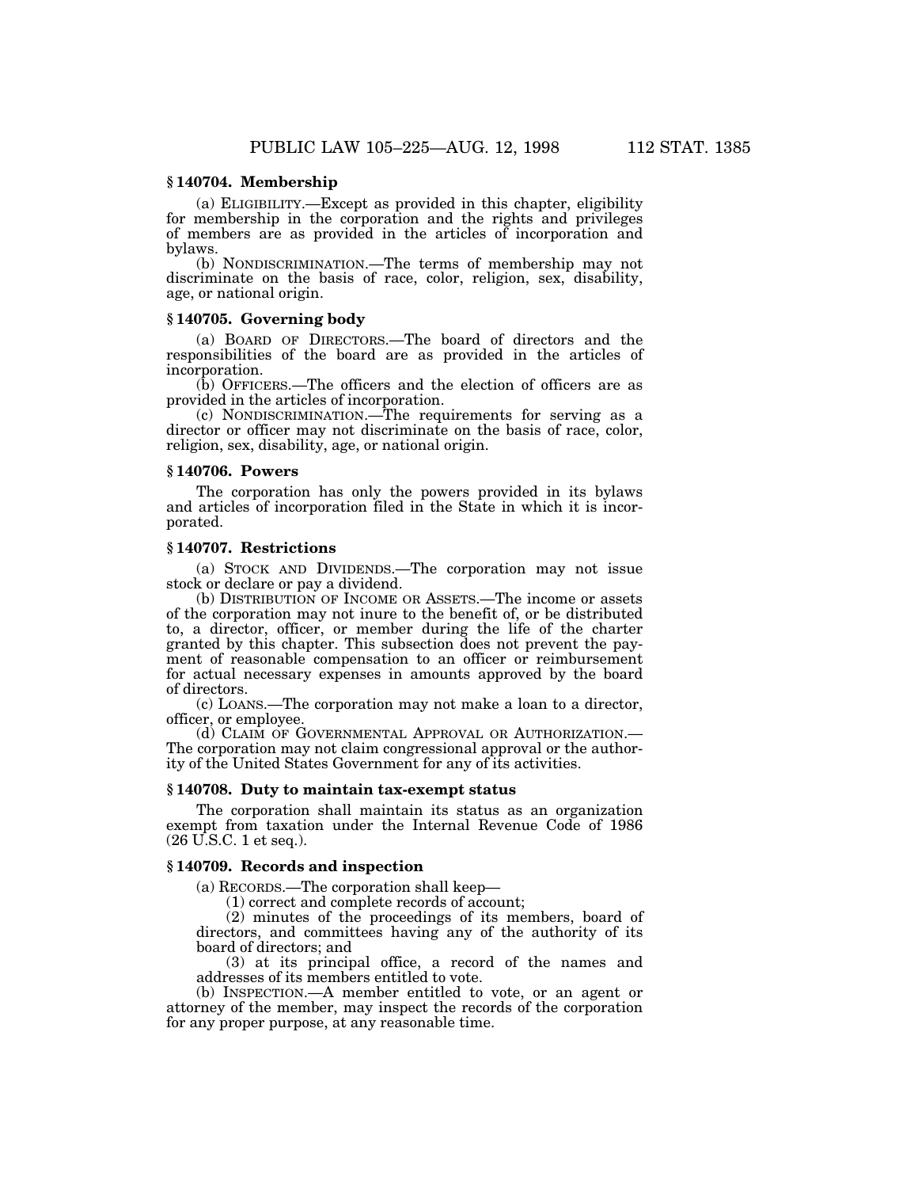### § 140704. Membership

(a) ELIGIBILITY.—Except as provided in this chapter, eligibility for membership in the corporation and the rights and privileges of members are as provided in the articles of incorporation and bylaws.

(b) NONDISCRIMINATION.—The terms of membership may not discriminate on the basis of race, color, religion, sex, disability, age, or national origin.

### § 140705. Governing body

(a) BOARD OF DIRECTORS.—The board of directors and the responsibilities of the board are as provided in the articles of incorporation.

(b) OFFICERS.—The officers and the election of officers are as provided in the articles of incorporation.

(c) NONDISCRIMINATION.—The requirements for serving as a director or officer may not discriminate on the basis of race, color, religion, sex, disability, age, or national origin.

### § 140706. Powers

The corporation has only the powers provided in its bylaws and articles of incorporation filed in the State in which it is incorporated.

### § 140707. Restrictions

(a) STOCK AND DIVIDENDS.—The corporation may not issue stock or declare or pay a dividend.

(b) DISTRIBUTION OF INCOME OR ASSETS.—The income or assets of the corporation may not inure to the benefit of, or be distributed to, a director, officer, or member during the life of the charter granted by this chapter. This subsection does not prevent the payment of reasonable compensation to an officer or reimbursement for actual necessary expenses in amounts approved by the board of directors.

(c) LOANS.—The corporation may not make a loan to a director, officer, or employee.

(d) CLAIM OF GOVERNMENTAL APPROVAL OR AUTHORIZATION.—The corporation may not claim congressional approval or the authority of the United States Government for any of its activities.

### § 140708. Duty to maintain tax-exempt status

The corporation shall maintain its status as an organization exempt from taxation under the Internal Revenue Code of 1986 (26 U.S.C. 1 et seq.).

### § 140709. Records and inspection

(a) RECORDS.—The corporation shall keep—

(1) correct and complete records of account;

(2) minutes of the proceedings of its members, board of directors, and committees having any of the authority of its board of directors; and

(3) at its principal office, a record of the names and addresses of its members entitled to vote.

(b) INSPECTION.—A member entitled to vote, or an agent or attorney of the member, may inspect the records of the corporation for any proper purpose, at any reasonable time.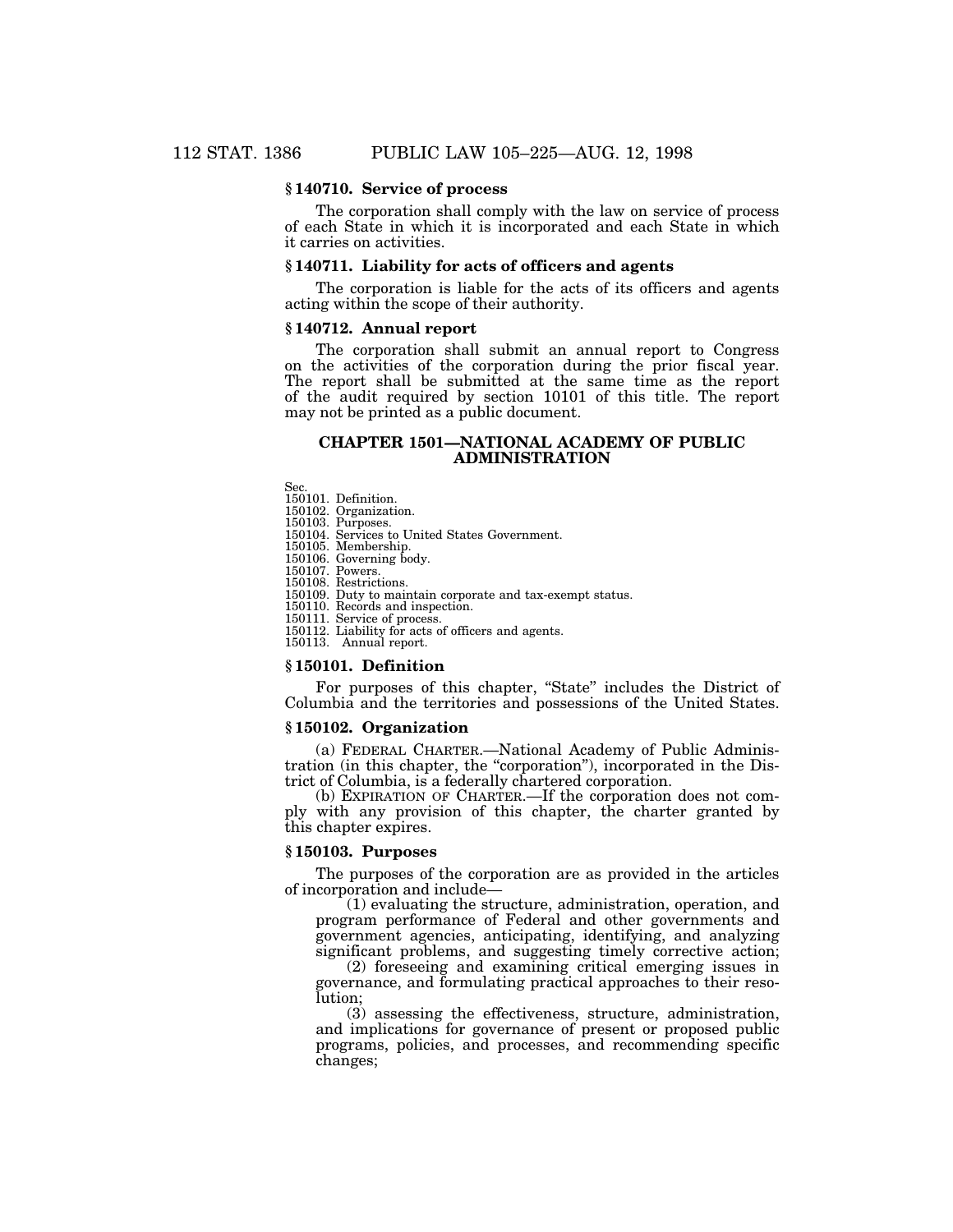### § 140710. Service of process

The corporation shall comply with the law on service of process of each State in which it is incorporated and each State in which it carries on activities.

### § 140711. Liability for acts of officers and agents

The corporation is liable for the acts of its officers and agents acting within the scope of their authority.

### § 140712. Annual report

The corporation shall submit an annual report to Congress on the activities of the corporation during the prior fiscal year. The report shall be submitted at the same time as the report of the audit required by section 10101 of this title. The report may not be printed as a public document.

## CHAPTER 1501—NATIONAL ACADEMY OF PUBLIC ADMINISTRATION

Sec.
150101. Definition.
150102. Organization.
150103. Purposes.
150104. Services to United States Government.
150105. Membership.
150106. Governing body.
150107. Powers.
150108. Restrictions.
150109. Duty to maintain corporate and tax-exempt status.
150110. Records and inspection.
150111. Service of process.
150112. Liability for acts of officers and agents.
150113. Annual report.

### § 150101. Definition

For purposes of this chapter, "State" includes the District of Columbia and the territories and possessions of the United States.

### § 150102. Organization

(a) FEDERAL CHARTER.—National Academy of Public Administration (in this chapter, the "corporation"), incorporated in the District of Columbia, is a federally chartered corporation.

(b) EXPIRATION OF CHARTER.—If the corporation does not comply with any provision of this chapter, the charter granted by this chapter expires.

### § 150103. Purposes

The purposes of the corporation are as provided in the articles of incorporation and include—

(1) evaluating the structure, administration, operation, and program performance of Federal and other governments and government agencies, anticipating, identifying, and analyzing significant problems, and suggesting timely corrective action;

(2) foreseeing and examining critical emerging issues in governance, and formulating practical approaches to their resolution;

(3) assessing the effectiveness, structure, administration, and implications for governance of present or proposed public programs, policies, and processes, and recommending specific changes;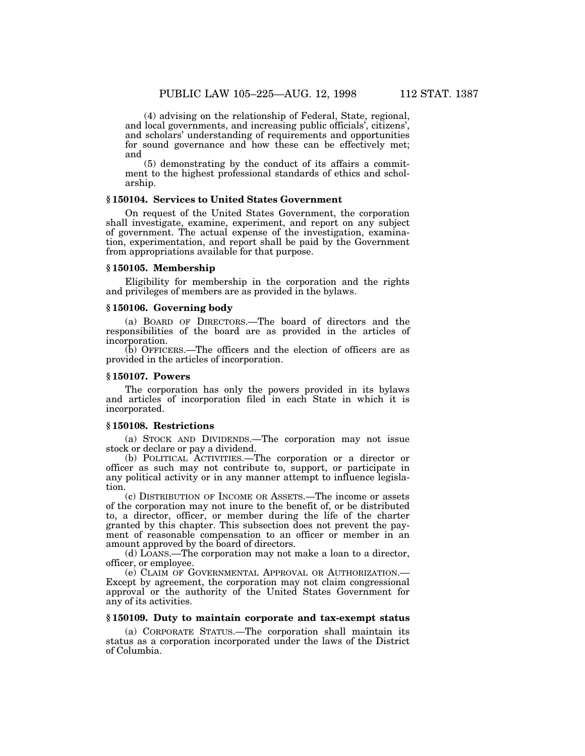(4) advising on the relationship of Federal, State, regional, and local governments, and increasing public officials', citizens', and scholars' understanding of requirements and opportunities for sound governance and how these can be effectively met; and

(5) demonstrating by the conduct of its affairs a commitment to the highest professional standards of ethics and scholarship.

### § 150104. Services to United States Government

On request of the United States Government, the corporation shall investigate, examine, experiment, and report on any subject of government. The actual expense of the investigation, examination, experimentation, and report shall be paid by the Government from appropriations available for that purpose.

### § 150105. Membership

Eligibility for membership in the corporation and the rights and privileges of members are as provided in the bylaws.

### § 150106. Governing body

(a) BOARD OF DIRECTORS.—The board of directors and the responsibilities of the board are as provided in the articles of incorporation.

(b) OFFICERS.—The officers and the election of officers are as provided in the articles of incorporation.

### § 150107. Powers

The corporation has only the powers provided in its bylaws and articles of incorporation filed in each State in which it is incorporated.

### § 150108. Restrictions

(a) STOCK AND DIVIDENDS.—The corporation may not issue stock or declare or pay a dividend.

(b) POLITICAL ACTIVITIES.—The corporation or a director or officer as such may not contribute to, support, or participate in any political activity or in any manner attempt to influence legislation.

(c) DISTRIBUTION OF INCOME OR ASSETS.—The income or assets of the corporation may not inure to the benefit of, or be distributed to, a director, officer, or member during the life of the charter granted by this chapter. This subsection does not prevent the payment of reasonable compensation to an officer or member in an amount approved by the board of directors.

(d) LOANS.—The corporation may not make a loan to a director, officer, or employee.

(e) CLAIM OF GOVERNMENTAL APPROVAL OR AUTHORIZATION.—Except by agreement, the corporation may not claim congressional approval or the authority of the United States Government for any of its activities.

### § 150109. Duty to maintain corporate and tax-exempt status

(a) CORPORATE STATUS.—The corporation shall maintain its status as a corporation incorporated under the laws of the District of Columbia.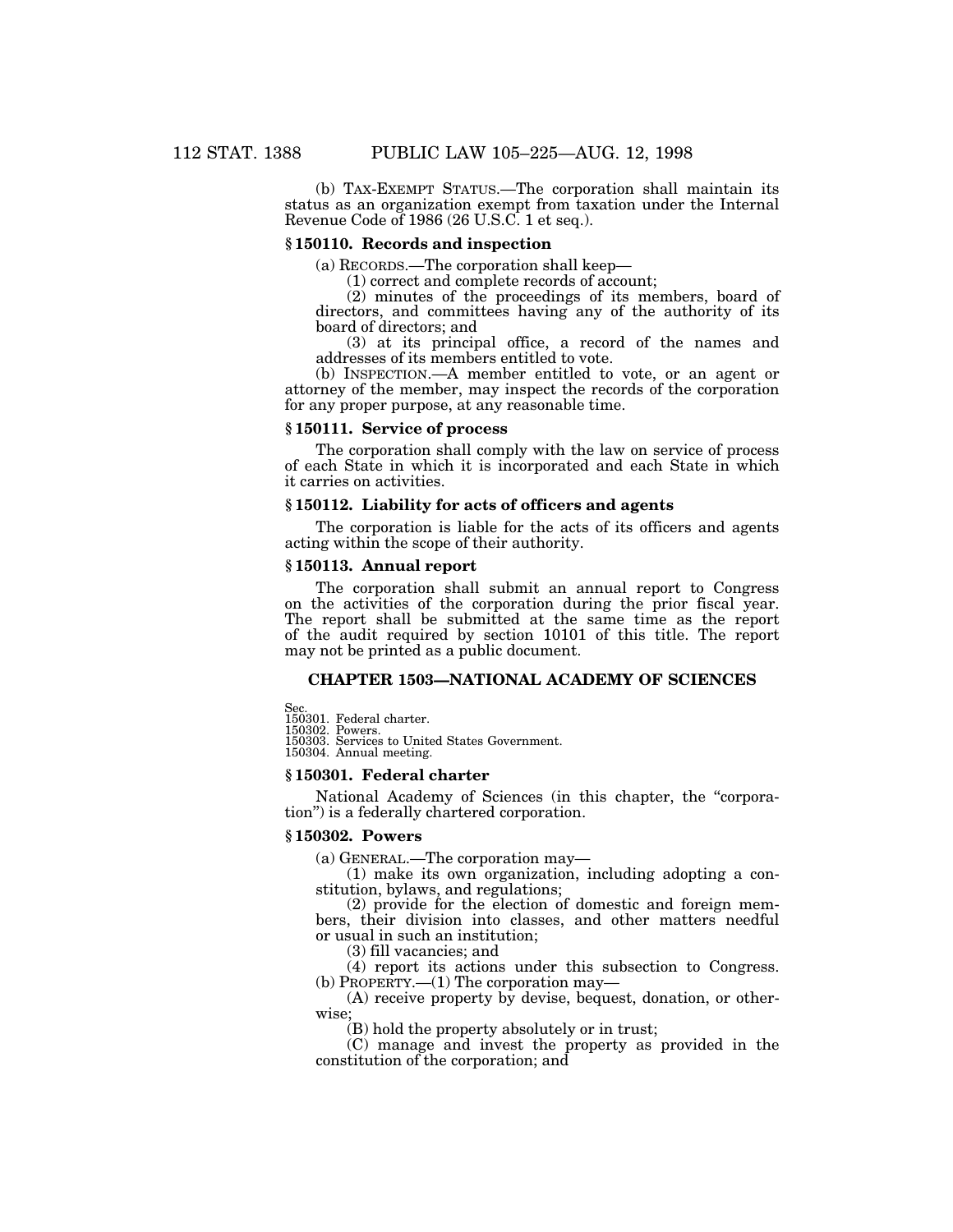(b) TAX-EXEMPT STATUS.—The corporation shall maintain its status as an organization exempt from taxation under the Internal Revenue Code of 1986 (26 U.S.C. 1 et seq.).

### § 150110. Records and inspection

(a) RECORDS.—The corporation shall keep—

(1) correct and complete records of account;

(2) minutes of the proceedings of its members, board of directors, and committees having any of the authority of its board of directors; and

(3) at its principal office, a record of the names and addresses of its members entitled to vote.

(b) INSPECTION.—A member entitled to vote, or an agent or attorney of the member, may inspect the records of the corporation for any proper purpose, at any reasonable time.

### § 150111. Service of process

The corporation shall comply with the law on service of process of each State in which it is incorporated and each State in which it carries on activities.

### § 150112. Liability for acts of officers and agents

The corporation is liable for the acts of its officers and agents acting within the scope of their authority.

### § 150113. Annual report

The corporation shall submit an annual report to Congress on the activities of the corporation during the prior fiscal year. The report shall be submitted at the same time as the report of the audit required by section 10101 of this title. The report may not be printed as a public document.

## CHAPTER 1503—NATIONAL ACADEMY OF SCIENCES

Sec.
150301. Federal charter.
150302. Powers.
150303. Services to United States Government.
150304. Annual meeting.

### § 150301. Federal charter

National Academy of Sciences (in this chapter, the "corporation") is a federally chartered corporation.

### § 150302. Powers

(a) GENERAL.—The corporation may—

(1) make its own organization, including adopting a constitution, bylaws, and regulations;

(2) provide for the election of domestic and foreign members, their division into classes, and other matters needful or usual in such an institution;

(3) fill vacancies; and

(4) report its actions under this subsection to Congress.

(b) PROPERTY.—(1) The corporation may—

(A) receive property by devise, bequest, donation, or otherwise;

(B) hold the property absolutely or in trust;

(C) manage and invest the property as provided in the constitution of the corporation; and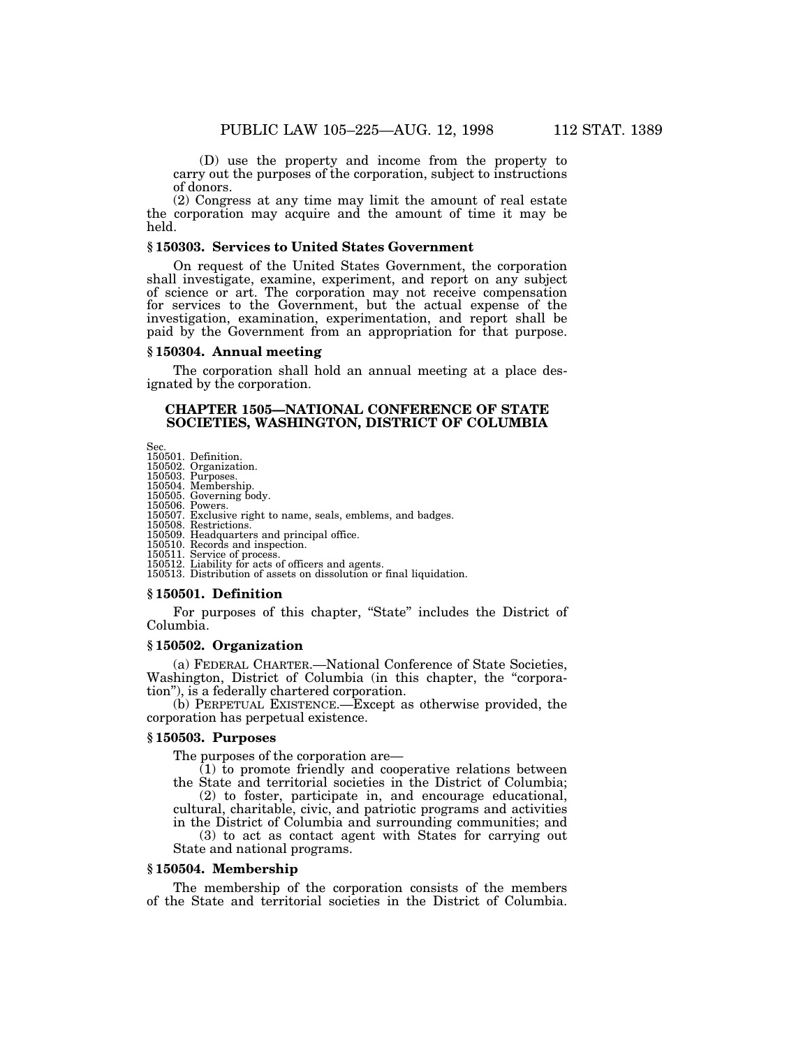(D) use the property and income from the property to carry out the purposes of the corporation, subject to instructions of donors.

(2) Congress at any time may limit the amount of real estate the corporation may acquire and the amount of time it may be held.

### § 150303. Services to United States Government

On request of the United States Government, the corporation shall investigate, examine, experiment, and report on any subject of science or art. The corporation may not receive compensation for services to the Government, but the actual expense of the investigation, examination, experimentation, and report shall be paid by the Government from an appropriation for that purpose.

### § 150304. Annual meeting

The corporation shall hold an annual meeting at a place designated by the corporation.

## CHAPTER 1505—NATIONAL CONFERENCE OF STATE SOCIETIES, WASHINGTON, DISTRICT OF COLUMBIA

Sec.
150501. Definition.
150502. Organization.
150503. Purposes.
150504. Membership.
150505. Governing body.
150506. Powers.
150507. Exclusive right to name, seals, emblems, and badges.
150508. Restrictions.
150509. Headquarters and principal office.
150510. Records and inspection.
150511. Service of process.
150512. Liability for acts of officers and agents.
150513. Distribution of assets on dissolution or final liquidation.

### § 150501. Definition

For purposes of this chapter, "State" includes the District of Columbia.

### § 150502. Organization

(a) FEDERAL CHARTER.—National Conference of State Societies, Washington, District of Columbia (in this chapter, the "corporation"), is a federally chartered corporation.

(b) PERPETUAL EXISTENCE.—Except as otherwise provided, the corporation has perpetual existence.

### § 150503. Purposes

The purposes of the corporation are—

(1) to promote friendly and cooperative relations between the State and territorial societies in the District of Columbia;

(2) to foster, participate in, and encourage educational, cultural, charitable, civic, and patriotic programs and activities in the District of Columbia and surrounding communities; and

(3) to act as contact agent with States for carrying out State and national programs.

### § 150504. Membership

The membership of the corporation consists of the members of the State and territorial societies in the District of Columbia.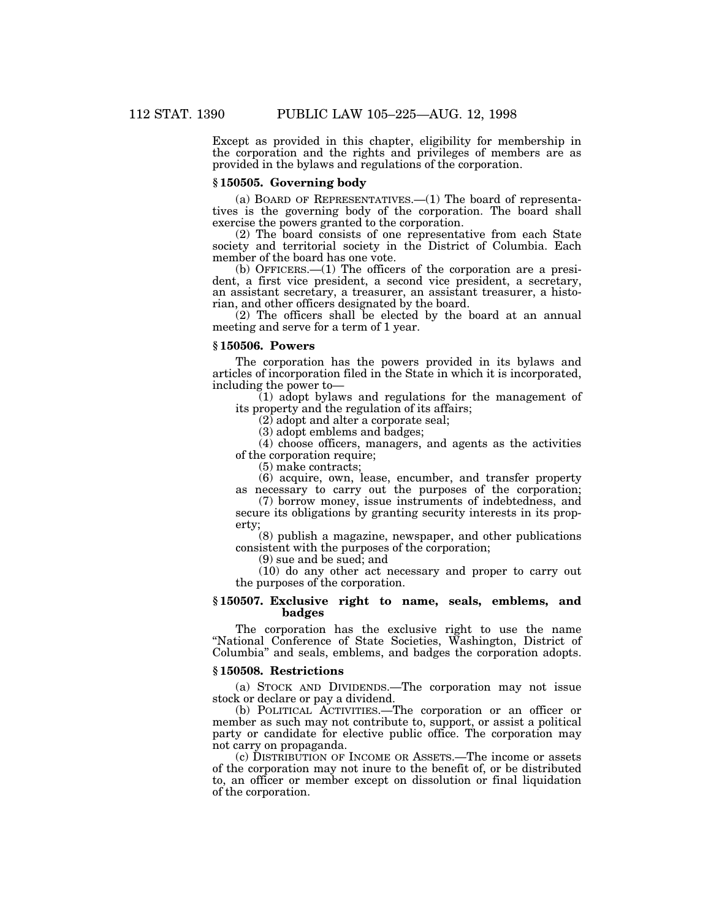Except as provided in this chapter, eligibility for membership in the corporation and the rights and privileges of members are as provided in the bylaws and regulations of the corporation.

### § 150505. Governing body

(a) BOARD OF REPRESENTATIVES.—(1) The board of representatives is the governing body of the corporation. The board shall exercise the powers granted to the corporation.

(2) The board consists of one representative from each State society and territorial society in the District of Columbia. Each member of the board has one vote.

(b) OFFICERS.—(1) The officers of the corporation are a president, a first vice president, a second vice president, a secretary, an assistant secretary, a treasurer, an assistant treasurer, a historian, and other officers designated by the board.

(2) The officers shall be elected by the board at an annual meeting and serve for a term of 1 year.

### § 150506. Powers

The corporation has the powers provided in its bylaws and articles of incorporation filed in the State in which it is incorporated, including the power to—

(1) adopt bylaws and regulations for the management of its property and the regulation of its affairs;

(2) adopt and alter a corporate seal;

(3) adopt emblems and badges;

(4) choose officers, managers, and agents as the activities of the corporation require;

(5) make contracts;

(6) acquire, own, lease, encumber, and transfer property as necessary to carry out the purposes of the corporation;

(7) borrow money, issue instruments of indebtedness, and secure its obligations by granting security interests in its property;

(8) publish a magazine, newspaper, and other publications consistent with the purposes of the corporation;

(9) sue and be sued; and

(10) do any other act necessary and proper to carry out the purposes of the corporation.

### § 150507. Exclusive right to name, seals, emblems, and badges

The corporation has the exclusive right to use the name "National Conference of State Societies, Washington, District of Columbia" and seals, emblems, and badges the corporation adopts.

### § 150508. Restrictions

(a) STOCK AND DIVIDENDS.—The corporation may not issue stock or declare or pay a dividend.

(b) POLITICAL ACTIVITIES.—The corporation or an officer or member as such may not contribute to, support, or assist a political party or candidate for elective public office. The corporation may not carry on propaganda.

(c) DISTRIBUTION OF INCOME OR ASSETS.—The income or assets of the corporation may not inure to the benefit of, or be distributed to, an officer or member except on dissolution or final liquidation of the corporation.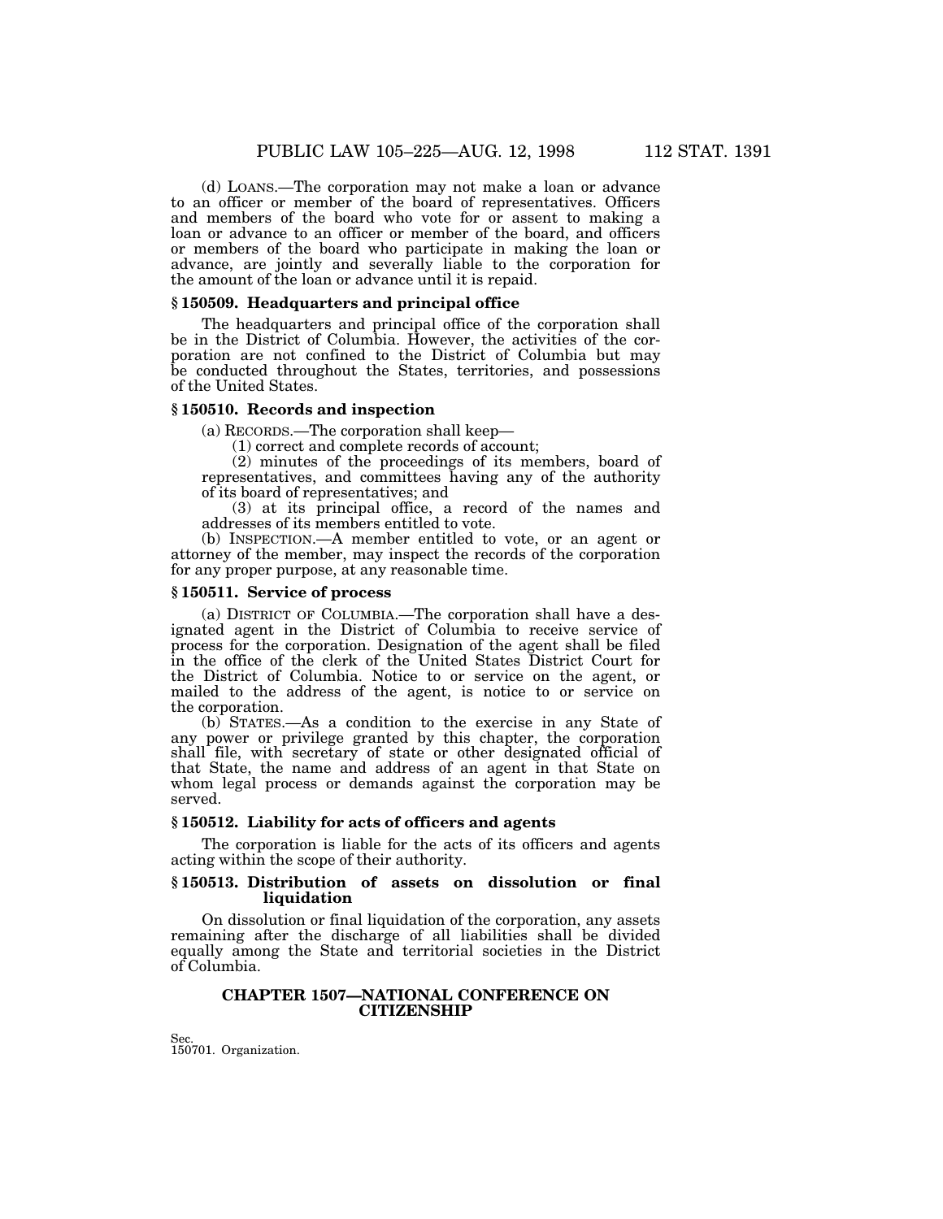(d) LOANS.—The corporation may not make a loan or advance to an officer or member of the board of representatives. Officers and members of the board who vote for or assent to making a loan or advance to an officer or member of the board, and officers or members of the board who participate in making the loan or advance, are jointly and severally liable to the corporation for the amount of the loan or advance until it is repaid.

### § 150509. Headquarters and principal office

The headquarters and principal office of the corporation shall be in the District of Columbia. However, the activities of the corporation are not confined to the District of Columbia but may be conducted throughout the States, territories, and possessions of the United States.

### § 150510. Records and inspection

(a) RECORDS.—The corporation shall keep—

(1) correct and complete records of account;

(2) minutes of the proceedings of its members, board of representatives, and committees having any of the authority of its board of representatives; and

(3) at its principal office, a record of the names and addresses of its members entitled to vote.

(b) INSPECTION.—A member entitled to vote, or an agent or attorney of the member, may inspect the records of the corporation for any proper purpose, at any reasonable time.

### § 150511. Service of process

(a) DISTRICT OF COLUMBIA.—The corporation shall have a designated agent in the District of Columbia to receive service of process for the corporation. Designation of the agent shall be filed in the office of the clerk of the United States District Court for the District of Columbia. Notice to or service on the agent, or mailed to the address of the agent, is notice to or service on the corporation.

(b) STATES.—As a condition to the exercise in any State of any power or privilege granted by this chapter, the corporation shall file, with secretary of state or other designated official of that State, the name and address of an agent in that State on whom legal process or demands against the corporation may be served.

### § 150512. Liability for acts of officers and agents

The corporation is liable for the acts of its officers and agents acting within the scope of their authority.

### § 150513. Distribution of assets on dissolution or final liquidation

On dissolution or final liquidation of the corporation, any assets remaining after the discharge of all liabilities shall be divided equally among the State and territorial societies in the District of Columbia.

## CHAPTER 1507—NATIONAL CONFERENCE ON CITIZENSHIP

Sec.
150701. Organization.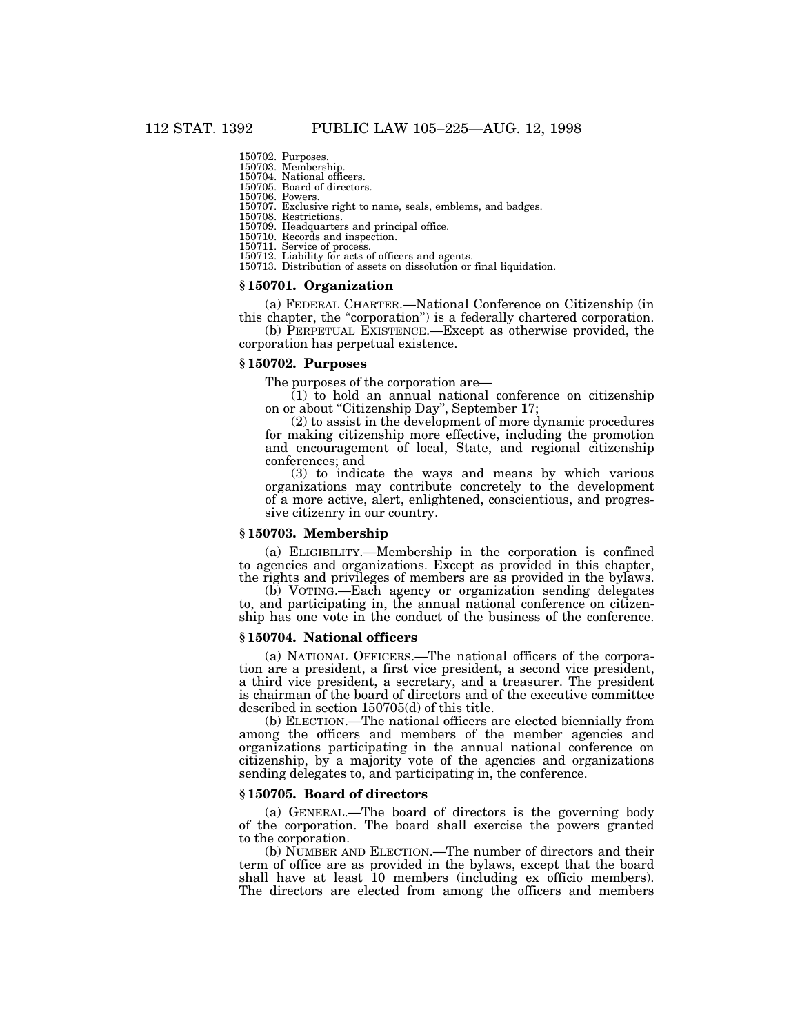150702. Purposes.
150703. Membership.
150704. National officers.
150705. Board of directors.
150706. Powers.
150707. Exclusive right to name, seals, emblems, and badges.
150708. Restrictions.
150709. Headquarters and principal office.
150710. Records and inspection.
150711. Service of process.
150712. Liability for acts of officers and agents.
150713. Distribution of assets on dissolution or final liquidation.

### § 150701. Organization

(a) FEDERAL CHARTER.—National Conference on Citizenship (in this chapter, the "corporation") is a federally chartered corporation.

(b) PERPETUAL EXISTENCE.—Except as otherwise provided, the corporation has perpetual existence.

### § 150702. Purposes

The purposes of the corporation are—

(1) to hold an annual national conference on citizenship on or about "Citizenship Day", September 17;

(2) to assist in the development of more dynamic procedures for making citizenship more effective, including the promotion and encouragement of local, State, and regional citizenship conferences; and

(3) to indicate the ways and means by which various organizations may contribute concretely to the development of a more active, alert, enlightened, conscientious, and progressive citizenry in our country.

### § 150703. Membership

(a) ELIGIBILITY.—Membership in the corporation is confined to agencies and organizations. Except as provided in this chapter, the rights and privileges of members are as provided in the bylaws.

(b) VOTING.—Each agency or organization sending delegates to, and participating in, the annual national conference on citizenship has one vote in the conduct of the business of the conference.

### § 150704. National officers

(a) NATIONAL OFFICERS.—The national officers of the corporation are a president, a first vice president, a second vice president, a third vice president, a secretary, and a treasurer. The president is chairman of the board of directors and of the executive committee described in section 150705(d) of this title.

(b) ELECTION.—The national officers are elected biennially from among the officers and members of the member agencies and organizations participating in the annual national conference on citizenship, by a majority vote of the agencies and organizations sending delegates to, and participating in, the conference.

### § 150705. Board of directors

(a) GENERAL.—The board of directors is the governing body of the corporation. The board shall exercise the powers granted to the corporation.

(b) NUMBER AND ELECTION.—The number of directors and their term of office are as provided in the bylaws, except that the board shall have at least 10 members (including ex officio members). The directors are elected from among the officers and members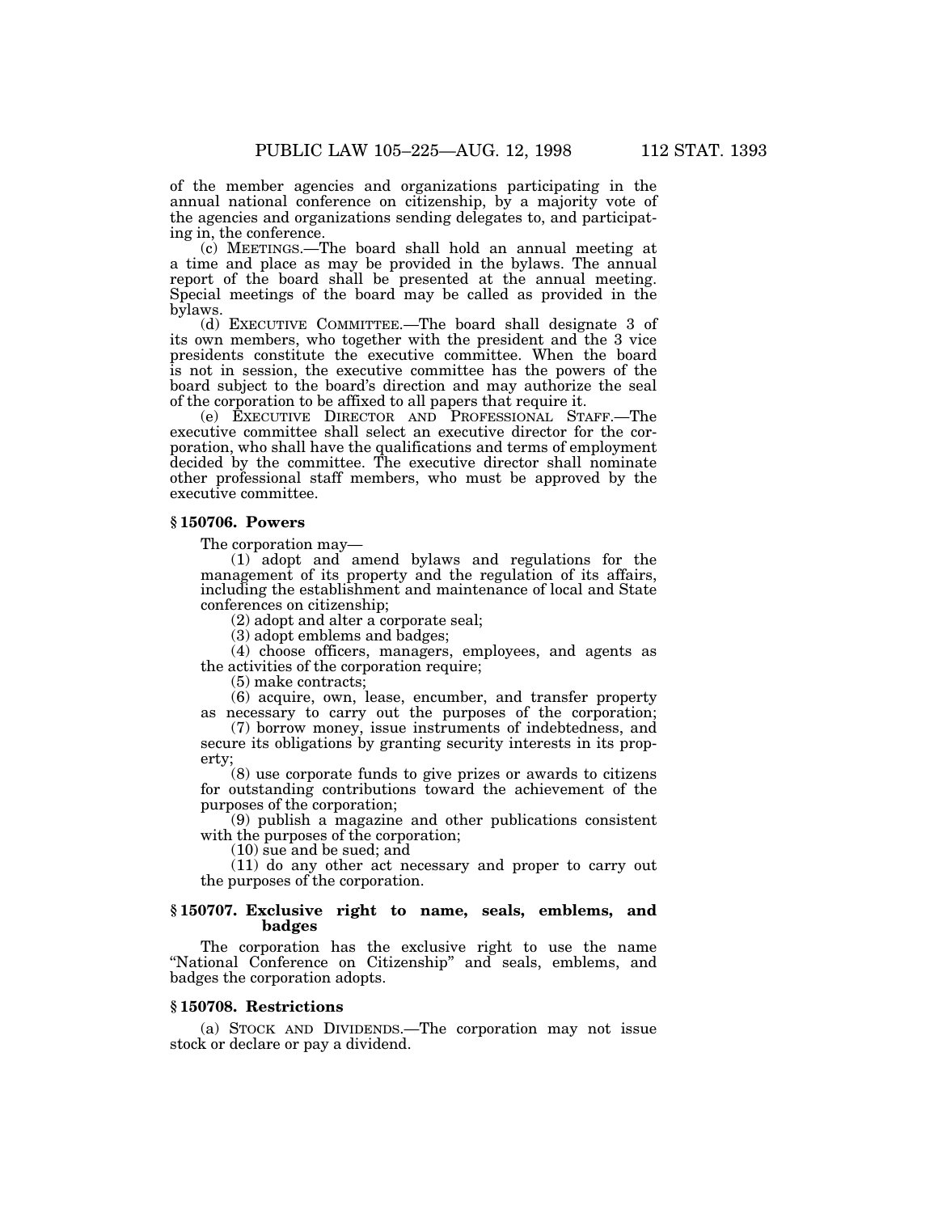of the member agencies and organizations participating in the annual national conference on citizenship, by a majority vote of the agencies and organizations sending delegates to, and participating in, the conference.

(c) MEETINGS.—The board shall hold an annual meeting at a time and place as may be provided in the bylaws. The annual report of the board shall be presented at the annual meeting. Special meetings of the board may be called as provided in the bylaws.

(d) EXECUTIVE COMMITTEE.—The board shall designate 3 of its own members, who together with the president and the 3 vice presidents constitute the executive committee. When the board is not in session, the executive committee has the powers of the board subject to the board's direction and may authorize the seal of the corporation to be affixed to all papers that require it.

(e) EXECUTIVE DIRECTOR AND PROFESSIONAL STAFF.—The executive committee shall select an executive director for the corporation, who shall have the qualifications and terms of employment decided by the committee. The executive director shall nominate other professional staff members, who must be approved by the executive committee.

### § 150706. Powers

The corporation may—

(1) adopt and amend bylaws and regulations for the management of its property and the regulation of its affairs, including the establishment and maintenance of local and State conferences on citizenship;

(2) adopt and alter a corporate seal;

(3) adopt emblems and badges;

(4) choose officers, managers, employees, and agents as the activities of the corporation require;

(5) make contracts;

(6) acquire, own, lease, encumber, and transfer property as necessary to carry out the purposes of the corporation;

(7) borrow money, issue instruments of indebtedness, and secure its obligations by granting security interests in its property;

(8) use corporate funds to give prizes or awards to citizens for outstanding contributions toward the achievement of the purposes of the corporation;

(9) publish a magazine and other publications consistent with the purposes of the corporation;

(10) sue and be sued; and

(11) do any other act necessary and proper to carry out the purposes of the corporation.

### § 150707. Exclusive right to name, seals, emblems, and badges

The corporation has the exclusive right to use the name "National Conference on Citizenship" and seals, emblems, and badges the corporation adopts.

### § 150708. Restrictions

(a) STOCK AND DIVIDENDS.—The corporation may not issue stock or declare or pay a dividend.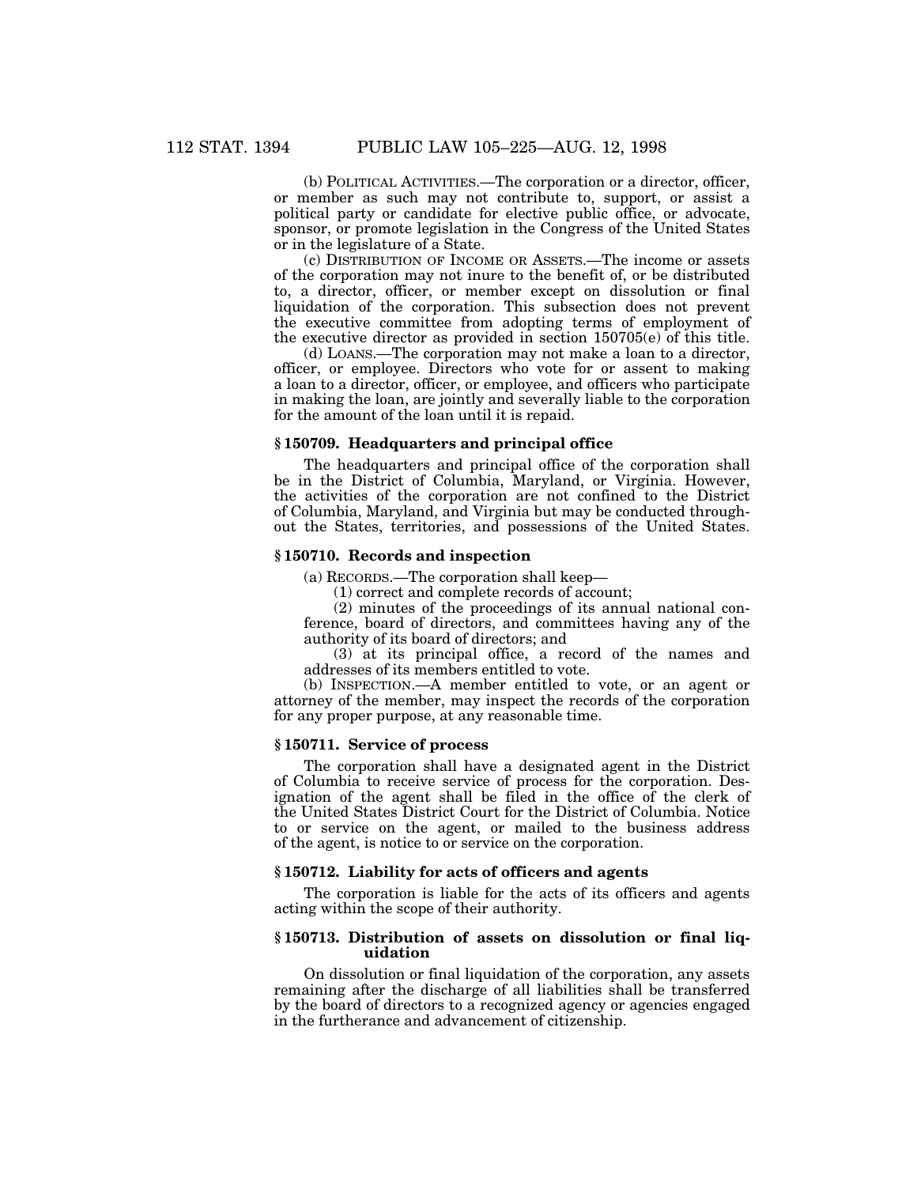(b) POLITICAL ACTIVITIES.—The corporation or a director, officer, or member as such may not contribute to, support, or assist a political party or candidate for elective public office, or advocate, sponsor, or promote legislation in the Congress of the United States or in the legislature of a State.

(c) DISTRIBUTION OF INCOME OR ASSETS.—The income or assets of the corporation may not inure to the benefit of, or be distributed to, a director, officer, or member except on dissolution or final liquidation of the corporation. This subsection does not prevent the executive committee from adopting terms of employment of the executive director as provided in section 150705(e) of this title.

(d) LOANS.—The corporation may not make a loan to a director, officer, or employee. Directors who vote for or assent to making a loan to a director, officer, or employee, and officers who participate in making the loan, are jointly and severally liable to the corporation for the amount of the loan until it is repaid.

### § 150709. Headquarters and principal office

The headquarters and principal office of the corporation shall be in the District of Columbia, Maryland, or Virginia. However, the activities of the corporation are not confined to the District of Columbia, Maryland, and Virginia but may be conducted throughout the States, territories, and possessions of the United States.

### § 150710. Records and inspection

(a) RECORDS.—The corporation shall keep—

(1) correct and complete records of account;

(2) minutes of the proceedings of its annual national conference, board of directors, and committees having any of the authority of its board of directors; and

(3) at its principal office, a record of the names and addresses of its members entitled to vote.

(b) INSPECTION.—A member entitled to vote, or an agent or attorney of the member, may inspect the records of the corporation for any proper purpose, at any reasonable time.

### § 150711. Service of process

The corporation shall have a designated agent in the District of Columbia to receive service of process for the corporation. Designation of the agent shall be filed in the office of the clerk of the United States District Court for the District of Columbia. Notice to or service on the agent, or mailed to the business address of the agent, is notice to or service on the corporation.

### § 150712. Liability for acts of officers and agents

The corporation is liable for the acts of its officers and agents acting within the scope of their authority.

### § 150713. Distribution of assets on dissolution or final liquidation

On dissolution or final liquidation of the corporation, any assets remaining after the discharge of all liabilities shall be transferred by the board of directors to a recognized agency or agencies engaged in the furtherance and advancement of citizenship.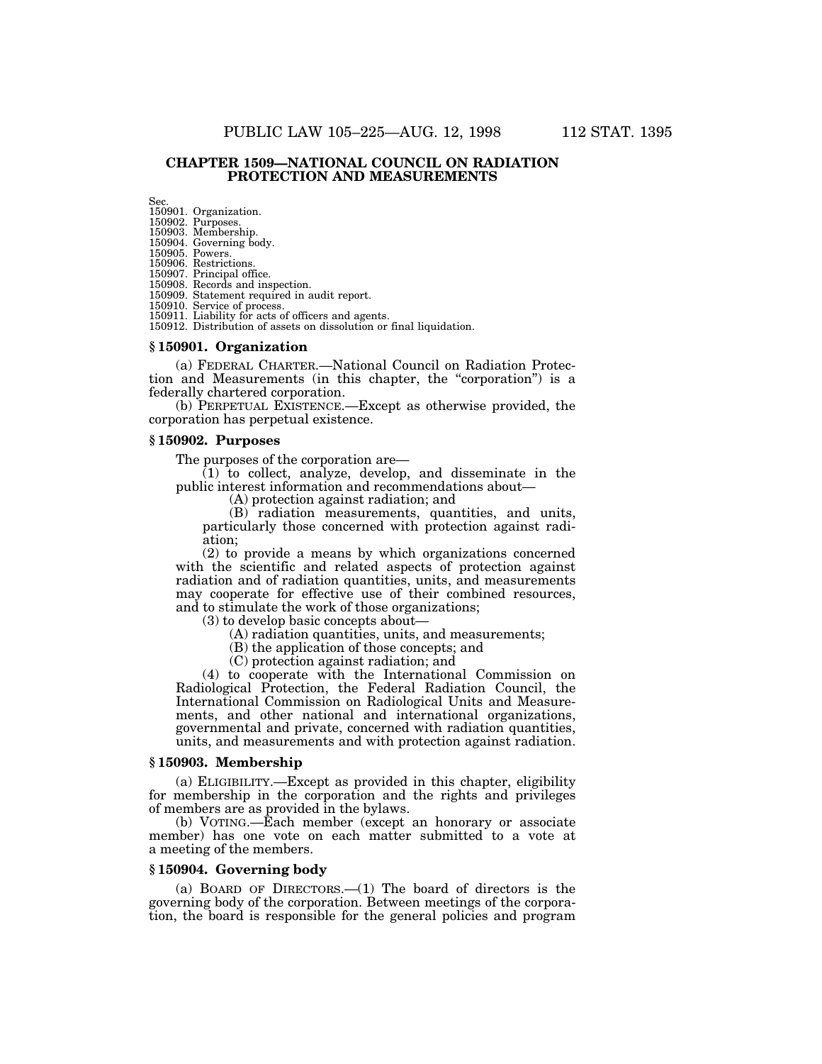## CHAPTER 1509—NATIONAL COUNCIL ON RADIATION PROTECTION AND MEASUREMENTS

Sec.
150901. Organization.
150902. Purposes.
150903. Membership.
150904. Governing body.
150905. Powers.
150906. Restrictions.
150907. Principal office.
150908. Records and inspection.
150909. Statement required in audit report.
150910. Service of process.
150911. Liability for acts of officers and agents.
150912. Distribution of assets on dissolution or final liquidation.

### § 150901. Organization

(a) FEDERAL CHARTER.—National Council on Radiation Protection and Measurements (in this chapter, the "corporation") is a federally chartered corporation.

(b) PERPETUAL EXISTENCE.—Except as otherwise provided, the corporation has perpetual existence.

### § 150902. Purposes

The purposes of the corporation are—

(1) to collect, analyze, develop, and disseminate in the public interest information and recommendations about—

(A) protection against radiation; and

(B) radiation measurements, quantities, and units, particularly those concerned with protection against radiation;

(2) to provide a means by which organizations concerned with the scientific and related aspects of protection against radiation and of radiation quantities, units, and measurements may cooperate for effective use of their combined resources, and to stimulate the work of those organizations;

(3) to develop basic concepts about—

(A) radiation quantities, units, and measurements;

(B) the application of those concepts; and

(C) protection against radiation; and

(4) to cooperate with the International Commission on Radiological Protection, the Federal Radiation Council, the International Commission on Radiological Units and Measurements, and other national and international organizations, governmental and private, concerned with radiation quantities, units, and measurements and with protection against radiation.

### § 150903. Membership

(a) ELIGIBILITY.—Except as provided in this chapter, eligibility for membership in the corporation and the rights and privileges of members are as provided in the bylaws.

(b) VOTING.—Each member (except an honorary or associate member) has one vote on each matter submitted to a vote at a meeting of the members.

### § 150904. Governing body

(a) BOARD OF DIRECTORS.—(1) The board of directors is the governing body of the corporation. Between meetings of the corporation, the board is responsible for the general policies and program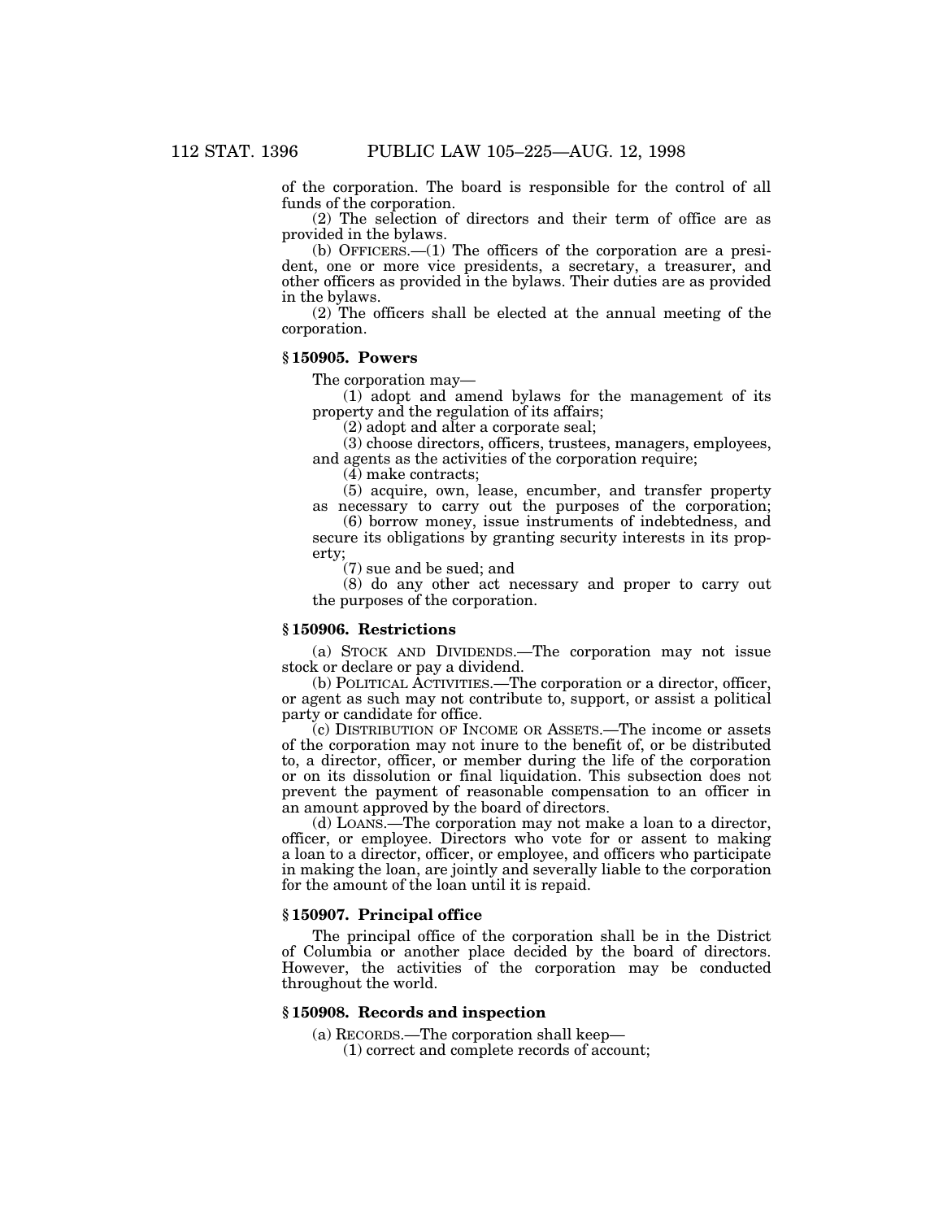of the corporation. The board is responsible for the control of all funds of the corporation.

(2) The selection of directors and their term of office are as provided in the bylaws.

(b) OFFICERS.—(1) The officers of the corporation are a president, one or more vice presidents, a secretary, a treasurer, and other officers as provided in the bylaws. Their duties are as provided in the bylaws.

(2) The officers shall be elected at the annual meeting of the corporation.

### § 150905. Powers

The corporation may—

(1) adopt and amend bylaws for the management of its property and the regulation of its affairs;

(2) adopt and alter a corporate seal;

(3) choose directors, officers, trustees, managers, employees, and agents as the activities of the corporation require;

(4) make contracts;

(5) acquire, own, lease, encumber, and transfer property as necessary to carry out the purposes of the corporation;

(6) borrow money, issue instruments of indebtedness, and secure its obligations by granting security interests in its property;

(7) sue and be sued; and

(8) do any other act necessary and proper to carry out the purposes of the corporation.

### § 150906. Restrictions

(a) STOCK AND DIVIDENDS.—The corporation may not issue stock or declare or pay a dividend.

(b) POLITICAL ACTIVITIES.—The corporation or a director, officer, or agent as such may not contribute to, support, or assist a political party or candidate for office.

(c) DISTRIBUTION OF INCOME OR ASSETS.—The income or assets of the corporation may not inure to the benefit of, or be distributed to, a director, officer, or member during the life of the corporation or on its dissolution or final liquidation. This subsection does not prevent the payment of reasonable compensation to an officer in an amount approved by the board of directors.

(d) LOANS.—The corporation may not make a loan to a director, officer, or employee. Directors who vote for or assent to making a loan to a director, officer, or employee, and officers who participate in making the loan, are jointly and severally liable to the corporation for the amount of the loan until it is repaid.

### § 150907. Principal office

The principal office of the corporation shall be in the District of Columbia or another place decided by the board of directors. However, the activities of the corporation may be conducted throughout the world.

### § 150908. Records and inspection

(a) RECORDS.—The corporation shall keep—

(1) correct and complete records of account;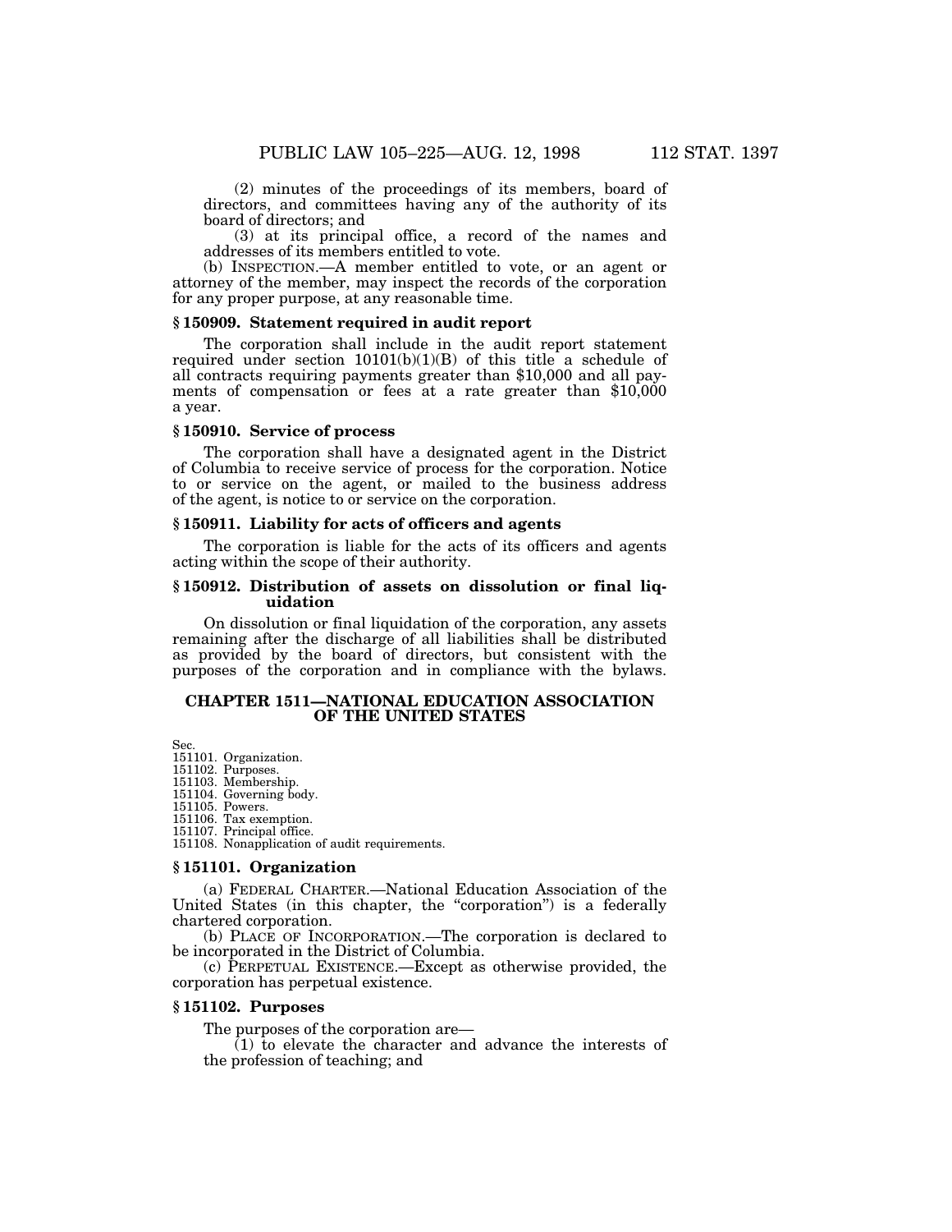(2) minutes of the proceedings of its members, board of directors, and committees having any of the authority of its board of directors; and

(3) at its principal office, a record of the names and addresses of its members entitled to vote.

(b) INSPECTION.—A member entitled to vote, or an agent or attorney of the member, may inspect the records of the corporation for any proper purpose, at any reasonable time.

### § 150909. Statement required in audit report

The corporation shall include in the audit report statement required under section 10101(b)(1)(B) of this title a schedule of all contracts requiring payments greater than $10,000 and all payments of compensation or fees at a rate greater than $10,000 a year.

### § 150910. Service of process

The corporation shall have a designated agent in the District of Columbia to receive service of process for the corporation. Notice to or service on the agent, or mailed to the business address of the agent, is notice to or service on the corporation.

### § 150911. Liability for acts of officers and agents

The corporation is liable for the acts of its officers and agents acting within the scope of their authority.

### § 150912. Distribution of assets on dissolution or final liquidation

On dissolution or final liquidation of the corporation, any assets remaining after the discharge of all liabilities shall be distributed as provided by the board of directors, but consistent with the purposes of the corporation and in compliance with the bylaws.

## CHAPTER 1511—NATIONAL EDUCATION ASSOCIATION OF THE UNITED STATES

Sec.
151101. Organization.
151102. Purposes.
151103. Membership.
151104. Governing body.
151105. Powers.
151106. Tax exemption.
151107. Principal office.
151108. Nonapplication of audit requirements.

### § 151101. Organization

(a) FEDERAL CHARTER.—National Education Association of the United States (in this chapter, the "corporation") is a federally chartered corporation.

(b) PLACE OF INCORPORATION.—The corporation is declared to be incorporated in the District of Columbia.

(c) PERPETUAL EXISTENCE.—Except as otherwise provided, the corporation has perpetual existence.

### § 151102. Purposes

The purposes of the corporation are—

(1) to elevate the character and advance the interests of the profession of teaching; and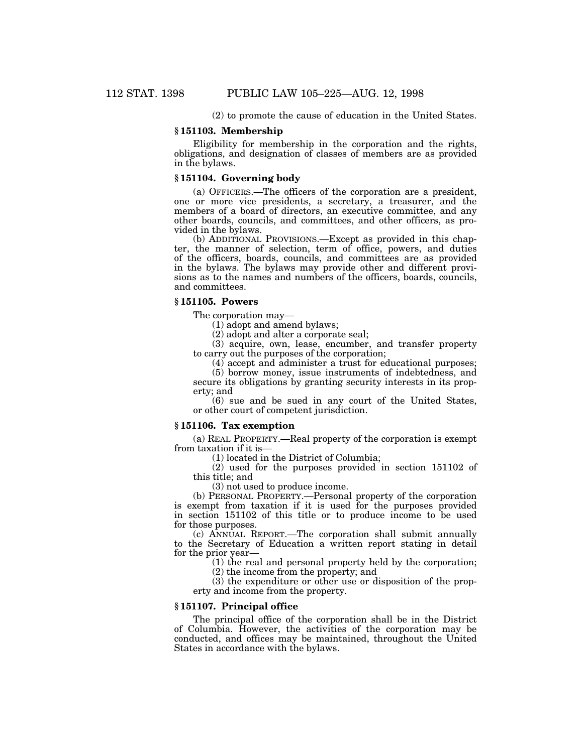(2) to promote the cause of education in the United States.

### § 151103. Membership

Eligibility for membership in the corporation and the rights, obligations, and designation of classes of members are as provided in the bylaws.

### § 151104. Governing body

(a) OFFICERS.—The officers of the corporation are a president, one or more vice presidents, a secretary, a treasurer, and the members of a board of directors, an executive committee, and any other boards, councils, and committees, and other officers, as provided in the bylaws.

(b) ADDITIONAL PROVISIONS.—Except as provided in this chapter, the manner of selection, term of office, powers, and duties of the officers, boards, councils, and committees are as provided in the bylaws. The bylaws may provide other and different provisions as to the names and numbers of the officers, boards, councils, and committees.

### § 151105. Powers

The corporation may—

(1) adopt and amend bylaws;

(2) adopt and alter a corporate seal;

(3) acquire, own, lease, encumber, and transfer property to carry out the purposes of the corporation;

(4) accept and administer a trust for educational purposes;

(5) borrow money, issue instruments of indebtedness, and secure its obligations by granting security interests in its property; and

(6) sue and be sued in any court of the United States, or other court of competent jurisdiction.

### § 151106. Tax exemption

(a) REAL PROPERTY.—Real property of the corporation is exempt from taxation if it is—

(1) located in the District of Columbia;

(2) used for the purposes provided in section 151102 of this title; and

(3) not used to produce income.

(b) PERSONAL PROPERTY.—Personal property of the corporation is exempt from taxation if it is used for the purposes provided in section 151102 of this title or to produce income to be used for those purposes.

(c) ANNUAL REPORT.—The corporation shall submit annually to the Secretary of Education a written report stating in detail for the prior year—

(1) the real and personal property held by the corporation;

(2) the income from the property; and

(3) the expenditure or other use or disposition of the property and income from the property.

### § 151107. Principal office

The principal office of the corporation shall be in the District of Columbia. However, the activities of the corporation may be conducted, and offices may be maintained, throughout the United States in accordance with the bylaws.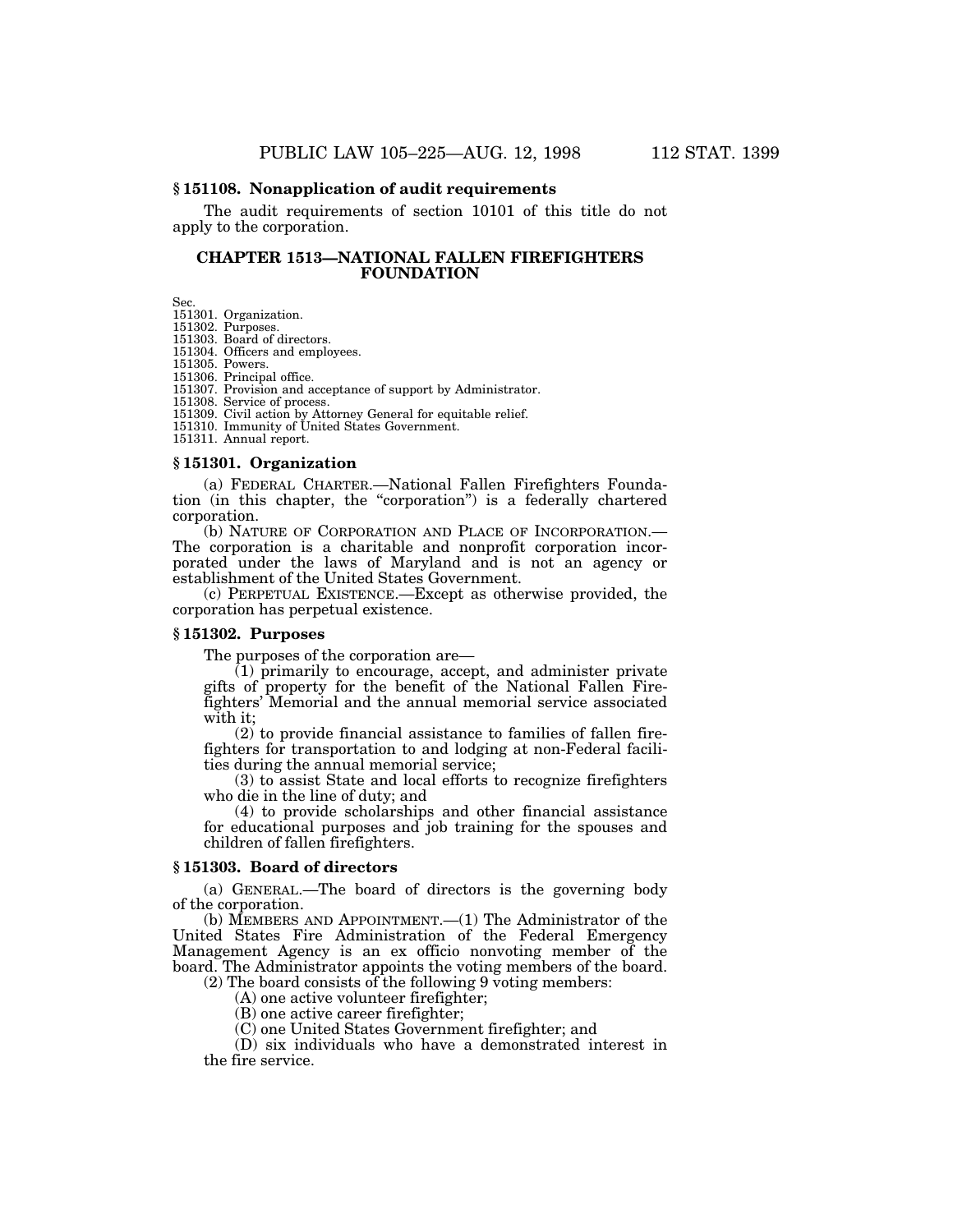### § 151108. Nonapplication of audit requirements

The audit requirements of section 10101 of this title do not apply to the corporation.

## CHAPTER 1513—NATIONAL FALLEN FIREFIGHTERS FOUNDATION

Sec.
151301. Organization.
151302. Purposes.
151303. Board of directors.
151304. Officers and employees.
151305. Powers.
151306. Principal office.
151307. Provision and acceptance of support by Administrator.
151308. Service of process.
151309. Civil action by Attorney General for equitable relief.
151310. Immunity of United States Government.
151311. Annual report.

### § 151301. Organization

(a) FEDERAL CHARTER.—National Fallen Firefighters Foundation (in this chapter, the "corporation") is a federally chartered corporation.

(b) NATURE OF CORPORATION AND PLACE OF INCORPORATION.—The corporation is a charitable and nonprofit corporation incorporated under the laws of Maryland and is not an agency or establishment of the United States Government.

(c) PERPETUAL EXISTENCE.—Except as otherwise provided, the corporation has perpetual existence.

### § 151302. Purposes

The purposes of the corporation are—

(1) primarily to encourage, accept, and administer private gifts of property for the benefit of the National Fallen Firefighters' Memorial and the annual memorial service associated with it;

(2) to provide financial assistance to families of fallen firefighters for transportation to and lodging at non-Federal facilities during the annual memorial service;

(3) to assist State and local efforts to recognize firefighters who die in the line of duty; and

(4) to provide scholarships and other financial assistance for educational purposes and job training for the spouses and children of fallen firefighters.

### § 151303. Board of directors

(a) GENERAL.—The board of directors is the governing body of the corporation.

(b) MEMBERS AND APPOINTMENT.—(1) The Administrator of the United States Fire Administration of the Federal Emergency Management Agency is an ex officio nonvoting member of the board. The Administrator appoints the voting members of the board.

(2) The board consists of the following 9 voting members:

(A) one active volunteer firefighter;

(B) one active career firefighter;

(C) one United States Government firefighter; and

(D) six individuals who have a demonstrated interest in the fire service.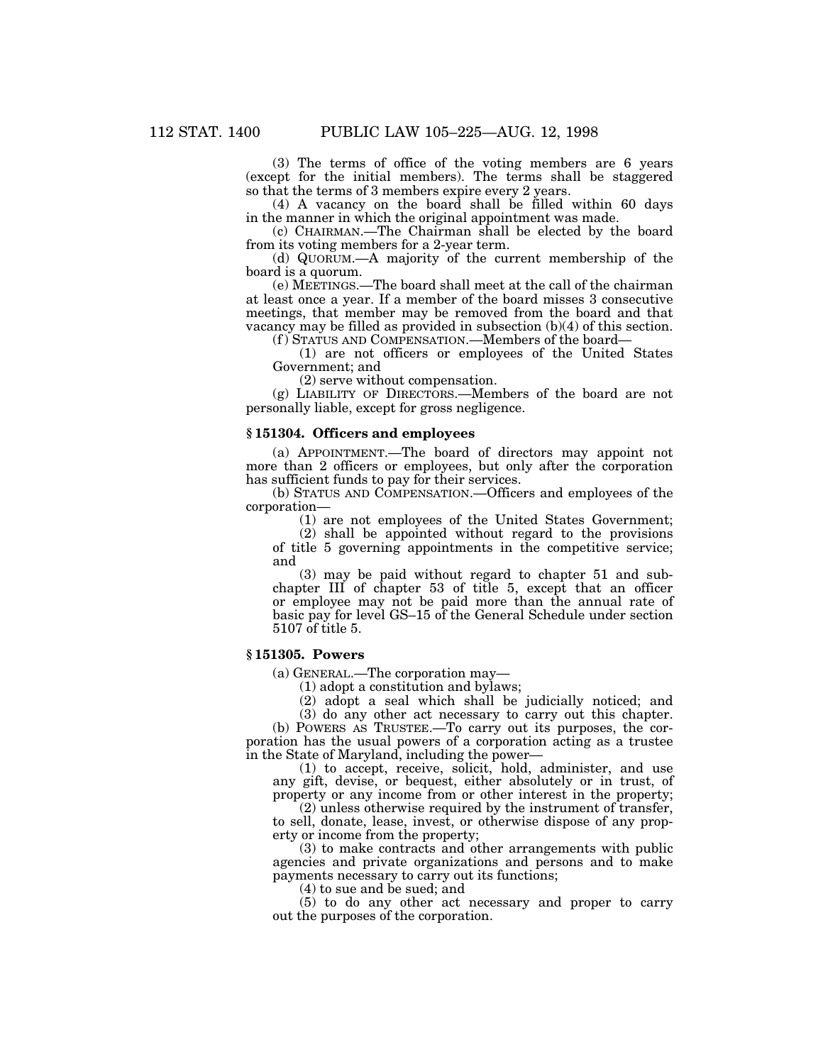(3) The terms of office of the voting members are 6 years (except for the initial members). The terms shall be staggered so that the terms of 3 members expire every 2 years.

(4) A vacancy on the board shall be filled within 60 days in the manner in which the original appointment was made.

(c) CHAIRMAN.—The Chairman shall be elected by the board from its voting members for a 2-year term.

(d) QUORUM.—A majority of the current membership of the board is a quorum.

(e) MEETINGS.—The board shall meet at the call of the chairman at least once a year. If a member of the board misses 3 consecutive meetings, that member may be removed from the board and that vacancy may be filled as provided in subsection (b)(4) of this section.

(f) STATUS AND COMPENSATION.—Members of the board—

(1) are not officers or employees of the United States Government; and

(2) serve without compensation.

(g) LIABILITY OF DIRECTORS.—Members of the board are not personally liable, except for gross negligence.

### § 151304. Officers and employees

(a) APPOINTMENT.—The board of directors may appoint not more than 2 officers or employees, but only after the corporation has sufficient funds to pay for their services.

(b) STATUS AND COMPENSATION.—Officers and employees of the corporation—

(1) are not employees of the United States Government;

(2) shall be appointed without regard to the provisions of title 5 governing appointments in the competitive service; and

(3) may be paid without regard to chapter 51 and subchapter III of chapter 53 of title 5, except that an officer or employee may not be paid more than the annual rate of basic pay for level GS–15 of the General Schedule under section 5107 of title 5.

### § 151305. Powers

(a) GENERAL.—The corporation may—

(1) adopt a constitution and bylaws;

(2) adopt a seal which shall be judicially noticed; and

(3) do any other act necessary to carry out this chapter.

(b) POWERS AS TRUSTEE.—To carry out its purposes, the corporation has the usual powers of a corporation acting as a trustee in the State of Maryland, including the power—

(1) to accept, receive, solicit, hold, administer, and use any gift, devise, or bequest, either absolutely or in trust, of property or any income from or other interest in the property;

(2) unless otherwise required by the instrument of transfer, to sell, donate, lease, invest, or otherwise dispose of any property or income from the property;

(3) to make contracts and other arrangements with public agencies and private organizations and persons and to make payments necessary to carry out its functions;

(4) to sue and be sued; and

(5) to do any other act necessary and proper to carry out the purposes of the corporation.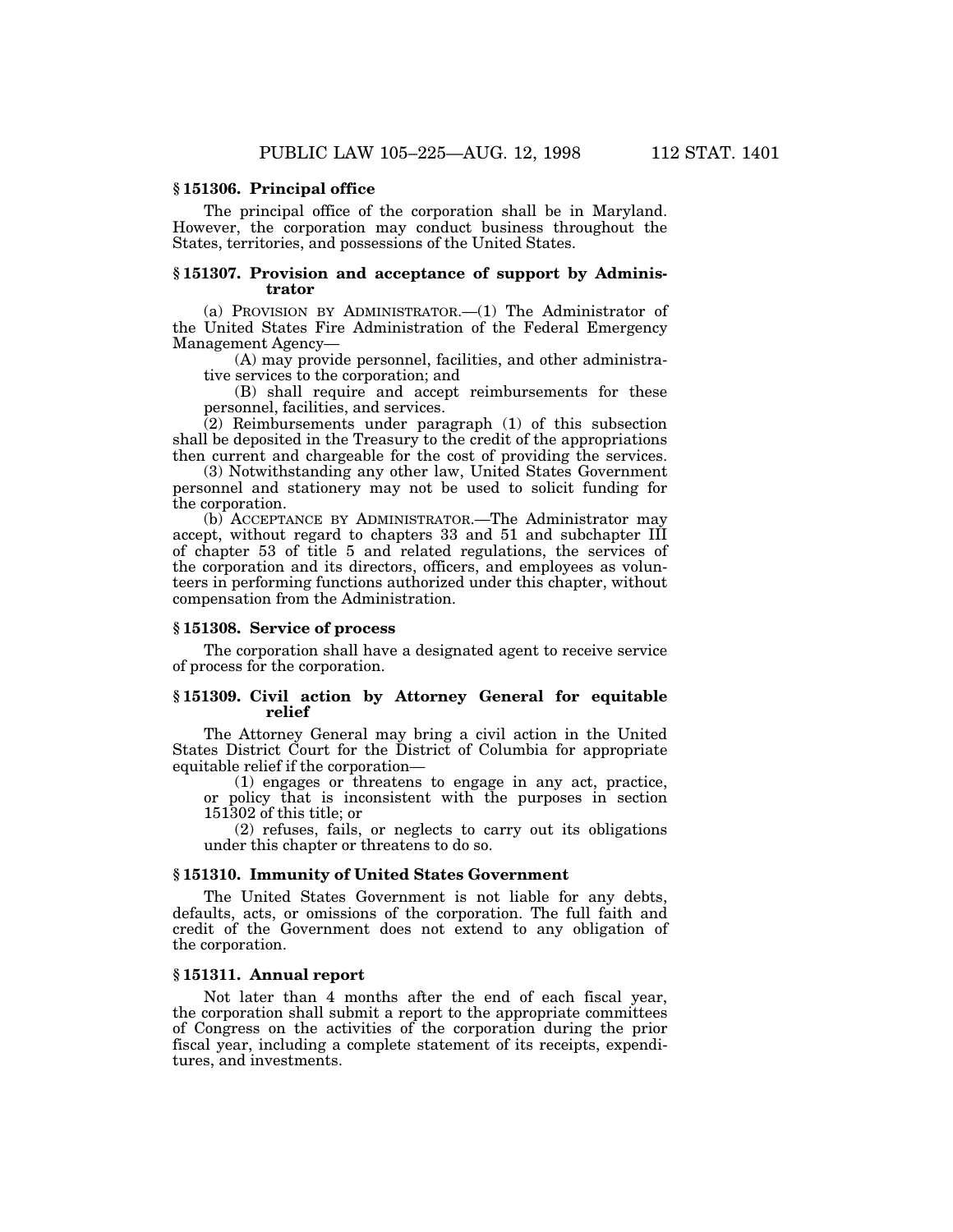### § 151306. Principal office

The principal office of the corporation shall be in Maryland. However, the corporation may conduct business throughout the States, territories, and possessions of the United States.

### § 151307. Provision and acceptance of support by Administrator

(a) PROVISION BY ADMINISTRATOR.—(1) The Administrator of the United States Fire Administration of the Federal Emergency Management Agency—

(A) may provide personnel, facilities, and other administrative services to the corporation; and

(B) shall require and accept reimbursements for these personnel, facilities, and services.

(2) Reimbursements under paragraph (1) of this subsection shall be deposited in the Treasury to the credit of the appropriations then current and chargeable for the cost of providing the services.

(3) Notwithstanding any other law, United States Government personnel and stationery may not be used to solicit funding for the corporation.

(b) ACCEPTANCE BY ADMINISTRATOR.—The Administrator may accept, without regard to chapters 33 and 51 and subchapter III of chapter 53 of title 5 and related regulations, the services of the corporation and its directors, officers, and employees as volunteers in performing functions authorized under this chapter, without compensation from the Administration.

### § 151308. Service of process

The corporation shall have a designated agent to receive service of process for the corporation.

### § 151309. Civil action by Attorney General for equitable relief

The Attorney General may bring a civil action in the United States District Court for the District of Columbia for appropriate equitable relief if the corporation—

(1) engages or threatens to engage in any act, practice, or policy that is inconsistent with the purposes in section 151302 of this title; or

(2) refuses, fails, or neglects to carry out its obligations under this chapter or threatens to do so.

### § 151310. Immunity of United States Government

The United States Government is not liable for any debts, defaults, acts, or omissions of the corporation. The full faith and credit of the Government does not extend to any obligation of the corporation.

### § 151311. Annual report

Not later than 4 months after the end of each fiscal year, the corporation shall submit a report to the appropriate committees of Congress on the activities of the corporation during the prior fiscal year, including a complete statement of its receipts, expenditures, and investments.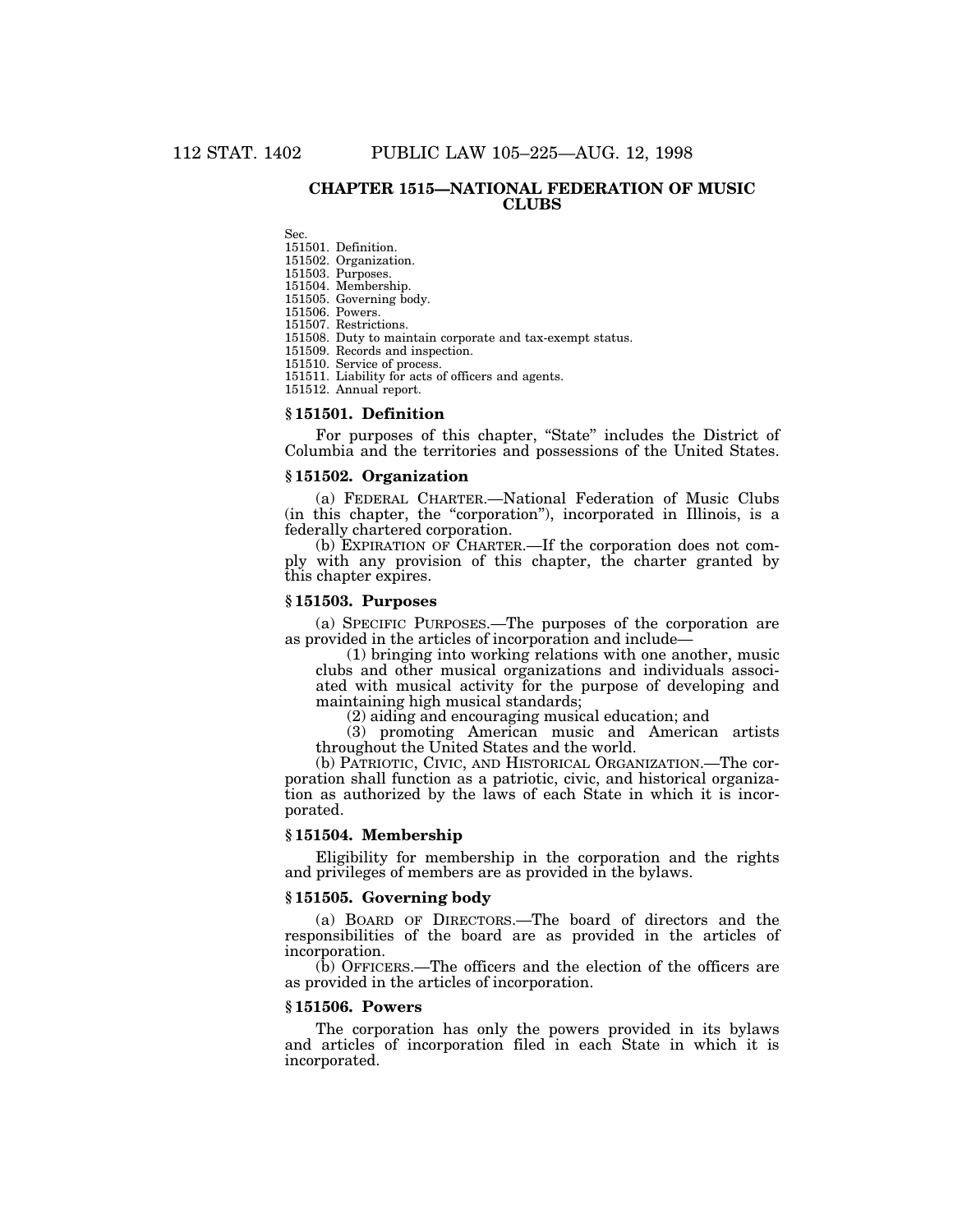## CHAPTER 1515—NATIONAL FEDERATION OF MUSIC CLUBS

Sec.
151501. Definition.
151502. Organization.
151503. Purposes.
151504. Membership.
151505. Governing body.
151506. Powers.
151507. Restrictions.
151508. Duty to maintain corporate and tax-exempt status.
151509. Records and inspection.
151510. Service of process.
151511. Liability for acts of officers and agents.
151512. Annual report.

### § 151501. Definition

For purposes of this chapter, "State" includes the District of Columbia and the territories and possessions of the United States.

### § 151502. Organization

(a) FEDERAL CHARTER.—National Federation of Music Clubs (in this chapter, the "corporation"), incorporated in Illinois, is a federally chartered corporation.

(b) EXPIRATION OF CHARTER.—If the corporation does not comply with any provision of this chapter, the charter granted by this chapter expires.

### § 151503. Purposes

(a) SPECIFIC PURPOSES.—The purposes of the corporation are as provided in the articles of incorporation and include—

(1) bringing into working relations with one another, music clubs and other musical organizations and individuals associated with musical activity for the purpose of developing and maintaining high musical standards;

(2) aiding and encouraging musical education; and

(3) promoting American music and American artists throughout the United States and the world.

(b) PATRIOTIC, CIVIC, AND HISTORICAL ORGANIZATION.—The corporation shall function as a patriotic, civic, and historical organization as authorized by the laws of each State in which it is incorporated.

### § 151504. Membership

Eligibility for membership in the corporation and the rights and privileges of members are as provided in the bylaws.

### § 151505. Governing body

(a) BOARD OF DIRECTORS.—The board of directors and the responsibilities of the board are as provided in the articles of incorporation.

(b) OFFICERS.—The officers and the election of the officers are as provided in the articles of incorporation.

### § 151506. Powers

The corporation has only the powers provided in its bylaws and articles of incorporation filed in each State in which it is incorporated.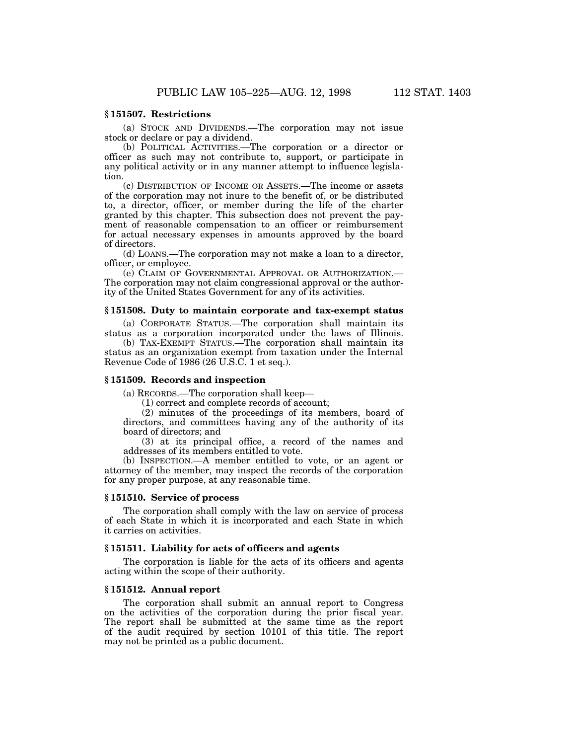### § 151507. Restrictions

(a) STOCK AND DIVIDENDS.—The corporation may not issue stock or declare or pay a dividend.

(b) POLITICAL ACTIVITIES.—The corporation or a director or officer as such may not contribute to, support, or participate in any political activity or in any manner attempt to influence legislation.

(c) DISTRIBUTION OF INCOME OR ASSETS.—The income or assets of the corporation may not inure to the benefit of, or be distributed to, a director, officer, or member during the life of the charter granted by this chapter. This subsection does not prevent the payment of reasonable compensation to an officer or reimbursement for actual necessary expenses in amounts approved by the board of directors.

(d) LOANS.—The corporation may not make a loan to a director, officer, or employee.

(e) CLAIM OF GOVERNMENTAL APPROVAL OR AUTHORIZATION.—The corporation may not claim congressional approval or the authority of the United States Government for any of its activities.

### § 151508. Duty to maintain corporate and tax-exempt status

(a) CORPORATE STATUS.—The corporation shall maintain its status as a corporation incorporated under the laws of Illinois.

(b) TAX-EXEMPT STATUS.—The corporation shall maintain its status as an organization exempt from taxation under the Internal Revenue Code of 1986 (26 U.S.C. 1 et seq.).

### § 151509. Records and inspection

(a) RECORDS.—The corporation shall keep—

(1) correct and complete records of account;

(2) minutes of the proceedings of its members, board of directors, and committees having any of the authority of its board of directors; and

(3) at its principal office, a record of the names and addresses of its members entitled to vote.

(b) INSPECTION.—A member entitled to vote, or an agent or attorney of the member, may inspect the records of the corporation for any proper purpose, at any reasonable time.

### § 151510. Service of process

The corporation shall comply with the law on service of process of each State in which it is incorporated and each State in which it carries on activities.

### § 151511. Liability for acts of officers and agents

The corporation is liable for the acts of its officers and agents acting within the scope of their authority.

### § 151512. Annual report

The corporation shall submit an annual report to Congress on the activities of the corporation during the prior fiscal year. The report shall be submitted at the same time as the report of the audit required by section 10101 of this title. The report may not be printed as a public document.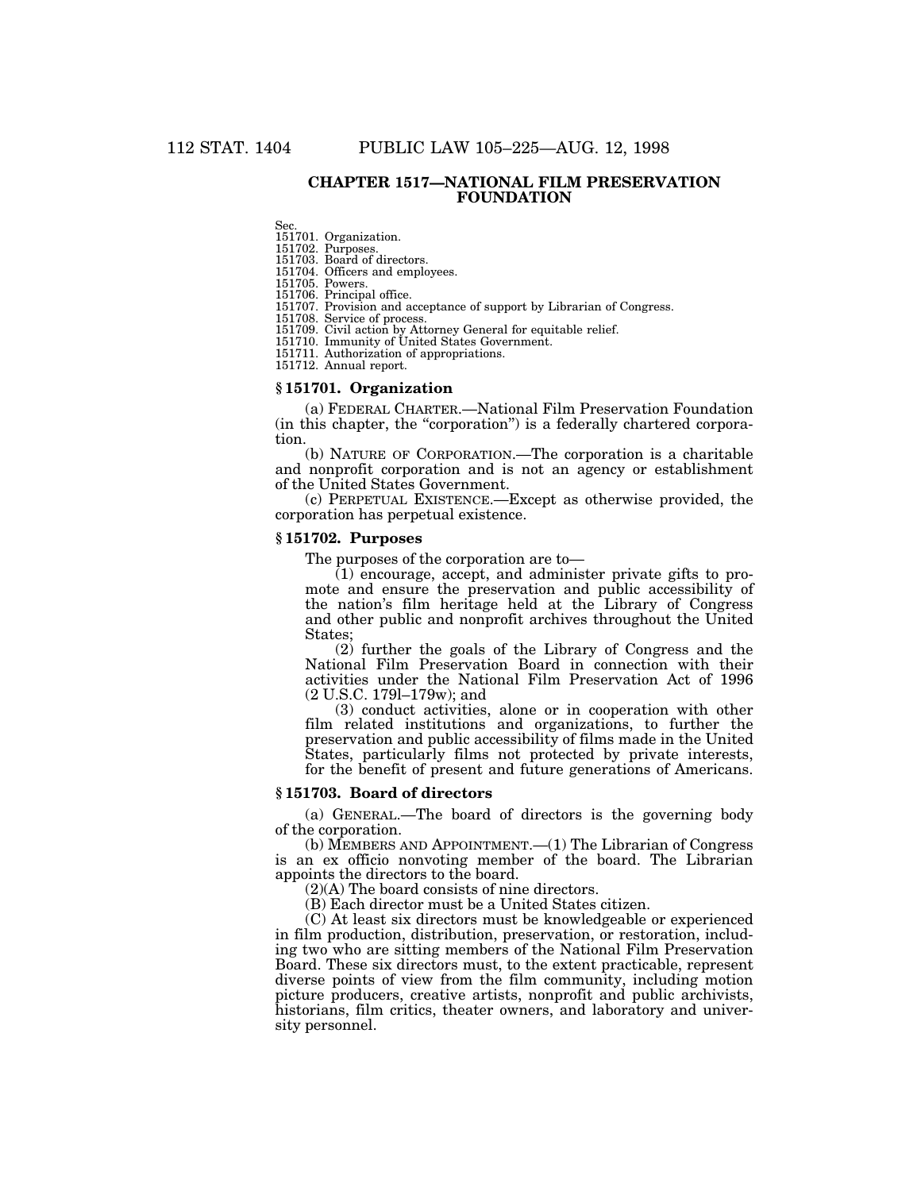## CHAPTER 1517—NATIONAL FILM PRESERVATION FOUNDATION

Sec.
151701. Organization.
151702. Purposes.
151703. Board of directors.
151704. Officers and employees.
151705. Powers.
151706. Principal office.
151707. Provision and acceptance of support by Librarian of Congress.
151708. Service of process.
151709. Civil action by Attorney General for equitable relief.
151710. Immunity of United States Government.
151711. Authorization of appropriations.
151712. Annual report.

### § 151701. Organization

(a) FEDERAL CHARTER.—National Film Preservation Foundation (in this chapter, the "corporation") is a federally chartered corporation.

(b) NATURE OF CORPORATION.—The corporation is a charitable and nonprofit corporation and is not an agency or establishment of the United States Government.

(c) PERPETUAL EXISTENCE.—Except as otherwise provided, the corporation has perpetual existence.

### § 151702. Purposes

The purposes of the corporation are to—

(1) encourage, accept, and administer private gifts to promote and ensure the preservation and public accessibility of the nation's film heritage held at the Library of Congress and other public and nonprofit archives throughout the United States;

(2) further the goals of the Library of Congress and the National Film Preservation Board in connection with their activities under the National Film Preservation Act of 1996 (2 U.S.C. 179l–179w); and

(3) conduct activities, alone or in cooperation with other film related institutions and organizations, to further the preservation and public accessibility of films made in the United States, particularly films not protected by private interests, for the benefit of present and future generations of Americans.

### § 151703. Board of directors

(a) GENERAL.—The board of directors is the governing body of the corporation.

(b) MEMBERS AND APPOINTMENT.—(1) The Librarian of Congress is an ex officio nonvoting member of the board. The Librarian appoints the directors to the board.

(2)(A) The board consists of nine directors.

(B) Each director must be a United States citizen.

(C) At least six directors must be knowledgeable or experienced in film production, distribution, preservation, or restoration, including two who are sitting members of the National Film Preservation Board. These six directors must, to the extent practicable, represent diverse points of view from the film community, including motion picture producers, creative artists, nonprofit and public archivists, historians, film critics, theater owners, and laboratory and university personnel.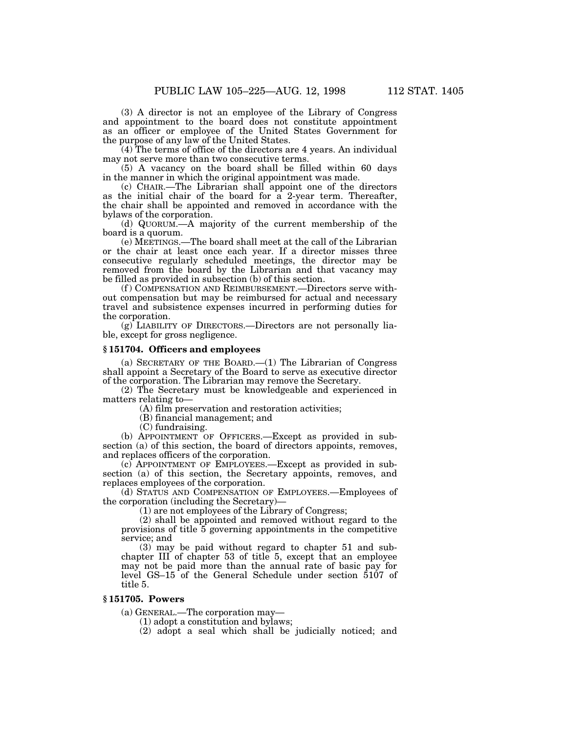(3) A director is not an employee of the Library of Congress and appointment to the board does not constitute appointment as an officer or employee of the United States Government for the purpose of any law of the United States.

(4) The terms of office of the directors are 4 years. An individual may not serve more than two consecutive terms.

(5) A vacancy on the board shall be filled within 60 days in the manner in which the original appointment was made.

(c) CHAIR.—The Librarian shall appoint one of the directors as the initial chair of the board for a 2-year term. Thereafter, the chair shall be appointed and removed in accordance with the bylaws of the corporation.

(d) QUORUM.—A majority of the current membership of the board is a quorum.

(e) MEETINGS.—The board shall meet at the call of the Librarian or the chair at least once each year. If a director misses three consecutive regularly scheduled meetings, the director may be removed from the board by the Librarian and that vacancy may be filled as provided in subsection (b) of this section.

(f) COMPENSATION AND REIMBURSEMENT.—Directors serve without compensation but may be reimbursed for actual and necessary travel and subsistence expenses incurred in performing duties for the corporation.

(g) LIABILITY OF DIRECTORS.—Directors are not personally liable, except for gross negligence.

### § 151704. Officers and employees

(a) SECRETARY OF THE BOARD.—(1) The Librarian of Congress shall appoint a Secretary of the Board to serve as executive director of the corporation. The Librarian may remove the Secretary.

(2) The Secretary must be knowledgeable and experienced in matters relating to—

(A) film preservation and restoration activities;

(B) financial management; and

(C) fundraising.

(b) APPOINTMENT OF OFFICERS.—Except as provided in subsection (a) of this section, the board of directors appoints, removes, and replaces officers of the corporation.

(c) APPOINTMENT OF EMPLOYEES.—Except as provided in subsection (a) of this section, the Secretary appoints, removes, and replaces employees of the corporation.

(d) STATUS AND COMPENSATION OF EMPLOYEES.—Employees of the corporation (including the Secretary)—

(1) are not employees of the Library of Congress;

(2) shall be appointed and removed without regard to the provisions of title 5 governing appointments in the competitive service; and

(3) may be paid without regard to chapter 51 and subchapter III of chapter 53 of title 5, except that an employee may not be paid more than the annual rate of basic pay for level GS–15 of the General Schedule under section 5107 of title 5.

### § 151705. Powers

(a) GENERAL.—The corporation may—

(1) adopt a constitution and bylaws;

(2) adopt a seal which shall be judicially noticed; and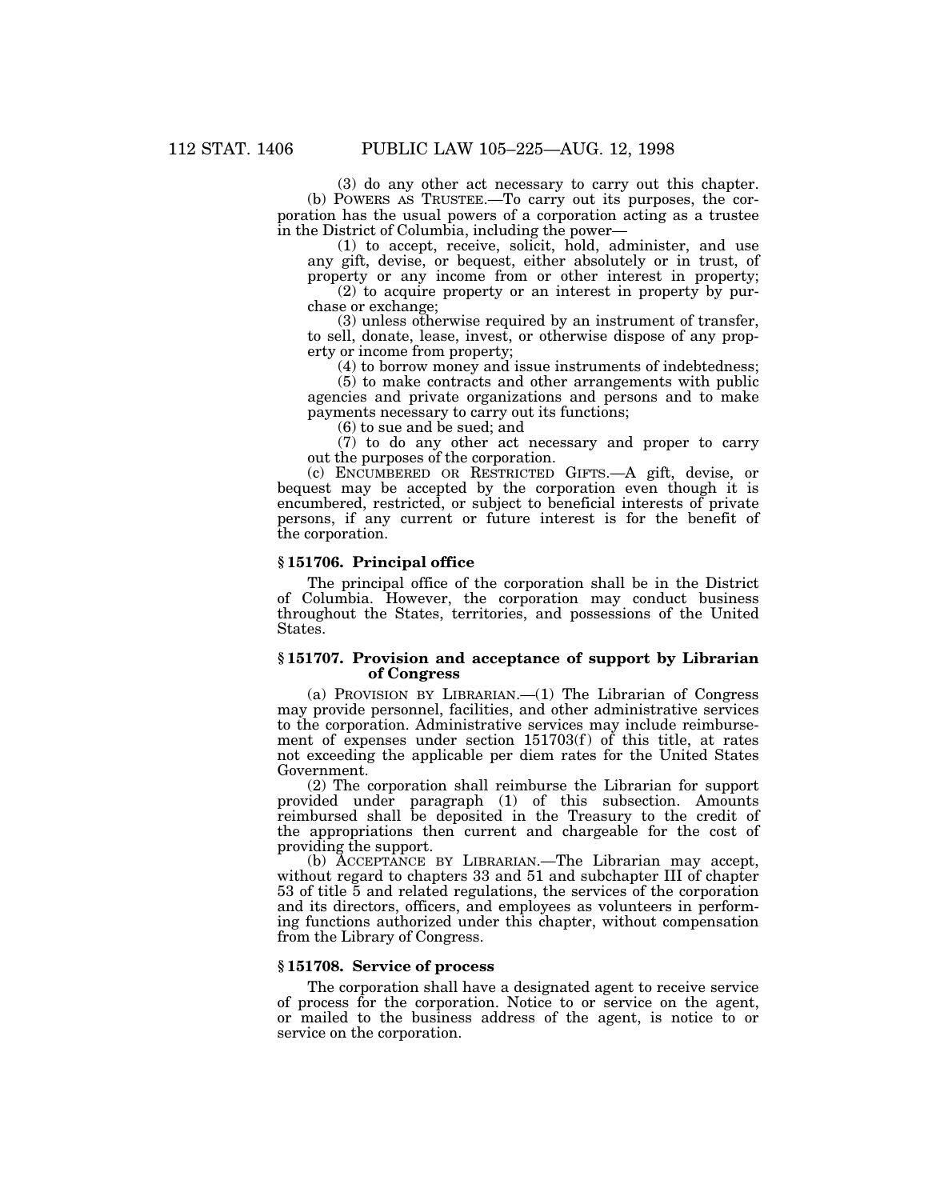(3) do any other act necessary to carry out this chapter.

(b) POWERS AS TRUSTEE.—To carry out its purposes, the corporation has the usual powers of a corporation acting as a trustee in the District of Columbia, including the power—

(1) to accept, receive, solicit, hold, administer, and use any gift, devise, or bequest, either absolutely or in trust, of property or any income from or other interest in property;

(2) to acquire property or an interest in property by purchase or exchange;

(3) unless otherwise required by an instrument of transfer, to sell, donate, lease, invest, or otherwise dispose of any property or income from property;

(4) to borrow money and issue instruments of indebtedness;

(5) to make contracts and other arrangements with public agencies and private organizations and persons and to make payments necessary to carry out its functions;

(6) to sue and be sued; and

(7) to do any other act necessary and proper to carry out the purposes of the corporation.

(c) ENCUMBERED OR RESTRICTED GIFTS.—A gift, devise, or bequest may be accepted by the corporation even though it is encumbered, restricted, or subject to beneficial interests of private persons, if any current or future interest is for the benefit of the corporation.

### § 151706. Principal office

The principal office of the corporation shall be in the District of Columbia. However, the corporation may conduct business throughout the States, territories, and possessions of the United States.

### § 151707. Provision and acceptance of support by Librarian of Congress

(a) PROVISION BY LIBRARIAN.—(1) The Librarian of Congress may provide personnel, facilities, and other administrative services to the corporation. Administrative services may include reimbursement of expenses under section 151703(f) of this title, at rates not exceeding the applicable per diem rates for the United States Government.

(2) The corporation shall reimburse the Librarian for support provided under paragraph (1) of this subsection. Amounts reimbursed shall be deposited in the Treasury to the credit of the appropriations then current and chargeable for the cost of providing the support.

(b) ACCEPTANCE BY LIBRARIAN.—The Librarian may accept, without regard to chapters 33 and 51 and subchapter III of chapter 53 of title 5 and related regulations, the services of the corporation and its directors, officers, and employees as volunteers in performing functions authorized under this chapter, without compensation from the Library of Congress.

### § 151708. Service of process

The corporation shall have a designated agent to receive service of process for the corporation. Notice to or service on the agent, or mailed to the business address of the agent, is notice to or service on the corporation.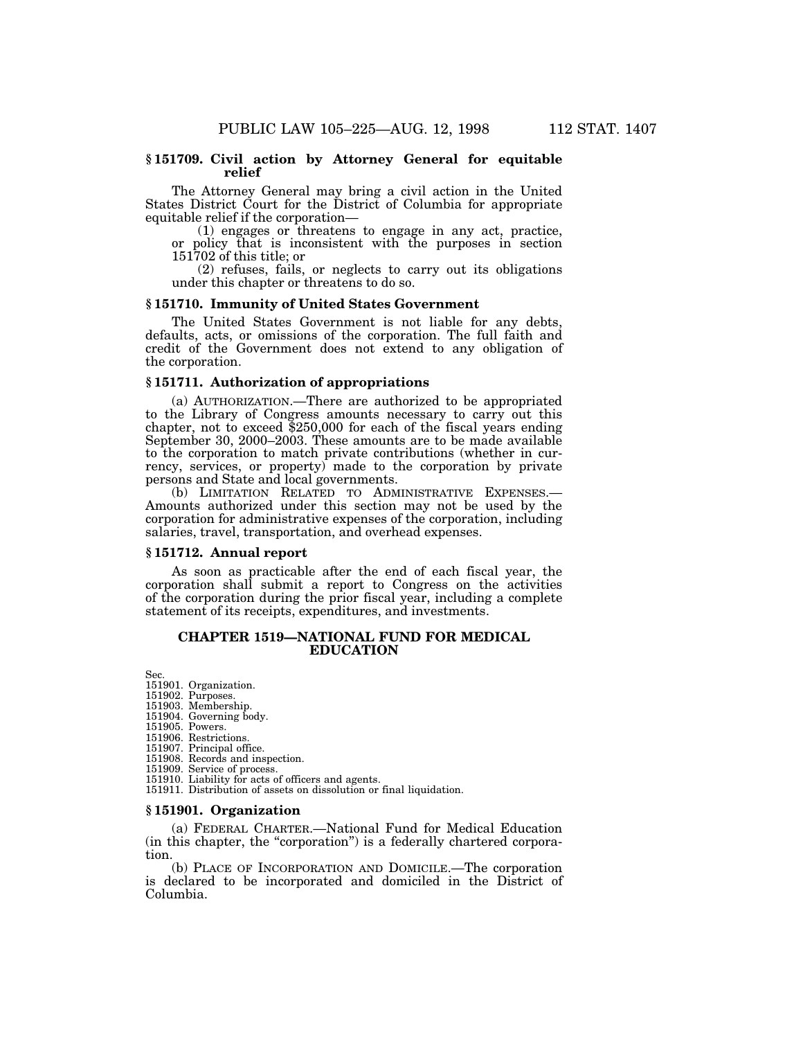### § 151709. Civil action by Attorney General for equitable relief

The Attorney General may bring a civil action in the United States District Court for the District of Columbia for appropriate equitable relief if the corporation—

(1) engages or threatens to engage in any act, practice, or policy that is inconsistent with the purposes in section 151702 of this title; or

(2) refuses, fails, or neglects to carry out its obligations under this chapter or threatens to do so.

### § 151710. Immunity of United States Government

The United States Government is not liable for any debts, defaults, acts, or omissions of the corporation. The full faith and credit of the Government does not extend to any obligation of the corporation.

### § 151711. Authorization of appropriations

(a) AUTHORIZATION.—There are authorized to be appropriated to the Library of Congress amounts necessary to carry out this chapter, not to exceed $250,000 for each of the fiscal years ending September 30, 2000–2003. These amounts are to be made available to the corporation to match private contributions (whether in currency, services, or property) made to the corporation by private persons and State and local governments.

(b) LIMITATION RELATED TO ADMINISTRATIVE EXPENSES.—Amounts authorized under this section may not be used by the corporation for administrative expenses of the corporation, including salaries, travel, transportation, and overhead expenses.

### § 151712. Annual report

As soon as practicable after the end of each fiscal year, the corporation shall submit a report to Congress on the activities of the corporation during the prior fiscal year, including a complete statement of its receipts, expenditures, and investments.

## CHAPTER 1519—NATIONAL FUND FOR MEDICAL EDUCATION

Sec.
151901. Organization.
151902. Purposes.
151903. Membership.
151904. Governing body.
151905. Powers.
151906. Restrictions.
151907. Principal office.
151908. Records and inspection.
151909. Service of process.
151910. Liability for acts of officers and agents.
151911. Distribution of assets on dissolution or final liquidation.

### § 151901. Organization

(a) FEDERAL CHARTER.—National Fund for Medical Education (in this chapter, the "corporation") is a federally chartered corporation.

(b) PLACE OF INCORPORATION AND DOMICILE.—The corporation is declared to be incorporated and domiciled in the District of Columbia.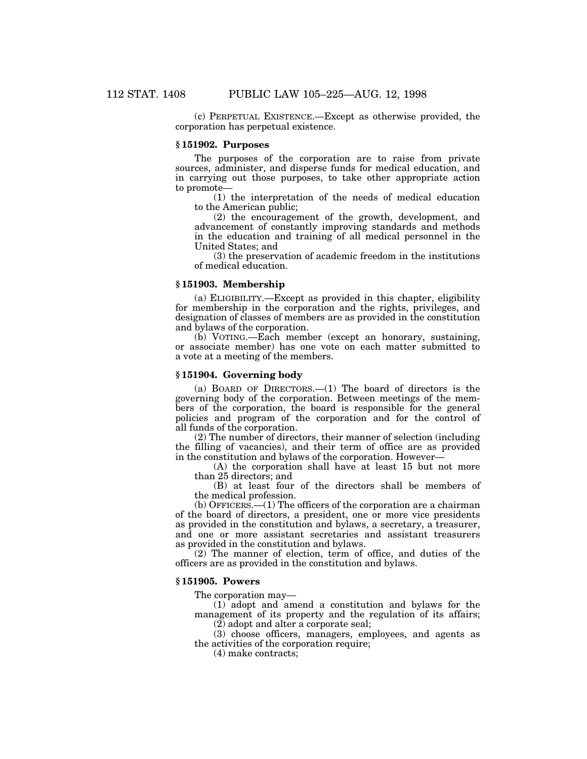(c) PERPETUAL EXISTENCE.—Except as otherwise provided, the corporation has perpetual existence.

### § 151902. Purposes

The purposes of the corporation are to raise from private sources, administer, and disperse funds for medical education, and in carrying out those purposes, to take other appropriate action to promote—

(1) the interpretation of the needs of medical education to the American public;

(2) the encouragement of the growth, development, and advancement of constantly improving standards and methods in the education and training of all medical personnel in the United States; and

(3) the preservation of academic freedom in the institutions of medical education.

### § 151903. Membership

(a) ELIGIBILITY.—Except as provided in this chapter, eligibility for membership in the corporation and the rights, privileges, and designation of classes of members are as provided in the constitution and bylaws of the corporation.

(b) VOTING.—Each member (except an honorary, sustaining, or associate member) has one vote on each matter submitted to a vote at a meeting of the members.

### § 151904. Governing body

(a) BOARD OF DIRECTORS.—(1) The board of directors is the governing body of the corporation. Between meetings of the members of the corporation, the board is responsible for the general policies and program of the corporation and for the control of all funds of the corporation.

(2) The number of directors, their manner of selection (including the filling of vacancies), and their term of office are as provided in the constitution and bylaws of the corporation. However—

(A) the corporation shall have at least 15 but not more than 25 directors; and

(B) at least four of the directors shall be members of the medical profession.

(b) OFFICERS.—(1) The officers of the corporation are a chairman of the board of directors, a president, one or more vice presidents as provided in the constitution and bylaws, a secretary, a treasurer, and one or more assistant secretaries and assistant treasurers as provided in the constitution and bylaws.

(2) The manner of election, term of office, and duties of the officers are as provided in the constitution and bylaws.

### § 151905. Powers

The corporation may—

(1) adopt and amend a constitution and bylaws for the management of its property and the regulation of its affairs;

(2) adopt and alter a corporate seal;

(3) choose officers, managers, employees, and agents as the activities of the corporation require;

(4) make contracts;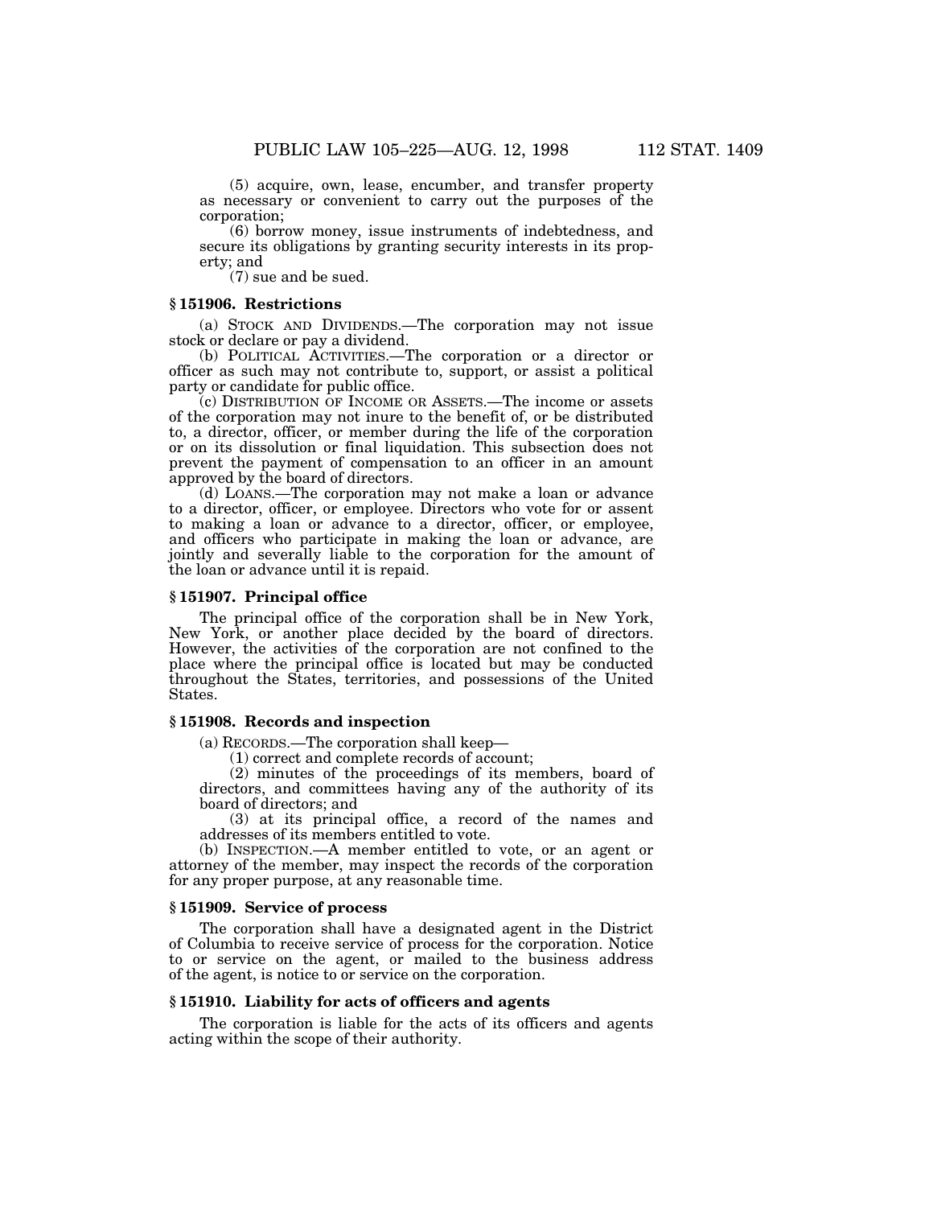(5) acquire, own, lease, encumber, and transfer property as necessary or convenient to carry out the purposes of the corporation;

(6) borrow money, issue instruments of indebtedness, and secure its obligations by granting security interests in its property; and

(7) sue and be sued.

### § 151906. Restrictions

(a) STOCK AND DIVIDENDS.—The corporation may not issue stock or declare or pay a dividend.

(b) POLITICAL ACTIVITIES.—The corporation or a director or officer as such may not contribute to, support, or assist a political party or candidate for public office.

(c) DISTRIBUTION OF INCOME OR ASSETS.—The income or assets of the corporation may not inure to the benefit of, or be distributed to, a director, officer, or member during the life of the corporation or on its dissolution or final liquidation. This subsection does not prevent the payment of compensation to an officer in an amount approved by the board of directors.

(d) LOANS.—The corporation may not make a loan or advance to a director, officer, or employee. Directors who vote for or assent to making a loan or advance to a director, officer, or employee, and officers who participate in making the loan or advance, are jointly and severally liable to the corporation for the amount of the loan or advance until it is repaid.

### § 151907. Principal office

The principal office of the corporation shall be in New York, New York, or another place decided by the board of directors. However, the activities of the corporation are not confined to the place where the principal office is located but may be conducted throughout the States, territories, and possessions of the United States.

### § 151908. Records and inspection

(a) RECORDS.—The corporation shall keep—

(1) correct and complete records of account;

(2) minutes of the proceedings of its members, board of directors, and committees having any of the authority of its board of directors; and

(3) at its principal office, a record of the names and addresses of its members entitled to vote.

(b) INSPECTION.—A member entitled to vote, or an agent or attorney of the member, may inspect the records of the corporation for any proper purpose, at any reasonable time.

### § 151909. Service of process

The corporation shall have a designated agent in the District of Columbia to receive service of process for the corporation. Notice to or service on the agent, or mailed to the business address of the agent, is notice to or service on the corporation.

### § 151910. Liability for acts of officers and agents

The corporation is liable for the acts of its officers and agents acting within the scope of their authority.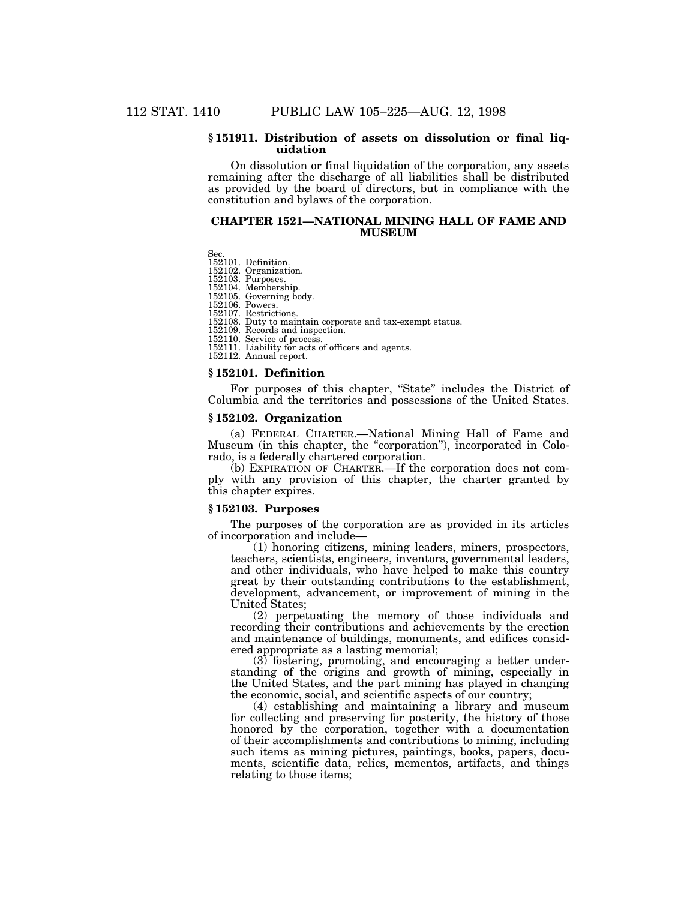### § 151911. Distribution of assets on dissolution or final liquidation

On dissolution or final liquidation of the corporation, any assets remaining after the discharge of all liabilities shall be distributed as provided by the board of directors, but in compliance with the constitution and bylaws of the corporation.

## CHAPTER 1521—NATIONAL MINING HALL OF FAME AND MUSEUM

Sec.
152101. Definition.
152102. Organization.
152103. Purposes.
152104. Membership.
152105. Governing body.
152106. Powers.
152107. Restrictions.
152108. Duty to maintain corporate and tax-exempt status.
152109. Records and inspection.
152110. Service of process.
152111. Liability for acts of officers and agents.
152112. Annual report.

### § 152101. Definition

For purposes of this chapter, "State" includes the District of Columbia and the territories and possessions of the United States.

### § 152102. Organization

(a) FEDERAL CHARTER.—National Mining Hall of Fame and Museum (in this chapter, the "corporation"), incorporated in Colorado, is a federally chartered corporation.

(b) EXPIRATION OF CHARTER.—If the corporation does not comply with any provision of this chapter, the charter granted by this chapter expires.

### § 152103. Purposes

The purposes of the corporation are as provided in its articles of incorporation and include—

(1) honoring citizens, mining leaders, miners, prospectors, teachers, scientists, engineers, inventors, governmental leaders, and other individuals, who have helped to make this country great by their outstanding contributions to the establishment, development, advancement, or improvement of mining in the United States;

(2) perpetuating the memory of those individuals and recording their contributions and achievements by the erection and maintenance of buildings, monuments, and edifices considered appropriate as a lasting memorial;

(3) fostering, promoting, and encouraging a better understanding of the origins and growth of mining, especially in the United States, and the part mining has played in changing the economic, social, and scientific aspects of our country;

(4) establishing and maintaining a library and museum for collecting and preserving for posterity, the history of those honored by the corporation, together with a documentation of their accomplishments and contributions to mining, including such items as mining pictures, paintings, books, papers, documents, scientific data, relics, mementos, artifacts, and things relating to those items;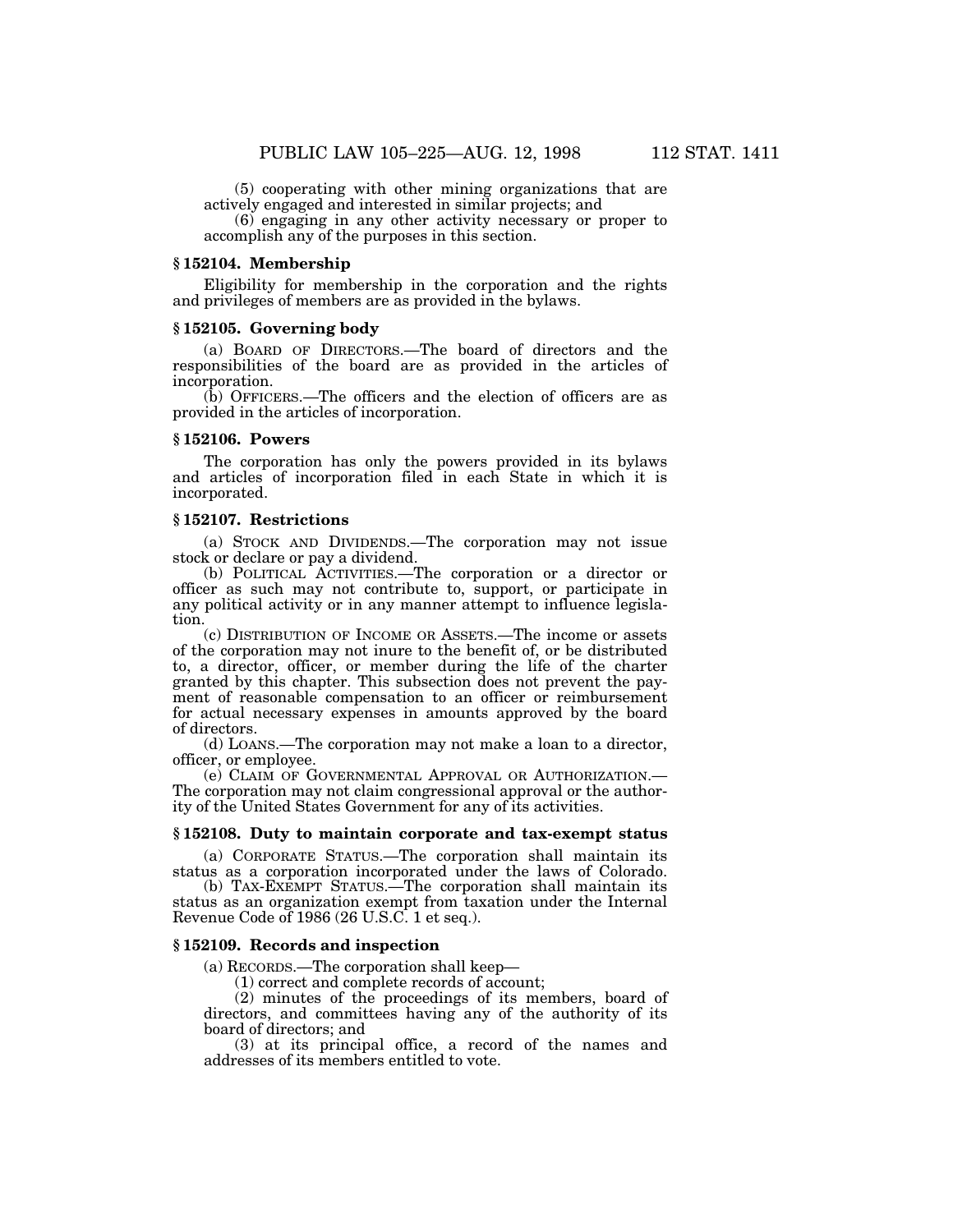(5) cooperating with other mining organizations that are actively engaged and interested in similar projects; and

(6) engaging in any other activity necessary or proper to accomplish any of the purposes in this section.

### § 152104. Membership

Eligibility for membership in the corporation and the rights and privileges of members are as provided in the bylaws.

### § 152105. Governing body

(a) BOARD OF DIRECTORS.—The board of directors and the responsibilities of the board are as provided in the articles of incorporation.

(b) OFFICERS.—The officers and the election of officers are as provided in the articles of incorporation.

### § 152106. Powers

The corporation has only the powers provided in its bylaws and articles of incorporation filed in each State in which it is incorporated.

### § 152107. Restrictions

(a) STOCK AND DIVIDENDS.—The corporation may not issue stock or declare or pay a dividend.

(b) POLITICAL ACTIVITIES.—The corporation or a director or officer as such may not contribute to, support, or participate in any political activity or in any manner attempt to influence legislation.

(c) DISTRIBUTION OF INCOME OR ASSETS.—The income or assets of the corporation may not inure to the benefit of, or be distributed to, a director, officer, or member during the life of the charter granted by this chapter. This subsection does not prevent the payment of reasonable compensation to an officer or reimbursement for actual necessary expenses in amounts approved by the board of directors.

(d) LOANS.—The corporation may not make a loan to a director, officer, or employee.

(e) CLAIM OF GOVERNMENTAL APPROVAL OR AUTHORIZATION.—The corporation may not claim congressional approval or the authority of the United States Government for any of its activities.

### § 152108. Duty to maintain corporate and tax-exempt status

(a) CORPORATE STATUS.—The corporation shall maintain its status as a corporation incorporated under the laws of Colorado.

(b) TAX-EXEMPT STATUS.—The corporation shall maintain its status as an organization exempt from taxation under the Internal Revenue Code of 1986 (26 U.S.C. 1 et seq.).

### § 152109. Records and inspection

(a) RECORDS.—The corporation shall keep—

(1) correct and complete records of account;

(2) minutes of the proceedings of its members, board of directors, and committees having any of the authority of its board of directors; and

(3) at its principal office, a record of the names and addresses of its members entitled to vote.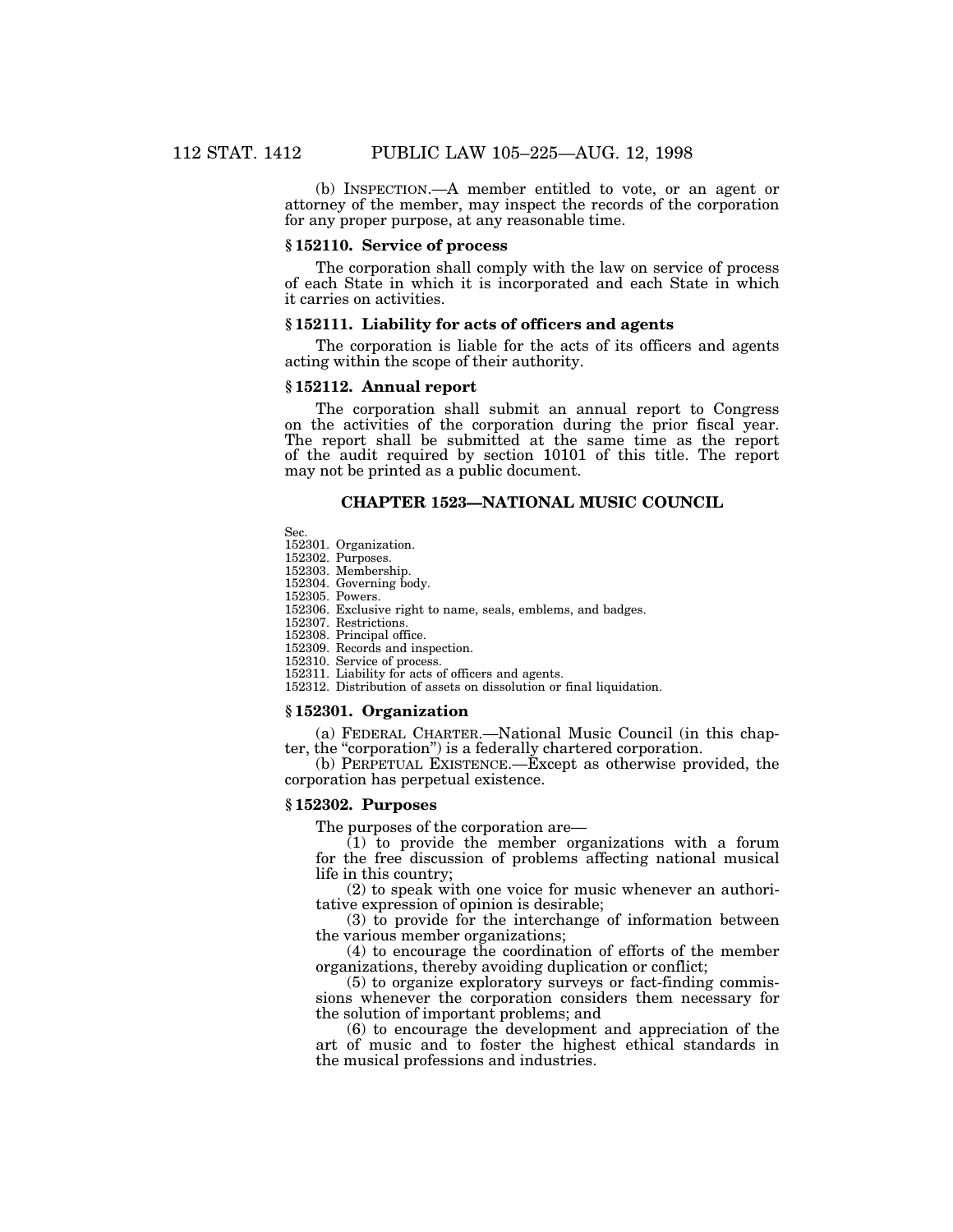(b) INSPECTION.—A member entitled to vote, or an agent or attorney of the member, may inspect the records of the corporation for any proper purpose, at any reasonable time.

### § 152110. Service of process

The corporation shall comply with the law on service of process of each State in which it is incorporated and each State in which it carries on activities.

### § 152111. Liability for acts of officers and agents

The corporation is liable for the acts of its officers and agents acting within the scope of their authority.

### § 152112. Annual report

The corporation shall submit an annual report to Congress on the activities of the corporation during the prior fiscal year. The report shall be submitted at the same time as the report of the audit required by section 10101 of this title. The report may not be printed as a public document.

## CHAPTER 1523—NATIONAL MUSIC COUNCIL

Sec.
152301. Organization.
152302. Purposes.
152303. Membership.
152304. Governing body.
152305. Powers.
152306. Exclusive right to name, seals, emblems, and badges.
152307. Restrictions.
152308. Principal office.
152309. Records and inspection.
152310. Service of process.
152311. Liability for acts of officers and agents.
152312. Distribution of assets on dissolution or final liquidation.

### § 152301. Organization

(a) FEDERAL CHARTER.—National Music Council (in this chapter, the "corporation") is a federally chartered corporation.

(b) PERPETUAL EXISTENCE.—Except as otherwise provided, the corporation has perpetual existence.

### § 152302. Purposes

The purposes of the corporation are—

(1) to provide the member organizations with a forum for the free discussion of problems affecting national musical life in this country;

(2) to speak with one voice for music whenever an authoritative expression of opinion is desirable;

(3) to provide for the interchange of information between the various member organizations;

(4) to encourage the coordination of efforts of the member organizations, thereby avoiding duplication or conflict;

(5) to organize exploratory surveys or fact-finding commissions whenever the corporation considers them necessary for the solution of important problems; and

(6) to encourage the development and appreciation of the art of music and to foster the highest ethical standards in the musical professions and industries.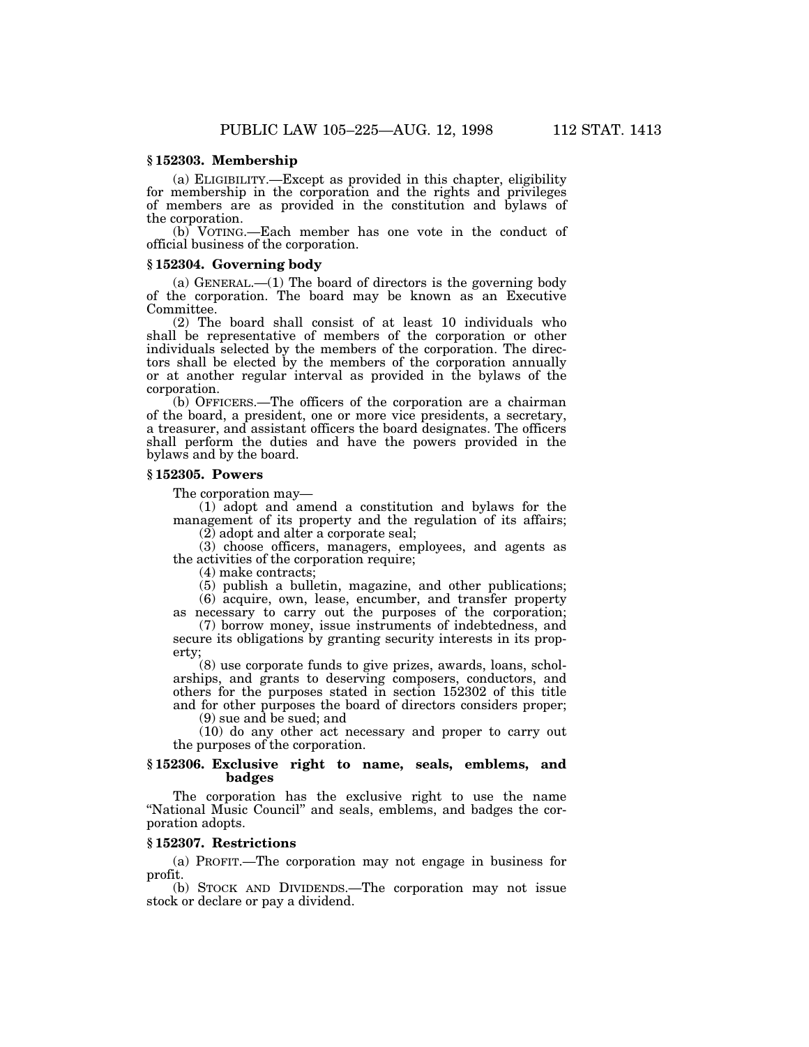### § 152303. Membership

(a) ELIGIBILITY.—Except as provided in this chapter, eligibility for membership in the corporation and the rights and privileges of members are as provided in the constitution and bylaws of the corporation.

(b) VOTING.—Each member has one vote in the conduct of official business of the corporation.

### § 152304. Governing body

(a) GENERAL.—(1) The board of directors is the governing body of the corporation. The board may be known as an Executive Committee.

(2) The board shall consist of at least 10 individuals who shall be representative of members of the corporation or other individuals selected by the members of the corporation. The directors shall be elected by the members of the corporation annually or at another regular interval as provided in the bylaws of the corporation.

(b) OFFICERS.—The officers of the corporation are a chairman of the board, a president, one or more vice presidents, a secretary, a treasurer, and assistant officers the board designates. The officers shall perform the duties and have the powers provided in the bylaws and by the board.

### § 152305. Powers

The corporation may—

(1) adopt and amend a constitution and bylaws for the management of its property and the regulation of its affairs;

(2) adopt and alter a corporate seal;

(3) choose officers, managers, employees, and agents as the activities of the corporation require;

(4) make contracts;

(5) publish a bulletin, magazine, and other publications;

(6) acquire, own, lease, encumber, and transfer property as necessary to carry out the purposes of the corporation;

(7) borrow money, issue instruments of indebtedness, and secure its obligations by granting security interests in its property;

(8) use corporate funds to give prizes, awards, loans, scholarships, and grants to deserving composers, conductors, and others for the purposes stated in section 152302 of this title and for other purposes the board of directors considers proper;

(9) sue and be sued; and

(10) do any other act necessary and proper to carry out the purposes of the corporation.

### § 152306. Exclusive right to name, seals, emblems, and badges

The corporation has the exclusive right to use the name “National Music Council” and seals, emblems, and badges the corporation adopts.

### § 152307. Restrictions

(a) PROFIT.—The corporation may not engage in business for profit.

(b) STOCK AND DIVIDENDS.—The corporation may not issue stock or declare or pay a dividend.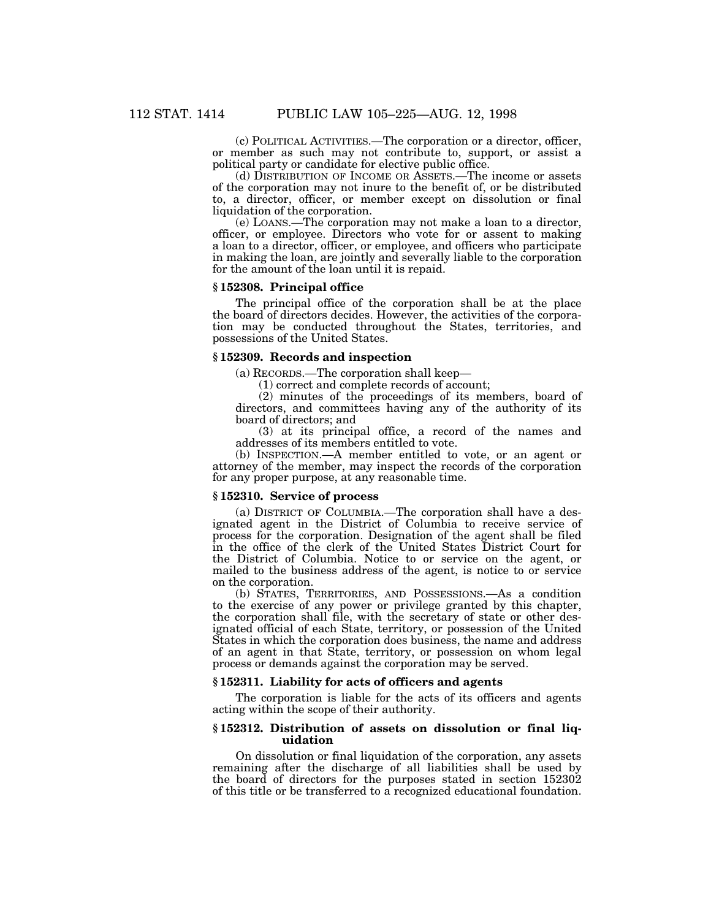(c) POLITICAL ACTIVITIES.—The corporation or a director, officer, or member as such may not contribute to, support, or assist a political party or candidate for elective public office.

(d) DISTRIBUTION OF INCOME OR ASSETS.—The income or assets of the corporation may not inure to the benefit of, or be distributed to, a director, officer, or member except on dissolution or final liquidation of the corporation.

(e) LOANS.—The corporation may not make a loan to a director, officer, or employee. Directors who vote for or assent to making a loan to a director, officer, or employee, and officers who participate in making the loan, are jointly and severally liable to the corporation for the amount of the loan until it is repaid.

### § 152308. Principal office

The principal office of the corporation shall be at the place the board of directors decides. However, the activities of the corporation may be conducted throughout the States, territories, and possessions of the United States.

### § 152309. Records and inspection

(a) RECORDS.—The corporation shall keep—

(1) correct and complete records of account;

(2) minutes of the proceedings of its members, board of directors, and committees having any of the authority of its board of directors; and

(3) at its principal office, a record of the names and addresses of its members entitled to vote.

(b) INSPECTION.—A member entitled to vote, or an agent or attorney of the member, may inspect the records of the corporation for any proper purpose, at any reasonable time.

### § 152310. Service of process

(a) DISTRICT OF COLUMBIA.—The corporation shall have a designated agent in the District of Columbia to receive service of process for the corporation. Designation of the agent shall be filed in the office of the clerk of the United States District Court for the District of Columbia. Notice to or service on the agent, or mailed to the business address of the agent, is notice to or service on the corporation.

(b) STATES, TERRITORIES, AND POSSESSIONS.—As a condition to the exercise of any power or privilege granted by this chapter, the corporation shall file, with the secretary of state or other designated official of each State, territory, or possession of the United States in which the corporation does business, the name and address of an agent in that State, territory, or possession on whom legal process or demands against the corporation may be served.

### § 152311. Liability for acts of officers and agents

The corporation is liable for the acts of its officers and agents acting within the scope of their authority.

### § 152312. Distribution of assets on dissolution or final liquidation

On dissolution or final liquidation of the corporation, any assets remaining after the discharge of all liabilities shall be used by the board of directors for the purposes stated in section 152302 of this title or be transferred to a recognized educational foundation.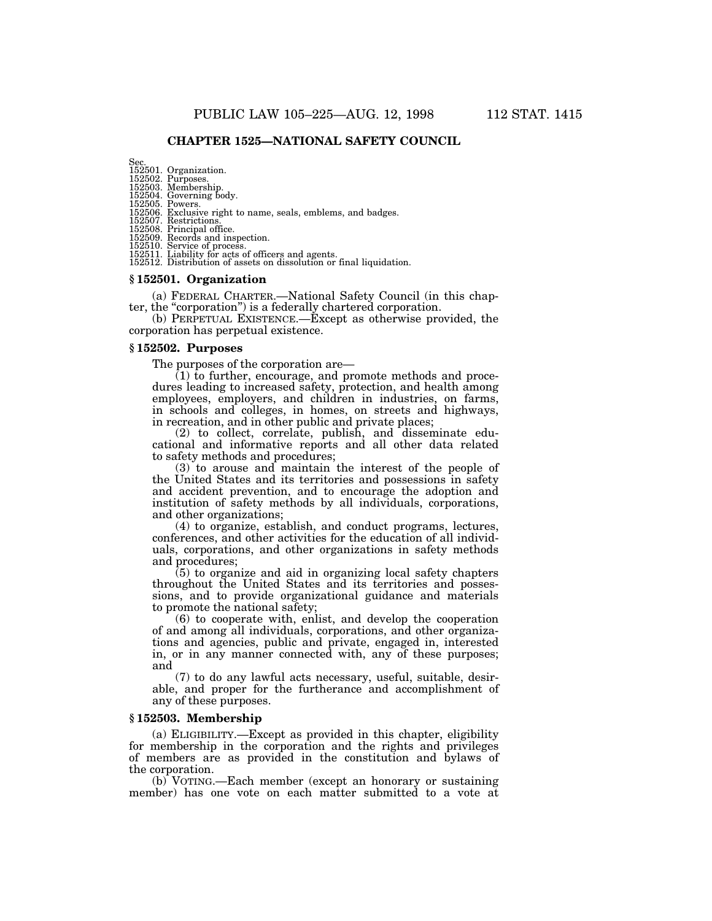## CHAPTER 1525—NATIONAL SAFETY COUNCIL

Sec.
152501. Organization.
152502. Purposes.
152503. Membership.
152504. Governing body.
152505. Powers.
152506. Exclusive right to name, seals, emblems, and badges.
152507. Restrictions.
152508. Principal office.
152509. Records and inspection.
152510. Service of process.
152511. Liability for acts of officers and agents.
152512. Distribution of assets on dissolution or final liquidation.

### § 152501. Organization

(a) FEDERAL CHARTER.—National Safety Council (in this chapter, the "corporation") is a federally chartered corporation.

(b) PERPETUAL EXISTENCE.—Except as otherwise provided, the corporation has perpetual existence.

### § 152502. Purposes

The purposes of the corporation are—

(1) to further, encourage, and promote methods and procedures leading to increased safety, protection, and health among employees, employers, and children in industries, on farms, in schools and colleges, in homes, on streets and highways, in recreation, and in other public and private places;

(2) to collect, correlate, publish, and disseminate educational and informative reports and all other data related to safety methods and procedures;

(3) to arouse and maintain the interest of the people of the United States and its territories and possessions in safety and accident prevention, and to encourage the adoption and institution of safety methods by all individuals, corporations, and other organizations;

(4) to organize, establish, and conduct programs, lectures, conferences, and other activities for the education of all individuals, corporations, and other organizations in safety methods and procedures;

(5) to organize and aid in organizing local safety chapters throughout the United States and its territories and possessions, and to provide organizational guidance and materials to promote the national safety;

(6) to cooperate with, enlist, and develop the cooperation of and among all individuals, corporations, and other organizations and agencies, public and private, engaged in, interested in, or in any manner connected with, any of these purposes; and

(7) to do any lawful acts necessary, useful, suitable, desirable, and proper for the furtherance and accomplishment of any of these purposes.

### § 152503. Membership

(a) ELIGIBILITY.—Except as provided in this chapter, eligibility for membership in the corporation and the rights and privileges of members are as provided in the constitution and bylaws of the corporation.

(b) VOTING.—Each member (except an honorary or sustaining member) has one vote on each matter submitted to a vote at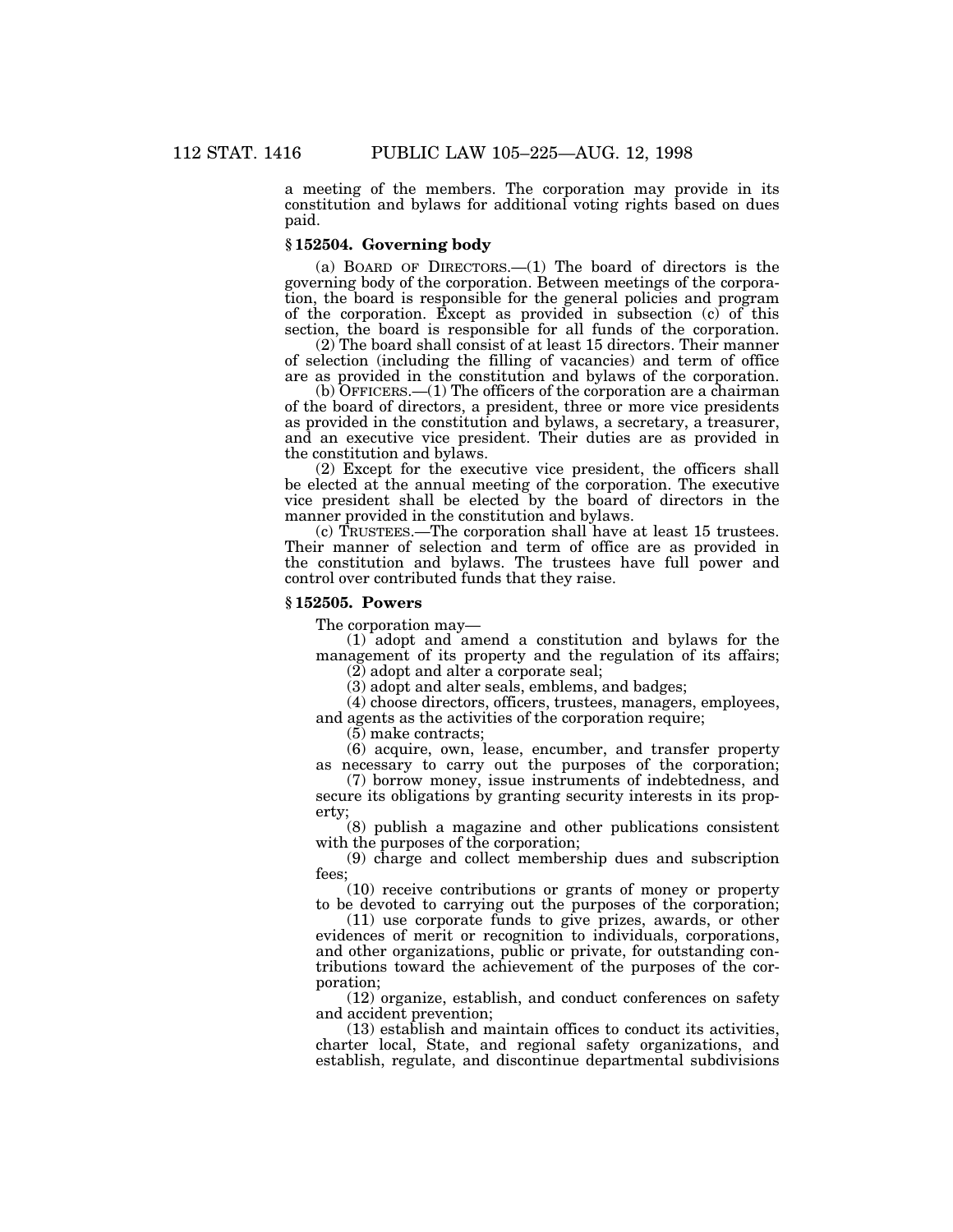a meeting of the members. The corporation may provide in its constitution and bylaws for additional voting rights based on dues paid.

### § 152504. Governing body

(a) BOARD OF DIRECTORS.—(1) The board of directors is the governing body of the corporation. Between meetings of the corporation, the board is responsible for the general policies and program of the corporation. Except as provided in subsection (c) of this section, the board is responsible for all funds of the corporation.

(2) The board shall consist of at least 15 directors. Their manner of selection (including the filling of vacancies) and term of office are as provided in the constitution and bylaws of the corporation.

(b) OFFICERS.—(1) The officers of the corporation are a chairman of the board of directors, a president, three or more vice presidents as provided in the constitution and bylaws, a secretary, a treasurer, and an executive vice president. Their duties are as provided in the constitution and bylaws.

(2) Except for the executive vice president, the officers shall be elected at the annual meeting of the corporation. The executive vice president shall be elected by the board of directors in the manner provided in the constitution and bylaws.

(c) TRUSTEES.—The corporation shall have at least 15 trustees. Their manner of selection and term of office are as provided in the constitution and bylaws. The trustees have full power and control over contributed funds that they raise.

### § 152505. Powers

The corporation may—

(1) adopt and amend a constitution and bylaws for the management of its property and the regulation of its affairs;

(2) adopt and alter a corporate seal;

(3) adopt and alter seals, emblems, and badges;

(4) choose directors, officers, trustees, managers, employees, and agents as the activities of the corporation require;

(5) make contracts;

(6) acquire, own, lease, encumber, and transfer property as necessary to carry out the purposes of the corporation;

(7) borrow money, issue instruments of indebtedness, and secure its obligations by granting security interests in its property;

(8) publish a magazine and other publications consistent with the purposes of the corporation;

(9) charge and collect membership dues and subscription fees;

(10) receive contributions or grants of money or property to be devoted to carrying out the purposes of the corporation;

(11) use corporate funds to give prizes, awards, or other evidences of merit or recognition to individuals, corporations, and other organizations, public or private, for outstanding contributions toward the achievement of the purposes of the corporation;

(12) organize, establish, and conduct conferences on safety and accident prevention;

(13) establish and maintain offices to conduct its activities, charter local, State, and regional safety organizations, and establish, regulate, and discontinue departmental subdivisions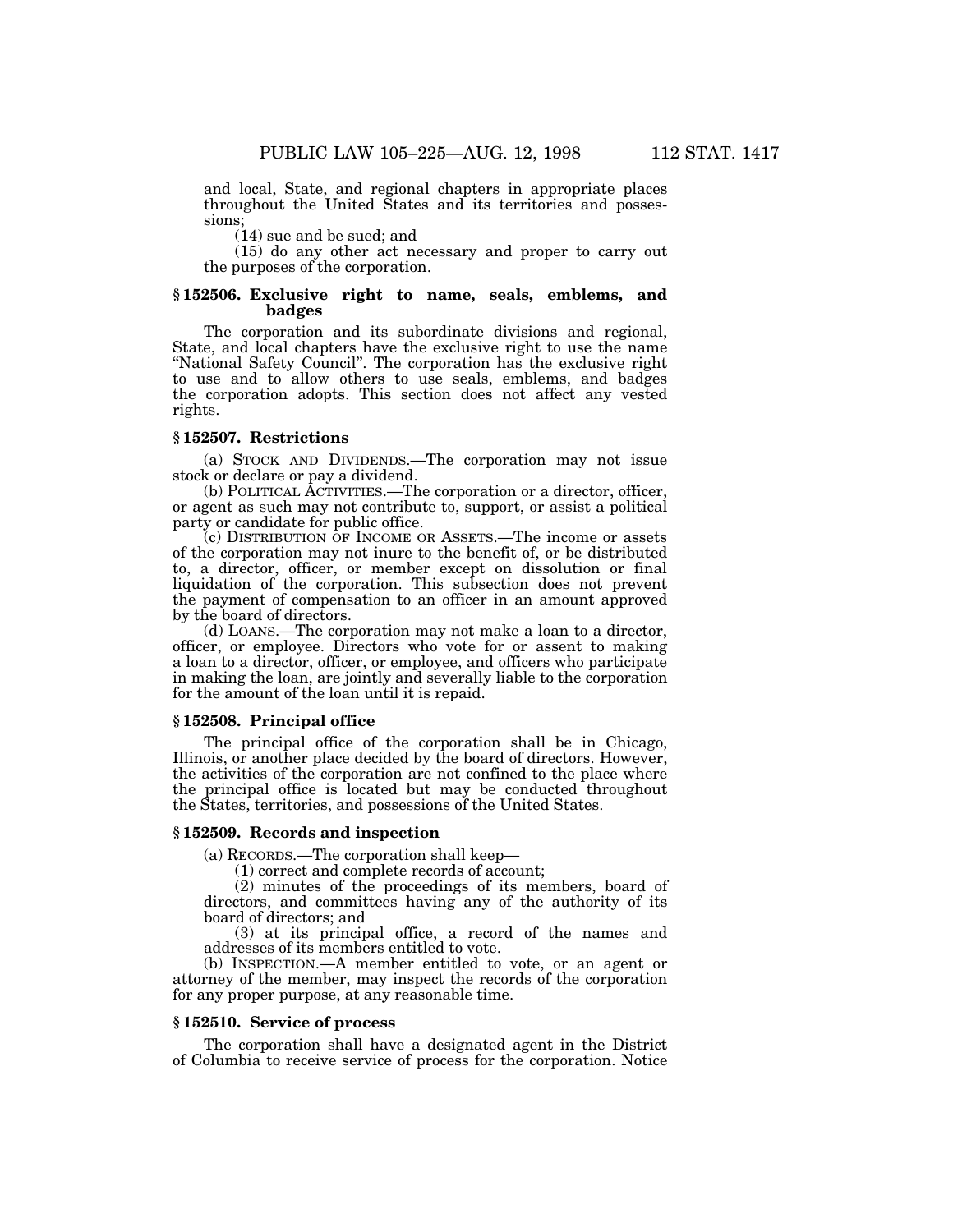and local, State, and regional chapters in appropriate places throughout the United States and its territories and possessions;

(14) sue and be sued; and

(15) do any other act necessary and proper to carry out the purposes of the corporation.

### § 152506. Exclusive right to name, seals, emblems, and badges

The corporation and its subordinate divisions and regional, State, and local chapters have the exclusive right to use the name "National Safety Council". The corporation has the exclusive right to use and to allow others to use seals, emblems, and badges the corporation adopts. This section does not affect any vested rights.

### § 152507. Restrictions

(a) STOCK AND DIVIDENDS.—The corporation may not issue stock or declare or pay a dividend.

(b) POLITICAL ACTIVITIES.—The corporation or a director, officer, or agent as such may not contribute to, support, or assist a political party or candidate for public office.

(c) DISTRIBUTION OF INCOME OR ASSETS.—The income or assets of the corporation may not inure to the benefit of, or be distributed to, a director, officer, or member except on dissolution or final liquidation of the corporation. This subsection does not prevent the payment of compensation to an officer in an amount approved by the board of directors.

(d) LOANS.—The corporation may not make a loan to a director, officer, or employee. Directors who vote for or assent to making a loan to a director, officer, or employee, and officers who participate in making the loan, are jointly and severally liable to the corporation for the amount of the loan until it is repaid.

### § 152508. Principal office

The principal office of the corporation shall be in Chicago, Illinois, or another place decided by the board of directors. However, the activities of the corporation are not confined to the place where the principal office is located but may be conducted throughout the States, territories, and possessions of the United States.

### § 152509. Records and inspection

(a) RECORDS.—The corporation shall keep—

(1) correct and complete records of account;

(2) minutes of the proceedings of its members, board of directors, and committees having any of the authority of its board of directors; and

(3) at its principal office, a record of the names and addresses of its members entitled to vote.

(b) INSPECTION.—A member entitled to vote, or an agent or attorney of the member, may inspect the records of the corporation for any proper purpose, at any reasonable time.

### § 152510. Service of process

The corporation shall have a designated agent in the District of Columbia to receive service of process for the corporation. Notice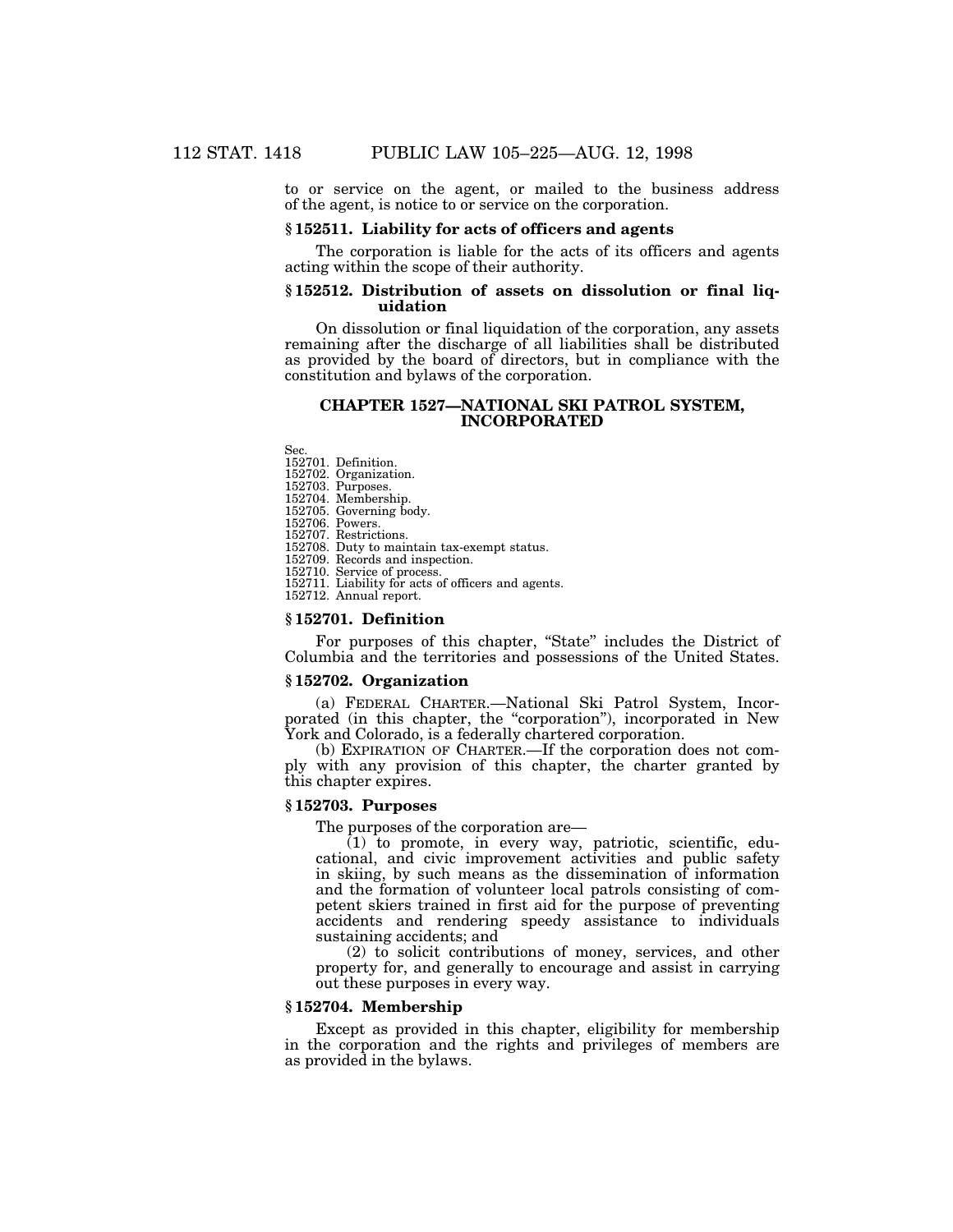to or service on the agent, or mailed to the business address of the agent, is notice to or service on the corporation.

### § 152511. Liability for acts of officers and agents

The corporation is liable for the acts of its officers and agents acting within the scope of their authority.

### § 152512. Distribution of assets on dissolution or final liquidation

On dissolution or final liquidation of the corporation, any assets remaining after the discharge of all liabilities shall be distributed as provided by the board of directors, but in compliance with the constitution and bylaws of the corporation.

## CHAPTER 1527—NATIONAL SKI PATROL SYSTEM, INCORPORATED

Sec.
152701. Definition.
152702. Organization.
152703. Purposes.
152704. Membership.
152705. Governing body.
152706. Powers.
152707. Restrictions.
152708. Duty to maintain tax-exempt status.
152709. Records and inspection.
152710. Service of process.
152711. Liability for acts of officers and agents.
152712. Annual report.

### § 152701. Definition

For purposes of this chapter, "State" includes the District of Columbia and the territories and possessions of the United States.

### § 152702. Organization

(a) FEDERAL CHARTER.—National Ski Patrol System, Incorporated (in this chapter, the "corporation"), incorporated in New York and Colorado, is a federally chartered corporation.

(b) EXPIRATION OF CHARTER.—If the corporation does not comply with any provision of this chapter, the charter granted by this chapter expires.

### § 152703. Purposes

The purposes of the corporation are—

(1) to promote, in every way, patriotic, scientific, educational, and civic improvement activities and public safety in skiing, by such means as the dissemination of information and the formation of volunteer local patrols consisting of competent skiers trained in first aid for the purpose of preventing accidents and rendering speedy assistance to individuals sustaining accidents; and

(2) to solicit contributions of money, services, and other property for, and generally to encourage and assist in carrying out these purposes in every way.

### § 152704. Membership

Except as provided in this chapter, eligibility for membership in the corporation and the rights and privileges of members are as provided in the bylaws.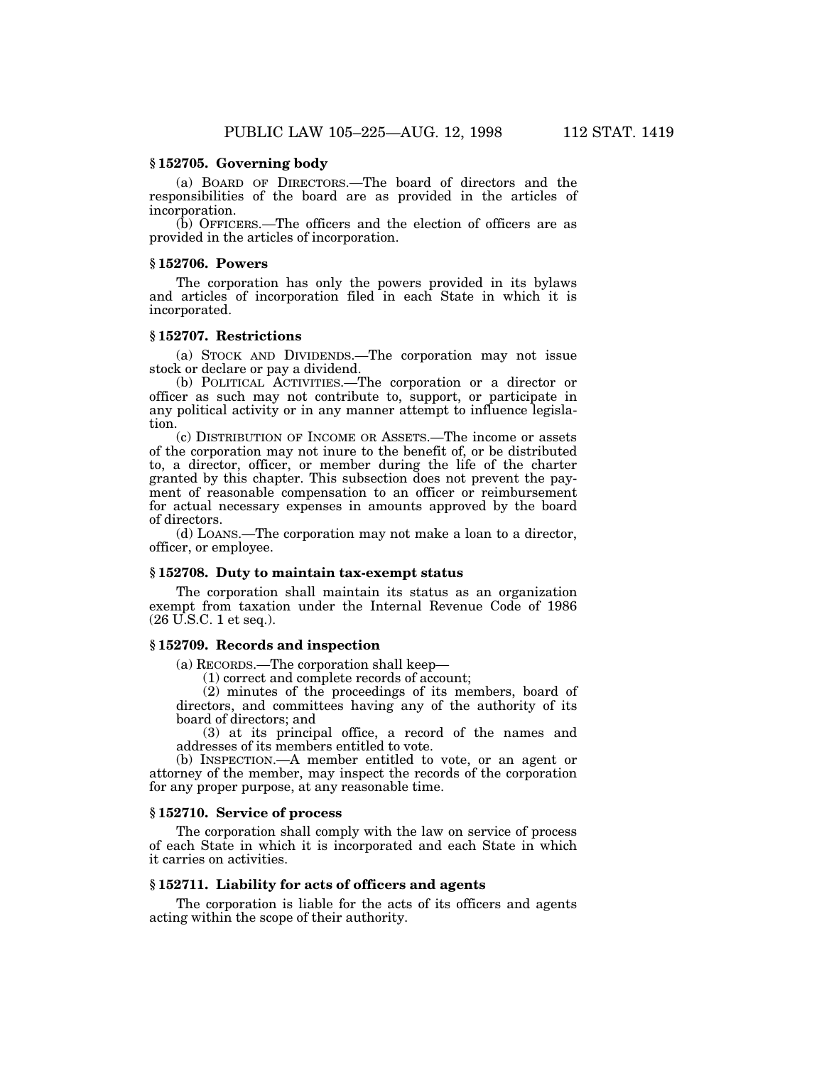### § 152705. Governing body

(a) BOARD OF DIRECTORS.—The board of directors and the responsibilities of the board are as provided in the articles of incorporation.

(b) OFFICERS.—The officers and the election of officers are as provided in the articles of incorporation.

### § 152706. Powers

The corporation has only the powers provided in its bylaws and articles of incorporation filed in each State in which it is incorporated.

### § 152707. Restrictions

(a) STOCK AND DIVIDENDS.—The corporation may not issue stock or declare or pay a dividend.

(b) POLITICAL ACTIVITIES.—The corporation or a director or officer as such may not contribute to, support, or participate in any political activity or in any manner attempt to influence legislation.

(c) DISTRIBUTION OF INCOME OR ASSETS.—The income or assets of the corporation may not inure to the benefit of, or be distributed to, a director, officer, or member during the life of the charter granted by this chapter. This subsection does not prevent the payment of reasonable compensation to an officer or reimbursement for actual necessary expenses in amounts approved by the board of directors.

(d) LOANS.—The corporation may not make a loan to a director, officer, or employee.

### § 152708. Duty to maintain tax-exempt status

The corporation shall maintain its status as an organization exempt from taxation under the Internal Revenue Code of 1986 (26 U.S.C. 1 et seq.).

### § 152709. Records and inspection

(a) RECORDS.—The corporation shall keep—

(1) correct and complete records of account;

(2) minutes of the proceedings of its members, board of directors, and committees having any of the authority of its board of directors; and

(3) at its principal office, a record of the names and addresses of its members entitled to vote.

(b) INSPECTION.—A member entitled to vote, or an agent or attorney of the member, may inspect the records of the corporation for any proper purpose, at any reasonable time.

### § 152710. Service of process

The corporation shall comply with the law on service of process of each State in which it is incorporated and each State in which it carries on activities.

### § 152711. Liability for acts of officers and agents

The corporation is liable for the acts of its officers and agents acting within the scope of their authority.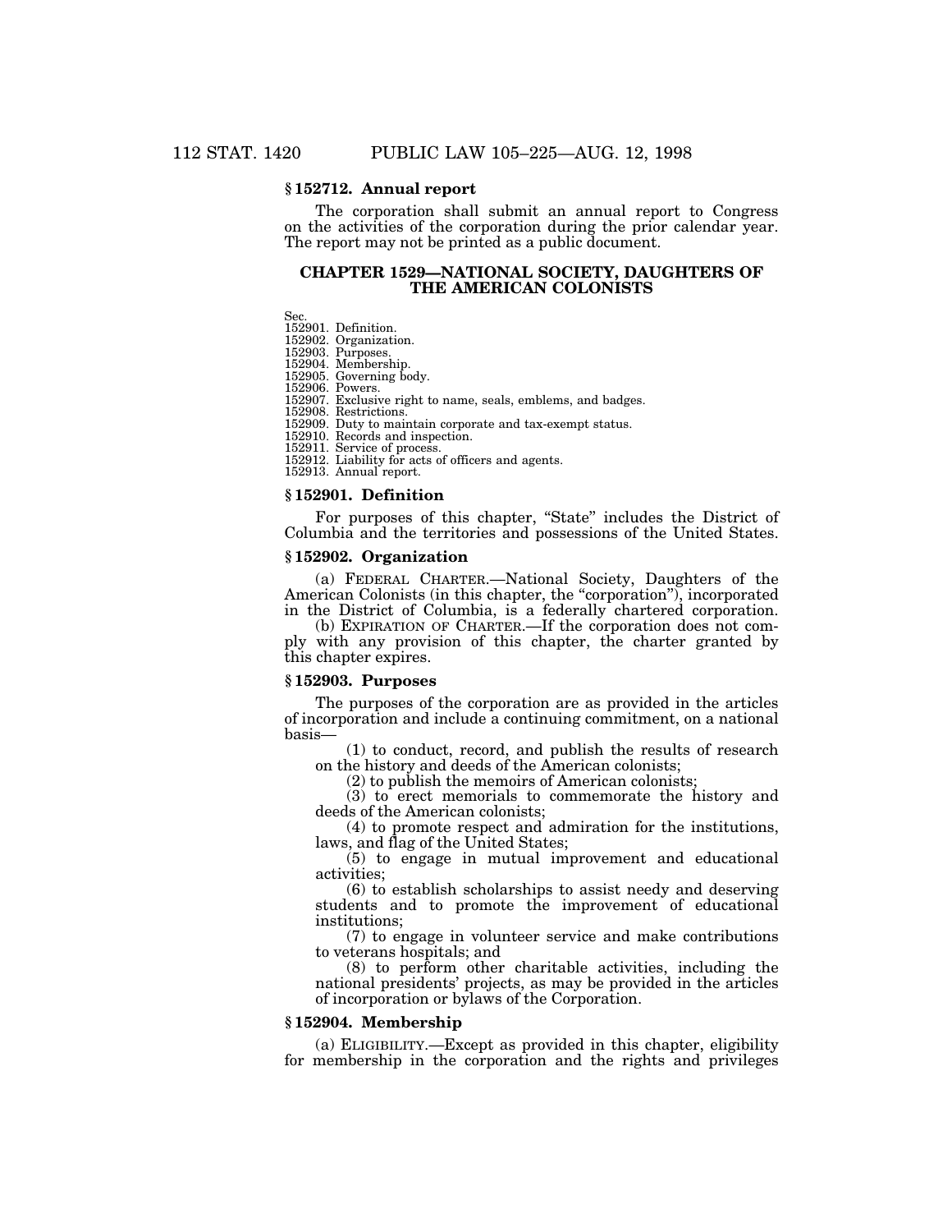### § 152712. Annual report

The corporation shall submit an annual report to Congress on the activities of the corporation during the prior calendar year. The report may not be printed as a public document.

## CHAPTER 1529—NATIONAL SOCIETY, DAUGHTERS OF THE AMERICAN COLONISTS

Sec.
152901. Definition.
152902. Organization.
152903. Purposes.
152904. Membership.
152905. Governing body.
152906. Powers.
152907. Exclusive right to name, seals, emblems, and badges.
152908. Restrictions.
152909. Duty to maintain corporate and tax-exempt status.
152910. Records and inspection.
152911. Service of process.
152912. Liability for acts of officers and agents.
152913. Annual report.

### § 152901. Definition

For purposes of this chapter, "State" includes the District of Columbia and the territories and possessions of the United States.

### § 152902. Organization

(a) FEDERAL CHARTER.—National Society, Daughters of the American Colonists (in this chapter, the "corporation"), incorporated in the District of Columbia, is a federally chartered corporation.

(b) EXPIRATION OF CHARTER.—If the corporation does not comply with any provision of this chapter, the charter granted by this chapter expires.

### § 152903. Purposes

The purposes of the corporation are as provided in the articles of incorporation and include a continuing commitment, on a national basis—

(1) to conduct, record, and publish the results of research on the history and deeds of the American colonists;

(2) to publish the memoirs of American colonists;

(3) to erect memorials to commemorate the history and deeds of the American colonists;

(4) to promote respect and admiration for the institutions, laws, and flag of the United States;

(5) to engage in mutual improvement and educational activities;

(6) to establish scholarships to assist needy and deserving students and to promote the improvement of educational institutions;

(7) to engage in volunteer service and make contributions to veterans hospitals; and

(8) to perform other charitable activities, including the national presidents' projects, as may be provided in the articles of incorporation or bylaws of the Corporation.

### § 152904. Membership

(a) ELIGIBILITY.—Except as provided in this chapter, eligibility for membership in the corporation and the rights and privileges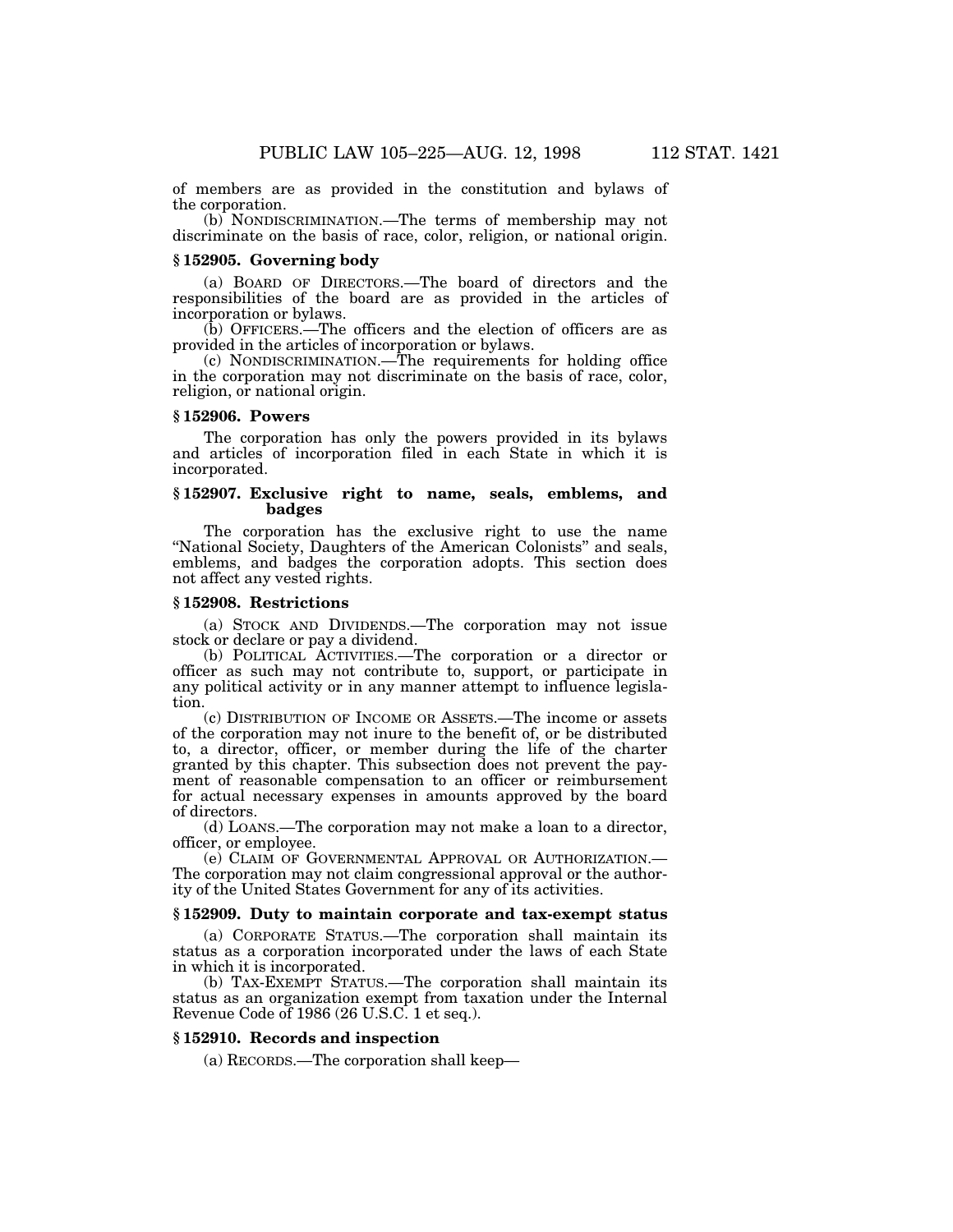of members are as provided in the constitution and bylaws of the corporation.

(b) NONDISCRIMINATION.—The terms of membership may not discriminate on the basis of race, color, religion, or national origin.

### § 152905. Governing body

(a) BOARD OF DIRECTORS.—The board of directors and the responsibilities of the board are as provided in the articles of incorporation or bylaws.

(b) OFFICERS.—The officers and the election of officers are as provided in the articles of incorporation or bylaws.

(c) NONDISCRIMINATION.—The requirements for holding office in the corporation may not discriminate on the basis of race, color, religion, or national origin.

### § 152906. Powers

The corporation has only the powers provided in its bylaws and articles of incorporation filed in each State in which it is incorporated.

### § 152907. Exclusive right to name, seals, emblems, and badges

The corporation has the exclusive right to use the name "National Society, Daughters of the American Colonists" and seals, emblems, and badges the corporation adopts. This section does not affect any vested rights.

### § 152908. Restrictions

(a) STOCK AND DIVIDENDS.—The corporation may not issue stock or declare or pay a dividend.

(b) POLITICAL ACTIVITIES.—The corporation or a director or officer as such may not contribute to, support, or participate in any political activity or in any manner attempt to influence legislation.

(c) DISTRIBUTION OF INCOME OR ASSETS.—The income or assets of the corporation may not inure to the benefit of, or be distributed to, a director, officer, or member during the life of the charter granted by this chapter. This subsection does not prevent the payment of reasonable compensation to an officer or reimbursement for actual necessary expenses in amounts approved by the board of directors.

(d) LOANS.—The corporation may not make a loan to a director, officer, or employee.

(e) CLAIM OF GOVERNMENTAL APPROVAL OR AUTHORIZATION.—The corporation may not claim congressional approval or the authority of the United States Government for any of its activities.

### § 152909. Duty to maintain corporate and tax-exempt status

(a) CORPORATE STATUS.—The corporation shall maintain its status as a corporation incorporated under the laws of each State in which it is incorporated.

(b) TAX-EXEMPT STATUS.—The corporation shall maintain its status as an organization exempt from taxation under the Internal Revenue Code of 1986 (26 U.S.C. 1 et seq.).

### § 152910. Records and inspection

(a) RECORDS.—The corporation shall keep—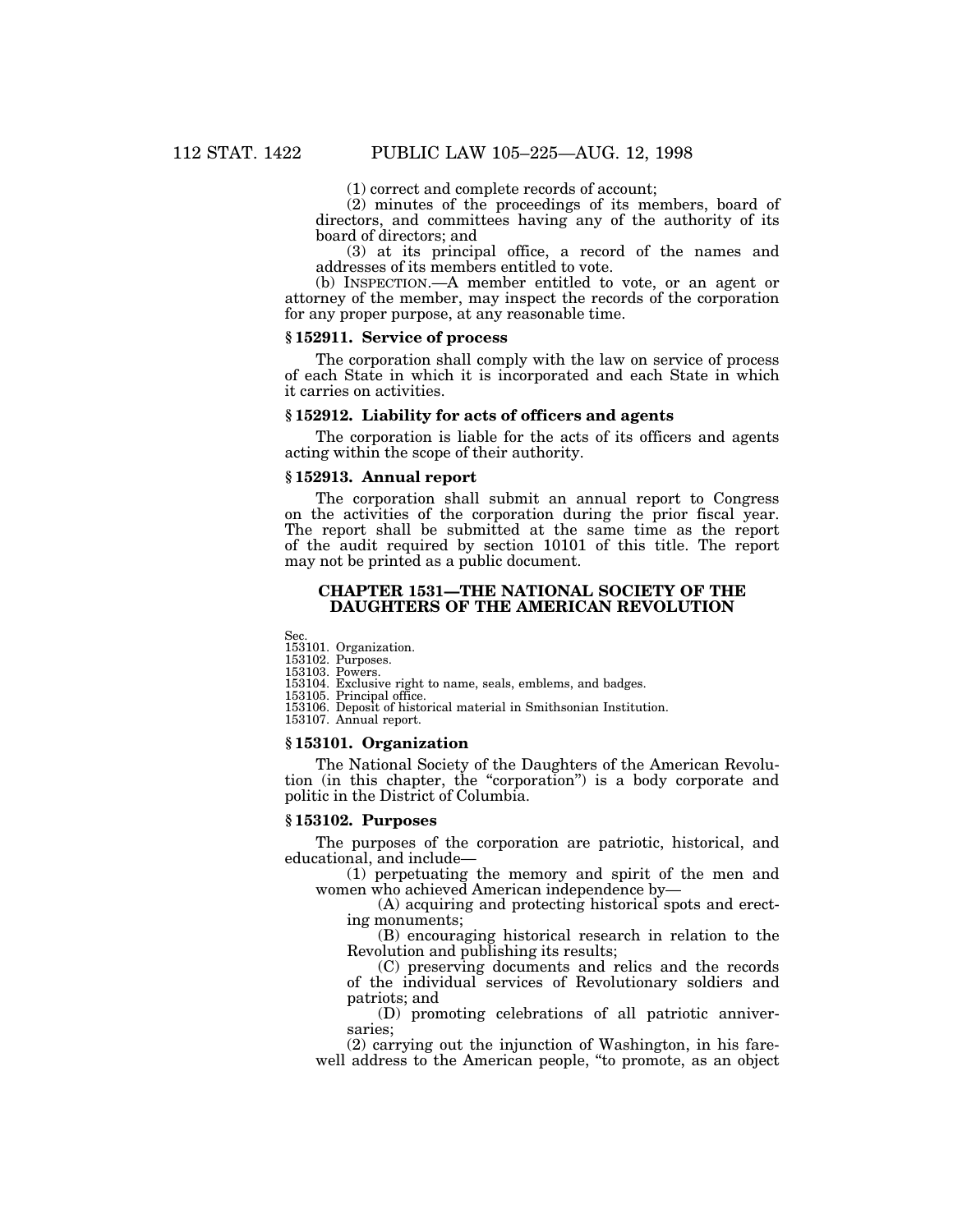(1) correct and complete records of account;

(2) minutes of the proceedings of its members, board of directors, and committees having any of the authority of its board of directors; and

(3) at its principal office, a record of the names and addresses of its members entitled to vote.

(b) INSPECTION.—A member entitled to vote, or an agent or attorney of the member, may inspect the records of the corporation for any proper purpose, at any reasonable time.

### § 152911. Service of process

The corporation shall comply with the law on service of process of each State in which it is incorporated and each State in which it carries on activities.

### § 152912. Liability for acts of officers and agents

The corporation is liable for the acts of its officers and agents acting within the scope of their authority.

### § 152913. Annual report

The corporation shall submit an annual report to Congress on the activities of the corporation during the prior fiscal year. The report shall be submitted at the same time as the report of the audit required by section 10101 of this title. The report may not be printed as a public document.

## CHAPTER 1531—THE NATIONAL SOCIETY OF THE DAUGHTERS OF THE AMERICAN REVOLUTION

Sec.
153101. Organization.
153102. Purposes.
153103. Powers.
153104. Exclusive right to name, seals, emblems, and badges.
153105. Principal office.
153106. Deposit of historical material in Smithsonian Institution.
153107. Annual report.

### § 153101. Organization

The National Society of the Daughters of the American Revolution (in this chapter, the "corporation") is a body corporate and politic in the District of Columbia.

### § 153102. Purposes

The purposes of the corporation are patriotic, historical, and educational, and include—

(1) perpetuating the memory and spirit of the men and women who achieved American independence by—

(A) acquiring and protecting historical spots and erecting monuments;

(B) encouraging historical research in relation to the Revolution and publishing its results;

(C) preserving documents and relics and the records of the individual services of Revolutionary soldiers and patriots; and

(D) promoting celebrations of all patriotic anniversaries;

(2) carrying out the injunction of Washington, in his farewell address to the American people, "to promote, as an object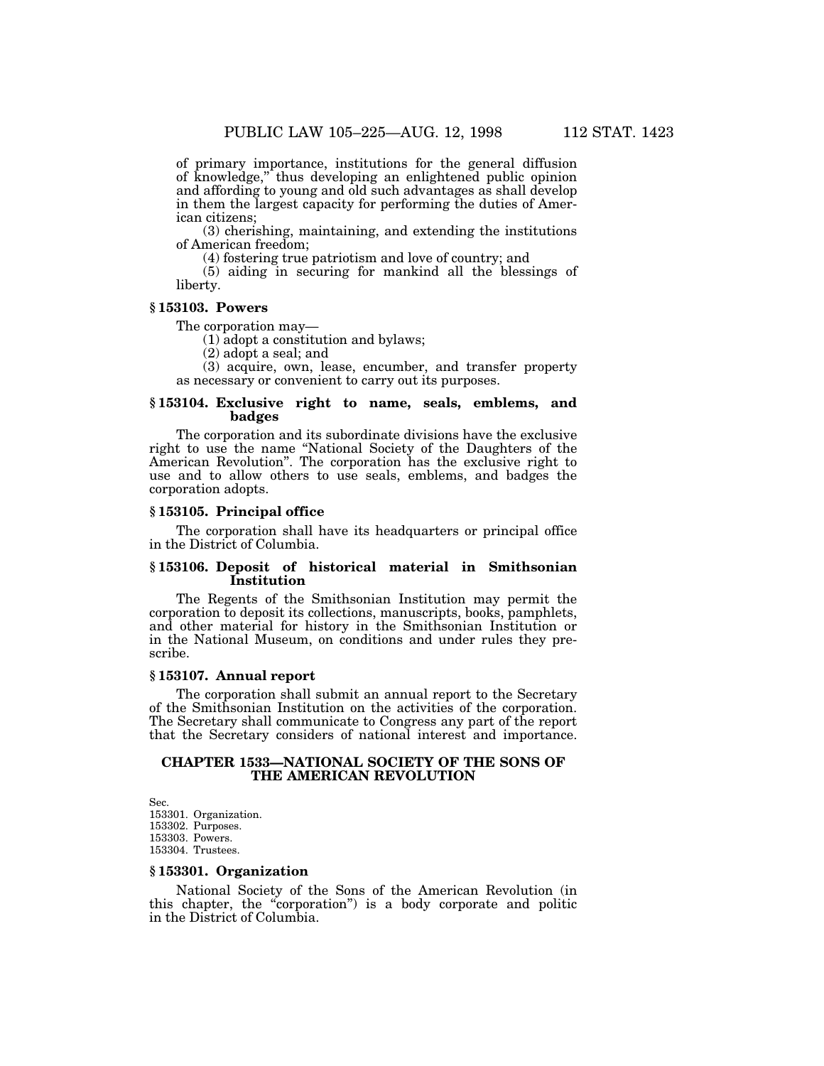of primary importance, institutions for the general diffusion of knowledge," thus developing an enlightened public opinion and affording to young and old such advantages as shall develop in them the largest capacity for performing the duties of American citizens;

(3) cherishing, maintaining, and extending the institutions of American freedom;

(4) fostering true patriotism and love of country; and

(5) aiding in securing for mankind all the blessings of liberty.

### § 153103. Powers

The corporation may—

(1) adopt a constitution and bylaws;

(2) adopt a seal; and

(3) acquire, own, lease, encumber, and transfer property as necessary or convenient to carry out its purposes.

### § 153104. Exclusive right to name, seals, emblems, and badges

The corporation and its subordinate divisions have the exclusive right to use the name "National Society of the Daughters of the American Revolution". The corporation has the exclusive right to use and to allow others to use seals, emblems, and badges the corporation adopts.

### § 153105. Principal office

The corporation shall have its headquarters or principal office in the District of Columbia.

### § 153106. Deposit of historical material in Smithsonian Institution

The Regents of the Smithsonian Institution may permit the corporation to deposit its collections, manuscripts, books, pamphlets, and other material for history in the Smithsonian Institution or in the National Museum, on conditions and under rules they prescribe.

### § 153107. Annual report

The corporation shall submit an annual report to the Secretary of the Smithsonian Institution on the activities of the corporation. The Secretary shall communicate to Congress any part of the report that the Secretary considers of national interest and importance.

## CHAPTER 1533—NATIONAL SOCIETY OF THE SONS OF THE AMERICAN REVOLUTION

Sec.
153301. Organization.
153302. Purposes.
153303. Powers.
153304. Trustees.

### § 153301. Organization

National Society of the Sons of the American Revolution (in this chapter, the "corporation") is a body corporate and politic in the District of Columbia.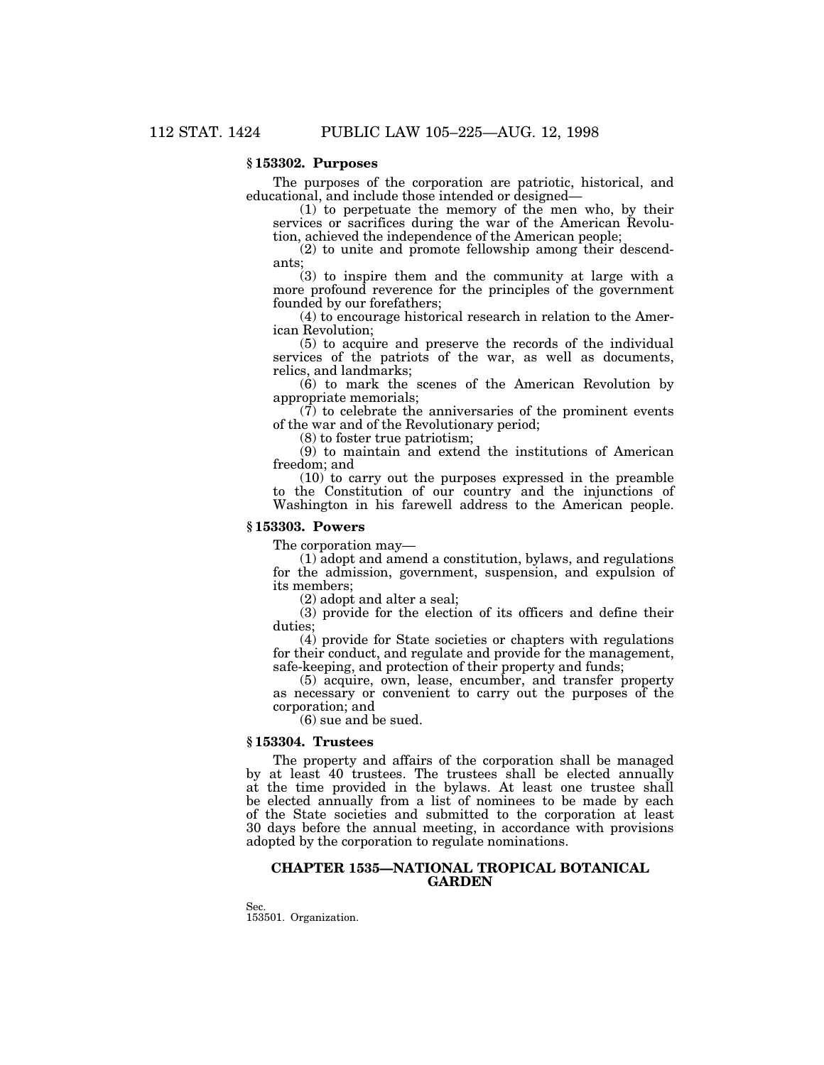### § 153302. Purposes

The purposes of the corporation are patriotic, historical, and educational, and include those intended or designed—

(1) to perpetuate the memory of the men who, by their services or sacrifices during the war of the American Revolution, achieved the independence of the American people;

(2) to unite and promote fellowship among their descendants;

(3) to inspire them and the community at large with a more profound reverence for the principles of the government founded by our forefathers;

(4) to encourage historical research in relation to the American Revolution;

(5) to acquire and preserve the records of the individual services of the patriots of the war, as well as documents, relics, and landmarks;

(6) to mark the scenes of the American Revolution by appropriate memorials;

(7) to celebrate the anniversaries of the prominent events of the war and of the Revolutionary period;

(8) to foster true patriotism;

(9) to maintain and extend the institutions of American freedom; and

(10) to carry out the purposes expressed in the preamble to the Constitution of our country and the injunctions of Washington in his farewell address to the American people.

### § 153303. Powers

The corporation may—

(1) adopt and amend a constitution, bylaws, and regulations for the admission, government, suspension, and expulsion of its members;

(2) adopt and alter a seal;

(3) provide for the election of its officers and define their duties;

(4) provide for State societies or chapters with regulations for their conduct, and regulate and provide for the management, safe-keeping, and protection of their property and funds;

(5) acquire, own, lease, encumber, and transfer property as necessary or convenient to carry out the purposes of the corporation; and

(6) sue and be sued.

### § 153304. Trustees

The property and affairs of the corporation shall be managed by at least 40 trustees. The trustees shall be elected annually at the time provided in the bylaws. At least one trustee shall be elected annually from a list of nominees to be made by each of the State societies and submitted to the corporation at least 30 days before the annual meeting, in accordance with provisions adopted by the corporation to regulate nominations.

## CHAPTER 1535—NATIONAL TROPICAL BOTANICAL GARDEN

Sec.
153501. Organization.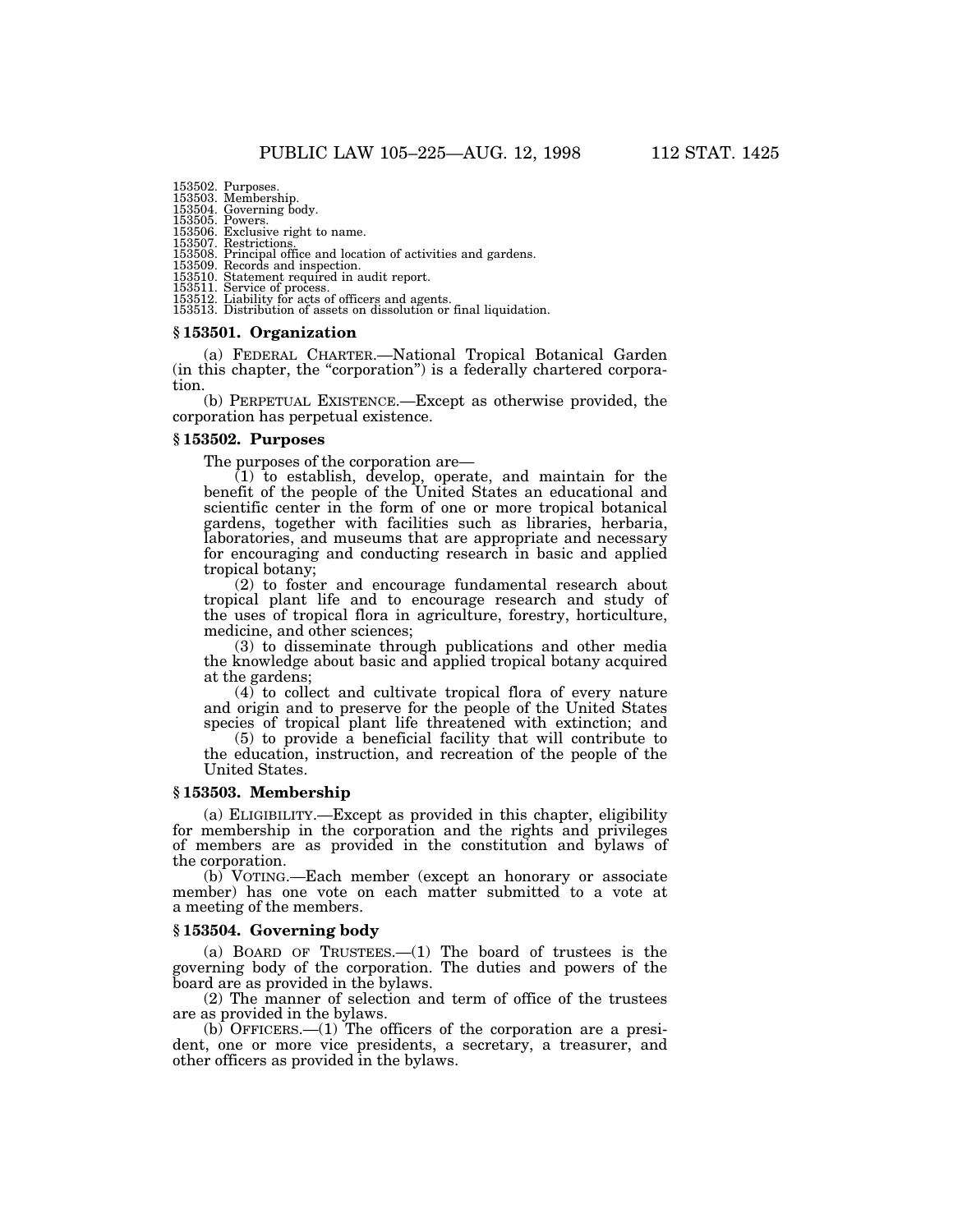153502. Purposes.
153503. Membership.
153504. Governing body.
153505. Powers.
153506. Exclusive right to name.
153507. Restrictions.
153508. Principal office and location of activities and gardens.
153509. Records and inspection.
153510. Statement required in audit report.
153511. Service of process.
153512. Liability for acts of officers and agents.
153513. Distribution of assets on dissolution or final liquidation.

### § 153501. Organization

(a) FEDERAL CHARTER.—National Tropical Botanical Garden (in this chapter, the "corporation") is a federally chartered corporation.

(b) PERPETUAL EXISTENCE.—Except as otherwise provided, the corporation has perpetual existence.

### § 153502. Purposes

The purposes of the corporation are—

(1) to establish, develop, operate, and maintain for the benefit of the people of the United States an educational and scientific center in the form of one or more tropical botanical gardens, together with facilities such as libraries, herbaria, laboratories, and museums that are appropriate and necessary for encouraging and conducting research in basic and applied tropical botany;

(2) to foster and encourage fundamental research about tropical plant life and to encourage research and study of the uses of tropical flora in agriculture, forestry, horticulture, medicine, and other sciences;

(3) to disseminate through publications and other media the knowledge about basic and applied tropical botany acquired at the gardens;

(4) to collect and cultivate tropical flora of every nature and origin and to preserve for the people of the United States species of tropical plant life threatened with extinction; and

(5) to provide a beneficial facility that will contribute to the education, instruction, and recreation of the people of the United States.

### § 153503. Membership

(a) ELIGIBILITY.—Except as provided in this chapter, eligibility for membership in the corporation and the rights and privileges of members are as provided in the constitution and bylaws of the corporation.

(b) VOTING.—Each member (except an honorary or associate member) has one vote on each matter submitted to a vote at a meeting of the members.

### § 153504. Governing body

(a) BOARD OF TRUSTEES.—(1) The board of trustees is the governing body of the corporation. The duties and powers of the board are as provided in the bylaws.

(2) The manner of selection and term of office of the trustees are as provided in the bylaws.

(b) OFFICERS.—(1) The officers of the corporation are a president, one or more vice presidents, a secretary, a treasurer, and other officers as provided in the bylaws.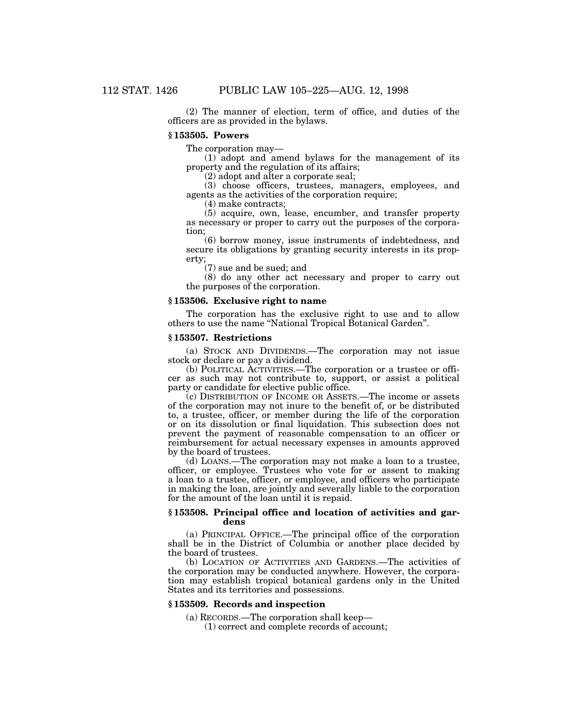(2) The manner of election, term of office, and duties of the officers are as provided in the bylaws.

### § 153505. Powers

The corporation may—

(1) adopt and amend bylaws for the management of its property and the regulation of its affairs;

(2) adopt and alter a corporate seal;

(3) choose officers, trustees, managers, employees, and agents as the activities of the corporation require;

(4) make contracts;

(5) acquire, own, lease, encumber, and transfer property as necessary or proper to carry out the purposes of the corporation;

(6) borrow money, issue instruments of indebtedness, and secure its obligations by granting security interests in its property;

(7) sue and be sued; and

(8) do any other act necessary and proper to carry out the purposes of the corporation.

### § 153506. Exclusive right to name

The corporation has the exclusive right to use and to allow others to use the name "National Tropical Botanical Garden".

### § 153507. Restrictions

(a) STOCK AND DIVIDENDS.—The corporation may not issue stock or declare or pay a dividend.

(b) POLITICAL ACTIVITIES.—The corporation or a trustee or officer as such may not contribute to, support, or assist a political party or candidate for elective public office.

(c) DISTRIBUTION OF INCOME OR ASSETS.—The income or assets of the corporation may not inure to the benefit of, or be distributed to, a trustee, officer, or member during the life of the corporation or on its dissolution or final liquidation. This subsection does not prevent the payment of reasonable compensation to an officer or reimbursement for actual necessary expenses in amounts approved by the board of trustees.

(d) LOANS.—The corporation may not make a loan to a trustee, officer, or employee. Trustees who vote for or assent to making a loan to a trustee, officer, or employee, and officers who participate in making the loan, are jointly and severally liable to the corporation for the amount of the loan until it is repaid.

### § 153508. Principal office and location of activities and gardens

(a) PRINCIPAL OFFICE.—The principal office of the corporation shall be in the District of Columbia or another place decided by the board of trustees.

(b) LOCATION OF ACTIVITIES AND GARDENS.—The activities of the corporation may be conducted anywhere. However, the corporation may establish tropical botanical gardens only in the United States and its territories and possessions.

### § 153509. Records and inspection

(a) RECORDS.—The corporation shall keep—

(1) correct and complete records of account;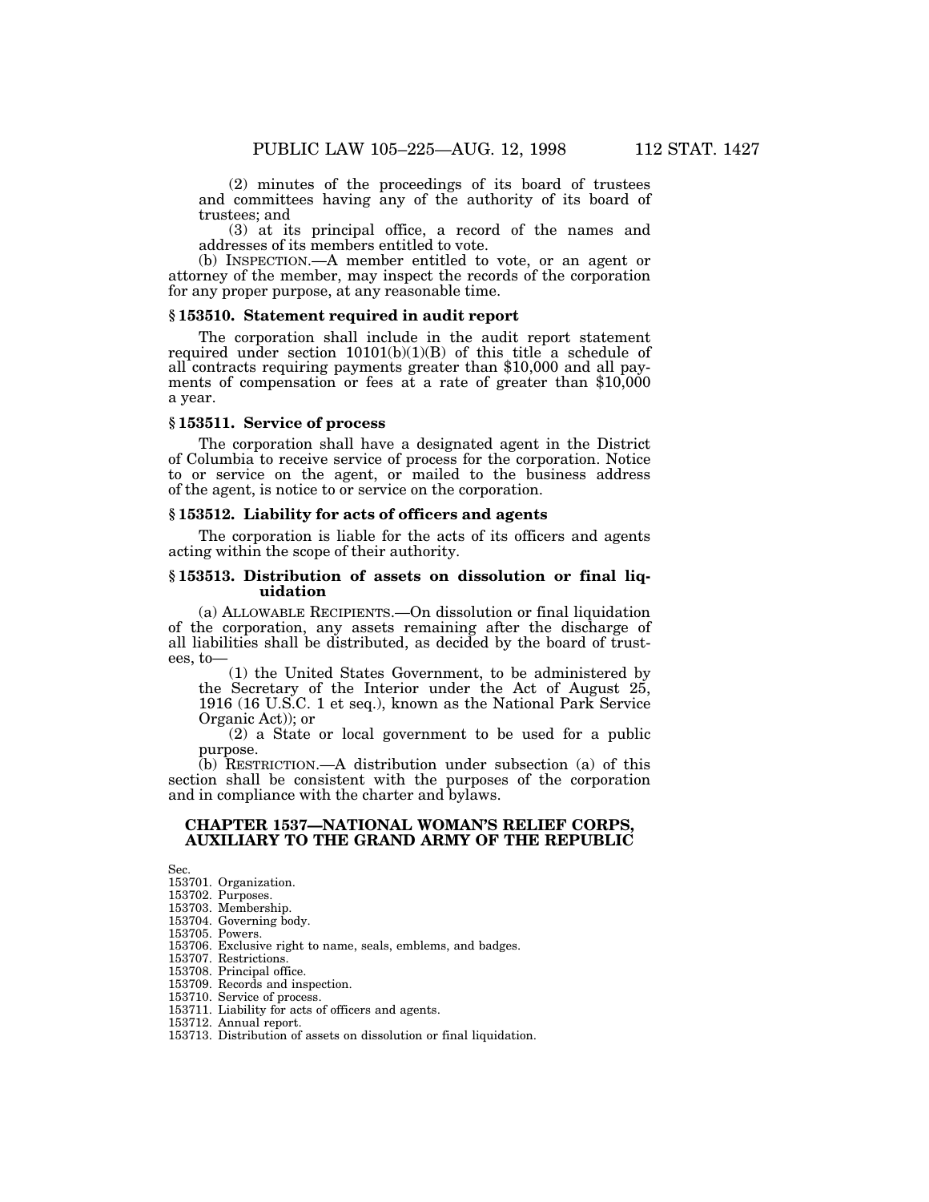(2) minutes of the proceedings of its board of trustees and committees having any of the authority of its board of trustees; and

(3) at its principal office, a record of the names and addresses of its members entitled to vote.

(b) INSPECTION.—A member entitled to vote, or an agent or attorney of the member, may inspect the records of the corporation for any proper purpose, at any reasonable time.

### § 153510. Statement required in audit report

The corporation shall include in the audit report statement required under section 10101(b)(1)(B) of this title a schedule of all contracts requiring payments greater than $10,000 and all payments of compensation or fees at a rate of greater than $10,000 a year.

### § 153511. Service of process

The corporation shall have a designated agent in the District of Columbia to receive service of process for the corporation. Notice to or service on the agent, or mailed to the business address of the agent, is notice to or service on the corporation.

### § 153512. Liability for acts of officers and agents

The corporation is liable for the acts of its officers and agents acting within the scope of their authority.

### § 153513. Distribution of assets on dissolution or final liquidation

(a) ALLOWABLE RECIPIENTS.—On dissolution or final liquidation of the corporation, any assets remaining after the discharge of all liabilities shall be distributed, as decided by the board of trustees, to—

(1) the United States Government, to be administered by the Secretary of the Interior under the Act of August 25, 1916 (16 U.S.C. 1 et seq.), known as the National Park Service Organic Act)); or

(2) a State or local government to be used for a public purpose.

(b) RESTRICTION.—A distribution under subsection (a) of this section shall be consistent with the purposes of the corporation and in compliance with the charter and bylaws.

## CHAPTER 1537—NATIONAL WOMAN'S RELIEF CORPS, AUXILIARY TO THE GRAND ARMY OF THE REPUBLIC

Sec.
153701. Organization.
153702. Purposes.
153703. Membership.
153704. Governing body.
153705. Powers.
153706. Exclusive right to name, seals, emblems, and badges.
153707. Restrictions.
153708. Principal office.
153709. Records and inspection.
153710. Service of process.
153711. Liability for acts of officers and agents.
153712. Annual report.
153713. Distribution of assets on dissolution or final liquidation.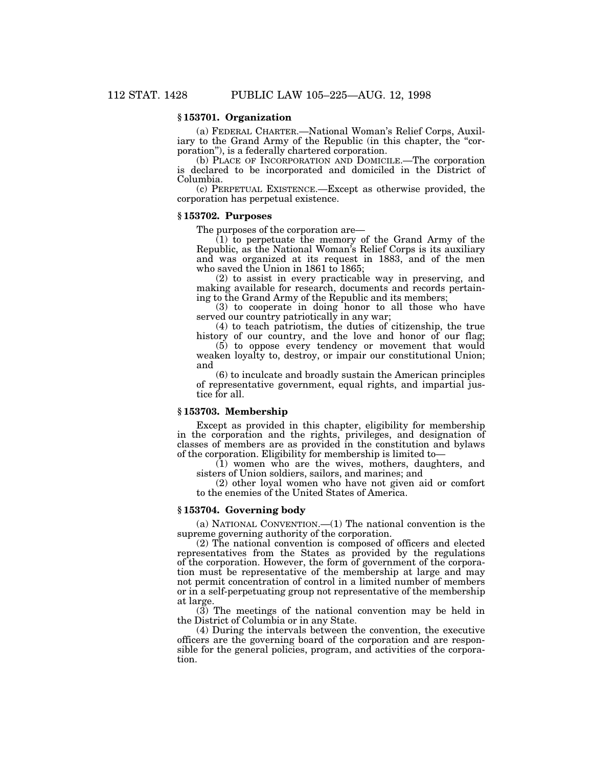### § 153701. Organization

(a) FEDERAL CHARTER.—National Woman's Relief Corps, Auxiliary to the Grand Army of the Republic (in this chapter, the "corporation"), is a federally chartered corporation.

(b) PLACE OF INCORPORATION AND DOMICILE.—The corporation is declared to be incorporated and domiciled in the District of Columbia.

(c) PERPETUAL EXISTENCE.—Except as otherwise provided, the corporation has perpetual existence.

### § 153702. Purposes

The purposes of the corporation are—

(1) to perpetuate the memory of the Grand Army of the Republic, as the National Woman's Relief Corps is its auxiliary and was organized at its request in 1883, and of the men who saved the Union in 1861 to 1865;

(2) to assist in every practicable way in preserving, and making available for research, documents and records pertaining to the Grand Army of the Republic and its members;

(3) to cooperate in doing honor to all those who have served our country patriotically in any war;

(4) to teach patriotism, the duties of citizenship, the true history of our country, and the love and honor of our flag;

(5) to oppose every tendency or movement that would weaken loyalty to, destroy, or impair our constitutional Union; and

(6) to inculcate and broadly sustain the American principles of representative government, equal rights, and impartial justice for all.

### § 153703. Membership

Except as provided in this chapter, eligibility for membership in the corporation and the rights, privileges, and designation of classes of members are as provided in the constitution and bylaws of the corporation. Eligibility for membership is limited to—

(1) women who are the wives, mothers, daughters, and sisters of Union soldiers, sailors, and marines; and

(2) other loyal women who have not given aid or comfort to the enemies of the United States of America.

### § 153704. Governing body

(a) NATIONAL CONVENTION.—(1) The national convention is the supreme governing authority of the corporation.

(2) The national convention is composed of officers and elected representatives from the States as provided by the regulations of the corporation. However, the form of government of the corporation must be representative of the membership at large and may not permit concentration of control in a limited number of members or in a self-perpetuating group not representative of the membership at large.

(3) The meetings of the national convention may be held in the District of Columbia or in any State.

(4) During the intervals between the convention, the executive officers are the governing board of the corporation and are responsible for the general policies, program, and activities of the corporation.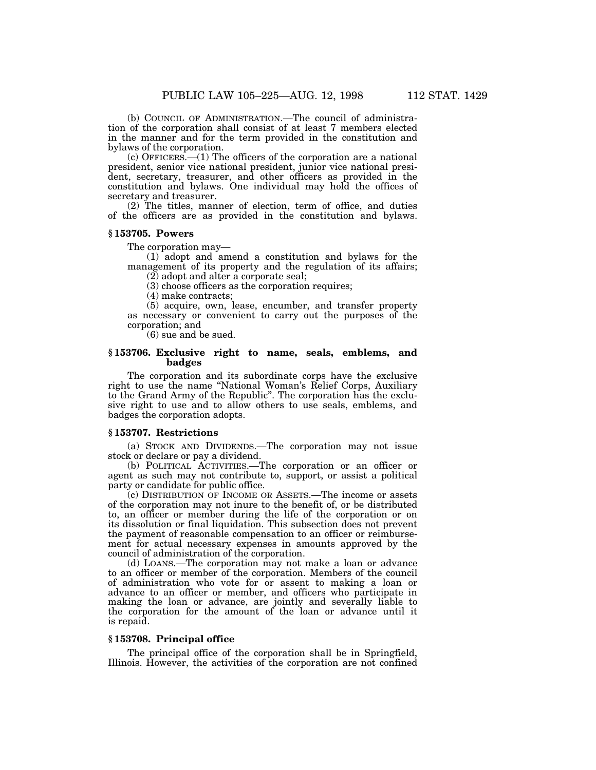(b) COUNCIL OF ADMINISTRATION.—The council of administration of the corporation shall consist of at least 7 members elected in the manner and for the term provided in the constitution and bylaws of the corporation.

(c) OFFICERS.—(1) The officers of the corporation are a national president, senior vice national president, junior vice national president, secretary, treasurer, and other officers as provided in the constitution and bylaws. One individual may hold the offices of secretary and treasurer.

(2) The titles, manner of election, term of office, and duties of the officers are as provided in the constitution and bylaws.

### § 153705. Powers

The corporation may—

(1) adopt and amend a constitution and bylaws for the management of its property and the regulation of its affairs;

(2) adopt and alter a corporate seal;

(3) choose officers as the corporation requires;

(4) make contracts;

(5) acquire, own, lease, encumber, and transfer property as necessary or convenient to carry out the purposes of the corporation; and

(6) sue and be sued.

### § 153706. Exclusive right to name, seals, emblems, and badges

The corporation and its subordinate corps have the exclusive right to use the name "National Woman's Relief Corps, Auxiliary to the Grand Army of the Republic". The corporation has the exclusive right to use and to allow others to use seals, emblems, and badges the corporation adopts.

### § 153707. Restrictions

(a) STOCK AND DIVIDENDS.—The corporation may not issue stock or declare or pay a dividend.

(b) POLITICAL ACTIVITIES.—The corporation or an officer or agent as such may not contribute to, support, or assist a political party or candidate for public office.

(c) DISTRIBUTION OF INCOME OR ASSETS.—The income or assets of the corporation may not inure to the benefit of, or be distributed to, an officer or member during the life of the corporation or on its dissolution or final liquidation. This subsection does not prevent the payment of reasonable compensation to an officer or reimbursement for actual necessary expenses in amounts approved by the council of administration of the corporation.

(d) LOANS.—The corporation may not make a loan or advance to an officer or member of the corporation. Members of the council of administration who vote for or assent to making a loan or advance to an officer or member, and officers who participate in making the loan or advance, are jointly and severally liable to the corporation for the amount of the loan or advance until it is repaid.

### § 153708. Principal office

The principal office of the corporation shall be in Springfield, Illinois. However, the activities of the corporation are not confined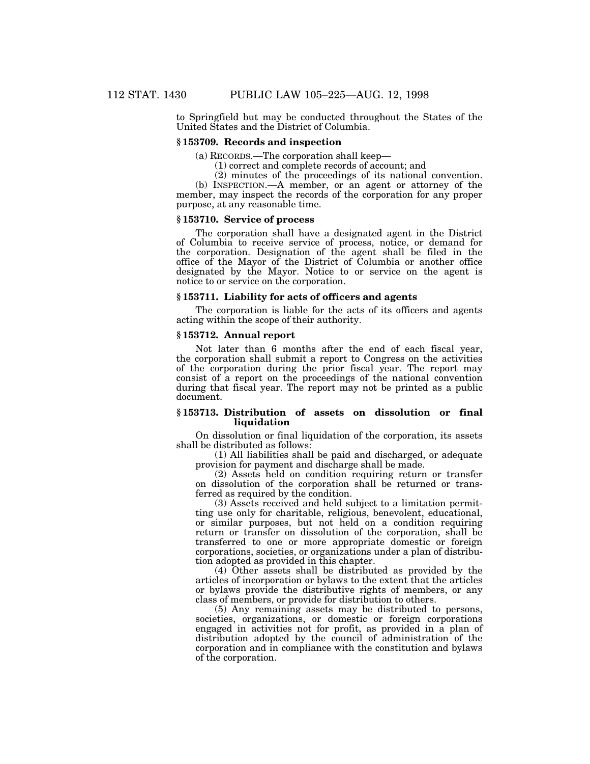to Springfield but may be conducted throughout the States of the United States and the District of Columbia.

### § 153709. Records and inspection

(a) RECORDS.—The corporation shall keep—

(1) correct and complete records of account; and

(2) minutes of the proceedings of its national convention.

(b) INSPECTION.—A member, or an agent or attorney of the member, may inspect the records of the corporation for any proper purpose, at any reasonable time.

### § 153710. Service of process

The corporation shall have a designated agent in the District of Columbia to receive service of process, notice, or demand for the corporation. Designation of the agent shall be filed in the office of the Mayor of the District of Columbia or another office designated by the Mayor. Notice to or service on the agent is notice to or service on the corporation.

### § 153711. Liability for acts of officers and agents

The corporation is liable for the acts of its officers and agents acting within the scope of their authority.

### § 153712. Annual report

Not later than 6 months after the end of each fiscal year, the corporation shall submit a report to Congress on the activities of the corporation during the prior fiscal year. The report may consist of a report on the proceedings of the national convention during that fiscal year. The report may not be printed as a public document.

### § 153713. Distribution of assets on dissolution or final liquidation

On dissolution or final liquidation of the corporation, its assets shall be distributed as follows:

(1) All liabilities shall be paid and discharged, or adequate provision for payment and discharge shall be made.

(2) Assets held on condition requiring return or transfer on dissolution of the corporation shall be returned or transferred as required by the condition.

(3) Assets received and held subject to a limitation permitting use only for charitable, religious, benevolent, educational, or similar purposes, but not held on a condition requiring return or transfer on dissolution of the corporation, shall be transferred to one or more appropriate domestic or foreign corporations, societies, or organizations under a plan of distribution adopted as provided in this chapter.

(4) Other assets shall be distributed as provided by the articles of incorporation or bylaws to the extent that the articles or bylaws provide the distributive rights of members, or any class of members, or provide for distribution to others.

(5) Any remaining assets may be distributed to persons, societies, organizations, or domestic or foreign corporations engaged in activities not for profit, as provided in a plan of distribution adopted by the council of administration of the corporation and in compliance with the constitution and bylaws of the corporation.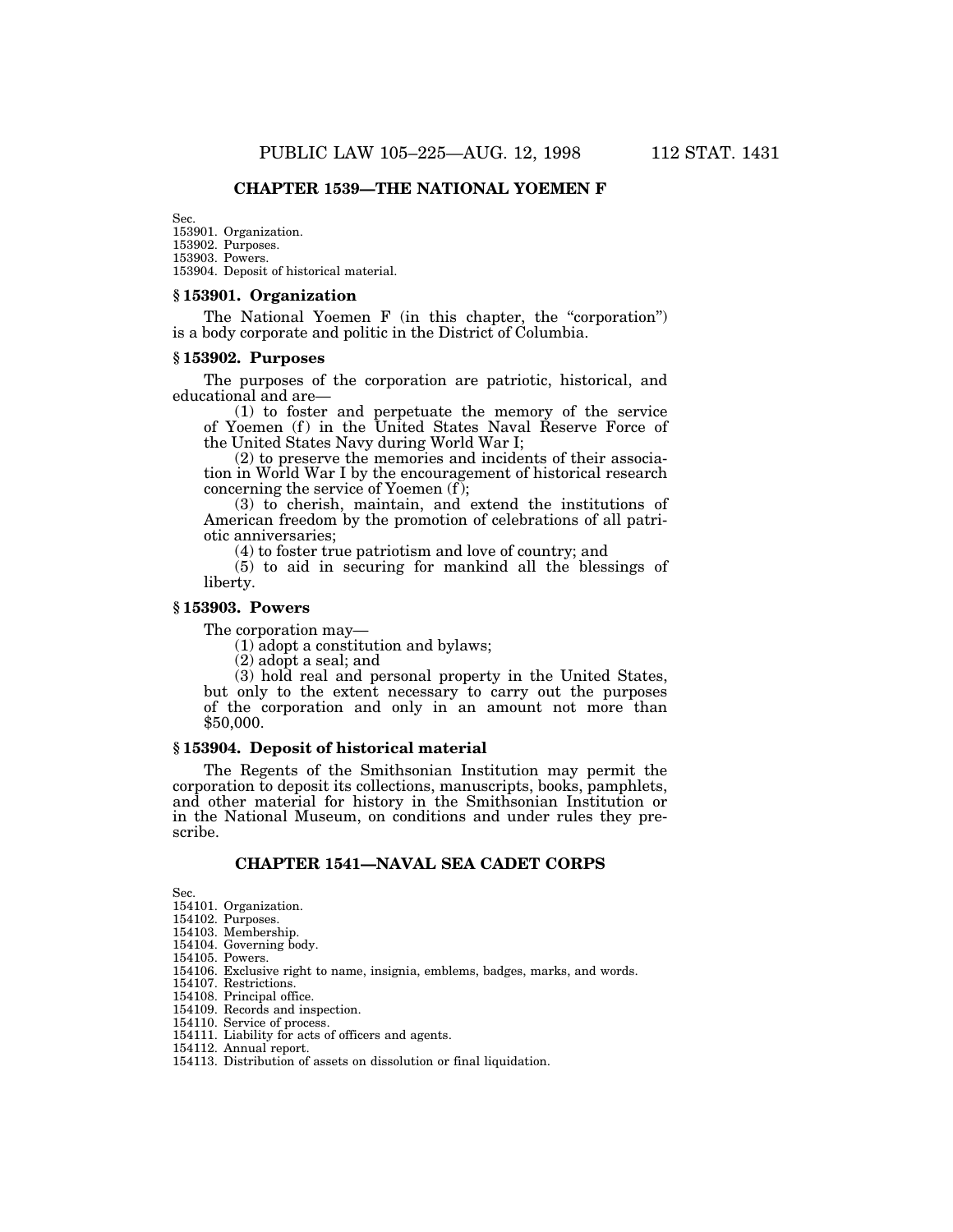## CHAPTER 1539—THE NATIONAL YOEMEN F

Sec.
153901. Organization.
153902. Purposes.
153903. Powers.
153904. Deposit of historical material.

### § 153901. Organization

The National Yoemen F (in this chapter, the "corporation") is a body corporate and politic in the District of Columbia.

### § 153902. Purposes

The purposes of the corporation are patriotic, historical, and educational and are—

(1) to foster and perpetuate the memory of the service of Yoemen (f) in the United States Naval Reserve Force of the United States Navy during World War I;

(2) to preserve the memories and incidents of their association in World War I by the encouragement of historical research concerning the service of Yoemen (f);

(3) to cherish, maintain, and extend the institutions of American freedom by the promotion of celebrations of all patriotic anniversaries;

(4) to foster true patriotism and love of country; and

(5) to aid in securing for mankind all the blessings of liberty.

### § 153903. Powers

The corporation may—

(1) adopt a constitution and bylaws;

(2) adopt a seal; and

(3) hold real and personal property in the United States, but only to the extent necessary to carry out the purposes of the corporation and only in an amount not more than $50,000.

### § 153904. Deposit of historical material

The Regents of the Smithsonian Institution may permit the corporation to deposit its collections, manuscripts, books, pamphlets, and other material for history in the Smithsonian Institution or in the National Museum, on conditions and under rules they prescribe.

## CHAPTER 1541—NAVAL SEA CADET CORPS

Sec.
154101. Organization.
154102. Purposes.
154103. Membership.
154104. Governing body.
154105. Powers.
154106. Exclusive right to name, insignia, emblems, badges, marks, and words.
154107. Restrictions.
154108. Principal office.
154109. Records and inspection.
154110. Service of process.
154111. Liability for acts of officers and agents.
154112. Annual report.
154113. Distribution of assets on dissolution or final liquidation.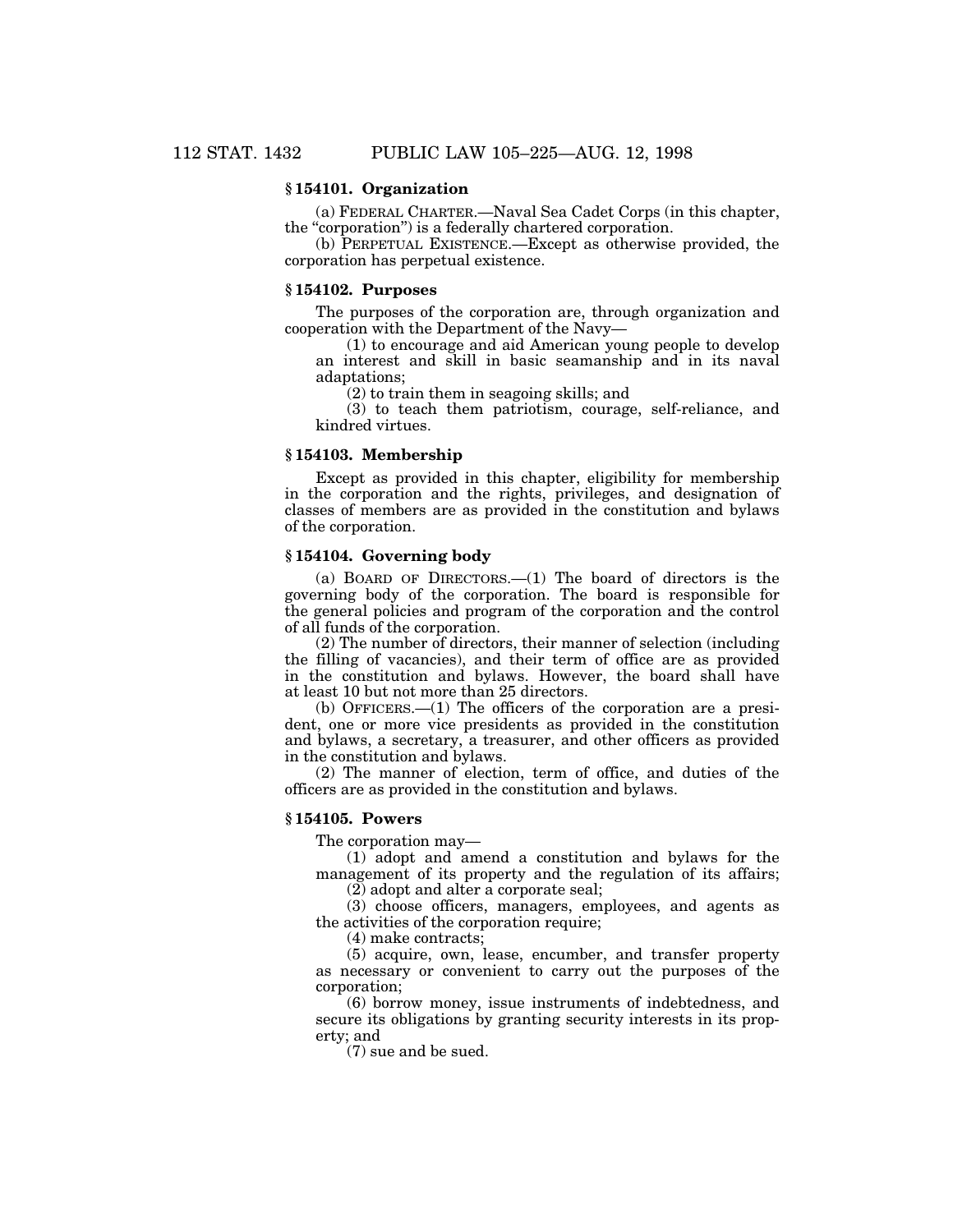### § 154101. Organization

(a) FEDERAL CHARTER.—Naval Sea Cadet Corps (in this chapter, the "corporation") is a federally chartered corporation.

(b) PERPETUAL EXISTENCE.—Except as otherwise provided, the corporation has perpetual existence.

### § 154102. Purposes

The purposes of the corporation are, through organization and cooperation with the Department of the Navy—

(1) to encourage and aid American young people to develop an interest and skill in basic seamanship and in its naval adaptations;

(2) to train them in seagoing skills; and

(3) to teach them patriotism, courage, self-reliance, and kindred virtues.

### § 154103. Membership

Except as provided in this chapter, eligibility for membership in the corporation and the rights, privileges, and designation of classes of members are as provided in the constitution and bylaws of the corporation.

### § 154104. Governing body

(a) BOARD OF DIRECTORS.—(1) The board of directors is the governing body of the corporation. The board is responsible for the general policies and program of the corporation and the control of all funds of the corporation.

(2) The number of directors, their manner of selection (including the filling of vacancies), and their term of office are as provided in the constitution and bylaws. However, the board shall have at least 10 but not more than 25 directors.

(b) OFFICERS.—(1) The officers of the corporation are a president, one or more vice presidents as provided in the constitution and bylaws, a secretary, a treasurer, and other officers as provided in the constitution and bylaws.

(2) The manner of election, term of office, and duties of the officers are as provided in the constitution and bylaws.

### § 154105. Powers

The corporation may—

(1) adopt and amend a constitution and bylaws for the management of its property and the regulation of its affairs;

(2) adopt and alter a corporate seal;

(3) choose officers, managers, employees, and agents as the activities of the corporation require;

(4) make contracts;

(5) acquire, own, lease, encumber, and transfer property as necessary or convenient to carry out the purposes of the corporation;

(6) borrow money, issue instruments of indebtedness, and secure its obligations by granting security interests in its property; and

(7) sue and be sued.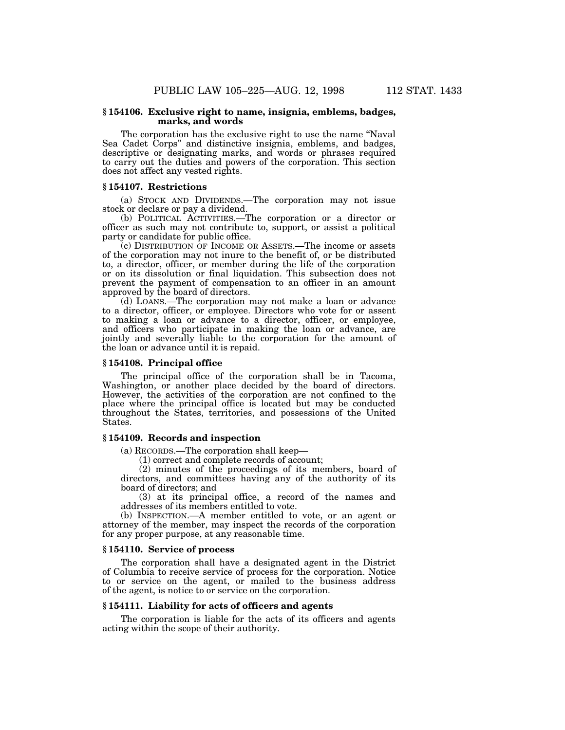### § 154106. Exclusive right to name, insignia, emblems, badges, marks, and words

The corporation has the exclusive right to use the name "Naval Sea Cadet Corps" and distinctive insignia, emblems, and badges, descriptive or designating marks, and words or phrases required to carry out the duties and powers of the corporation. This section does not affect any vested rights.

### § 154107. Restrictions

(a) STOCK AND DIVIDENDS.—The corporation may not issue stock or declare or pay a dividend.

(b) POLITICAL ACTIVITIES.—The corporation or a director or officer as such may not contribute to, support, or assist a political party or candidate for public office.

(c) DISTRIBUTION OF INCOME OR ASSETS.—The income or assets of the corporation may not inure to the benefit of, or be distributed to, a director, officer, or member during the life of the corporation or on its dissolution or final liquidation. This subsection does not prevent the payment of compensation to an officer in an amount approved by the board of directors.

(d) LOANS.—The corporation may not make a loan or advance to a director, officer, or employee. Directors who vote for or assent to making a loan or advance to a director, officer, or employee, and officers who participate in making the loan or advance, are jointly and severally liable to the corporation for the amount of the loan or advance until it is repaid.

### § 154108. Principal office

The principal office of the corporation shall be in Tacoma, Washington, or another place decided by the board of directors. However, the activities of the corporation are not confined to the place where the principal office is located but may be conducted throughout the States, territories, and possessions of the United States.

### § 154109. Records and inspection

(a) RECORDS.—The corporation shall keep—

(1) correct and complete records of account;

(2) minutes of the proceedings of its members, board of directors, and committees having any of the authority of its board of directors; and

(3) at its principal office, a record of the names and addresses of its members entitled to vote.

(b) INSPECTION.—A member entitled to vote, or an agent or attorney of the member, may inspect the records of the corporation for any proper purpose, at any reasonable time.

### § 154110. Service of process

The corporation shall have a designated agent in the District of Columbia to receive service of process for the corporation. Notice to or service on the agent, or mailed to the business address of the agent, is notice to or service on the corporation.

### § 154111. Liability for acts of officers and agents

The corporation is liable for the acts of its officers and agents acting within the scope of their authority.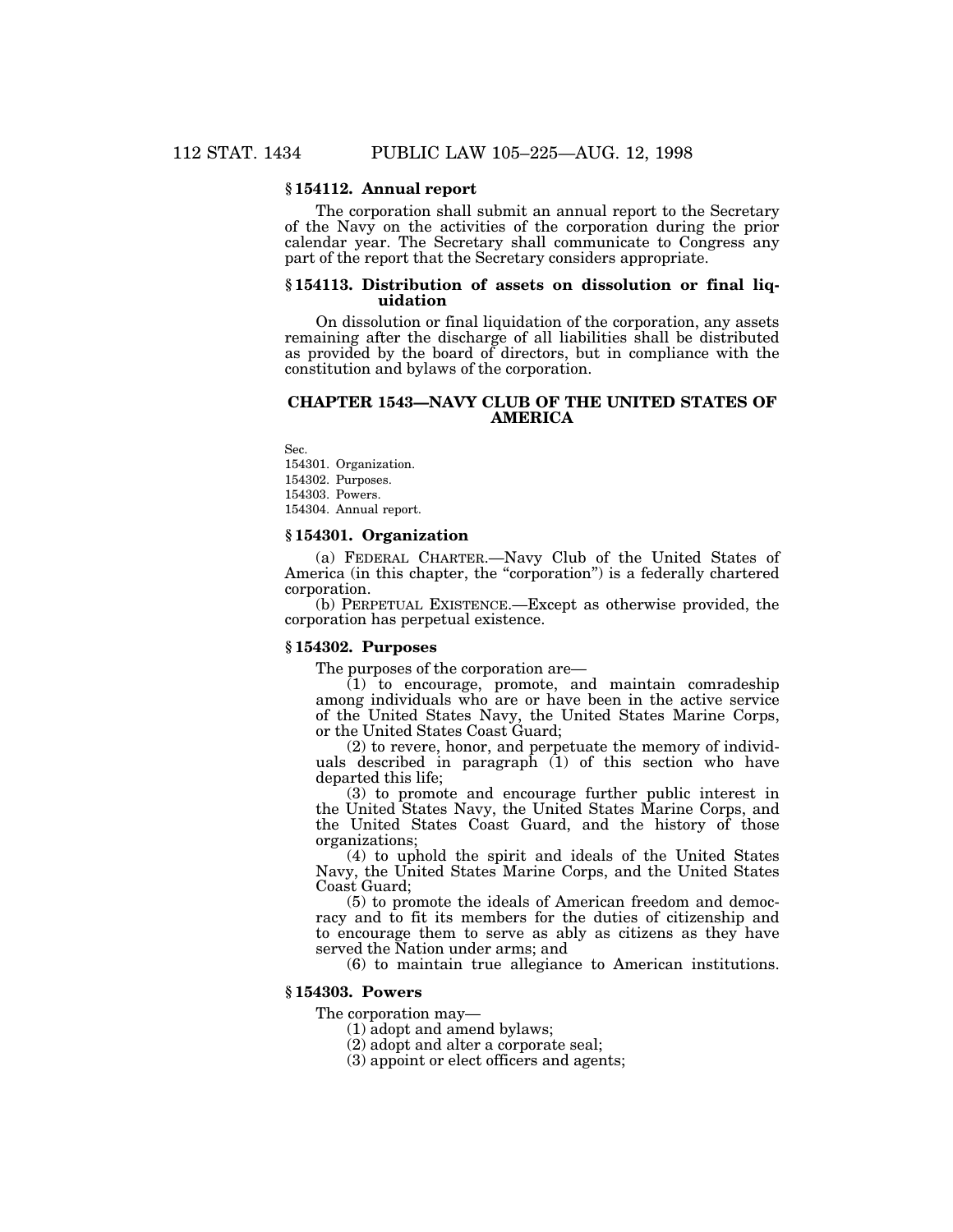### § 154112. Annual report

The corporation shall submit an annual report to the Secretary of the Navy on the activities of the corporation during the prior calendar year. The Secretary shall communicate to Congress any part of the report that the Secretary considers appropriate.

### § 154113. Distribution of assets on dissolution or final liquidation

On dissolution or final liquidation of the corporation, any assets remaining after the discharge of all liabilities shall be distributed as provided by the board of directors, but in compliance with the constitution and bylaws of the corporation.

## CHAPTER 1543—NAVY CLUB OF THE UNITED STATES OF AMERICA

Sec.
154301. Organization.
154302. Purposes.
154303. Powers.
154304. Annual report.

### § 154301. Organization

(a) FEDERAL CHARTER.—Navy Club of the United States of America (in this chapter, the "corporation") is a federally chartered corporation.

(b) PERPETUAL EXISTENCE.—Except as otherwise provided, the corporation has perpetual existence.

### § 154302. Purposes

The purposes of the corporation are—

(1) to encourage, promote, and maintain comradeship among individuals who are or have been in the active service of the United States Navy, the United States Marine Corps, or the United States Coast Guard;

(2) to revere, honor, and perpetuate the memory of individuals described in paragraph (1) of this section who have departed this life;

(3) to promote and encourage further public interest in the United States Navy, the United States Marine Corps, and the United States Coast Guard, and the history of those organizations;

(4) to uphold the spirit and ideals of the United States Navy, the United States Marine Corps, and the United States Coast Guard;

(5) to promote the ideals of American freedom and democracy and to fit its members for the duties of citizenship and to encourage them to serve as ably as citizens as they have served the Nation under arms; and

(6) to maintain true allegiance to American institutions.

### § 154303. Powers

The corporation may—

(1) adopt and amend bylaws;

(2) adopt and alter a corporate seal;

(3) appoint or elect officers and agents;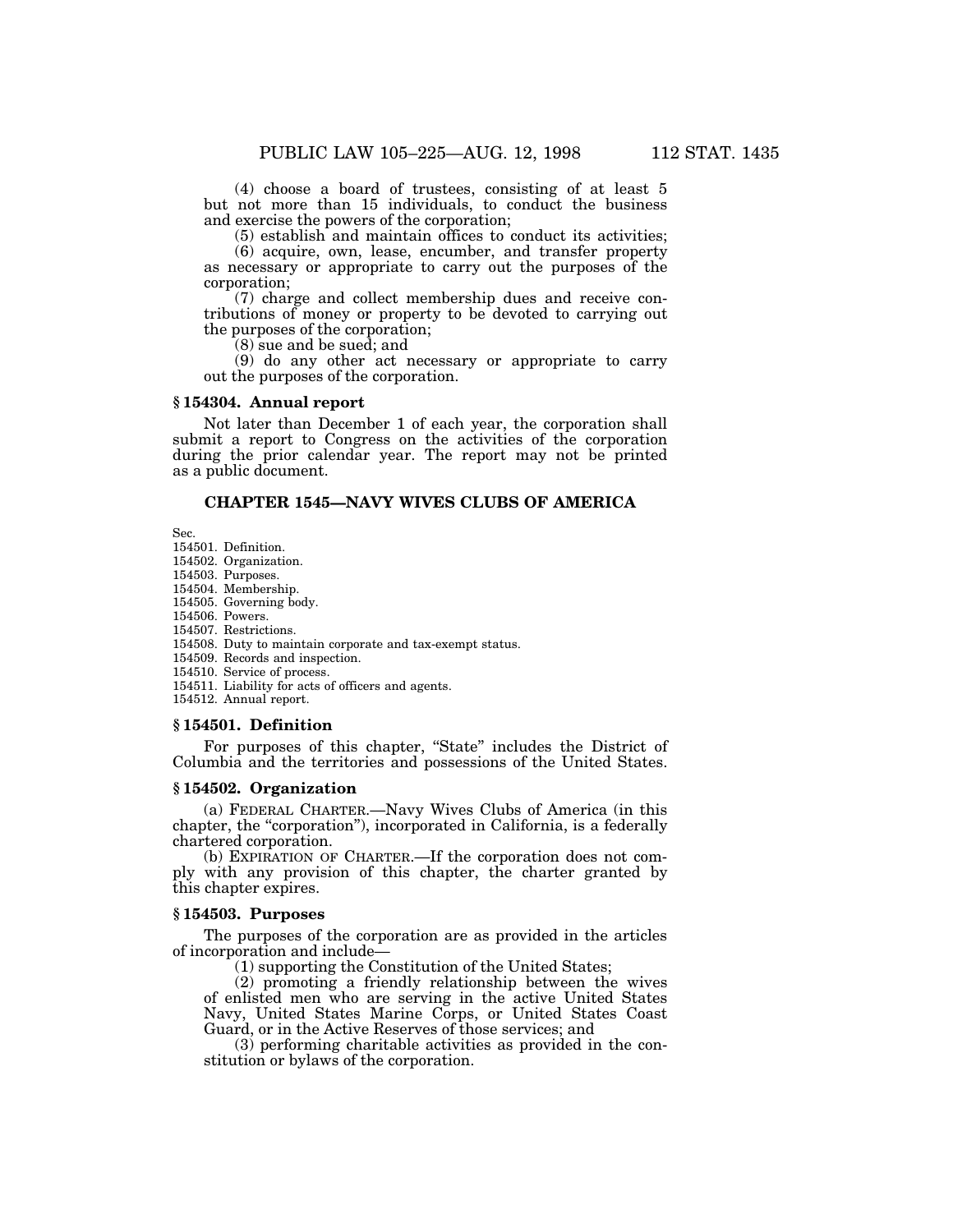(4) choose a board of trustees, consisting of at least 5 but not more than 15 individuals, to conduct the business and exercise the powers of the corporation;

(5) establish and maintain offices to conduct its activities;

(6) acquire, own, lease, encumber, and transfer property as necessary or appropriate to carry out the purposes of the corporation;

(7) charge and collect membership dues and receive contributions of money or property to be devoted to carrying out the purposes of the corporation;

(8) sue and be sued; and

(9) do any other act necessary or appropriate to carry out the purposes of the corporation.

### § 154304. Annual report

Not later than December 1 of each year, the corporation shall submit a report to Congress on the activities of the corporation during the prior calendar year. The report may not be printed as a public document.

## CHAPTER 1545—NAVY WIVES CLUBS OF AMERICA

Sec.
154501. Definition.
154502. Organization.
154503. Purposes.
154504. Membership.
154505. Governing body.
154506. Powers.
154507. Restrictions.
154508. Duty to maintain corporate and tax-exempt status.
154509. Records and inspection.
154510. Service of process.
154511. Liability for acts of officers and agents.
154512. Annual report.

### § 154501. Definition

For purposes of this chapter, "State" includes the District of Columbia and the territories and possessions of the United States.

### § 154502. Organization

(a) FEDERAL CHARTER.—Navy Wives Clubs of America (in this chapter, the "corporation"), incorporated in California, is a federally chartered corporation.

(b) EXPIRATION OF CHARTER.—If the corporation does not comply with any provision of this chapter, the charter granted by this chapter expires.

### § 154503. Purposes

The purposes of the corporation are as provided in the articles of incorporation and include—

(1) supporting the Constitution of the United States;

(2) promoting a friendly relationship between the wives of enlisted men who are serving in the active United States Navy, United States Marine Corps, or United States Coast Guard, or in the Active Reserves of those services; and

(3) performing charitable activities as provided in the constitution or bylaws of the corporation.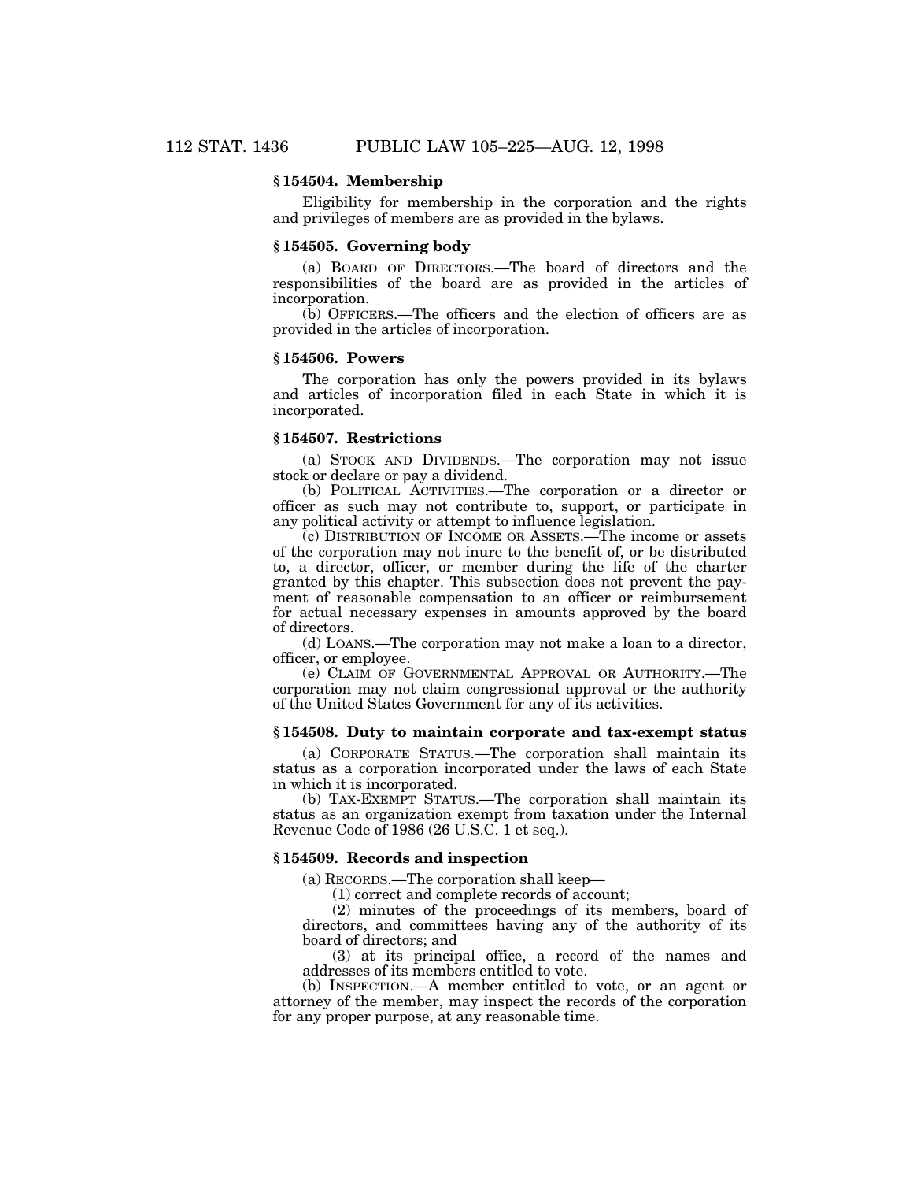### § 154504. Membership

Eligibility for membership in the corporation and the rights and privileges of members are as provided in the bylaws.

### § 154505. Governing body

(a) BOARD OF DIRECTORS.—The board of directors and the responsibilities of the board are as provided in the articles of incorporation.

(b) OFFICERS.—The officers and the election of officers are as provided in the articles of incorporation.

### § 154506. Powers

The corporation has only the powers provided in its bylaws and articles of incorporation filed in each State in which it is incorporated.

### § 154507. Restrictions

(a) STOCK AND DIVIDENDS.—The corporation may not issue stock or declare or pay a dividend.

(b) POLITICAL ACTIVITIES.—The corporation or a director or officer as such may not contribute to, support, or participate in any political activity or attempt to influence legislation.

(c) DISTRIBUTION OF INCOME OR ASSETS.—The income or assets of the corporation may not inure to the benefit of, or be distributed to, a director, officer, or member during the life of the charter granted by this chapter. This subsection does not prevent the payment of reasonable compensation to an officer or reimbursement for actual necessary expenses in amounts approved by the board of directors.

(d) LOANS.—The corporation may not make a loan to a director, officer, or employee.

(e) CLAIM OF GOVERNMENTAL APPROVAL OR AUTHORITY.—The corporation may not claim congressional approval or the authority of the United States Government for any of its activities.

### § 154508. Duty to maintain corporate and tax-exempt status

(a) CORPORATE STATUS.—The corporation shall maintain its status as a corporation incorporated under the laws of each State in which it is incorporated.

(b) TAX-EXEMPT STATUS.—The corporation shall maintain its status as an organization exempt from taxation under the Internal Revenue Code of 1986 (26 U.S.C. 1 et seq.).

### § 154509. Records and inspection

(a) RECORDS.—The corporation shall keep—

(1) correct and complete records of account;

(2) minutes of the proceedings of its members, board of directors, and committees having any of the authority of its board of directors; and

(3) at its principal office, a record of the names and addresses of its members entitled to vote.

(b) INSPECTION.—A member entitled to vote, or an agent or attorney of the member, may inspect the records of the corporation for any proper purpose, at any reasonable time.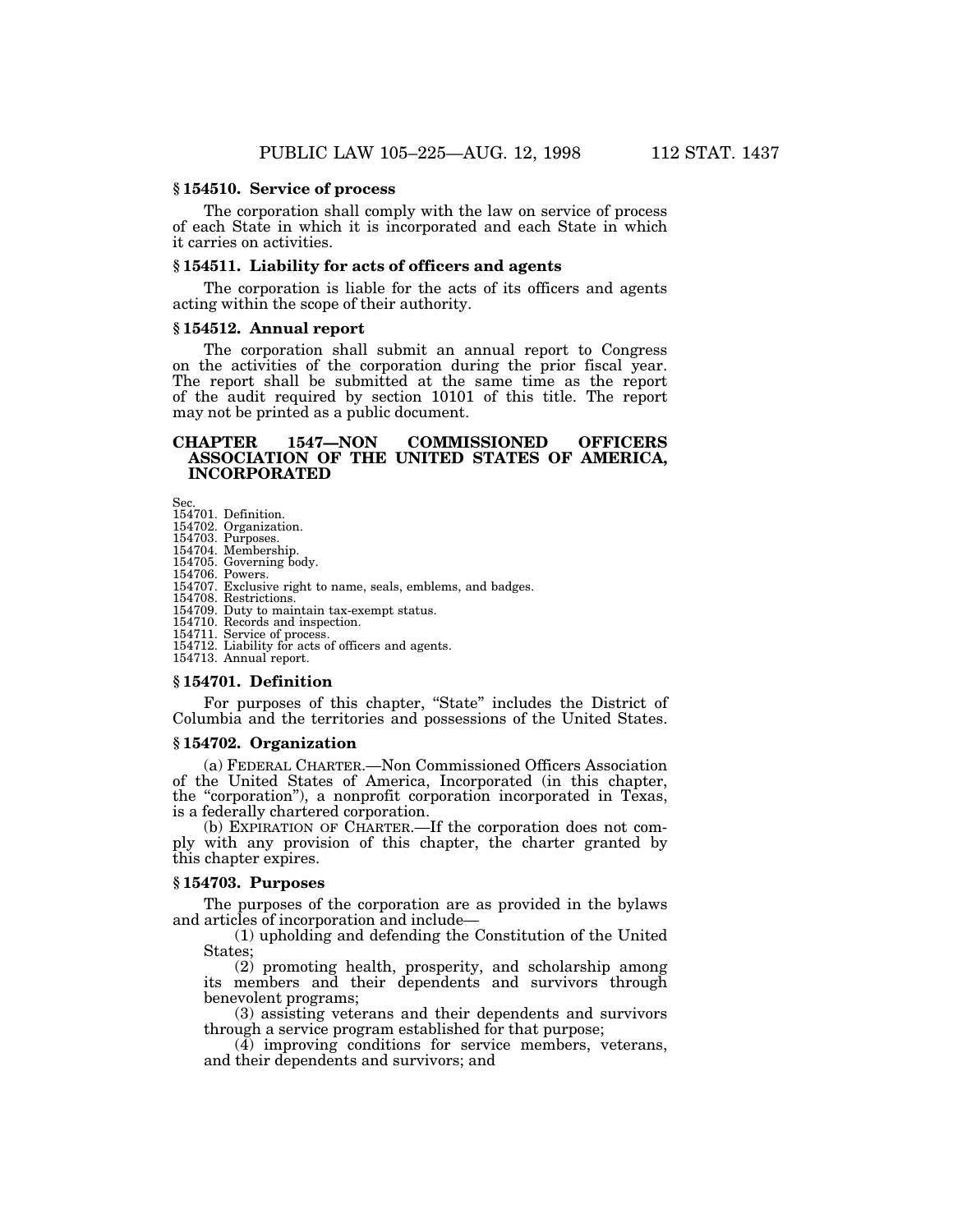### § 154510. Service of process

The corporation shall comply with the law on service of process of each State in which it is incorporated and each State in which it carries on activities.

### § 154511. Liability for acts of officers and agents

The corporation is liable for the acts of its officers and agents acting within the scope of their authority.

### § 154512. Annual report

The corporation shall submit an annual report to Congress on the activities of the corporation during the prior fiscal year. The report shall be submitted at the same time as the report of the audit required by section 10101 of this title. The report may not be printed as a public document.

## CHAPTER 1547—NON COMMISSIONED OFFICERS ASSOCIATION OF THE UNITED STATES OF AMERICA, INCORPORATED

Sec.
154701. Definition.
154702. Organization.
154703. Purposes.
154704. Membership.
154705. Governing body.
154706. Powers.
154707. Exclusive right to name, seals, emblems, and badges.
154708. Restrictions.
154709. Duty to maintain tax-exempt status.
154710. Records and inspection.
154711. Service of process.
154712. Liability for acts of officers and agents.
154713. Annual report.

### § 154701. Definition

For purposes of this chapter, "State" includes the District of Columbia and the territories and possessions of the United States.

### § 154702. Organization

(a) FEDERAL CHARTER.—Non Commissioned Officers Association of the United States of America, Incorporated (in this chapter, the "corporation"), a nonprofit corporation incorporated in Texas, is a federally chartered corporation.

(b) EXPIRATION OF CHARTER.—If the corporation does not comply with any provision of this chapter, the charter granted by this chapter expires.

### § 154703. Purposes

The purposes of the corporation are as provided in the bylaws and articles of incorporation and include—

(1) upholding and defending the Constitution of the United States;

(2) promoting health, prosperity, and scholarship among its members and their dependents and survivors through benevolent programs;

(3) assisting veterans and their dependents and survivors through a service program established for that purpose;

(4) improving conditions for service members, veterans, and their dependents and survivors; and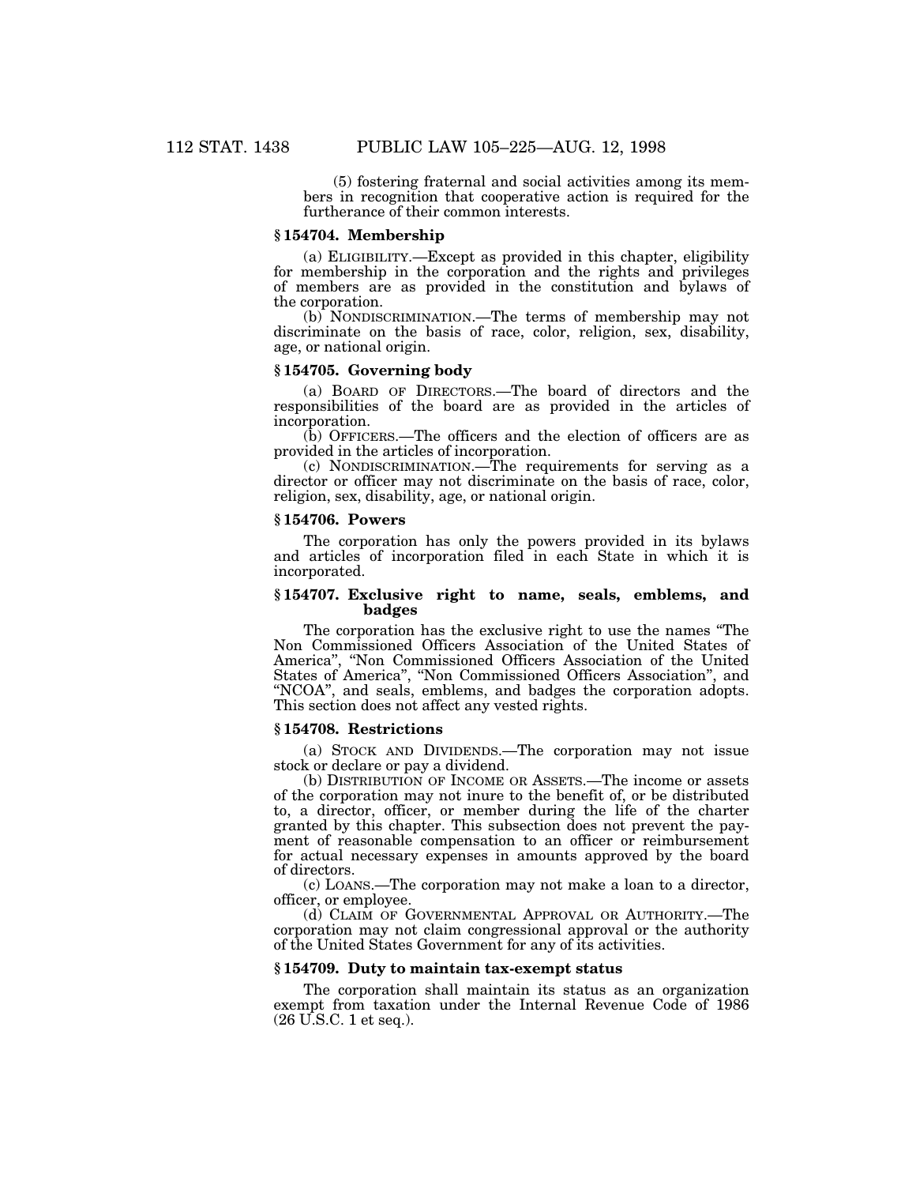(5) fostering fraternal and social activities among its members in recognition that cooperative action is required for the furtherance of their common interests.

### § 154704. Membership

(a) ELIGIBILITY.—Except as provided in this chapter, eligibility for membership in the corporation and the rights and privileges of members are as provided in the constitution and bylaws of the corporation.

(b) NONDISCRIMINATION.—The terms of membership may not discriminate on the basis of race, color, religion, sex, disability, age, or national origin.

### § 154705. Governing body

(a) BOARD OF DIRECTORS.—The board of directors and the responsibilities of the board are as provided in the articles of incorporation.

(b) OFFICERS.—The officers and the election of officers are as provided in the articles of incorporation.

(c) NONDISCRIMINATION.—The requirements for serving as a director or officer may not discriminate on the basis of race, color, religion, sex, disability, age, or national origin.

### § 154706. Powers

The corporation has only the powers provided in its bylaws and articles of incorporation filed in each State in which it is incorporated.

### § 154707. Exclusive right to name, seals, emblems, and badges

The corporation has the exclusive right to use the names "The Non Commissioned Officers Association of the United States of America", "Non Commissioned Officers Association of the United States of America", "Non Commissioned Officers Association", and "NCOA", and seals, emblems, and badges the corporation adopts. This section does not affect any vested rights.

### § 154708. Restrictions

(a) STOCK AND DIVIDENDS.—The corporation may not issue stock or declare or pay a dividend.

(b) DISTRIBUTION OF INCOME OR ASSETS.—The income or assets of the corporation may not inure to the benefit of, or be distributed to, a director, officer, or member during the life of the charter granted by this chapter. This subsection does not prevent the payment of reasonable compensation to an officer or reimbursement for actual necessary expenses in amounts approved by the board of directors.

(c) LOANS.—The corporation may not make a loan to a director, officer, or employee.

(d) CLAIM OF GOVERNMENTAL APPROVAL OR AUTHORITY.—The corporation may not claim congressional approval or the authority of the United States Government for any of its activities.

### § 154709. Duty to maintain tax-exempt status

The corporation shall maintain its status as an organization exempt from taxation under the Internal Revenue Code of 1986 (26 U.S.C. 1 et seq.).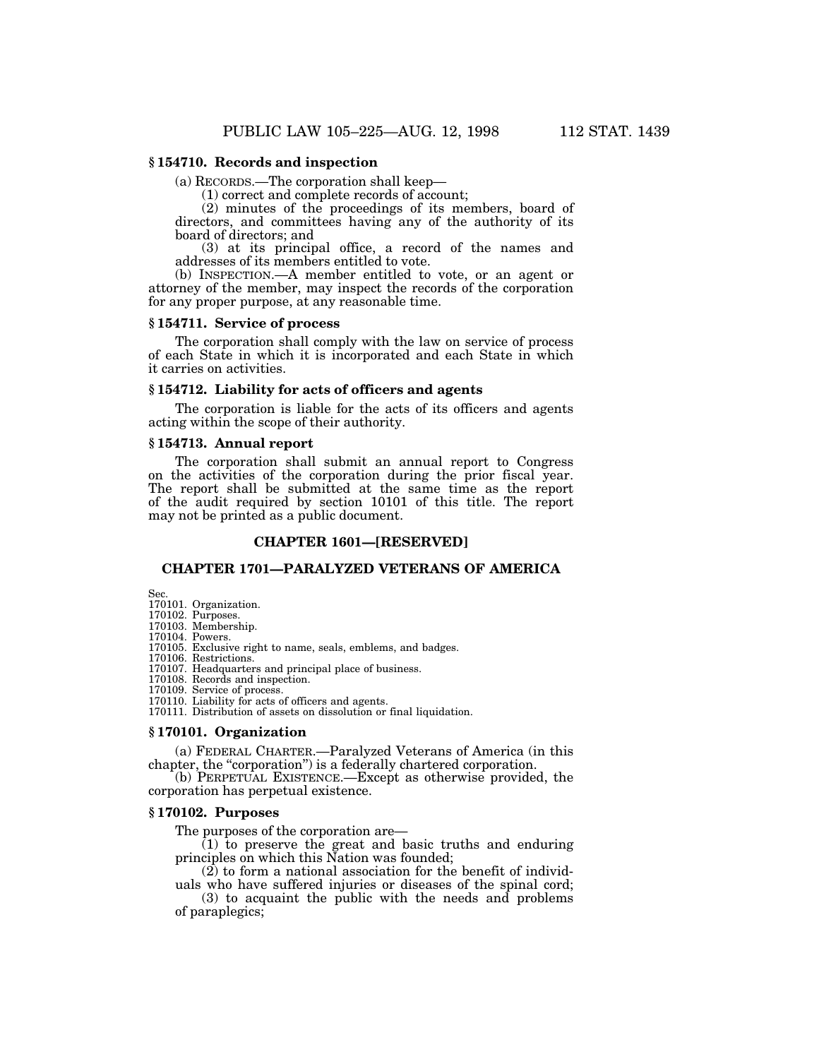### § 154710. Records and inspection

(a) RECORDS.—The corporation shall keep—

(1) correct and complete records of account;

(2) minutes of the proceedings of its members, board of directors, and committees having any of the authority of its board of directors; and

(3) at its principal office, a record of the names and addresses of its members entitled to vote.

(b) INSPECTION.—A member entitled to vote, or an agent or attorney of the member, may inspect the records of the corporation for any proper purpose, at any reasonable time.

### § 154711. Service of process

The corporation shall comply with the law on service of process of each State in which it is incorporated and each State in which it carries on activities.

### § 154712. Liability for acts of officers and agents

The corporation is liable for the acts of its officers and agents acting within the scope of their authority.

### § 154713. Annual report

The corporation shall submit an annual report to Congress on the activities of the corporation during the prior fiscal year. The report shall be submitted at the same time as the report of the audit required by section 10101 of this title. The report may not be printed as a public document.

## CHAPTER 1601—[RESERVED]

## CHAPTER 1701—PARALYZED VETERANS OF AMERICA

Sec.
170101. Organization.
170102. Purposes.
170103. Membership.
170104. Powers.
170105. Exclusive right to name, seals, emblems, and badges.
170106. Restrictions.
170107. Headquarters and principal place of business.
170108. Records and inspection.
170109. Service of process.
170110. Liability for acts of officers and agents.
170111. Distribution of assets on dissolution or final liquidation.

### § 170101. Organization

(a) FEDERAL CHARTER.—Paralyzed Veterans of America (in this chapter, the "corporation") is a federally chartered corporation.

(b) PERPETUAL EXISTENCE.—Except as otherwise provided, the corporation has perpetual existence.

### § 170102. Purposes

The purposes of the corporation are—

(1) to preserve the great and basic truths and enduring principles on which this Nation was founded;

(2) to form a national association for the benefit of individuals who have suffered injuries or diseases of the spinal cord;

(3) to acquaint the public with the needs and problems of paraplegics;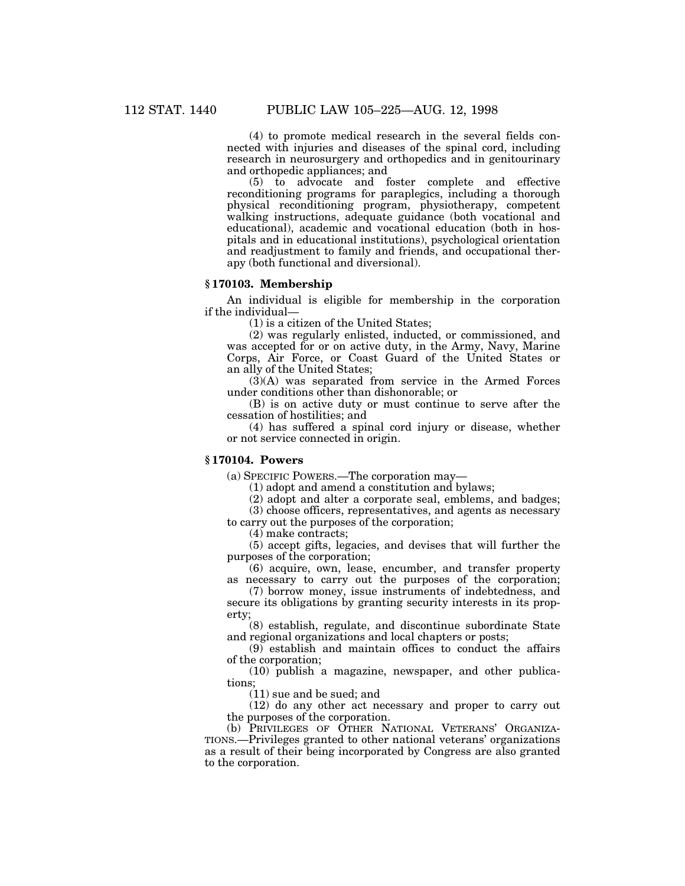(4) to promote medical research in the several fields connected with injuries and diseases of the spinal cord, including research in neurosurgery and orthopedics and in genitourinary and orthopedic appliances; and

(5) to advocate and foster complete and effective reconditioning programs for paraplegics, including a thorough physical reconditioning program, physiotherapy, competent walking instructions, adequate guidance (both vocational and educational), academic and vocational education (both in hospitals and in educational institutions), psychological orientation and readjustment to family and friends, and occupational therapy (both functional and diversional).

### § 170103. Membership

An individual is eligible for membership in the corporation if the individual—

(1) is a citizen of the United States;

(2) was regularly enlisted, inducted, or commissioned, and was accepted for or on active duty, in the Army, Navy, Marine Corps, Air Force, or Coast Guard of the United States or an ally of the United States;

(3)(A) was separated from service in the Armed Forces under conditions other than dishonorable; or

(B) is on active duty or must continue to serve after the cessation of hostilities; and

(4) has suffered a spinal cord injury or disease, whether or not service connected in origin.

### § 170104. Powers

(a) SPECIFIC POWERS.—The corporation may—

(1) adopt and amend a constitution and bylaws;

(2) adopt and alter a corporate seal, emblems, and badges;

(3) choose officers, representatives, and agents as necessary to carry out the purposes of the corporation;

(4) make contracts;

(5) accept gifts, legacies, and devises that will further the purposes of the corporation;

(6) acquire, own, lease, encumber, and transfer property as necessary to carry out the purposes of the corporation;

(7) borrow money, issue instruments of indebtedness, and secure its obligations by granting security interests in its property;

(8) establish, regulate, and discontinue subordinate State and regional organizations and local chapters or posts;

(9) establish and maintain offices to conduct the affairs of the corporation;

(10) publish a magazine, newspaper, and other publications;

(11) sue and be sued; and

(12) do any other act necessary and proper to carry out the purposes of the corporation.

(b) PRIVILEGES OF OTHER NATIONAL VETERANS' ORGANIZATIONS.—Privileges granted to other national veterans' organizations as a result of their being incorporated by Congress are also granted to the corporation.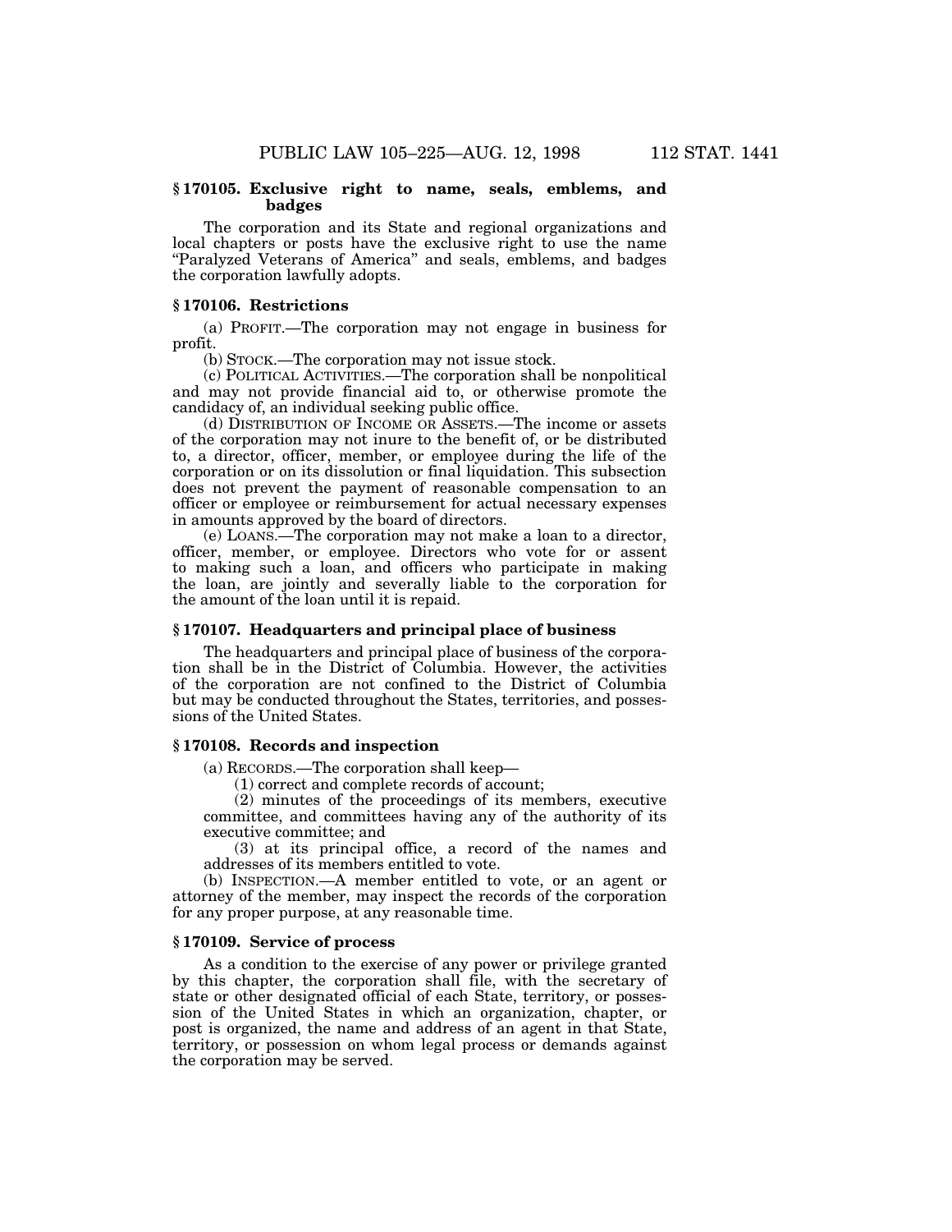### § 170105. Exclusive right to name, seals, emblems, and badges

The corporation and its State and regional organizations and local chapters or posts have the exclusive right to use the name "Paralyzed Veterans of America" and seals, emblems, and badges the corporation lawfully adopts.

### § 170106. Restrictions

(a) PROFIT.—The corporation may not engage in business for profit.

(b) STOCK.—The corporation may not issue stock.

(c) POLITICAL ACTIVITIES.—The corporation shall be nonpolitical and may not provide financial aid to, or otherwise promote the candidacy of, an individual seeking public office.

(d) DISTRIBUTION OF INCOME OR ASSETS.—The income or assets of the corporation may not inure to the benefit of, or be distributed to, a director, officer, member, or employee during the life of the corporation or on its dissolution or final liquidation. This subsection does not prevent the payment of reasonable compensation to an officer or employee or reimbursement for actual necessary expenses in amounts approved by the board of directors.

(e) LOANS.—The corporation may not make a loan to a director, officer, member, or employee. Directors who vote for or assent to making such a loan, and officers who participate in making the loan, are jointly and severally liable to the corporation for the amount of the loan until it is repaid.

### § 170107. Headquarters and principal place of business

The headquarters and principal place of business of the corporation shall be in the District of Columbia. However, the activities of the corporation are not confined to the District of Columbia but may be conducted throughout the States, territories, and possessions of the United States.

### § 170108. Records and inspection

(a) RECORDS.—The corporation shall keep—

(1) correct and complete records of account;

(2) minutes of the proceedings of its members, executive committee, and committees having any of the authority of its executive committee; and

(3) at its principal office, a record of the names and addresses of its members entitled to vote.

(b) INSPECTION.—A member entitled to vote, or an agent or attorney of the member, may inspect the records of the corporation for any proper purpose, at any reasonable time.

### § 170109. Service of process

As a condition to the exercise of any power or privilege granted by this chapter, the corporation shall file, with the secretary of state or other designated official of each State, territory, or possession of the United States in which an organization, chapter, or post is organized, the name and address of an agent in that State, territory, or possession on whom legal process or demands against the corporation may be served.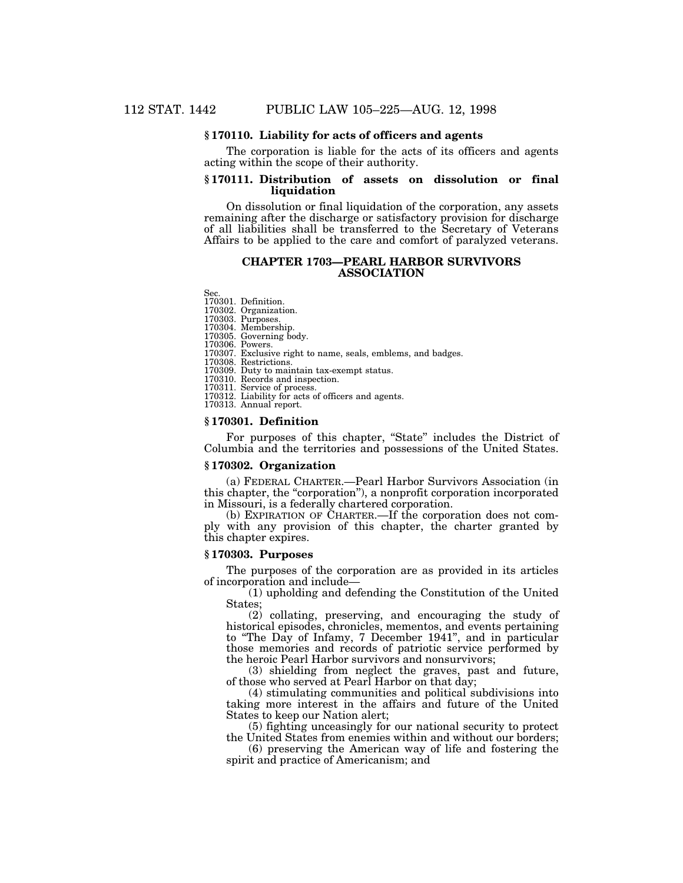### § 170110. Liability for acts of officers and agents

The corporation is liable for the acts of its officers and agents acting within the scope of their authority.

### § 170111. Distribution of assets on dissolution or final liquidation

On dissolution or final liquidation of the corporation, any assets remaining after the discharge or satisfactory provision for discharge of all liabilities shall be transferred to the Secretary of Veterans Affairs to be applied to the care and comfort of paralyzed veterans.

## CHAPTER 1703—PEARL HARBOR SURVIVORS ASSOCIATION

Sec.
170301. Definition.
170302. Organization.
170303. Purposes.
170304. Membership.
170305. Governing body.
170306. Powers.
170307. Exclusive right to name, seals, emblems, and badges.
170308. Restrictions.
170309. Duty to maintain tax-exempt status.
170310. Records and inspection.
170311. Service of process.
170312. Liability for acts of officers and agents.
170313. Annual report.

### § 170301. Definition

For purposes of this chapter, "State" includes the District of Columbia and the territories and possessions of the United States.

### § 170302. Organization

(a) FEDERAL CHARTER.—Pearl Harbor Survivors Association (in this chapter, the "corporation"), a nonprofit corporation incorporated in Missouri, is a federally chartered corporation.

(b) EXPIRATION OF CHARTER.—If the corporation does not comply with any provision of this chapter, the charter granted by this chapter expires.

### § 170303. Purposes

The purposes of the corporation are as provided in its articles of incorporation and include—

(1) upholding and defending the Constitution of the United States;

(2) collating, preserving, and encouraging the study of historical episodes, chronicles, mementos, and events pertaining to "The Day of Infamy, 7 December 1941", and in particular those memories and records of patriotic service performed by the heroic Pearl Harbor survivors and nonsurvivors;

(3) shielding from neglect the graves, past and future, of those who served at Pearl Harbor on that day;

(4) stimulating communities and political subdivisions into taking more interest in the affairs and future of the United States to keep our Nation alert;

(5) fighting unceasingly for our national security to protect the United States from enemies within and without our borders;

(6) preserving the American way of life and fostering the spirit and practice of Americanism; and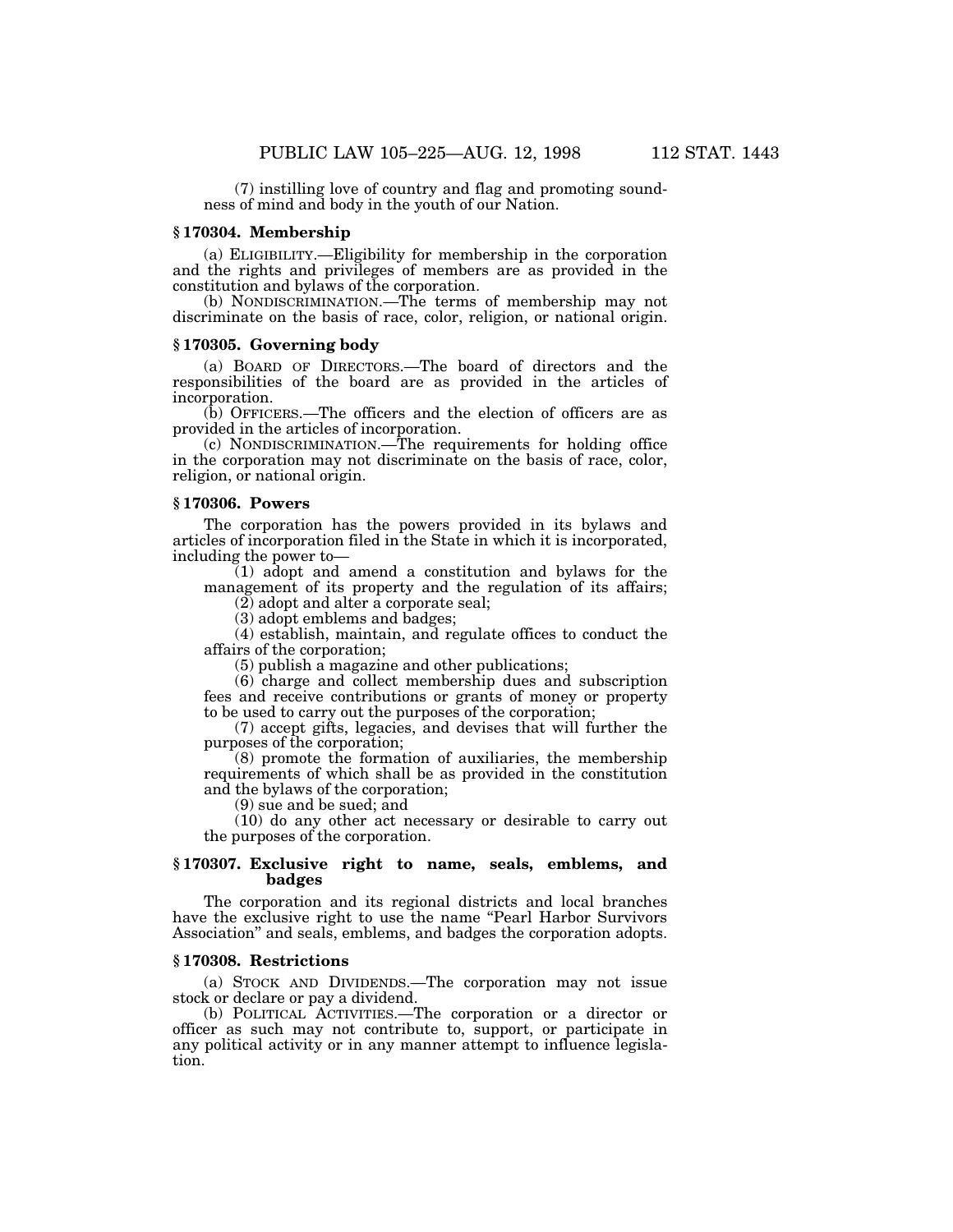(7) instilling love of country and flag and promoting soundness of mind and body in the youth of our Nation.

### § 170304. Membership

(a) ELIGIBILITY.—Eligibility for membership in the corporation and the rights and privileges of members are as provided in the constitution and bylaws of the corporation.

(b) NONDISCRIMINATION.—The terms of membership may not discriminate on the basis of race, color, religion, or national origin.

### § 170305. Governing body

(a) BOARD OF DIRECTORS.—The board of directors and the responsibilities of the board are as provided in the articles of incorporation.

(b) OFFICERS.—The officers and the election of officers are as provided in the articles of incorporation.

(c) NONDISCRIMINATION.—The requirements for holding office in the corporation may not discriminate on the basis of race, color, religion, or national origin.

### § 170306. Powers

The corporation has the powers provided in its bylaws and articles of incorporation filed in the State in which it is incorporated, including the power to—

(1) adopt and amend a constitution and bylaws for the management of its property and the regulation of its affairs;

(2) adopt and alter a corporate seal;

(3) adopt emblems and badges;

(4) establish, maintain, and regulate offices to conduct the affairs of the corporation;

(5) publish a magazine and other publications;

(6) charge and collect membership dues and subscription fees and receive contributions or grants of money or property to be used to carry out the purposes of the corporation;

(7) accept gifts, legacies, and devises that will further the purposes of the corporation;

(8) promote the formation of auxiliaries, the membership requirements of which shall be as provided in the constitution and the bylaws of the corporation;

(9) sue and be sued; and

(10) do any other act necessary or desirable to carry out the purposes of the corporation.

### § 170307. Exclusive right to name, seals, emblems, and badges

The corporation and its regional districts and local branches have the exclusive right to use the name "Pearl Harbor Survivors Association" and seals, emblems, and badges the corporation adopts.

### § 170308. Restrictions

(a) STOCK AND DIVIDENDS.—The corporation may not issue stock or declare or pay a dividend.

(b) POLITICAL ACTIVITIES.—The corporation or a director or officer as such may not contribute to, support, or participate in any political activity or in any manner attempt to influence legislation.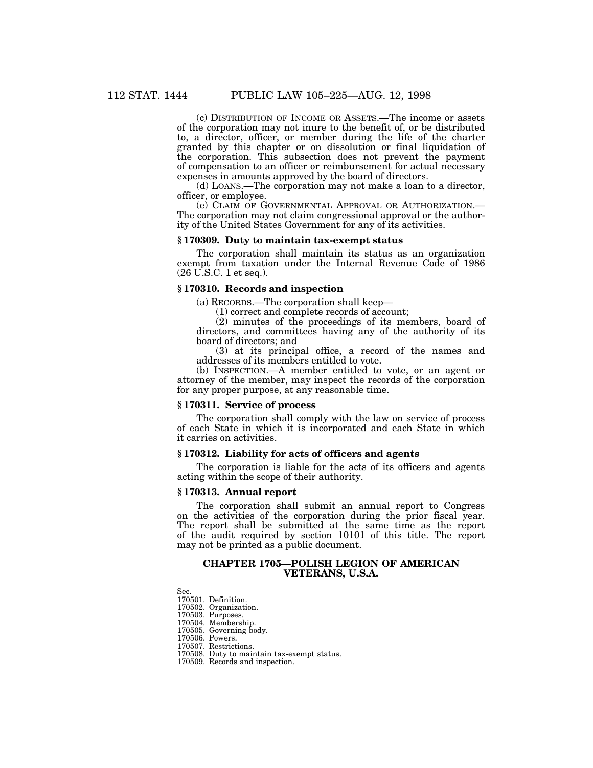(c) DISTRIBUTION OF INCOME OR ASSETS.—The income or assets of the corporation may not inure to the benefit of, or be distributed to, a director, officer, or member during the life of the charter granted by this chapter or on dissolution or final liquidation of the corporation. This subsection does not prevent the payment of compensation to an officer or reimbursement for actual necessary expenses in amounts approved by the board of directors.

(d) LOANS.—The corporation may not make a loan to a director, officer, or employee.

(e) CLAIM OF GOVERNMENTAL APPROVAL OR AUTHORIZATION.—The corporation may not claim congressional approval or the authority of the United States Government for any of its activities.

### § 170309. Duty to maintain tax-exempt status

The corporation shall maintain its status as an organization exempt from taxation under the Internal Revenue Code of 1986 (26 U.S.C. 1 et seq.).

### § 170310. Records and inspection

(a) RECORDS.—The corporation shall keep—

(1) correct and complete records of account;

(2) minutes of the proceedings of its members, board of directors, and committees having any of the authority of its board of directors; and

(3) at its principal office, a record of the names and addresses of its members entitled to vote.

(b) INSPECTION.—A member entitled to vote, or an agent or attorney of the member, may inspect the records of the corporation for any proper purpose, at any reasonable time.

### § 170311. Service of process

The corporation shall comply with the law on service of process of each State in which it is incorporated and each State in which it carries on activities.

### § 170312. Liability for acts of officers and agents

The corporation is liable for the acts of its officers and agents acting within the scope of their authority.

### § 170313. Annual report

The corporation shall submit an annual report to Congress on the activities of the corporation during the prior fiscal year. The report shall be submitted at the same time as the report of the audit required by section 10101 of this title. The report may not be printed as a public document.

## CHAPTER 1705—POLISH LEGION OF AMERICAN VETERANS, U.S.A.

Sec.
170501. Definition.
170502. Organization.
170503. Purposes.
170504. Membership.
170505. Governing body.
170506. Powers.
170507. Restrictions.
170508. Duty to maintain tax-exempt status.
170509. Records and inspection.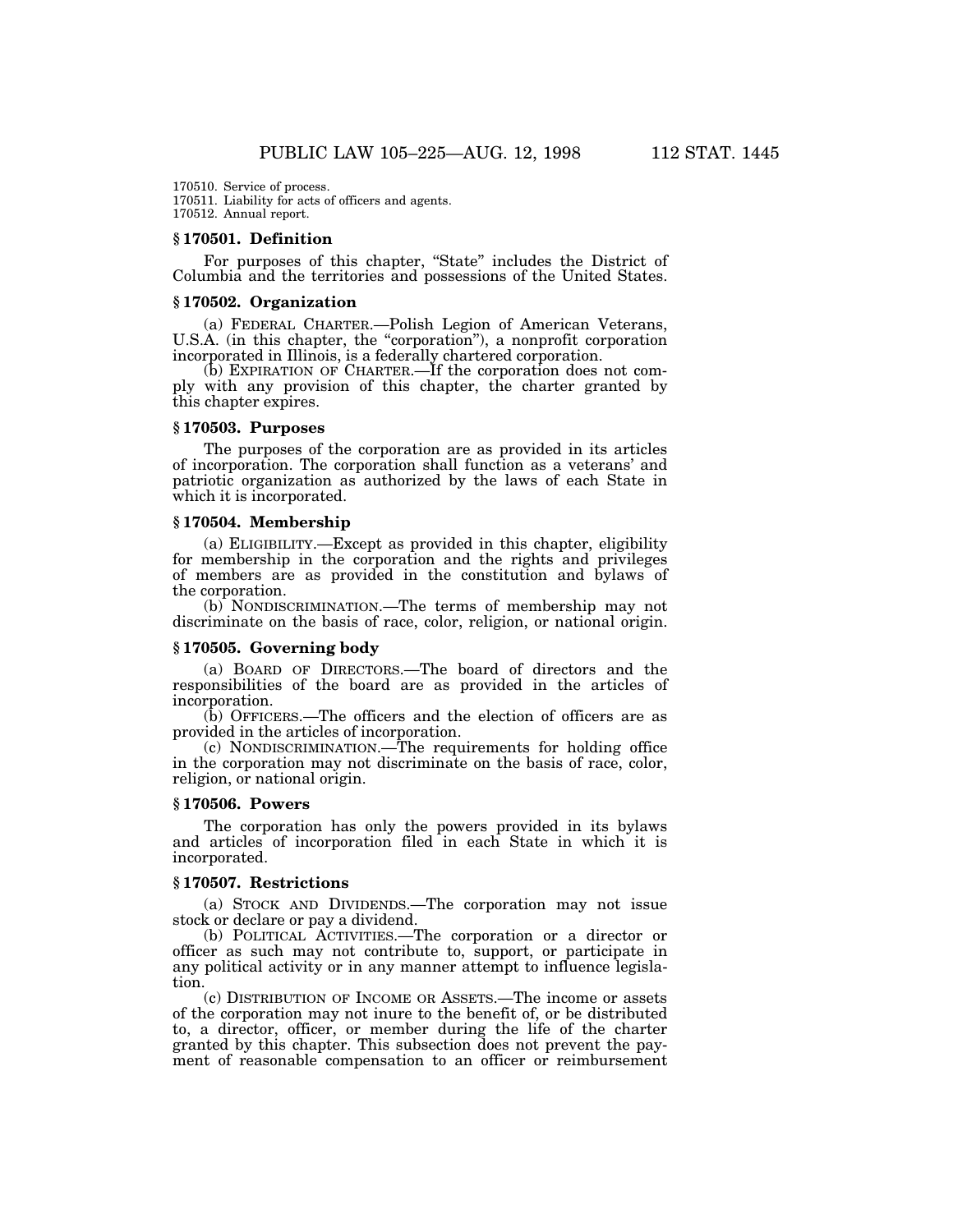170510. Service of process.
170511. Liability for acts of officers and agents.
170512. Annual report.

### § 170501. Definition

For purposes of this chapter, "State" includes the District of Columbia and the territories and possessions of the United States.

### § 170502. Organization

(a) FEDERAL CHARTER.—Polish Legion of American Veterans, U.S.A. (in this chapter, the "corporation"), a nonprofit corporation incorporated in Illinois, is a federally chartered corporation.

(b) EXPIRATION OF CHARTER.—If the corporation does not comply with any provision of this chapter, the charter granted by this chapter expires.

### § 170503. Purposes

The purposes of the corporation are as provided in its articles of incorporation. The corporation shall function as a veterans' and patriotic organization as authorized by the laws of each State in which it is incorporated.

### § 170504. Membership

(a) ELIGIBILITY.—Except as provided in this chapter, eligibility for membership in the corporation and the rights and privileges of members are as provided in the constitution and bylaws of the corporation.

(b) NONDISCRIMINATION.—The terms of membership may not discriminate on the basis of race, color, religion, or national origin.

### § 170505. Governing body

(a) BOARD OF DIRECTORS.—The board of directors and the responsibilities of the board are as provided in the articles of incorporation.

(b) OFFICERS.—The officers and the election of officers are as provided in the articles of incorporation.

(c) NONDISCRIMINATION.—The requirements for holding office in the corporation may not discriminate on the basis of race, color, religion, or national origin.

### § 170506. Powers

The corporation has only the powers provided in its bylaws and articles of incorporation filed in each State in which it is incorporated.

### § 170507. Restrictions

(a) STOCK AND DIVIDENDS.—The corporation may not issue stock or declare or pay a dividend.

(b) POLITICAL ACTIVITIES.—The corporation or a director or officer as such may not contribute to, support, or participate in any political activity or in any manner attempt to influence legislation.

(c) DISTRIBUTION OF INCOME OR ASSETS.—The income or assets of the corporation may not inure to the benefit of, or be distributed to, a director, officer, or member during the life of the charter granted by this chapter. This subsection does not prevent the payment of reasonable compensation to an officer or reimbursement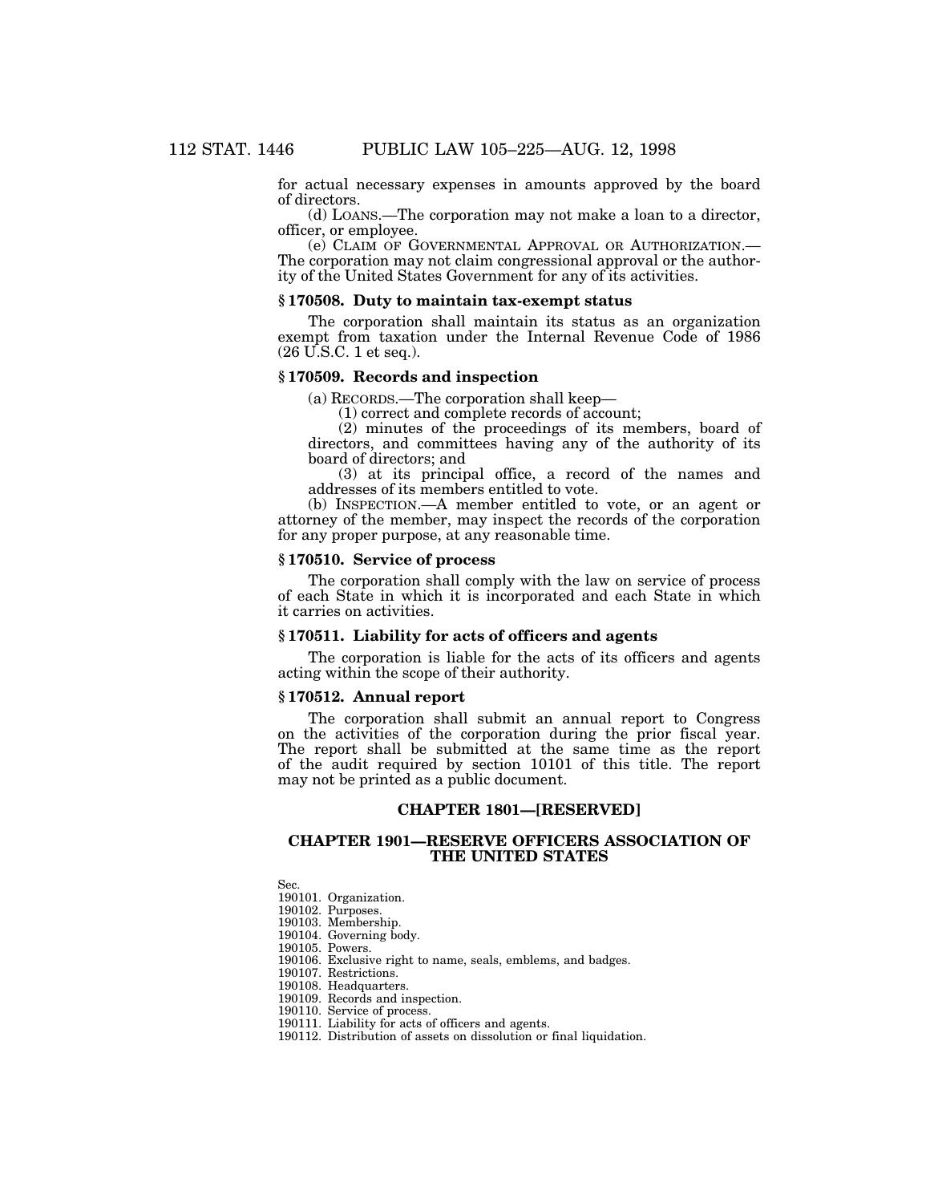for actual necessary expenses in amounts approved by the board of directors.

(d) LOANS.—The corporation may not make a loan to a director, officer, or employee.

(e) CLAIM OF GOVERNMENTAL APPROVAL OR AUTHORIZATION.—The corporation may not claim congressional approval or the authority of the United States Government for any of its activities.

### § 170508. Duty to maintain tax-exempt status

The corporation shall maintain its status as an organization exempt from taxation under the Internal Revenue Code of 1986 (26 U.S.C. 1 et seq.).

### § 170509. Records and inspection

(a) RECORDS.—The corporation shall keep—

(1) correct and complete records of account;

(2) minutes of the proceedings of its members, board of directors, and committees having any of the authority of its board of directors; and

(3) at its principal office, a record of the names and addresses of its members entitled to vote.

(b) INSPECTION.—A member entitled to vote, or an agent or attorney of the member, may inspect the records of the corporation for any proper purpose, at any reasonable time.

### § 170510. Service of process

The corporation shall comply with the law on service of process of each State in which it is incorporated and each State in which it carries on activities.

### § 170511. Liability for acts of officers and agents

The corporation is liable for the acts of its officers and agents acting within the scope of their authority.

### § 170512. Annual report

The corporation shall submit an annual report to Congress on the activities of the corporation during the prior fiscal year. The report shall be submitted at the same time as the report of the audit required by section 10101 of this title. The report may not be printed as a public document.

## CHAPTER 1801—[RESERVED]

## CHAPTER 1901—RESERVE OFFICERS ASSOCIATION OF THE UNITED STATES

Sec.
190101. Organization.
190102. Purposes.
190103. Membership.
190104. Governing body.
190105. Powers.
190106. Exclusive right to name, seals, emblems, and badges.
190107. Restrictions.
190108. Headquarters.
190109. Records and inspection.
190110. Service of process.
190111. Liability for acts of officers and agents.
190112. Distribution of assets on dissolution or final liquidation.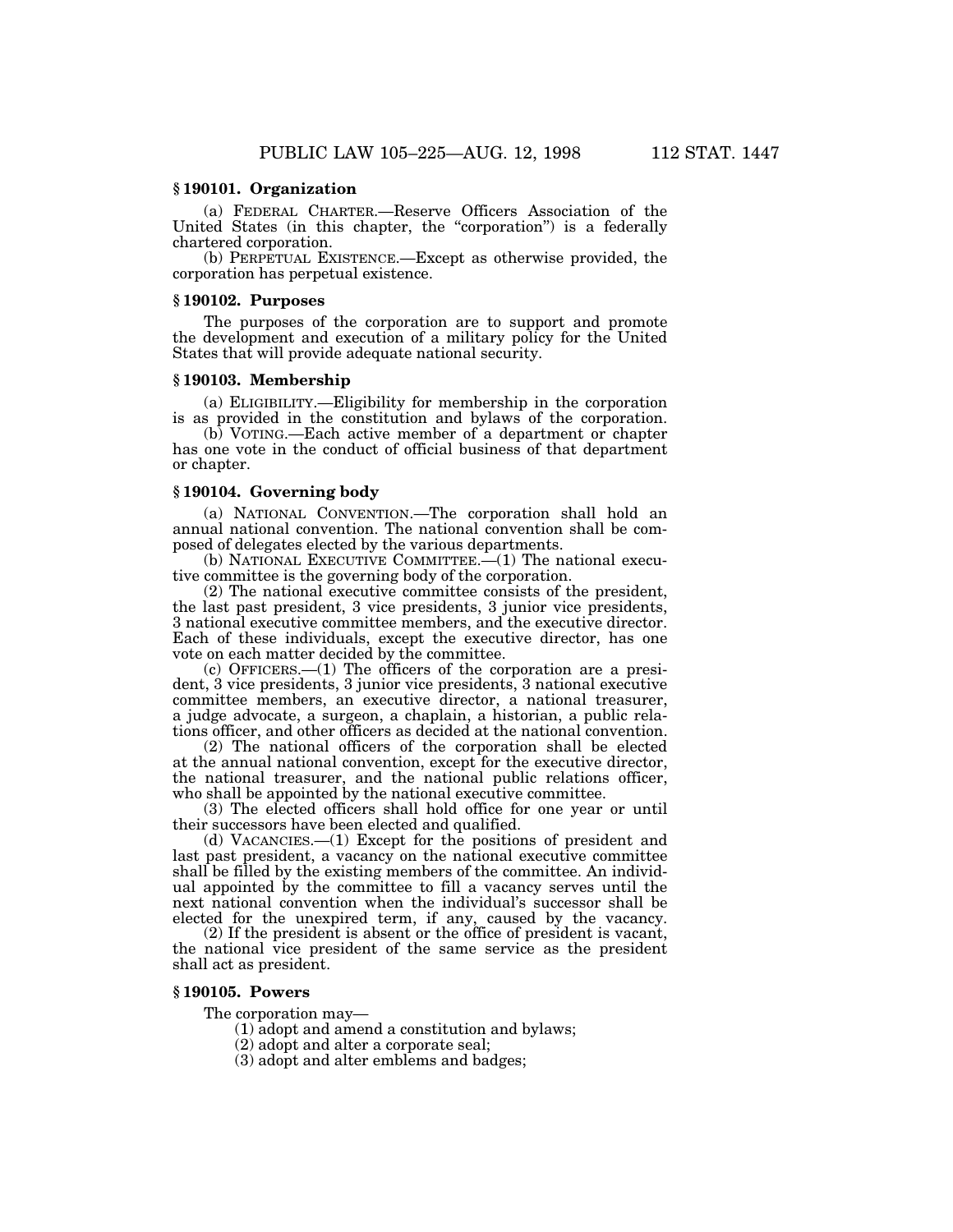### § 190101. Organization

(a) FEDERAL CHARTER.—Reserve Officers Association of the United States (in this chapter, the "corporation") is a federally chartered corporation.

(b) PERPETUAL EXISTENCE.—Except as otherwise provided, the corporation has perpetual existence.

### § 190102. Purposes

The purposes of the corporation are to support and promote the development and execution of a military policy for the United States that will provide adequate national security.

### § 190103. Membership

(a) ELIGIBILITY.—Eligibility for membership in the corporation is as provided in the constitution and bylaws of the corporation.

(b) VOTING.—Each active member of a department or chapter has one vote in the conduct of official business of that department or chapter.

### § 190104. Governing body

(a) NATIONAL CONVENTION.—The corporation shall hold an annual national convention. The national convention shall be composed of delegates elected by the various departments.

(b) NATIONAL EXECUTIVE COMMITTEE.—(1) The national executive committee is the governing body of the corporation.

(2) The national executive committee consists of the president, the last past president, 3 vice presidents, 3 junior vice presidents, 3 national executive committee members, and the executive director. Each of these individuals, except the executive director, has one vote on each matter decided by the committee.

(c) OFFICERS.—(1) The officers of the corporation are a president, 3 vice presidents, 3 junior vice presidents, 3 national executive committee members, an executive director, a national treasurer, a judge advocate, a surgeon, a chaplain, a historian, a public relations officer, and other officers as decided at the national convention.

(2) The national officers of the corporation shall be elected at the annual national convention, except for the executive director, the national treasurer, and the national public relations officer, who shall be appointed by the national executive committee.

(3) The elected officers shall hold office for one year or until their successors have been elected and qualified.

(d) VACANCIES.—(1) Except for the positions of president and last past president, a vacancy on the national executive committee shall be filled by the existing members of the committee. An individual appointed by the committee to fill a vacancy serves until the next national convention when the individual's successor shall be elected for the unexpired term, if any, caused by the vacancy.

(2) If the president is absent or the office of president is vacant, the national vice president of the same service as the president shall act as president.

### § 190105. Powers

The corporation may—

(1) adopt and amend a constitution and bylaws;

(2) adopt and alter a corporate seal;

(3) adopt and alter emblems and badges;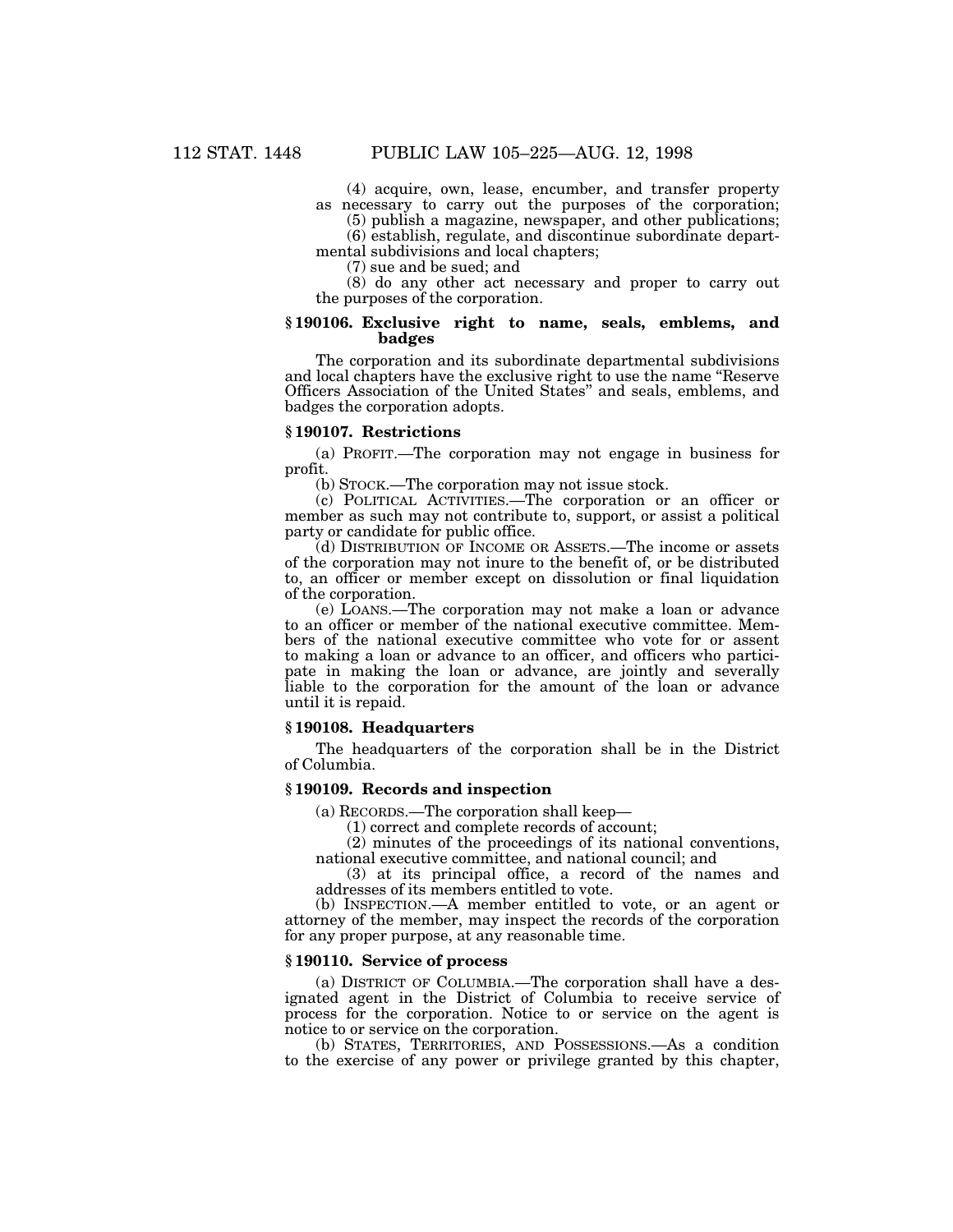(4) acquire, own, lease, encumber, and transfer property as necessary to carry out the purposes of the corporation;

(5) publish a magazine, newspaper, and other publications;

(6) establish, regulate, and discontinue subordinate departmental subdivisions and local chapters;

(7) sue and be sued; and

(8) do any other act necessary and proper to carry out the purposes of the corporation.

### § 190106. Exclusive right to name, seals, emblems, and badges

The corporation and its subordinate departmental subdivisions and local chapters have the exclusive right to use the name "Reserve Officers Association of the United States" and seals, emblems, and badges the corporation adopts.

### § 190107. Restrictions

(a) PROFIT.—The corporation may not engage in business for profit.

(b) STOCK.—The corporation may not issue stock.

(c) POLITICAL ACTIVITIES.—The corporation or an officer or member as such may not contribute to, support, or assist a political party or candidate for public office.

(d) DISTRIBUTION OF INCOME OR ASSETS.—The income or assets of the corporation may not inure to the benefit of, or be distributed to, an officer or member except on dissolution or final liquidation of the corporation.

(e) LOANS.—The corporation may not make a loan or advance to an officer or member of the national executive committee. Members of the national executive committee who vote for or assent to making a loan or advance to an officer, and officers who participate in making the loan or advance, are jointly and severally liable to the corporation for the amount of the loan or advance until it is repaid.

### § 190108. Headquarters

The headquarters of the corporation shall be in the District of Columbia.

### § 190109. Records and inspection

(a) RECORDS.—The corporation shall keep—

(1) correct and complete records of account;

(2) minutes of the proceedings of its national conventions, national executive committee, and national council; and

(3) at its principal office, a record of the names and addresses of its members entitled to vote.

(b) INSPECTION.—A member entitled to vote, or an agent or attorney of the member, may inspect the records of the corporation for any proper purpose, at any reasonable time.

### § 190110. Service of process

(a) DISTRICT OF COLUMBIA.—The corporation shall have a designated agent in the District of Columbia to receive service of process for the corporation. Notice to or service on the agent is notice to or service on the corporation.

(b) STATES, TERRITORIES, AND POSSESSIONS.—As a condition to the exercise of any power or privilege granted by this chapter,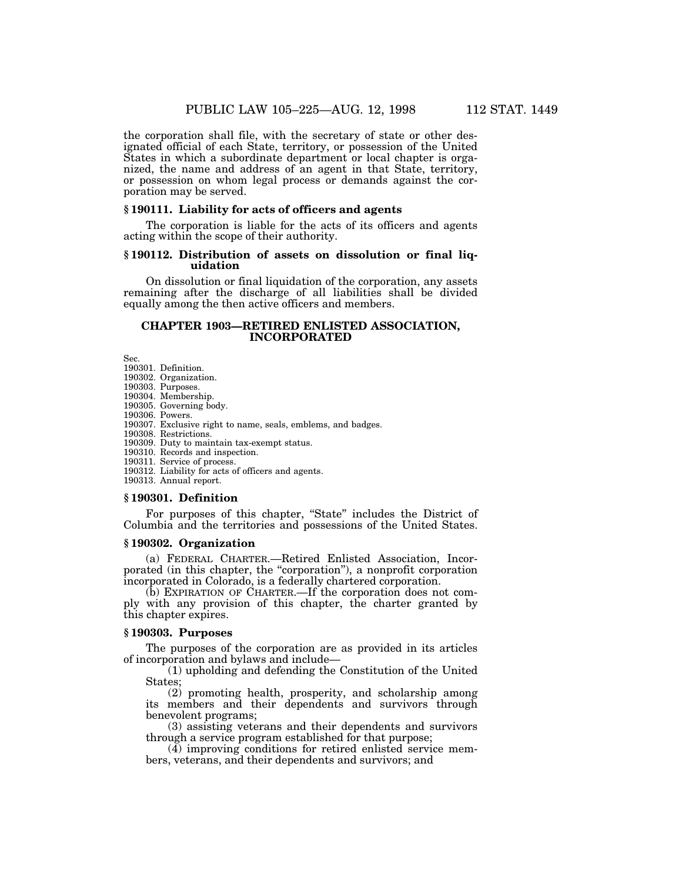the corporation shall file, with the secretary of state or other designated official of each State, territory, or possession of the United States in which a subordinate department or local chapter is organized, the name and address of an agent in that State, territory, or possession on whom legal process or demands against the corporation may be served.

### § 190111. Liability for acts of officers and agents

The corporation is liable for the acts of its officers and agents acting within the scope of their authority.

### § 190112. Distribution of assets on dissolution or final liquidation

On dissolution or final liquidation of the corporation, any assets remaining after the discharge of all liabilities shall be divided equally among the then active officers and members.

## CHAPTER 1903—RETIRED ENLISTED ASSOCIATION, INCORPORATED

Sec.
190301. Definition.
190302. Organization.
190303. Purposes.
190304. Membership.
190305. Governing body.
190306. Powers.
190307. Exclusive right to name, seals, emblems, and badges.
190308. Restrictions.
190309. Duty to maintain tax-exempt status.
190310. Records and inspection.
190311. Service of process.
190312. Liability for acts of officers and agents.
190313. Annual report.

### § 190301. Definition

For purposes of this chapter, "State" includes the District of Columbia and the territories and possessions of the United States.

### § 190302. Organization

(a) FEDERAL CHARTER.—Retired Enlisted Association, Incorporated (in this chapter, the "corporation"), a nonprofit corporation incorporated in Colorado, is a federally chartered corporation.

(b) EXPIRATION OF CHARTER.—If the corporation does not comply with any provision of this chapter, the charter granted by this chapter expires.

### § 190303. Purposes

The purposes of the corporation are as provided in its articles of incorporation and bylaws and include—

(1) upholding and defending the Constitution of the United States;

(2) promoting health, prosperity, and scholarship among its members and their dependents and survivors through benevolent programs;

(3) assisting veterans and their dependents and survivors through a service program established for that purpose;

(4) improving conditions for retired enlisted service members, veterans, and their dependents and survivors; and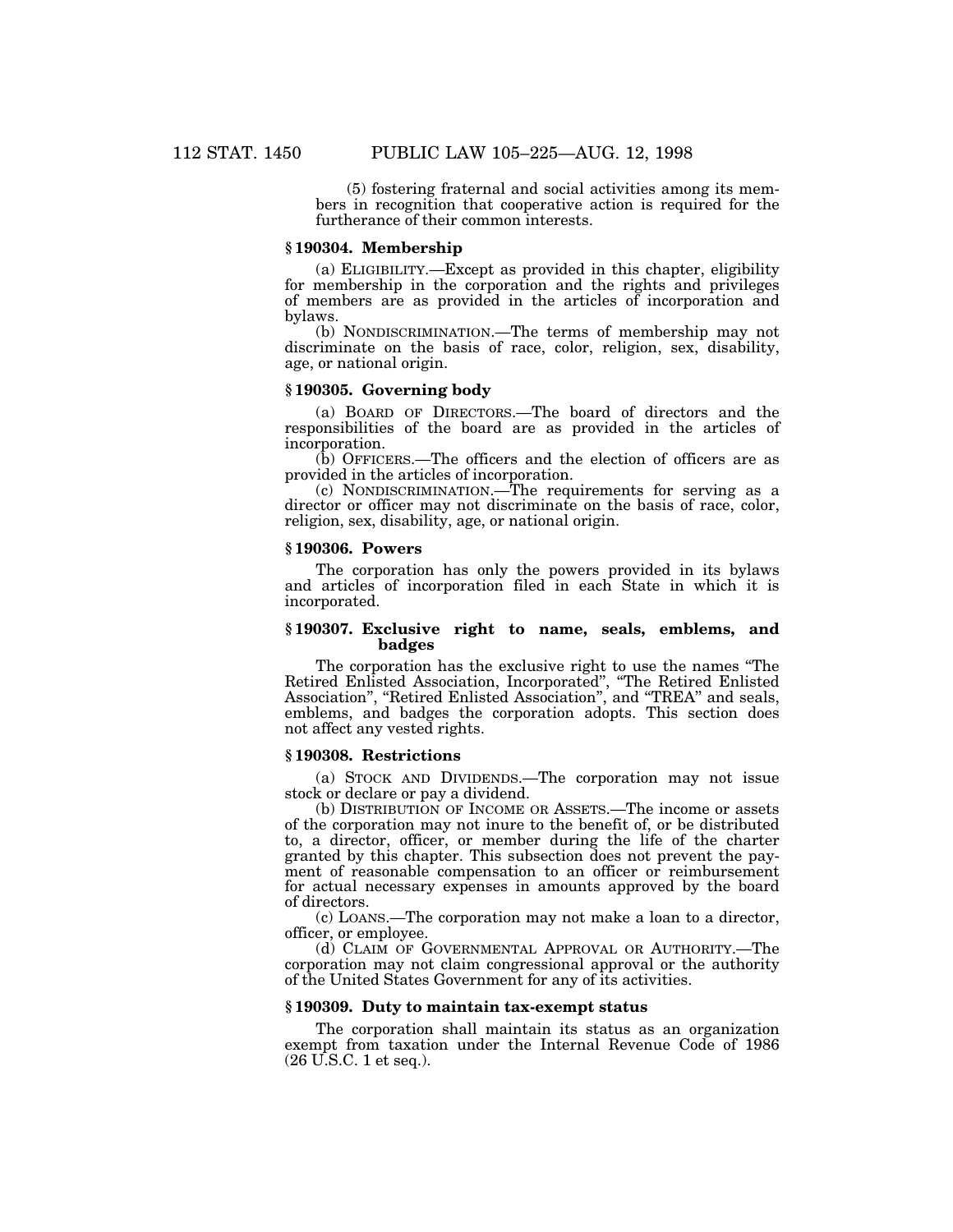(5) fostering fraternal and social activities among its members in recognition that cooperative action is required for the furtherance of their common interests.

### § 190304. Membership

(a) ELIGIBILITY.—Except as provided in this chapter, eligibility for membership in the corporation and the rights and privileges of members are as provided in the articles of incorporation and bylaws.

(b) NONDISCRIMINATION.—The terms of membership may not discriminate on the basis of race, color, religion, sex, disability, age, or national origin.

### § 190305. Governing body

(a) BOARD OF DIRECTORS.—The board of directors and the responsibilities of the board are as provided in the articles of incorporation.

(b) OFFICERS.—The officers and the election of officers are as provided in the articles of incorporation.

(c) NONDISCRIMINATION.—The requirements for serving as a director or officer may not discriminate on the basis of race, color, religion, sex, disability, age, or national origin.

### § 190306. Powers

The corporation has only the powers provided in its bylaws and articles of incorporation filed in each State in which it is incorporated.

### § 190307. Exclusive right to name, seals, emblems, and badges

The corporation has the exclusive right to use the names "The Retired Enlisted Association, Incorporated", "The Retired Enlisted Association", "Retired Enlisted Association", and "TREA" and seals, emblems, and badges the corporation adopts. This section does not affect any vested rights.

### § 190308. Restrictions

(a) STOCK AND DIVIDENDS.—The corporation may not issue stock or declare or pay a dividend.

(b) DISTRIBUTION OF INCOME OR ASSETS.—The income or assets of the corporation may not inure to the benefit of, or be distributed to, a director, officer, or member during the life of the charter granted by this chapter. This subsection does not prevent the payment of reasonable compensation to an officer or reimbursement for actual necessary expenses in amounts approved by the board of directors.

(c) LOANS.—The corporation may not make a loan to a director, officer, or employee.

(d) CLAIM OF GOVERNMENTAL APPROVAL OR AUTHORITY.—The corporation may not claim congressional approval or the authority of the United States Government for any of its activities.

### § 190309. Duty to maintain tax-exempt status

The corporation shall maintain its status as an organization exempt from taxation under the Internal Revenue Code of 1986 (26 U.S.C. 1 et seq.).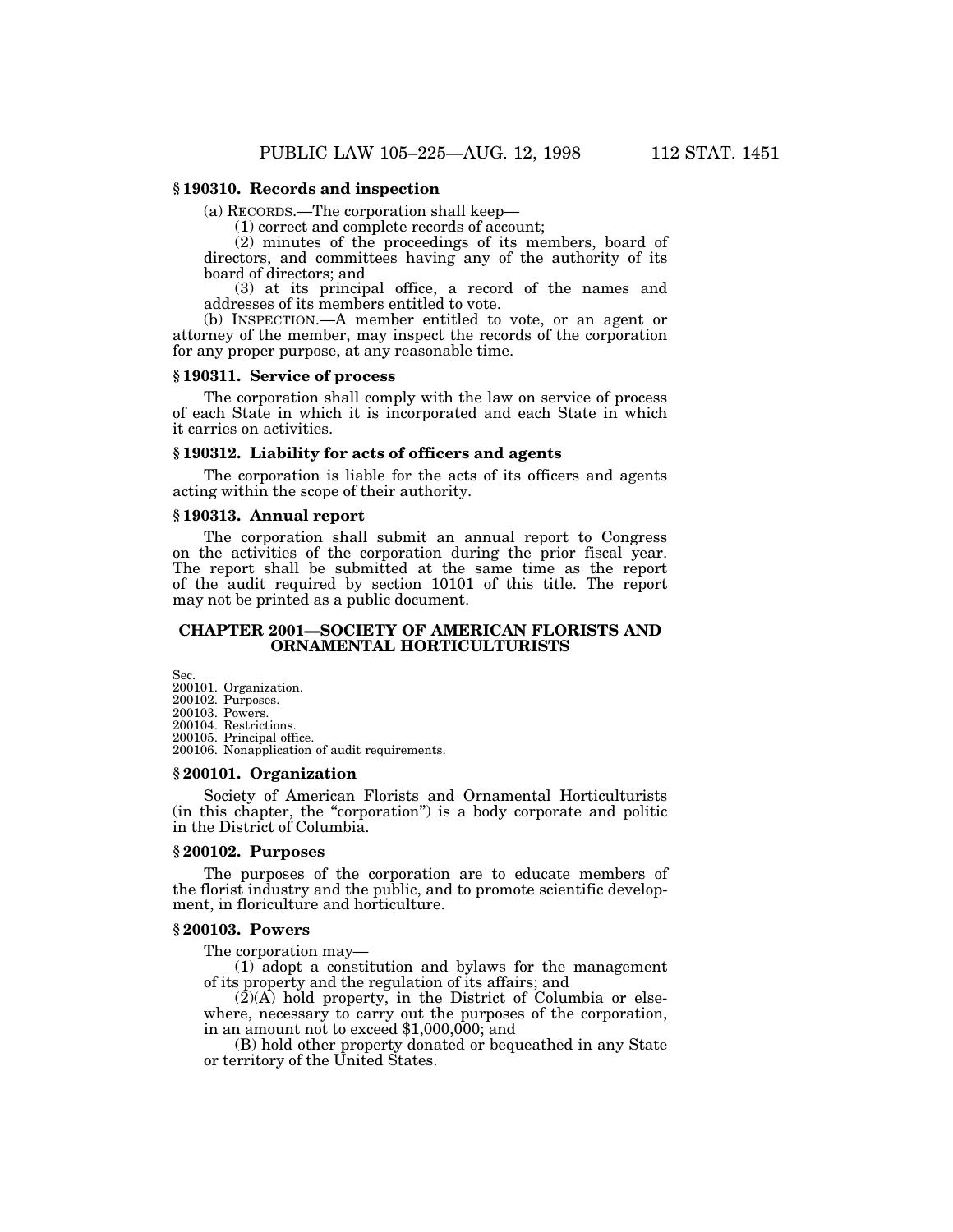### § 190310. Records and inspection

(a) RECORDS.—The corporation shall keep—

(1) correct and complete records of account;

(2) minutes of the proceedings of its members, board of directors, and committees having any of the authority of its board of directors; and

(3) at its principal office, a record of the names and addresses of its members entitled to vote.

(b) INSPECTION.—A member entitled to vote, or an agent or attorney of the member, may inspect the records of the corporation for any proper purpose, at any reasonable time.

### § 190311. Service of process

The corporation shall comply with the law on service of process of each State in which it is incorporated and each State in which it carries on activities.

### § 190312. Liability for acts of officers and agents

The corporation is liable for the acts of its officers and agents acting within the scope of their authority.

### § 190313. Annual report

The corporation shall submit an annual report to Congress on the activities of the corporation during the prior fiscal year. The report shall be submitted at the same time as the report of the audit required by section 10101 of this title. The report may not be printed as a public document.

## CHAPTER 2001—SOCIETY OF AMERICAN FLORISTS AND ORNAMENTAL HORTICULTURISTS

Sec.
200101. Organization.
200102. Purposes.
200103. Powers.
200104. Restrictions.
200105. Principal office.
200106. Nonapplication of audit requirements.

### § 200101. Organization

Society of American Florists and Ornamental Horticulturists (in this chapter, the "corporation") is a body corporate and politic in the District of Columbia.

### § 200102. Purposes

The purposes of the corporation are to educate members of the florist industry and the public, and to promote scientific development, in floriculture and horticulture.

### § 200103. Powers

The corporation may—

(1) adopt a constitution and bylaws for the management of its property and the regulation of its affairs; and

(2)(A) hold property, in the District of Columbia or elsewhere, necessary to carry out the purposes of the corporation, in an amount not to exceed $1,000,000; and

(B) hold other property donated or bequeathed in any State or territory of the United States.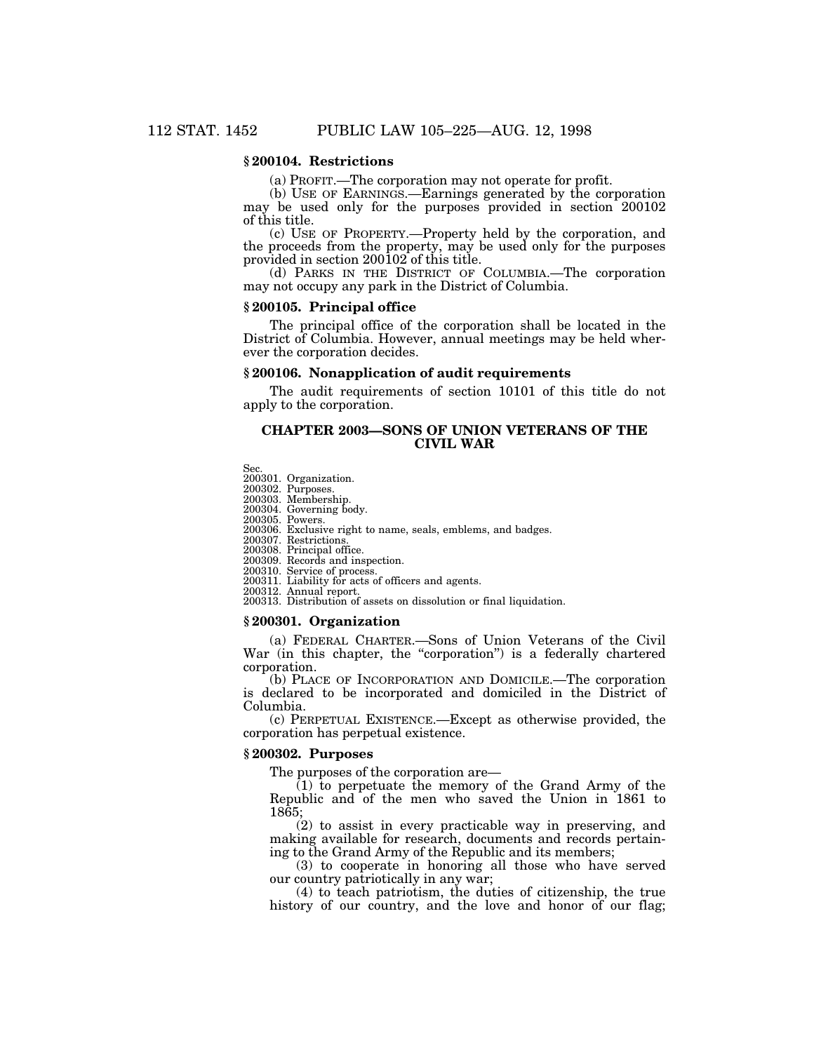### § 200104. Restrictions

(a) PROFIT.—The corporation may not operate for profit.

(b) USE OF EARNINGS.—Earnings generated by the corporation may be used only for the purposes provided in section 200102 of this title.

(c) USE OF PROPERTY.—Property held by the corporation, and the proceeds from the property, may be used only for the purposes provided in section 200102 of this title.

(d) PARKS IN THE DISTRICT OF COLUMBIA.—The corporation may not occupy any park in the District of Columbia.

### § 200105. Principal office

The principal office of the corporation shall be located in the District of Columbia. However, annual meetings may be held wherever the corporation decides.

### § 200106. Nonapplication of audit requirements

The audit requirements of section 10101 of this title do not apply to the corporation.

## CHAPTER 2003—SONS OF UNION VETERANS OF THE CIVIL WAR

Sec.
200301. Organization.
200302. Purposes.
200303. Membership.
200304. Governing body.
200305. Powers.
200306. Exclusive right to name, seals, emblems, and badges.
200307. Restrictions.
200308. Principal office.
200309. Records and inspection.
200310. Service of process.
200311. Liability for acts of officers and agents.
200312. Annual report.
200313. Distribution of assets on dissolution or final liquidation.

### § 200301. Organization

(a) FEDERAL CHARTER.—Sons of Union Veterans of the Civil War (in this chapter, the "corporation") is a federally chartered corporation.

(b) PLACE OF INCORPORATION AND DOMICILE.—The corporation is declared to be incorporated and domiciled in the District of Columbia.

(c) PERPETUAL EXISTENCE.—Except as otherwise provided, the corporation has perpetual existence.

### § 200302. Purposes

The purposes of the corporation are—

(1) to perpetuate the memory of the Grand Army of the Republic and of the men who saved the Union in 1861 to 1865;

(2) to assist in every practicable way in preserving, and making available for research, documents and records pertaining to the Grand Army of the Republic and its members;

(3) to cooperate in honoring all those who have served our country patriotically in any war;

(4) to teach patriotism, the duties of citizenship, the true history of our country, and the love and honor of our flag;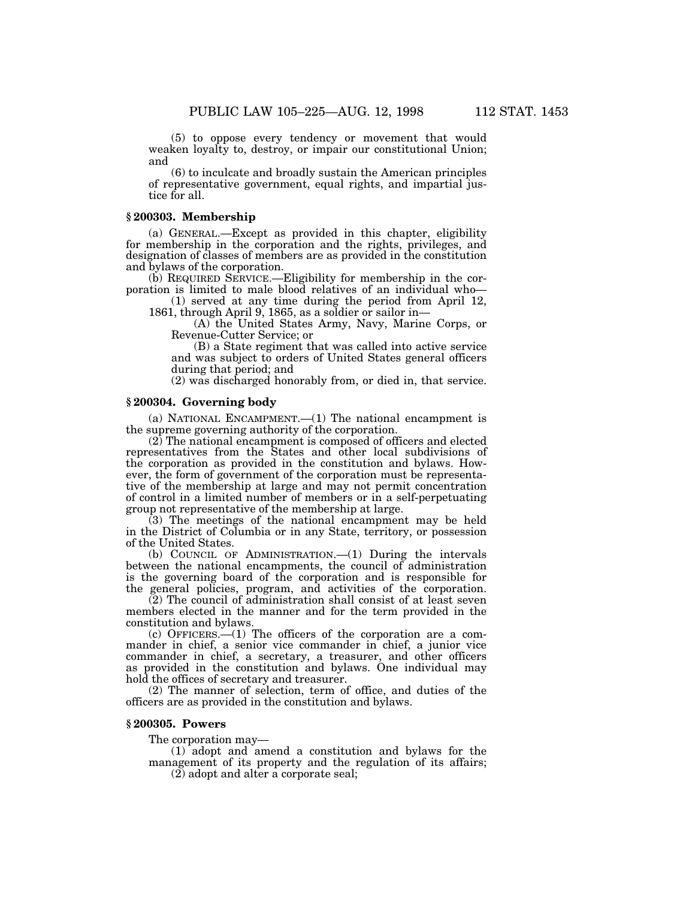(5) to oppose every tendency or movement that would weaken loyalty to, destroy, or impair our constitutional Union; and

(6) to inculcate and broadly sustain the American principles of representative government, equal rights, and impartial justice for all.

### § 200303. Membership

(a) GENERAL.—Except as provided in this chapter, eligibility for membership in the corporation and the rights, privileges, and designation of classes of members are as provided in the constitution and bylaws of the corporation.

(b) REQUIRED SERVICE.—Eligibility for membership in the corporation is limited to male blood relatives of an individual who—

(1) served at any time during the period from April 12, 1861, through April 9, 1865, as a soldier or sailor in—

(A) the United States Army, Navy, Marine Corps, or Revenue-Cutter Service; or

(B) a State regiment that was called into active service and was subject to orders of United States general officers during that period; and

(2) was discharged honorably from, or died in, that service.

### § 200304. Governing body

(a) NATIONAL ENCAMPMENT.—(1) The national encampment is the supreme governing authority of the corporation.

(2) The national encampment is composed of officers and elected representatives from the States and other local subdivisions of the corporation as provided in the constitution and bylaws. However, the form of government of the corporation must be representative of the membership at large and may not permit concentration of control in a limited number of members or in a self-perpetuating group not representative of the membership at large.

(3) The meetings of the national encampment may be held in the District of Columbia or in any State, territory, or possession of the United States.

(b) COUNCIL OF ADMINISTRATION.—(1) During the intervals between the national encampments, the council of administration is the governing board of the corporation and is responsible for the general policies, program, and activities of the corporation.

(2) The council of administration shall consist of at least seven members elected in the manner and for the term provided in the constitution and bylaws.

(c) OFFICERS.—(1) The officers of the corporation are a commander in chief, a senior vice commander in chief, a junior vice commander in chief, a secretary, a treasurer, and other officers as provided in the constitution and bylaws. One individual may hold the offices of secretary and treasurer.

(2) The manner of selection, term of office, and duties of the officers are as provided in the constitution and bylaws.

### § 200305. Powers

The corporation may—

(1) adopt and amend a constitution and bylaws for the management of its property and the regulation of its affairs;

(2) adopt and alter a corporate seal;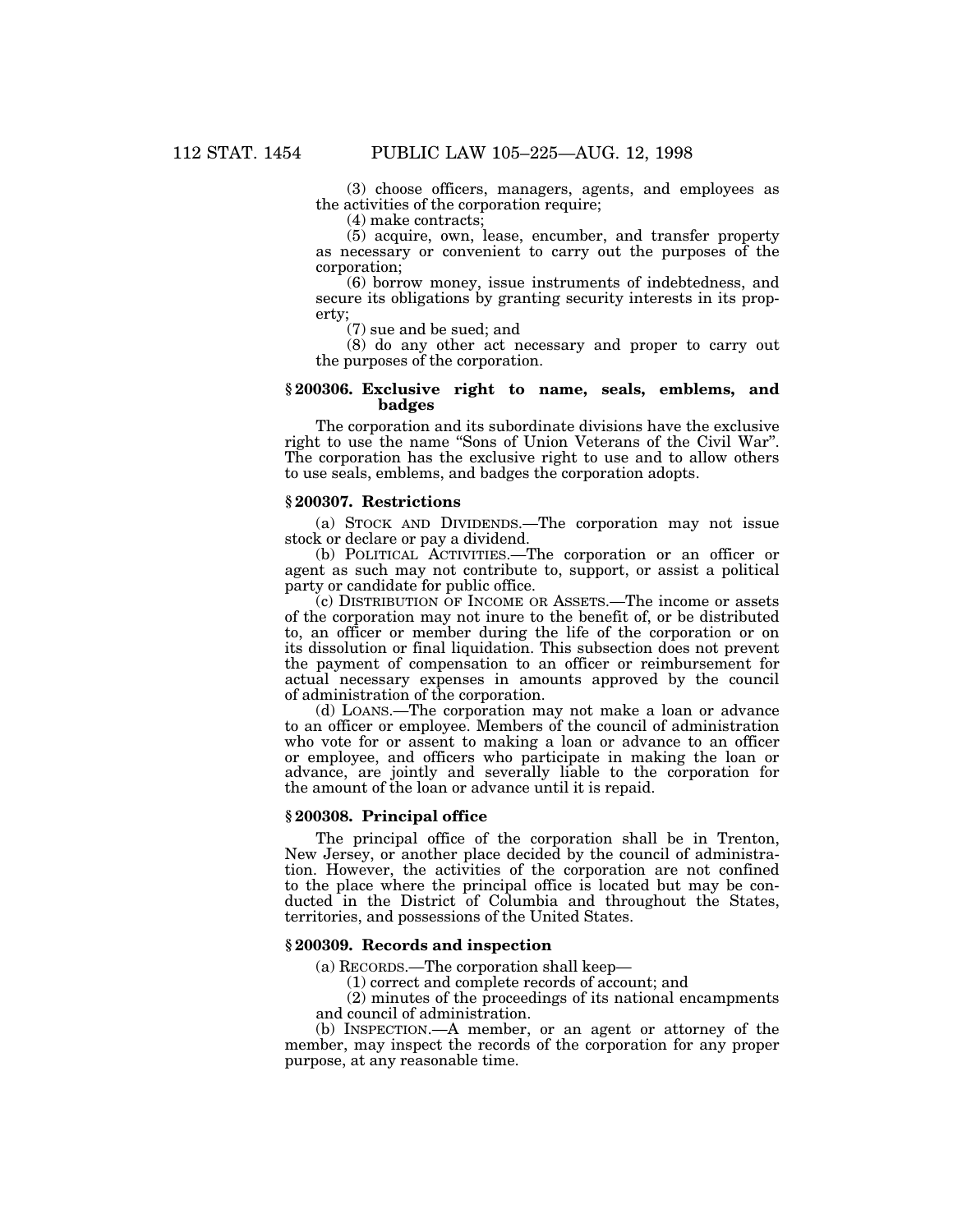(3) choose officers, managers, agents, and employees as the activities of the corporation require;

(4) make contracts;

(5) acquire, own, lease, encumber, and transfer property as necessary or convenient to carry out the purposes of the corporation;

(6) borrow money, issue instruments of indebtedness, and secure its obligations by granting security interests in its property;

(7) sue and be sued; and

(8) do any other act necessary and proper to carry out the purposes of the corporation.

### § 200306. Exclusive right to name, seals, emblems, and badges

The corporation and its subordinate divisions have the exclusive right to use the name "Sons of Union Veterans of the Civil War". The corporation has the exclusive right to use and to allow others to use seals, emblems, and badges the corporation adopts.

### § 200307. Restrictions

(a) STOCK AND DIVIDENDS.—The corporation may not issue stock or declare or pay a dividend.

(b) POLITICAL ACTIVITIES.—The corporation or an officer or agent as such may not contribute to, support, or assist a political party or candidate for public office.

(c) DISTRIBUTION OF INCOME OR ASSETS.—The income or assets of the corporation may not inure to the benefit of, or be distributed to, an officer or member during the life of the corporation or on its dissolution or final liquidation. This subsection does not prevent the payment of compensation to an officer or reimbursement for actual necessary expenses in amounts approved by the council of administration of the corporation.

(d) LOANS.—The corporation may not make a loan or advance to an officer or employee. Members of the council of administration who vote for or assent to making a loan or advance to an officer or employee, and officers who participate in making the loan or advance, are jointly and severally liable to the corporation for the amount of the loan or advance until it is repaid.

### § 200308. Principal office

The principal office of the corporation shall be in Trenton, New Jersey, or another place decided by the council of administration. However, the activities of the corporation are not confined to the place where the principal office is located but may be conducted in the District of Columbia and throughout the States, territories, and possessions of the United States.

### § 200309. Records and inspection

(a) RECORDS.—The corporation shall keep—

(1) correct and complete records of account; and

(2) minutes of the proceedings of its national encampments and council of administration.

(b) INSPECTION.—A member, or an agent or attorney of the member, may inspect the records of the corporation for any proper purpose, at any reasonable time.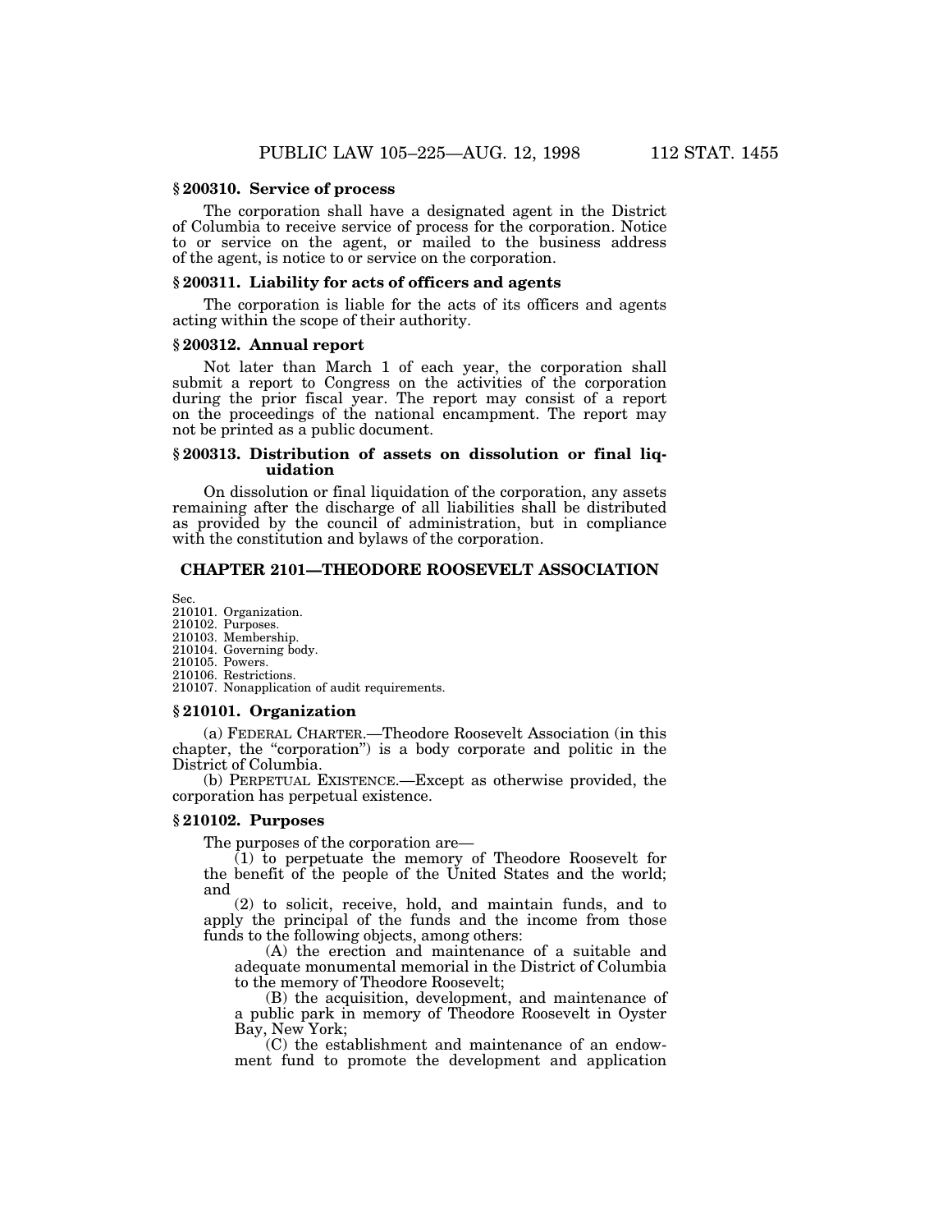### § 200310. Service of process

The corporation shall have a designated agent in the District of Columbia to receive service of process for the corporation. Notice to or service on the agent, or mailed to the business address of the agent, is notice to or service on the corporation.

### § 200311. Liability for acts of officers and agents

The corporation is liable for the acts of its officers and agents acting within the scope of their authority.

### § 200312. Annual report

Not later than March 1 of each year, the corporation shall submit a report to Congress on the activities of the corporation during the prior fiscal year. The report may consist of a report on the proceedings of the national encampment. The report may not be printed as a public document.

### § 200313. Distribution of assets on dissolution or final liquidation

On dissolution or final liquidation of the corporation, any assets remaining after the discharge of all liabilities shall be distributed as provided by the council of administration, but in compliance with the constitution and bylaws of the corporation.

## CHAPTER 2101—THEODORE ROOSEVELT ASSOCIATION

Sec.
210101. Organization.
210102. Purposes.
210103. Membership.
210104. Governing body.
210105. Powers.
210106. Restrictions.
210107. Nonapplication of audit requirements.

### § 210101. Organization

(a) FEDERAL CHARTER.—Theodore Roosevelt Association (in this chapter, the "corporation") is a body corporate and politic in the District of Columbia.

(b) PERPETUAL EXISTENCE.—Except as otherwise provided, the corporation has perpetual existence.

### § 210102. Purposes

The purposes of the corporation are—

(1) to perpetuate the memory of Theodore Roosevelt for the benefit of the people of the United States and the world; and

(2) to solicit, receive, hold, and maintain funds, and to apply the principal of the funds and the income from those funds to the following objects, among others:

(A) the erection and maintenance of a suitable and adequate monumental memorial in the District of Columbia to the memory of Theodore Roosevelt;

(B) the acquisition, development, and maintenance of a public park in memory of Theodore Roosevelt in Oyster Bay, New York;

(C) the establishment and maintenance of an endowment fund to promote the development and application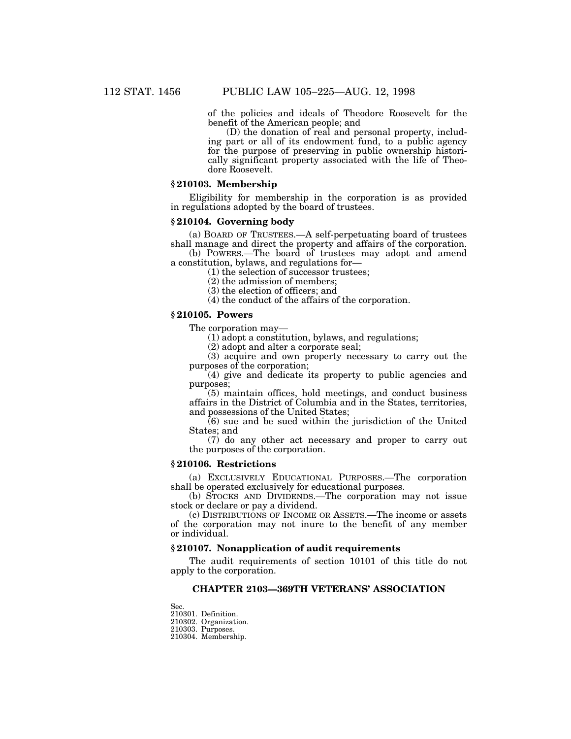of the policies and ideals of Theodore Roosevelt for the benefit of the American people; and

(D) the donation of real and personal property, including part or all of its endowment fund, to a public agency for the purpose of preserving in public ownership historically significant property associated with the life of Theodore Roosevelt.

### § 210103. Membership

Eligibility for membership in the corporation is as provided in regulations adopted by the board of trustees.

### § 210104. Governing body

(a) BOARD OF TRUSTEES.—A self-perpetuating board of trustees shall manage and direct the property and affairs of the corporation.

(b) POWERS.—The board of trustees may adopt and amend a constitution, bylaws, and regulations for—

(1) the selection of successor trustees;

(2) the admission of members;

(3) the election of officers; and

(4) the conduct of the affairs of the corporation.

### § 210105. Powers

The corporation may—

(1) adopt a constitution, bylaws, and regulations;

(2) adopt and alter a corporate seal;

(3) acquire and own property necessary to carry out the purposes of the corporation;

(4) give and dedicate its property to public agencies and purposes;

(5) maintain offices, hold meetings, and conduct business affairs in the District of Columbia and in the States, territories, and possessions of the United States;

(6) sue and be sued within the jurisdiction of the United States; and

(7) do any other act necessary and proper to carry out the purposes of the corporation.

### § 210106. Restrictions

(a) EXCLUSIVELY EDUCATIONAL PURPOSES.—The corporation shall be operated exclusively for educational purposes.

(b) STOCKS AND DIVIDENDS.—The corporation may not issue stock or declare or pay a dividend.

(c) DISTRIBUTIONS OF INCOME OR ASSETS.—The income or assets of the corporation may not inure to the benefit of any member or individual.

### § 210107. Nonapplication of audit requirements

The audit requirements of section 10101 of this title do not apply to the corporation.

## CHAPTER 2103—369TH VETERANS' ASSOCIATION

Sec.
210301. Definition.
210302. Organization.
210303. Purposes.
210304. Membership.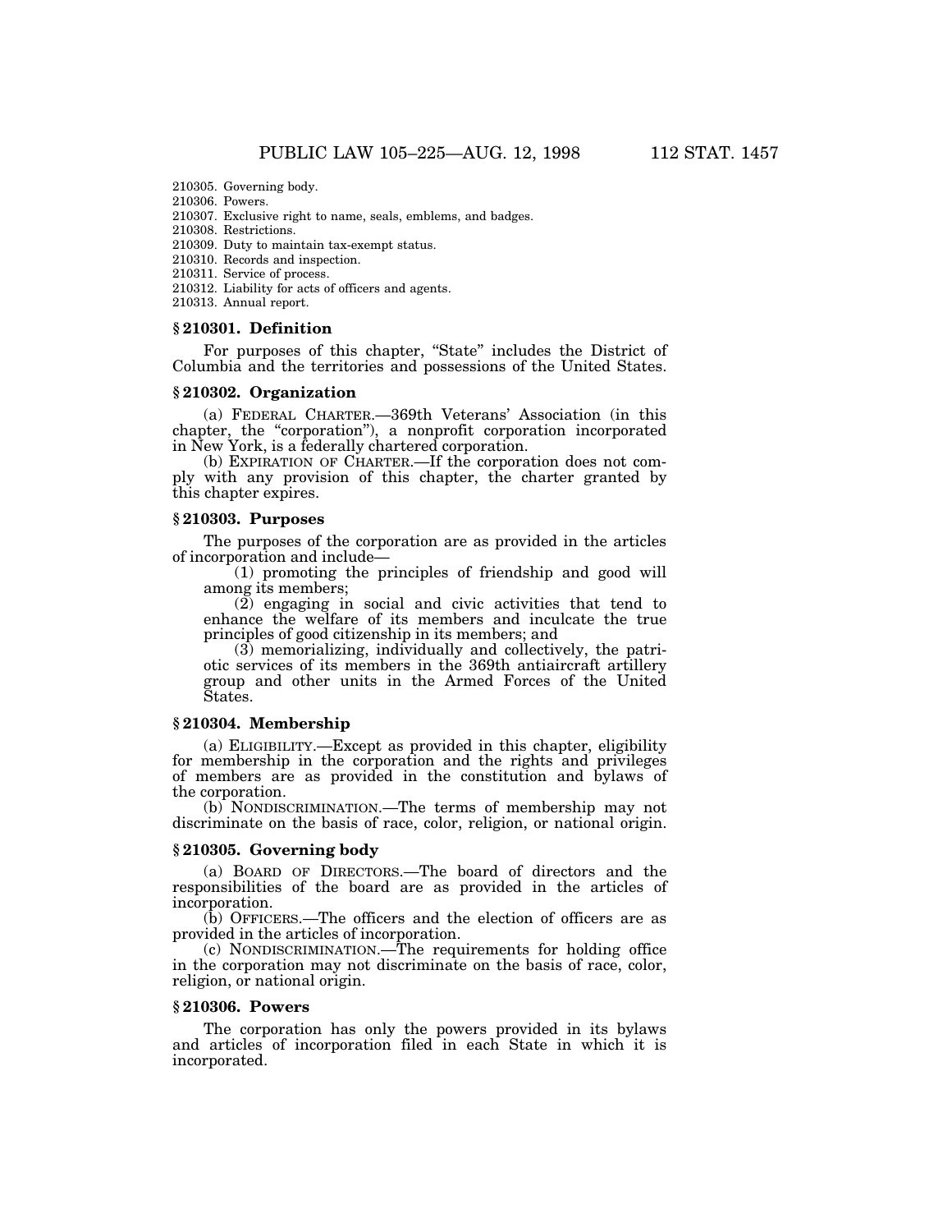210305. Governing body.
210306. Powers.
210307. Exclusive right to name, seals, emblems, and badges.
210308. Restrictions.
210309. Duty to maintain tax-exempt status.
210310. Records and inspection.
210311. Service of process.
210312. Liability for acts of officers and agents.
210313. Annual report.

### § 210301. Definition

For purposes of this chapter, "State" includes the District of Columbia and the territories and possessions of the United States.

### § 210302. Organization

(a) FEDERAL CHARTER.—369th Veterans' Association (in this chapter, the "corporation"), a nonprofit corporation incorporated in New York, is a federally chartered corporation.

(b) EXPIRATION OF CHARTER.—If the corporation does not comply with any provision of this chapter, the charter granted by this chapter expires.

### § 210303. Purposes

The purposes of the corporation are as provided in the articles of incorporation and include—

(1) promoting the principles of friendship and good will among its members;

(2) engaging in social and civic activities that tend to enhance the welfare of its members and inculcate the true principles of good citizenship in its members; and

(3) memorializing, individually and collectively, the patriotic services of its members in the 369th antiaircraft artillery group and other units in the Armed Forces of the United States.

### § 210304. Membership

(a) ELIGIBILITY.—Except as provided in this chapter, eligibility for membership in the corporation and the rights and privileges of members are as provided in the constitution and bylaws of the corporation.

(b) NONDISCRIMINATION.—The terms of membership may not discriminate on the basis of race, color, religion, or national origin.

### § 210305. Governing body

(a) BOARD OF DIRECTORS.—The board of directors and the responsibilities of the board are as provided in the articles of incorporation.

(b) OFFICERS.—The officers and the election of officers are as provided in the articles of incorporation.

(c) NONDISCRIMINATION.—The requirements for holding office in the corporation may not discriminate on the basis of race, color, religion, or national origin.

### § 210306. Powers

The corporation has only the powers provided in its bylaws and articles of incorporation filed in each State in which it is incorporated.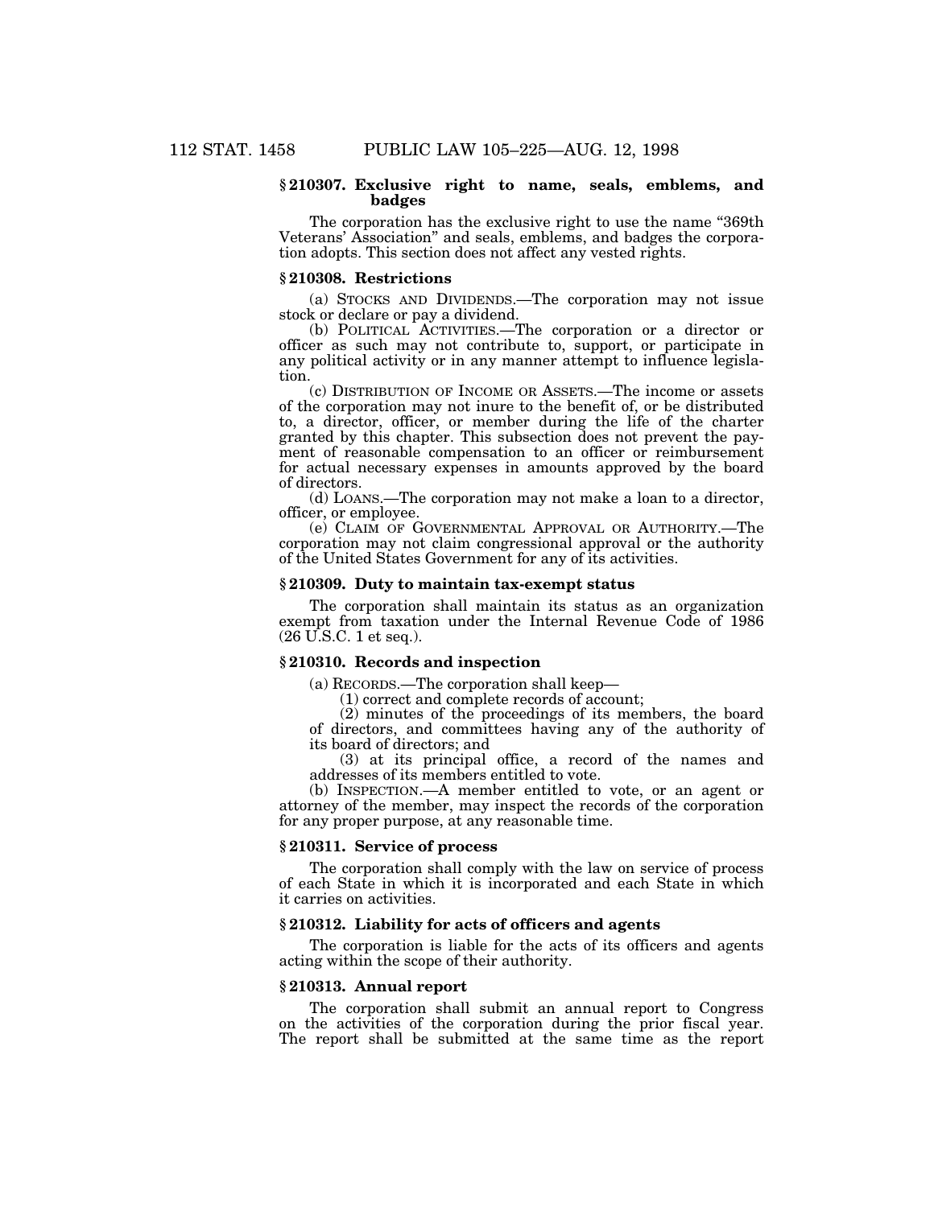### § 210307. Exclusive right to name, seals, emblems, and badges

The corporation has the exclusive right to use the name "369th Veterans' Association" and seals, emblems, and badges the corporation adopts. This section does not affect any vested rights.

### § 210308. Restrictions

(a) STOCKS AND DIVIDENDS.—The corporation may not issue stock or declare or pay a dividend.

(b) POLITICAL ACTIVITIES.—The corporation or a director or officer as such may not contribute to, support, or participate in any political activity or in any manner attempt to influence legislation.

(c) DISTRIBUTION OF INCOME OR ASSETS.—The income or assets of the corporation may not inure to the benefit of, or be distributed to, a director, officer, or member during the life of the charter granted by this chapter. This subsection does not prevent the payment of reasonable compensation to an officer or reimbursement for actual necessary expenses in amounts approved by the board of directors.

(d) LOANS.—The corporation may not make a loan to a director, officer, or employee.

(e) CLAIM OF GOVERNMENTAL APPROVAL OR AUTHORITY.—The corporation may not claim congressional approval or the authority of the United States Government for any of its activities.

### § 210309. Duty to maintain tax-exempt status

The corporation shall maintain its status as an organization exempt from taxation under the Internal Revenue Code of 1986 (26 U.S.C. 1 et seq.).

### § 210310. Records and inspection

(a) RECORDS.—The corporation shall keep—

(1) correct and complete records of account;

(2) minutes of the proceedings of its members, the board of directors, and committees having any of the authority of its board of directors; and

(3) at its principal office, a record of the names and addresses of its members entitled to vote.

(b) INSPECTION.—A member entitled to vote, or an agent or attorney of the member, may inspect the records of the corporation for any proper purpose, at any reasonable time.

### § 210311. Service of process

The corporation shall comply with the law on service of process of each State in which it is incorporated and each State in which it carries on activities.

### § 210312. Liability for acts of officers and agents

The corporation is liable for the acts of its officers and agents acting within the scope of their authority.

### § 210313. Annual report

The corporation shall submit an annual report to Congress on the activities of the corporation during the prior fiscal year. The report shall be submitted at the same time as the report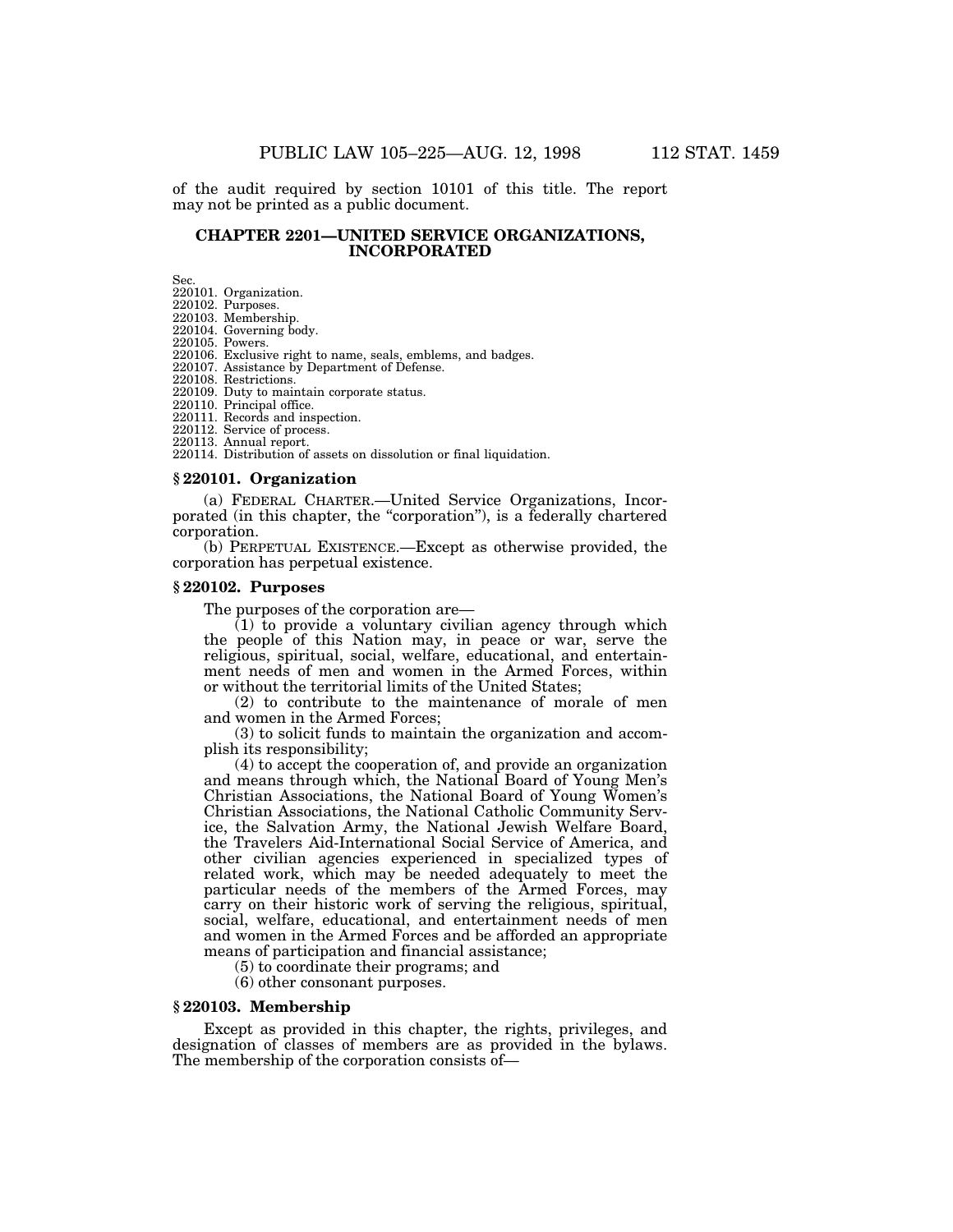of the audit required by section 10101 of this title. The report may not be printed as a public document.

## CHAPTER 2201—UNITED SERVICE ORGANIZATIONS, INCORPORATED

Sec.
220101. Organization.
220102. Purposes.
220103. Membership.
220104. Governing body.
220105. Powers.
220106. Exclusive right to name, seals, emblems, and badges.
220107. Assistance by Department of Defense.
220108. Restrictions.
220109. Duty to maintain corporate status.
220110. Principal office.
220111. Records and inspection.
220112. Service of process.
220113. Annual report.
220114. Distribution of assets on dissolution or final liquidation.

### § 220101. Organization

(a) FEDERAL CHARTER.—United Service Organizations, Incorporated (in this chapter, the "corporation"), is a federally chartered corporation.

(b) PERPETUAL EXISTENCE.—Except as otherwise provided, the corporation has perpetual existence.

### § 220102. Purposes

The purposes of the corporation are—

(1) to provide a voluntary civilian agency through which the people of this Nation may, in peace or war, serve the religious, spiritual, social, welfare, educational, and entertainment needs of men and women in the Armed Forces, within or without the territorial limits of the United States;

(2) to contribute to the maintenance of morale of men and women in the Armed Forces;

(3) to solicit funds to maintain the organization and accomplish its responsibility;

(4) to accept the cooperation of, and provide an organization and means through which, the National Board of Young Men's Christian Associations, the National Board of Young Women's Christian Associations, the National Catholic Community Service, the Salvation Army, the National Jewish Welfare Board, the Travelers Aid-International Social Service of America, and other civilian agencies experienced in specialized types of related work, which may be needed adequately to meet the particular needs of the members of the Armed Forces, may carry on their historic work of serving the religious, spiritual, social, welfare, educational, and entertainment needs of men and women in the Armed Forces and be afforded an appropriate means of participation and financial assistance;

(5) to coordinate their programs; and

(6) other consonant purposes.

### § 220103. Membership

Except as provided in this chapter, the rights, privileges, and designation of classes of members are as provided in the bylaws. The membership of the corporation consists of—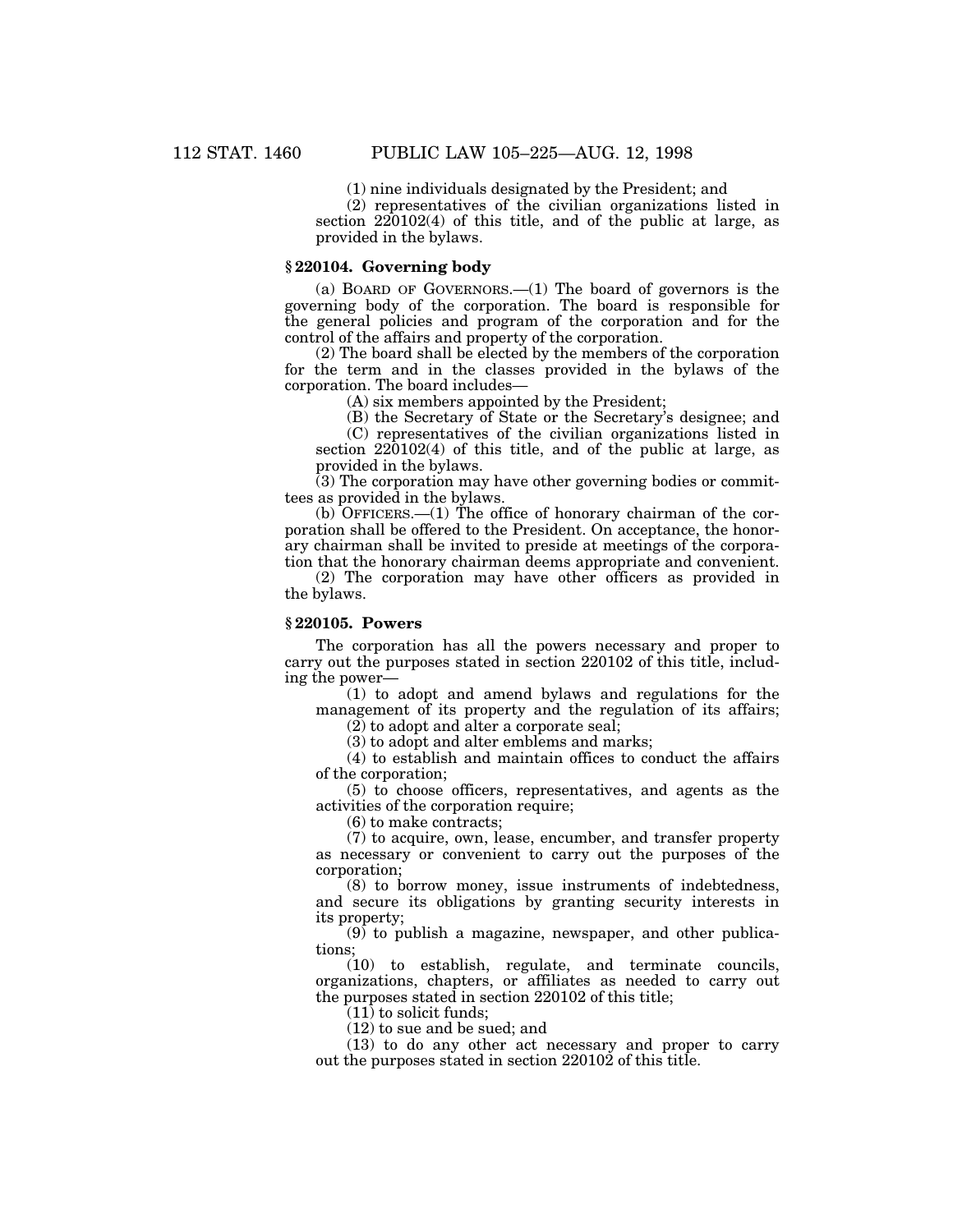(1) nine individuals designated by the President; and

(2) representatives of the civilian organizations listed in section 220102(4) of this title, and of the public at large, as provided in the bylaws.

### § 220104. Governing body

(a) BOARD OF GOVERNORS.—(1) The board of governors is the governing body of the corporation. The board is responsible for the general policies and program of the corporation and for the control of the affairs and property of the corporation.

(2) The board shall be elected by the members of the corporation for the term and in the classes provided in the bylaws of the corporation. The board includes—

(A) six members appointed by the President;

(B) the Secretary of State or the Secretary's designee; and

(C) representatives of the civilian organizations listed in section 220102(4) of this title, and of the public at large, as provided in the bylaws.

(3) The corporation may have other governing bodies or committees as provided in the bylaws.

(b) OFFICERS.—(1) The office of honorary chairman of the corporation shall be offered to the President. On acceptance, the honorary chairman shall be invited to preside at meetings of the corporation that the honorary chairman deems appropriate and convenient.

(2) The corporation may have other officers as provided in the bylaws.

### § 220105. Powers

The corporation has all the powers necessary and proper to carry out the purposes stated in section 220102 of this title, including the power—

(1) to adopt and amend bylaws and regulations for the management of its property and the regulation of its affairs;

(2) to adopt and alter a corporate seal;

(3) to adopt and alter emblems and marks;

(4) to establish and maintain offices to conduct the affairs of the corporation;

(5) to choose officers, representatives, and agents as the activities of the corporation require;

(6) to make contracts;

(7) to acquire, own, lease, encumber, and transfer property as necessary or convenient to carry out the purposes of the corporation;

(8) to borrow money, issue instruments of indebtedness, and secure its obligations by granting security interests in its property;

(9) to publish a magazine, newspaper, and other publications;

(10) to establish, regulate, and terminate councils, organizations, chapters, or affiliates as needed to carry out the purposes stated in section 220102 of this title;

(11) to solicit funds;

(12) to sue and be sued; and

(13) to do any other act necessary and proper to carry out the purposes stated in section 220102 of this title.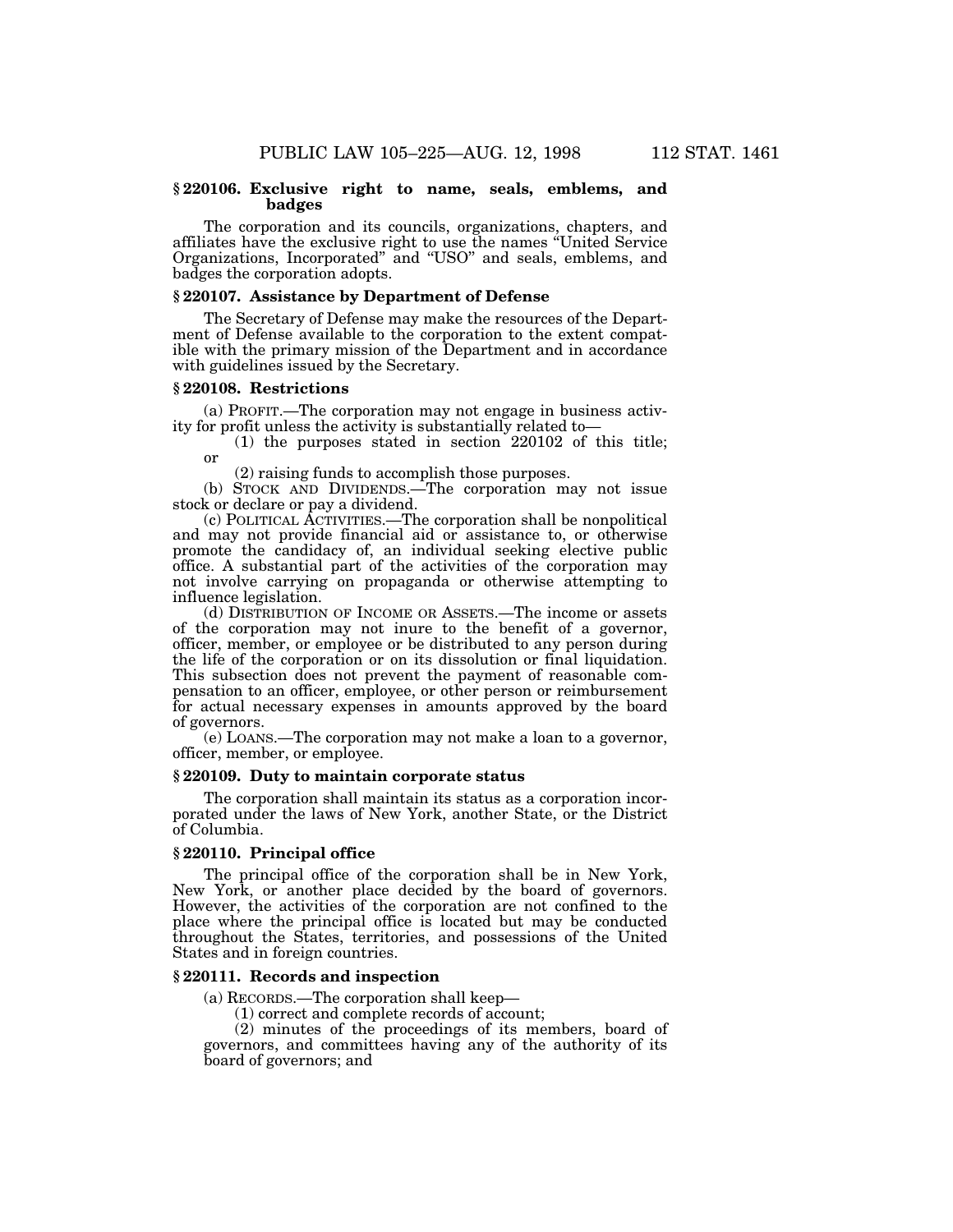### § 220106. Exclusive right to name, seals, emblems, and badges

The corporation and its councils, organizations, chapters, and affiliates have the exclusive right to use the names "United Service Organizations, Incorporated" and "USO" and seals, emblems, and badges the corporation adopts.

### § 220107. Assistance by Department of Defense

The Secretary of Defense may make the resources of the Department of Defense available to the corporation to the extent compatible with the primary mission of the Department and in accordance with guidelines issued by the Secretary.

### § 220108. Restrictions

(a) PROFIT.—The corporation may not engage in business activity for profit unless the activity is substantially related to—

(1) the purposes stated in section 220102 of this title; or

(2) raising funds to accomplish those purposes.

(b) STOCK AND DIVIDENDS.—The corporation may not issue stock or declare or pay a dividend.

(c) POLITICAL ACTIVITIES.—The corporation shall be nonpolitical and may not provide financial aid or assistance to, or otherwise promote the candidacy of, an individual seeking elective public office. A substantial part of the activities of the corporation may not involve carrying on propaganda or otherwise attempting to influence legislation.

(d) DISTRIBUTION OF INCOME OR ASSETS.—The income or assets of the corporation may not inure to the benefit of a governor, officer, member, or employee or be distributed to any person during the life of the corporation or on its dissolution or final liquidation. This subsection does not prevent the payment of reasonable compensation to an officer, employee, or other person or reimbursement for actual necessary expenses in amounts approved by the board of governors.

(e) LOANS.—The corporation may not make a loan to a governor, officer, member, or employee.

### § 220109. Duty to maintain corporate status

The corporation shall maintain its status as a corporation incorporated under the laws of New York, another State, or the District of Columbia.

### § 220110. Principal office

The principal office of the corporation shall be in New York, New York, or another place decided by the board of governors. However, the activities of the corporation are not confined to the place where the principal office is located but may be conducted throughout the States, territories, and possessions of the United States and in foreign countries.

### § 220111. Records and inspection

(a) RECORDS.—The corporation shall keep—

(1) correct and complete records of account;

(2) minutes of the proceedings of its members, board of governors, and committees having any of the authority of its board of governors; and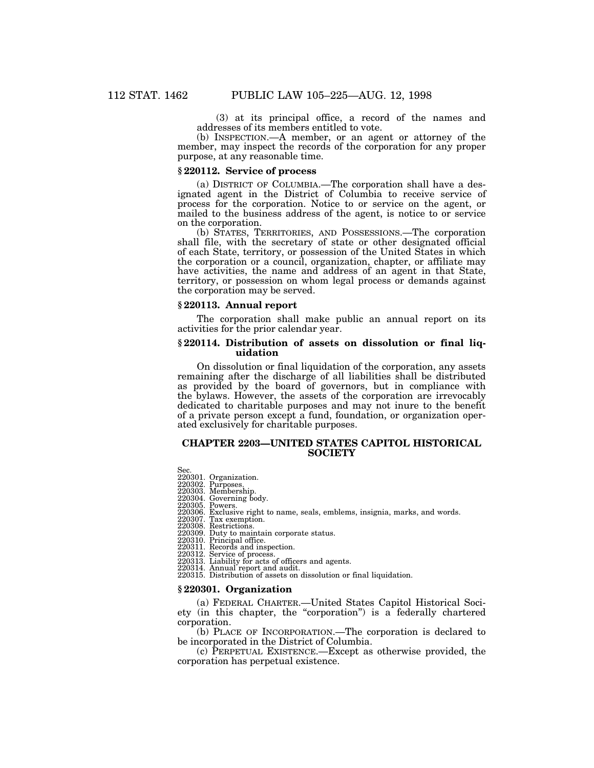(3) at its principal office, a record of the names and addresses of its members entitled to vote.

(b) INSPECTION.—A member, or an agent or attorney of the member, may inspect the records of the corporation for any proper purpose, at any reasonable time.

### § 220112. Service of process

(a) DISTRICT OF COLUMBIA.—The corporation shall have a designated agent in the District of Columbia to receive service of process for the corporation. Notice to or service on the agent, or mailed to the business address of the agent, is notice to or service on the corporation.

(b) STATES, TERRITORIES, AND POSSESSIONS.—The corporation shall file, with the secretary of state or other designated official of each State, territory, or possession of the United States in which the corporation or a council, organization, chapter, or affiliate may have activities, the name and address of an agent in that State, territory, or possession on whom legal process or demands against the corporation may be served.

### § 220113. Annual report

The corporation shall make public an annual report on its activities for the prior calendar year.

### § 220114. Distribution of assets on dissolution or final liquidation

On dissolution or final liquidation of the corporation, any assets remaining after the discharge of all liabilities shall be distributed as provided by the board of governors, but in compliance with the bylaws. However, the assets of the corporation are irrevocably dedicated to charitable purposes and may not inure to the benefit of a private person except a fund, foundation, or organization operated exclusively for charitable purposes.

## CHAPTER 2203—UNITED STATES CAPITOL HISTORICAL SOCIETY

Sec.
220301. Organization.
220302. Purposes.
220303. Membership.
220304. Governing body.
220305. Powers.
220306. Exclusive right to name, seals, emblems, insignia, marks, and words.
220307. Tax exemption.
220308. Restrictions.
220309. Duty to maintain corporate status.
220310. Principal office.
220311. Records and inspection.
220312. Service of process.
220313. Liability for acts of officers and agents.
220314. Annual report and audit.
220315. Distribution of assets on dissolution or final liquidation.

### § 220301. Organization

(a) FEDERAL CHARTER.—United States Capitol Historical Society (in this chapter, the "corporation") is a federally chartered corporation.

(b) PLACE OF INCORPORATION.—The corporation is declared to be incorporated in the District of Columbia.

(c) PERPETUAL EXISTENCE.—Except as otherwise provided, the corporation has perpetual existence.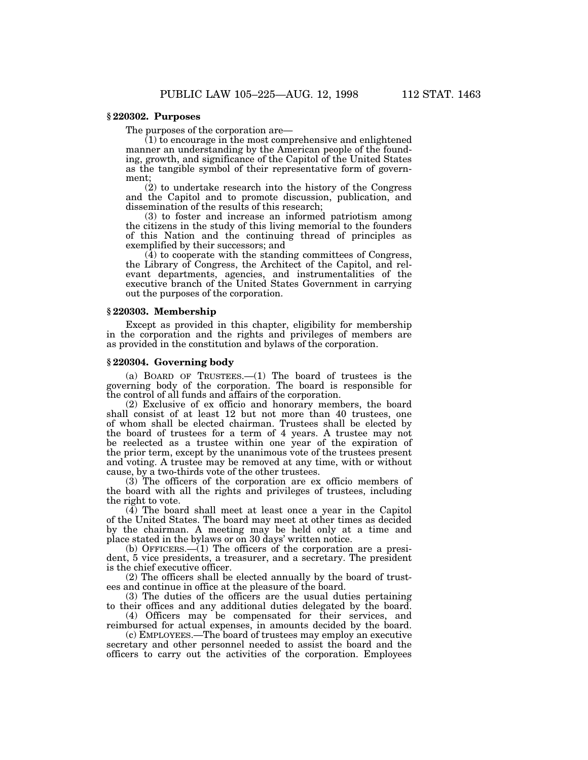### § 220302. Purposes

The purposes of the corporation are—

(1) to encourage in the most comprehensive and enlightened manner an understanding by the American people of the founding, growth, and significance of the Capitol of the United States as the tangible symbol of their representative form of government;

(2) to undertake research into the history of the Congress and the Capitol and to promote discussion, publication, and dissemination of the results of this research;

(3) to foster and increase an informed patriotism among the citizens in the study of this living memorial to the founders of this Nation and the continuing thread of principles as exemplified by their successors; and

(4) to cooperate with the standing committees of Congress, the Library of Congress, the Architect of the Capitol, and relevant departments, agencies, and instrumentalities of the executive branch of the United States Government in carrying out the purposes of the corporation.

### § 220303. Membership

Except as provided in this chapter, eligibility for membership in the corporation and the rights and privileges of members are as provided in the constitution and bylaws of the corporation.

### § 220304. Governing body

(a) BOARD OF TRUSTEES.—(1) The board of trustees is the governing body of the corporation. The board is responsible for the control of all funds and affairs of the corporation.

(2) Exclusive of ex officio and honorary members, the board shall consist of at least 12 but not more than 40 trustees, one of whom shall be elected chairman. Trustees shall be elected by the board of trustees for a term of 4 years. A trustee may not be reelected as a trustee within one year of the expiration of the prior term, except by the unanimous vote of the trustees present and voting. A trustee may be removed at any time, with or without cause, by a two-thirds vote of the other trustees.

(3) The officers of the corporation are ex officio members of the board with all the rights and privileges of trustees, including the right to vote.

(4) The board shall meet at least once a year in the Capitol of the United States. The board may meet at other times as decided by the chairman. A meeting may be held only at a time and place stated in the bylaws or on 30 days' written notice.

(b) OFFICERS.—(1) The officers of the corporation are a president, 5 vice presidents, a treasurer, and a secretary. The president is the chief executive officer.

(2) The officers shall be elected annually by the board of trustees and continue in office at the pleasure of the board.

(3) The duties of the officers are the usual duties pertaining to their offices and any additional duties delegated by the board.

(4) Officers may be compensated for their services, and reimbursed for actual expenses, in amounts decided by the board.

(c) EMPLOYEES.—The board of trustees may employ an executive secretary and other personnel needed to assist the board and the officers to carry out the activities of the corporation. Employees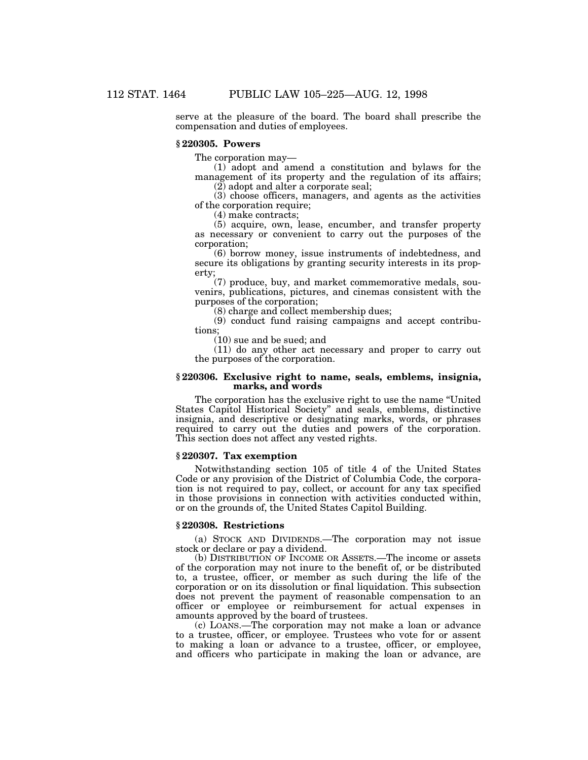serve at the pleasure of the board. The board shall prescribe the compensation and duties of employees.

### § 220305. Powers

The corporation may—

(1) adopt and amend a constitution and bylaws for the management of its property and the regulation of its affairs;

(2) adopt and alter a corporate seal;

(3) choose officers, managers, and agents as the activities of the corporation require;

(4) make contracts;

(5) acquire, own, lease, encumber, and transfer property as necessary or convenient to carry out the purposes of the corporation;

(6) borrow money, issue instruments of indebtedness, and secure its obligations by granting security interests in its property;

(7) produce, buy, and market commemorative medals, souvenirs, publications, pictures, and cinemas consistent with the purposes of the corporation;

(8) charge and collect membership dues;

(9) conduct fund raising campaigns and accept contributions;

(10) sue and be sued; and

(11) do any other act necessary and proper to carry out the purposes of the corporation.

### § 220306. Exclusive right to name, seals, emblems, insignia, marks, and words

The corporation has the exclusive right to use the name "United States Capitol Historical Society" and seals, emblems, distinctive insignia, and descriptive or designating marks, words, or phrases required to carry out the duties and powers of the corporation. This section does not affect any vested rights.

### § 220307. Tax exemption

Notwithstanding section 105 of title 4 of the United States Code or any provision of the District of Columbia Code, the corporation is not required to pay, collect, or account for any tax specified in those provisions in connection with activities conducted within, or on the grounds of, the United States Capitol Building.

### § 220308. Restrictions

(a) STOCK AND DIVIDENDS.—The corporation may not issue stock or declare or pay a dividend.

(b) DISTRIBUTION OF INCOME OR ASSETS.—The income or assets of the corporation may not inure to the benefit of, or be distributed to, a trustee, officer, or member as such during the life of the corporation or on its dissolution or final liquidation. This subsection does not prevent the payment of reasonable compensation to an officer or employee or reimbursement for actual expenses in amounts approved by the board of trustees.

(c) LOANS.—The corporation may not make a loan or advance to a trustee, officer, or employee. Trustees who vote for or assent to making a loan or advance to a trustee, officer, or employee, and officers who participate in making the loan or advance, are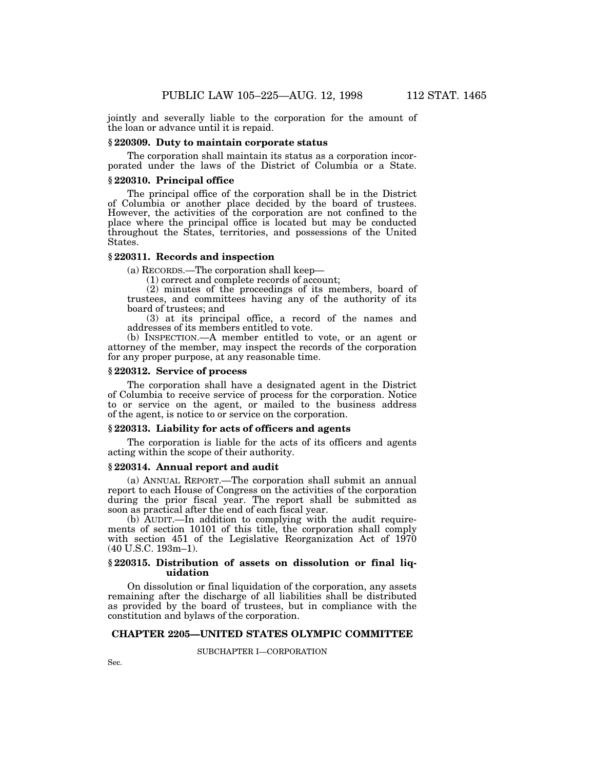jointly and severally liable to the corporation for the amount of the loan or advance until it is repaid.

### § 220309. Duty to maintain corporate status

The corporation shall maintain its status as a corporation incorporated under the laws of the District of Columbia or a State.

### § 220310. Principal office

The principal office of the corporation shall be in the District of Columbia or another place decided by the board of trustees. However, the activities of the corporation are not confined to the place where the principal office is located but may be conducted throughout the States, territories, and possessions of the United States.

### § 220311. Records and inspection

(a) RECORDS.—The corporation shall keep—

(1) correct and complete records of account;

(2) minutes of the proceedings of its members, board of trustees, and committees having any of the authority of its board of trustees; and

(3) at its principal office, a record of the names and addresses of its members entitled to vote.

(b) INSPECTION.—A member entitled to vote, or an agent or attorney of the member, may inspect the records of the corporation for any proper purpose, at any reasonable time.

### § 220312. Service of process

The corporation shall have a designated agent in the District of Columbia to receive service of process for the corporation. Notice to or service on the agent, or mailed to the business address of the agent, is notice to or service on the corporation.

### § 220313. Liability for acts of officers and agents

The corporation is liable for the acts of its officers and agents acting within the scope of their authority.

### § 220314. Annual report and audit

(a) ANNUAL REPORT.—The corporation shall submit an annual report to each House of Congress on the activities of the corporation during the prior fiscal year. The report shall be submitted as soon as practical after the end of each fiscal year.

(b) AUDIT.—In addition to complying with the audit requirements of section 10101 of this title, the corporation shall comply with section 451 of the Legislative Reorganization Act of 1970 (40 U.S.C. 193m–1).

### § 220315. Distribution of assets on dissolution or final liquidation

On dissolution or final liquidation of the corporation, any assets remaining after the discharge of all liabilities shall be distributed as provided by the board of trustees, but in compliance with the constitution and bylaws of the corporation.

## CHAPTER 2205—UNITED STATES OLYMPIC COMMITTEE

SUBCHAPTER I—CORPORATION

Sec.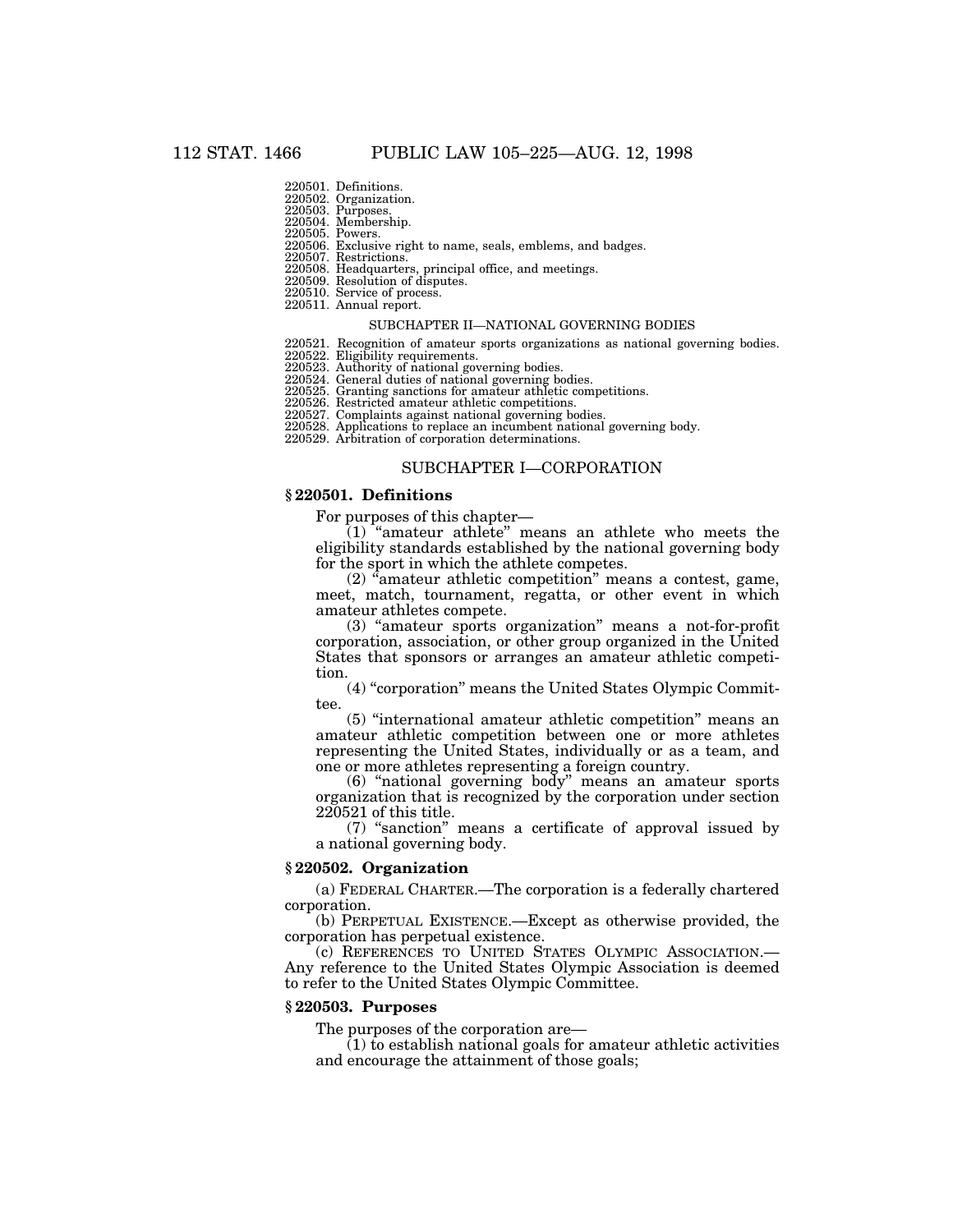220501. Definitions.
220502. Organization.
220503. Purposes.
220504. Membership.
220505. Powers.
220506. Exclusive right to name, seals, emblems, and badges.
220507. Restrictions.
220508. Headquarters, principal office, and meetings.
220509. Resolution of disputes.
220510. Service of process.
220511. Annual report.

SUBCHAPTER II—NATIONAL GOVERNING BODIES

220521. Recognition of amateur sports organizations as national governing bodies.
220522. Eligibility requirements.
220523. Authority of national governing bodies.
220524. General duties of national governing bodies.
220525. Granting sanctions for amateur athletic competitions.
220526. Restricted amateur athletic competitions.
220527. Complaints against national governing bodies.
220528. Applications to replace an incumbent national governing body.
220529. Arbitration of corporation determinations.

## SUBCHAPTER I—CORPORATION

### § 220501. Definitions

For purposes of this chapter—

(1) "amateur athlete" means an athlete who meets the eligibility standards established by the national governing body for the sport in which the athlete competes.

(2) "amateur athletic competition" means a contest, game, meet, match, tournament, regatta, or other event in which amateur athletes compete.

(3) "amateur sports organization" means a not-for-profit corporation, association, or other group organized in the United States that sponsors or arranges an amateur athletic competition.

(4) "corporation" means the United States Olympic Committee.

(5) "international amateur athletic competition" means an amateur athletic competition between one or more athletes representing the United States, individually or as a team, and one or more athletes representing a foreign country.

(6) "national governing body" means an amateur sports organization that is recognized by the corporation under section 220521 of this title.

(7) "sanction" means a certificate of approval issued by a national governing body.

### § 220502. Organization

(a) FEDERAL CHARTER.—The corporation is a federally chartered corporation.

(b) PERPETUAL EXISTENCE.—Except as otherwise provided, the corporation has perpetual existence.

(c) REFERENCES TO UNITED STATES OLYMPIC ASSOCIATION.—Any reference to the United States Olympic Association is deemed to refer to the United States Olympic Committee.

### § 220503. Purposes

The purposes of the corporation are—

(1) to establish national goals for amateur athletic activities and encourage the attainment of those goals;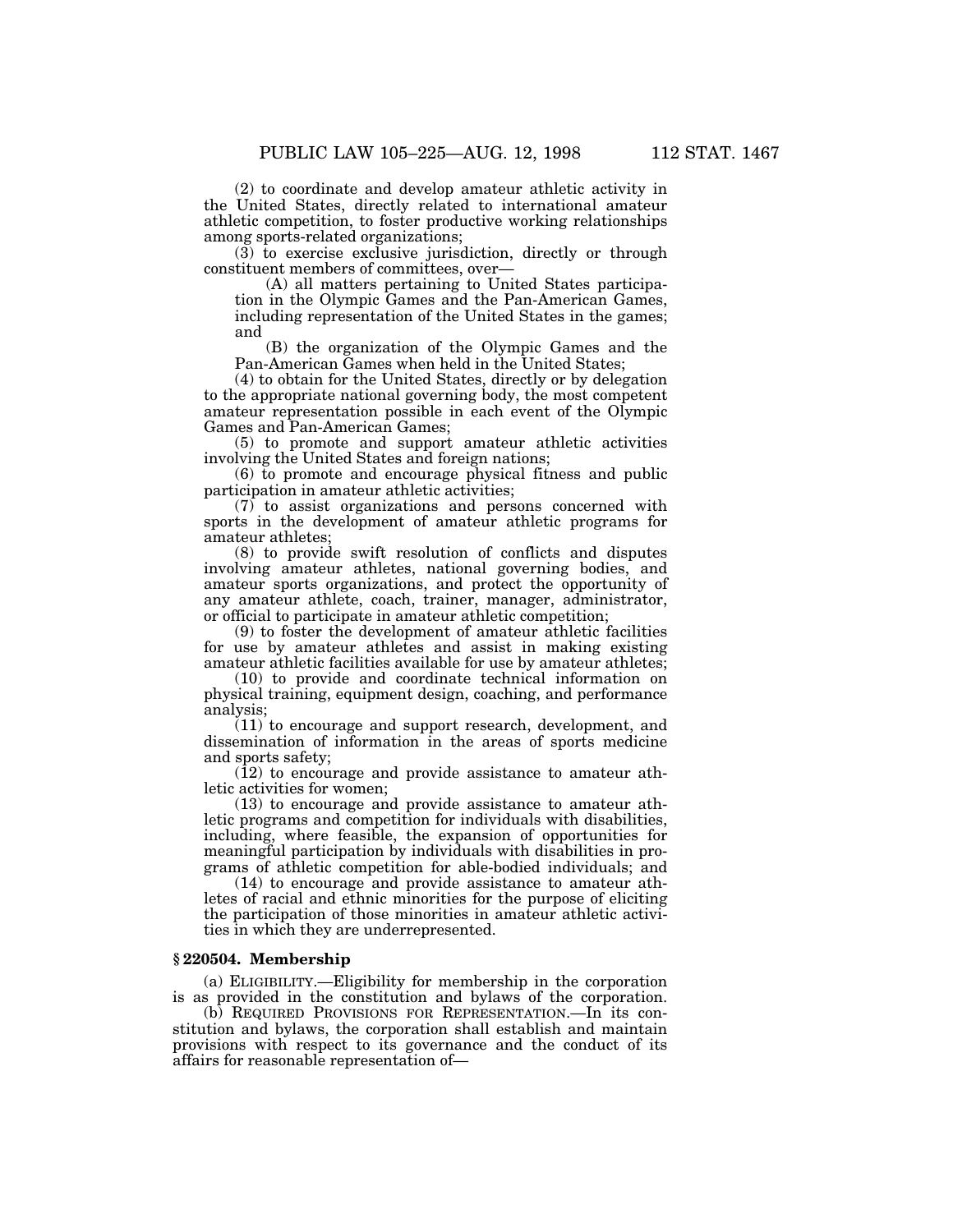(2) to coordinate and develop amateur athletic activity in the United States, directly related to international amateur athletic competition, to foster productive working relationships among sports-related organizations;

(3) to exercise exclusive jurisdiction, directly or through constituent members of committees, over—

(A) all matters pertaining to United States participation in the Olympic Games and the Pan-American Games, including representation of the United States in the games; and

(B) the organization of the Olympic Games and the Pan-American Games when held in the United States;

(4) to obtain for the United States, directly or by delegation to the appropriate national governing body, the most competent amateur representation possible in each event of the Olympic Games and Pan-American Games;

(5) to promote and support amateur athletic activities involving the United States and foreign nations;

(6) to promote and encourage physical fitness and public participation in amateur athletic activities;

(7) to assist organizations and persons concerned with sports in the development of amateur athletic programs for amateur athletes;

(8) to provide swift resolution of conflicts and disputes involving amateur athletes, national governing bodies, and amateur sports organizations, and protect the opportunity of any amateur athlete, coach, trainer, manager, administrator, or official to participate in amateur athletic competition;

(9) to foster the development of amateur athletic facilities for use by amateur athletes and assist in making existing amateur athletic facilities available for use by amateur athletes;

(10) to provide and coordinate technical information on physical training, equipment design, coaching, and performance analysis;

(11) to encourage and support research, development, and dissemination of information in the areas of sports medicine and sports safety;

(12) to encourage and provide assistance to amateur athletic activities for women;

(13) to encourage and provide assistance to amateur athletic programs and competition for individuals with disabilities, including, where feasible, the expansion of opportunities for meaningful participation by individuals with disabilities in programs of athletic competition for able-bodied individuals; and

(14) to encourage and provide assistance to amateur athletes of racial and ethnic minorities for the purpose of eliciting the participation of those minorities in amateur athletic activities in which they are underrepresented.

### § 220504. Membership

(a) ELIGIBILITY.—Eligibility for membership in the corporation is as provided in the constitution and bylaws of the corporation.

(b) REQUIRED PROVISIONS FOR REPRESENTATION.—In its constitution and bylaws, the corporation shall establish and maintain provisions with respect to its governance and the conduct of its affairs for reasonable representation of—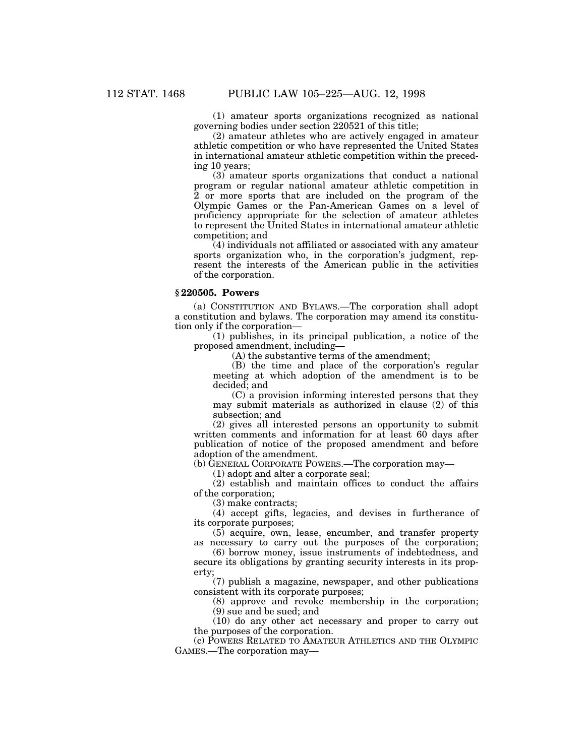(1) amateur sports organizations recognized as national governing bodies under section 220521 of this title;

(2) amateur athletes who are actively engaged in amateur athletic competition or who have represented the United States in international amateur athletic competition within the preceding 10 years;

(3) amateur sports organizations that conduct a national program or regular national amateur athletic competition in 2 or more sports that are included on the program of the Olympic Games or the Pan-American Games on a level of proficiency appropriate for the selection of amateur athletes to represent the United States in international amateur athletic competition; and

(4) individuals not affiliated or associated with any amateur sports organization who, in the corporation's judgment, represent the interests of the American public in the activities of the corporation.

### § 220505. Powers

(a) CONSTITUTION AND BYLAWS.—The corporation shall adopt a constitution and bylaws. The corporation may amend its constitution only if the corporation—

(1) publishes, in its principal publication, a notice of the proposed amendment, including—

(A) the substantive terms of the amendment;

(B) the time and place of the corporation's regular meeting at which adoption of the amendment is to be decided; and

(C) a provision informing interested persons that they may submit materials as authorized in clause (2) of this subsection; and

(2) gives all interested persons an opportunity to submit written comments and information for at least 60 days after publication of notice of the proposed amendment and before adoption of the amendment.

(b) GENERAL CORPORATE POWERS.—The corporation may—

(1) adopt and alter a corporate seal;

(2) establish and maintain offices to conduct the affairs of the corporation;

(3) make contracts;

(4) accept gifts, legacies, and devises in furtherance of its corporate purposes;

(5) acquire, own, lease, encumber, and transfer property as necessary to carry out the purposes of the corporation;

(6) borrow money, issue instruments of indebtedness, and secure its obligations by granting security interests in its property;

(7) publish a magazine, newspaper, and other publications consistent with its corporate purposes;

(8) approve and revoke membership in the corporation;

(9) sue and be sued; and

(10) do any other act necessary and proper to carry out the purposes of the corporation.

(c) POWERS RELATED TO AMATEUR ATHLETICS AND THE OLYMPIC GAMES.—The corporation may—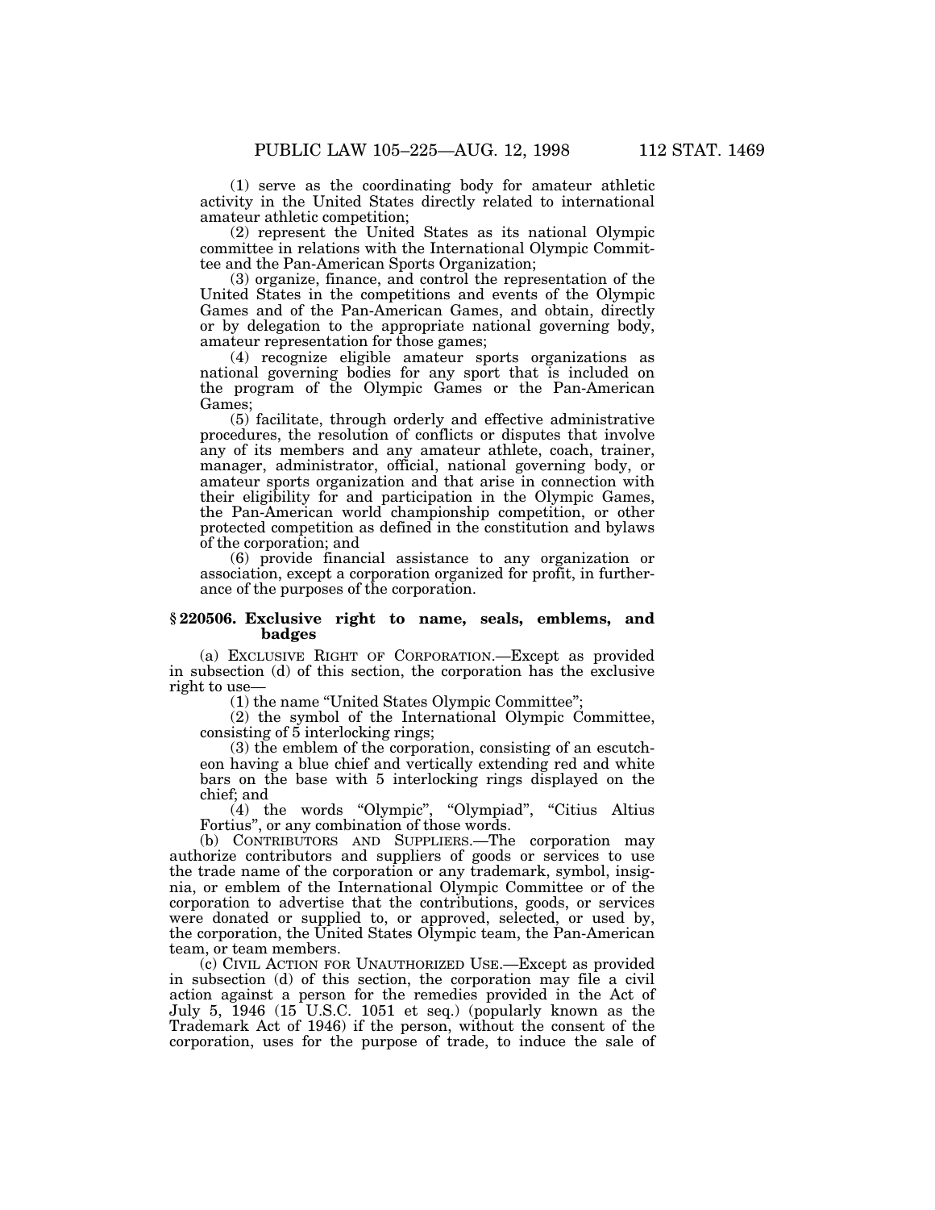(1) serve as the coordinating body for amateur athletic activity in the United States directly related to international amateur athletic competition;

(2) represent the United States as its national Olympic committee in relations with the International Olympic Committee and the Pan-American Sports Organization;

(3) organize, finance, and control the representation of the United States in the competitions and events of the Olympic Games and of the Pan-American Games, and obtain, directly or by delegation to the appropriate national governing body, amateur representation for those games;

(4) recognize eligible amateur sports organizations as national governing bodies for any sport that is included on the program of the Olympic Games or the Pan-American Games;

(5) facilitate, through orderly and effective administrative procedures, the resolution of conflicts or disputes that involve any of its members and any amateur athlete, coach, trainer, manager, administrator, official, national governing body, or amateur sports organization and that arise in connection with their eligibility for and participation in the Olympic Games, the Pan-American world championship competition, or other protected competition as defined in the constitution and bylaws of the corporation; and

(6) provide financial assistance to any organization or association, except a corporation organized for profit, in furtherance of the purposes of the corporation.

### § 220506. Exclusive right to name, seals, emblems, and badges

(a) EXCLUSIVE RIGHT OF CORPORATION.—Except as provided in subsection (d) of this section, the corporation has the exclusive right to use—

(1) the name "United States Olympic Committee";

(2) the symbol of the International Olympic Committee, consisting of 5 interlocking rings;

(3) the emblem of the corporation, consisting of an escutcheon having a blue chief and vertically extending red and white bars on the base with 5 interlocking rings displayed on the chief; and

(4) the words "Olympic", "Olympiad", "Citius Altius Fortius", or any combination of those words.

(b) CONTRIBUTORS AND SUPPLIERS.—The corporation may authorize contributors and suppliers of goods or services to use the trade name of the corporation or any trademark, symbol, insignia, or emblem of the International Olympic Committee or of the corporation to advertise that the contributions, goods, or services were donated or supplied to, or approved, selected, or used by, the corporation, the United States Olympic team, the Pan-American team, or team members.

(c) CIVIL ACTION FOR UNAUTHORIZED USE.—Except as provided in subsection (d) of this section, the corporation may file a civil action against a person for the remedies provided in the Act of July 5, 1946 (15 U.S.C. 1051 et seq.) (popularly known as the Trademark Act of 1946) if the person, without the consent of the corporation, uses for the purpose of trade, to induce the sale of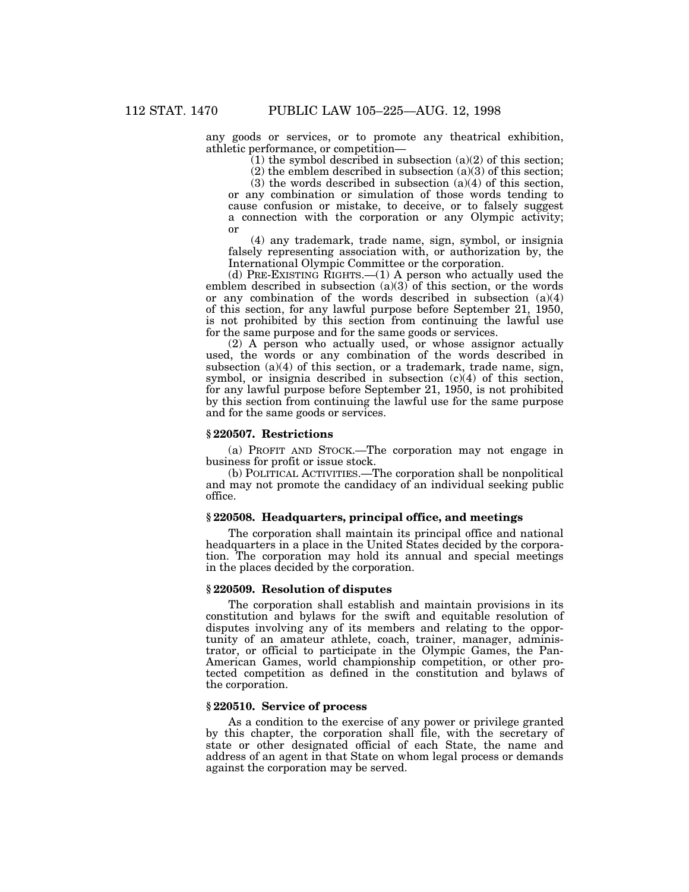any goods or services, or to promote any theatrical exhibition, athletic performance, or competition—

(1) the symbol described in subsection (a)(2) of this section;

(2) the emblem described in subsection (a)(3) of this section;

(3) the words described in subsection (a)(4) of this section, or any combination or simulation of those words tending to cause confusion or mistake, to deceive, or to falsely suggest a connection with the corporation or any Olympic activity; or

(4) any trademark, trade name, sign, symbol, or insignia falsely representing association with, or authorization by, the International Olympic Committee or the corporation.

(d) PRE-EXISTING RIGHTS.—(1) A person who actually used the emblem described in subsection (a)(3) of this section, or the words or any combination of the words described in subsection (a)(4) of this section, for any lawful purpose before September 21, 1950, is not prohibited by this section from continuing the lawful use for the same purpose and for the same goods or services.

(2) A person who actually used, or whose assignor actually used, the words or any combination of the words described in subsection (a)(4) of this section, or a trademark, trade name, sign, symbol, or insignia described in subsection (c)(4) of this section, for any lawful purpose before September 21, 1950, is not prohibited by this section from continuing the lawful use for the same purpose and for the same goods or services.

### § 220507. Restrictions

(a) PROFIT AND STOCK.—The corporation may not engage in business for profit or issue stock.

(b) POLITICAL ACTIVITIES.—The corporation shall be nonpolitical and may not promote the candidacy of an individual seeking public office.

### § 220508. Headquarters, principal office, and meetings

The corporation shall maintain its principal office and national headquarters in a place in the United States decided by the corporation. The corporation may hold its annual and special meetings in the places decided by the corporation.

### § 220509. Resolution of disputes

The corporation shall establish and maintain provisions in its constitution and bylaws for the swift and equitable resolution of disputes involving any of its members and relating to the opportunity of an amateur athlete, coach, trainer, manager, administrator, or official to participate in the Olympic Games, the Pan-American Games, world championship competition, or other protected competition as defined in the constitution and bylaws of the corporation.

### § 220510. Service of process

As a condition to the exercise of any power or privilege granted by this chapter, the corporation shall file, with the secretary of state or other designated official of each State, the name and address of an agent in that State on whom legal process or demands against the corporation may be served.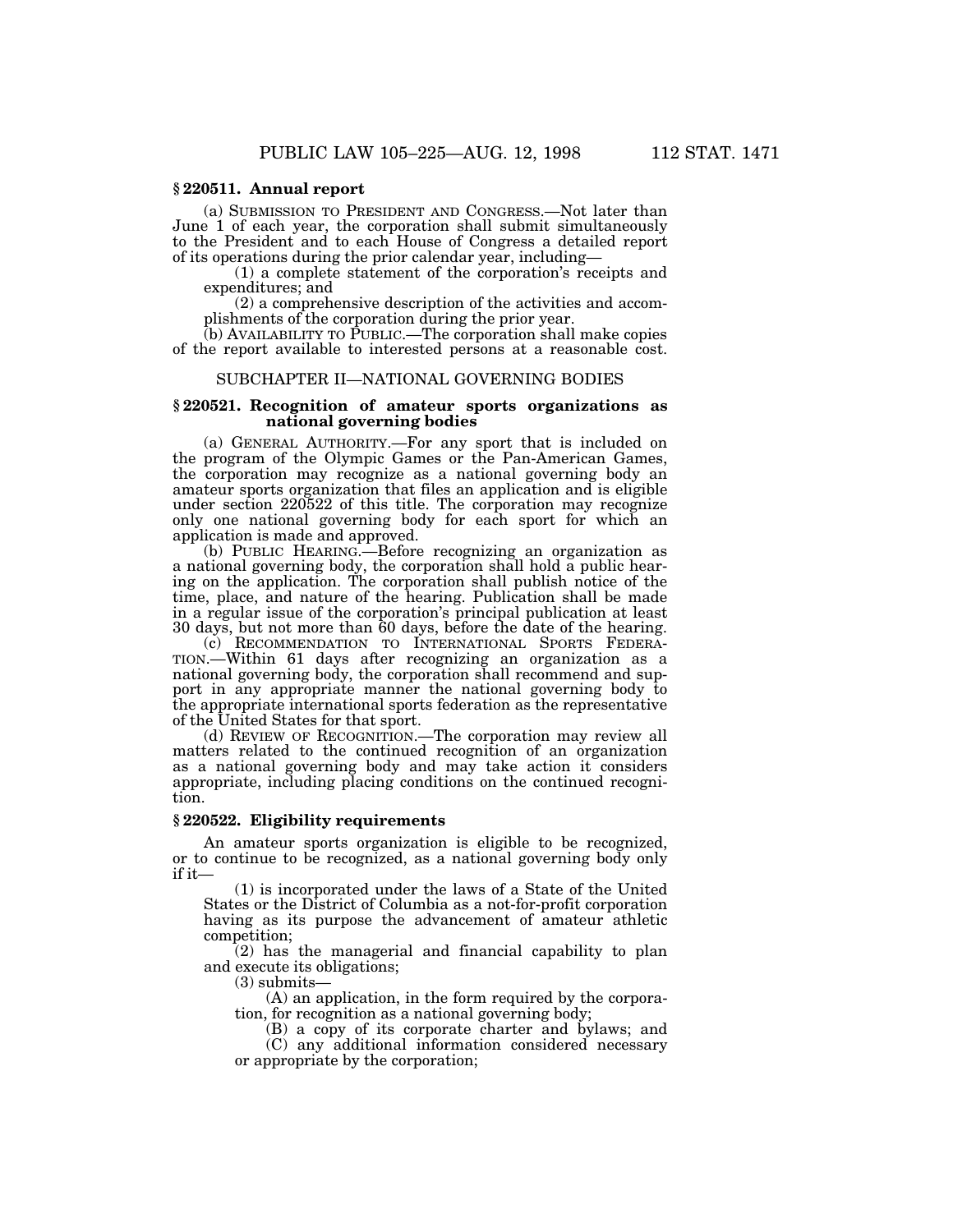### § 220511. Annual report

(a) SUBMISSION TO PRESIDENT AND CONGRESS.—Not later than June 1 of each year, the corporation shall submit simultaneously to the President and to each House of Congress a detailed report of its operations during the prior calendar year, including—

(1) a complete statement of the corporation's receipts and expenditures; and

(2) a comprehensive description of the activities and accomplishments of the corporation during the prior year.

(b) AVAILABILITY TO PUBLIC.—The corporation shall make copies of the report available to interested persons at a reasonable cost.

## SUBCHAPTER II—NATIONAL GOVERNING BODIES

### § 220521. Recognition of amateur sports organizations as national governing bodies

(a) GENERAL AUTHORITY.—For any sport that is included on the program of the Olympic Games or the Pan-American Games, the corporation may recognize as a national governing body an amateur sports organization that files an application and is eligible under section 220522 of this title. The corporation may recognize only one national governing body for each sport for which an application is made and approved.

(b) PUBLIC HEARING.—Before recognizing an organization as a national governing body, the corporation shall hold a public hearing on the application. The corporation shall publish notice of the time, place, and nature of the hearing. Publication shall be made in a regular issue of the corporation's principal publication at least 30 days, but not more than 60 days, before the date of the hearing.

(c) RECOMMENDATION TO INTERNATIONAL SPORTS FEDERATION.—Within 61 days after recognizing an organization as a national governing body, the corporation shall recommend and support in any appropriate manner the national governing body to the appropriate international sports federation as the representative of the United States for that sport.

(d) REVIEW OF RECOGNITION.—The corporation may review all matters related to the continued recognition of an organization as a national governing body and may take action it considers appropriate, including placing conditions on the continued recognition.

### § 220522. Eligibility requirements

An amateur sports organization is eligible to be recognized, or to continue to be recognized, as a national governing body only if it—

(1) is incorporated under the laws of a State of the United States or the District of Columbia as a not-for-profit corporation having as its purpose the advancement of amateur athletic competition;

(2) has the managerial and financial capability to plan and execute its obligations;

(3) submits—

(A) an application, in the form required by the corporation, for recognition as a national governing body;

(B) a copy of its corporate charter and bylaws; and

(C) any additional information considered necessary or appropriate by the corporation;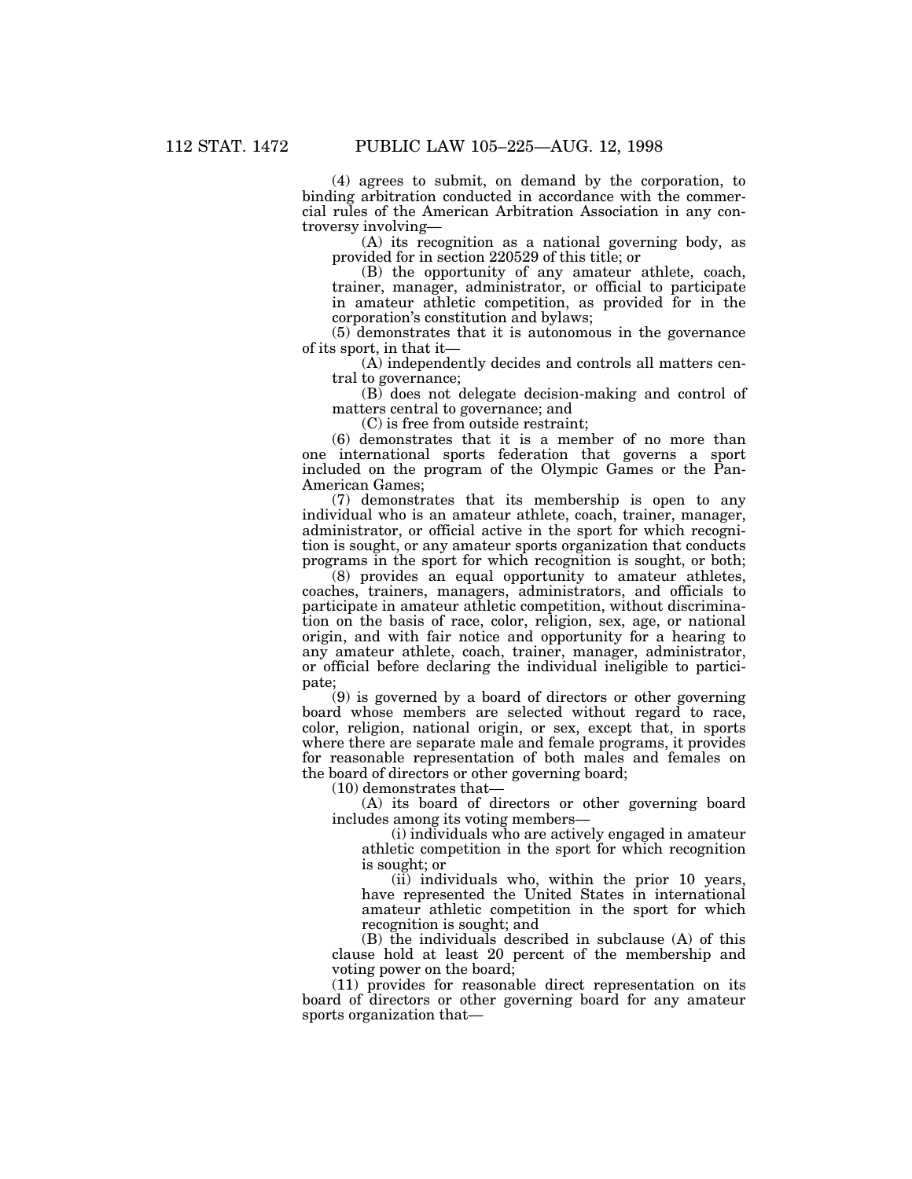(4) agrees to submit, on demand by the corporation, to binding arbitration conducted in accordance with the commercial rules of the American Arbitration Association in any controversy involving—

(A) its recognition as a national governing body, as provided for in section 220529 of this title; or

(B) the opportunity of any amateur athlete, coach, trainer, manager, administrator, or official to participate in amateur athletic competition, as provided for in the corporation's constitution and bylaws;

(5) demonstrates that it is autonomous in the governance of its sport, in that it—

(A) independently decides and controls all matters central to governance;

(B) does not delegate decision-making and control of matters central to governance; and

(C) is free from outside restraint;

(6) demonstrates that it is a member of no more than one international sports federation that governs a sport included on the program of the Olympic Games or the Pan-American Games;

(7) demonstrates that its membership is open to any individual who is an amateur athlete, coach, trainer, manager, administrator, or official active in the sport for which recognition is sought, or any amateur sports organization that conducts programs in the sport for which recognition is sought, or both;

(8) provides an equal opportunity to amateur athletes, coaches, trainers, managers, administrators, and officials to participate in amateur athletic competition, without discrimination on the basis of race, color, religion, sex, age, or national origin, and with fair notice and opportunity for a hearing to any amateur athlete, coach, trainer, manager, administrator, or official before declaring the individual ineligible to participate;

(9) is governed by a board of directors or other governing board whose members are selected without regard to race, color, religion, national origin, or sex, except that, in sports where there are separate male and female programs, it provides for reasonable representation of both males and females on the board of directors or other governing board;

(10) demonstrates that—

(A) its board of directors or other governing board includes among its voting members—

(i) individuals who are actively engaged in amateur athletic competition in the sport for which recognition is sought; or

(ii) individuals who, within the prior 10 years, have represented the United States in international amateur athletic competition in the sport for which recognition is sought; and

(B) the individuals described in subclause (A) of this clause hold at least 20 percent of the membership and voting power on the board;

(11) provides for reasonable direct representation on its board of directors or other governing board for any amateur sports organization that—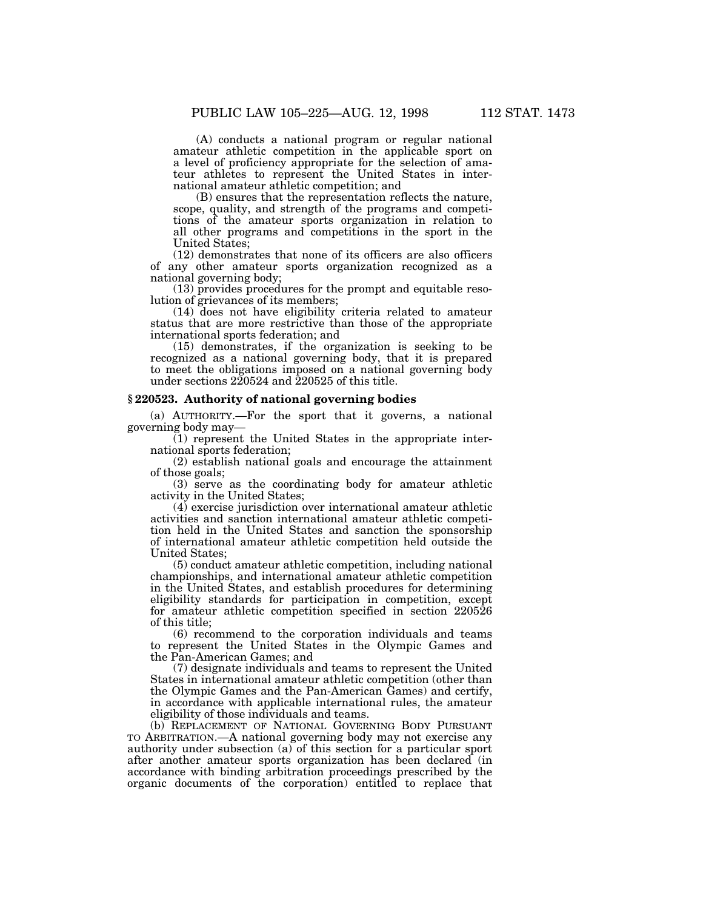(A) conducts a national program or regular national amateur athletic competition in the applicable sport on a level of proficiency appropriate for the selection of amateur athletes to represent the United States in international amateur athletic competition; and

(B) ensures that the representation reflects the nature, scope, quality, and strength of the programs and competitions of the amateur sports organization in relation to all other programs and competitions in the sport in the United States;

(12) demonstrates that none of its officers are also officers of any other amateur sports organization recognized as a national governing body;

(13) provides procedures for the prompt and equitable resolution of grievances of its members;

(14) does not have eligibility criteria related to amateur status that are more restrictive than those of the appropriate international sports federation; and

(15) demonstrates, if the organization is seeking to be recognized as a national governing body, that it is prepared to meet the obligations imposed on a national governing body under sections 220524 and 220525 of this title.

### § 220523. Authority of national governing bodies

(a) AUTHORITY.—For the sport that it governs, a national governing body may—

(1) represent the United States in the appropriate international sports federation;

(2) establish national goals and encourage the attainment of those goals;

(3) serve as the coordinating body for amateur athletic activity in the United States;

(4) exercise jurisdiction over international amateur athletic activities and sanction international amateur athletic competition held in the United States and sanction the sponsorship of international amateur athletic competition held outside the United States;

(5) conduct amateur athletic competition, including national championships, and international amateur athletic competition in the United States, and establish procedures for determining eligibility standards for participation in competition, except for amateur athletic competition specified in section 220526 of this title;

(6) recommend to the corporation individuals and teams to represent the United States in the Olympic Games and the Pan-American Games; and

(7) designate individuals and teams to represent the United States in international amateur athletic competition (other than the Olympic Games and the Pan-American Games) and certify, in accordance with applicable international rules, the amateur eligibility of those individuals and teams.

(b) REPLACEMENT OF NATIONAL GOVERNING BODY PURSUANT TO ARBITRATION.—A national governing body may not exercise any authority under subsection (a) of this section for a particular sport after another amateur sports organization has been declared (in accordance with binding arbitration proceedings prescribed by the organic documents of the corporation) entitled to replace that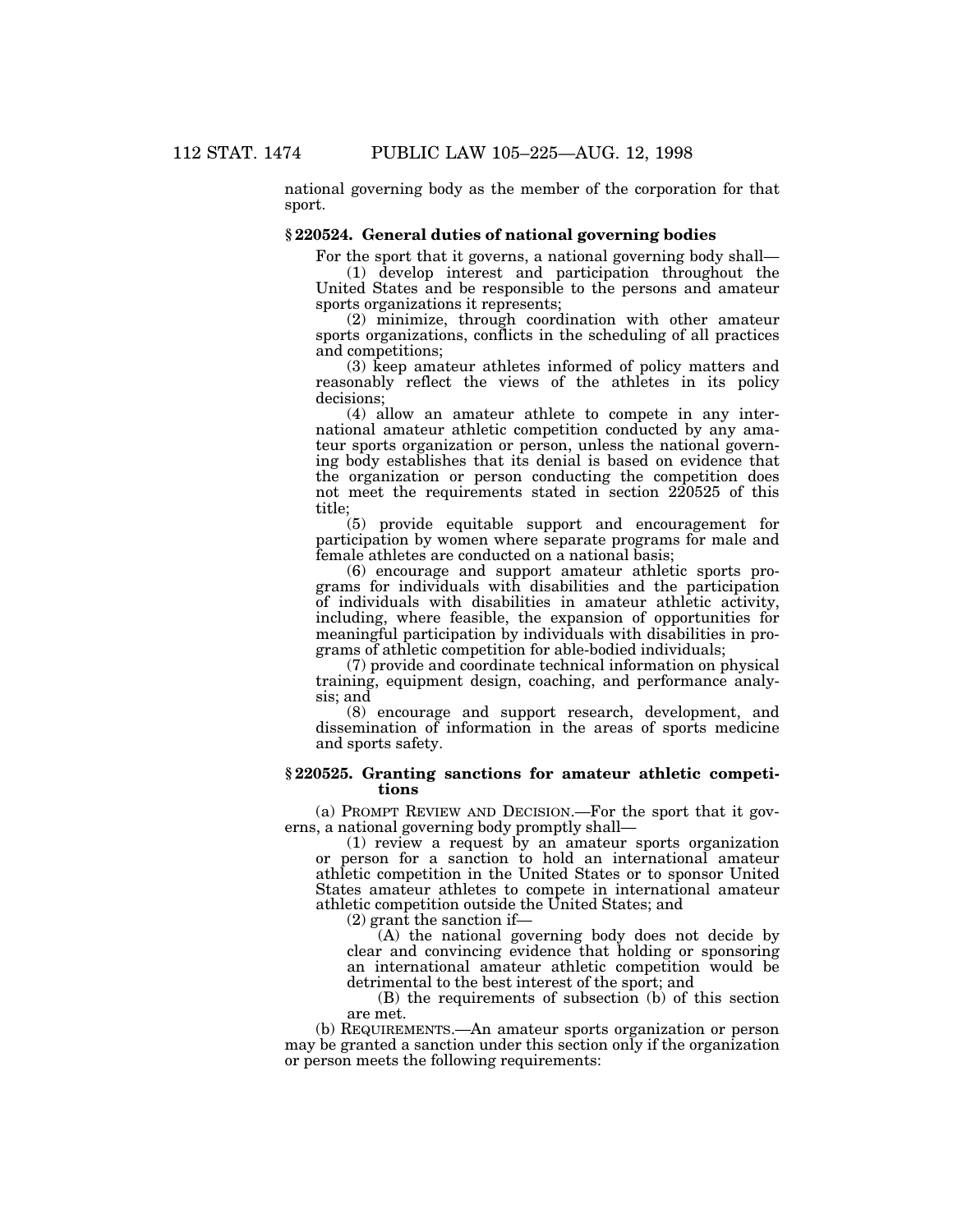national governing body as the member of the corporation for that sport.

### § 220524. General duties of national governing bodies

For the sport that it governs, a national governing body shall—

(1) develop interest and participation throughout the United States and be responsible to the persons and amateur sports organizations it represents;

(2) minimize, through coordination with other amateur sports organizations, conflicts in the scheduling of all practices and competitions;

(3) keep amateur athletes informed of policy matters and reasonably reflect the views of the athletes in its policy decisions;

(4) allow an amateur athlete to compete in any international amateur athletic competition conducted by any amateur sports organization or person, unless the national governing body establishes that its denial is based on evidence that the organization or person conducting the competition does not meet the requirements stated in section 220525 of this title;

(5) provide equitable support and encouragement for participation by women where separate programs for male and female athletes are conducted on a national basis;

(6) encourage and support amateur athletic sports programs for individuals with disabilities and the participation of individuals with disabilities in amateur athletic activity, including, where feasible, the expansion of opportunities for meaningful participation by individuals with disabilities in programs of athletic competition for able-bodied individuals;

(7) provide and coordinate technical information on physical training, equipment design, coaching, and performance analysis; and

(8) encourage and support research, development, and dissemination of information in the areas of sports medicine and sports safety.

### § 220525. Granting sanctions for amateur athletic competitions

(a) PROMPT REVIEW AND DECISION.—For the sport that it governs, a national governing body promptly shall—

(1) review a request by an amateur sports organization or person for a sanction to hold an international amateur athletic competition in the United States or to sponsor United States amateur athletes to compete in international amateur athletic competition outside the United States; and

(2) grant the sanction if—

(A) the national governing body does not decide by clear and convincing evidence that holding or sponsoring an international amateur athletic competition would be detrimental to the best interest of the sport; and

(B) the requirements of subsection (b) of this section are met.

(b) REQUIREMENTS.—An amateur sports organization or person may be granted a sanction under this section only if the organization or person meets the following requirements: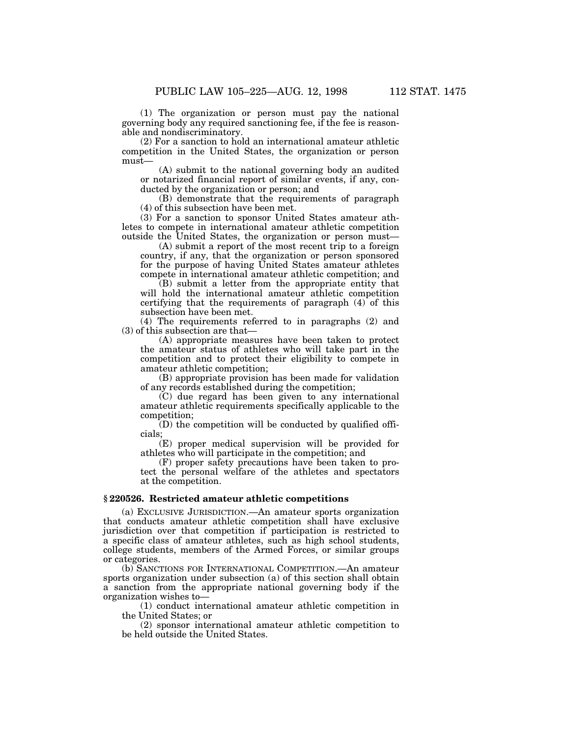(1) The organization or person must pay the national governing body any required sanctioning fee, if the fee is reasonable and nondiscriminatory.

(2) For a sanction to hold an international amateur athletic competition in the United States, the organization or person must—

(A) submit to the national governing body an audited or notarized financial report of similar events, if any, conducted by the organization or person; and

(B) demonstrate that the requirements of paragraph (4) of this subsection have been met.

(3) For a sanction to sponsor United States amateur athletes to compete in international amateur athletic competition outside the United States, the organization or person must—

(A) submit a report of the most recent trip to a foreign country, if any, that the organization or person sponsored for the purpose of having United States amateur athletes compete in international amateur athletic competition; and

(B) submit a letter from the appropriate entity that will hold the international amateur athletic competition certifying that the requirements of paragraph (4) of this subsection have been met.

(4) The requirements referred to in paragraphs (2) and (3) of this subsection are that—

(A) appropriate measures have been taken to protect the amateur status of athletes who will take part in the competition and to protect their eligibility to compete in amateur athletic competition;

(B) appropriate provision has been made for validation of any records established during the competition;

(C) due regard has been given to any international amateur athletic requirements specifically applicable to the competition;

(D) the competition will be conducted by qualified officials;

(E) proper medical supervision will be provided for athletes who will participate in the competition; and

(F) proper safety precautions have been taken to protect the personal welfare of the athletes and spectators at the competition.

### § 220526. Restricted amateur athletic competitions

(a) EXCLUSIVE JURISDICTION.—An amateur sports organization that conducts amateur athletic competition shall have exclusive jurisdiction over that competition if participation is restricted to a specific class of amateur athletes, such as high school students, college students, members of the Armed Forces, or similar groups or categories.

(b) SANCTIONS FOR INTERNATIONAL COMPETITION.—An amateur sports organization under subsection (a) of this section shall obtain a sanction from the appropriate national governing body if the organization wishes to—

(1) conduct international amateur athletic competition in the United States; or

(2) sponsor international amateur athletic competition to be held outside the United States.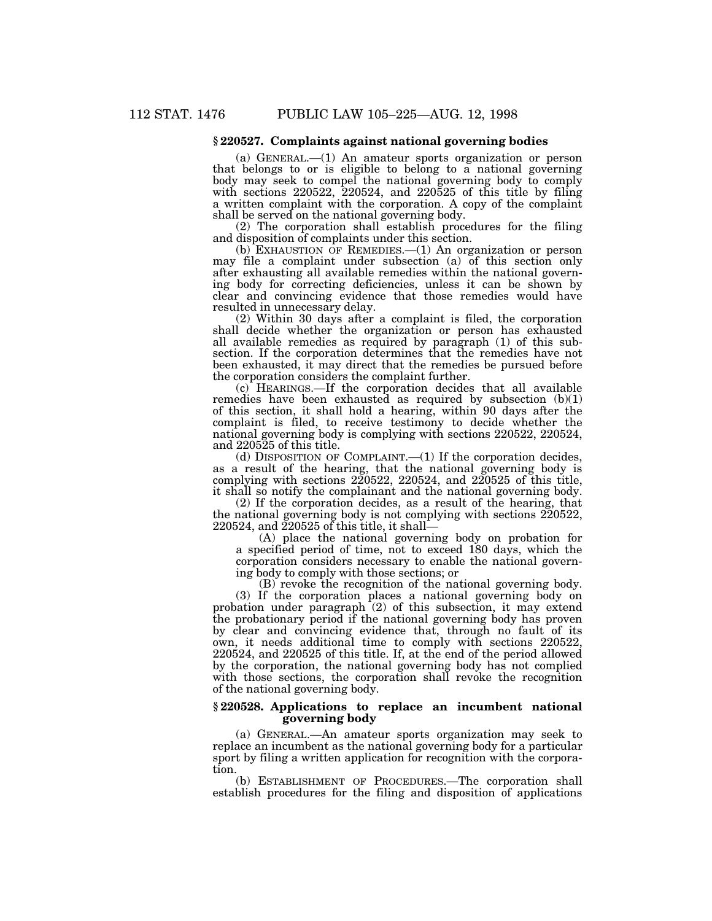### § 220527. Complaints against national governing bodies

(a) GENERAL.—(1) An amateur sports organization or person that belongs to or is eligible to belong to a national governing body may seek to compel the national governing body to comply with sections 220522, 220524, and 220525 of this title by filing a written complaint with the corporation. A copy of the complaint shall be served on the national governing body.

(2) The corporation shall establish procedures for the filing and disposition of complaints under this section.

(b) EXHAUSTION OF REMEDIES.—(1) An organization or person may file a complaint under subsection (a) of this section only after exhausting all available remedies within the national governing body for correcting deficiencies, unless it can be shown by clear and convincing evidence that those remedies would have resulted in unnecessary delay.

(2) Within 30 days after a complaint is filed, the corporation shall decide whether the organization or person has exhausted all available remedies as required by paragraph (1) of this subsection. If the corporation determines that the remedies have not been exhausted, it may direct that the remedies be pursued before the corporation considers the complaint further.

(c) HEARINGS.—If the corporation decides that all available remedies have been exhausted as required by subsection (b)(1) of this section, it shall hold a hearing, within 90 days after the complaint is filed, to receive testimony to decide whether the national governing body is complying with sections 220522, 220524, and 220525 of this title.

(d) DISPOSITION OF COMPLAINT.—(1) If the corporation decides, as a result of the hearing, that the national governing body is complying with sections 220522, 220524, and 220525 of this title, it shall so notify the complainant and the national governing body.

(2) If the corporation decides, as a result of the hearing, that the national governing body is not complying with sections 220522, 220524, and 220525 of this title, it shall—

(A) place the national governing body on probation for a specified period of time, not to exceed 180 days, which the corporation considers necessary to enable the national governing body to comply with those sections; or

(B) revoke the recognition of the national governing body.

(3) If the corporation places a national governing body on probation under paragraph (2) of this subsection, it may extend the probationary period if the national governing body has proven by clear and convincing evidence that, through no fault of its own, it needs additional time to comply with sections 220522, 220524, and 220525 of this title. If, at the end of the period allowed by the corporation, the national governing body has not complied with those sections, the corporation shall revoke the recognition of the national governing body.

### § 220528. Applications to replace an incumbent national governing body

(a) GENERAL.—An amateur sports organization may seek to replace an incumbent as the national governing body for a particular sport by filing a written application for recognition with the corporation.

(b) ESTABLISHMENT OF PROCEDURES.—The corporation shall establish procedures for the filing and disposition of applications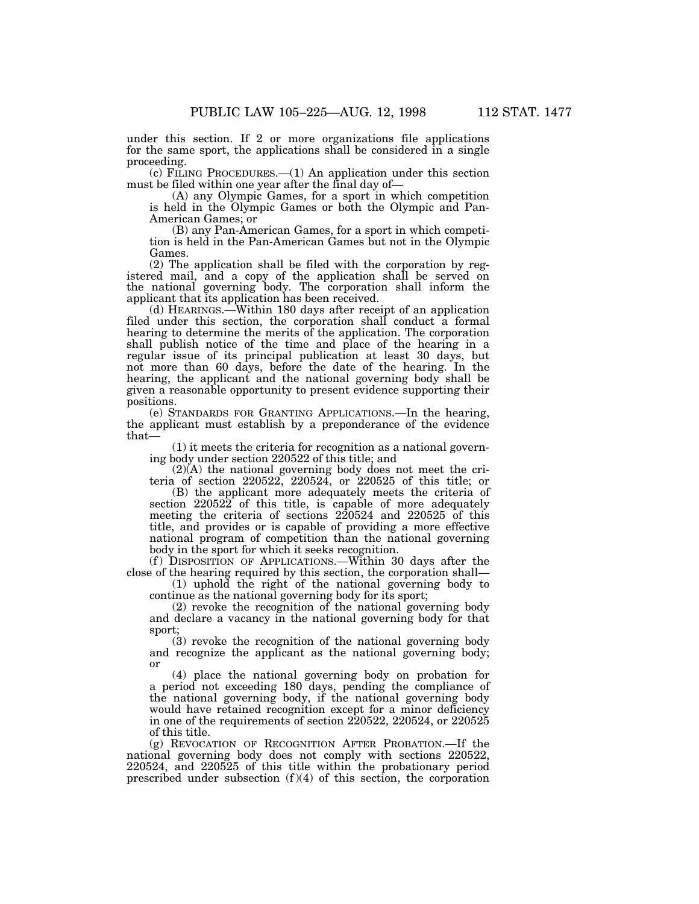under this section. If 2 or more organizations file applications for the same sport, the applications shall be considered in a single proceeding.

(c) FILING PROCEDURES.—(1) An application under this section must be filed within one year after the final day of—

(A) any Olympic Games, for a sport in which competition is held in the Olympic Games or both the Olympic and Pan-American Games; or

(B) any Pan-American Games, for a sport in which competition is held in the Pan-American Games but not in the Olympic Games.

(2) The application shall be filed with the corporation by registered mail, and a copy of the application shall be served on the national governing body. The corporation shall inform the applicant that its application has been received.

(d) HEARINGS.—Within 180 days after receipt of an application filed under this section, the corporation shall conduct a formal hearing to determine the merits of the application. The corporation shall publish notice of the time and place of the hearing in a regular issue of its principal publication at least 30 days, but not more than 60 days, before the date of the hearing. In the hearing, the applicant and the national governing body shall be given a reasonable opportunity to present evidence supporting their positions.

(e) STANDARDS FOR GRANTING APPLICATIONS.—In the hearing, the applicant must establish by a preponderance of the evidence that—

(1) it meets the criteria for recognition as a national governing body under section 220522 of this title; and

(2)(A) the national governing body does not meet the criteria of section 220522, 220524, or 220525 of this title; or

(B) the applicant more adequately meets the criteria of section 220522 of this title, is capable of more adequately meeting the criteria of sections 220524 and 220525 of this title, and provides or is capable of providing a more effective national program of competition than the national governing body in the sport for which it seeks recognition.

(f) DISPOSITION OF APPLICATIONS.—Within 30 days after the close of the hearing required by this section, the corporation shall—

(1) uphold the right of the national governing body to continue as the national governing body for its sport;

(2) revoke the recognition of the national governing body and declare a vacancy in the national governing body for that sport;

(3) revoke the recognition of the national governing body and recognize the applicant as the national governing body; or

(4) place the national governing body on probation for a period not exceeding 180 days, pending the compliance of the national governing body, if the national governing body would have retained recognition except for a minor deficiency in one of the requirements of section 220522, 220524, or 220525 of this title.

(g) REVOCATION OF RECOGNITION AFTER PROBATION.—If the national governing body does not comply with sections 220522, 220524, and 220525 of this title within the probationary period prescribed under subsection (f)(4) of this section, the corporation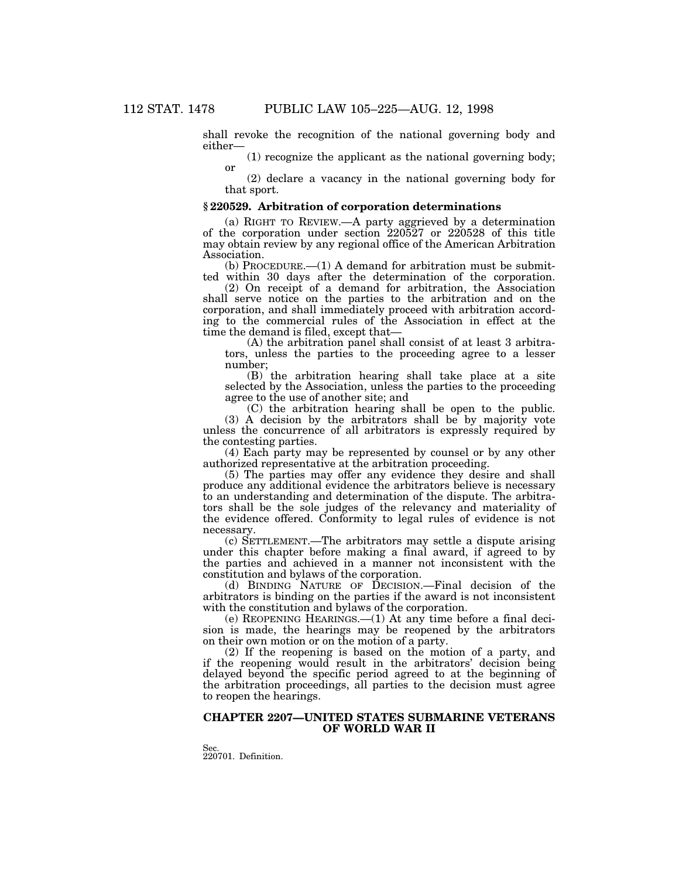shall revoke the recognition of the national governing body and either—

(1) recognize the applicant as the national governing body; or

(2) declare a vacancy in the national governing body for that sport.

### § 220529. Arbitration of corporation determinations

(a) RIGHT TO REVIEW.—A party aggrieved by a determination of the corporation under section 220527 or 220528 of this title may obtain review by any regional office of the American Arbitration Association.

(b) PROCEDURE.—(1) A demand for arbitration must be submitted within 30 days after the determination of the corporation.

(2) On receipt of a demand for arbitration, the Association shall serve notice on the parties to the arbitration and on the corporation, and shall immediately proceed with arbitration according to the commercial rules of the Association in effect at the time the demand is filed, except that—

(A) the arbitration panel shall consist of at least 3 arbitrators, unless the parties to the proceeding agree to a lesser number;

(B) the arbitration hearing shall take place at a site selected by the Association, unless the parties to the proceeding agree to the use of another site; and

(C) the arbitration hearing shall be open to the public.

(3) A decision by the arbitrators shall be by majority vote unless the concurrence of all arbitrators is expressly required by the contesting parties.

(4) Each party may be represented by counsel or by any other authorized representative at the arbitration proceeding.

(5) The parties may offer any evidence they desire and shall produce any additional evidence the arbitrators believe is necessary to an understanding and determination of the dispute. The arbitrators shall be the sole judges of the relevancy and materiality of the evidence offered. Conformity to legal rules of evidence is not necessary.

(c) SETTLEMENT.—The arbitrators may settle a dispute arising under this chapter before making a final award, if agreed to by the parties and achieved in a manner not inconsistent with the constitution and bylaws of the corporation.

(d) BINDING NATURE OF DECISION.—Final decision of the arbitrators is binding on the parties if the award is not inconsistent with the constitution and bylaws of the corporation.

(e) REOPENING HEARINGS.—(1) At any time before a final decision is made, the hearings may be reopened by the arbitrators on their own motion or on the motion of a party.

(2) If the reopening is based on the motion of a party, and if the reopening would result in the arbitrators' decision being delayed beyond the specific period agreed to at the beginning of the arbitration proceedings, all parties to the decision must agree to reopen the hearings.

## CHAPTER 2207—UNITED STATES SUBMARINE VETERANS OF WORLD WAR II

Sec.
220701. Definition.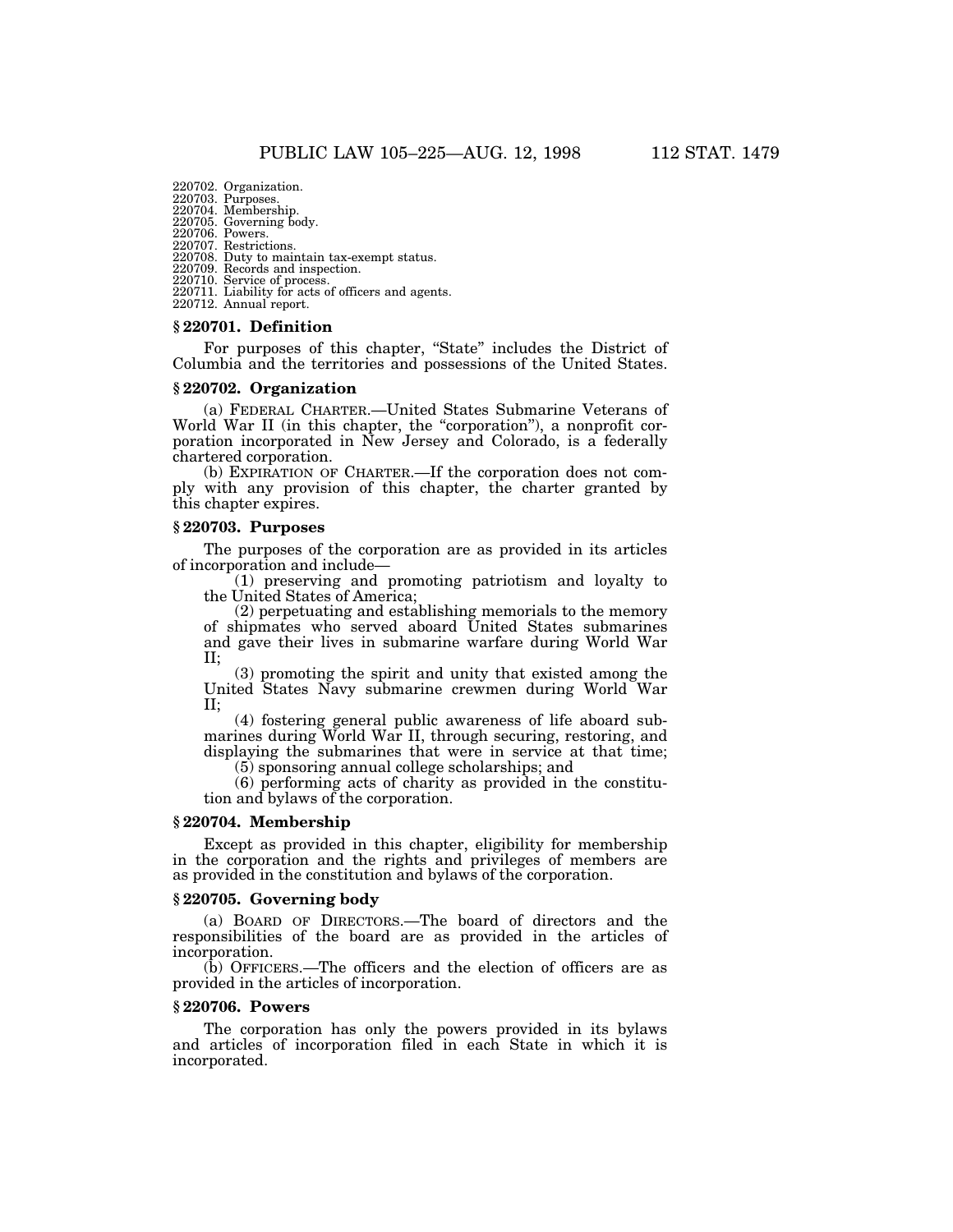220702. Organization.
220703. Purposes.
220704. Membership.
220705. Governing body.
220706. Powers.
220707. Restrictions.
220708. Duty to maintain tax-exempt status.
220709. Records and inspection.
220710. Service of process.
220711. Liability for acts of officers and agents.
220712. Annual report.

### § 220701. Definition

For purposes of this chapter, "State" includes the District of Columbia and the territories and possessions of the United States.

### § 220702. Organization

(a) FEDERAL CHARTER.—United States Submarine Veterans of World War II (in this chapter, the "corporation"), a nonprofit corporation incorporated in New Jersey and Colorado, is a federally chartered corporation.

(b) EXPIRATION OF CHARTER.—If the corporation does not comply with any provision of this chapter, the charter granted by this chapter expires.

### § 220703. Purposes

The purposes of the corporation are as provided in its articles of incorporation and include—

(1) preserving and promoting patriotism and loyalty to the United States of America;

(2) perpetuating and establishing memorials to the memory of shipmates who served aboard United States submarines and gave their lives in submarine warfare during World War II;

(3) promoting the spirit and unity that existed among the United States Navy submarine crewmen during World War II;

(4) fostering general public awareness of life aboard submarines during World War II, through securing, restoring, and displaying the submarines that were in service at that time;

(5) sponsoring annual college scholarships; and

(6) performing acts of charity as provided in the constitution and bylaws of the corporation.

### § 220704. Membership

Except as provided in this chapter, eligibility for membership in the corporation and the rights and privileges of members are as provided in the constitution and bylaws of the corporation.

### § 220705. Governing body

(a) BOARD OF DIRECTORS.—The board of directors and the responsibilities of the board are as provided in the articles of incorporation.

(b) OFFICERS.—The officers and the election of officers are as provided in the articles of incorporation.

### § 220706. Powers

The corporation has only the powers provided in its bylaws and articles of incorporation filed in each State in which it is incorporated.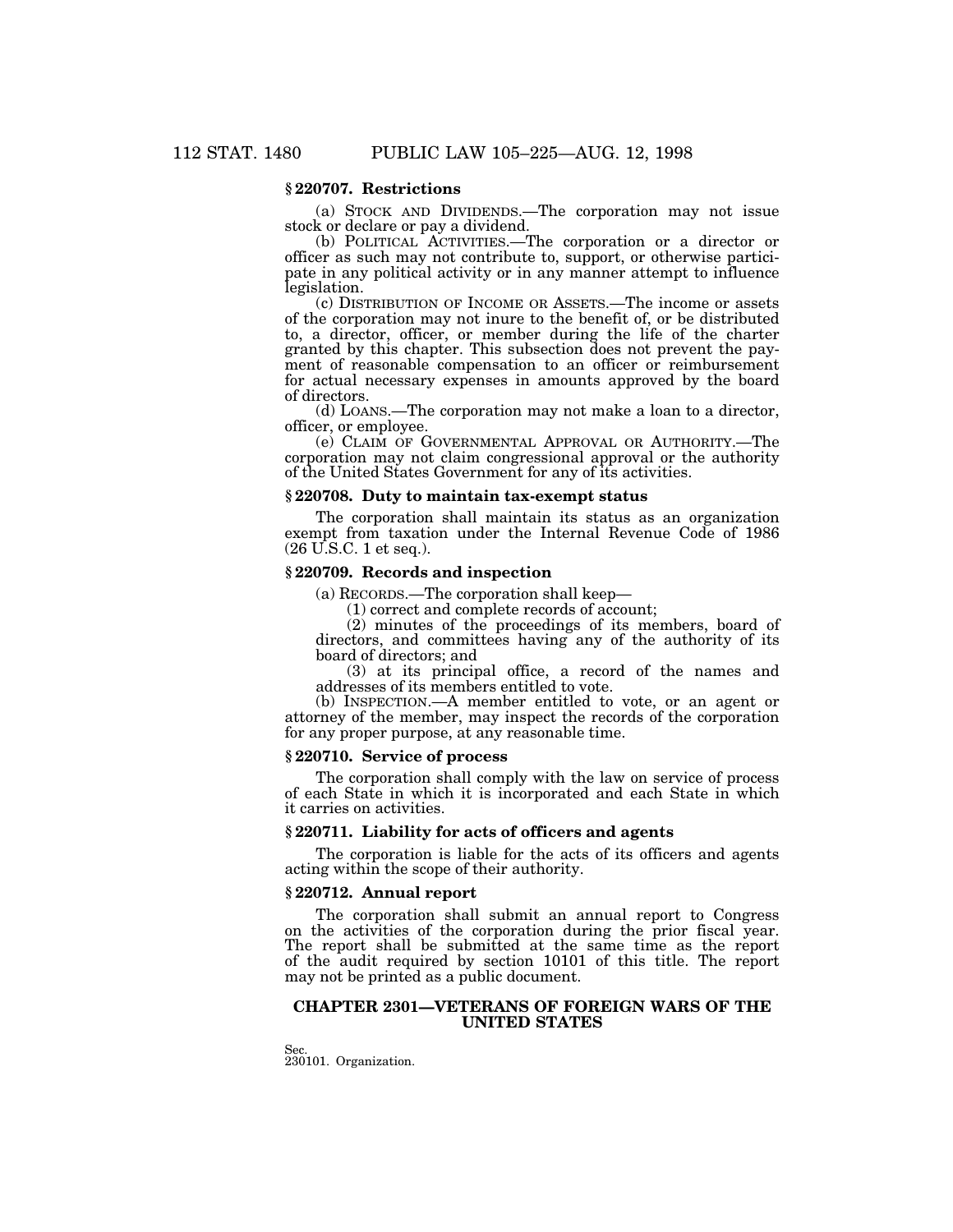### § 220707. Restrictions

(a) STOCK AND DIVIDENDS.—The corporation may not issue stock or declare or pay a dividend.

(b) POLITICAL ACTIVITIES.—The corporation or a director or officer as such may not contribute to, support, or otherwise participate in any political activity or in any manner attempt to influence legislation.

(c) DISTRIBUTION OF INCOME OR ASSETS.—The income or assets of the corporation may not inure to the benefit of, or be distributed to, a director, officer, or member during the life of the charter granted by this chapter. This subsection does not prevent the payment of reasonable compensation to an officer or reimbursement for actual necessary expenses in amounts approved by the board of directors.

(d) LOANS.—The corporation may not make a loan to a director, officer, or employee.

(e) CLAIM OF GOVERNMENTAL APPROVAL OR AUTHORITY.—The corporation may not claim congressional approval or the authority of the United States Government for any of its activities.

### § 220708. Duty to maintain tax-exempt status

The corporation shall maintain its status as an organization exempt from taxation under the Internal Revenue Code of 1986 (26 U.S.C. 1 et seq.).

### § 220709. Records and inspection

(a) RECORDS.—The corporation shall keep—

(1) correct and complete records of account;

(2) minutes of the proceedings of its members, board of directors, and committees having any of the authority of its board of directors; and

(3) at its principal office, a record of the names and addresses of its members entitled to vote.

(b) INSPECTION.—A member entitled to vote, or an agent or attorney of the member, may inspect the records of the corporation for any proper purpose, at any reasonable time.

### § 220710. Service of process

The corporation shall comply with the law on service of process of each State in which it is incorporated and each State in which it carries on activities.

### § 220711. Liability for acts of officers and agents

The corporation is liable for the acts of its officers and agents acting within the scope of their authority.

### § 220712. Annual report

The corporation shall submit an annual report to Congress on the activities of the corporation during the prior fiscal year. The report shall be submitted at the same time as the report of the audit required by section 10101 of this title. The report may not be printed as a public document.

## CHAPTER 2301—VETERANS OF FOREIGN WARS OF THE UNITED STATES

Sec.
230101. Organization.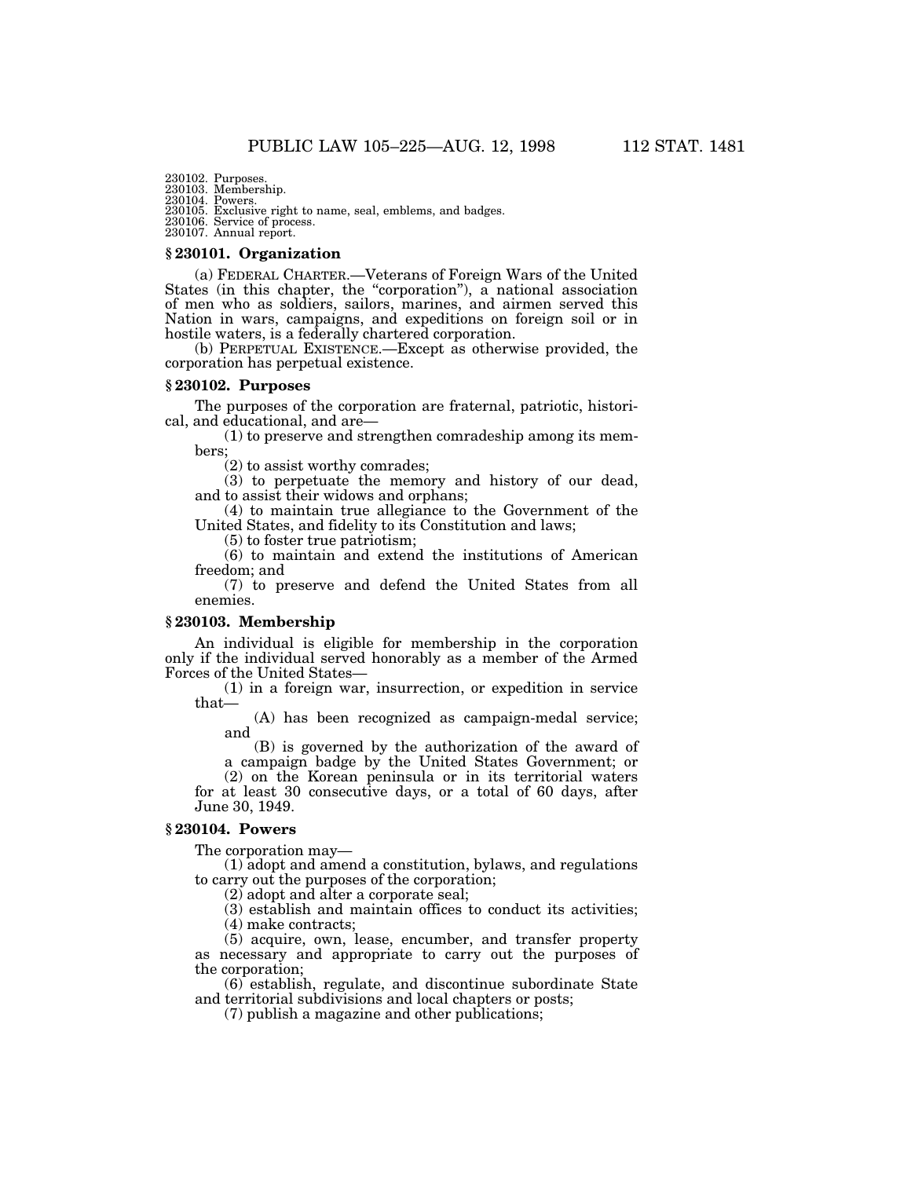230102. Purposes.
230103. Membership.
230104. Powers.
230105. Exclusive right to name, seal, emblems, and badges.
230106. Service of process.
230107. Annual report.

### § 230101. Organization

(a) FEDERAL CHARTER.—Veterans of Foreign Wars of the United States (in this chapter, the "corporation"), a national association of men who as soldiers, sailors, marines, and airmen served this Nation in wars, campaigns, and expeditions on foreign soil or in hostile waters, is a federally chartered corporation.

(b) PERPETUAL EXISTENCE.—Except as otherwise provided, the corporation has perpetual existence.

### § 230102. Purposes

The purposes of the corporation are fraternal, patriotic, historical, and educational, and are—

(1) to preserve and strengthen comradeship among its members;

(2) to assist worthy comrades;

(3) to perpetuate the memory and history of our dead, and to assist their widows and orphans;

(4) to maintain true allegiance to the Government of the United States, and fidelity to its Constitution and laws;

(5) to foster true patriotism;

(6) to maintain and extend the institutions of American freedom; and

(7) to preserve and defend the United States from all enemies.

### § 230103. Membership

An individual is eligible for membership in the corporation only if the individual served honorably as a member of the Armed Forces of the United States—

(1) in a foreign war, insurrection, or expedition in service that—

(A) has been recognized as campaign-medal service; and

(B) is governed by the authorization of the award of a campaign badge by the United States Government; or

(2) on the Korean peninsula or in its territorial waters for at least 30 consecutive days, or a total of 60 days, after June 30, 1949.

### § 230104. Powers

The corporation may—

(1) adopt and amend a constitution, bylaws, and regulations to carry out the purposes of the corporation;

(2) adopt and alter a corporate seal;

(3) establish and maintain offices to conduct its activities;

(4) make contracts;

(5) acquire, own, lease, encumber, and transfer property as necessary and appropriate to carry out the purposes of the corporation;

(6) establish, regulate, and discontinue subordinate State and territorial subdivisions and local chapters or posts;

(7) publish a magazine and other publications;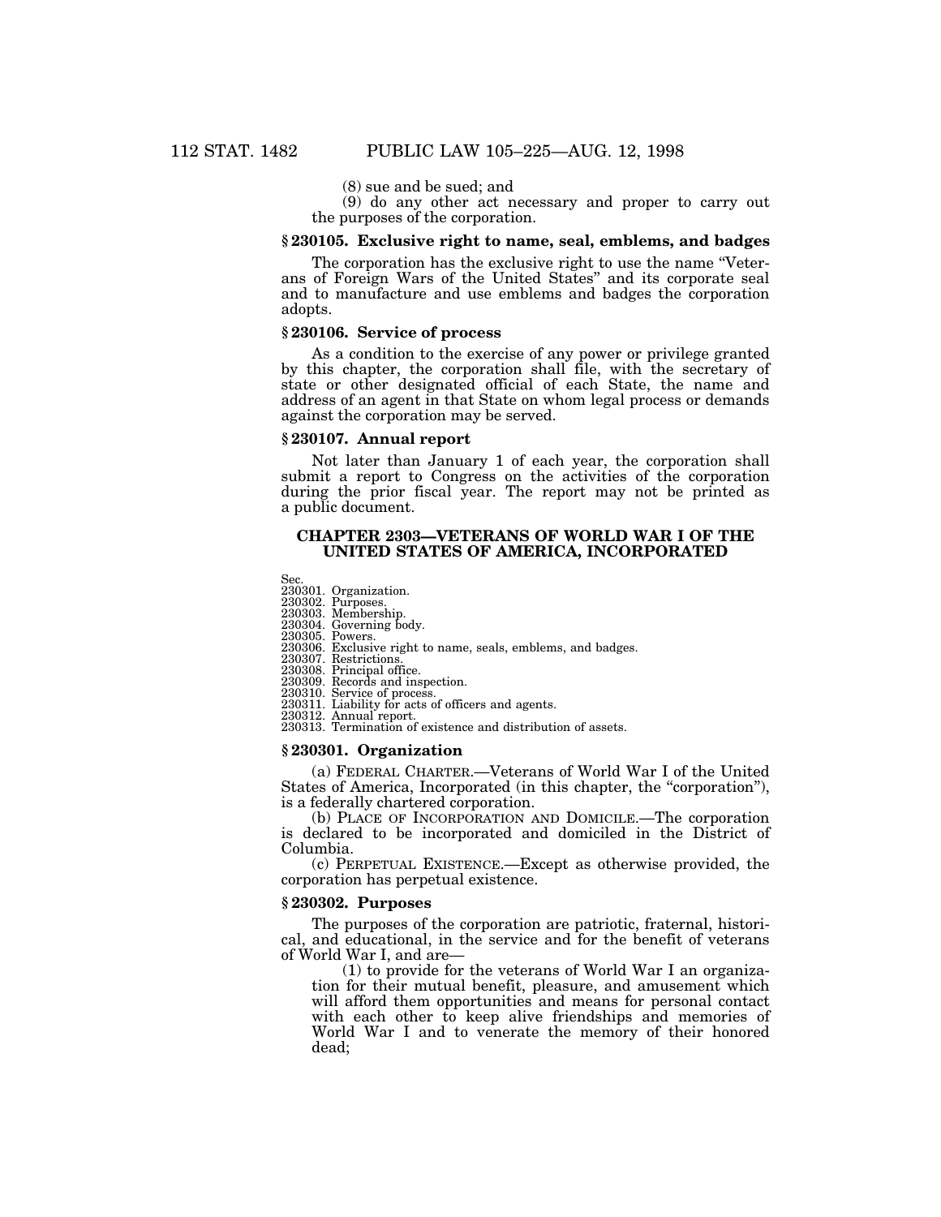(8) sue and be sued; and

(9) do any other act necessary and proper to carry out the purposes of the corporation.

### § 230105. Exclusive right to name, seal, emblems, and badges

The corporation has the exclusive right to use the name "Veterans of Foreign Wars of the United States" and its corporate seal and to manufacture and use emblems and badges the corporation adopts.

### § 230106. Service of process

As a condition to the exercise of any power or privilege granted by this chapter, the corporation shall file, with the secretary of state or other designated official of each State, the name and address of an agent in that State on whom legal process or demands against the corporation may be served.

### § 230107. Annual report

Not later than January 1 of each year, the corporation shall submit a report to Congress on the activities of the corporation during the prior fiscal year. The report may not be printed as a public document.

## CHAPTER 2303—VETERANS OF WORLD WAR I OF THE UNITED STATES OF AMERICA, INCORPORATED

Sec.
230301. Organization.
230302. Purposes.
230303. Membership.
230304. Governing body.
230305. Powers.
230306. Exclusive right to name, seals, emblems, and badges.
230307. Restrictions.
230308. Principal office.
230309. Records and inspection.
230310. Service of process.
230311. Liability for acts of officers and agents.
230312. Annual report.
230313. Termination of existence and distribution of assets.

### § 230301. Organization

(a) FEDERAL CHARTER.—Veterans of World War I of the United States of America, Incorporated (in this chapter, the "corporation"), is a federally chartered corporation.

(b) PLACE OF INCORPORATION AND DOMICILE.—The corporation is declared to be incorporated and domiciled in the District of Columbia.

(c) PERPETUAL EXISTENCE.—Except as otherwise provided, the corporation has perpetual existence.

### § 230302. Purposes

The purposes of the corporation are patriotic, fraternal, historical, and educational, in the service and for the benefit of veterans of World War I, and are—

(1) to provide for the veterans of World War I an organization for their mutual benefit, pleasure, and amusement which will afford them opportunities and means for personal contact with each other to keep alive friendships and memories of World War I and to venerate the memory of their honored dead;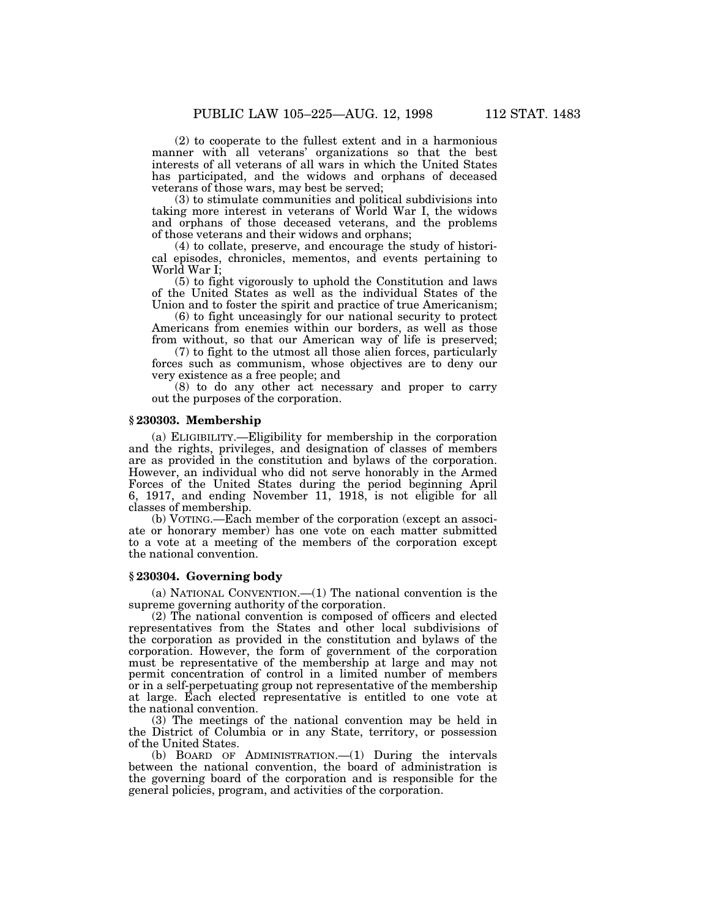(2) to cooperate to the fullest extent and in a harmonious manner with all veterans' organizations so that the best interests of all veterans of all wars in which the United States has participated, and the widows and orphans of deceased veterans of those wars, may best be served;

(3) to stimulate communities and political subdivisions into taking more interest in veterans of World War I, the widows and orphans of those deceased veterans, and the problems of those veterans and their widows and orphans;

(4) to collate, preserve, and encourage the study of historical episodes, chronicles, mementos, and events pertaining to World War I;

(5) to fight vigorously to uphold the Constitution and laws of the United States as well as the individual States of the Union and to foster the spirit and practice of true Americanism;

(6) to fight unceasingly for our national security to protect Americans from enemies within our borders, as well as those from without, so that our American way of life is preserved;

(7) to fight to the utmost all those alien forces, particularly forces such as communism, whose objectives are to deny our very existence as a free people; and

(8) to do any other act necessary and proper to carry out the purposes of the corporation.

### § 230303. Membership

(a) ELIGIBILITY.—Eligibility for membership in the corporation and the rights, privileges, and designation of classes of members are as provided in the constitution and bylaws of the corporation. However, an individual who did not serve honorably in the Armed Forces of the United States during the period beginning April 6, 1917, and ending November 11, 1918, is not eligible for all classes of membership.

(b) VOTING.—Each member of the corporation (except an associate or honorary member) has one vote on each matter submitted to a vote at a meeting of the members of the corporation except the national convention.

### § 230304. Governing body

(a) NATIONAL CONVENTION.—(1) The national convention is the supreme governing authority of the corporation.

(2) The national convention is composed of officers and elected representatives from the States and other local subdivisions of the corporation as provided in the constitution and bylaws of the corporation. However, the form of government of the corporation must be representative of the membership at large and may not permit concentration of control in a limited number of members or in a self-perpetuating group not representative of the membership at large. Each elected representative is entitled to one vote at the national convention.

(3) The meetings of the national convention may be held in the District of Columbia or in any State, territory, or possession of the United States.

(b) BOARD OF ADMINISTRATION.—(1) During the intervals between the national convention, the board of administration is the governing board of the corporation and is responsible for the general policies, program, and activities of the corporation.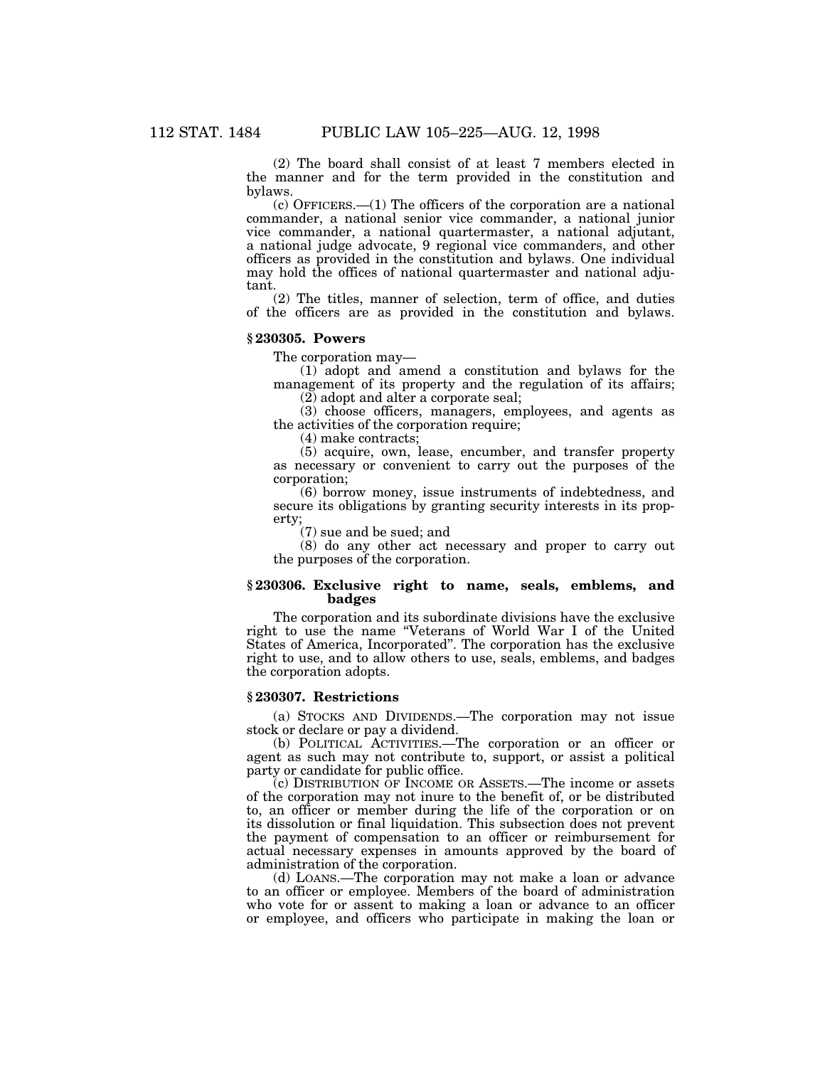(2) The board shall consist of at least 7 members elected in the manner and for the term provided in the constitution and bylaws.

(c) OFFICERS.—(1) The officers of the corporation are a national commander, a national senior vice commander, a national junior vice commander, a national quartermaster, a national adjutant, a national judge advocate, 9 regional vice commanders, and other officers as provided in the constitution and bylaws. One individual may hold the offices of national quartermaster and national adjutant.

(2) The titles, manner of selection, term of office, and duties of the officers are as provided in the constitution and bylaws.

### § 230305. Powers

The corporation may—

(1) adopt and amend a constitution and bylaws for the management of its property and the regulation of its affairs;

(2) adopt and alter a corporate seal;

(3) choose officers, managers, employees, and agents as the activities of the corporation require;

(4) make contracts;

(5) acquire, own, lease, encumber, and transfer property as necessary or convenient to carry out the purposes of the corporation;

(6) borrow money, issue instruments of indebtedness, and secure its obligations by granting security interests in its property;

(7) sue and be sued; and

(8) do any other act necessary and proper to carry out the purposes of the corporation.

### § 230306. Exclusive right to name, seals, emblems, and badges

The corporation and its subordinate divisions have the exclusive right to use the name "Veterans of World War I of the United States of America, Incorporated". The corporation has the exclusive right to use, and to allow others to use, seals, emblems, and badges the corporation adopts.

### § 230307. Restrictions

(a) STOCKS AND DIVIDENDS.—The corporation may not issue stock or declare or pay a dividend.

(b) POLITICAL ACTIVITIES.—The corporation or an officer or agent as such may not contribute to, support, or assist a political party or candidate for public office.

(c) DISTRIBUTION OF INCOME OR ASSETS.—The income or assets of the corporation may not inure to the benefit of, or be distributed to, an officer or member during the life of the corporation or on its dissolution or final liquidation. This subsection does not prevent the payment of compensation to an officer or reimbursement for actual necessary expenses in amounts approved by the board of administration of the corporation.

(d) LOANS.—The corporation may not make a loan or advance to an officer or employee. Members of the board of administration who vote for or assent to making a loan or advance to an officer or employee, and officers who participate in making the loan or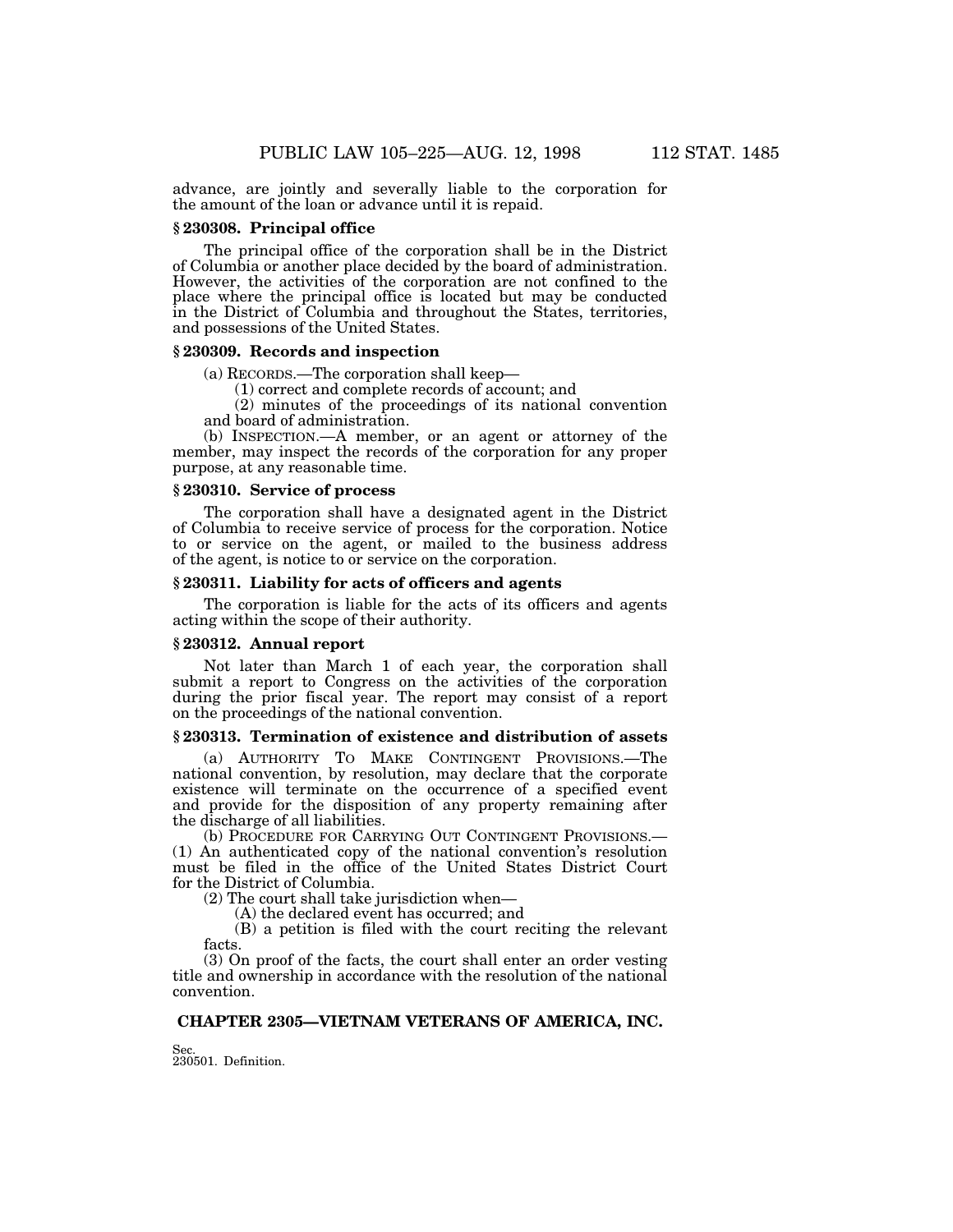advance, are jointly and severally liable to the corporation for the amount of the loan or advance until it is repaid.

### § 230308. Principal office

The principal office of the corporation shall be in the District of Columbia or another place decided by the board of administration. However, the activities of the corporation are not confined to the place where the principal office is located but may be conducted in the District of Columbia and throughout the States, territories, and possessions of the United States.

### § 230309. Records and inspection

(a) RECORDS.—The corporation shall keep—

(1) correct and complete records of account; and

(2) minutes of the proceedings of its national convention and board of administration.

(b) INSPECTION.—A member, or an agent or attorney of the member, may inspect the records of the corporation for any proper purpose, at any reasonable time.

### § 230310. Service of process

The corporation shall have a designated agent in the District of Columbia to receive service of process for the corporation. Notice to or service on the agent, or mailed to the business address of the agent, is notice to or service on the corporation.

### § 230311. Liability for acts of officers and agents

The corporation is liable for the acts of its officers and agents acting within the scope of their authority.

### § 230312. Annual report

Not later than March 1 of each year, the corporation shall submit a report to Congress on the activities of the corporation during the prior fiscal year. The report may consist of a report on the proceedings of the national convention.

### § 230313. Termination of existence and distribution of assets

(a) AUTHORITY TO MAKE CONTINGENT PROVISIONS.—The national convention, by resolution, may declare that the corporate existence will terminate on the occurrence of a specified event and provide for the disposition of any property remaining after the discharge of all liabilities.

(b) PROCEDURE FOR CARRYING OUT CONTINGENT PROVISIONS.—(1) An authenticated copy of the national convention's resolution must be filed in the office of the United States District Court for the District of Columbia.

(2) The court shall take jurisdiction when—

(A) the declared event has occurred; and

(B) a petition is filed with the court reciting the relevant facts.

(3) On proof of the facts, the court shall enter an order vesting title and ownership in accordance with the resolution of the national convention.

## CHAPTER 2305—VIETNAM VETERANS OF AMERICA, INC.

Sec.
230501. Definition.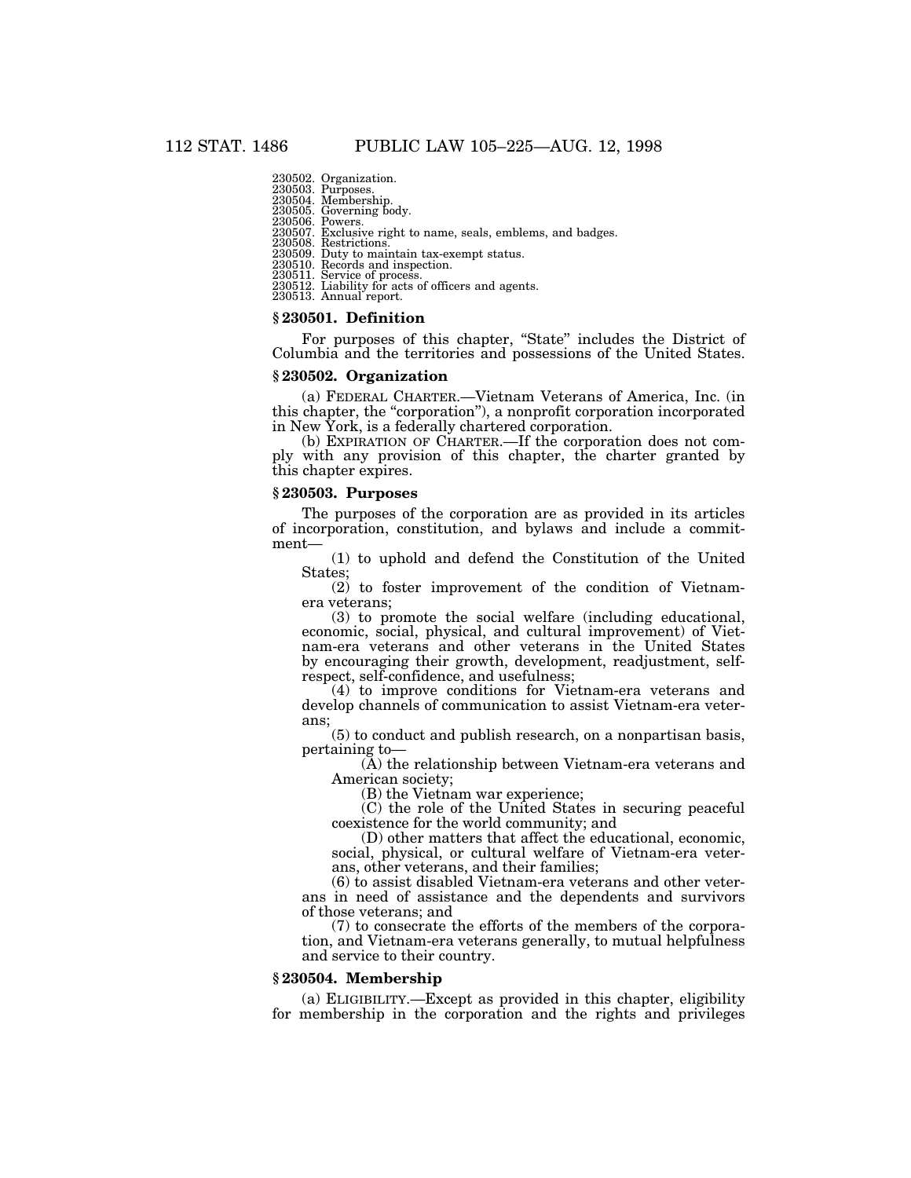230502. Organization.
230503. Purposes.
230504. Membership.
230505. Governing body.
230506. Powers.
230507. Exclusive right to name, seals, emblems, and badges.
230508. Restrictions.
230509. Duty to maintain tax-exempt status.
230510. Records and inspection.
230511. Service of process.
230512. Liability for acts of officers and agents.
230513. Annual report.

### § 230501. Definition

For purposes of this chapter, "State" includes the District of Columbia and the territories and possessions of the United States.

### § 230502. Organization

(a) FEDERAL CHARTER.—Vietnam Veterans of America, Inc. (in this chapter, the "corporation"), a nonprofit corporation incorporated in New York, is a federally chartered corporation.

(b) EXPIRATION OF CHARTER.—If the corporation does not comply with any provision of this chapter, the charter granted by this chapter expires.

### § 230503. Purposes

The purposes of the corporation are as provided in its articles of incorporation, constitution, and bylaws and include a commitment—

(1) to uphold and defend the Constitution of the United States;

(2) to foster improvement of the condition of Vietnam-era veterans;

(3) to promote the social welfare (including educational, economic, social, physical, and cultural improvement) of Vietnam-era veterans and other veterans in the United States by encouraging their growth, development, readjustment, self-respect, self-confidence, and usefulness;

(4) to improve conditions for Vietnam-era veterans and develop channels of communication to assist Vietnam-era veterans;

(5) to conduct and publish research, on a nonpartisan basis, pertaining to—

(A) the relationship between Vietnam-era veterans and American society;

(B) the Vietnam war experience;

(C) the role of the United States in securing peaceful coexistence for the world community; and

(D) other matters that affect the educational, economic, social, physical, or cultural welfare of Vietnam-era veterans, other veterans, and their families;

(6) to assist disabled Vietnam-era veterans and other veterans in need of assistance and the dependents and survivors of those veterans; and

(7) to consecrate the efforts of the members of the corporation, and Vietnam-era veterans generally, to mutual helpfulness and service to their country.

### § 230504. Membership

(a) ELIGIBILITY.—Except as provided in this chapter, eligibility for membership in the corporation and the rights and privileges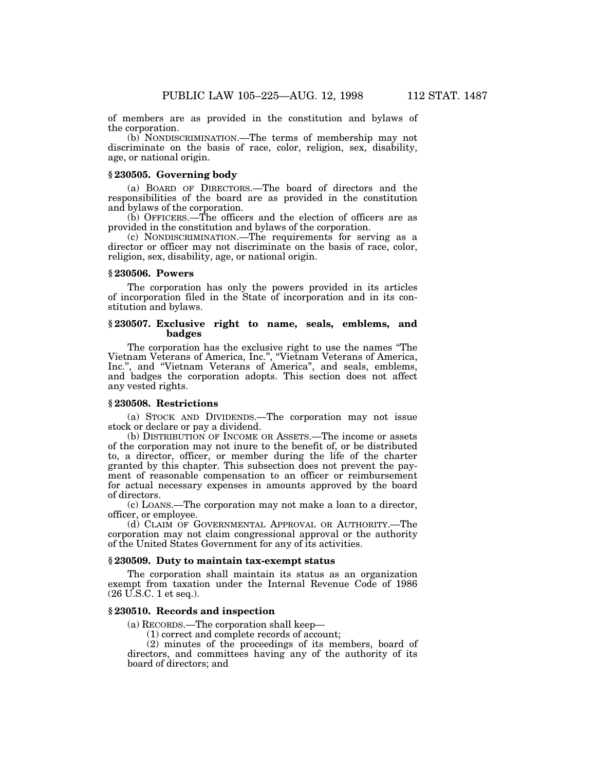of members are as provided in the constitution and bylaws of the corporation.

(b) NONDISCRIMINATION.—The terms of membership may not discriminate on the basis of race, color, religion, sex, disability, age, or national origin.

### § 230505. Governing body

(a) BOARD OF DIRECTORS.—The board of directors and the responsibilities of the board are as provided in the constitution and bylaws of the corporation.

(b) OFFICERS.—The officers and the election of officers are as provided in the constitution and bylaws of the corporation.

(c) NONDISCRIMINATION.—The requirements for serving as a director or officer may not discriminate on the basis of race, color, religion, sex, disability, age, or national origin.

### § 230506. Powers

The corporation has only the powers provided in its articles of incorporation filed in the State of incorporation and in its constitution and bylaws.

### § 230507. Exclusive right to name, seals, emblems, and badges

The corporation has the exclusive right to use the names "The Vietnam Veterans of America, Inc.", "Vietnam Veterans of America, Inc.", and "Vietnam Veterans of America", and seals, emblems, and badges the corporation adopts. This section does not affect any vested rights.

### § 230508. Restrictions

(a) STOCK AND DIVIDENDS.—The corporation may not issue stock or declare or pay a dividend.

(b) DISTRIBUTION OF INCOME OR ASSETS.—The income or assets of the corporation may not inure to the benefit of, or be distributed to, a director, officer, or member during the life of the charter granted by this chapter. This subsection does not prevent the payment of reasonable compensation to an officer or reimbursement for actual necessary expenses in amounts approved by the board of directors.

(c) LOANS.—The corporation may not make a loan to a director, officer, or employee.

(d) CLAIM OF GOVERNMENTAL APPROVAL OR AUTHORITY.—The corporation may not claim congressional approval or the authority of the United States Government for any of its activities.

### § 230509. Duty to maintain tax-exempt status

The corporation shall maintain its status as an organization exempt from taxation under the Internal Revenue Code of 1986 (26 U.S.C. 1 et seq.).

### § 230510. Records and inspection

(a) RECORDS.—The corporation shall keep—

(1) correct and complete records of account;

(2) minutes of the proceedings of its members, board of directors, and committees having any of the authority of its board of directors; and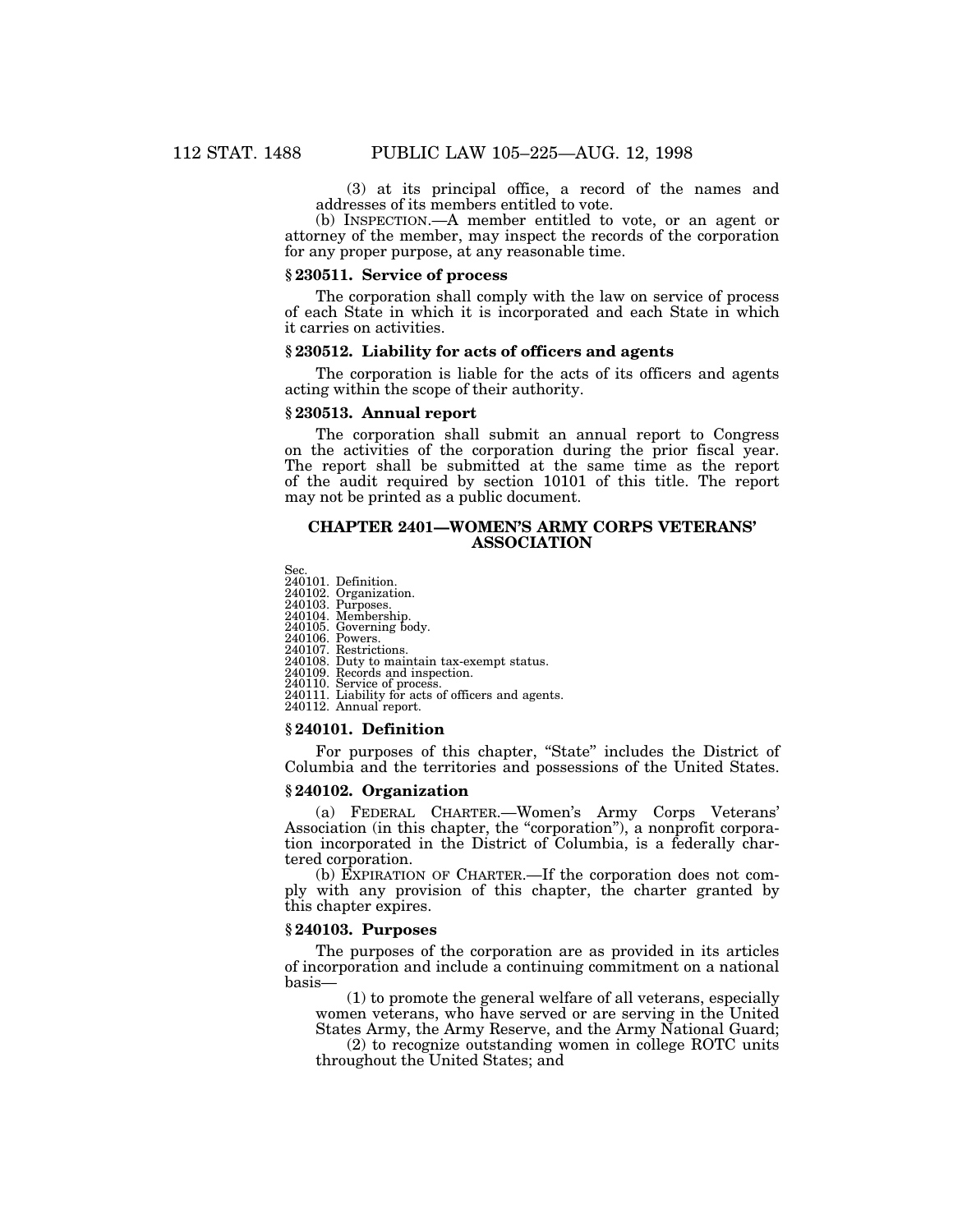(3) at its principal office, a record of the names and addresses of its members entitled to vote.

(b) INSPECTION.—A member entitled to vote, or an agent or attorney of the member, may inspect the records of the corporation for any proper purpose, at any reasonable time.

### § 230511. Service of process

The corporation shall comply with the law on service of process of each State in which it is incorporated and each State in which it carries on activities.

### § 230512. Liability for acts of officers and agents

The corporation is liable for the acts of its officers and agents acting within the scope of their authority.

### § 230513. Annual report

The corporation shall submit an annual report to Congress on the activities of the corporation during the prior fiscal year. The report shall be submitted at the same time as the report of the audit required by section 10101 of this title. The report may not be printed as a public document.

## CHAPTER 2401—WOMEN'S ARMY CORPS VETERANS' ASSOCIATION

Sec.
240101. Definition.
240102. Organization.
240103. Purposes.
240104. Membership.
240105. Governing body.
240106. Powers.
240107. Restrictions.
240108. Duty to maintain tax-exempt status.
240109. Records and inspection.
240110. Service of process.
240111. Liability for acts of officers and agents.
240112. Annual report.

### § 240101. Definition

For purposes of this chapter, "State" includes the District of Columbia and the territories and possessions of the United States.

### § 240102. Organization

(a) FEDERAL CHARTER.—Women's Army Corps Veterans' Association (in this chapter, the "corporation"), a nonprofit corporation incorporated in the District of Columbia, is a federally chartered corporation.

(b) EXPIRATION OF CHARTER.—If the corporation does not comply with any provision of this chapter, the charter granted by this chapter expires.

### § 240103. Purposes

The purposes of the corporation are as provided in its articles of incorporation and include a continuing commitment on a national basis—

(1) to promote the general welfare of all veterans, especially women veterans, who have served or are serving in the United States Army, the Army Reserve, and the Army National Guard;

(2) to recognize outstanding women in college ROTC units throughout the United States; and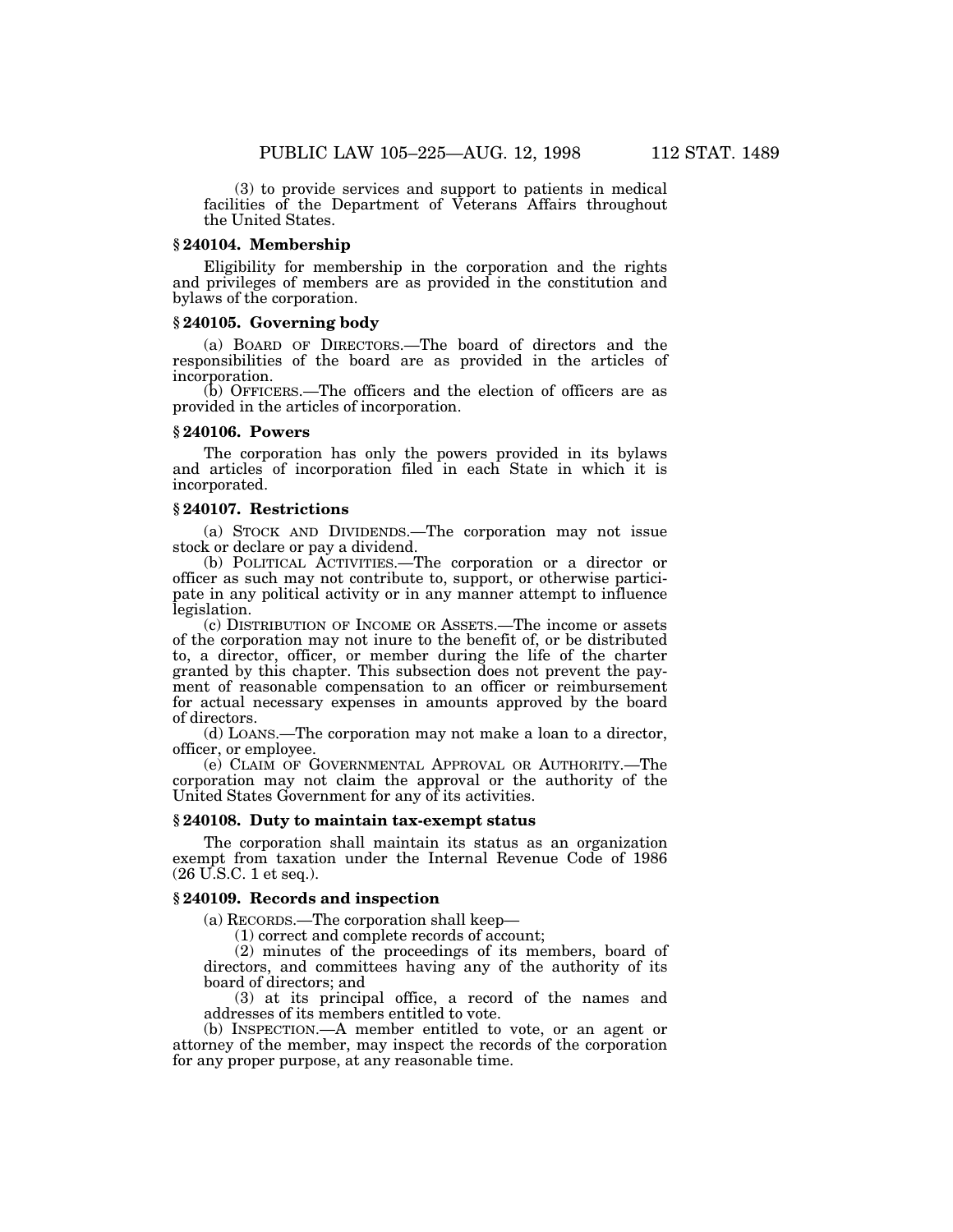(3) to provide services and support to patients in medical facilities of the Department of Veterans Affairs throughout the United States.

### § 240104. Membership

Eligibility for membership in the corporation and the rights and privileges of members are as provided in the constitution and bylaws of the corporation.

### § 240105. Governing body

(a) BOARD OF DIRECTORS.—The board of directors and the responsibilities of the board are as provided in the articles of incorporation.

(b) OFFICERS.—The officers and the election of officers are as provided in the articles of incorporation.

### § 240106. Powers

The corporation has only the powers provided in its bylaws and articles of incorporation filed in each State in which it is incorporated.

### § 240107. Restrictions

(a) STOCK AND DIVIDENDS.—The corporation may not issue stock or declare or pay a dividend.

(b) POLITICAL ACTIVITIES.—The corporation or a director or officer as such may not contribute to, support, or otherwise participate in any political activity or in any manner attempt to influence legislation.

(c) DISTRIBUTION OF INCOME OR ASSETS.—The income or assets of the corporation may not inure to the benefit of, or be distributed to, a director, officer, or member during the life of the charter granted by this chapter. This subsection does not prevent the payment of reasonable compensation to an officer or reimbursement for actual necessary expenses in amounts approved by the board of directors.

(d) LOANS.—The corporation may not make a loan to a director, officer, or employee.

(e) CLAIM OF GOVERNMENTAL APPROVAL OR AUTHORITY.—The corporation may not claim the approval or the authority of the United States Government for any of its activities.

### § 240108. Duty to maintain tax-exempt status

The corporation shall maintain its status as an organization exempt from taxation under the Internal Revenue Code of 1986 (26 U.S.C. 1 et seq.).

### § 240109. Records and inspection

(a) RECORDS.—The corporation shall keep—

(1) correct and complete records of account;

(2) minutes of the proceedings of its members, board of directors, and committees having any of the authority of its board of directors; and

(3) at its principal office, a record of the names and addresses of its members entitled to vote.

(b) INSPECTION.—A member entitled to vote, or an agent or attorney of the member, may inspect the records of the corporation for any proper purpose, at any reasonable time.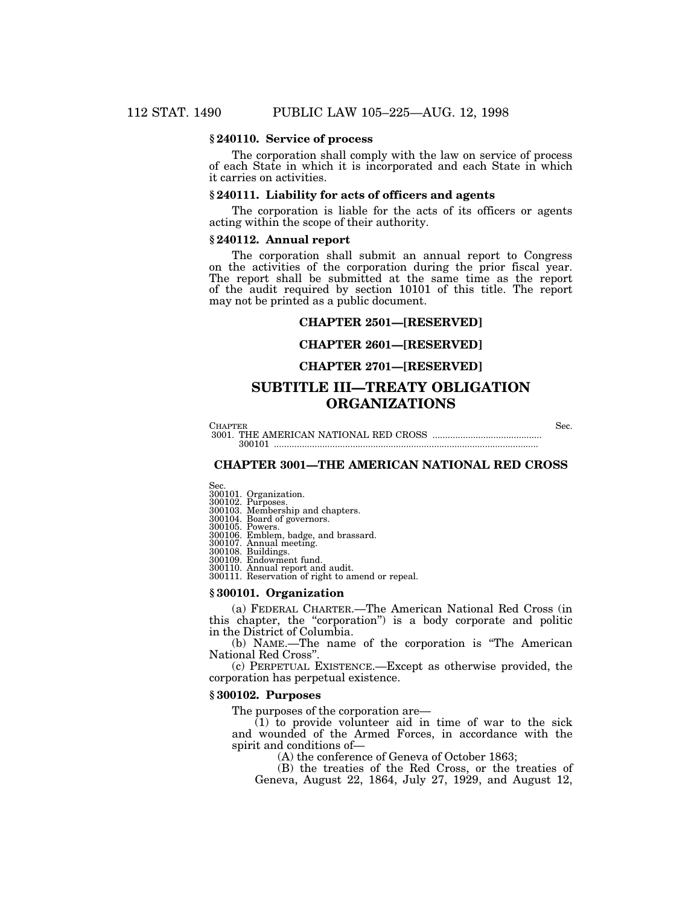### § 240110. Service of process

The corporation shall comply with the law on service of process of each State in which it is incorporated and each State in which it carries on activities.

### § 240111. Liability for acts of officers and agents

The corporation is liable for the acts of its officers or agents acting within the scope of their authority.

### § 240112. Annual report

The corporation shall submit an annual report to Congress on the activities of the corporation during the prior fiscal year. The report shall be submitted at the same time as the report of the audit required by section 10101 of this title. The report may not be printed as a public document.

## CHAPTER 2501—[RESERVED]

## CHAPTER 2601—[RESERVED]

## CHAPTER 2701—[RESERVED]

# SUBTITLE III—TREATY OBLIGATION ORGANIZATIONS

| Chapter | Sec. |
|---|---|
| 3001. THE AMERICAN NATIONAL RED CROSS | 300101 |

## CHAPTER 3001—THE AMERICAN NATIONAL RED CROSS

Sec.
300101. Organization.
300102. Purposes.
300103. Membership and chapters.
300104. Board of governors.
300105. Powers.
300106. Emblem, badge, and brassard.
300107. Annual meeting.
300108. Buildings.
300109. Endowment fund.
300110. Annual report and audit.
300111. Reservation of right to amend or repeal.

### § 300101. Organization

(a) FEDERAL CHARTER.—The American National Red Cross (in this chapter, the "corporation") is a body corporate and politic in the District of Columbia.

(b) NAME.—The name of the corporation is "The American National Red Cross".

(c) PERPETUAL EXISTENCE.—Except as otherwise provided, the corporation has perpetual existence.

### § 300102. Purposes

The purposes of the corporation are—

(1) to provide volunteer aid in time of war to the sick and wounded of the Armed Forces, in accordance with the spirit and conditions of—

(A) the conference of Geneva of October 1863;

(B) the treaties of the Red Cross, or the treaties of Geneva, August 22, 1864, July 27, 1929, and August 12,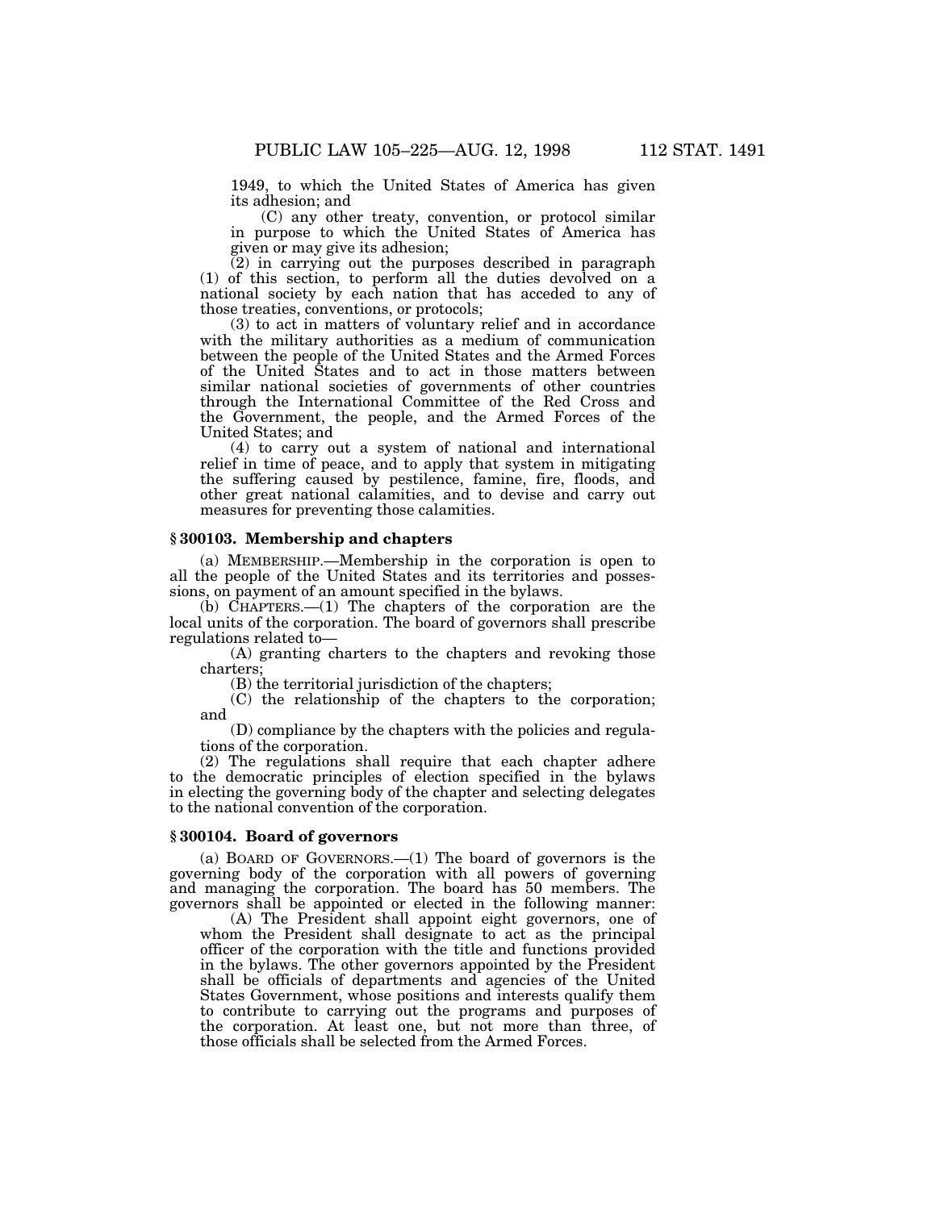1949, to which the United States of America has given its adhesion; and

(C) any other treaty, convention, or protocol similar in purpose to which the United States of America has given or may give its adhesion;

(2) in carrying out the purposes described in paragraph (1) of this section, to perform all the duties devolved on a national society by each nation that has acceded to any of those treaties, conventions, or protocols;

(3) to act in matters of voluntary relief and in accordance with the military authorities as a medium of communication between the people of the United States and the Armed Forces of the United States and to act in those matters between similar national societies of governments of other countries through the International Committee of the Red Cross and the Government, the people, and the Armed Forces of the United States; and

(4) to carry out a system of national and international relief in time of peace, and to apply that system in mitigating the suffering caused by pestilence, famine, fire, floods, and other great national calamities, and to devise and carry out measures for preventing those calamities.

### § 300103. Membership and chapters

(a) MEMBERSHIP.—Membership in the corporation is open to all the people of the United States and its territories and possessions, on payment of an amount specified in the bylaws.

(b) CHAPTERS.—(1) The chapters of the corporation are the local units of the corporation. The board of governors shall prescribe regulations related to—

(A) granting charters to the chapters and revoking those charters;

(B) the territorial jurisdiction of the chapters;

(C) the relationship of the chapters to the corporation; and

(D) compliance by the chapters with the policies and regulations of the corporation.

(2) The regulations shall require that each chapter adhere to the democratic principles of election specified in the bylaws in electing the governing body of the chapter and selecting delegates to the national convention of the corporation.

### § 300104. Board of governors

(a) BOARD OF GOVERNORS.—(1) The board of governors is the governing body of the corporation with all powers of governing and managing the corporation. The board has 50 members. The governors shall be appointed or elected in the following manner:

(A) The President shall appoint eight governors, one of whom the President shall designate to act as the principal officer of the corporation with the title and functions provided in the bylaws. The other governors appointed by the President shall be officials of departments and agencies of the United States Government, whose positions and interests qualify them to contribute to carrying out the programs and purposes of the corporation. At least one, but not more than three, of those officials shall be selected from the Armed Forces.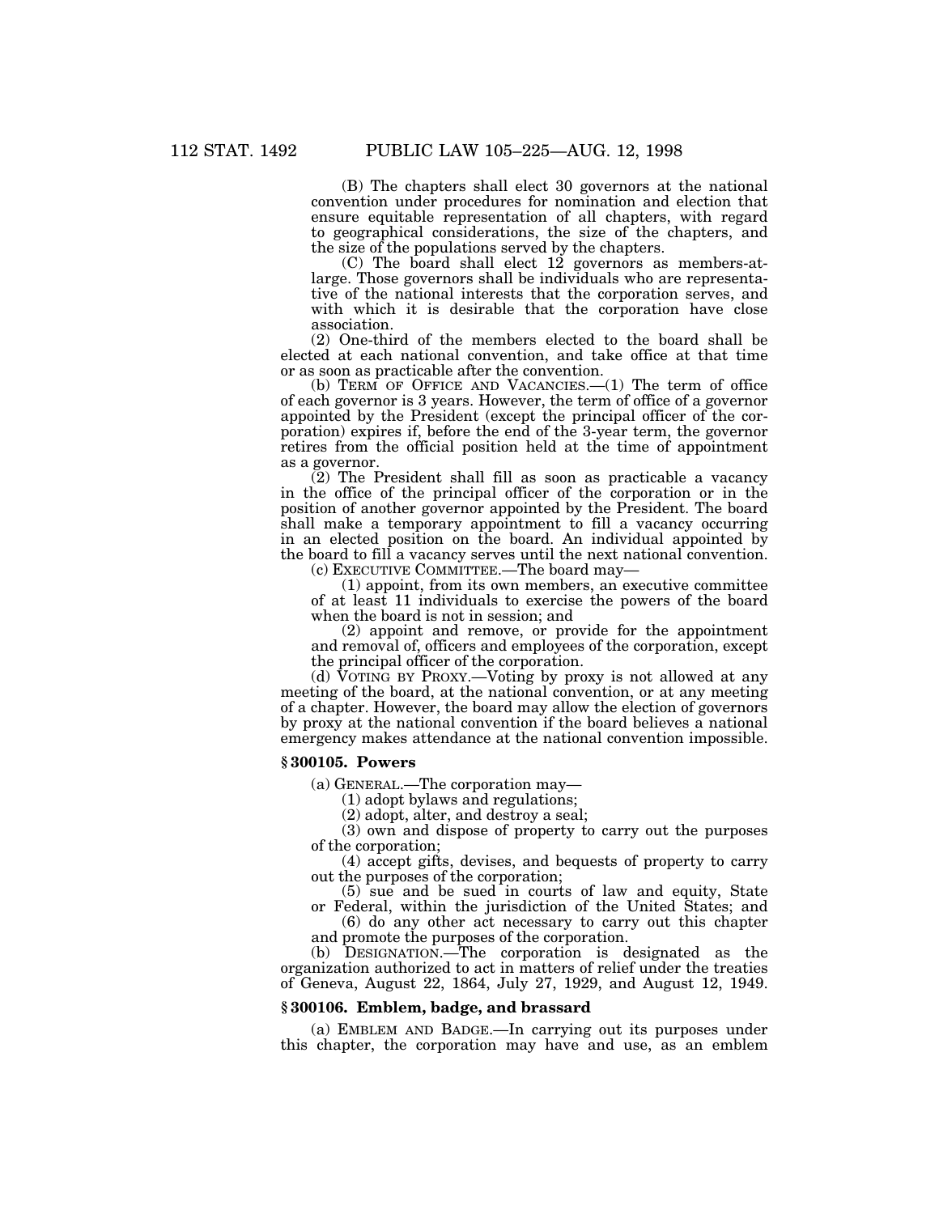(B) The chapters shall elect 30 governors at the national convention under procedures for nomination and election that ensure equitable representation of all chapters, with regard to geographical considerations, the size of the chapters, and the size of the populations served by the chapters.

(C) The board shall elect 12 governors as members-at-large. Those governors shall be individuals who are representative of the national interests that the corporation serves, and with which it is desirable that the corporation have close association.

(2) One-third of the members elected to the board shall be elected at each national convention, and take office at that time or as soon as practicable after the convention.

(b) TERM OF OFFICE AND VACANCIES.—(1) The term of office of each governor is 3 years. However, the term of office of a governor appointed by the President (except the principal officer of the corporation) expires if, before the end of the 3-year term, the governor retires from the official position held at the time of appointment as a governor.

(2) The President shall fill as soon as practicable a vacancy in the office of the principal officer of the corporation or in the position of another governor appointed by the President. The board shall make a temporary appointment to fill a vacancy occurring in an elected position on the board. An individual appointed by the board to fill a vacancy serves until the next national convention.

(c) EXECUTIVE COMMITTEE.—The board may—

(1) appoint, from its own members, an executive committee of at least 11 individuals to exercise the powers of the board when the board is not in session; and

(2) appoint and remove, or provide for the appointment and removal of, officers and employees of the corporation, except the principal officer of the corporation.

(d) VOTING BY PROXY.—Voting by proxy is not allowed at any meeting of the board, at the national convention, or at any meeting of a chapter. However, the board may allow the election of governors by proxy at the national convention if the board believes a national emergency makes attendance at the national convention impossible.

### § 300105. Powers

(a) GENERAL.—The corporation may—

(1) adopt bylaws and regulations;

(2) adopt, alter, and destroy a seal;

(3) own and dispose of property to carry out the purposes of the corporation;

(4) accept gifts, devises, and bequests of property to carry out the purposes of the corporation;

(5) sue and be sued in courts of law and equity, State or Federal, within the jurisdiction of the United States; and

(6) do any other act necessary to carry out this chapter and promote the purposes of the corporation.

(b) DESIGNATION.—The corporation is designated as the organization authorized to act in matters of relief under the treaties of Geneva, August 22, 1864, July 27, 1929, and August 12, 1949.

### § 300106. Emblem, badge, and brassard

(a) EMBLEM AND BADGE.—In carrying out its purposes under this chapter, the corporation may have and use, as an emblem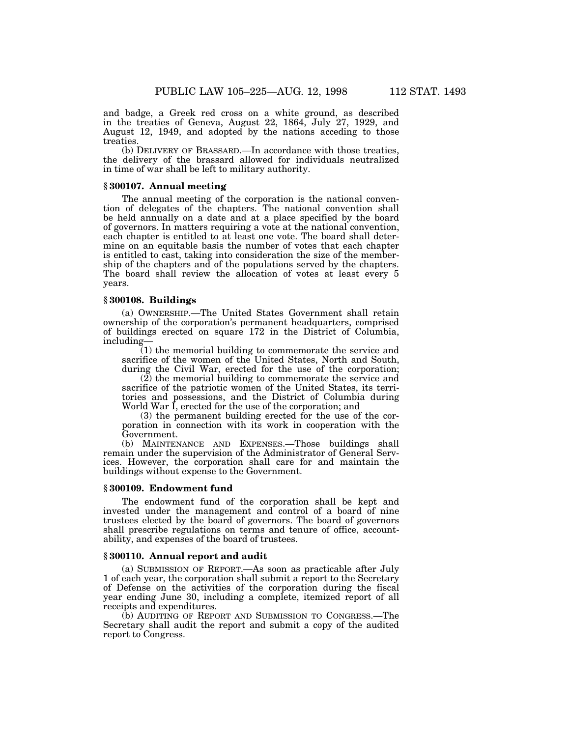and badge, a Greek red cross on a white ground, as described in the treaties of Geneva, August 22, 1864, July 27, 1929, and August 12, 1949, and adopted by the nations acceding to those treaties.

(b) DELIVERY OF BRASSARD.—In accordance with those treaties, the delivery of the brassard allowed for individuals neutralized in time of war shall be left to military authority.

### § 300107. Annual meeting

The annual meeting of the corporation is the national convention of delegates of the chapters. The national convention shall be held annually on a date and at a place specified by the board of governors. In matters requiring a vote at the national convention, each chapter is entitled to at least one vote. The board shall determine on an equitable basis the number of votes that each chapter is entitled to cast, taking into consideration the size of the membership of the chapters and of the populations served by the chapters. The board shall review the allocation of votes at least every 5 years.

### § 300108. Buildings

(a) OWNERSHIP.—The United States Government shall retain ownership of the corporation's permanent headquarters, comprised of buildings erected on square 172 in the District of Columbia, including—

(1) the memorial building to commemorate the service and sacrifice of the women of the United States, North and South, during the Civil War, erected for the use of the corporation;

(2) the memorial building to commemorate the service and sacrifice of the patriotic women of the United States, its territories and possessions, and the District of Columbia during World War I, erected for the use of the corporation; and

(3) the permanent building erected for the use of the corporation in connection with its work in cooperation with the Government.

(b) MAINTENANCE AND EXPENSES.—Those buildings shall remain under the supervision of the Administrator of General Services. However, the corporation shall care for and maintain the buildings without expense to the Government.

### § 300109. Endowment fund

The endowment fund of the corporation shall be kept and invested under the management and control of a board of nine trustees elected by the board of governors. The board of governors shall prescribe regulations on terms and tenure of office, accountability, and expenses of the board of trustees.

### § 300110. Annual report and audit

(a) SUBMISSION OF REPORT.—As soon as practicable after July 1 of each year, the corporation shall submit a report to the Secretary of Defense on the activities of the corporation during the fiscal year ending June 30, including a complete, itemized report of all receipts and expenditures.

(b) AUDITING OF REPORT AND SUBMISSION TO CONGRESS.—The Secretary shall audit the report and submit a copy of the audited report to Congress.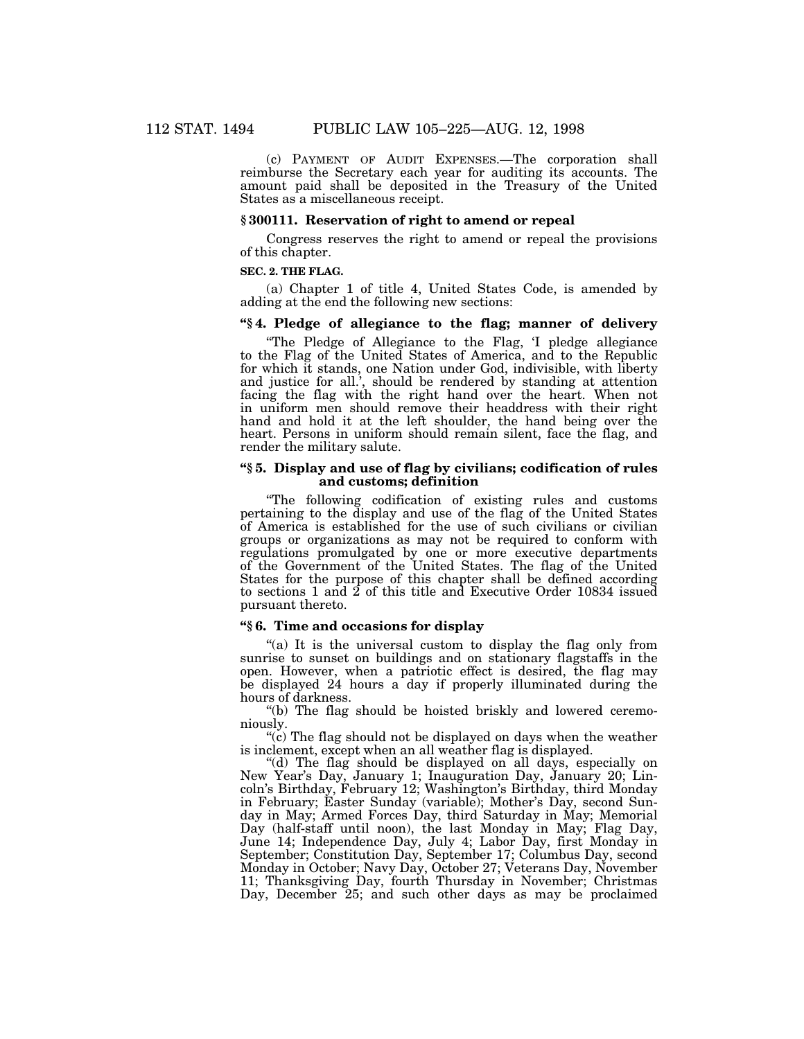(c) PAYMENT OF AUDIT EXPENSES.—The corporation shall reimburse the Secretary each year for auditing its accounts. The amount paid shall be deposited in the Treasury of the United States as a miscellaneous receipt.

### § 300111. Reservation of right to amend or repeal

Congress reserves the right to amend or repeal the provisions of this chapter.

**SEC. 2. THE FLAG.**

(a) Chapter 1 of title 4, United States Code, is amended by adding at the end the following new sections:

### "§ 4. Pledge of allegiance to the flag; manner of delivery

"The Pledge of Allegiance to the Flag, 'I pledge allegiance to the Flag of the United States of America, and to the Republic for which it stands, one Nation under God, indivisible, with liberty and justice for all.', should be rendered by standing at attention facing the flag with the right hand over the heart. When not in uniform men should remove their headdress with their right hand and hold it at the left shoulder, the hand being over the heart. Persons in uniform should remain silent, face the flag, and render the military salute.

### "§ 5. Display and use of flag by civilians; codification of rules and customs; definition

"The following codification of existing rules and customs pertaining to the display and use of the flag of the United States of America is established for the use of such civilians or civilian groups or organizations as may not be required to conform with regulations promulgated by one or more executive departments of the Government of the United States. The flag of the United States for the purpose of this chapter shall be defined according to sections 1 and 2 of this title and Executive Order 10834 issued pursuant thereto.

### "§ 6. Time and occasions for display

"(a) It is the universal custom to display the flag only from sunrise to sunset on buildings and on stationary flagstaffs in the open. However, when a patriotic effect is desired, the flag may be displayed 24 hours a day if properly illuminated during the hours of darkness.

"(b) The flag should be hoisted briskly and lowered ceremoniously.

"(c) The flag should not be displayed on days when the weather is inclement, except when an all weather flag is displayed.

"(d) The flag should be displayed on all days, especially on New Year's Day, January 1; Inauguration Day, January 20; Lincoln's Birthday, February 12; Washington's Birthday, third Monday in February; Easter Sunday (variable); Mother's Day, second Sunday in May; Armed Forces Day, third Saturday in May; Memorial Day (half-staff until noon), the last Monday in May; Flag Day, June 14; Independence Day, July 4; Labor Day, first Monday in September; Constitution Day, September 17; Columbus Day, second Monday in October; Navy Day, October 27; Veterans Day, November 11; Thanksgiving Day, fourth Thursday in November; Christmas Day, December 25; and such other days as may be proclaimed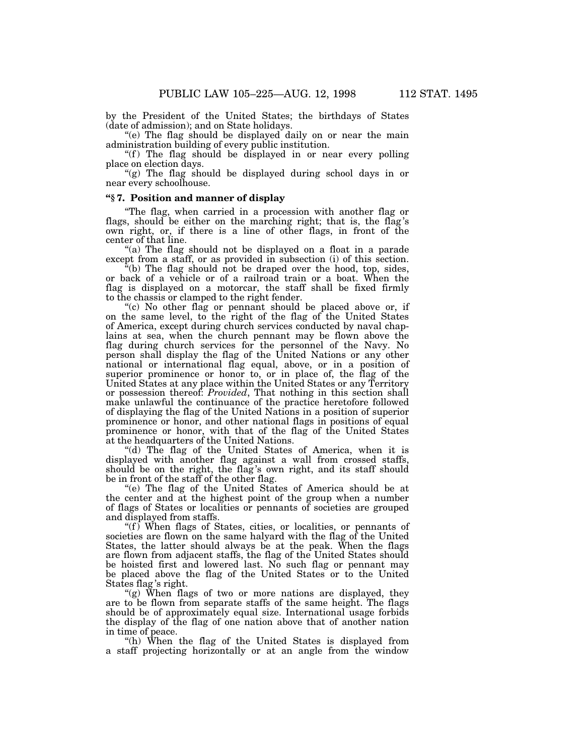by the President of the United States; the birthdays of States (date of admission); and on State holidays.

"(e) The flag should be displayed daily on or near the main administration building of every public institution.

"(f) The flag should be displayed in or near every polling place on election days.

"(g) The flag should be displayed during school days in or near every schoolhouse.

### "§ 7. Position and manner of display

"The flag, when carried in a procession with another flag or flags, should be either on the marching right; that is, the flag's own right, or, if there is a line of other flags, in front of the center of that line.

"(a) The flag should not be displayed on a float in a parade except from a staff, or as provided in subsection (i) of this section.

"(b) The flag should not be draped over the hood, top, sides, or back of a vehicle or of a railroad train or a boat. When the flag is displayed on a motorcar, the staff shall be fixed firmly to the chassis or clamped to the right fender.

"(c) No other flag or pennant should be placed above or, if on the same level, to the right of the flag of the United States of America, except during church services conducted by naval chaplains at sea, when the church pennant may be flown above the flag during church services for the personnel of the Navy. No person shall display the flag of the United Nations or any other national or international flag equal, above, or in a position of superior prominence or honor to, or in place of, the flag of the United States at any place within the United States or any Territory or possession thereof: *Provided*, That nothing in this section shall make unlawful the continuance of the practice heretofore followed of displaying the flag of the United Nations in a position of superior prominence or honor, and other national flags in positions of equal prominence or honor, with that of the flag of the United States at the headquarters of the United Nations.

"(d) The flag of the United States of America, when it is displayed with another flag against a wall from crossed staffs, should be on the right, the flag's own right, and its staff should be in front of the staff of the other flag.

"(e) The flag of the United States of America should be at the center and at the highest point of the group when a number of flags of States or localities or pennants of societies are grouped and displayed from staffs.

"(f) When flags of States, cities, or localities, or pennants of societies are flown on the same halyard with the flag of the United States, the latter should always be at the peak. When the flags are flown from adjacent staffs, the flag of the United States should be hoisted first and lowered last. No such flag or pennant may be placed above the flag of the United States or to the United States flag's right.

"(g) When flags of two or more nations are displayed, they are to be flown from separate staffs of the same height. The flags should be of approximately equal size. International usage forbids the display of the flag of one nation above that of another nation in time of peace.

"(h) When the flag of the United States is displayed from a staff projecting horizontally or at an angle from the window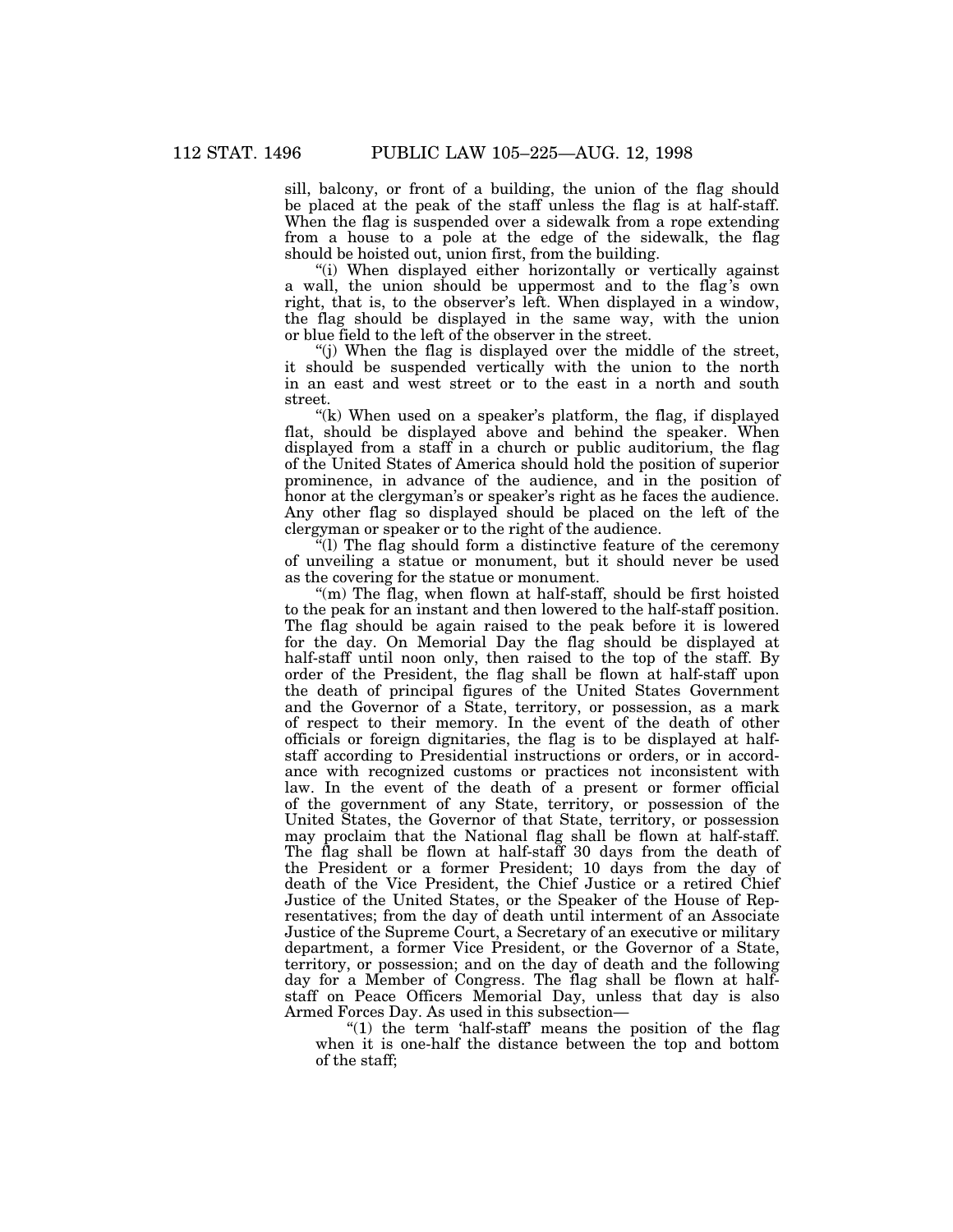sill, balcony, or front of a building, the union of the flag should be placed at the peak of the staff unless the flag is at half-staff. When the flag is suspended over a sidewalk from a rope extending from a house to a pole at the edge of the sidewalk, the flag should be hoisted out, union first, from the building.

"(i) When displayed either horizontally or vertically against a wall, the union should be uppermost and to the flag's own right, that is, to the observer's left. When displayed in a window, the flag should be displayed in the same way, with the union or blue field to the left of the observer in the street.

"(j) When the flag is displayed over the middle of the street, it should be suspended vertically with the union to the north in an east and west street or to the east in a north and south street.

"(k) When used on a speaker's platform, the flag, if displayed flat, should be displayed above and behind the speaker. When displayed from a staff in a church or public auditorium, the flag of the United States of America should hold the position of superior prominence, in advance of the audience, and in the position of honor at the clergyman's or speaker's right as he faces the audience. Any other flag so displayed should be placed on the left of the clergyman or speaker or to the right of the audience.

"(l) The flag should form a distinctive feature of the ceremony of unveiling a statue or monument, but it should never be used as the covering for the statue or monument.

"(m) The flag, when flown at half-staff, should be first hoisted to the peak for an instant and then lowered to the half-staff position. The flag should be again raised to the peak before it is lowered for the day. On Memorial Day the flag should be displayed at half-staff until noon only, then raised to the top of the staff. By order of the President, the flag shall be flown at half-staff upon the death of principal figures of the United States Government and the Governor of a State, territory, or possession, as a mark of respect to their memory. In the event of the death of other officials or foreign dignitaries, the flag is to be displayed at half-staff according to Presidential instructions or orders, or in accordance with recognized customs or practices not inconsistent with law. In the event of the death of a present or former official of the government of any State, territory, or possession of the United States, the Governor of that State, territory, or possession may proclaim that the National flag shall be flown at half-staff. The flag shall be flown at half-staff 30 days from the death of the President or a former President; 10 days from the day of death of the Vice President, the Chief Justice or a retired Chief Justice of the United States, or the Speaker of the House of Representatives; from the day of death until interment of an Associate Justice of the Supreme Court, a Secretary of an executive or military department, a former Vice President, or the Governor of a State, territory, or possession; and on the day of death and the following day for a Member of Congress. The flag shall be flown at half-staff on Peace Officers Memorial Day, unless that day is also Armed Forces Day. As used in this subsection—

"(1) the term 'half-staff' means the position of the flag when it is one-half the distance between the top and bottom of the staff;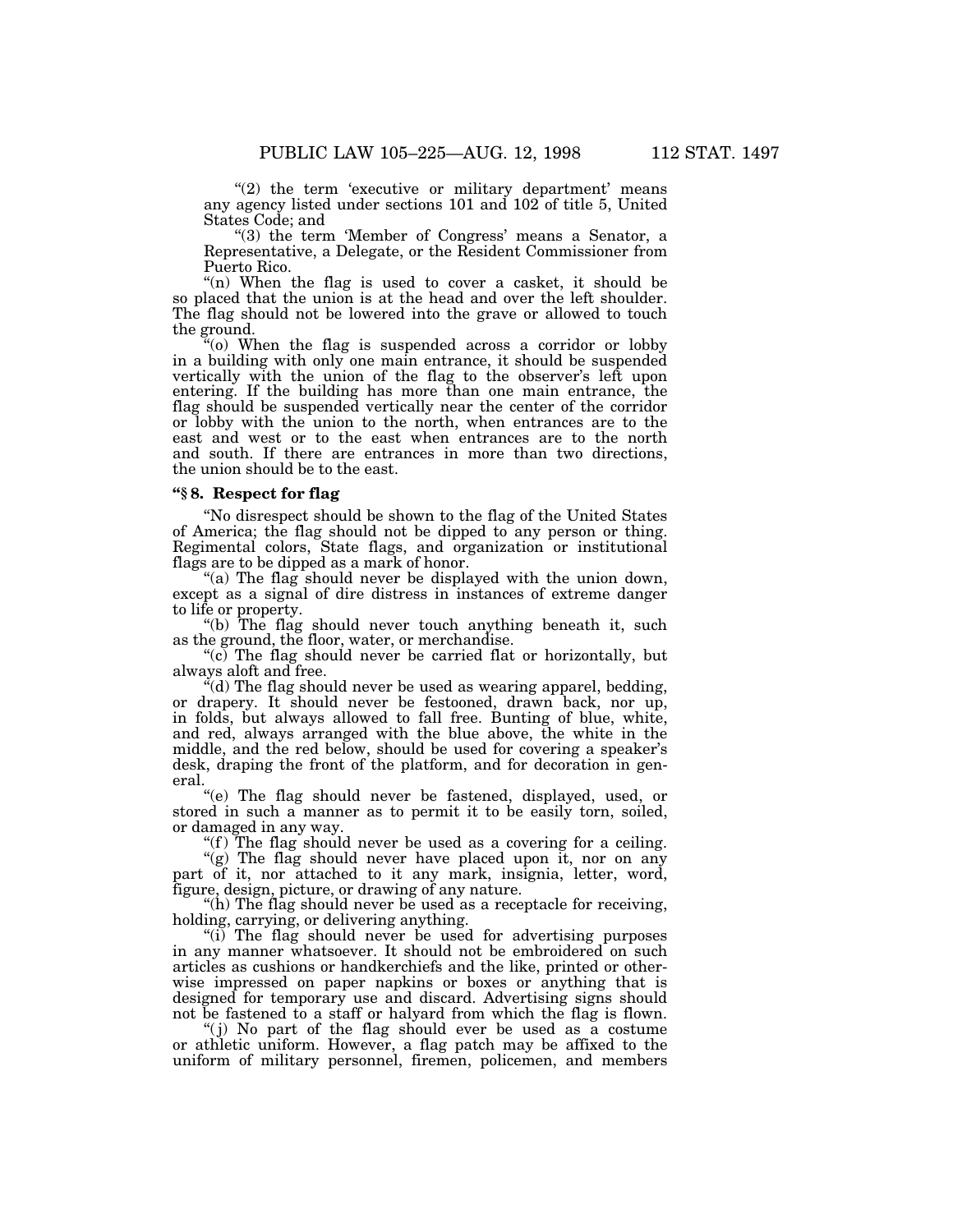"(2) the term 'executive or military department' means any agency listed under sections 101 and 102 of title 5, United States Code; and

"(3) the term 'Member of Congress' means a Senator, a Representative, a Delegate, or the Resident Commissioner from Puerto Rico.

"(n) When the flag is used to cover a casket, it should be so placed that the union is at the head and over the left shoulder. The flag should not be lowered into the grave or allowed to touch the ground.

"(o) When the flag is suspended across a corridor or lobby in a building with only one main entrance, it should be suspended vertically with the union of the flag to the observer's left upon entering. If the building has more than one main entrance, the flag should be suspended vertically near the center of the corridor or lobby with the union to the north, when entrances are to the east and west or to the east when entrances are to the north and south. If there are entrances in more than two directions, the union should be to the east.

### "§ 8. Respect for flag

"No disrespect should be shown to the flag of the United States of America; the flag should not be dipped to any person or thing. Regimental colors, State flags, and organization or institutional flags are to be dipped as a mark of honor.

"(a) The flag should never be displayed with the union down, except as a signal of dire distress in instances of extreme danger to life or property.

"(b) The flag should never touch anything beneath it, such as the ground, the floor, water, or merchandise.

"(c) The flag should never be carried flat or horizontally, but always aloft and free.

"(d) The flag should never be used as wearing apparel, bedding, or drapery. It should never be festooned, drawn back, nor up, in folds, but always allowed to fall free. Bunting of blue, white, and red, always arranged with the blue above, the white in the middle, and the red below, should be used for covering a speaker's desk, draping the front of the platform, and for decoration in general.

"(e) The flag should never be fastened, displayed, used, or stored in such a manner as to permit it to be easily torn, soiled, or damaged in any way.

"(f) The flag should never be used as a covering for a ceiling.

"(g) The flag should never have placed upon it, nor on any part of it, nor attached to it any mark, insignia, letter, word, figure, design, picture, or drawing of any nature.

"(h) The flag should never be used as a receptacle for receiving, holding, carrying, or delivering anything.

"(i) The flag should never be used for advertising purposes in any manner whatsoever. It should not be embroidered on such articles as cushions or handkerchiefs and the like, printed or otherwise impressed on paper napkins or boxes or anything that is designed for temporary use and discard. Advertising signs should not be fastened to a staff or halyard from which the flag is flown.

"(j) No part of the flag should ever be used as a costume or athletic uniform. However, a flag patch may be affixed to the uniform of military personnel, firemen, policemen, and members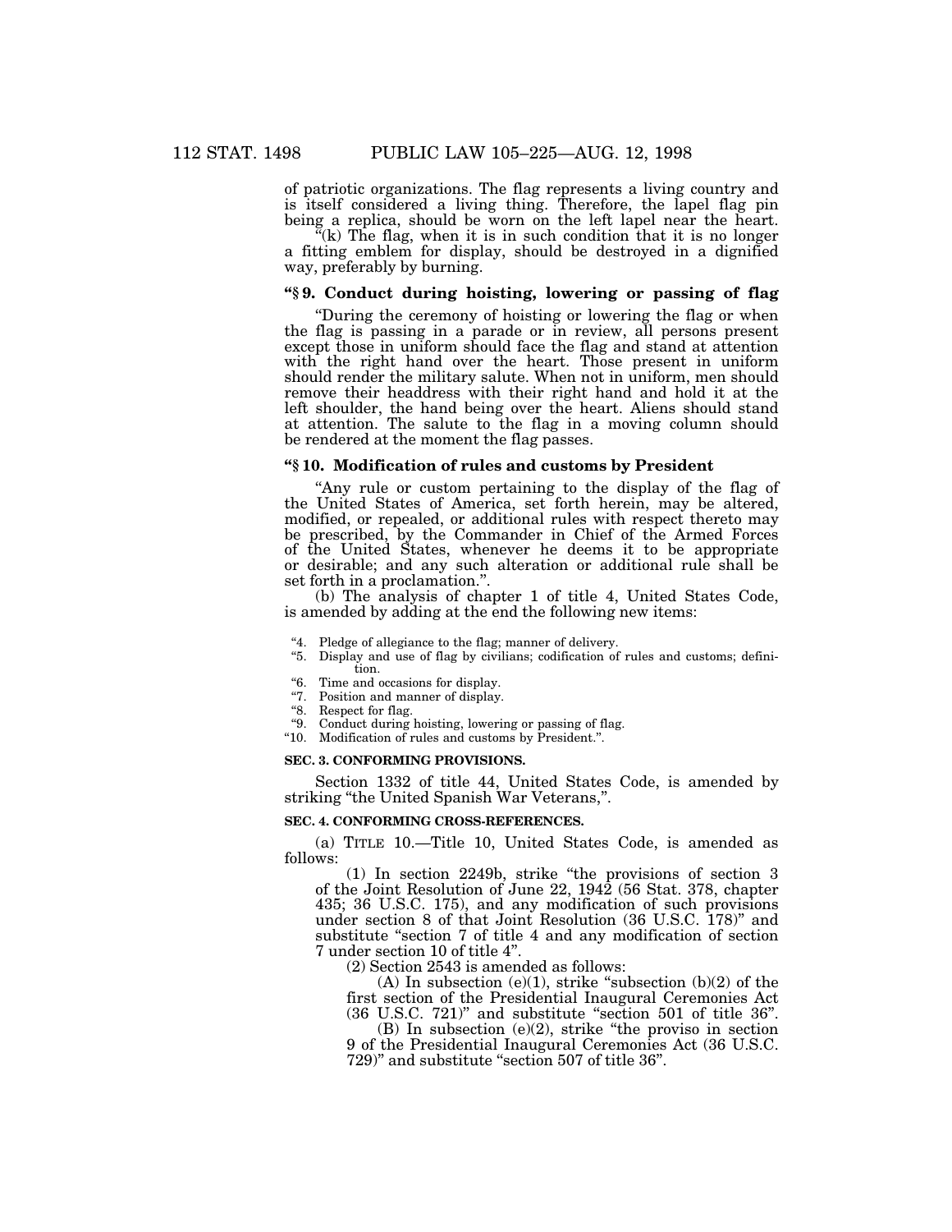of patriotic organizations. The flag represents a living country and is itself considered a living thing. Therefore, the lapel flag pin being a replica, should be worn on the left lapel near the heart.

"(k) The flag, when it is in such condition that it is no longer a fitting emblem for display, should be destroyed in a dignified way, preferably by burning.

### "§ 9. Conduct during hoisting, lowering or passing of flag

"During the ceremony of hoisting or lowering the flag or when the flag is passing in a parade or in review, all persons present except those in uniform should face the flag and stand at attention with the right hand over the heart. Those present in uniform should render the military salute. When not in uniform, men should remove their headdress with their right hand and hold it at the left shoulder, the hand being over the heart. Aliens should stand at attention. The salute to the flag in a moving column should be rendered at the moment the flag passes.

### "§ 10. Modification of rules and customs by President

"Any rule or custom pertaining to the display of the flag of the United States of America, set forth herein, may be altered, modified, or repealed, or additional rules with respect thereto may be prescribed, by the Commander in Chief of the Armed Forces of the United States, whenever he deems it to be appropriate or desirable; and any such alteration or additional rule shall be set forth in a proclamation.".

(b) The analysis of chapter 1 of title 4, United States Code, is amended by adding at the end the following new items:

"4. Pledge of allegiance to the flag; manner of delivery.
"5. Display and use of flag by civilians; codification of rules and customs; definition.
"6. Time and occasions for display.
"7. Position and manner of display.
"8. Respect for flag.
"9. Conduct during hoisting, lowering or passing of flag.
"10. Modification of rules and customs by President.".

**SEC. 3. CONFORMING PROVISIONS.**

Section 1332 of title 44, United States Code, is amended by striking "the United Spanish War Veterans,".

**SEC. 4. CONFORMING CROSS-REFERENCES.**

(a) TITLE 10.—Title 10, United States Code, is amended as follows:

(1) In section 2249b, strike "the provisions of section 3 of the Joint Resolution of June 22, 1942 (56 Stat. 378, chapter 435; 36 U.S.C. 175), and any modification of such provisions under section 8 of that Joint Resolution (36 U.S.C. 178)" and substitute "section 7 of title 4 and any modification of section 7 under section 10 of title 4".

(2) Section 2543 is amended as follows:

(A) In subsection (e)(1), strike "subsection (b)(2) of the first section of the Presidential Inaugural Ceremonies Act (36 U.S.C. 721)" and substitute "section 501 of title 36".

(B) In subsection (e)(2), strike "the proviso in section 9 of the Presidential Inaugural Ceremonies Act (36 U.S.C. 729)" and substitute "section 507 of title 36".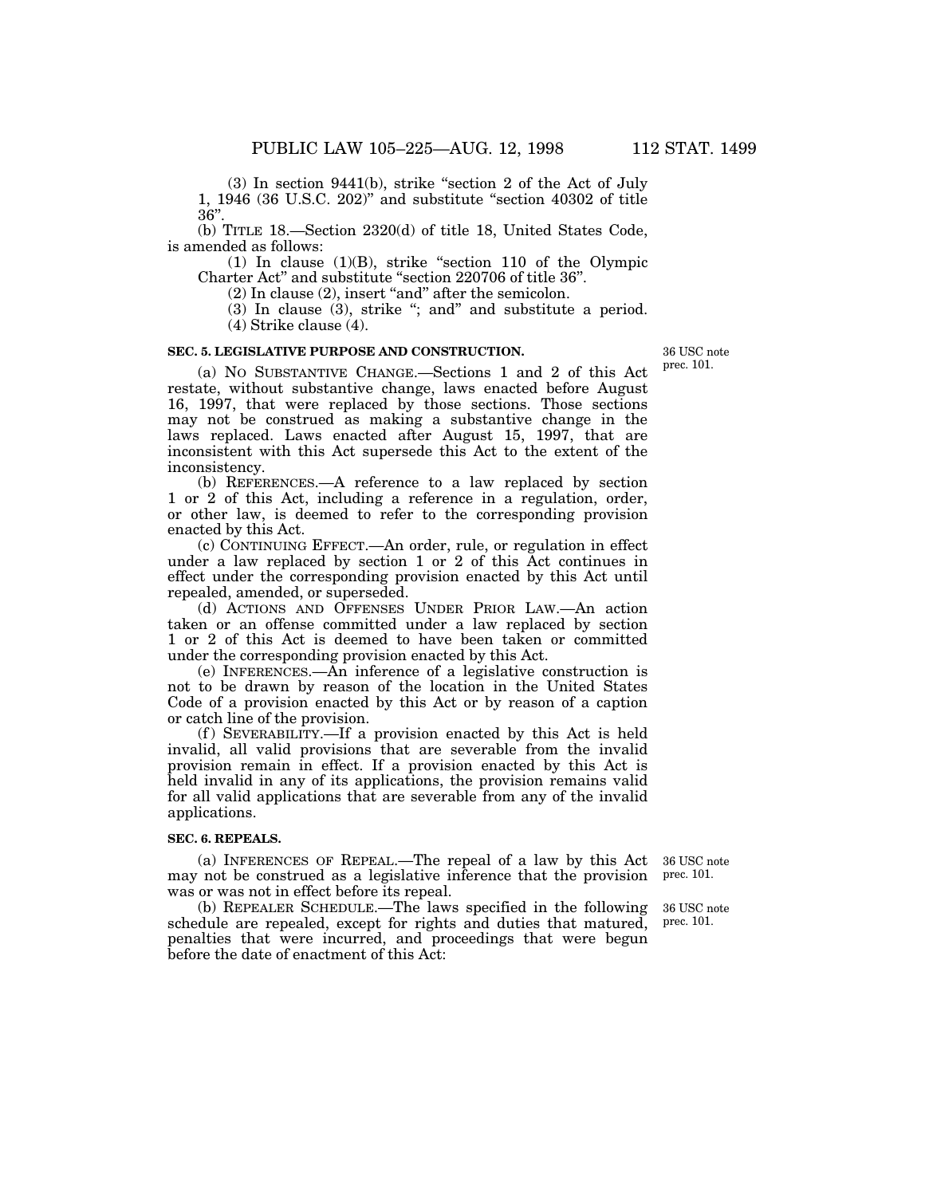(3) In section 9441(b), strike "section 2 of the Act of July 1, 1946 (36 U.S.C. 202)" and substitute "section 40302 of title 36".

(b) TITLE 18.—Section 2320(d) of title 18, United States Code, is amended as follows:

(1) In clause (1)(B), strike "section 110 of the Olympic Charter Act" and substitute "section 220706 of title 36".

(2) In clause (2), insert "and" after the semicolon.

(3) In clause (3), strike "; and" and substitute a period.

(4) Strike clause (4).

**SEC. 5. LEGISLATIVE PURPOSE AND CONSTRUCTION.**

36 USC note prec. 101.

(a) NO SUBSTANTIVE CHANGE.—Sections 1 and 2 of this Act restate, without substantive change, laws enacted before August 16, 1997, that were replaced by those sections. Those sections may not be construed as making a substantive change in the laws replaced. Laws enacted after August 15, 1997, that are inconsistent with this Act supersede this Act to the extent of the inconsistency.

(b) REFERENCES.—A reference to a law replaced by section 1 or 2 of this Act, including a reference in a regulation, order, or other law, is deemed to refer to the corresponding provision enacted by this Act.

(c) CONTINUING EFFECT.—An order, rule, or regulation in effect under a law replaced by section 1 or 2 of this Act continues in effect under the corresponding provision enacted by this Act until repealed, amended, or superseded.

(d) ACTIONS AND OFFENSES UNDER PRIOR LAW.—An action taken or an offense committed under a law replaced by section 1 or 2 of this Act is deemed to have been taken or committed under the corresponding provision enacted by this Act.

(e) INFERENCES.—An inference of a legislative construction is not to be drawn by reason of the location in the United States Code of a provision enacted by this Act or by reason of a caption or catch line of the provision.

(f) SEVERABILITY.—If a provision enacted by this Act is held invalid, all valid provisions that are severable from the invalid provision remain in effect. If a provision enacted by this Act is held invalid in any of its applications, the provision remains valid for all valid applications that are severable from any of the invalid applications.

**SEC. 6. REPEALS.**

36 USC note prec. 101.

(a) INFERENCES OF REPEAL.—The repeal of a law by this Act may not be construed as a legislative inference that the provision was or was not in effect before its repeal.

36 USC note prec. 101.

(b) REPEALER SCHEDULE.—The laws specified in the following schedule are repealed, except for rights and duties that matured, penalties that were incurred, and proceedings that were begun before the date of enactment of this Act: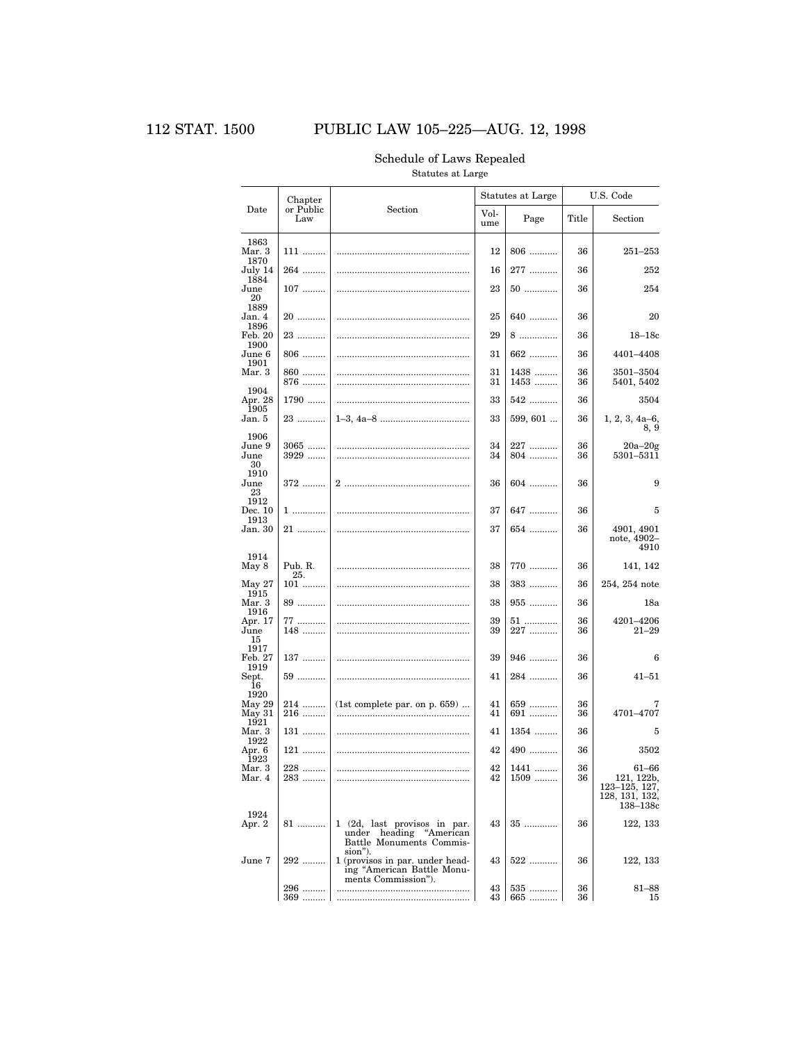## Schedule of Laws Repealed

Statutes at Large

| Date | Chapter or Public Law | Section | Statutes at Large | | U.S. Code | |
|---|---|---|---|---|---|---|
| | | | Volume | Page | Title | Section |
| 1863 | | | | | | |
| Mar. 3 | 111 | | 12 | 806 | 36 | 251–253 |
| 1870 | | | | | | |
| July 14 | 264 | | 16 | 277 | 36 | 252 |
| 1884 | | | | | | |
| June 20 | 107 | | 23 | 50 | 36 | 254 |
| 1889 | | | | | | |
| Jan. 4 | 20 | | 25 | 640 | 36 | 20 |
| 1896 | | | | | | |
| Feb. 20 | 23 | | 29 | 8 | 36 | 18–18c |
| 1900 | | | | | | |
| June 6 | 806 | | 31 | 662 | 36 | 4401–4408 |
| 1901 | | | | | | |
| Mar. 3 | 860 | | 31 | 1438 | 36 | 3501–3504 |
| | 876 | | 31 | 1453 | 36 | 5401, 5402 |
| 1904 | | | | | | |
| Apr. 28 | 1790 | | 33 | 542 | 36 | 3504 |
| 1905 | | | | | | |
| Jan. 5 | 23 | 1–3, 4a–8 | 33 | 599, 601 | 36 | 1, 2, 3, 4a–6, 8, 9 |
| 1906 | | | | | | |
| June 9 | 3065 | | 34 | 227 | 36 | 20a–20g |
| June 30 | 3929 | | 34 | 804 | 36 | 5301–5311 |
| 1910 | | | | | | |
| June 23 | 372 | 2 | 36 | 604 | 36 | 9 |
| 1912 | | | | | | |
| Dec. 10 | 1 | | 37 | 647 | 36 | 5 |
| 1913 | | | | | | |
| Jan. 30 | 21 | | 37 | 654 | 36 | 4901, 4901 note, 4902–4910 |
| 1914 | | | | | | |
| May 8 | Pub. R. 25. | | 38 | 770 | 36 | 141, 142 |
| May 27 | 101 | | 38 | 383 | 36 | 254, 254 note |
| 1915 | | | | | | |
| Mar. 3 | 89 | | 38 | 955 | 36 | 18a |
| 1916 | | | | | | |
| Apr. 17 | 77 | | 39 | 51 | 36 | 4201–4206 |
| June 15 | 148 | | 39 | 227 | 36 | 21–29 |
| 1917 | | | | | | |
| Feb. 27 | 137 | | 39 | 946 | 36 | 6 |
| 1919 | | | | | | |
| Sept. 16 | 59 | | 41 | 284 | 36 | 41–51 |
| 1920 | | | | | | |
| May 29 | 214 | (1st complete par. on p. 659) | 41 | 659 | 36 | 7 |
| May 31 | 216 | | 41 | 691 | 36 | 4701–4707 |
| 1921 | | | | | | |
| Mar. 3 | 131 | | 41 | 1354 | 36 | 5 |
| 1922 | | | | | | |
| Apr. 6 | 121 | | 42 | 490 | 36 | 3502 |
| 1923 | | | | | | |
| Mar. 3 | 228 | | 42 | 1441 | 36 | 61–66 |
| Mar. 4 | 283 | | 42 | 1509 | 36 | 121, 122b, 123–125, 127, 128, 131, 132, 138–138c |
| 1924 | | | | | | |
| Apr. 2 | 81 | 1 (2d, last provisos in par. under heading "American Battle Monuments Commission"). | 43 | 35 | 36 | 122, 133 |
| June 7 | 292 | 1 (provisos in par. under heading "American Battle Monuments Commission"). | 43 | 522 | 36 | 122, 133 |
| | 296 | | 43 | 535 | 36 | 81–88 |
| | 369 | | 43 | 665 | 36 | 15 |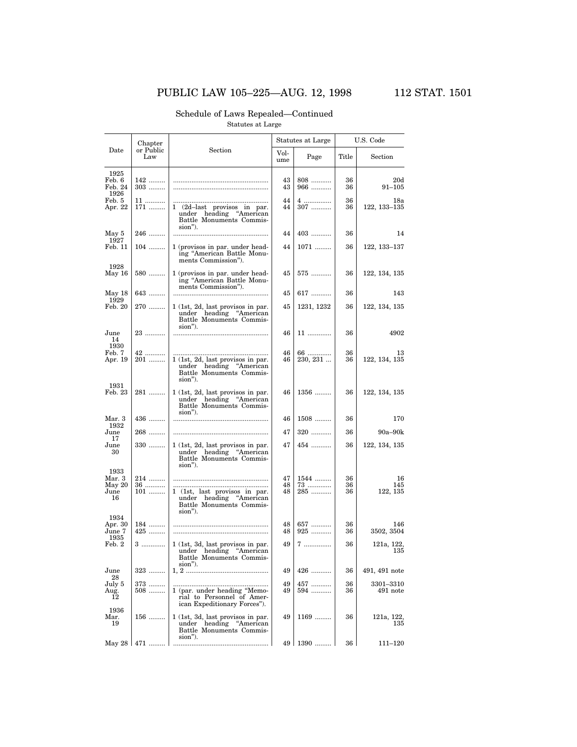## Schedule of Laws Repealed—Continued

Statutes at Large

| Date | Chapter or Public Law | Section | Statutes at Large | | U.S. Code | |
|---|---|---|---|---|---|---|
| | | | Volume | Page | Title | Section |
| 1925 | | | | | | |
| Feb. 6 | 142 | | 43 | 808 | 36 | 20d |
| Feb. 24 | 303 | | 43 | 966 | 36 | 91–105 |
| 1926 | | | | | | |
| Feb. 5 | 11 | | 44 | 4 | 36 | 18a |
| Apr. 22 | 171 | 1 (2d–last provisos in par. under heading "American Battle Monuments Commission"). | 44 | 307 | 36 | 122, 133–135 |
| May 5 | 246 | | 44 | 403 | 36 | 14 |
| 1927 | | | | | | |
| Feb. 11 | 104 | 1 (provisos in par. under heading "American Battle Monuments Commission"). | 44 | 1071 | 36 | 122, 133–137 |
| 1928 | | | | | | |
| May 16 | 580 | 1 (provisos in par. under heading "American Battle Monuments Commission"). | 45 | 575 | 36 | 122, 134, 135 |
| May 18 | 643 | | 45 | 617 | 36 | 143 |
| 1929 | | | | | | |
| Feb. 20 | 270 | 1 (1st, 2d, last provisos in par. under heading "American Battle Monuments Commission"). | 45 | 1231, 1232 | 36 | 122, 134, 135 |
| June 14 | 23 | | 46 | 11 | 36 | 4902 |
| 1930 | | | | | | |
| Feb. 7 | 42 | | 46 | 66 | 36 | 13 |
| Apr. 19 | 201 | 1 (1st, 2d, last provisos in par. under heading "American Battle Monuments Commission"). | 46 | 230, 231 | 36 | 122, 134, 135 |
| 1931 | | | | | | |
| Feb. 23 | 281 | 1 (1st, 2d, last provisos in par. under heading "American Battle Monuments Commission"). | 46 | 1356 | 36 | 122, 134, 135 |
| Mar. 3 | 436 | | 46 | 1508 | 36 | 170 |
| 1932 | | | | | | |
| June 17 | 268 | | 47 | 320 | 36 | 90a–90k |
| June 30 | 330 | 1 (1st, 2d, last provisos in par. under heading "American Battle Monuments Commission"). | 47 | 454 | 36 | 122, 134, 135 |
| 1933 | | | | | | |
| Mar. 3 | 214 | | 47 | 1544 | 36 | 16 |
| May 20 | 36 | | 48 | 73 | 36 | 145 |
| June 16 | 101 | 1 (1st, last provisos in par. under heading "American Battle Monuments Commission"). | 48 | 285 | 36 | 122, 135 |
| 1934 | | | | | | |
| Apr. 30 | 184 | | 48 | 657 | 36 | 146 |
| June 7 | 425 | | 48 | 925 | 36 | 3502, 3504 |
| 1935 | | | | | | |
| Feb. 2 | 3 | 1 (1st, 3d, last provisos in par. under heading "American Battle Monuments Commission"). | 49 | 7 | 36 | 121a, 122, 135 |
| June 28 | 323 | 1, 2 | 49 | 426 | 36 | 491, 491 note |
| July 5 | 373 | | 49 | 457 | 36 | 3301–3310 |
| Aug. 12 | 508 | 1 (par. under heading "Memorial to Personnel of American Expeditionary Forces"). | 49 | 594 | 36 | 491 note |
| 1936 | | | | | | |
| Mar. 19 | 156 | 1 (1st, 3d, last provisos in par. under heading "American Battle Monuments Commission"). | 49 | 1169 | 36 | 121a, 122, 135 |
| May 28 | 471 | | 49 | 1390 | 36 | 111–120 |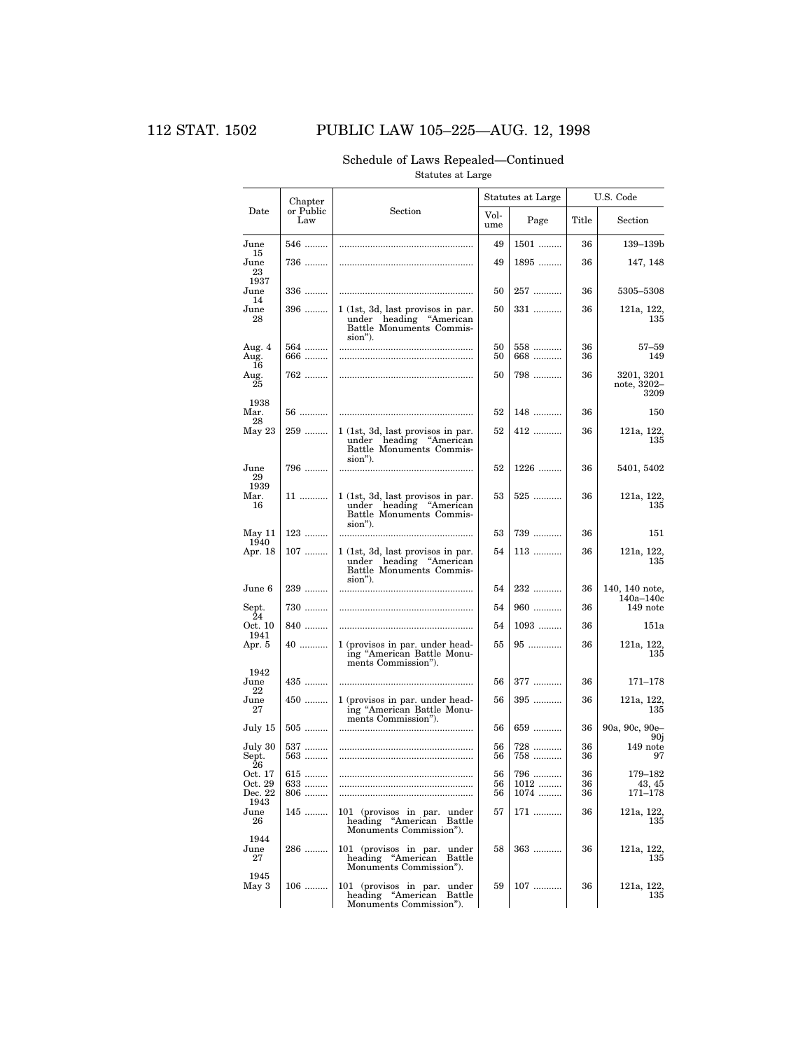Schedule of Laws Repealed—Continued

Statutes at Large

| Date | Chapter or Public Law | Section | Statutes at Large | | U.S. Code | |
|---|---|---|---|---|---|---|
| | | | Volume | Page | Title | Section |
| June 15 | 546 | | 49 | 1501 | 36 | 139–139b |
| June 23 | 736 | | 49 | 1895 | 36 | 147, 148 |
| 1937 | | | | | | |
| June 14 | 336 | | 50 | 257 | 36 | 5305–5308 |
| June 28 | 396 | 1 (1st, 3d, last provisos in par. under heading "American Battle Monuments Commission"). | 50 | 331 | 36 | 121a, 122, 135 |
| Aug. 4 | 564 | | 50 | 558 | 36 | 57–59 |
| Aug. 16 | 666 | | 50 | 668 | 36 | 149 |
| Aug. 25 | 762 | | 50 | 798 | 36 | 3201, 3201 note, 3202–3209 |
| 1938 | | | | | | |
| Mar. 28 | 56 | | 52 | 148 | 36 | 150 |
| May 23 | 259 | 1 (1st, 3d, last provisos in par. under heading "American Battle Monuments Commission"). | 52 | 412 | 36 | 121a, 122, 135 |
| June 29 | 796 | | 52 | 1226 | 36 | 5401, 5402 |
| 1939 | | | | | | |
| Mar. 16 | 11 | 1 (1st, 3d, last provisos in par. under heading "American Battle Monuments Commission"). | 53 | 525 | 36 | 121a, 122, 135 |
| May 11 | 123 | | 53 | 739 | 36 | 151 |
| 1940 | | | | | | |
| Apr. 18 | 107 | 1 (1st, 3d, last provisos in par. under heading "American Battle Monuments Commission"). | 54 | 113 | 36 | 121a, 122, 135 |
| June 6 | 239 | | 54 | 232 | 36 | 140, 140 note, 140a–140c |
| Sept. 24 | 730 | | 54 | 960 | 36 | 149 note |
| Oct. 10 | 840 | | 54 | 1093 | 36 | 151a |
| 1941 | | | | | | |
| Apr. 5 | 40 | 1 (provisos in par. under heading "American Battle Monuments Commission"). | 55 | 95 | 36 | 121a, 122, 135 |
| 1942 | | | | | | |
| June 22 | 435 | | 56 | 377 | 36 | 171–178 |
| June 27 | 450 | 1 (provisos in par. under heading "American Battle Monuments Commission"). | 56 | 395 | 36 | 121a, 122, 135 |
| July 15 | 505 | | 56 | 659 | 36 | 90a, 90c, 90e–90j |
| July 30 | 537 | | 56 | 728 | 36 | 149 note |
| Sept. 26 | 563 | | 56 | 758 | 36 | 97 |
| Oct. 17 | 615 | | 56 | 796 | 36 | 179–182 |
| Oct. 29 | 633 | | 56 | 1012 | 36 | 43, 45 |
| Dec. 22 | 806 | | 56 | 1074 | 36 | 171–178 |
| 1943 | | | | | | |
| June 26 | 145 | 101 (provisos in par. under heading "American Battle Monuments Commission"). | 57 | 171 | 36 | 121a, 122, 135 |
| 1944 | | | | | | |
| June 27 | 286 | 101 (provisos in par. under heading "American Battle Monuments Commission"). | 58 | 363 | 36 | 121a, 122, 135 |
| 1945 | | | | | | |
| May 3 | 106 | 101 (provisos in par. under heading "American Battle Monuments Commission"). | 59 | 107 | 36 | 121a, 122, 135 |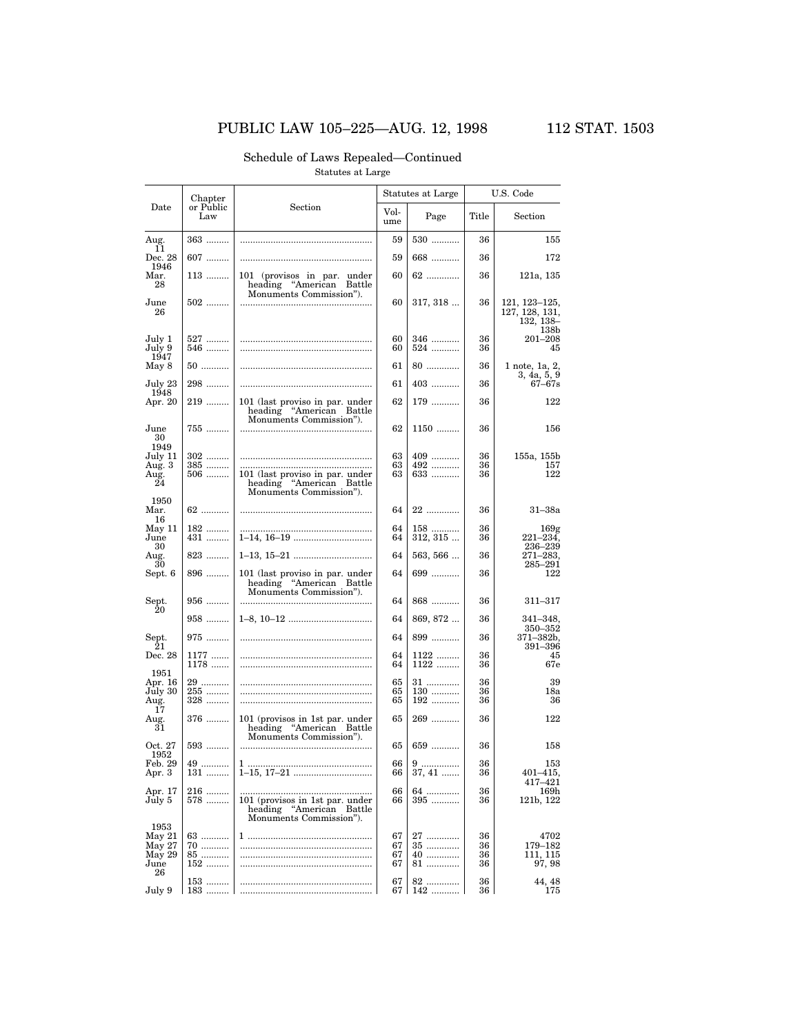## Schedule of Laws Repealed—Continued

Statutes at Large

| Date | Chapter or Public Law | Section | Statutes at Large | | U.S. Code | |
|---|---|---|---|---|---|---|
| | | | Volume | Page | Title | Section |
| Aug. 11 | 363 | | 59 | 530 | 36 | 155 |
| Dec. 28 | 607 | | 59 | 668 | 36 | 172 |
| 1946 | | | | | | |
| Mar. 28 | 113 | 101 (provisos in par. under heading "American Battle Monuments Commission"). | 60 | 62 | 36 | 121a, 135 |
| June 26 | 502 | | 60 | 317, 318 | 36 | 121, 123–125, 127, 128, 131, 132, 138–138b |
| July 1 | 527 | | 60 | 346 | 36 | 201–208 |
| July 9 | 546 | | 60 | 524 | 36 | 45 |
| 1947 | | | | | | |
| May 8 | 50 | | 61 | 80 | 36 | 1 note, 1a, 2, 3, 4a, 5, 9 |
| July 23 | 298 | | 61 | 403 | 36 | 67–67s |
| 1948 | | | | | | |
| Apr. 20 | 219 | 101 (last proviso in par. under heading "American Battle Monuments Commission"). | 62 | 179 | 36 | 122 |
| June 30 | 755 | | 62 | 1150 | 36 | 156 |
| 1949 | | | | | | |
| July 11 | 302 | | 63 | 409 | 36 | 155a, 155b |
| Aug. 3 | 385 | | 63 | 492 | 36 | 157 |
| Aug. 24 | 506 | 101 (last proviso in par. under heading "American Battle Monuments Commission"). | 63 | 633 | 36 | 122 |
| 1950 | | | | | | |
| Mar. 16 | 62 | | 64 | 22 | 36 | 31–38a |
| May 11 | 182 | | 64 | 158 | 36 | 169g |
| June 30 | 431 | 1–14, 16–19 | 64 | 312, 315 | 36 | 221–234, 236–239 |
| Aug. 30 | 823 | 1–13, 15–21 | 64 | 563, 566 | 36 | 271–283, 285–291 |
| Sept. 6 | 896 | 101 (last proviso in par. under heading "American Battle Monuments Commission"). | 64 | 699 | 36 | 122 |
| Sept. 20 | 956 | | 64 | 868 | 36 | 311–317 |
| | 958 | 1–8, 10–12 | 64 | 869, 872 | 36 | 341–348, 350–352 |
| Sept. 21 | 975 | | 64 | 899 | 36 | 371–382b, 391–396 |
| Dec. 28 | 1177 | | 64 | 1122 | 36 | 45 |
| | 1178 | | 64 | 1122 | 36 | 67e |
| 1951 | | | | | | |
| Apr. 16 | 29 | | 65 | 31 | 36 | 39 |
| July 30 | 255 | | 65 | 130 | 36 | 18a |
| Aug. 17 | 328 | | 65 | 192 | 36 | 36 |
| Aug. 31 | 376 | 101 (provisos in 1st par. under heading "American Battle Monuments Commission"). | 65 | 269 | 36 | 122 |
| Oct. 27 | 593 | | 65 | 659 | 36 | 158 |
| 1952 | | | | | | |
| Feb. 29 | 49 | 1 | 66 | 9 | 36 | 153 |
| Apr. 3 | 131 | 1–15, 17–21 | 66 | 37, 41 | 36 | 401–415, 417–421 |
| Apr. 17 | 216 | | 66 | 64 | 36 | 169h |
| July 5 | 578 | 101 (provisos in 1st par. under heading "American Battle Monuments Commission"). | 66 | 395 | 36 | 121b, 122 |
| 1953 | | | | | | |
| May 21 | 63 | 1 | 67 | 27 | 36 | 4702 |
| May 27 | 70 | | 67 | 35 | 36 | 179–182 |
| May 29 | 85 | | 67 | 40 | 36 | 111, 115 |
| June 26 | 152 | | 67 | 81 | 36 | 97, 98 |
| | 153 | | 67 | 82 | 36 | 44, 48 |
| July 9 | 183 | | 67 | 142 | 36 | 175 |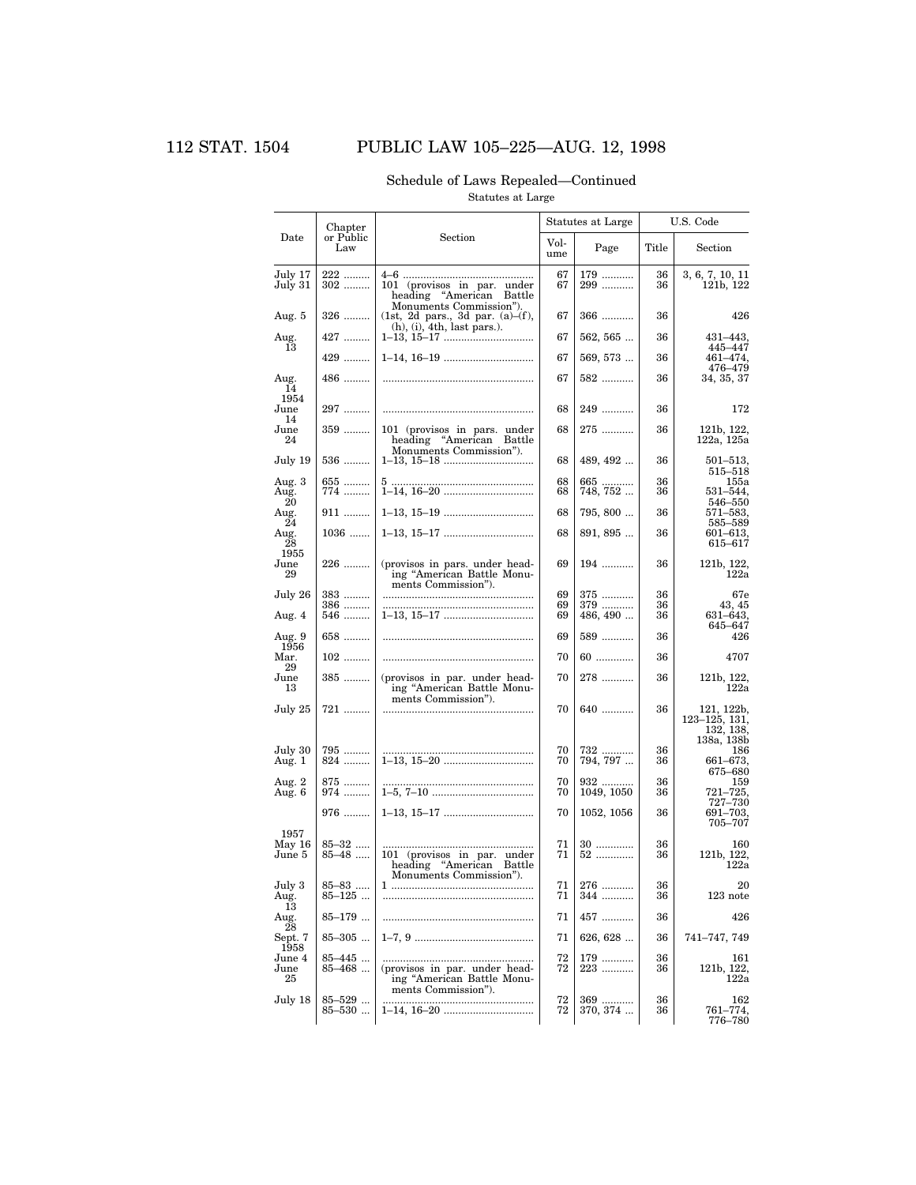## Schedule of Laws Repealed—Continued

Statutes at Large

| Date | Chapter or Public Law | Section | Statutes at Large | | U.S. Code | |
|---|---|---|---|---|---|---|
| | | | Volume | Page | Title | Section |
| July 17 | 222 | 4–6 | 67 | 179 | 36 | 3, 6, 7, 10, 11 |
| July 31 | 302 | 101 (provisos in par. under heading "American Battle Monuments Commission"). | 67 | 299 | 36 | 121b, 122 |
| Aug. 5 | 326 | (1st, 2d pars., 3d par. (a)–(f), (h), (i), 4th, last pars.). | 67 | 366 | 36 | 426 |
| Aug. 13 | 427 | 1–13, 15–17 | 67 | 562, 565 | 36 | 431–443, 445–447 |
| | 429 | 1–14, 16–19 | 67 | 569, 573 | 36 | 461–474, 476–479 |
| Aug. 14 | 486 | | 67 | 582 | 36 | 34, 35, 37 |
| 1954 | | | | | | |
| June 14 | 297 | | 68 | 249 | 36 | 172 |
| June 24 | 359 | 101 (provisos in pars. under heading "American Battle Monuments Commission"). | 68 | 275 | 36 | 121b, 122, 122a, 125a |
| July 19 | 536 | 1–13, 15–18 | 68 | 489, 492 | 36 | 501–513, 515–518 |
| Aug. 3 | 655 | 5 | 68 | 665 | 36 | 155a |
| Aug. 20 | 774 | 1–14, 16–20 | 68 | 748, 752 | 36 | 531–544, 546–550 |
| Aug. 24 | 911 | 1–13, 15–19 | 68 | 795, 800 | 36 | 571–583, 585–589 |
| Aug. 28 | 1036 | 1–13, 15–17 | 68 | 891, 895 | 36 | 601–613, 615–617 |
| 1955 | | | | | | |
| June 29 | 226 | (provisos in pars. under heading "American Battle Monuments Commission"). | 69 | 194 | 36 | 121b, 122, 122a |
| July 26 | 383 | | 69 | 375 | 36 | 67e |
| | 386 | | 69 | 379 | 36 | 43, 45 |
| Aug. 4 | 546 | 1–13, 15–17 | 69 | 486, 490 | 36 | 631–643, 645–647 |
| Aug. 9 | 658 | | 69 | 589 | 36 | 426 |
| 1956 | | | | | | |
| Mar. 29 | 102 | | 70 | 60 | 36 | 4707 |
| June 13 | 385 | (provisos in par. under heading "American Battle Monuments Commission"). | 70 | 278 | 36 | 121b, 122, 122a |
| July 25 | 721 | | 70 | 640 | 36 | 121, 122b, 123–125, 131, 132, 138, 138a, 138b |
| July 30 | 795 | | 70 | 732 | 36 | 186 |
| Aug. 1 | 824 | 1–13, 15–20 | 70 | 794, 797 | 36 | 661–673, 675–680 |
| Aug. 2 | 875 | | 70 | 932 | 36 | 159 |
| Aug. 6 | 974 | 1–5, 7–10 | 70 | 1049, 1050 | 36 | 721–725, 727–730 |
| | 976 | 1–13, 15–17 | 70 | 1052, 1056 | 36 | 691–703, 705–707 |
| 1957 | | | | | | |
| May 16 | 85–32 | | 71 | 30 | 36 | 160 |
| June 5 | 85–48 | 101 (provisos in par. under heading "American Battle Monuments Commission"). | 71 | 52 | 36 | 121b, 122, 122a |
| July 3 | 85–83 | 1 | 71 | 276 | 36 | 20 |
| Aug. 13 | 85–125 | | 71 | 344 | 36 | 123 note |
| Aug. 28 | 85–179 | | 71 | 457 | 36 | 426 |
| Sept. 7 | 85–305 | 1–7, 9 | 71 | 626, 628 | 36 | 741–747, 749 |
| 1958 | | | | | | |
| June 4 | 85–445 | | 72 | 179 | 36 | 161 |
| June 25 | 85–468 | (provisos in par. under heading "American Battle Monuments Commission"). | 72 | 223 | 36 | 121b, 122, 122a |
| July 18 | 85–529 | | 72 | 369 | 36 | 162 |
| | 85–530 | 1–14, 16–20 | 72 | 370, 374 | 36 | 761–774, 776–780 |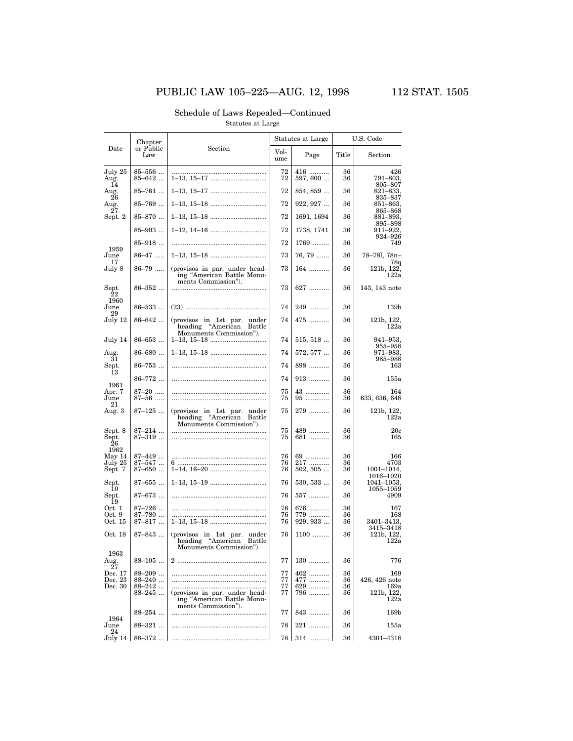## Schedule of Laws Repealed—Continued

Statutes at Large

| Date | Chapter or Public Law | Section | Statutes at Large | | U.S. Code | |
|---|---|---|---|---|---|---|
| | | | Volume | Page | Title | Section |
| July 25 | 85–556 ... | ..................................................... | 72 | 416 .......... | 36 | 426 |
| Aug. 14 | 85–642 ... | 1–13, 15–17 .............................. | 72 | 597, 600 ... | 36 | 791–803, 805–807 |
| Aug. 26 | 85–761 ... | 1–13, 15–17 .............................. | 72 | 854, 859 ... | 36 | 821–833, 835–837 |
| Aug. 27 | 85–769 ... | 1–13, 15–18 .............................. | 72 | 922, 927 ... | 36 | 851–863, 865–868 |
| Sept. 2 | 85–870 ... | 1–13, 15–18 .............................. | 72 | 1691, 1694 | 36 | 881–893, 895–898 |
| | 85–903 ... | 1–12, 14–16 .............................. | 72 | 1738, 1741 | 36 | 911–922, 924–926 |
| | 85–918 ... | ..................................................... | 72 | 1769 ........ | 36 | 749 |
| 1959 | | | | | | |
| June 17 | 86–47 ..... | 1–13, 15–18 .............................. | 73 | 76, 79 ....... | 36 | 78–78l, 78n–78q |
| July 8 | 86–79 ..... | (provisos in par. under heading "American Battle Monuments Commission"). | 73 | 164 .......... | 36 | 121b, 122, 122a |
| Sept. 22 | 86–352 ... | ..................................................... | 73 | 627 .......... | 36 | 143, 143 note |
| 1960 | | | | | | |
| June 29 | 86–533 ... | (23) ........................................... | 74 | 249 .......... | 36 | 139b |
| July 12 | 86–642 ... | (provisos in 1st par. under heading "American Battle Monuments Commission"). | 74 | 475 .......... | 36 | 121b, 122, 122a |
| July 14 | 86–653 ... | 1–13, 15–18 .............................. | 74 | 515, 518 ... | 36 | 941–953, 955–958 |
| Aug. 31 | 86–680 ... | 1–13, 15–18 .............................. | 74 | 572, 577 ... | 36 | 971–983, 985–988 |
| Sept. 13 | 86–753 ... | ..................................................... | 74 | 898 .......... | 36 | 163 |
| | 86–772 ... | ..................................................... | 74 | 913 .......... | 36 | 155a |
| 1961 | | | | | | |
| Apr. 7 | 87–20 ..... | ..................................................... | 75 | 43 ............ | 36 | 164 |
| June 21 | 87–56 ..... | ..................................................... | 75 | 95 ............ | 36 | 633, 636, 648 |
| Aug. 3 | 87–125 ... | (provisos in 1st par. under heading "American Battle Monuments Commission"). | 75 | 279 .......... | 36 | 121b, 122, 122a |
| Sept. 8 | 87–214 ... | ..................................................... | 75 | 489 .......... | 36 | 20c |
| Sept. 26 | 87–319 ... | ..................................................... | 75 | 681 .......... | 36 | 165 |
| 1962 | | | | | | |
| May 14 | 87–449 ... | ..................................................... | 76 | 69 ............ | 36 | 166 |
| July 25 | 87–547 ... | 6 ................................................ | 76 | 217 .......... | 36 | 4703 |
| Sept. 7 | 87–650 ... | 1–14, 16–20 .............................. | 76 | 502, 505 ... | 36 | 1001–1014, 1016–1020 |
| Sept. 10 | 87–655 ... | 1–13, 15–19 .............................. | 76 | 530, 533 ... | 36 | 1041–1053, 1055–1059 |
| Sept. 19 | 87–673 ... | ..................................................... | 76 | 557 .......... | 36 | 4909 |
| Oct. 1 | 87–726 ... | ..................................................... | 76 | 676 .......... | 36 | 167 |
| Oct. 9 | 87–780 ... | ..................................................... | 76 | 779 .......... | 36 | 168 |
| Oct. 15 | 87–817 ... | 1–13, 15–18 .............................. | 76 | 929, 933 ... | 36 | 3401–3413, 3415–3418 |
| Oct. 18 | 87–843 ... | (provisos in 1st par. under heading "American Battle Monuments Commission"). | 76 | 1100 ........ | 36 | 121b, 122, 122a |
| 1963 | | | | | | |
| Aug. 27 | 88–105 ... | 2 ................................................ | 77 | 130 .......... | 36 | 776 |
| Dec. 17 | 88–209 ... | ..................................................... | 77 | 402 .......... | 36 | 169 |
| Dec. 23 | 88–240 ... | ..................................................... | 77 | 477 .......... | 36 | 426, 426 note |
| Dec. 30 | 88–242 ... | ..................................................... | 77 | 629 .......... | 36 | 169a |
| | 88–245 ... | (provisos in par. under heading "American Battle Monuments Commission"). | 77 | 796 .......... | 36 | 121b, 122, 122a |
| | 88–254 ... | ..................................................... | 77 | 843 .......... | 36 | 169b |
| 1964 | | | | | | |
| June 24 | 88–321 ... | ..................................................... | 78 | 221 .......... | 36 | 155a |
| July 14 | 88–372 ... | ..................................................... | 78 | 314 .......... | 36 | 4301–4318 |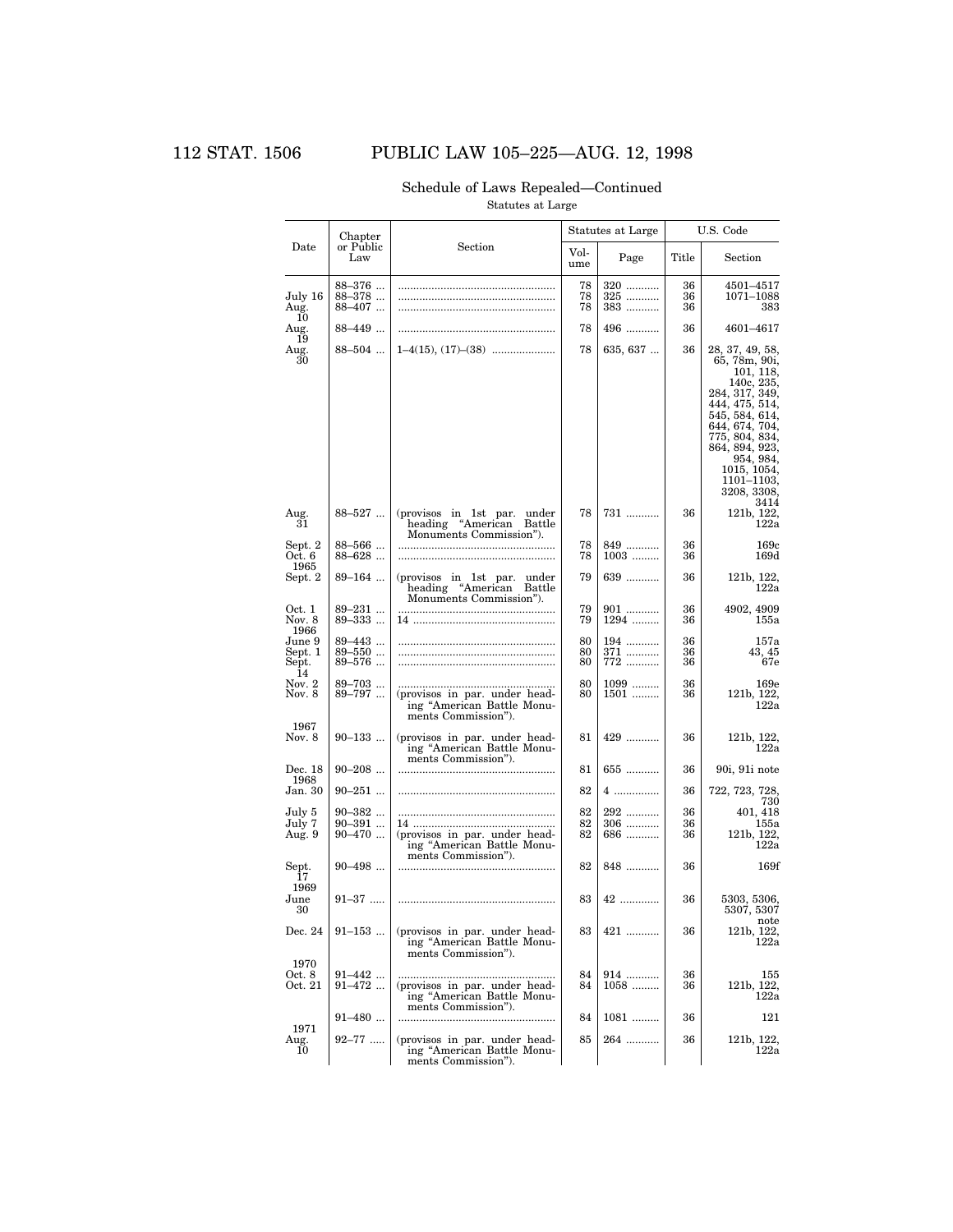Schedule of Laws Repealed—Continued

Statutes at Large

| Date | Chapter or Public Law | Section | Statutes at Large | | U.S. Code | |
|---|---|---|---|---|---|---|
| | | | Volume | Page | Title | Section |
| | 88–376 | | 78 | 320 | 36 | 4501–4517 |
| July 16 | 88–378 | | 78 | 325 | 36 | 1071–1088 |
| Aug. 10 | 88–407 | | 78 | 383 | 36 | 383 |
| Aug. 19 | 88–449 | | 78 | 496 | 36 | 4601–4617 |
| Aug. 30 | 88–504 | 1–4(15), (17)–(38) | 78 | 635, 637 | 36 | 28, 37, 49, 58, 65, 78m, 90i, 101, 118, 140c, 235, 284, 317, 349, 444, 475, 514, 545, 584, 614, 644, 674, 704, 775, 804, 834, 864, 894, 923, 954, 984, 1015, 1054, 1101–1103, 3208, 3308, 3414 |
| Aug. 31 | 88–527 | (provisos in 1st par. under heading "American Battle Monuments Commission"). | 78 | 731 | 36 | 121b, 122, 122a |
| Sept. 2 | 88–566 | | 78 | 849 | 36 | 169c |
| Oct. 6 | 88–628 | | 78 | 1003 | 36 | 169d |
| 1965 | | | | | | |
| Sept. 2 | 89–164 | (provisos in 1st par. under heading "American Battle Monuments Commission"). | 79 | 639 | 36 | 121b, 122, 122a |
| Oct. 1 | 89–231 | | 79 | 901 | 36 | 4902, 4909 |
| Nov. 8 | 89–333 | 14 | 79 | 1294 | 36 | 155a |
| 1966 | | | | | | |
| June 9 | 89–443 | | 80 | 194 | 36 | 157a |
| Sept. 1 | 89–550 | | 80 | 371 | 36 | 43, 45 |
| Sept. 14 | 89–576 | | 80 | 772 | 36 | 67e |
| Nov. 2 | 89–703 | | 80 | 1099 | 36 | 169e |
| Nov. 8 | 89–797 | (provisos in par. under heading "American Battle Monuments Commission"). | 80 | 1501 | 36 | 121b, 122, 122a |
| 1967 | | | | | | |
| Nov. 8 | 90–133 | (provisos in par. under heading "American Battle Monuments Commission"). | 81 | 429 | 36 | 121b, 122, 122a |
| Dec. 18 | 90–208 | | 81 | 655 | 36 | 90i, 91i note |
| 1968 | | | | | | |
| Jan. 30 | 90–251 | | 82 | 4 | 36 | 722, 723, 728, 730 |
| July 5 | 90–382 | | 82 | 292 | 36 | 401, 418 |
| July 7 | 90–391 | 14 | 82 | 306 | 36 | 155a |
| Aug. 9 | 90–470 | (provisos in par. under heading "American Battle Monuments Commission"). | 82 | 686 | 36 | 121b, 122, 122a |
| Sept. 17 | 90–498 | | 82 | 848 | 36 | 169f |
| 1969 | | | | | | |
| June 30 | 91–37 | | 83 | 42 | 36 | 5303, 5306, 5307, 5307 note |
| Dec. 24 | 91–153 | (provisos in par. under heading "American Battle Monuments Commission"). | 83 | 421 | 36 | 121b, 122, 122a |
| 1970 | | | | | | |
| Oct. 8 | 91–442 | | 84 | 914 | 36 | 155 |
| Oct. 21 | 91–472 | (provisos in par. under heading "American Battle Monuments Commission"). | 84 | 1058 | 36 | 121b, 122, 122a |
| | 91–480 | | 84 | 1081 | 36 | 121 |
| 1971 | | | | | | |
| Aug. 10 | 92–77 | (provisos in par. under heading "American Battle Monuments Commission"). | 85 | 264 | 36 | 121b, 122, 122a |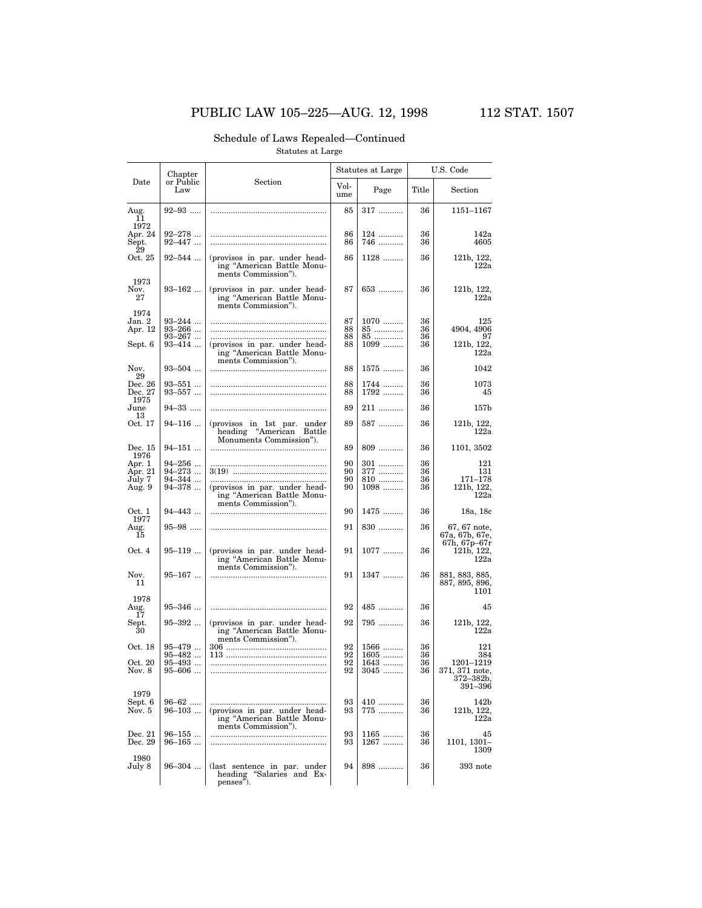## Schedule of Laws Repealed—Continued

Statutes at Large

| Date | Chapter or Public Law | Section | Statutes at Large | | U.S. Code | |
|---|---|---|---|---|---|---|
| | | | Volume | Page | Title | Section |
| Aug. 11 | 92–93 | | 85 | 317 | 36 | 1151–1167 |
| 1972 | | | | | | |
| Apr. 24 | 92–278 | | 86 | 124 | 36 | 142a |
| Sept. 29 | 92–447 | | 86 | 746 | 36 | 4605 |
| Oct. 25 | 92–544 | (provisos in par. under heading “American Battle Monuments Commission”). | 86 | 1128 | 36 | 121b, 122, 122a |
| 1973 | | | | | | |
| Nov. 27 | 93–162 | (provisos in par. under heading “American Battle Monuments Commission”). | 87 | 653 | 36 | 121b, 122, 122a |
| 1974 | | | | | | |
| Jan. 2 | 93–244 | | 87 | 1070 | 36 | 125 |
| Apr. 12 | 93–266 | | 88 | 85 | 36 | 4904, 4906 |
| | 93–267 | | 88 | 85 | 36 | 97 |
| Sept. 6 | 93–414 | (provisos in par. under heading “American Battle Monuments Commission”). | 88 | 1099 | 36 | 121b, 122, 122a |
| Nov. 29 | 93–504 | | 88 | 1575 | 36 | 1042 |
| Dec. 26 | 93–551 | | 88 | 1744 | 36 | 1073 |
| Dec. 27 | 93–557 | | 88 | 1792 | 36 | 45 |
| 1975 | | | | | | |
| June 13 | 94–33 | | 89 | 211 | 36 | 157b |
| Oct. 17 | 94–116 | (provisos in 1st par. under heading “American Battle Monuments Commission”). | 89 | 587 | 36 | 121b, 122, 122a |
| Dec. 15 | 94–151 | | 89 | 809 | 36 | 1101, 3502 |
| 1976 | | | | | | |
| Apr. 1 | 94–256 | | 90 | 301 | 36 | 121 |
| Apr. 21 | 94–273 | 3(19) | 90 | 377 | 36 | 131 |
| July 7 | 94–344 | | 90 | 810 | 36 | 171–178 |
| Aug. 9 | 94–378 | (provisos in par. under heading “American Battle Monuments Commission”). | 90 | 1098 | 36 | 121b, 122, 122a |
| Oct. 1 | 94–443 | | 90 | 1475 | 36 | 18a, 18c |
| 1977 | | | | | | |
| Aug. 15 | 95–98 | | 91 | 830 | 36 | 67, 67 note, 67a, 67b, 67e, 67h, 67p–67r |
| Oct. 4 | 95–119 | (provisos in par. under heading “American Battle Monuments Commission”). | 91 | 1077 | 36 | 121b, 122, 122a |
| Nov. 11 | 95–167 | | 91 | 1347 | 36 | 881, 883, 885, 887, 895, 896, 1101 |
| 1978 | | | | | | |
| Aug. 17 | 95–346 | | 92 | 485 | 36 | 45 |
| Sept. 30 | 95–392 | (provisos in par. under heading “American Battle Monuments Commission”). | 92 | 795 | 36 | 121b, 122, 122a |
| Oct. 18 | 95–479 | 306 | 92 | 1566 | 36 | 121 |
| | 95–482 | 113 | 92 | 1605 | 36 | 384 |
| Oct. 20 | 95–493 | | 92 | 1643 | 36 | 1201–1219 |
| Nov. 8 | 95–606 | | 92 | 3045 | 36 | 371, 371 note, 372–382b, 391–396 |
| 1979 | | | | | | |
| Sept. 6 | 96–62 | | 93 | 410 | 36 | 142b |
| Nov. 5 | 96–103 | (provisos in par. under heading “American Battle Monuments Commission”). | 93 | 775 | 36 | 121b, 122, 122a |
| Dec. 21 | 96–155 | | 93 | 1165 | 36 | 45 |
| Dec. 29 | 96–165 | | 93 | 1267 | 36 | 1101, 1301–1309 |
| 1980 | | | | | | |
| July 8 | 96–304 | (last sentence in par. under heading “Salaries and Expenses”). | 94 | 898 | 36 | 393 note |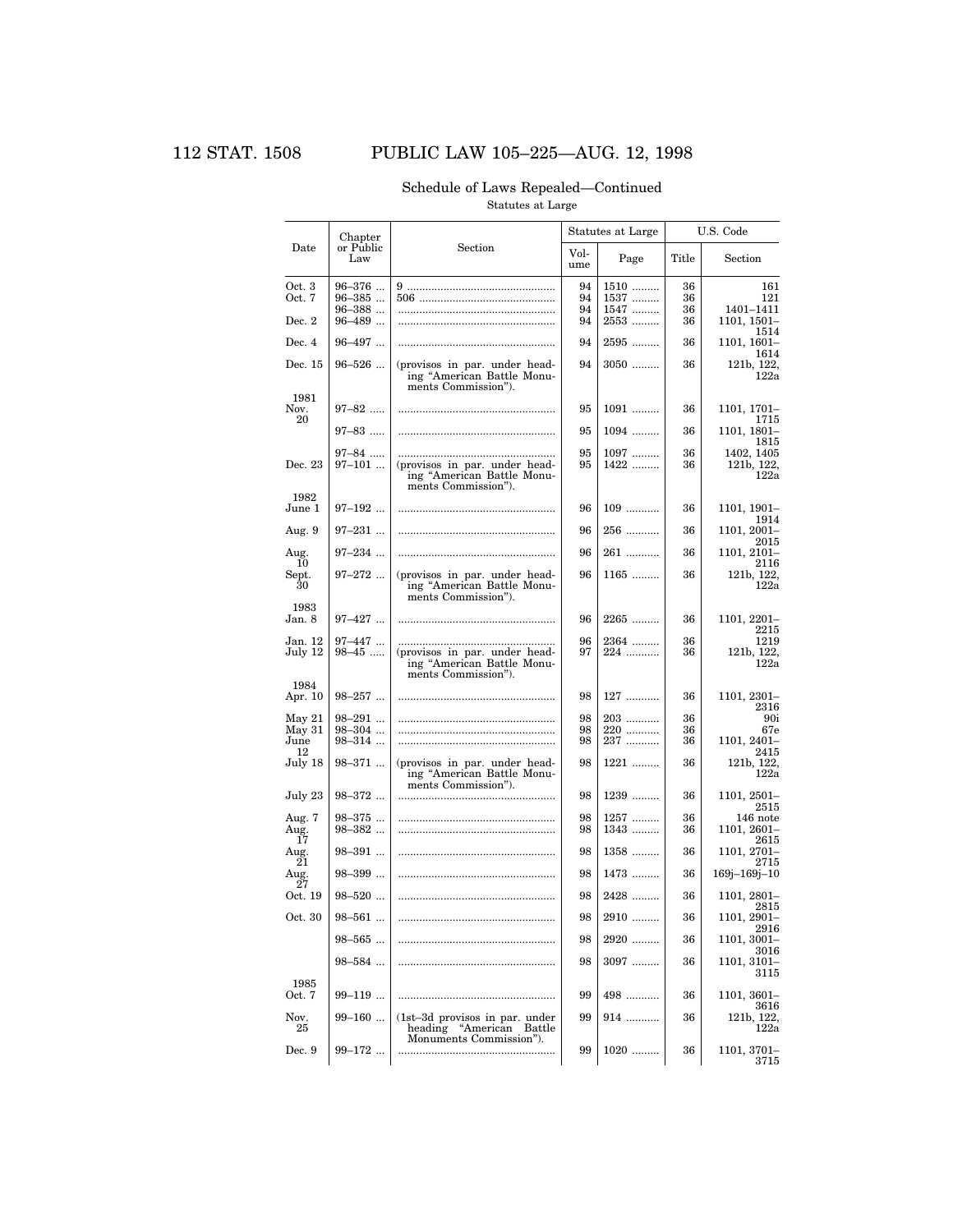Schedule of Laws Repealed—Continued

Statutes at Large

| Date | Chapter or Public Law | Section | Statutes at Large | | U.S. Code | |
|---|---|---|---|---|---|---|
| | | | Volume | Page | Title | Section |
| Oct. 3 | 96–376 | 9 | 94 | 1510 | 36 | 161 |
| Oct. 7 | 96–385 | 506 | 94 | 1537 | 36 | 121 |
| | 96–388 | | 94 | 1547 | 36 | 1401–1411 |
| Dec. 2 | 96–489 | | 94 | 2553 | 36 | 1101, 1501–1514 |
| Dec. 4 | 96–497 | | 94 | 2595 | 36 | 1101, 1601–1614 |
| Dec. 15 | 96–526 | (provisos in par. under heading "American Battle Monuments Commission"). | 94 | 3050 | 36 | 121b, 122, 122a |
| 1981 | | | | | | |
| Nov. 20 | 97–82 | | 95 | 1091 | 36 | 1101, 1701–1715 |
| | 97–83 | | 95 | 1094 | 36 | 1101, 1801–1815 |
| | 97–84 | | 95 | 1097 | 36 | 1402, 1405 |
| Dec. 23 | 97–101 | (provisos in par. under heading "American Battle Monuments Commission"). | 95 | 1422 | 36 | 121b, 122, 122a |
| 1982 | | | | | | |
| June 1 | 97–192 | | 96 | 109 | 36 | 1101, 1901–1914 |
| Aug. 9 | 97–231 | | 96 | 256 | 36 | 1101, 2001–2015 |
| Aug. 10 | 97–234 | | 96 | 261 | 36 | 1101, 2101–2116 |
| Sept. 30 | 97–272 | (provisos in par. under heading "American Battle Monuments Commission"). | 96 | 1165 | 36 | 121b, 122, 122a |
| 1983 | | | | | | |
| Jan. 8 | 97–427 | | 96 | 2265 | 36 | 1101, 2201–2215 |
| Jan. 12 | 97–447 | | 96 | 2364 | 36 | 1219 |
| July 12 | 98–45 | (provisos in par. under heading "American Battle Monuments Commission"). | 97 | 224 | 36 | 121b, 122, 122a |
| 1984 | | | | | | |
| Apr. 10 | 98–257 | | 98 | 127 | 36 | 1101, 2301–2316 |
| May 21 | 98–291 | | 98 | 203 | 36 | 90i |
| May 31 | 98–304 | | 98 | 220 | 36 | 67e |
| June 12 | 98–314 | | 98 | 237 | 36 | 1101, 2401–2415 |
| July 18 | 98–371 | (provisos in par. under heading "American Battle Monuments Commission"). | 98 | 1221 | 36 | 121b, 122, 122a |
| July 23 | 98–372 | | 98 | 1239 | 36 | 1101, 2501–2515 |
| Aug. 7 | 98–375 | | 98 | 1257 | 36 | 146 note |
| Aug. 17 | 98–382 | | 98 | 1343 | 36 | 1101, 2601–2615 |
| Aug. 21 | 98–391 | | 98 | 1358 | 36 | 1101, 2701–2715 |
| Aug. 27 | 98–399 | | 98 | 1473 | 36 | 169j–169j–10 |
| Oct. 19 | 98–520 | | 98 | 2428 | 36 | 1101, 2801–2815 |
| Oct. 30 | 98–561 | | 98 | 2910 | 36 | 1101, 2901–2916 |
| | 98–565 | | 98 | 2920 | 36 | 1101, 3001–3016 |
| | 98–584 | | 98 | 3097 | 36 | 1101, 3101–3115 |
| 1985 | | | | | | |
| Oct. 7 | 99–119 | | 99 | 498 | 36 | 1101, 3601–3616 |
| Nov. 25 | 99–160 | (1st–3d provisos in par. under heading "American Battle Monuments Commission"). | 99 | 914 | 36 | 121b, 122, 122a |
| Dec. 9 | 99–172 | | 99 | 1020 | 36 | 1101, 3701–3715 |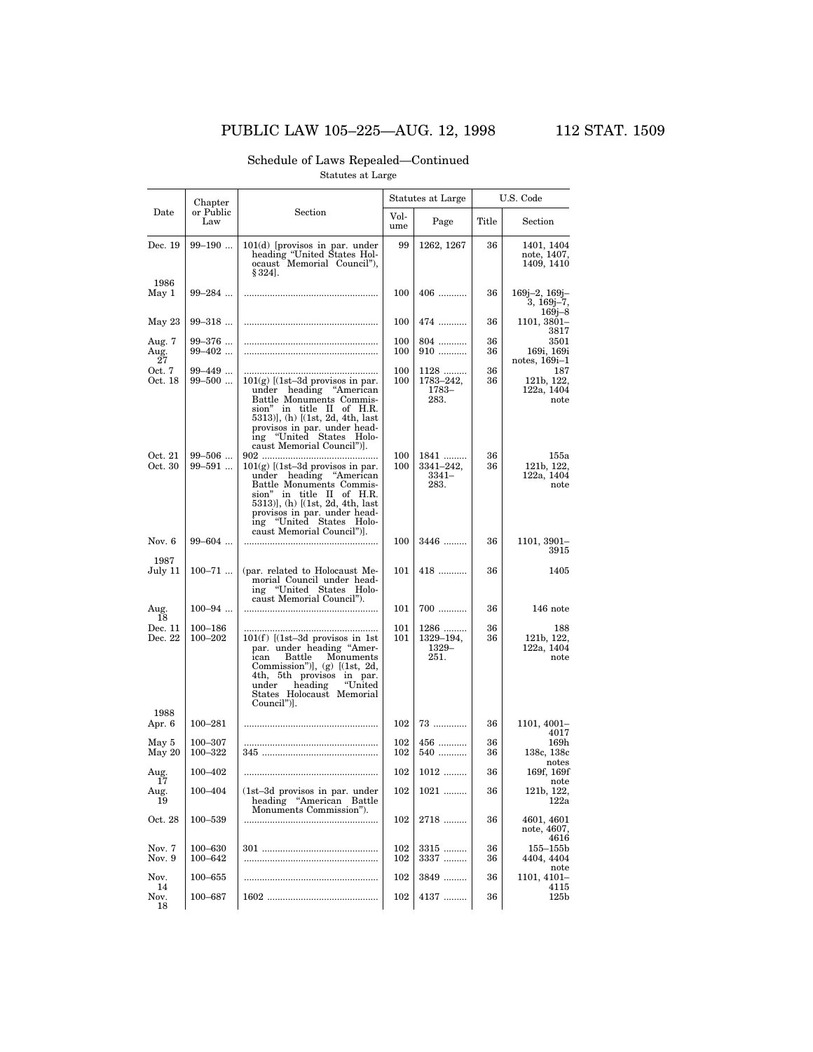## Schedule of Laws Repealed—Continued

Statutes at Large

| Date | Chapter or Public Law | Section | Statutes at Large | | U.S. Code | |
|---|---|---|---|---|---|---|
| | | | Volume | Page | Title | Section |
| Dec. 19 | 99–190 ... | 101(d) [provisos in par. under heading "United States Holocaust Memorial Council"), § 324]. | 99 | 1262, 1267 | 36 | 1401, 1404 note, 1407, 1409, 1410 |
| 1986 | | | | | | |
| May 1 | 99–284 ... | .................................................... | 100 | 406 ........... | 36 | 169j–2, 169j–3, 169j–7, 169j–8 |
| May 23 | 99–318 ... | .................................................... | 100 | 474 ........... | 36 | 1101, 3801–3817 |
| Aug. 7 | 99–376 ... | .................................................... | 100 | 804 ........... | 36 | 3501 |
| Aug. 27 | 99–402 ... | .................................................... | 100 | 910 ........... | 36 | 169i, 169i notes, 169i–1 |
| Oct. 7 | 99–449 ... | .................................................... | 100 | 1128 ......... | 36 | 187 |
| Oct. 18 | 99–500 ... | 101(g) [(1st–3d provisos in par. under heading "American Battle Monuments Commission" in title II of H.R. 5313)], (h) [(1st, 2d, 4th, last provisos in par. under heading "United States Holocaust Memorial Council")]. | 100 | 1783–242, 1783–283. | 36 | 121b, 122, 122a, 1404 note |
| Oct. 21 | 99–506 ... | 902 ............................................. | 100 | 1841 ......... | 36 | 155a |
| Oct. 30 | 99–591 ... | 101(g) [(1st–3d provisos in par. under heading "American Battle Monuments Commission" in title II of H.R. 5313)], (h) [(1st, 2d, 4th, last provisos in par. under heading "United States Holocaust Memorial Council")]. | 100 | 3341–242, 3341–283. | 36 | 121b, 122, 122a, 1404 note |
| Nov. 6 | 99–604 ... | .................................................... | 100 | 3446 ......... | 36 | 1101, 3901–3915 |
| 1987 | | | | | | |
| July 11 | 100–71 ... | (par. related to Holocaust Memorial Council under heading "United States Holocaust Memorial Council"). | 101 | 418 ........... | 36 | 1405 |
| Aug. 18 | 100–94 ... | .................................................... | 101 | 700 ........... | 36 | 146 note |
| Dec. 11 | 100–186 | .................................................... | 101 | 1286 ......... | 36 | 188 |
| Dec. 22 | 100–202 | 101(f) [(1st–3d provisos in 1st par. under heading "American Battle Monuments Commission")], (g) [(1st, 2d, 4th, 5th provisos in par. under heading "United States Holocaust Memorial Council")]. | 101 | 1329–194, 1329–251. | 36 | 121b, 122, 122a, 1404 note |
| 1988 | | | | | | |
| Apr. 6 | 100–281 | .................................................... | 102 | 73 ............. | 36 | 1101, 4001–4017 |
| May 5 | 100–307 | .................................................... | 102 | 456 ........... | 36 | 169h |
| May 20 | 100–322 | 345 ............................................. | 102 | 540 ........... | 36 | 138c, 138c notes |
| Aug. 17 | 100–402 | .................................................... | 102 | 1012 ......... | 36 | 169f, 169f note |
| Aug. 19 | 100–404 | (1st–3d provisos in par. under heading "American Battle Monuments Commission"). | 102 | 1021 ......... | 36 | 121b, 122, 122a |
| Oct. 28 | 100–539 | .................................................... | 102 | 2718 ......... | 36 | 4601, 4601 note, 4607, 4616 |
| Nov. 7 | 100–630 | 301 ............................................. | 102 | 3315 ......... | 36 | 155–155b |
| Nov. 9 | 100–642 | .................................................... | 102 | 3337 ......... | 36 | 4404, 4404 note |
| Nov. 14 | 100–655 | .................................................... | 102 | 3849 ......... | 36 | 1101, 4101–4115 |
| Nov. 18 | 100–687 | 1602 ........................................... | 102 | 4137 ......... | 36 | 125b |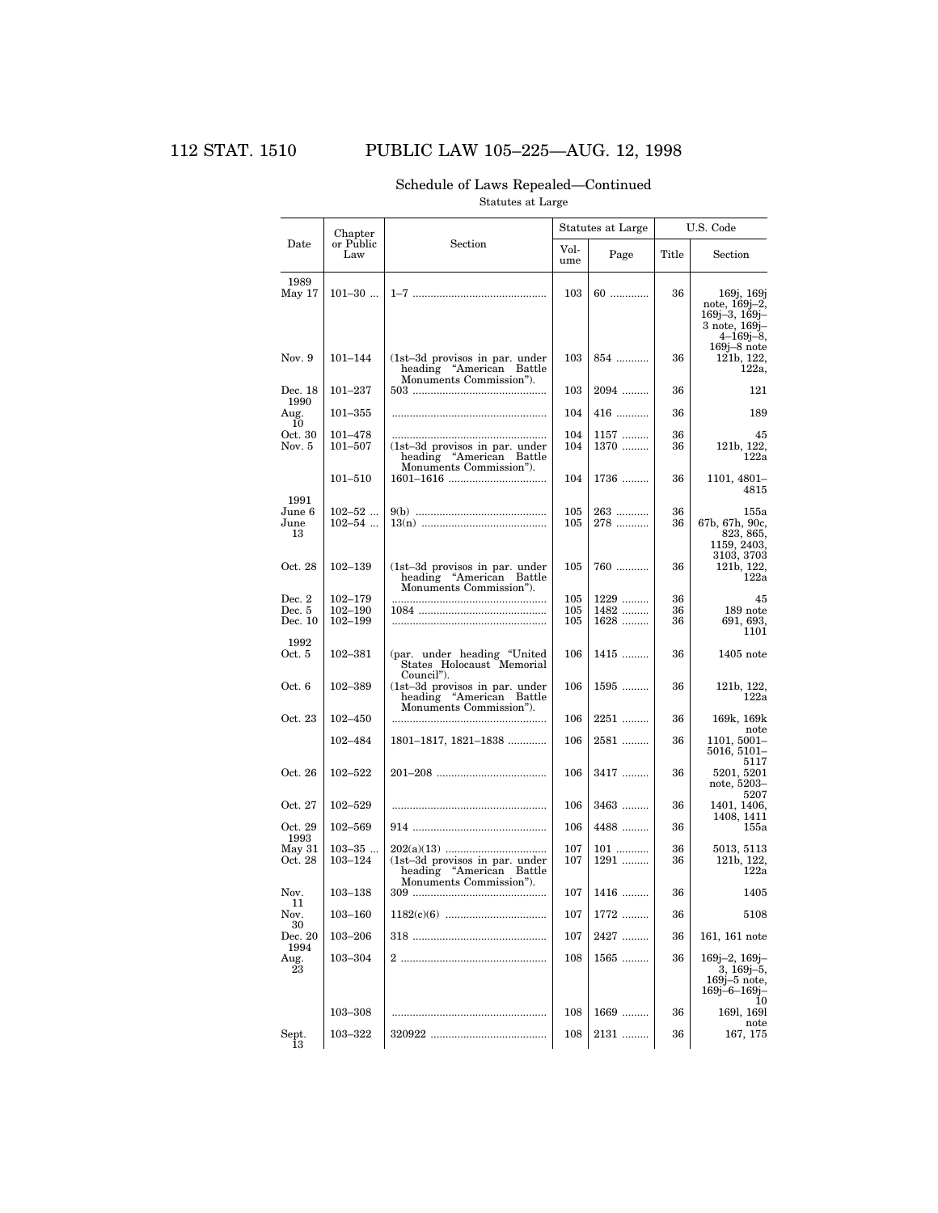## Schedule of Laws Repealed—Continued

Statutes at Large

| Date | Chapter or Public Law | Section | Statutes at Large | | U.S. Code | |
|---|---|---|---|---|---|---|
| | | | Volume | Page | Title | Section |
| 1989 | | | | | | |
| May 17 | 101–30 | 1–7 | 103 | 60 | 36 | 169j, 169j note, 169j–2, 169j–3, 169j–3 note, 169j–4–169j–8, 169j–8 note |
| Nov. 9 | 101–144 | (1st–3d provisos in par. under heading “American Battle Monuments Commission”). | 103 | 854 | 36 | 121b, 122, 122a, |
| Dec. 18 | 101–237 | 503 | 103 | 2094 | 36 | 121 |
| 1990 | | | | | | |
| Aug. 10 | 101–355 | | 104 | 416 | 36 | 189 |
| Oct. 30 | 101–478 | | 104 | 1157 | 36 | 45 |
| Nov. 5 | 101–507 | (1st–3d provisos in par. under heading “American Battle Monuments Commission”). | 104 | 1370 | 36 | 121b, 122, 122a |
| | 101–510 | 1601–1616 | 104 | 1736 | 36 | 1101, 4801–4815 |
| 1991 | | | | | | |
| June 6 | 102–52 | 9(b) | 105 | 263 | 36 | 155a |
| June 13 | 102–54 | 13(n) | 105 | 278 | 36 | 67b, 67h, 90c, 823, 865, 1159, 2403, 3103, 3703 |
| Oct. 28 | 102–139 | (1st–3d provisos in par. under heading “American Battle Monuments Commission”). | 105 | 760 | 36 | 121b, 122, 122a |
| Dec. 2 | 102–179 | | 105 | 1229 | 36 | 45 |
| Dec. 5 | 102–190 | 1084 | 105 | 1482 | 36 | 189 note |
| Dec. 10 | 102–199 | | 105 | 1628 | 36 | 691, 693, 1101 |
| 1992 | | | | | | |
| Oct. 5 | 102–381 | (par. under heading “United States Holocaust Memorial Council”). | 106 | 1415 | 36 | 1405 note |
| Oct. 6 | 102–389 | (1st–3d provisos in par. under heading “American Battle Monuments Commission”). | 106 | 1595 | 36 | 121b, 122, 122a |
| Oct. 23 | 102–450 | | 106 | 2251 | 36 | 169k, 169k note |
| | 102–484 | 1801–1817, 1821–1838 | 106 | 2581 | 36 | 1101, 5001–5016, 5101–5117 |
| Oct. 26 | 102–522 | 201–208 | 106 | 3417 | 36 | 5201, 5201 note, 5203–5207 |
| Oct. 27 | 102–529 | | 106 | 3463 | 36 | 1401, 1406, 1408, 1411 |
| Oct. 29 | 102–569 | 914 | 106 | 4488 | 36 | 155a |
| 1993 | | | | | | |
| May 31 | 103–35 | 202(a)(13) | 107 | 101 | 36 | 5013, 5113 |
| Oct. 28 | 103–124 | (1st–3d provisos in par. under heading “American Battle Monuments Commission”). | 107 | 1291 | 36 | 121b, 122, 122a |
| Nov. 11 | 103–138 | 309 | 107 | 1416 | 36 | 1405 |
| Nov. 30 | 103–160 | 1182(c)(6) | 107 | 1772 | 36 | 5108 |
| Dec. 20 | 103–206 | 318 | 107 | 2427 | 36 | 161, 161 note |
| 1994 | | | | | | |
| Aug. 23 | 103–304 | 2 | 108 | 1565 | 36 | 169j–2, 169j–3, 169j–5, 169j–5 note, 169j–6–169j–10 |
| | 103–308 | | 108 | 1669 | 36 | 169l, 169l note |
| Sept. 13 | 103–322 | 320922 | 108 | 2131 | 36 | 167, 175 |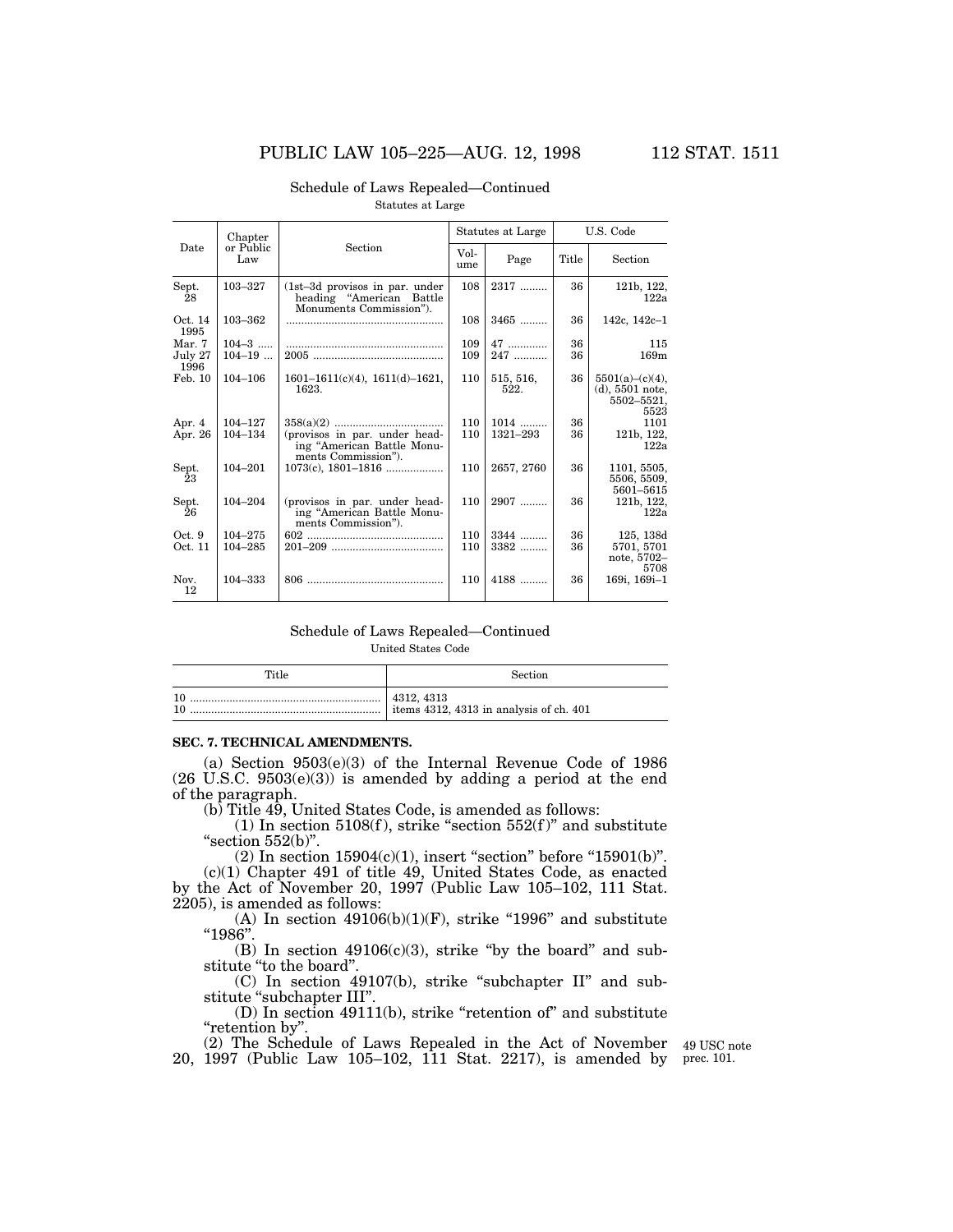Schedule of Laws Repealed—Continued

Statutes at Large

| Date | Chapter or Public Law | Section | Statutes at Large | | U.S. Code | |
|---|---|---|---|---|---|---|
| | | | Volume | Page | Title | Section |
| Sept. 28 | 103–327 | (1st–3d provisos in par. under heading "American Battle Monuments Commission"). | 108 | 2317 ......... | 36 | 121b, 122, 122a |
| Oct. 14 | 103–362 | ................................................... | 108 | 3465 ......... | 36 | 142c, 142c–1 |
| 1995 | | | | | | |
| Mar. 7 | 104–3 ..... | ................................................... | 109 | 47 ............. | 36 | 115 |
| July 27 | 104–19 ... | 2005 .......................................... | 109 | 247 ........... | 36 | 169m |
| 1996 | | | | | | |
| Feb. 10 | 104–106 | 1601–1611(c)(4), 1611(d)–1621, 1623. | 110 | 515, 516, 522. | 36 | 5501(a)–(c)(4), (d), 5501 note, 5502–5521, 5523 |
| Apr. 4 | 104–127 | 358(a)(2) .................................. | 110 | 1014 ......... | 36 | 1101 |
| Apr. 26 | 104–134 | (provisos in par. under heading "American Battle Monuments Commission"). | 110 | 1321–293 | 36 | 121b, 122, 122a |
| Sept. 23 | 104–201 | 1073(c), 1801–1816 .................. | 110 | 2657, 2760 | 36 | 1101, 5505, 5506, 5509, 5601–5615 |
| Sept. 26 | 104–204 | (provisos in par. under heading "American Battle Monuments Commission"). | 110 | 2907 ......... | 36 | 121b, 122, 122a |
| Oct. 9 | 104–275 | 602 ............................................ | 110 | 3344 ......... | 36 | 125, 138d |
| Oct. 11 | 104–285 | 201–209 .................................... | 110 | 3382 ......... | 36 | 5701, 5701 note, 5702–5708 |
| Nov. 12 | 104–333 | 806 ............................................ | 110 | 4188 ......... | 36 | 169i, 169i–1 |

Schedule of Laws Repealed—Continued

United States Code

| Title | Section |
|---|---|
| 10 .............................................................. | 4312, 4313 |
| 10 .............................................................. | items 4312, 4313 in analysis of ch. 401 |

**SEC. 7. TECHNICAL AMENDMENTS.**

(a) Section 9503(e)(3) of the Internal Revenue Code of 1986 (26 U.S.C. 9503(e)(3)) is amended by adding a period at the end of the paragraph.

(b) Title 49, United States Code, is amended as follows:

(1) In section 5108(f), strike "section 552(f)" and substitute "section 552(b)".

(2) In section 15904(c)(1), insert "section" before "15901(b)".

(c)(1) Chapter 491 of title 49, United States Code, as enacted by the Act of November 20, 1997 (Public Law 105–102, 111 Stat. 2205), is amended as follows:

(A) In section 49106(b)(1)(F), strike "1996" and substitute "1986".

(B) In section 49106(c)(3), strike "by the board" and substitute "to the board".

(C) In section 49107(b), strike "subchapter II" and substitute "subchapter III".

(D) In section 49111(b), strike "retention of" and substitute "retention by".

(2) The Schedule of Laws Repealed in the Act of November 20, 1997 (Public Law 105–102, 111 Stat. 2217), is amended by

49 USC note prec. 101.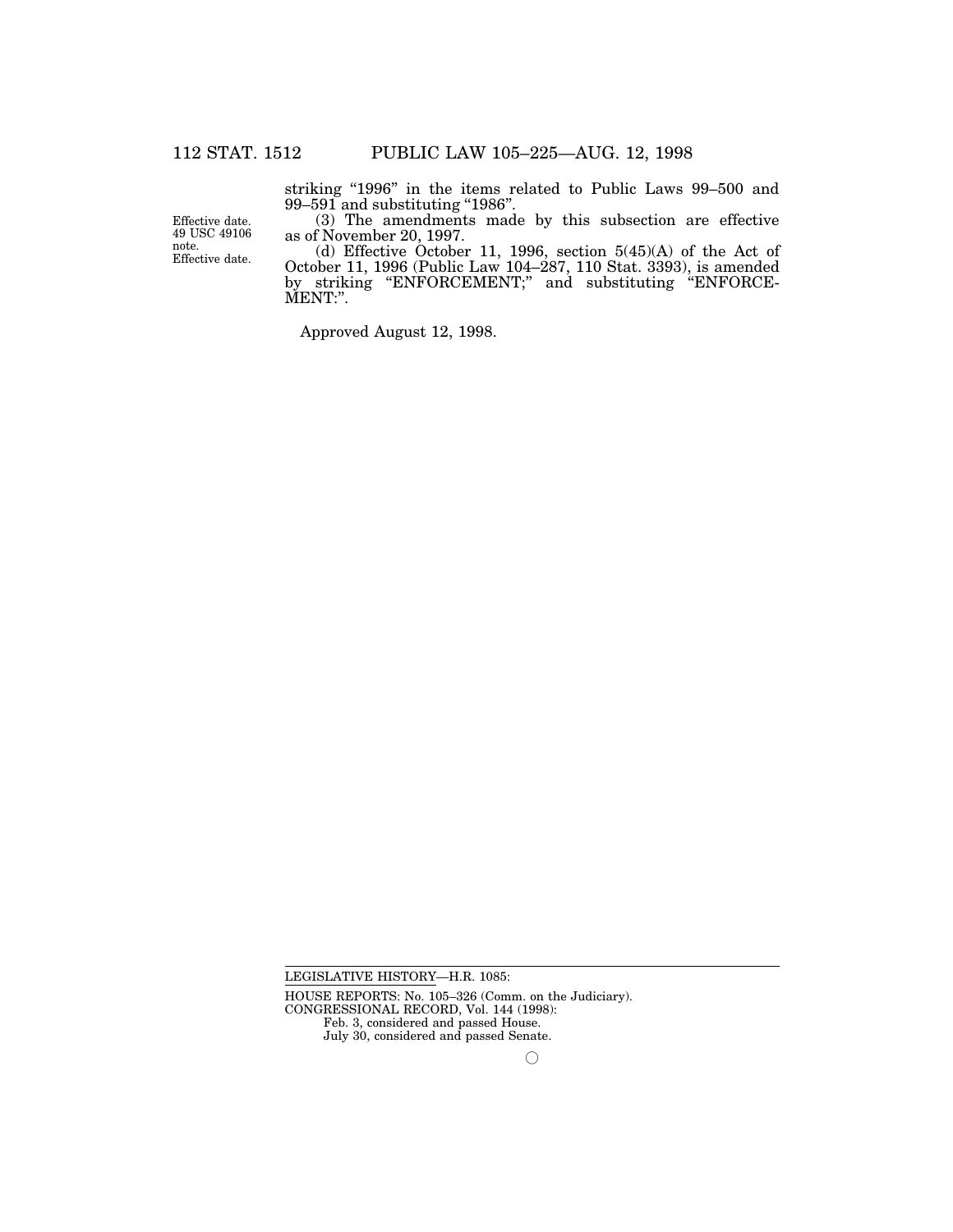striking "1996" in the items related to Public Laws 99–500 and 99–591 and substituting "1986".

Effective date.

(3) The amendments made by this subsection are effective as of November 20, 1997.

49 USC 49106 note. Effective date.

(d) Effective October 11, 1996, section 5(45)(A) of the Act of October 11, 1996 (Public Law 104–287, 110 Stat. 3393), is amended by striking "ENFORCEMENT;" and substituting "ENFORCEMENT:".

Approved August 12, 1998.

LEGISLATIVE HISTORY—H.R. 1085:

HOUSE REPORTS: No. 105–326 (Comm. on the Judiciary).
CONGRESSIONAL RECORD, Vol. 144 (1998):
Feb. 3, considered and passed House.
July 30, considered and passed Senate.